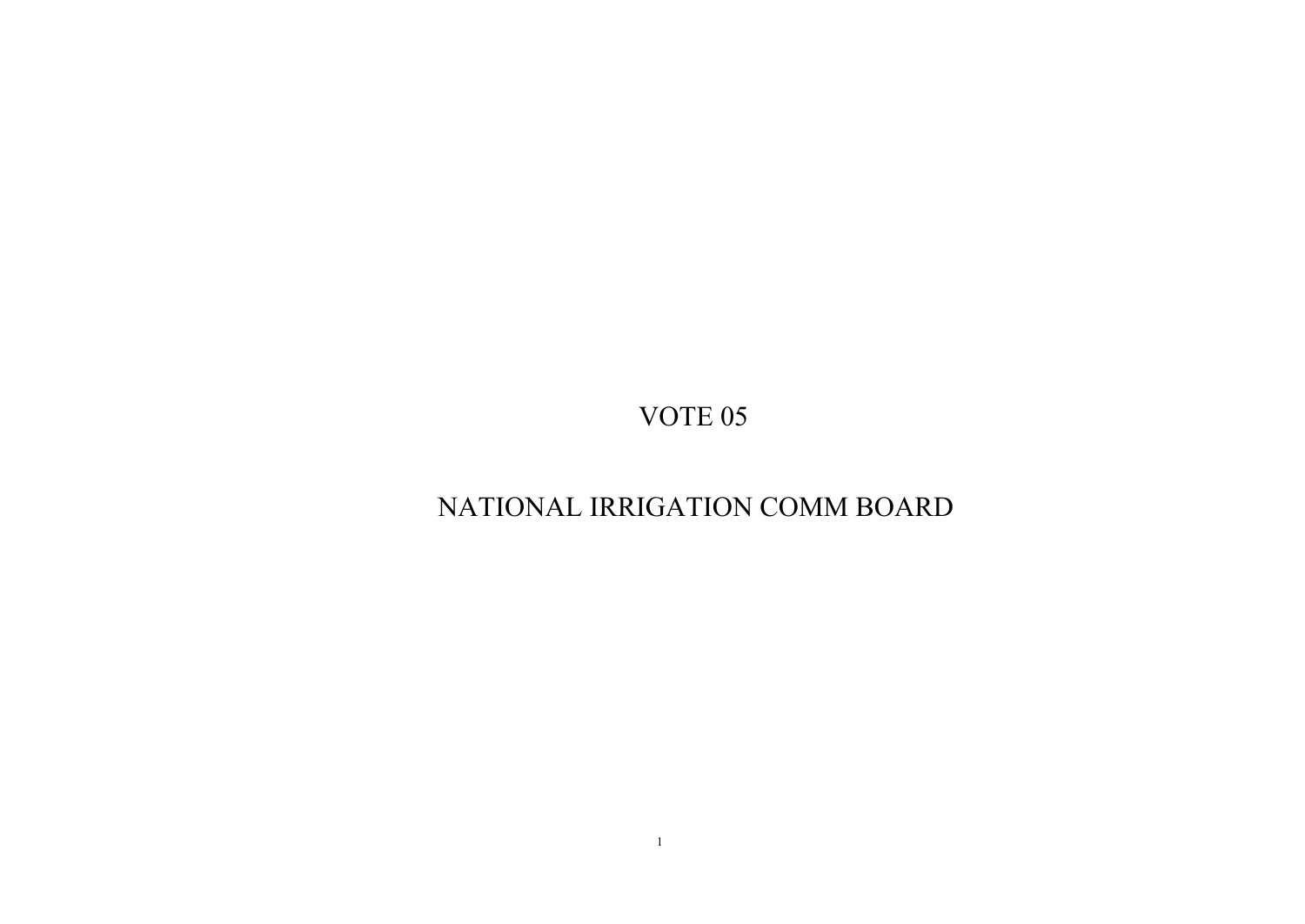# VOTE 05

# NATIONAL IRRIGATION COMM BOARD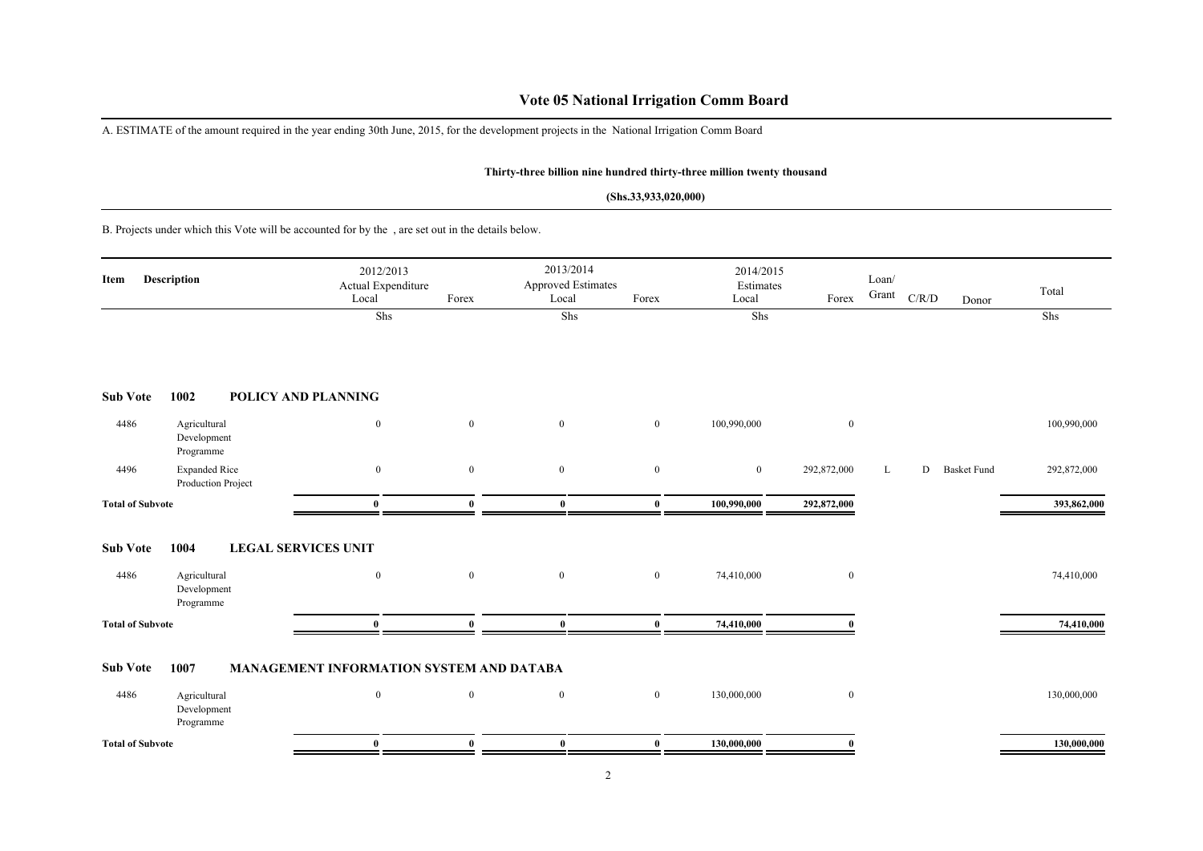# Vote 05 National Irrigation Comm Board

A. ESTIMATE of the amount required in the year ending 30th June, 2015, for the development projects in the National Irrigation Comm Board

**Thirty-three billion nine hundred thirty-three million twenty thousand**

**(Shs.33,933,020,000)**

B. Projects under which this Vote will be accounted for by the , are set out in the details below.

| Item | Description | 2012/2013 Actual Expenditure Local | Forex | 2013/2014 Approved Estimates Local | Forex | 2014/2015 Estimates Local | Forex | Loan/ Grant | C/R/D | Donor | Total |
|---|---|---|---|---|---|---|---|---|---|---|---|
| | | Shs | | Shs | | Shs | | | | | Shs |
| **Sub Vote 1002** | **POLICY AND PLANNING** | | | | | | | | | | |
| 4486 | Agricultural Development Programme | 0 | 0 | 0 | 0 | 100,990,000 | 0 | | | | 100,990,000 |
| 4496 | Expanded Rice Production Project | 0 | 0 | 0 | 0 | 0 | 292,872,000 | L | D | Basket Fund | 292,872,000 |
| **Total of Subvote** | | **0** | **0** | **0** | **0** | **100,990,000** | **292,872,000** | | | | **393,862,000** |
| **Sub Vote 1004** | **LEGAL SERVICES UNIT** | | | | | | | | | | |
| 4486 | Agricultural Development Programme | 0 | 0 | 0 | 0 | 74,410,000 | 0 | | | | 74,410,000 |
| **Total of Subvote** | | **0** | **0** | **0** | **0** | **74,410,000** | **0** | | | | **74,410,000** |
| **Sub Vote 1007** | **MANAGEMENT INFORMATION SYSTEM AND DATABA** | | | | | | | | | | |
| 4486 | Agricultural Development Programme | 0 | 0 | 0 | 0 | 130,000,000 | 0 | | | | 130,000,000 |
| **Total of Subvote** | | **0** | **0** | **0** | **0** | **130,000,000** | **0** | | | | **130,000,000** |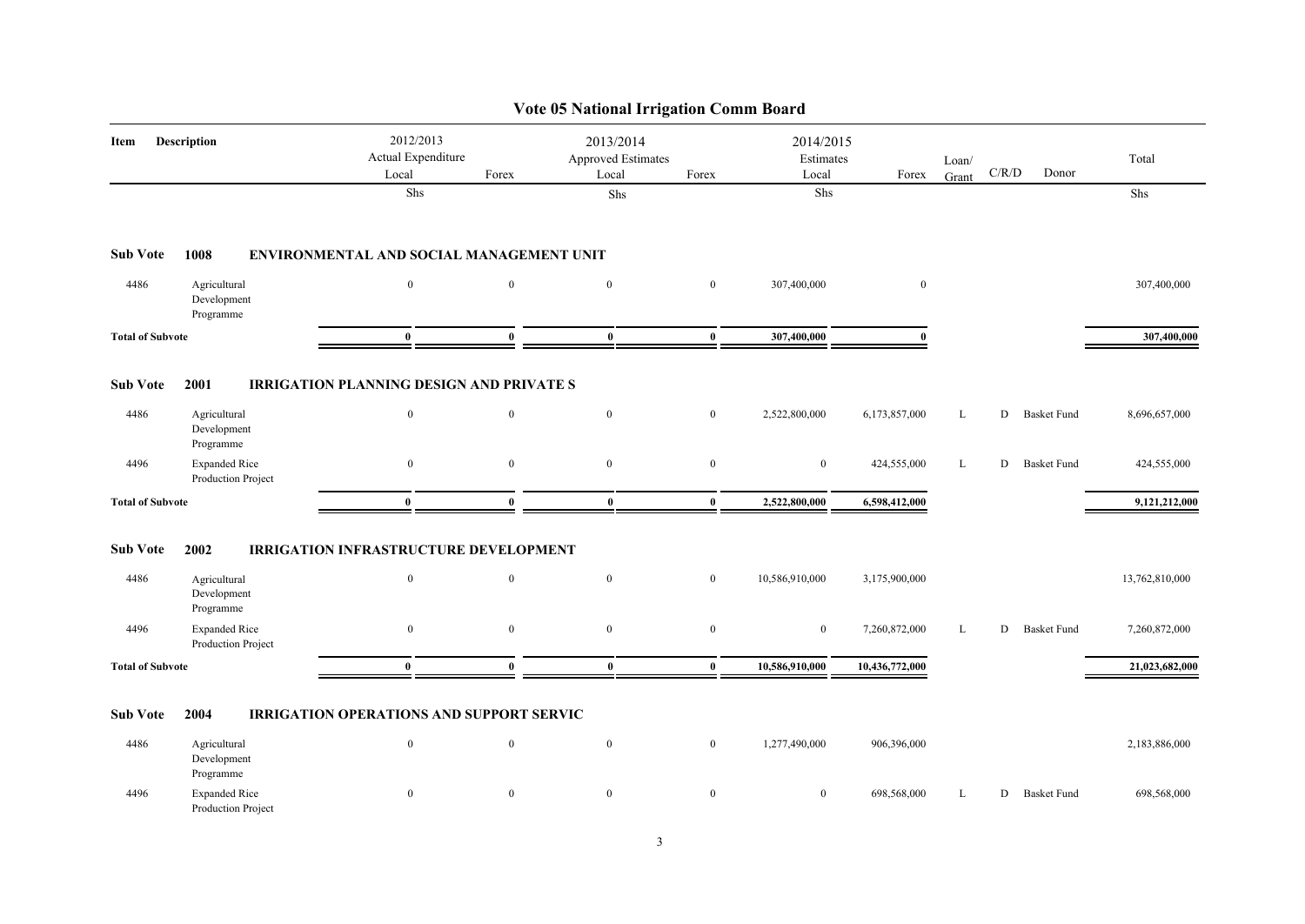# Vote 05 National Irrigation Comm Board

| Item | Description | 2012/2013 Actual Expenditure Local | | 2013/2014 Approved Estimates Local | | 2014/2015 Estimates Local | | Loan/ Grant | C/R/D | Donor | Total |
|---|---|---|---|---|---|---|---|---|---|---|---|
| | | Local | Forex | Local | Forex | Local | Forex | | | | |
| | | Shs | | Shs | | Shs | | | | | Shs |
| **Sub Vote** | **1008** | **ENVIRONMENTAL AND SOCIAL MANAGEMENT UNIT** | | | | | | | | | |
| 4486 | Agricultural Development Programme | 0 | 0 | 0 | 0 | 307,400,000 | 0 | | | | 307,400,000 |
| **Total of Subvote** | | **0** | **0** | **0** | **0** | **307,400,000** | **0** | | | | **307,400,000** |
| **Sub Vote** | **2001** | **IRRIGATION PLANNING DESIGN AND PRIVATE S** | | | | | | | | | |
| 4486 | Agricultural Development Programme | 0 | 0 | 0 | 0 | 2,522,800,000 | 6,173,857,000 | L | D | Basket Fund | 8,696,657,000 |
| 4496 | Expanded Rice Production Project | 0 | 0 | 0 | 0 | 0 | 424,555,000 | L | D | Basket Fund | 424,555,000 |
| **Total of Subvote** | | **0** | **0** | **0** | **0** | **2,522,800,000** | **6,598,412,000** | | | | **9,121,212,000** |
| **Sub Vote** | **2002** | **IRRIGATION INFRASTRUCTURE DEVELOPMENT** | | | | | | | | | |
| 4486 | Agricultural Development Programme | 0 | 0 | 0 | 0 | 10,586,910,000 | 3,175,900,000 | | | | 13,762,810,000 |
| 4496 | Expanded Rice Production Project | 0 | 0 | 0 | 0 | 0 | 7,260,872,000 | L | D | Basket Fund | 7,260,872,000 |
| **Total of Subvote** | | **0** | **0** | **0** | **0** | **10,586,910,000** | **10,436,772,000** | | | | **21,023,682,000** |
| **Sub Vote** | **2004** | **IRRIGATION OPERATIONS AND SUPPORT SERVIC** | | | | | | | | | |
| 4486 | Agricultural Development Programme | 0 | 0 | 0 | 0 | 1,277,490,000 | 906,396,000 | | | | 2,183,886,000 |
| 4496 | Expanded Rice Production Project | 0 | 0 | 0 | 0 | 0 | 698,568,000 | L | D | Basket Fund | 698,568,000 |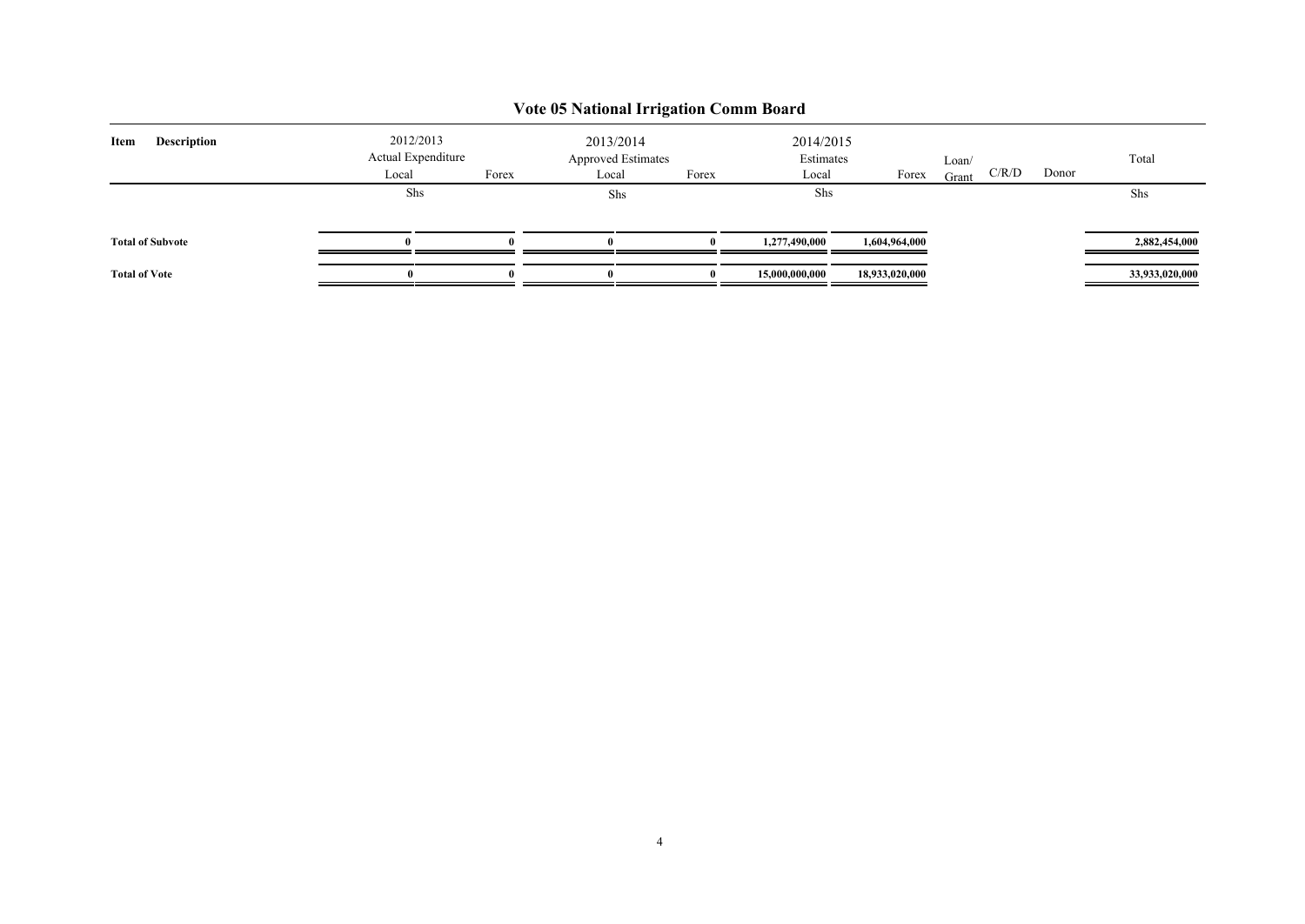# Vote 05 National Irrigation Comm Board

| Item | Description | 2012/2013 Actual Expenditure Local | Forex | 2013/2014 Approved Estimates Local | Forex | 2014/2015 Estimates Local | Forex | Loan/ Grant | C/R/D | Donor | Total |
|---|---|---|---|---|---|---|---|---|---|---|---|
| | | Shs | | Shs | | Shs | | | | | Shs |
| **Total of Subvote** | | **0** | **0** | **0** | **0** | **1,277,490,000** | **1,604,964,000** | | | | **2,882,454,000** |
| **Total of Vote** | | **0** | **0** | **0** | **0** | **15,000,000,000** | **18,933,020,000** | | | | **33,933,020,000** |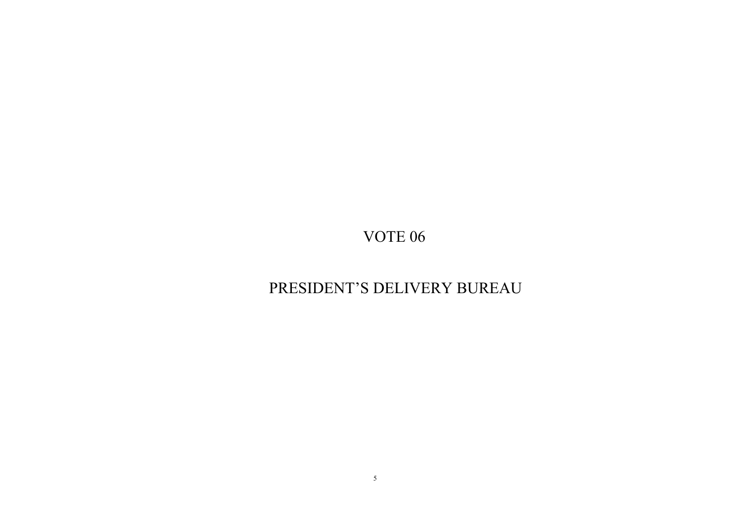# VOTE 06

# PRESIDENT'S DELIVERY BUREAU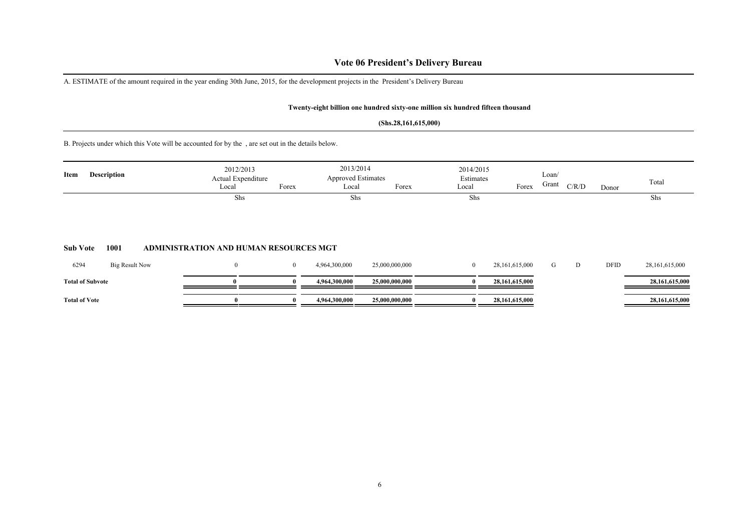# Vote 06 President's Delivery Bureau

A. ESTIMATE of the amount required in the year ending 30th June, 2015, for the development projects in the President's Delivery Bureau

**Twenty-eight billion one hundred sixty-one million six hundred fifteen thousand**

**(Shs.28,161,615,000)**

B. Projects under which this Vote will be accounted for by the , are set out in the details below.

| Item | Description | 2012/2013 Actual Expenditure Local | Forex | 2013/2014 Approved Estimates Local | Forex | 2014/2015 Estimates Local | Forex | Loan/ Grant | C/R/D | Donor | Total |
|---|---|---|---|---|---|---|---|---|---|---|---|
| | | Shs | | Shs | | Shs | | | | | Shs |
| **Sub Vote** | **1001** | **ADMINISTRATION AND HUMAN RESOURCES MGT** | | | | | | | | | |
| 6294 | Big Result Now | 0 | 0 | 4,964,300,000 | 25,000,000,000 | 0 | 28,161,615,000 | G | D | DFID | 28,161,615,000 |
| **Total of Subvote** | | **0** | **0** | **4,964,300,000** | **25,000,000,000** | **0** | **28,161,615,000** | | | | **28,161,615,000** |
| **Total of Vote** | | **0** | **0** | **4,964,300,000** | **25,000,000,000** | **0** | **28,161,615,000** | | | | **28,161,615,000** |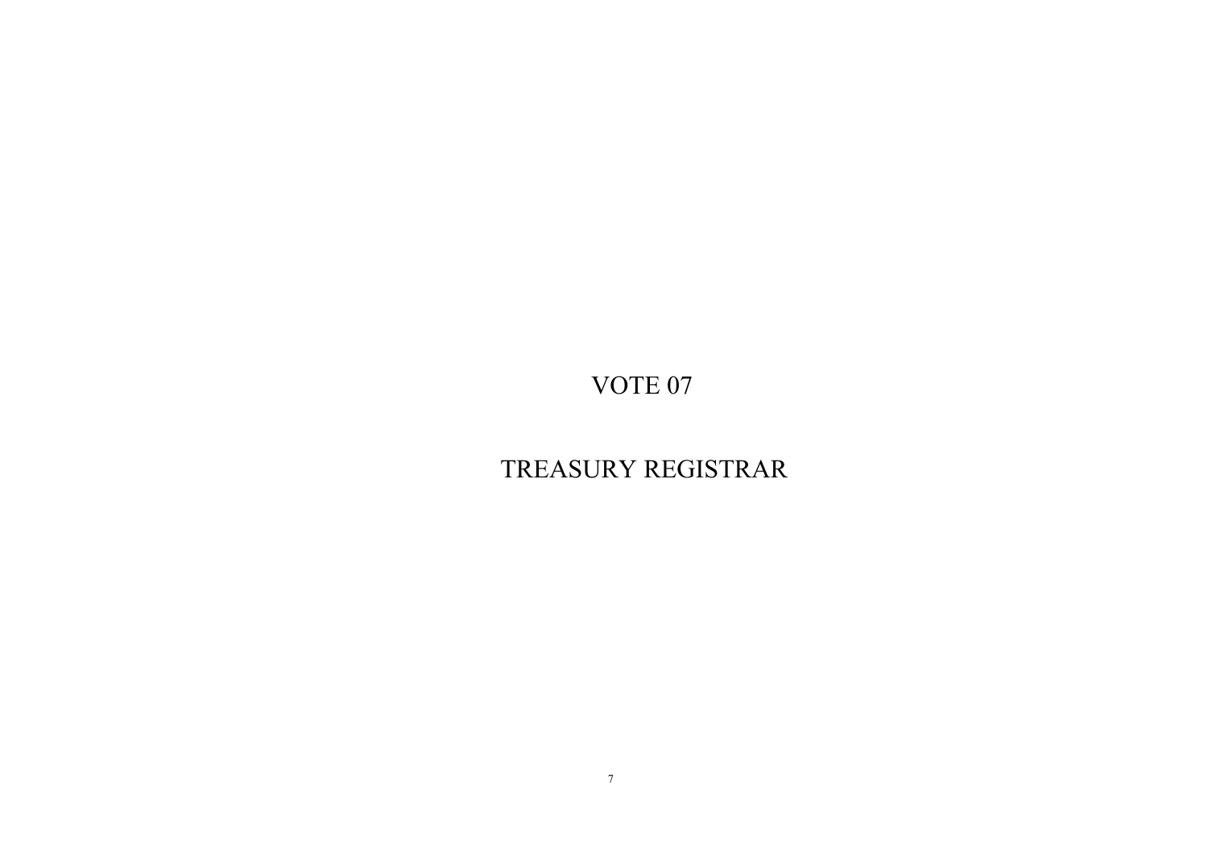# VOTE 07

# TREASURY REGISTRAR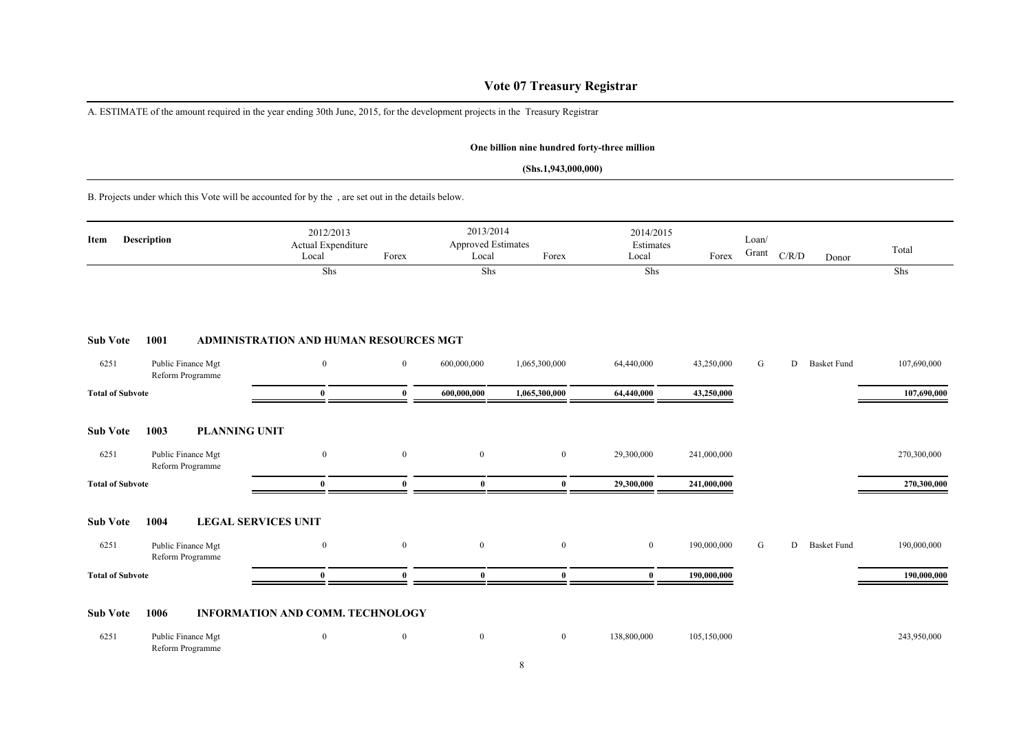# Vote 07 Treasury Registrar

A. ESTIMATE of the amount required in the year ending 30th June, 2015, for the development projects in the Treasury Registrar

**One billion nine hundred forty-three million**

**(Shs.1,943,000,000)**

B. Projects under which this Vote will be accounted for by the , are set out in the details below.

| Item | Description | 2012/2013 Actual Expenditure Local | Forex | 2013/2014 Approved Estimates Local | Forex | 2014/2015 Estimates Local | Forex | Loan/ Grant | C/R/D | Donor | Total |
|---|---|---|---|---|---|---|---|---|---|---|---|
| | | Shs | | Shs | | Shs | | | | | Shs |
| **Sub Vote** | **1001** | **ADMINISTRATION AND HUMAN RESOURCES MGT** | | | | | | | | | |
| 6251 | Public Finance Mgt Reform Programme | 0 | 0 | 600,000,000 | 1,065,300,000 | 64,440,000 | 43,250,000 | G | D | Basket Fund | 107,690,000 |
| **Total of Subvote** | | **0** | **0** | **600,000,000** | **1,065,300,000** | **64,440,000** | **43,250,000** | | | | **107,690,000** |
| **Sub Vote** | **1003** | **PLANNING UNIT** | | | | | | | | | |
| 6251 | Public Finance Mgt Reform Programme | 0 | 0 | 0 | 0 | 29,300,000 | 241,000,000 | | | | 270,300,000 |
| **Total of Subvote** | | **0** | **0** | **0** | **0** | **29,300,000** | **241,000,000** | | | | **270,300,000** |
| **Sub Vote** | **1004** | **LEGAL SERVICES UNIT** | | | | | | | | | |
| 6251 | Public Finance Mgt Reform Programme | 0 | 0 | 0 | 0 | 0 | 190,000,000 | G | D | Basket Fund | 190,000,000 |
| **Total of Subvote** | | **0** | **0** | **0** | **0** | **0** | **190,000,000** | | | | **190,000,000** |
| **Sub Vote** | **1006** | **INFORMATION AND COMM. TECHNOLOGY** | | | | | | | | | |
| 6251 | Public Finance Mgt Reform Programme | 0 | 0 | 0 | 0 | 138,800,000 | 105,150,000 | | | | 243,950,000 |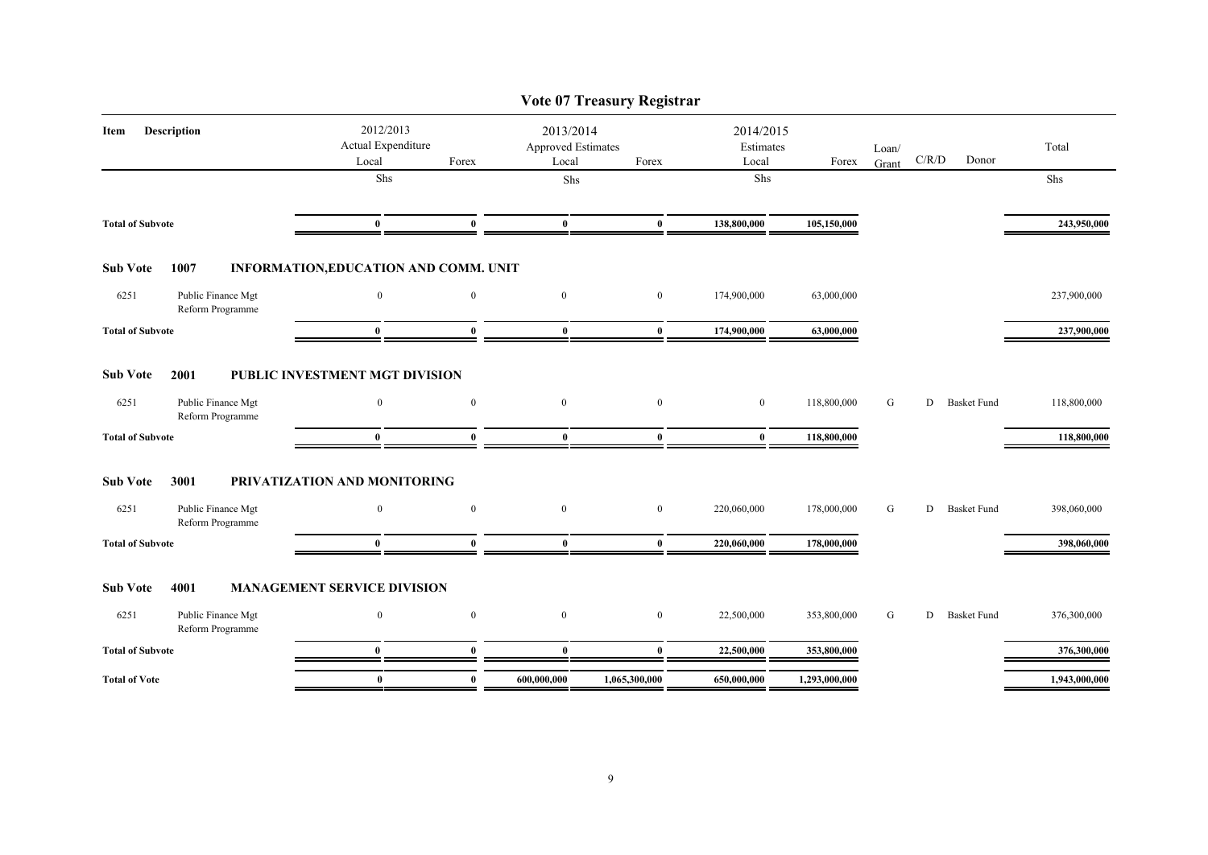# Vote 07 Treasury Registrar

| Item | Description | 2012/2013 Actual Expenditure Local | Forex | 2013/2014 Approved Estimates Local | Forex | 2014/2015 Estimates Local | Forex | Loan/ Grant | C/R/D | Donor | Total |
|---|---|---|---|---|---|---|---|---|---|---|---|
| | | Shs | | Shs | | Shs | | | | | Shs |
| **Total of Subvote** | | **0** | **0** | **0** | **0** | **138,800,000** | **105,150,000** | | | | **243,950,000** |
| **Sub Vote** | **1007** | **INFORMATION,EDUCATION AND COMM. UNIT** | | | | | | | | | |
| 6251 | Public Finance Mgt Reform Programme | 0 | 0 | 0 | 0 | 174,900,000 | 63,000,000 | | | | 237,900,000 |
| **Total of Subvote** | | **0** | **0** | **0** | **0** | **174,900,000** | **63,000,000** | | | | **237,900,000** |
| **Sub Vote** | **2001** | **PUBLIC INVESTMENT MGT DIVISION** | | | | | | | | | |
| 6251 | Public Finance Mgt Reform Programme | 0 | 0 | 0 | 0 | 0 | 118,800,000 | G | D | Basket Fund | 118,800,000 |
| **Total of Subvote** | | **0** | **0** | **0** | **0** | **0** | **118,800,000** | | | | **118,800,000** |
| **Sub Vote** | **3001** | **PRIVATIZATION AND MONITORING** | | | | | | | | | |
| 6251 | Public Finance Mgt Reform Programme | 0 | 0 | 0 | 0 | 220,060,000 | 178,000,000 | G | D | Basket Fund | 398,060,000 |
| **Total of Subvote** | | **0** | **0** | **0** | **0** | **220,060,000** | **178,000,000** | | | | **398,060,000** |
| **Sub Vote** | **4001** | **MANAGEMENT SERVICE DIVISION** | | | | | | | | | |
| 6251 | Public Finance Mgt Reform Programme | 0 | 0 | 0 | 0 | 22,500,000 | 353,800,000 | G | D | Basket Fund | 376,300,000 |
| **Total of Subvote** | | **0** | **0** | **0** | **0** | **22,500,000** | **353,800,000** | | | | **376,300,000** |
| **Total of Vote** | | **0** | **0** | **600,000,000** | **1,065,300,000** | **650,000,000** | **1,293,000,000** | | | | **1,943,000,000** |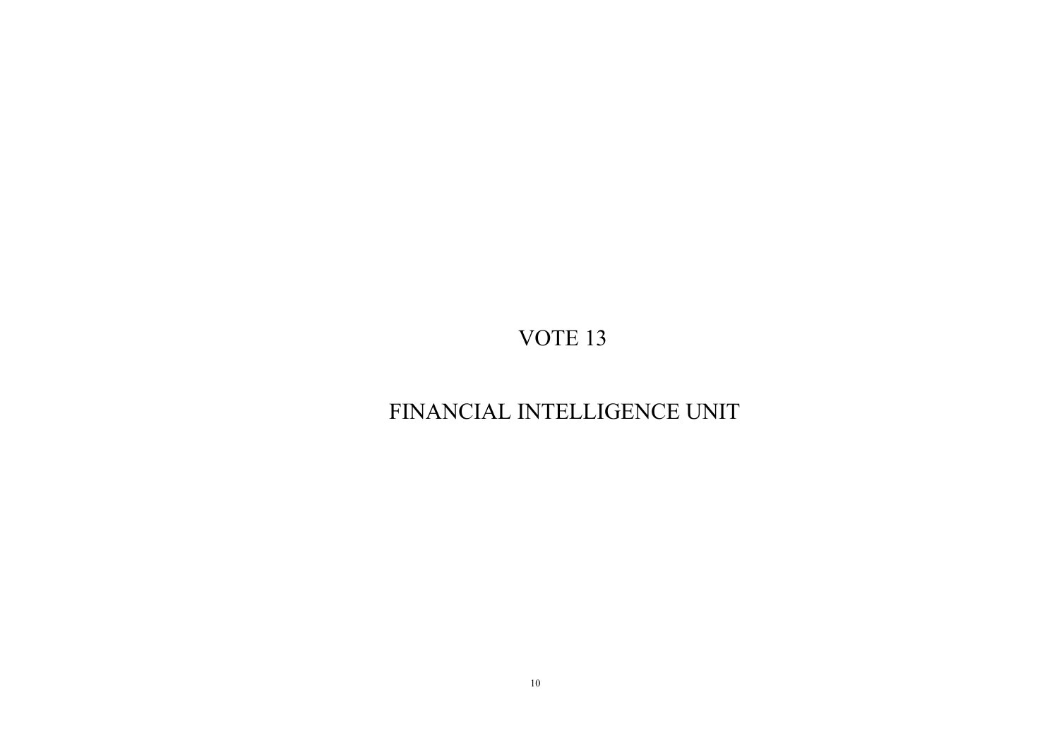# VOTE 13

# FINANCIAL INTELLIGENCE UNIT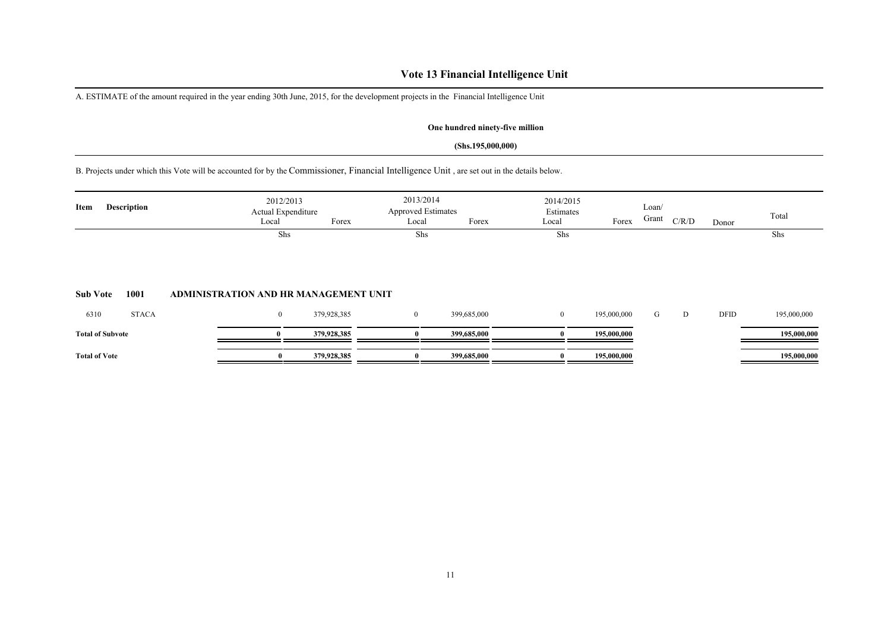# Vote 13 Financial Intelligence Unit

A. ESTIMATE of the amount required in the year ending 30th June, 2015, for the development projects in the Financial Intelligence Unit

**One hundred ninety-five million**

**(Shs.195,000,000)**

B. Projects under which this Vote will be accounted for by the Commissioner, Financial Intelligence Unit , are set out in the details below.

| Item | Description | 2012/2013 Actual Expenditure Local | Forex | 2013/2014 Approved Estimates Local | Forex | 2014/2015 Estimates Local | Forex | Loan/ Grant | C/R/D | Donor | Total |
|---|---|---|---|---|---|---|---|---|---|---|---|
| | | Shs | | Shs | | Shs | | | | | Shs |
| **Sub Vote** | **1001** | **ADMINISTRATION AND HR MANAGEMENT UNIT** | | | | | | | | | |
| 6310 | STACA | 0 | 379,928,385 | 0 | 399,685,000 | 0 | 195,000,000 | G | D | DFID | 195,000,000 |
| **Total of Subvote** | | **0** | **379,928,385** | **0** | **399,685,000** | **0** | **195,000,000** | | | | **195,000,000** |
| **Total of Vote** | | **0** | **379,928,385** | **0** | **399,685,000** | **0** | **195,000,000** | | | | **195,000,000** |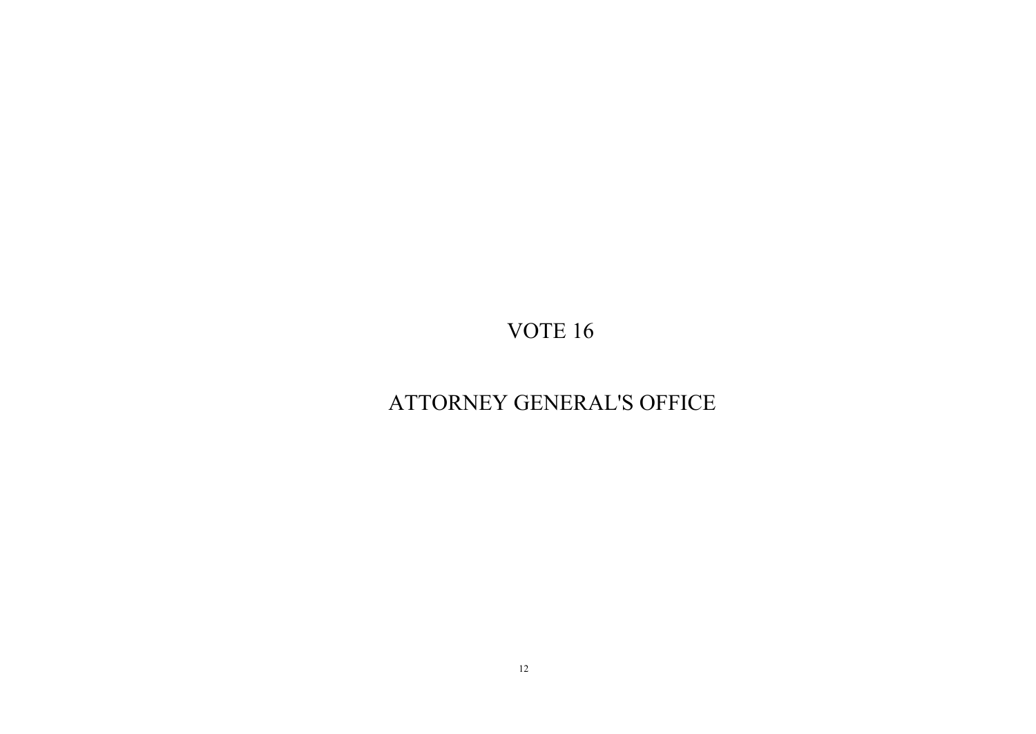# VOTE 16

# ATTORNEY GENERAL'S OFFICE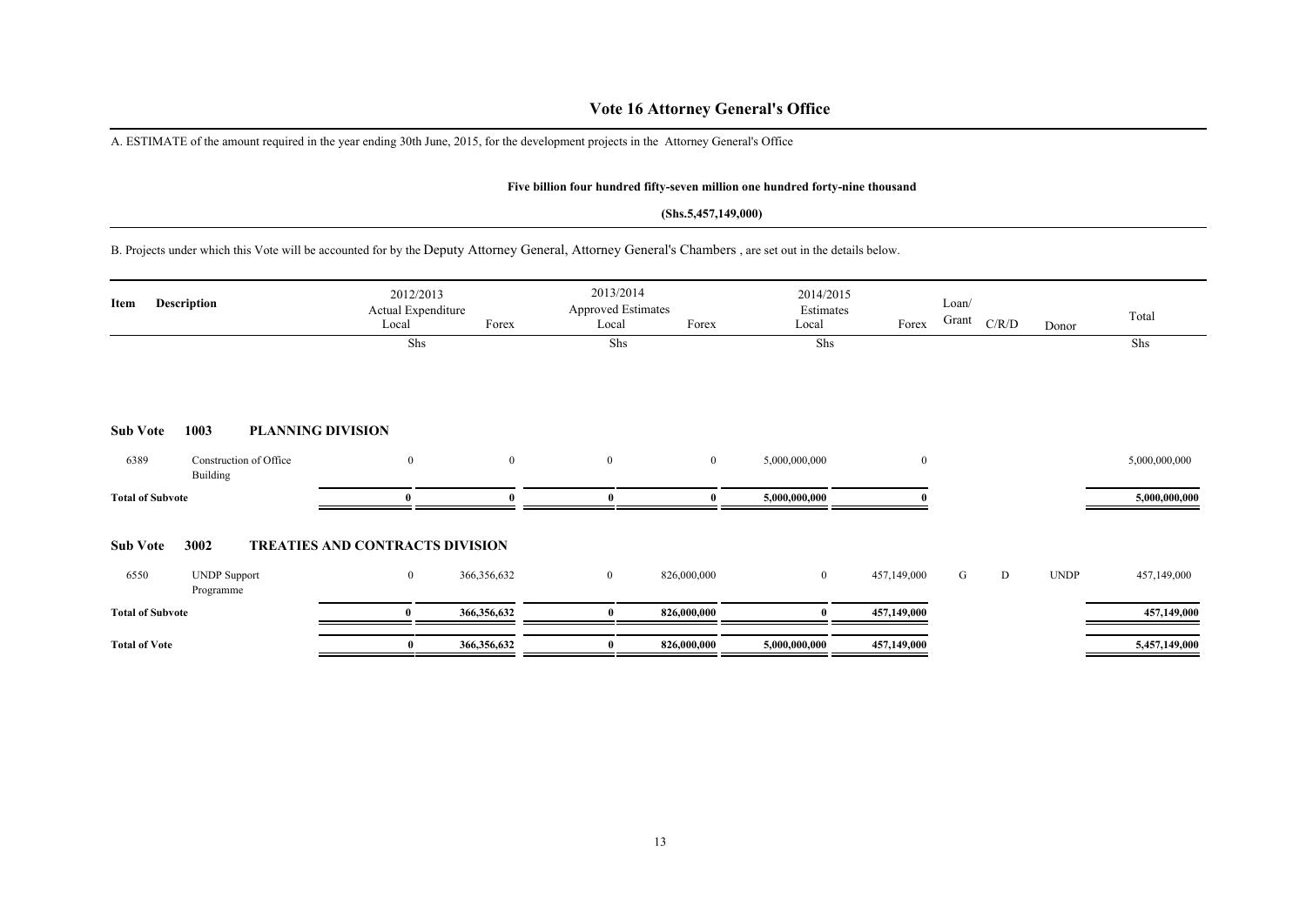# Vote 16 Attorney General's Office

A. ESTIMATE of the amount required in the year ending 30th June, 2015, for the development projects in the Attorney General's Office

**Five billion four hundred fifty-seven million one hundred forty-nine thousand**

**(Shs.5,457,149,000)**

B. Projects under which this Vote will be accounted for by the Deputy Attorney General, Attorney General's Chambers , are set out in the details below.

| Item | Description | 2012/2013 Actual Expenditure Local | Forex | 2013/2014 Approved Estimates Local | Forex | 2014/2015 Estimates Local | Forex | Loan/ Grant | C/R/D | Donor | Total |
|---|---|---|---|---|---|---|---|---|---|---|---|
| | | Shs | | Shs | | Shs | | | | | Shs |
| **Sub Vote** | **1003 PLANNING DIVISION** | | | | | | | | | | |
| 6389 | Construction of Office Building | 0 | 0 | 0 | 0 | 5,000,000,000 | 0 | | | | 5,000,000,000 |
| **Total of Subvote** | | **0** | **0** | **0** | **0** | **5,000,000,000** | **0** | | | | **5,000,000,000** |
| **Sub Vote** | **3002 TREATIES AND CONTRACTS DIVISION** | | | | | | | | | | |
| 6550 | UNDP Support Programme | 0 | 366,356,632 | 0 | 826,000,000 | 0 | 457,149,000 | G | D | UNDP | 457,149,000 |
| **Total of Subvote** | | **0** | **366,356,632** | **0** | **826,000,000** | **0** | **457,149,000** | | | | **457,149,000** |
| **Total of Vote** | | **0** | **366,356,632** | **0** | **826,000,000** | **5,000,000,000** | **457,149,000** | | | | **5,457,149,000** |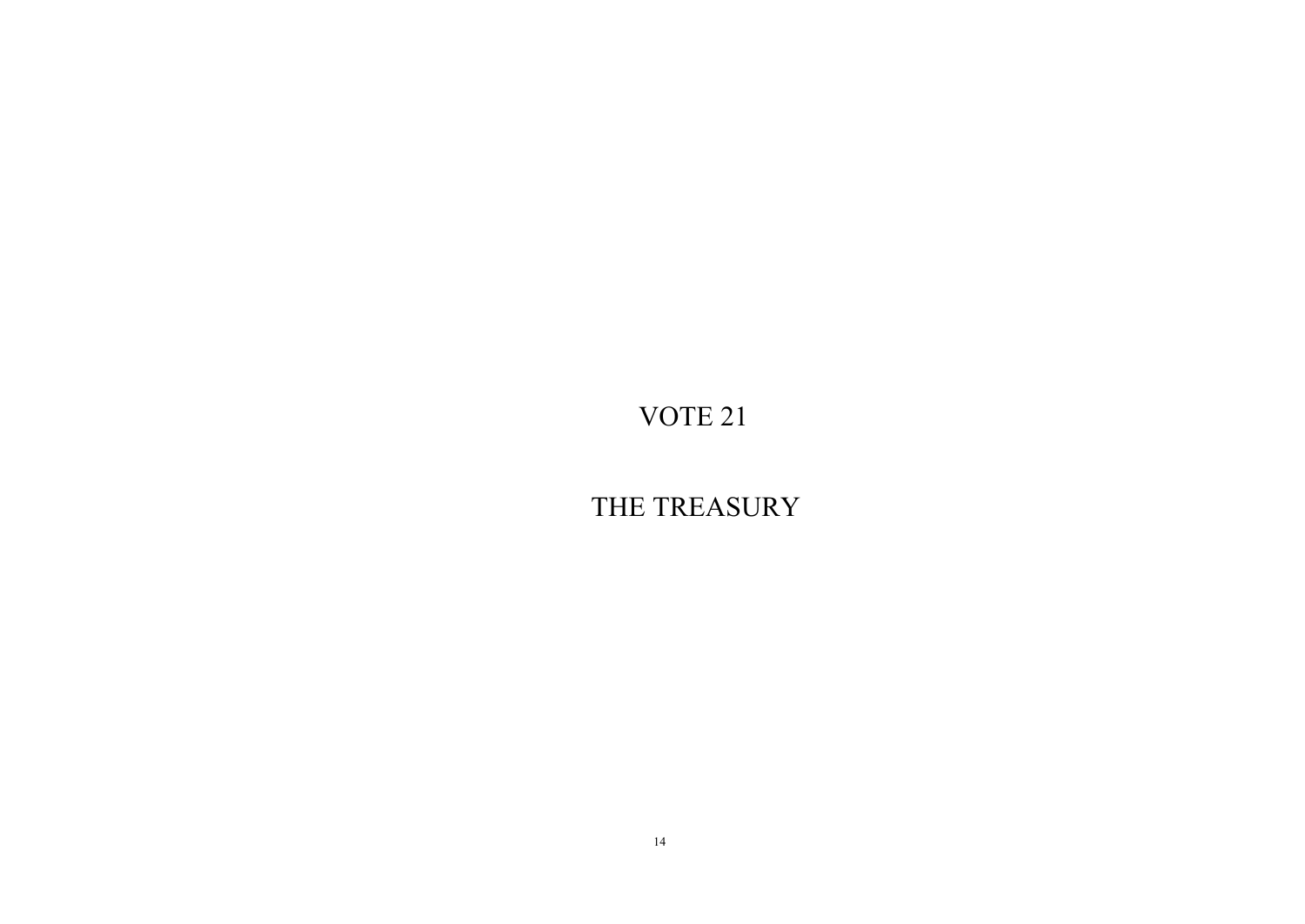# VOTE 21

# THE TREASURY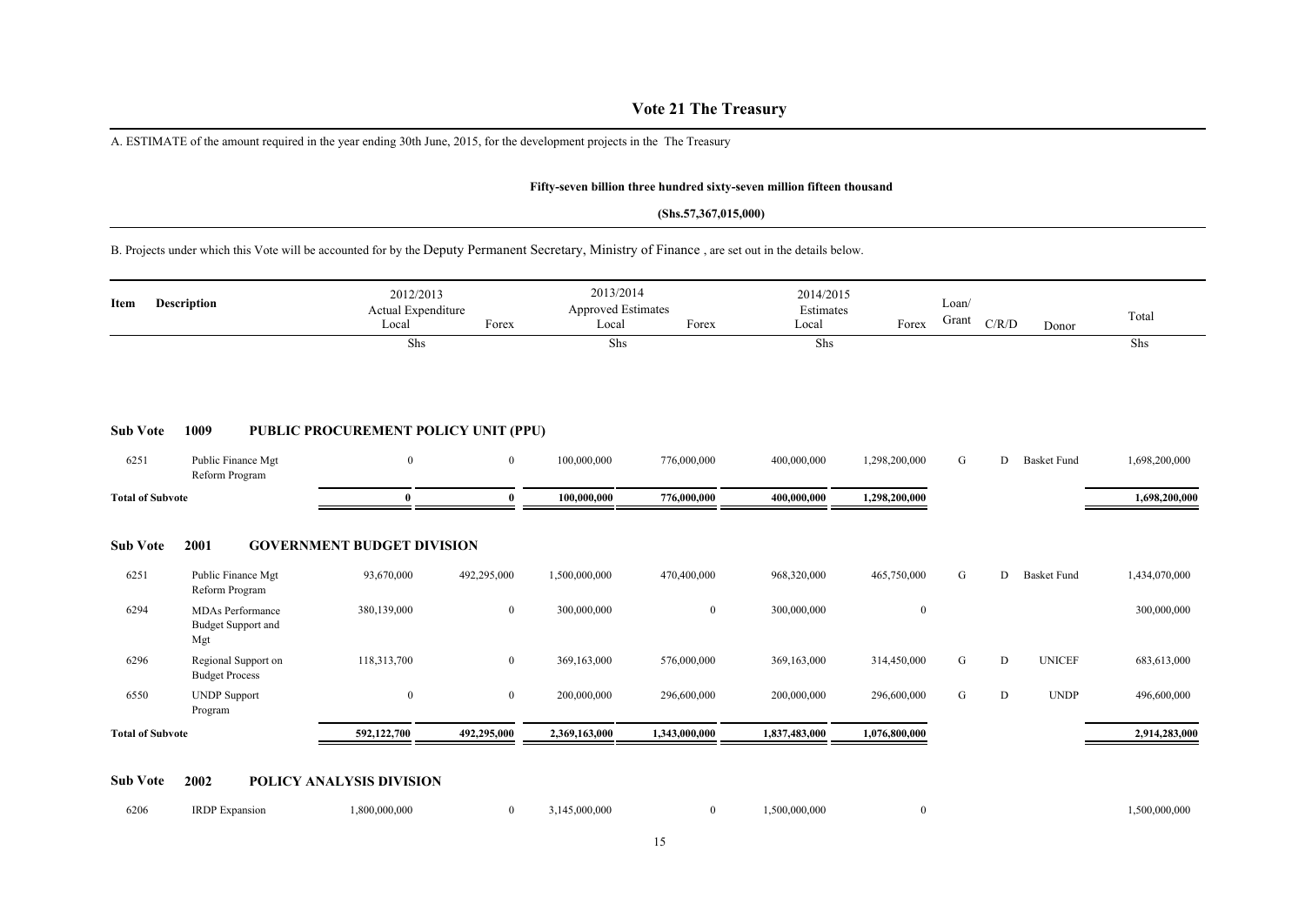# Vote 21 The Treasury

A. ESTIMATE of the amount required in the year ending 30th June, 2015, for the development projects in the The Treasury

**Fifty-seven billion three hundred sixty-seven million fifteen thousand**

**(Shs.57,367,015,000)**

B. Projects under which this Vote will be accounted for by the Deputy Permanent Secretary, Ministry of Finance , are set out in the details below.

| Item | Description | 2012/2013 Actual Expenditure Local | Forex | 2013/2014 Approved Estimates Local | Forex | 2014/2015 Estimates Local | Forex | Loan/ Grant | C/R/D | Donor | Total |
|---|---|---|---|---|---|---|---|---|---|---|---|
| | | Shs | | Shs | | Shs | | | | | Shs |
| **Sub Vote** | **1009** | **PUBLIC PROCUREMENT POLICY UNIT (PPU)** | | | | | | | | | |
| 6251 | Public Finance Mgt Reform Program | 0 | 0 | 100,000,000 | 776,000,000 | 400,000,000 | 1,298,200,000 | G | D | Basket Fund | 1,698,200,000 |
| **Total of Subvote** | | **0** | **0** | **100,000,000** | **776,000,000** | **400,000,000** | **1,298,200,000** | | | | **1,698,200,000** |
| **Sub Vote** | **2001** | **GOVERNMENT BUDGET DIVISION** | | | | | | | | | |
| 6251 | Public Finance Mgt Reform Program | 93,670,000 | 492,295,000 | 1,500,000,000 | 470,400,000 | 968,320,000 | 465,750,000 | G | D | Basket Fund | 1,434,070,000 |
| 6294 | MDAs Performance Budget Support and Mgt | 380,139,000 | 0 | 300,000,000 | 0 | 300,000,000 | 0 | | | | 300,000,000 |
| 6296 | Regional Support on Budget Process | 118,313,700 | 0 | 369,163,000 | 576,000,000 | 369,163,000 | 314,450,000 | G | D | UNICEF | 683,613,000 |
| 6550 | UNDP Support Program | 0 | 0 | 200,000,000 | 296,600,000 | 200,000,000 | 296,600,000 | G | D | UNDP | 496,600,000 |
| **Total of Subvote** | | **592,122,700** | **492,295,000** | **2,369,163,000** | **1,343,000,000** | **1,837,483,000** | **1,076,800,000** | | | | **2,914,283,000** |
| **Sub Vote** | **2002** | **POLICY ANALYSIS DIVISION** | | | | | | | | | |
| 6206 | IRDP Expansion | 1,800,000,000 | 0 | 3,145,000,000 | 0 | 1,500,000,000 | 0 | | | | 1,500,000,000 |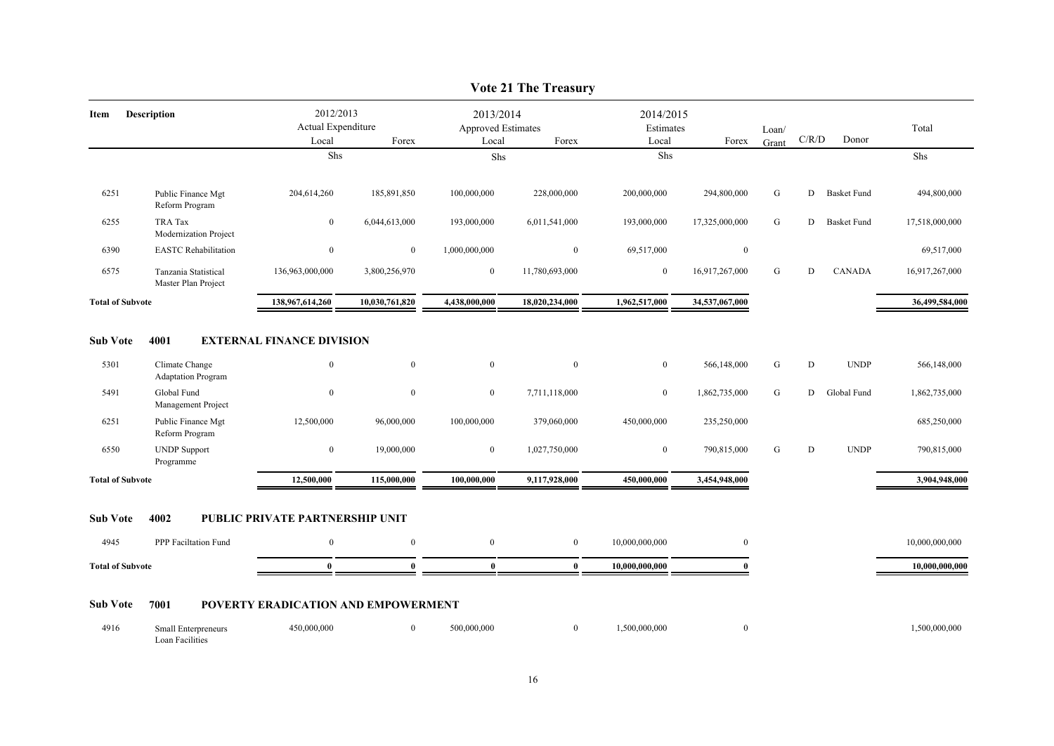# Vote 21 The Treasury

| Item | Description | 2012/2013 Actual Expenditure Local | Forex | 2013/2014 Approved Estimates Local | Forex | 2014/2015 Estimates Local | Forex | Loan/ Grant | C/R/D | Donor | Total |
|---|---|---|---|---|---|---|---|---|---|---|---|
| | | Shs | | Shs | | Shs | | | | | Shs |
| 6251 | Public Finance Mgt Reform Program | 204,614,260 | 185,891,850 | 100,000,000 | 228,000,000 | 200,000,000 | 294,800,000 | G | D | Basket Fund | 494,800,000 |
| 6255 | TRA Tax Modernization Project | 0 | 6,044,613,000 | 193,000,000 | 6,011,541,000 | 193,000,000 | 17,325,000,000 | G | D | Basket Fund | 17,518,000,000 |
| 6390 | EASTC Rehabilitation | 0 | 0 | 1,000,000,000 | 0 | 69,517,000 | 0 | | | | 69,517,000 |
| 6575 | Tanzania Statistical Master Plan Project | 136,963,000,000 | 3,800,256,970 | 0 | 11,780,693,000 | 0 | 16,917,267,000 | G | D | CANADA | 16,917,267,000 |
| **Total of Subvote** | | **138,967,614,260** | **10,030,761,820** | **4,438,000,000** | **18,020,234,000** | **1,962,517,000** | **34,537,067,000** | | | | **36,499,584,000** |

## Sub Vote 4001 EXTERNAL FINANCE DIVISION

| Item | Description | 2012/2013 Actual Expenditure Local | Forex | 2013/2014 Approved Estimates Local | Forex | 2014/2015 Estimates Local | Forex | Loan/ Grant | C/R/D | Donor | Total |
|---|---|---|---|---|---|---|---|---|---|---|---|
| 5301 | Climate Change Adaptation Program | 0 | 0 | 0 | 0 | 0 | 566,148,000 | G | D | UNDP | 566,148,000 |
| 5491 | Global Fund Management Project | 0 | 0 | 0 | 7,711,118,000 | 0 | 1,862,735,000 | G | D | Global Fund | 1,862,735,000 |
| 6251 | Public Finance Mgt Reform Program | 12,500,000 | 96,000,000 | 100,000,000 | 379,060,000 | 450,000,000 | 235,250,000 | | | | 685,250,000 |
| 6550 | UNDP Support Programme | 0 | 19,000,000 | 0 | 1,027,750,000 | 0 | 790,815,000 | G | D | UNDP | 790,815,000 |
| **Total of Subvote** | | **12,500,000** | **115,000,000** | **100,000,000** | **9,117,928,000** | **450,000,000** | **3,454,948,000** | | | | **3,904,948,000** |

## Sub Vote 4002 PUBLIC PRIVATE PARTNERSHIP UNIT

| Item | Description | 2012/2013 Actual Expenditure Local | Forex | 2013/2014 Approved Estimates Local | Forex | 2014/2015 Estimates Local | Forex | Loan/ Grant | C/R/D | Donor | Total |
|---|---|---|---|---|---|---|---|---|---|---|---|
| 4945 | PPP Faciltation Fund | 0 | 0 | 0 | 0 | 10,000,000,000 | 0 | | | | 10,000,000,000 |
| **Total of Subvote** | | **0** | **0** | **0** | **0** | **10,000,000,000** | **0** | | | | **10,000,000,000** |

## Sub Vote 7001 POVERTY ERADICATION AND EMPOWERMENT

| Item | Description | 2012/2013 Actual Expenditure Local | Forex | 2013/2014 Approved Estimates Local | Forex | 2014/2015 Estimates Local | Forex | Loan/ Grant | C/R/D | Donor | Total |
|---|---|---|---|---|---|---|---|---|---|---|---|
| 4916 | Small Enterpreneurs Loan Facilities | 450,000,000 | 0 | 500,000,000 | 0 | 1,500,000,000 | 0 | | | | 1,500,000,000 |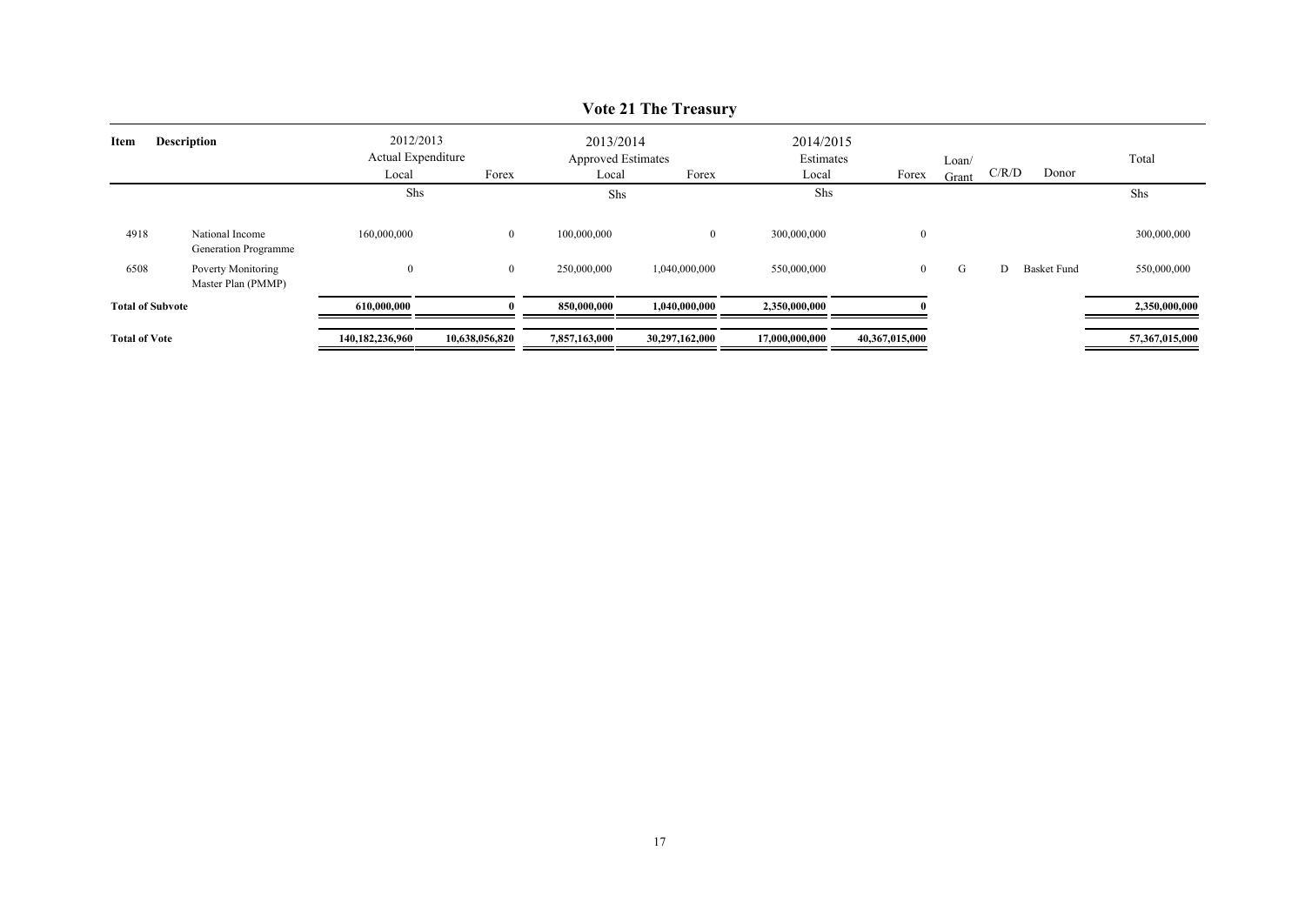# Vote 21 The Treasury

| Item | Description | 2012/2013 Actual Expenditure Local | Forex | 2013/2014 Approved Estimates Local | Forex | 2014/2015 Estimates Local | Forex | Loan/ Grant | C/R/D | Donor | Total |
|---|---|---|---|---|---|---|---|---|---|---|---|
| | | Shs | | Shs | | Shs | | | | | Shs |
| 4918 | National Income Generation Programme | 160,000,000 | 0 | 100,000,000 | 0 | 300,000,000 | 0 | | | | 300,000,000 |
| 6508 | Poverty Monitoring Master Plan (PMMP) | 0 | 0 | 250,000,000 | 1,040,000,000 | 550,000,000 | 0 | G | D | Basket Fund | 550,000,000 |
| **Total of Subvote** | | **610,000,000** | **0** | **850,000,000** | **1,040,000,000** | **2,350,000,000** | **0** | | | | **2,350,000,000** |
| **Total of Vote** | | **140,182,236,960** | **10,638,056,820** | **7,857,163,000** | **30,297,162,000** | **17,000,000,000** | **40,367,015,000** | | | | **57,367,015,000** |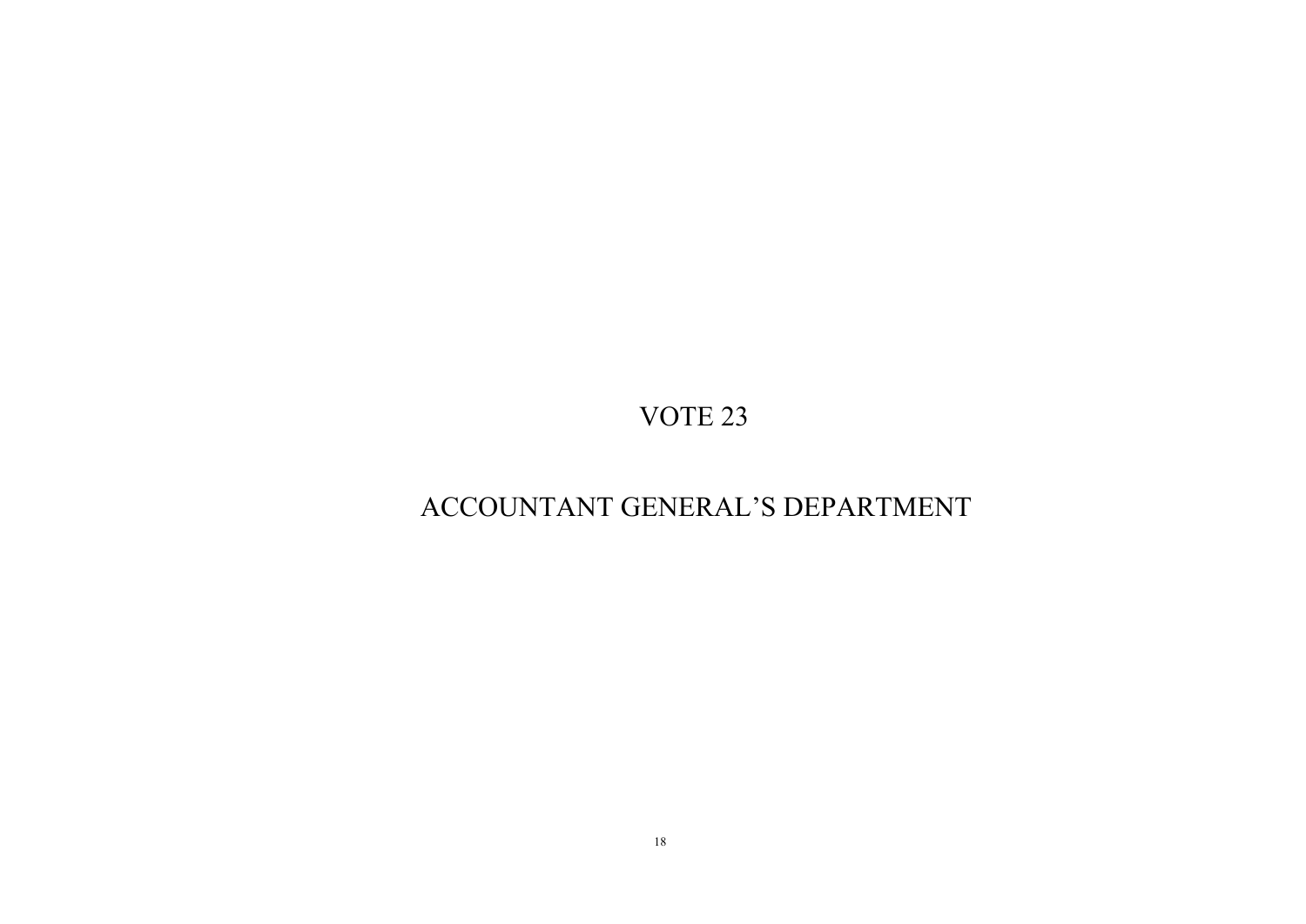# VOTE 23

# ACCOUNTANT GENERAL'S DEPARTMENT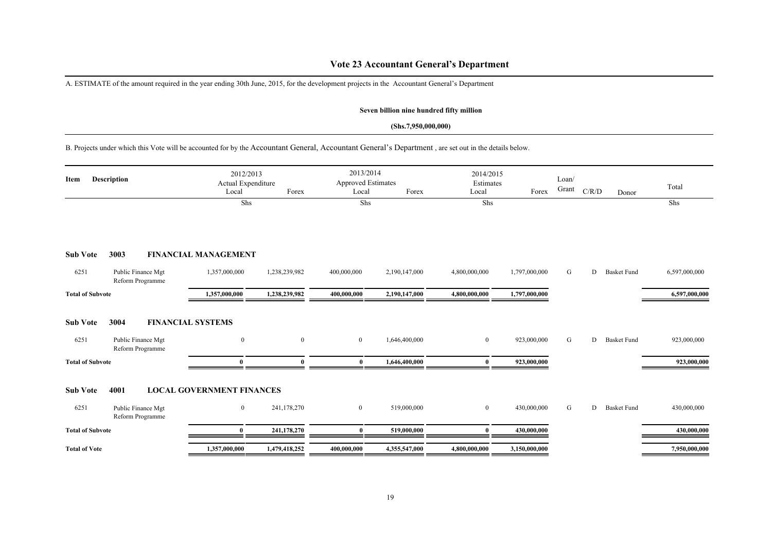# Vote 23 Accountant General's Department

A. ESTIMATE of the amount required in the year ending 30th June, 2015, for the development projects in the Accountant General's Department

**Seven billion nine hundred fifty million**

**(Shs.7,950,000,000)**

B. Projects under which this Vote will be accounted for by the Accountant General, Accountant General's Department , are set out in the details below.

| Item | Description | 2012/2013 Actual Expenditure Local | Forex | 2013/2014 Approved Estimates Local | Forex | 2014/2015 Estimates Local | Forex | Loan/ Grant | C/R/D | Donor | Total |
|---|---|---|---|---|---|---|---|---|---|---|---|
| | | Shs | | Shs | | Shs | | | | | Shs |
| **Sub Vote** | **3003 FINANCIAL MANAGEMENT** | | | | | | | | | | |
| 6251 | Public Finance Mgt Reform Programme | 1,357,000,000 | 1,238,239,982 | 400,000,000 | 2,190,147,000 | 4,800,000,000 | 1,797,000,000 | G | D | Basket Fund | 6,597,000,000 |
| **Total of Subvote** | | **1,357,000,000** | **1,238,239,982** | **400,000,000** | **2,190,147,000** | **4,800,000,000** | **1,797,000,000** | | | | **6,597,000,000** |
| **Sub Vote** | **3004 FINANCIAL SYSTEMS** | | | | | | | | | | |
| 6251 | Public Finance Mgt Reform Programme | 0 | 0 | 0 | 1,646,400,000 | 0 | 923,000,000 | G | D | Basket Fund | 923,000,000 |
| **Total of Subvote** | | **0** | **0** | **0** | **1,646,400,000** | **0** | **923,000,000** | | | | **923,000,000** |
| **Sub Vote** | **4001 LOCAL GOVERNMENT FINANCES** | | | | | | | | | | |
| 6251 | Public Finance Mgt Reform Programme | 0 | 241,178,270 | 0 | 519,000,000 | 0 | 430,000,000 | G | D | Basket Fund | 430,000,000 |
| **Total of Subvote** | | **0** | **241,178,270** | **0** | **519,000,000** | **0** | **430,000,000** | | | | **430,000,000** |
| **Total of Vote** | | **1,357,000,000** | **1,479,418,252** | **400,000,000** | **4,355,547,000** | **4,800,000,000** | **3,150,000,000** | | | | **7,950,000,000** |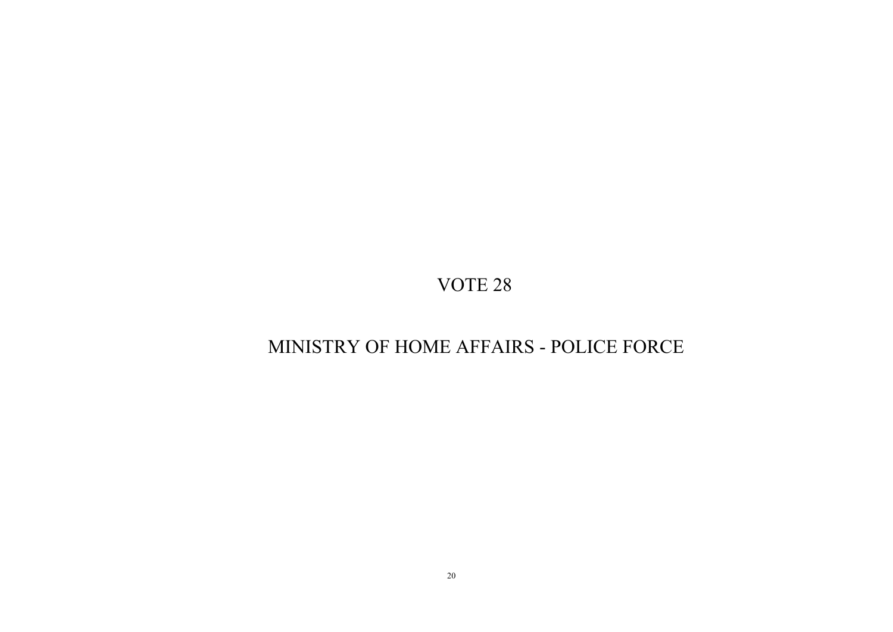# VOTE 28

# MINISTRY OF HOME AFFAIRS - POLICE FORCE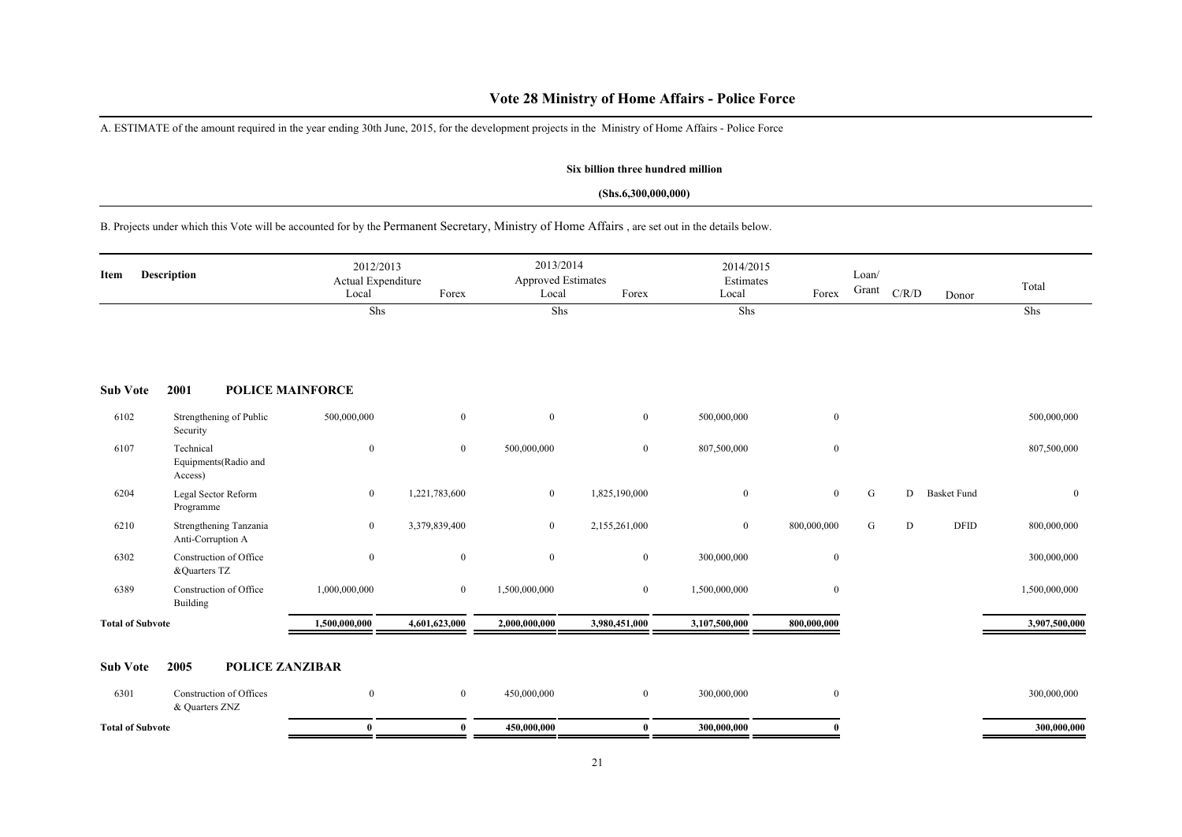# Vote 28 Ministry of Home Affairs - Police Force

A. ESTIMATE of the amount required in the year ending 30th June, 2015, for the development projects in the Ministry of Home Affairs - Police Force

**Six billion three hundred million**

**(Shs.6,300,000,000)**

B. Projects under which this Vote will be accounted for by the Permanent Secretary, Ministry of Home Affairs , are set out in the details below.

| Item | Description | 2012/2013 Actual Expenditure Local | Forex | 2013/2014 Approved Estimates Local | Forex | 2014/2015 Estimates Local | Forex | Loan/ Grant | C/R/D | Donor | Total |
|---|---|---|---|---|---|---|---|---|---|---|---|
| | | Shs | | Shs | | Shs | | | | | Shs |
| **Sub Vote** | **2001 POLICE MAINFORCE** | | | | | | | | | | |
| 6102 | Strengthening of Public Security | 500,000,000 | 0 | 0 | 0 | 500,000,000 | 0 | | | | 500,000,000 |
| 6107 | Technical Equipments(Radio and Access) | 0 | 0 | 500,000,000 | 0 | 807,500,000 | 0 | | | | 807,500,000 |
| 6204 | Legal Sector Reform Programme | 0 | 1,221,783,600 | 0 | 1,825,190,000 | 0 | 0 | G | D | Basket Fund | 0 |
| 6210 | Strengthening Tanzania Anti-Corruption A | 0 | 3,379,839,400 | 0 | 2,155,261,000 | 0 | 800,000,000 | G | D | DFID | 800,000,000 |
| 6302 | Construction of Office &Quarters TZ | 0 | 0 | 0 | 0 | 300,000,000 | 0 | | | | 300,000,000 |
| 6389 | Construction of Office Building | 1,000,000,000 | 0 | 1,500,000,000 | 0 | 1,500,000,000 | 0 | | | | 1,500,000,000 |
| **Total of Subvote** | | **1,500,000,000** | **4,601,623,000** | **2,000,000,000** | **3,980,451,000** | **3,107,500,000** | **800,000,000** | | | | **3,907,500,000** |
| **Sub Vote** | **2005 POLICE ZANZIBAR** | | | | | | | | | | |
| 6301 | Construction of Offices & Quarters ZNZ | 0 | 0 | 450,000,000 | 0 | 300,000,000 | 0 | | | | 300,000,000 |
| **Total of Subvote** | | **0** | **0** | **450,000,000** | **0** | **300,000,000** | **0** | | | | **300,000,000** |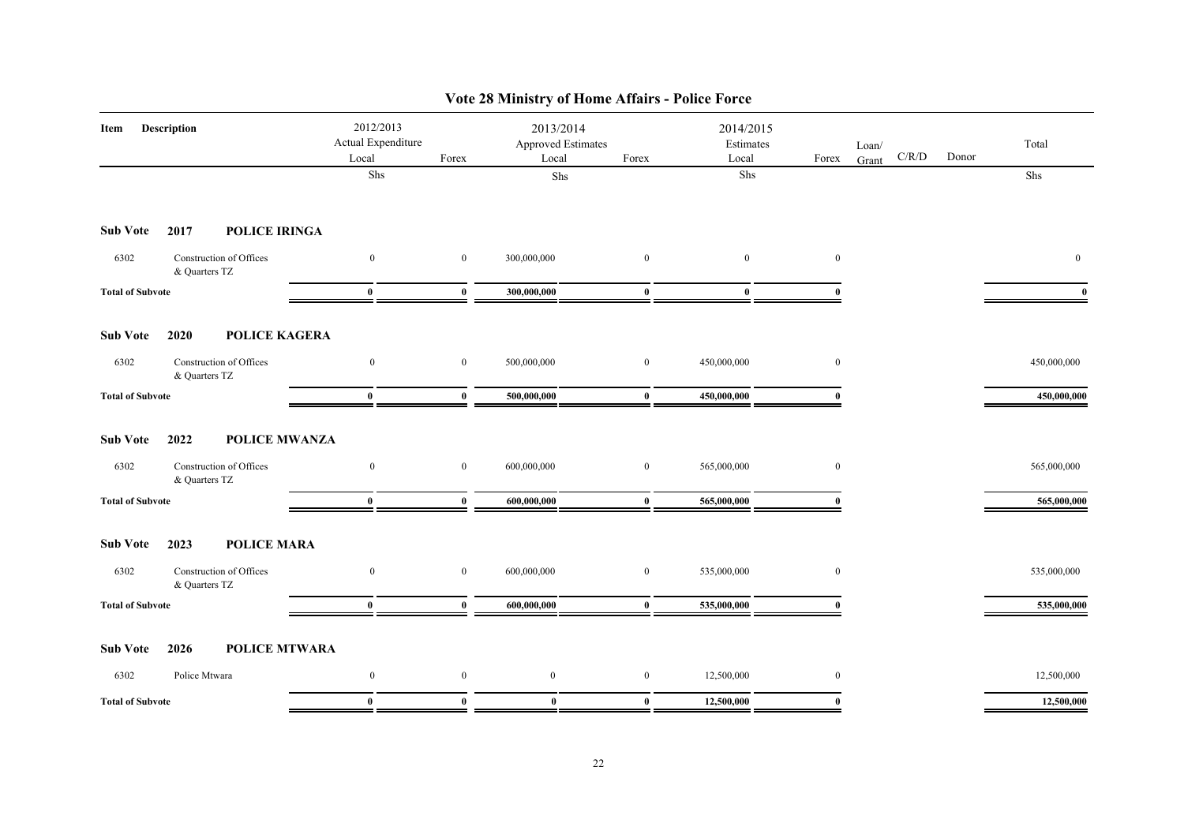# Vote 28 Ministry of Home Affairs - Police Force

| Item | Description | 2012/2013 Actual Expenditure Local | Forex | 2013/2014 Approved Estimates Local | Forex | 2014/2015 Estimates Local | Forex | Loan/ Grant | C/R/D | Donor | Total |
|---|---|---|---|---|---|---|---|---|---|---|---|
| | | Shs | | Shs | | Shs | | | | | Shs |
| **Sub Vote** | **2017 POLICE IRINGA** | | | | | | | | | | |
| 6302 | Construction of Offices & Quarters TZ | 0 | 0 | 300,000,000 | 0 | 0 | 0 | | | | 0 |
| **Total of Subvote** | | **0** | **0** | **300,000,000** | **0** | **0** | **0** | | | | **0** |
| **Sub Vote** | **2020 POLICE KAGERA** | | | | | | | | | | |
| 6302 | Construction of Offices & Quarters TZ | 0 | 0 | 500,000,000 | 0 | 450,000,000 | 0 | | | | 450,000,000 |
| **Total of Subvote** | | **0** | **0** | **500,000,000** | **0** | **450,000,000** | **0** | | | | **450,000,000** |
| **Sub Vote** | **2022 POLICE MWANZA** | | | | | | | | | | |
| 6302 | Construction of Offices & Quarters TZ | 0 | 0 | 600,000,000 | 0 | 565,000,000 | 0 | | | | 565,000,000 |
| **Total of Subvote** | | **0** | **0** | **600,000,000** | **0** | **565,000,000** | **0** | | | | **565,000,000** |
| **Sub Vote** | **2023 POLICE MARA** | | | | | | | | | | |
| 6302 | Construction of Offices & Quarters TZ | 0 | 0 | 600,000,000 | 0 | 535,000,000 | 0 | | | | 535,000,000 |
| **Total of Subvote** | | **0** | **0** | **600,000,000** | **0** | **535,000,000** | **0** | | | | **535,000,000** |
| **Sub Vote** | **2026 POLICE MTWARA** | | | | | | | | | | |
| 6302 | Police Mtwara | 0 | 0 | 0 | 0 | 12,500,000 | 0 | | | | 12,500,000 |
| **Total of Subvote** | | **0** | **0** | **0** | **0** | **12,500,000** | **0** | | | | **12,500,000** |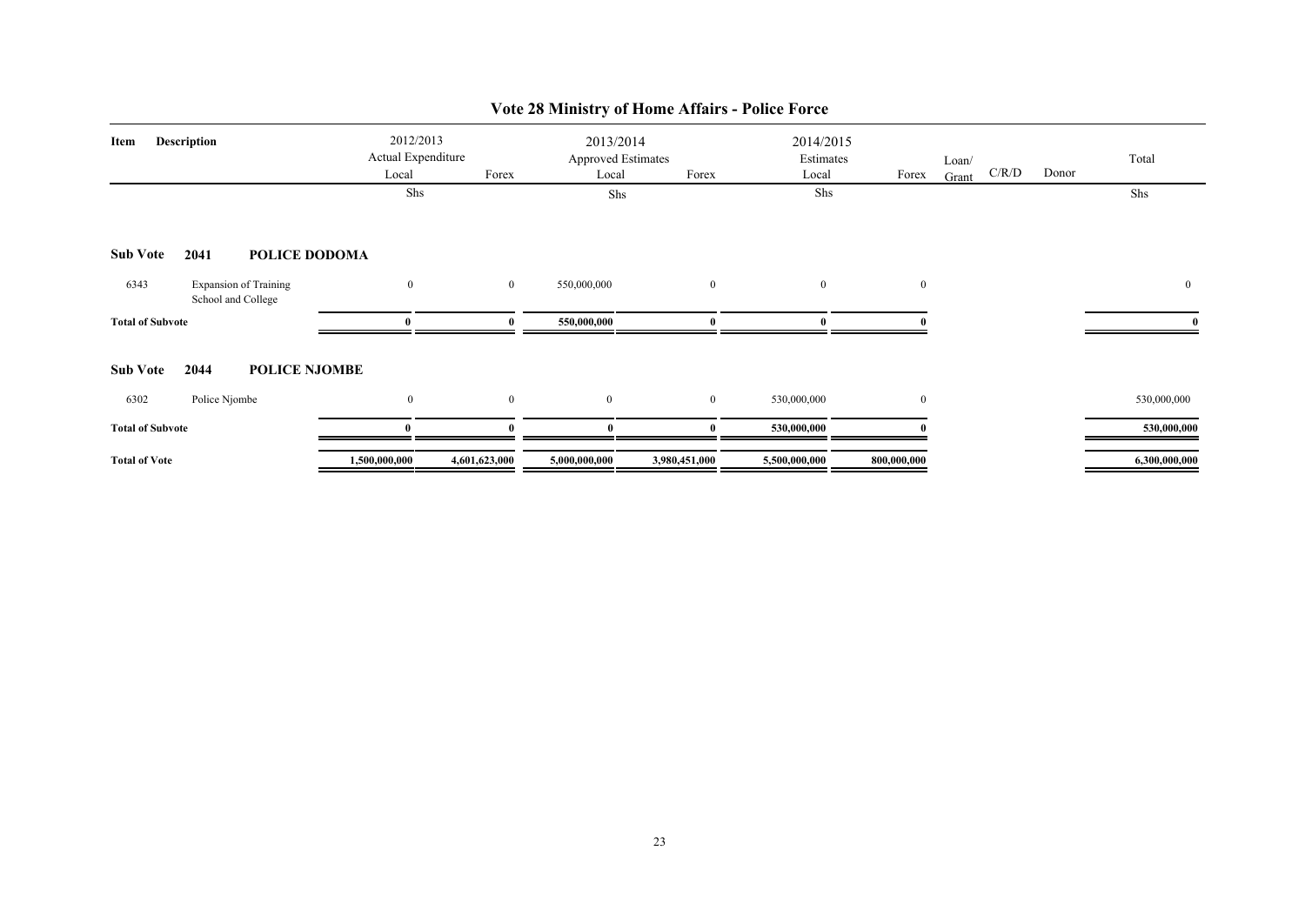# Vote 28 Ministry of Home Affairs - Police Force

| Item | Description | 2012/2013 Actual Expenditure Local | Forex | 2013/2014 Approved Estimates Local | Forex | 2014/2015 Estimates Local | Forex | Loan/ Grant | C/R/D | Donor | Total |
|---|---|---|---|---|---|---|---|---|---|---|---|
| | | Shs | | Shs | | Shs | | | | | Shs |
| **Sub Vote** | **2041 POLICE DODOMA** | | | | | | | | | | |
| 6343 | Expansion of Training School and College | 0 | 0 | 550,000,000 | 0 | 0 | 0 | | | | 0 |
| **Total of Subvote** | | **0** | **0** | **550,000,000** | **0** | **0** | **0** | | | | **0** |
| **Sub Vote** | **2044 POLICE NJOMBE** | | | | | | | | | | |
| 6302 | Police Njombe | 0 | 0 | 0 | 0 | 530,000,000 | 0 | | | | 530,000,000 |
| **Total of Subvote** | | **0** | **0** | **0** | **0** | **530,000,000** | **0** | | | | **530,000,000** |
| **Total of Vote** | | **1,500,000,000** | **4,601,623,000** | **5,000,000,000** | **3,980,451,000** | **5,500,000,000** | **800,000,000** | | | | **6,300,000,000** |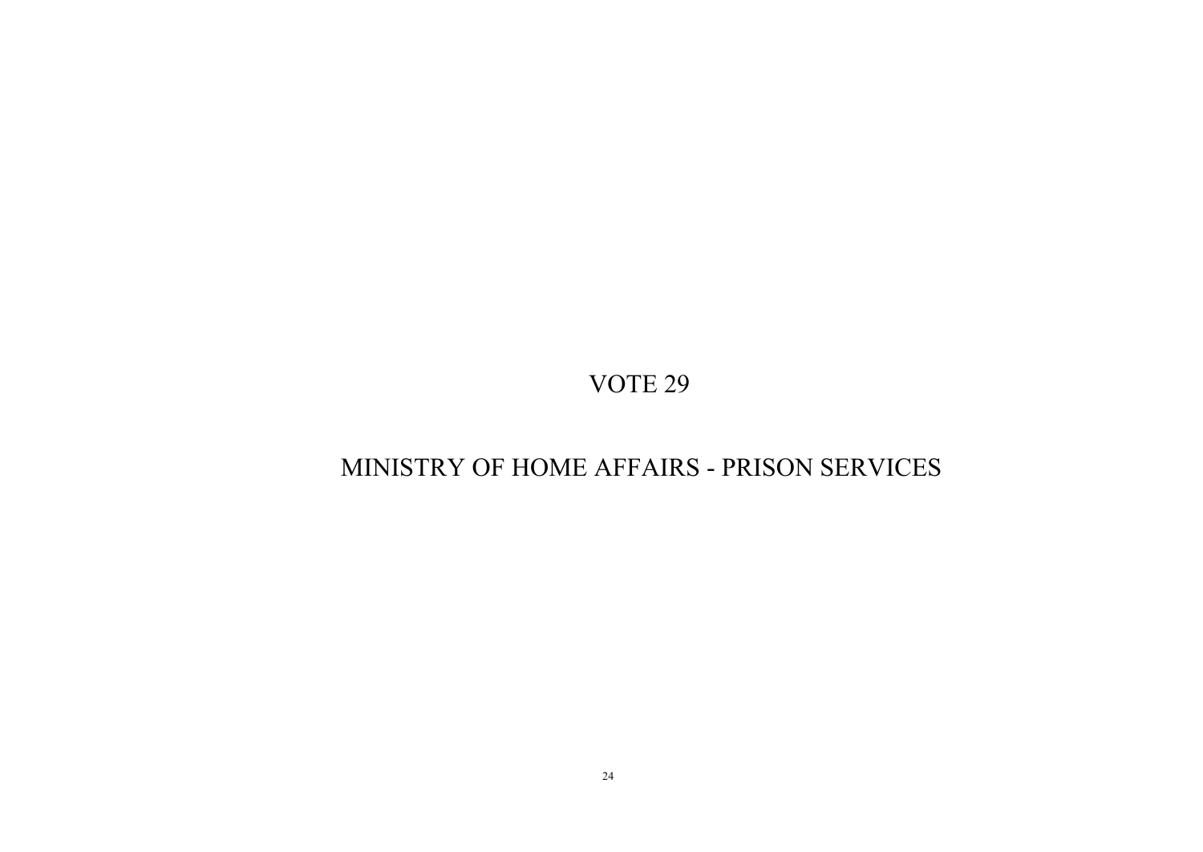# VOTE 29

# MINISTRY OF HOME AFFAIRS - PRISON SERVICES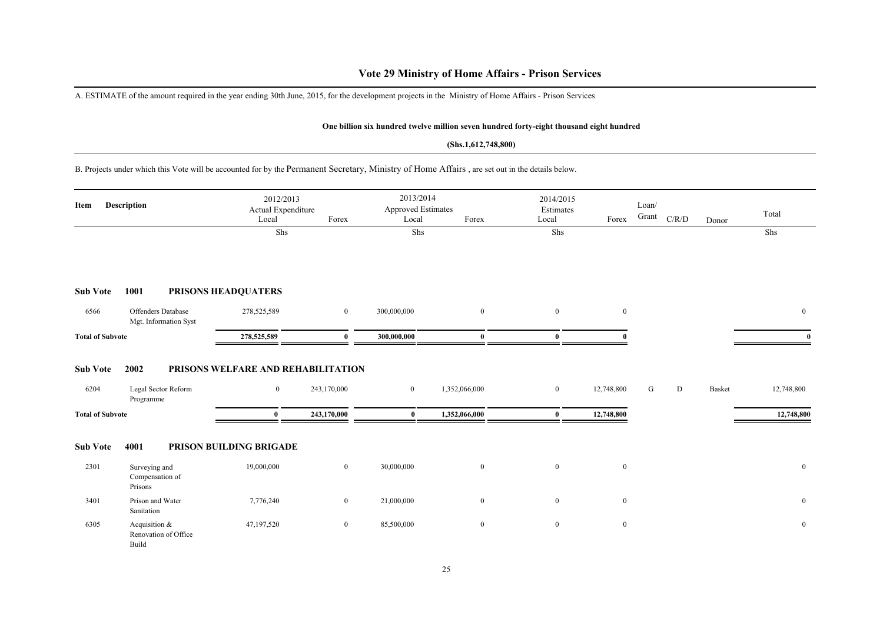# Vote 29 Ministry of Home Affairs - Prison Services

A. ESTIMATE of the amount required in the year ending 30th June, 2015, for the development projects in the Ministry of Home Affairs - Prison Services

**One billion six hundred twelve million seven hundred forty-eight thousand eight hundred**

**(Shs.1,612,748,800)**

B. Projects under which this Vote will be accounted for by the Permanent Secretary, Ministry of Home Affairs , are set out in the details below.

| Item | Description | 2012/2013 Actual Expenditure Local | Forex | 2013/2014 Approved Estimates Local | Forex | 2014/2015 Estimates Local | Forex | Loan/ Grant | C/R/D | Donor | Total |
|---|---|---|---|---|---|---|---|---|---|---|---|
| | | Shs | | Shs | | Shs | | | | | Shs |
| **Sub Vote** | **1001** | **PRISONS HEADQUATERS** | | | | | | | | | |
| 6566 | Offenders Database Mgt. Information Syst | 278,525,589 | 0 | 300,000,000 | 0 | 0 | 0 | | | | 0 |
| **Total of Subvote** | | **278,525,589** | **0** | **300,000,000** | **0** | **0** | **0** | | | | **0** |
| **Sub Vote** | **2002** | **PRISONS WELFARE AND REHABILITATION** | | | | | | | | | |
| 6204 | Legal Sector Reform Programme | 0 | 243,170,000 | 0 | 1,352,066,000 | 0 | 12,748,800 | G | D | Basket | 12,748,800 |
| **Total of Subvote** | | **0** | **243,170,000** | **0** | **1,352,066,000** | **0** | **12,748,800** | | | | **12,748,800** |
| **Sub Vote** | **4001** | **PRISON BUILDING BRIGADE** | | | | | | | | | |
| 2301 | Surveying and Compensation of Prisons | 19,000,000 | 0 | 30,000,000 | 0 | 0 | 0 | | | | 0 |
| 3401 | Prison and Water Sanitation | 7,776,240 | 0 | 21,000,000 | 0 | 0 | 0 | | | | 0 |
| 6305 | Acquisition & Renovation of Office Build | 47,197,520 | 0 | 85,500,000 | 0 | 0 | 0 | | | | 0 |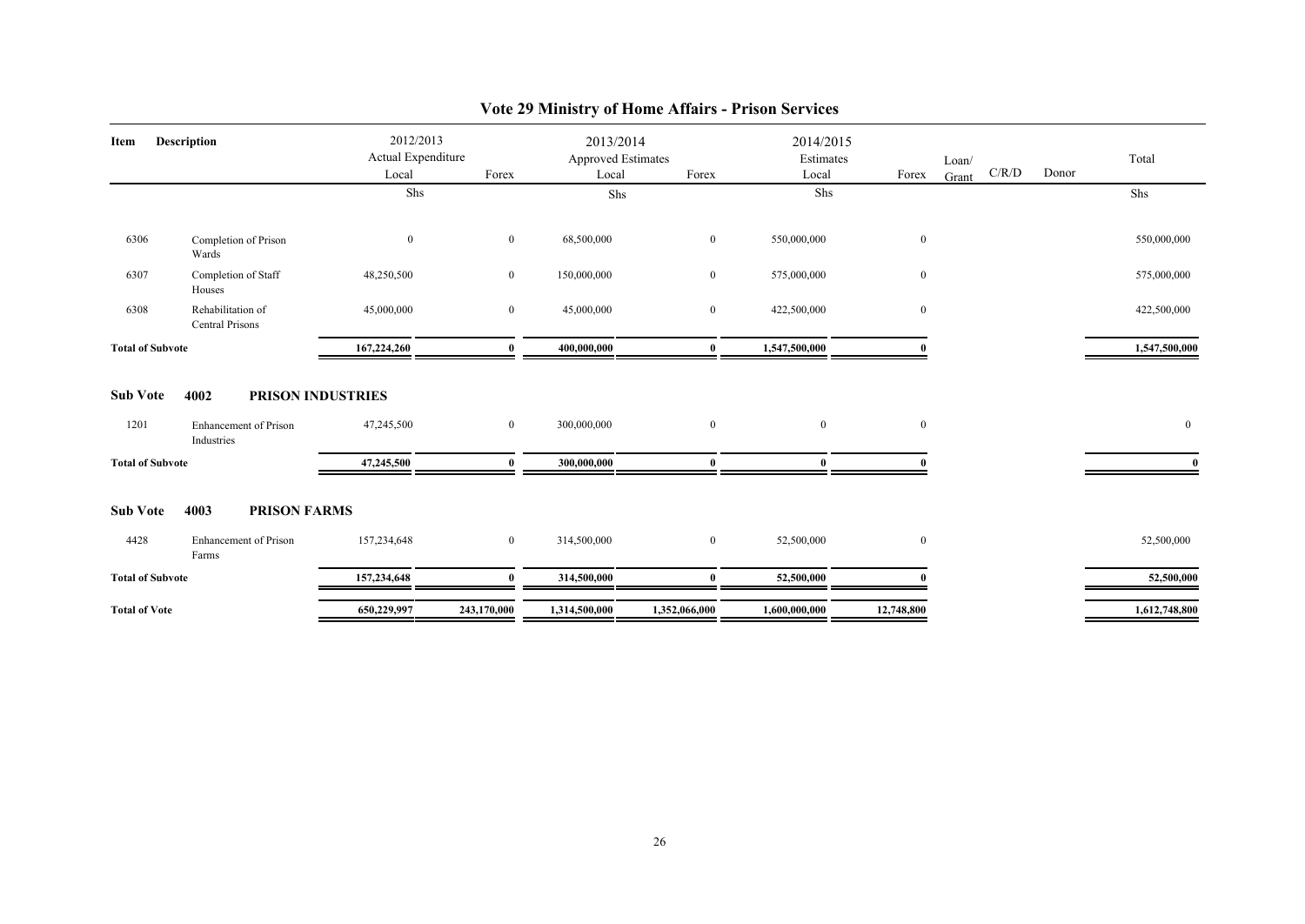# Vote 29 Ministry of Home Affairs - Prison Services

| Item | Description | 2012/2013 Actual Expenditure Local | Forex | 2013/2014 Approved Estimates Local | Forex | 2014/2015 Estimates Local | Forex | Loan/ Grant | C/R/D | Donor | Total |
|---|---|---|---|---|---|---|---|---|---|---|---|
| | | Shs | | Shs | | Shs | | | | | Shs |
| 6306 | Completion of Prison Wards | 0 | 0 | 68,500,000 | 0 | 550,000,000 | 0 | | | | 550,000,000 |
| 6307 | Completion of Staff Houses | 48,250,500 | 0 | 150,000,000 | 0 | 575,000,000 | 0 | | | | 575,000,000 |
| 6308 | Rehabilitation of Central Prisons | 45,000,000 | 0 | 45,000,000 | 0 | 422,500,000 | 0 | | | | 422,500,000 |
| **Total of Subvote** | | **167,224,260** | **0** | **400,000,000** | **0** | **1,547,500,000** | **0** | | | | **1,547,500,000** |
| **Sub Vote** | **4002 PRISON INDUSTRIES** | | | | | | | | | | |
| 1201 | Enhancement of Prison Industries | 47,245,500 | 0 | 300,000,000 | 0 | 0 | 0 | | | | 0 |
| **Total of Subvote** | | **47,245,500** | **0** | **300,000,000** | **0** | **0** | **0** | | | | **0** |
| **Sub Vote** | **4003 PRISON FARMS** | | | | | | | | | | |
| 4428 | Enhancement of Prison Farms | 157,234,648 | 0 | 314,500,000 | 0 | 52,500,000 | 0 | | | | 52,500,000 |
| **Total of Subvote** | | **157,234,648** | **0** | **314,500,000** | **0** | **52,500,000** | **0** | | | | **52,500,000** |
| **Total of Vote** | | **650,229,997** | **243,170,000** | **1,314,500,000** | **1,352,066,000** | **1,600,000,000** | **12,748,800** | | | | **1,612,748,800** |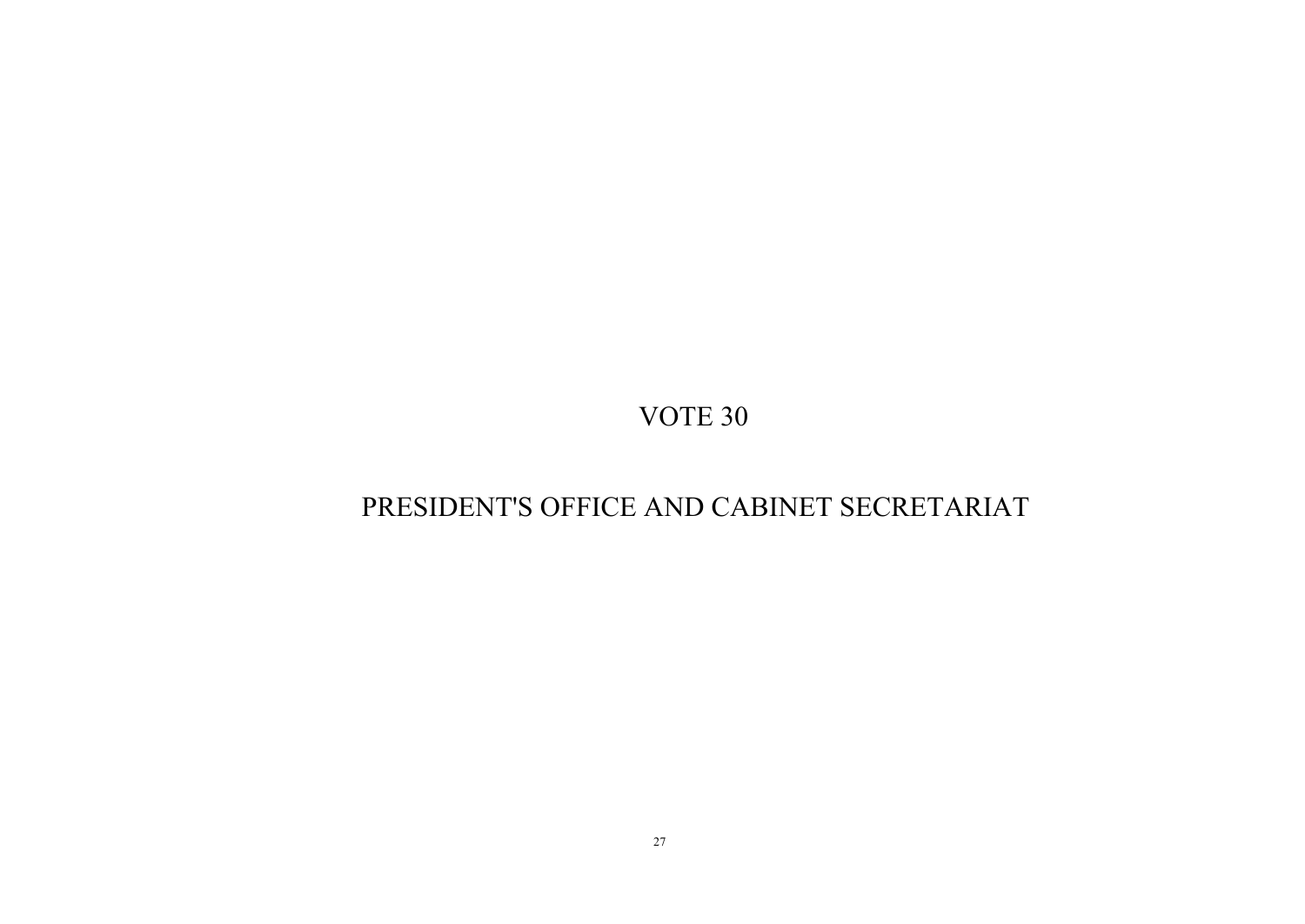# VOTE 30

# PRESIDENT'S OFFICE AND CABINET SECRETARIAT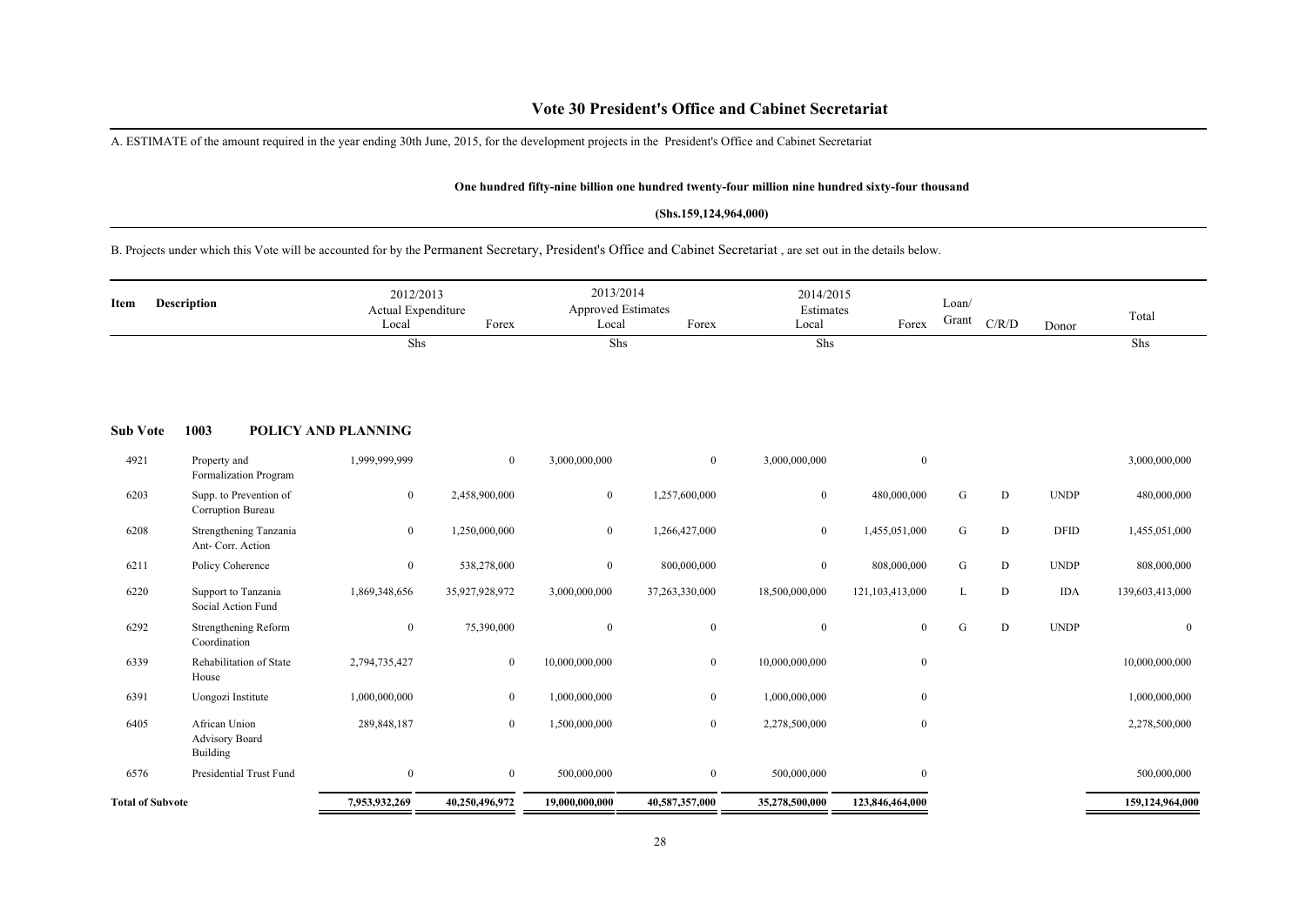## Vote 30 President's Office and Cabinet Secretariat

A. ESTIMATE of the amount required in the year ending 30th June, 2015, for the development projects in the President's Office and Cabinet Secretariat

**One hundred fifty-nine billion one hundred twenty-four million nine hundred sixty-four thousand**

**(Shs.159,124,964,000)**

B. Projects under which this Vote will be accounted for by the Permanent Secretary, President's Office and Cabinet Secretariat , are set out in the details below.

| Item | Description | 2012/2013 Actual Expenditure Local | Forex | 2013/2014 Approved Estimates Local | Forex | 2014/2015 Estimates Local | Forex | Loan/ Grant | C/R/D | Donor | Total |
|---|---|---|---|---|---|---|---|---|---|---|---|
| | | Shs | | Shs | | Shs | | | | | Shs |
| **Sub Vote** | **1003 POLICY AND PLANNING** | | | | | | | | | | |
| 4921 | Property and Formalization Program | 1,999,999,999 | 0 | 3,000,000,000 | 0 | 3,000,000,000 | 0 | | | | 3,000,000,000 |
| 6203 | Supp. to Prevention of Corruption Bureau | 0 | 2,458,900,000 | 0 | 1,257,600,000 | 0 | 480,000,000 | G | D | UNDP | 480,000,000 |
| 6208 | Strengthening Tanzania Ant- Corr. Action | 0 | 1,250,000,000 | 0 | 1,266,427,000 | 0 | 1,455,051,000 | G | D | DFID | 1,455,051,000 |
| 6211 | Policy Coherence | 0 | 538,278,000 | 0 | 800,000,000 | 0 | 808,000,000 | G | D | UNDP | 808,000,000 |
| 6220 | Support to Tanzania Social Action Fund | 1,869,348,656 | 35,927,928,972 | 3,000,000,000 | 37,263,330,000 | 18,500,000,000 | 121,103,413,000 | L | D | IDA | 139,603,413,000 |
| 6292 | Strengthening Reform Coordination | 0 | 75,390,000 | 0 | 0 | 0 | 0 | G | D | UNDP | 0 |
| 6339 | Rehabilitation of State House | 2,794,735,427 | 0 | 10,000,000,000 | 0 | 10,000,000,000 | 0 | | | | 10,000,000,000 |
| 6391 | Uongozi Institute | 1,000,000,000 | 0 | 1,000,000,000 | 0 | 1,000,000,000 | 0 | | | | 1,000,000,000 |
| 6405 | African Union Advisory Board Building | 289,848,187 | 0 | 1,500,000,000 | 0 | 2,278,500,000 | 0 | | | | 2,278,500,000 |
| 6576 | Presidential Trust Fund | 0 | 0 | 500,000,000 | 0 | 500,000,000 | 0 | | | | 500,000,000 |
| **Total of Subvote** | | **7,953,932,269** | **40,250,496,972** | **19,000,000,000** | **40,587,357,000** | **35,278,500,000** | **123,846,464,000** | | | | **159,124,964,000** |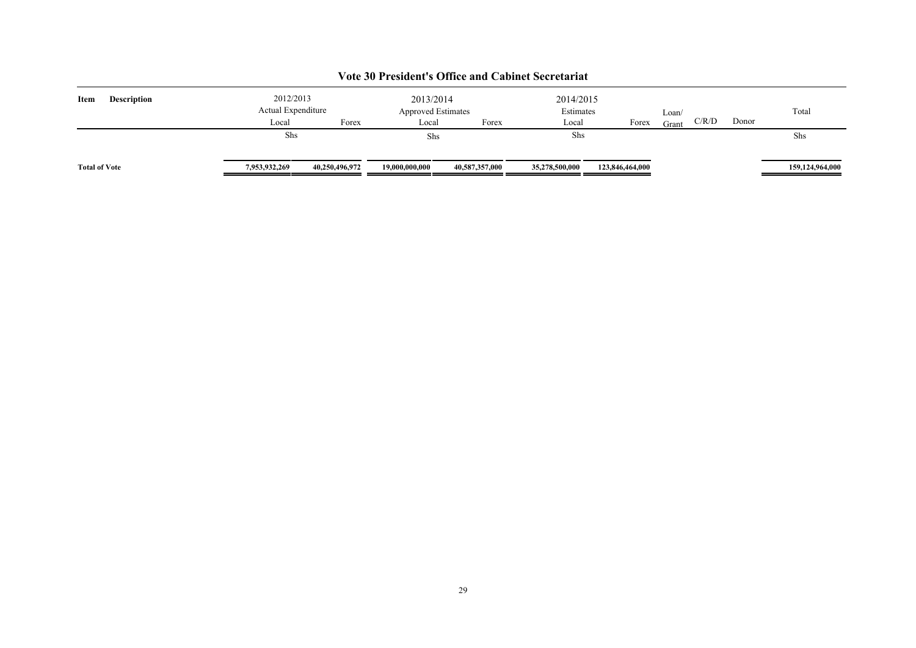# Vote 30 President's Office and Cabinet Secretariat

| Item | Description | 2012/2013 Actual Expenditure | | 2013/2014 Approved Estimates | | 2014/2015 Estimates | | | | | Total |
|---|---|---|---|---|---|---|---|---|---|---|---|
| | | Local | Forex | Local | Forex | Local | Forex | Loan/ Grant | C/R/D | Donor | |
| | | Shs | | Shs | | Shs | | | | | Shs |
| **Total of Vote** | | **7,953,932,269** | **40,250,496,972** | **19,000,000,000** | **40,587,357,000** | **35,278,500,000** | **123,846,464,000** | | | | **159,124,964,000** |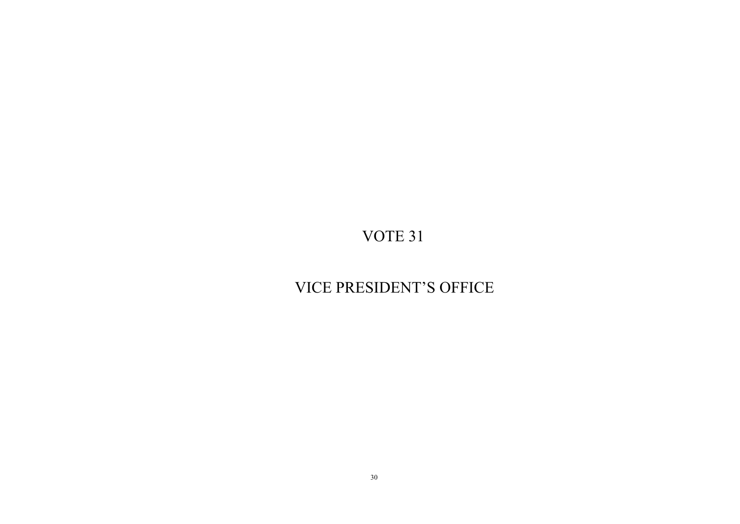# VOTE 31

# VICE PRESIDENT’S OFFICE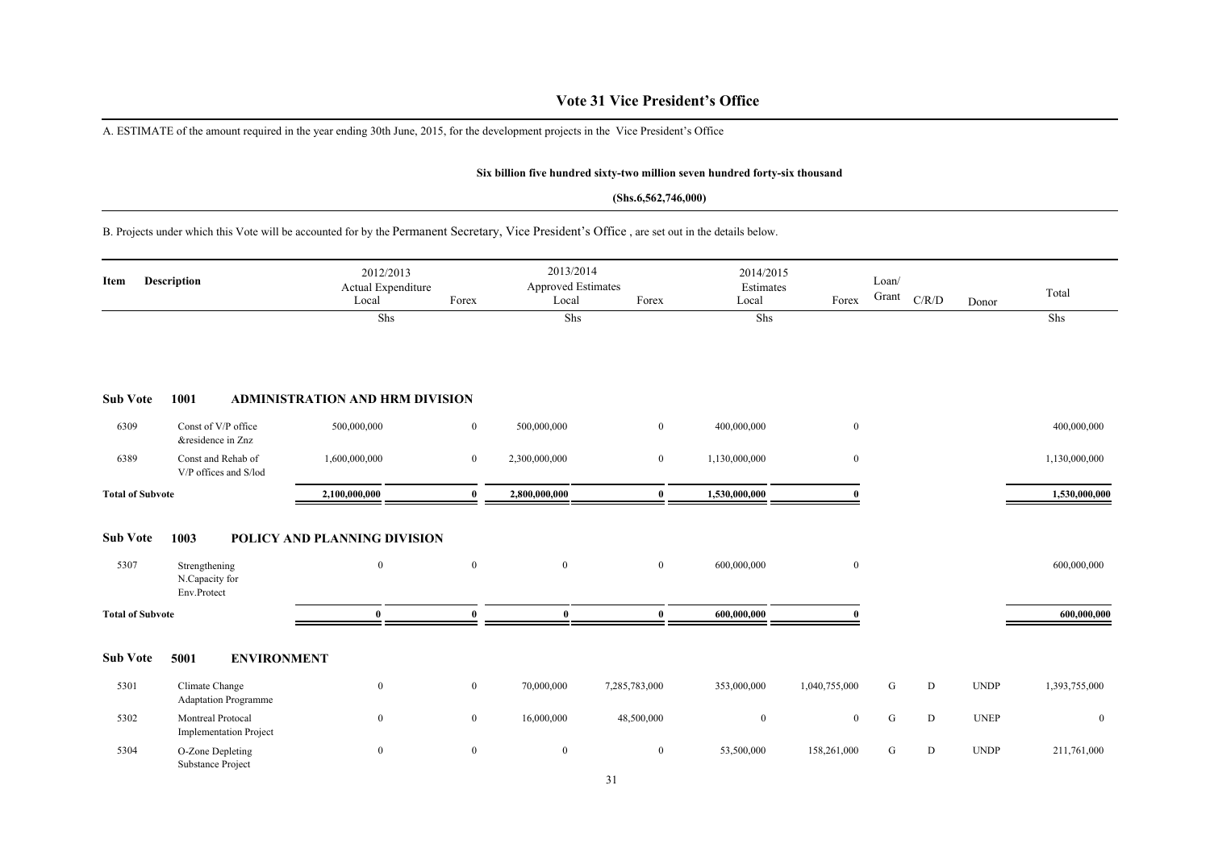# Vote 31 Vice President's Office

A. ESTIMATE of the amount required in the year ending 30th June, 2015, for the development projects in the Vice President's Office

**Six billion five hundred sixty-two million seven hundred forty-six thousand**

**(Shs.6,562,746,000)**

B. Projects under which this Vote will be accounted for by the Permanent Secretary, Vice President's Office , are set out in the details below.

| Item | Description | 2012/2013 Actual Expenditure Local | Forex | 2013/2014 Approved Estimates Local | Forex | 2014/2015 Estimates Local | Forex | Loan/ Grant | C/R/D | Donor | Total |
|---|---|---|---|---|---|---|---|---|---|---|---|
| | | Shs | | Shs | | Shs | | | | | Shs |
| **Sub Vote** | **1001 ADMINISTRATION AND HRM DIVISION** | | | | | | | | | | |
| 6309 | Const of V/P office &residence in Znz | 500,000,000 | 0 | 500,000,000 | 0 | 400,000,000 | 0 | | | | 400,000,000 |
| 6389 | Const and Rehab of V/P offices and S/lod | 1,600,000,000 | 0 | 2,300,000,000 | 0 | 1,130,000,000 | 0 | | | | 1,130,000,000 |
| **Total of Subvote** | | **2,100,000,000** | **0** | **2,800,000,000** | **0** | **1,530,000,000** | **0** | | | | **1,530,000,000** |
| **Sub Vote** | **1003 POLICY AND PLANNING DIVISION** | | | | | | | | | | |
| 5307 | Strengthening N.Capacity for Env.Protect | 0 | 0 | 0 | 0 | 600,000,000 | 0 | | | | 600,000,000 |
| **Total of Subvote** | | **0** | **0** | **0** | **0** | **600,000,000** | **0** | | | | **600,000,000** |
| **Sub Vote** | **5001 ENVIRONMENT** | | | | | | | | | | |
| 5301 | Climate Change Adaptation Programme | 0 | 0 | 70,000,000 | 7,285,783,000 | 353,000,000 | 1,040,755,000 | G | D | UNDP | 1,393,755,000 |
| 5302 | Montreal Protocal Implementation Project | 0 | 0 | 16,000,000 | 48,500,000 | 0 | 0 | G | D | UNEP | 0 |
| 5304 | O-Zone Depleting Substance Project | 0 | 0 | 0 | 0 | 53,500,000 | 158,261,000 | G | D | UNDP | 211,761,000 |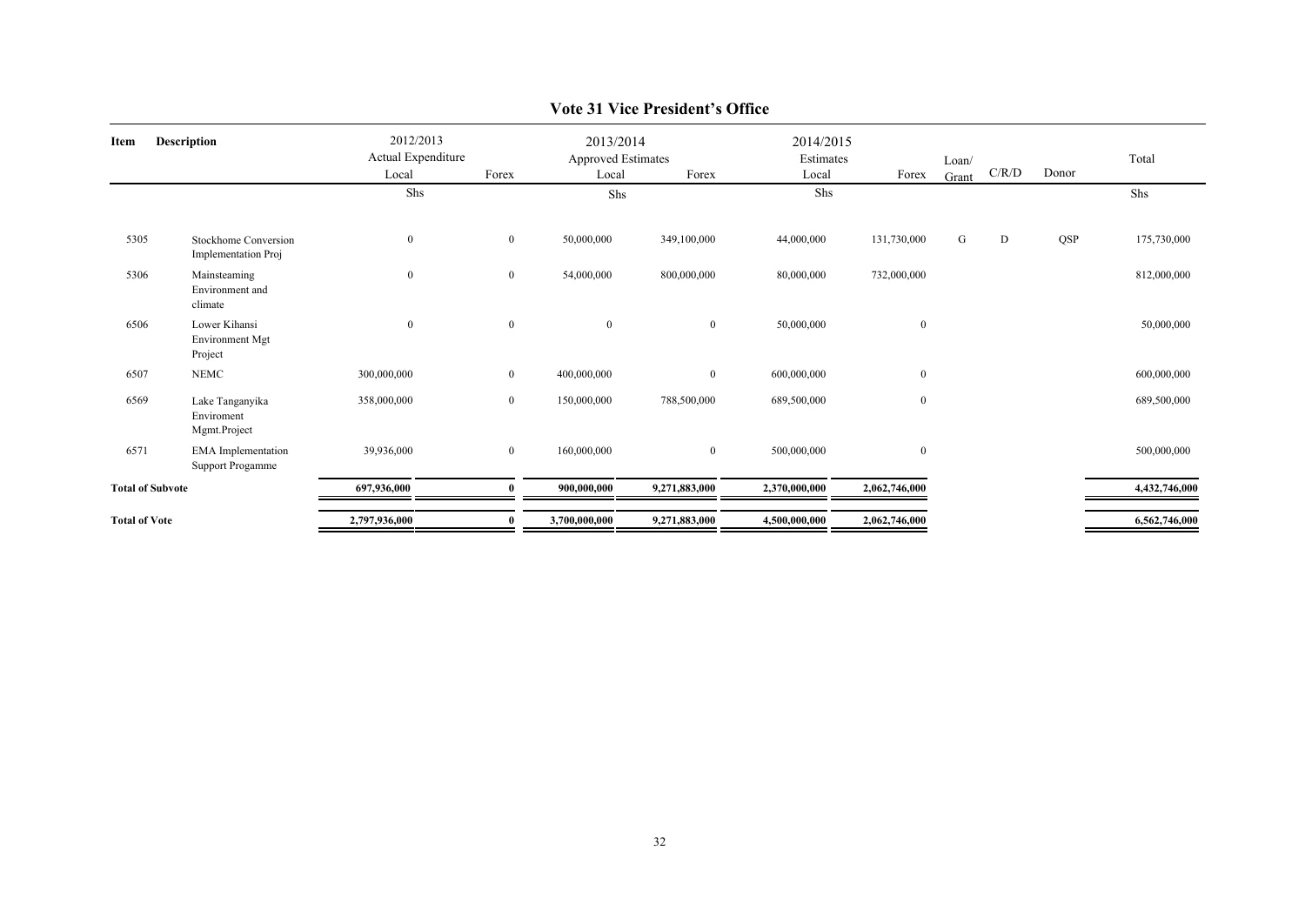## Vote 31 Vice President's Office

| Item | Description | 2012/2013 Actual Expenditure Local | Forex | 2013/2014 Approved Estimates Local | Forex | 2014/2015 Estimates Local | Forex | Loan/ Grant | C/R/D | Donor | Total |
|---|---|---|---|---|---|---|---|---|---|---|---|
| | | Shs | | Shs | | Shs | | | | | Shs |
| 5305 | Stockhome Conversion Implementation Proj | 0 | 0 | 50,000,000 | 349,100,000 | 44,000,000 | 131,730,000 | G | D | QSP | 175,730,000 |
| 5306 | Mainsteaming Environment and climate | 0 | 0 | 54,000,000 | 800,000,000 | 80,000,000 | 732,000,000 | | | | 812,000,000 |
| 6506 | Lower Kihansi Environment Mgt Project | 0 | 0 | 0 | 0 | 50,000,000 | 0 | | | | 50,000,000 |
| 6507 | NEMC | 300,000,000 | 0 | 400,000,000 | 0 | 600,000,000 | 0 | | | | 600,000,000 |
| 6569 | Lake Tanganyika Enviroment Mgmt.Project | 358,000,000 | 0 | 150,000,000 | 788,500,000 | 689,500,000 | 0 | | | | 689,500,000 |
| 6571 | EMA Implementation Support Progamme | 39,936,000 | 0 | 160,000,000 | 0 | 500,000,000 | 0 | | | | 500,000,000 |
| **Total of Subvote** | | **697,936,000** | **0** | **900,000,000** | **9,271,883,000** | **2,370,000,000** | **2,062,746,000** | | | | **4,432,746,000** |
| **Total of Vote** | | **2,797,936,000** | **0** | **3,700,000,000** | **9,271,883,000** | **4,500,000,000** | **2,062,746,000** | | | | **6,562,746,000** |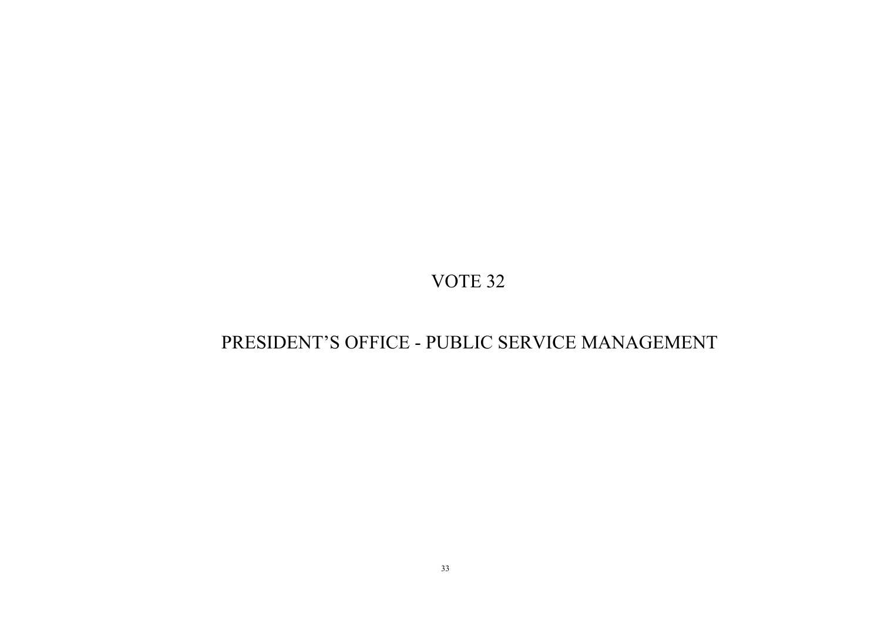# VOTE 32

# PRESIDENT'S OFFICE - PUBLIC SERVICE MANAGEMENT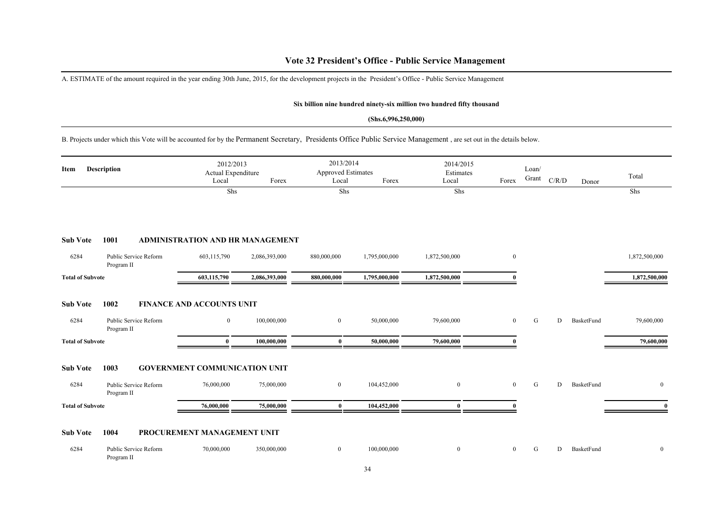# Vote 32 President's Office - Public Service Management

A. ESTIMATE of the amount required in the year ending 30th June, 2015, for the development projects in the President's Office - Public Service Management

**Six billion nine hundred ninety-six million two hundred fifty thousand**

**(Shs.6,996,250,000)**

B. Projects under which this Vote will be accounted for by the Permanent Secretary, Presidents Office Public Service Management , are set out in the details below.

| Item | Description | 2012/2013 Actual Expenditure Local | 2012/2013 Actual Expenditure Forex | 2013/2014 Approved Estimates Local | 2013/2014 Approved Estimates Forex | 2014/2015 Estimates Local | Forex | Loan/ Grant | C/R/D | Donor | Total |
|---|---|---|---|---|---|---|---|---|---|---|---|
| | | Shs | | Shs | | Shs | | | | | Shs |
| **Sub Vote** | **1001** | **ADMINISTRATION AND HR MANAGEMENT** | | | | | | | | | |
| 6284 | Public Service Reform Program II | 603,115,790 | 2,086,393,000 | 880,000,000 | 1,795,000,000 | 1,872,500,000 | 0 | | | | 1,872,500,000 |
| **Total of Subvote** | | **603,115,790** | **2,086,393,000** | **880,000,000** | **1,795,000,000** | **1,872,500,000** | **0** | | | | **1,872,500,000** |
| **Sub Vote** | **1002** | **FINANCE AND ACCOUNTS UNIT** | | | | | | | | | |
| 6284 | Public Service Reform Program II | 0 | 100,000,000 | 0 | 50,000,000 | 79,600,000 | 0 | G | D | BasketFund | 79,600,000 |
| **Total of Subvote** | | **0** | **100,000,000** | **0** | **50,000,000** | **79,600,000** | **0** | | | | **79,600,000** |
| **Sub Vote** | **1003** | **GOVERNMENT COMMUNICATION UNIT** | | | | | | | | | |
| 6284 | Public Service Reform Program II | 76,000,000 | 75,000,000 | 0 | 104,452,000 | 0 | 0 | G | D | BasketFund | 0 |
| **Total of Subvote** | | **76,000,000** | **75,000,000** | **0** | **104,452,000** | **0** | **0** | | | | **0** |
| **Sub Vote** | **1004** | **PROCUREMENT MANAGEMENT UNIT** | | | | | | | | | |
| 6284 | Public Service Reform Program II | 70,000,000 | 350,000,000 | 0 | 100,000,000 | 0 | 0 | G | D | BasketFund | 0 |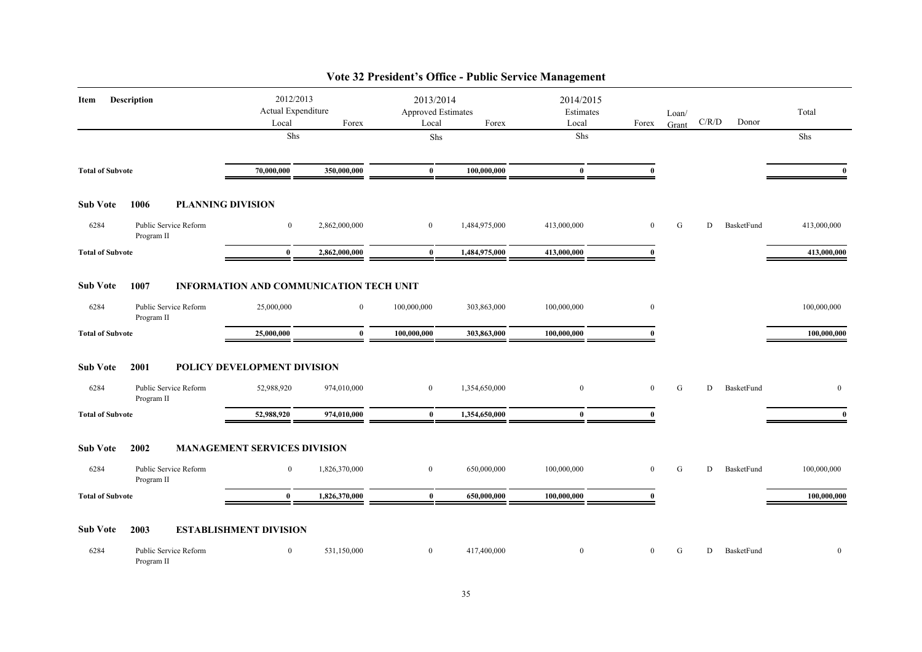# Vote 32 President's Office - Public Service Management

| Item | Description | 2012/2013 Actual Expenditure Local | Forex | 2013/2014 Approved Estimates Local | Forex | 2014/2015 Estimates Local | Forex | Loan/ Grant | C/R/D | Donor | Total |
|---|---|---|---|---|---|---|---|---|---|---|---|
| | | Shs | | Shs | | Shs | | | | | Shs |
| **Total of Subvote** | | **70,000,000** | **350,000,000** | **0** | **100,000,000** | **0** | **0** | | | | **0** |
| **Sub Vote** | **1006** | **PLANNING DIVISION** | | | | | | | | | |
| 6284 | Public Service Reform Program II | 0 | 2,862,000,000 | 0 | 1,484,975,000 | 413,000,000 | 0 | G | D | BasketFund | 413,000,000 |
| **Total of Subvote** | | **0** | **2,862,000,000** | **0** | **1,484,975,000** | **413,000,000** | **0** | | | | **413,000,000** |
| **Sub Vote** | **1007** | **INFORMATION AND COMMUNICATION TECH UNIT** | | | | | | | | | |
| 6284 | Public Service Reform Program II | 25,000,000 | 0 | 100,000,000 | 303,863,000 | 100,000,000 | 0 | | | | 100,000,000 |
| **Total of Subvote** | | **25,000,000** | **0** | **100,000,000** | **303,863,000** | **100,000,000** | **0** | | | | **100,000,000** |
| **Sub Vote** | **2001** | **POLICY DEVELOPMENT DIVISION** | | | | | | | | | |
| 6284 | Public Service Reform Program II | 52,988,920 | 974,010,000 | 0 | 1,354,650,000 | 0 | 0 | G | D | BasketFund | 0 |
| **Total of Subvote** | | **52,988,920** | **974,010,000** | **0** | **1,354,650,000** | **0** | **0** | | | | **0** |
| **Sub Vote** | **2002** | **MANAGEMENT SERVICES DIVISION** | | | | | | | | | |
| 6284 | Public Service Reform Program II | 0 | 1,826,370,000 | 0 | 650,000,000 | 100,000,000 | 0 | G | D | BasketFund | 100,000,000 |
| **Total of Subvote** | | **0** | **1,826,370,000** | **0** | **650,000,000** | **100,000,000** | **0** | | | | **100,000,000** |
| **Sub Vote** | **2003** | **ESTABLISHMENT DIVISION** | | | | | | | | | |
| 6284 | Public Service Reform Program II | 0 | 531,150,000 | 0 | 417,400,000 | 0 | 0 | G | D | BasketFund | 0 |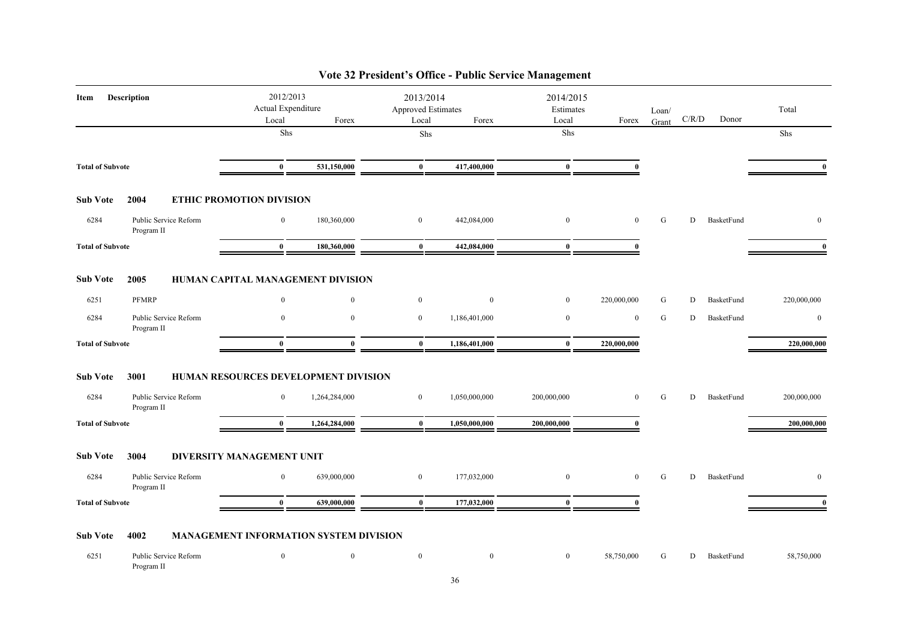# Vote 32 President's Office - Public Service Management

| Item | Description | 2012/2013 Actual Expenditure Local | 2012/2013 Actual Expenditure Forex | 2013/2014 Approved Estimates Local | 2013/2014 Approved Estimates Forex | 2014/2015 Estimates Local | 2014/2015 Estimates Forex | Loan/ Grant | C/R/D | Donor | Total |
|---|---|---|---|---|---|---|---|---|---|---|---|
| | | Shs | | Shs | | Shs | | | | | Shs |
| **Total of Subvote** | | **0** | **531,150,000** | **0** | **417,400,000** | **0** | **0** | | | | **0** |
| **Sub Vote 2004** | **ETHIC PROMOTION DIVISION** | | | | | | | | | | |
| 6284 | Public Service Reform Program II | 0 | 180,360,000 | 0 | 442,084,000 | 0 | 0 | G | D | BasketFund | 0 |
| **Total of Subvote** | | **0** | **180,360,000** | **0** | **442,084,000** | **0** | **0** | | | | **0** |
| **Sub Vote 2005** | **HUMAN CAPITAL MANAGEMENT DIVISION** | | | | | | | | | | |
| 6251 | PFMRP | 0 | 0 | 0 | 0 | 0 | 220,000,000 | G | D | BasketFund | 220,000,000 |
| 6284 | Public Service Reform Program II | 0 | 0 | 0 | 1,186,401,000 | 0 | 0 | G | D | BasketFund | 0 |
| **Total of Subvote** | | **0** | **0** | **0** | **1,186,401,000** | **0** | **220,000,000** | | | | **220,000,000** |
| **Sub Vote 3001** | **HUMAN RESOURCES DEVELOPMENT DIVISION** | | | | | | | | | | |
| 6284 | Public Service Reform Program II | 0 | 1,264,284,000 | 0 | 1,050,000,000 | 200,000,000 | 0 | G | D | BasketFund | 200,000,000 |
| **Total of Subvote** | | **0** | **1,264,284,000** | **0** | **1,050,000,000** | **200,000,000** | **0** | | | | **200,000,000** |
| **Sub Vote 3004** | **DIVERSITY MANAGEMENT UNIT** | | | | | | | | | | |
| 6284 | Public Service Reform Program II | 0 | 639,000,000 | 0 | 177,032,000 | 0 | 0 | G | D | BasketFund | 0 |
| **Total of Subvote** | | **0** | **639,000,000** | **0** | **177,032,000** | **0** | **0** | | | | **0** |
| **Sub Vote 4002** | **MANAGEMENT INFORMATION SYSTEM DIVISION** | | | | | | | | | | |
| 6251 | Public Service Reform Program II | 0 | 0 | 0 | 0 | 0 | 58,750,000 | G | D | BasketFund | 58,750,000 |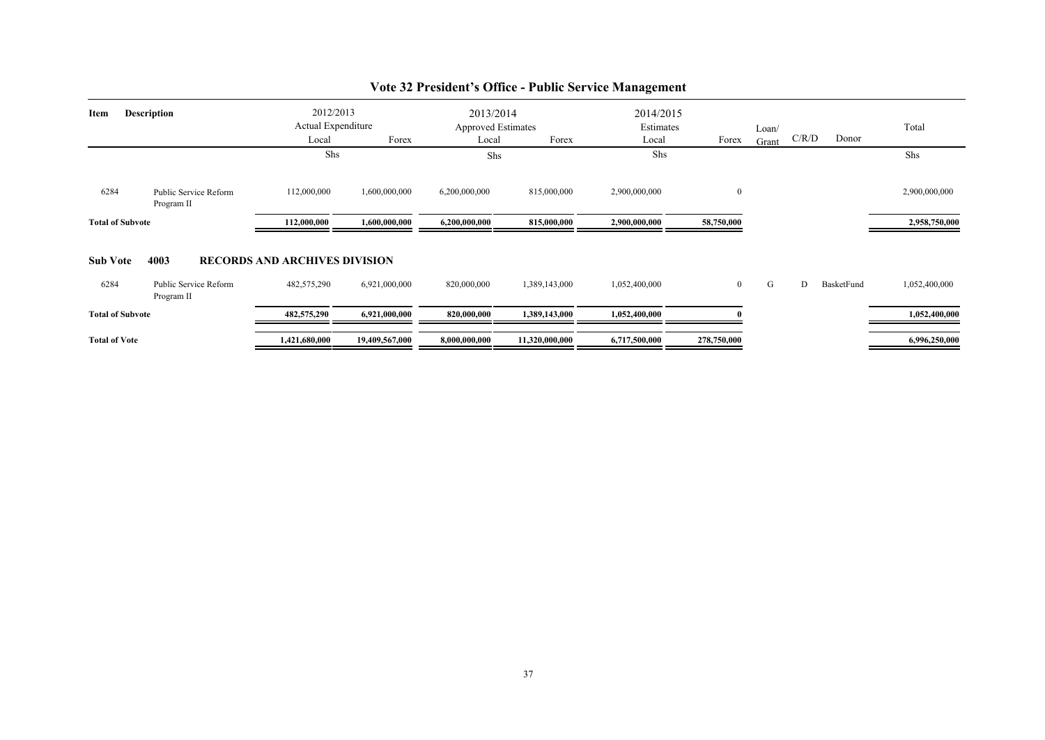# Vote 32 President's Office - Public Service Management

| Item | Description | 2012/2013 Actual Expenditure Local | Forex | 2013/2014 Approved Estimates Local | Forex | 2014/2015 Estimates Local | Forex | Loan/ Grant | C/R/D | Donor | Total |
|---|---|---|---|---|---|---|---|---|---|---|---|
| | | Shs | | Shs | | Shs | | | | | Shs |
| 6284 | Public Service Reform Program II | 112,000,000 | 1,600,000,000 | 6,200,000,000 | 815,000,000 | 2,900,000,000 | 0 | | | | 2,900,000,000 |
| **Total of Subvote** | | **112,000,000** | **1,600,000,000** | **6,200,000,000** | **815,000,000** | **2,900,000,000** | **58,750,000** | | | | **2,958,750,000** |
| **Sub Vote** | **4003** | **RECORDS AND ARCHIVES DIVISION** | | | | | | | | | |
| 6284 | Public Service Reform Program II | 482,575,290 | 6,921,000,000 | 820,000,000 | 1,389,143,000 | 1,052,400,000 | 0 | G | D | BasketFund | 1,052,400,000 |
| **Total of Subvote** | | **482,575,290** | **6,921,000,000** | **820,000,000** | **1,389,143,000** | **1,052,400,000** | **0** | | | | **1,052,400,000** |
| **Total of Vote** | | **1,421,680,000** | **19,409,567,000** | **8,000,000,000** | **11,320,000,000** | **6,717,500,000** | **278,750,000** | | | | **6,996,250,000** |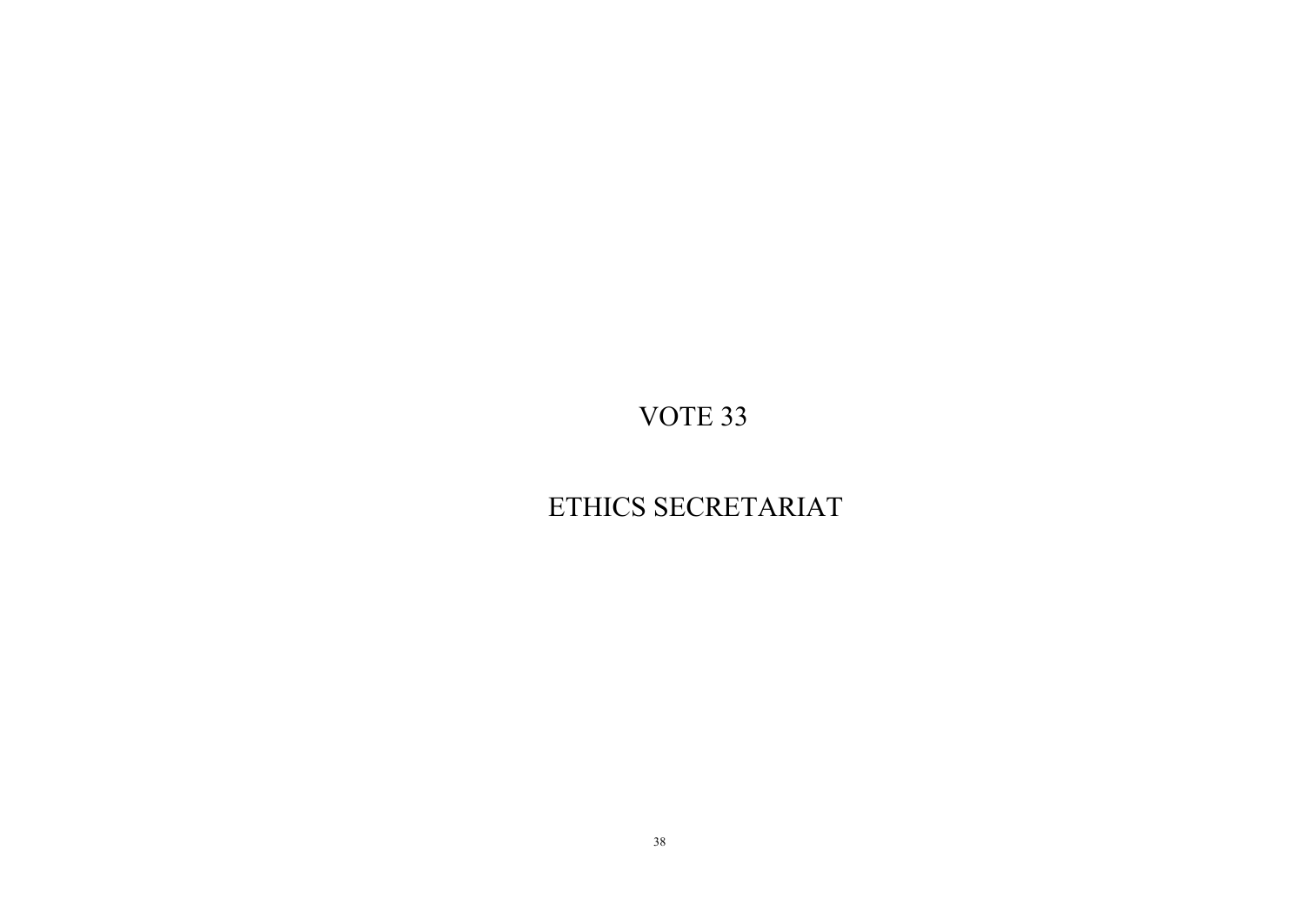# VOTE 33

# ETHICS SECRETARIAT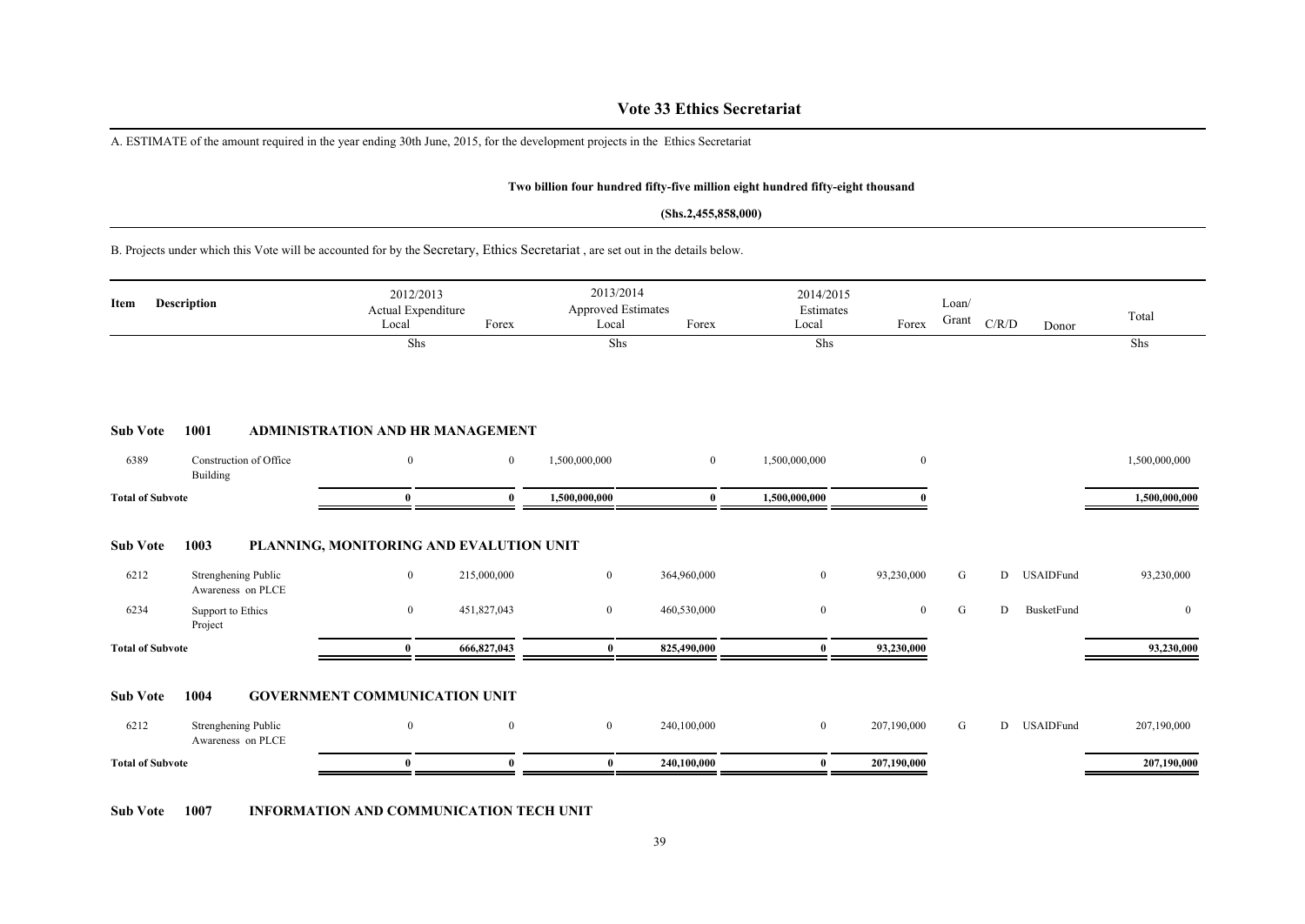# Vote 33 Ethics Secretariat

A. ESTIMATE of the amount required in the year ending 30th June, 2015, for the development projects in the Ethics Secretariat

**Two billion four hundred fifty-five million eight hundred fifty-eight thousand**

**(Shs.2,455,858,000)**

B. Projects under which this Vote will be accounted for by the Secretary, Ethics Secretariat , are set out in the details below.

| Item | Description | 2012/2013 Actual Expenditure Local | Forex | 2013/2014 Approved Estimates Local | Forex | 2014/2015 Estimates Local | Forex | Loan/ Grant | C/R/D | Donor | Total |
|---|---|---|---|---|---|---|---|---|---|---|---|
| | | Shs | | Shs | | Shs | | | | | Shs |
| **Sub Vote** | **1001** | **ADMINISTRATION AND HR MANAGEMENT** | | | | | | | | | |
| 6389 | Construction of Office Building | 0 | 0 | 1,500,000,000 | 0 | 1,500,000,000 | 0 | | | | 1,500,000,000 |
| **Total of Subvote** | | **0** | **0** | **1,500,000,000** | **0** | **1,500,000,000** | **0** | | | | **1,500,000,000** |
| **Sub Vote** | **1003** | **PLANNING, MONITORING AND EVALUTION UNIT** | | | | | | | | | |
| 6212 | Strenghening Public Awareness on PLCE | 0 | 215,000,000 | 0 | 364,960,000 | 0 | 93,230,000 | G | D | USAIDFund | 93,230,000 |
| 6234 | Support to Ethics Project | 0 | 451,827,043 | 0 | 460,530,000 | 0 | 0 | G | D | BusketFund | 0 |
| **Total of Subvote** | | **0** | **666,827,043** | **0** | **825,490,000** | **0** | **93,230,000** | | | | **93,230,000** |
| **Sub Vote** | **1004** | **GOVERNMENT COMMUNICATION UNIT** | | | | | | | | | |
| 6212 | Strenghening Public Awareness on PLCE | 0 | 0 | 0 | 240,100,000 | 0 | 207,190,000 | G | D | USAIDFund | 207,190,000 |
| **Total of Subvote** | | **0** | **0** | **0** | **240,100,000** | **0** | **207,190,000** | | | | **207,190,000** |

**Sub Vote 1007 INFORMATION AND COMMUNICATION TECH UNIT**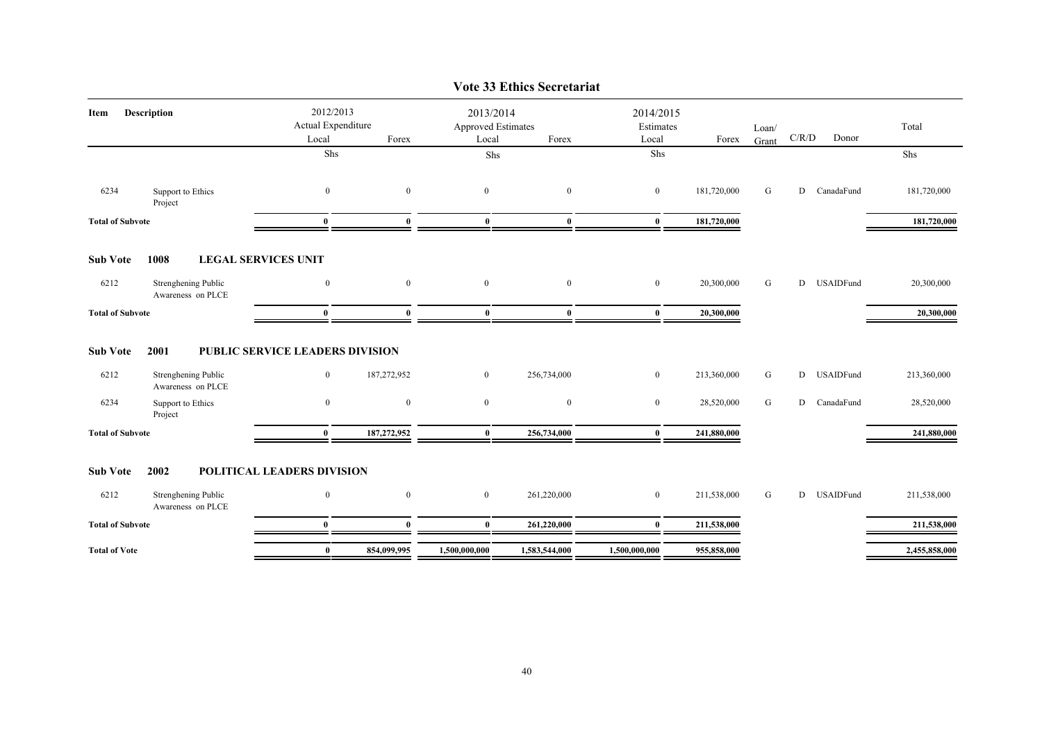# Vote 33 Ethics Secretariat

| Item | Description | 2012/2013 Actual Expenditure Local | Forex | 2013/2014 Approved Estimates Local | Forex | 2014/2015 Estimates Local | Forex | Loan/ Grant | C/R/D | Donor | Total |
|---|---|---|---|---|---|---|---|---|---|---|---|
| | | Shs | | Shs | | Shs | | | | | Shs |
| 6234 | Support to Ethics Project | 0 | 0 | 0 | 0 | 0 | 181,720,000 | G | D | CanadaFund | 181,720,000 |
| **Total of Subvote** | | **0** | **0** | **0** | **0** | **0** | **181,720,000** | | | | **181,720,000** |
| **Sub Vote** | **1008** | **LEGAL SERVICES UNIT** | | | | | | | | | |
| 6212 | Strenghening Public Awareness on PLCE | 0 | 0 | 0 | 0 | 0 | 20,300,000 | G | D | USAIDFund | 20,300,000 |
| **Total of Subvote** | | **0** | **0** | **0** | **0** | **0** | **20,300,000** | | | | **20,300,000** |
| **Sub Vote** | **2001** | **PUBLIC SERVICE LEADERS DIVISION** | | | | | | | | | |
| 6212 | Strenghening Public Awareness on PLCE | 0 | 187,272,952 | 0 | 256,734,000 | 0 | 213,360,000 | G | D | USAIDFund | 213,360,000 |
| 6234 | Support to Ethics Project | 0 | 0 | 0 | 0 | 0 | 28,520,000 | G | D | CanadaFund | 28,520,000 |
| **Total of Subvote** | | **0** | **187,272,952** | **0** | **256,734,000** | **0** | **241,880,000** | | | | **241,880,000** |
| **Sub Vote** | **2002** | **POLITICAL LEADERS DIVISION** | | | | | | | | | |
| 6212 | Strenghening Public Awareness on PLCE | 0 | 0 | 0 | 261,220,000 | 0 | 211,538,000 | G | D | USAIDFund | 211,538,000 |
| **Total of Subvote** | | **0** | **0** | **0** | **261,220,000** | **0** | **211,538,000** | | | | **211,538,000** |
| **Total of Vote** | | **0** | **854,099,995** | **1,500,000,000** | **1,583,544,000** | **1,500,000,000** | **955,858,000** | | | | **2,455,858,000** |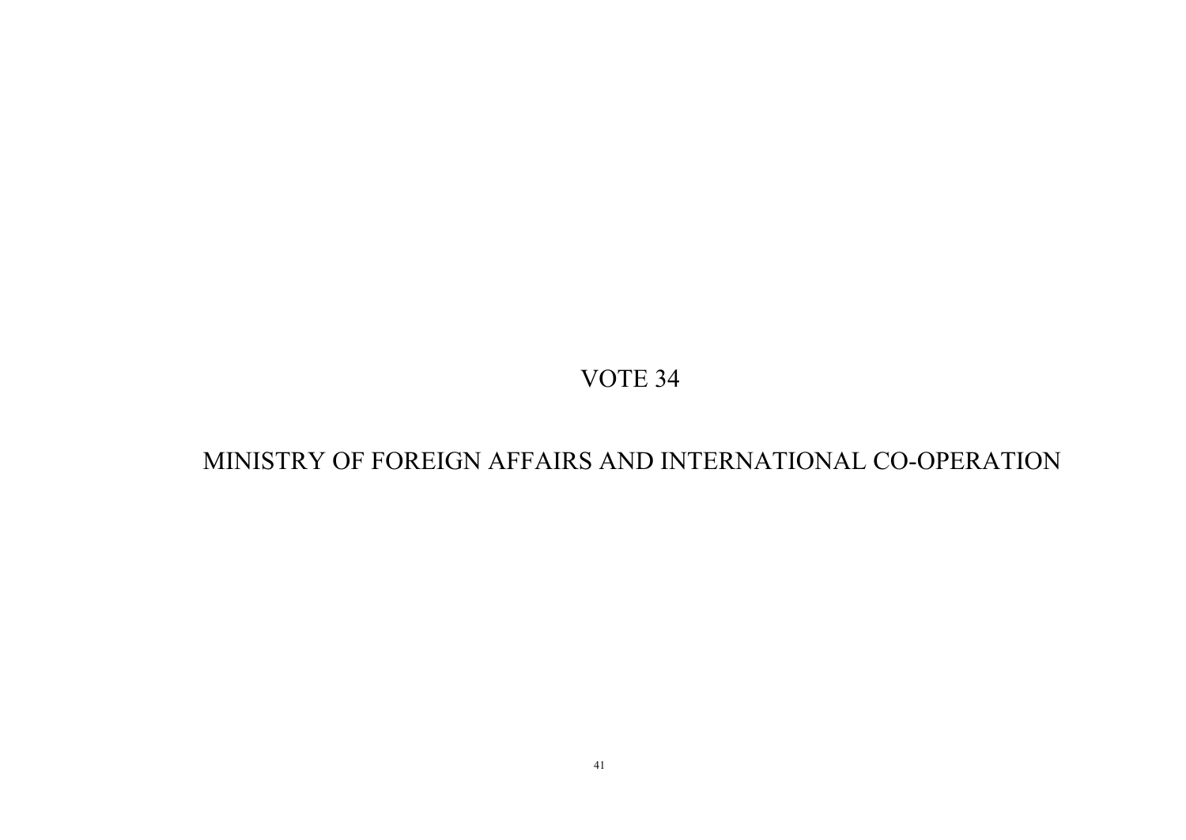# VOTE 34

# MINISTRY OF FOREIGN AFFAIRS AND INTERNATIONAL CO-OPERATION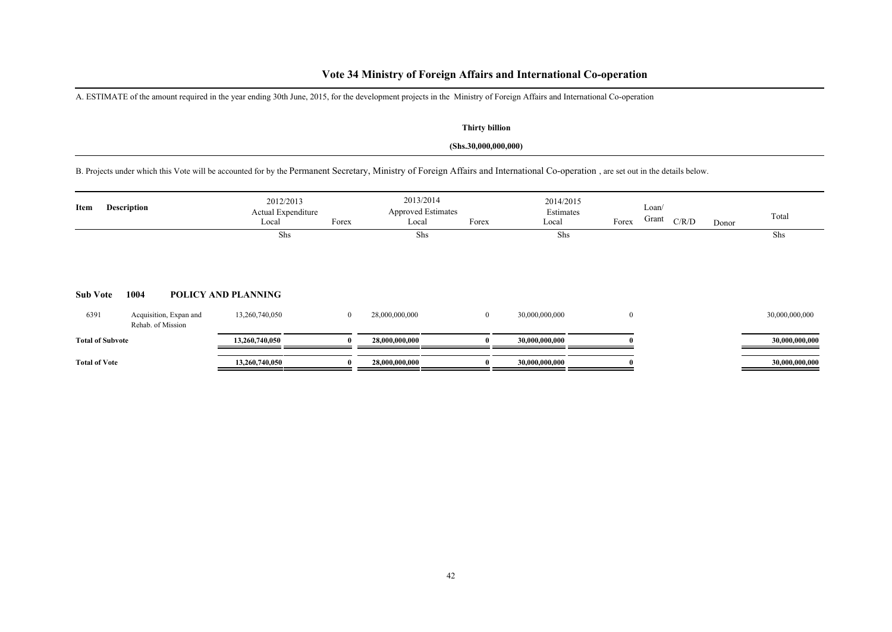# Vote 34 Ministry of Foreign Affairs and International Co-operation

A. ESTIMATE of the amount required in the year ending 30th June, 2015, for the development projects in the Ministry of Foreign Affairs and International Co-operation

**Thirty billion**

**(Shs.30,000,000,000)**

B. Projects under which this Vote will be accounted for by the Permanent Secretary, Ministry of Foreign Affairs and International Co-operation , are set out in the details below.

| Item | Description | 2012/2013 Actual Expenditure Local | Forex | 2013/2014 Approved Estimates Local | Forex | 2014/2015 Estimates Local | Forex | Loan/ Grant | C/R/D | Donor | Total |
|---|---|---|---|---|---|---|---|---|---|---|---|
| | | Shs | | Shs | | Shs | | | | | Shs |
| **Sub Vote** | **1004 POLICY AND PLANNING** | | | | | | | | | | |
| 6391 | Acquisition, Expan and Rehab. of Mission | 13,260,740,050 | 0 | 28,000,000,000 | 0 | 30,000,000,000 | 0 | | | | 30,000,000,000 |
| **Total of Subvote** | | **13,260,740,050** | **0** | **28,000,000,000** | **0** | **30,000,000,000** | **0** | | | | **30,000,000,000** |
| **Total of Vote** | | **13,260,740,050** | **0** | **28,000,000,000** | **0** | **30,000,000,000** | **0** | | | | **30,000,000,000** |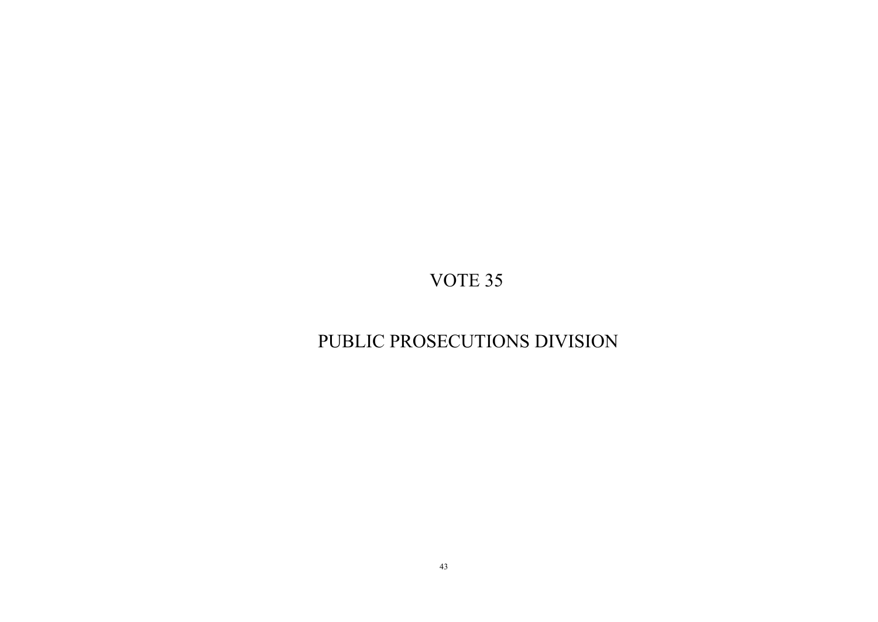# VOTE 35

# PUBLIC PROSECUTIONS DIVISION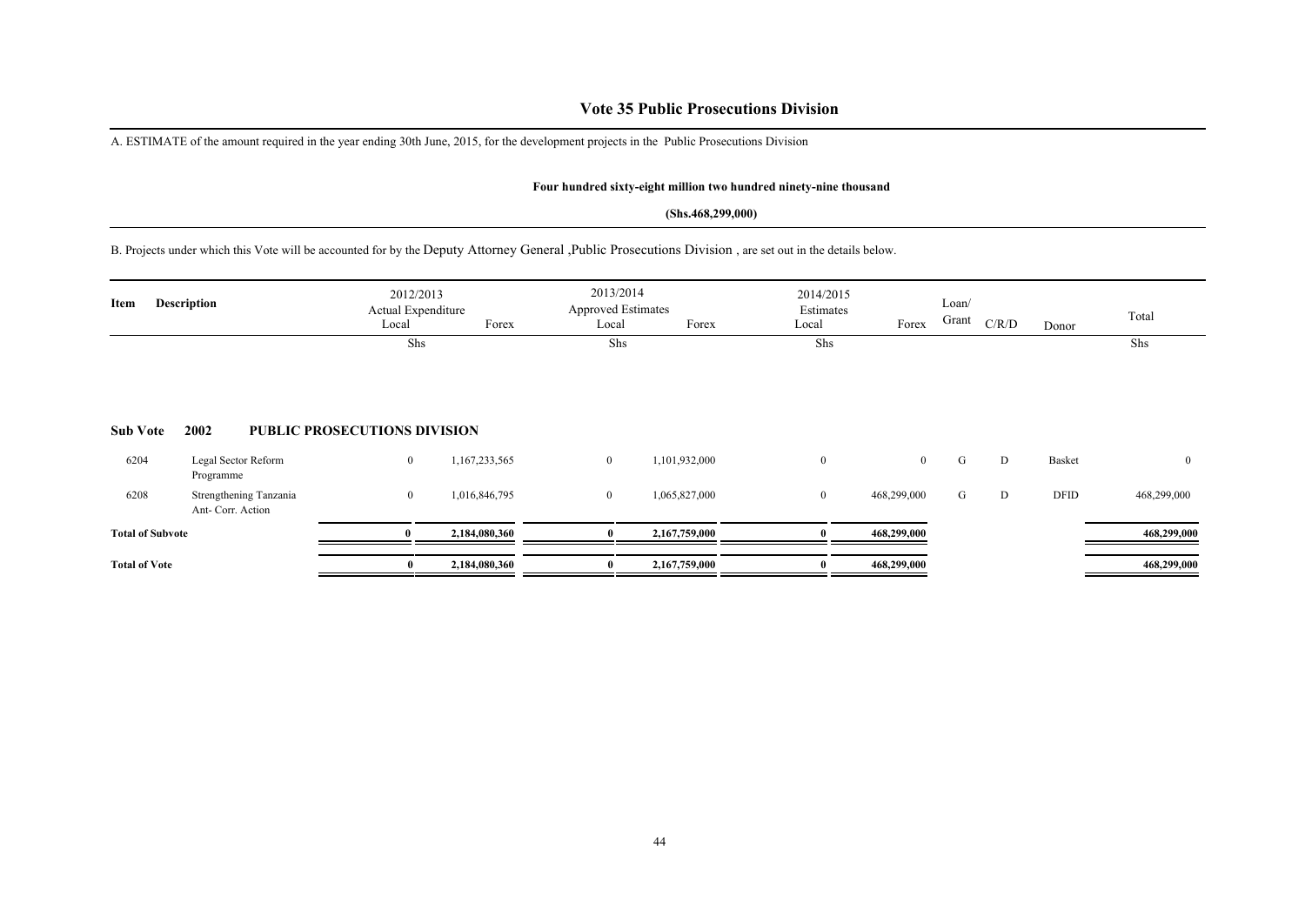# Vote 35 Public Prosecutions Division

A. ESTIMATE of the amount required in the year ending 30th June, 2015, for the development projects in the Public Prosecutions Division

**Four hundred sixty-eight million two hundred ninety-nine thousand**

**(Shs.468,299,000)**

B. Projects under which this Vote will be accounted for by the Deputy Attorney General ,Public Prosecutions Division , are set out in the details below.

| Item | Description | 2012/2013 Actual Expenditure Local | Forex | 2013/2014 Approved Estimates Local | Forex | 2014/2015 Estimates Local | Forex | Loan/ Grant | C/R/D | Donor | Total |
|---|---|---|---|---|---|---|---|---|---|---|---|
| | | Shs | | Shs | | Shs | | | | | Shs |
| **Sub Vote** | **2002 PUBLIC PROSECUTIONS DIVISION** | | | | | | | | | | |
| 6204 | Legal Sector Reform Programme | 0 | 1,167,233,565 | 0 | 1,101,932,000 | 0 | 0 | G | D | Basket | 0 |
| 6208 | Strengthening Tanzania Ant- Corr. Action | 0 | 1,016,846,795 | 0 | 1,065,827,000 | 0 | 468,299,000 | G | D | DFID | 468,299,000 |
| **Total of Subvote** | | **0** | **2,184,080,360** | **0** | **2,167,759,000** | **0** | **468,299,000** | | | | **468,299,000** |
| **Total of Vote** | | **0** | **2,184,080,360** | **0** | **2,167,759,000** | **0** | **468,299,000** | | | | **468,299,000** |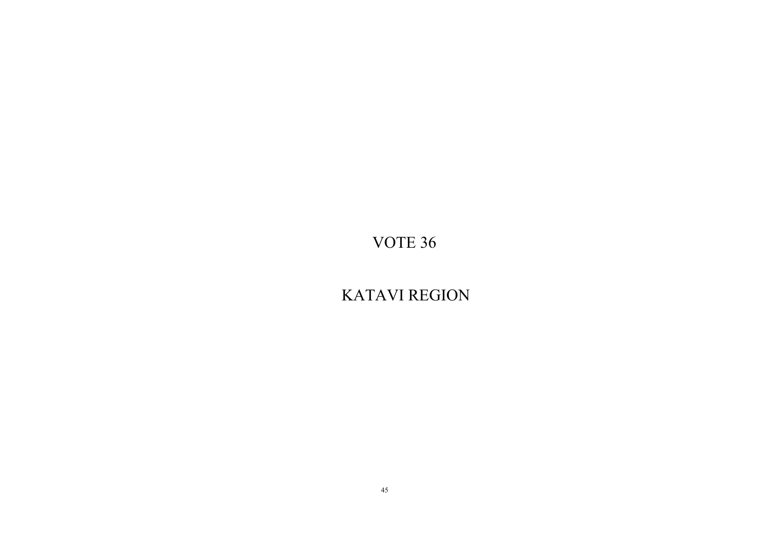# VOTE 36

# KATAVI REGION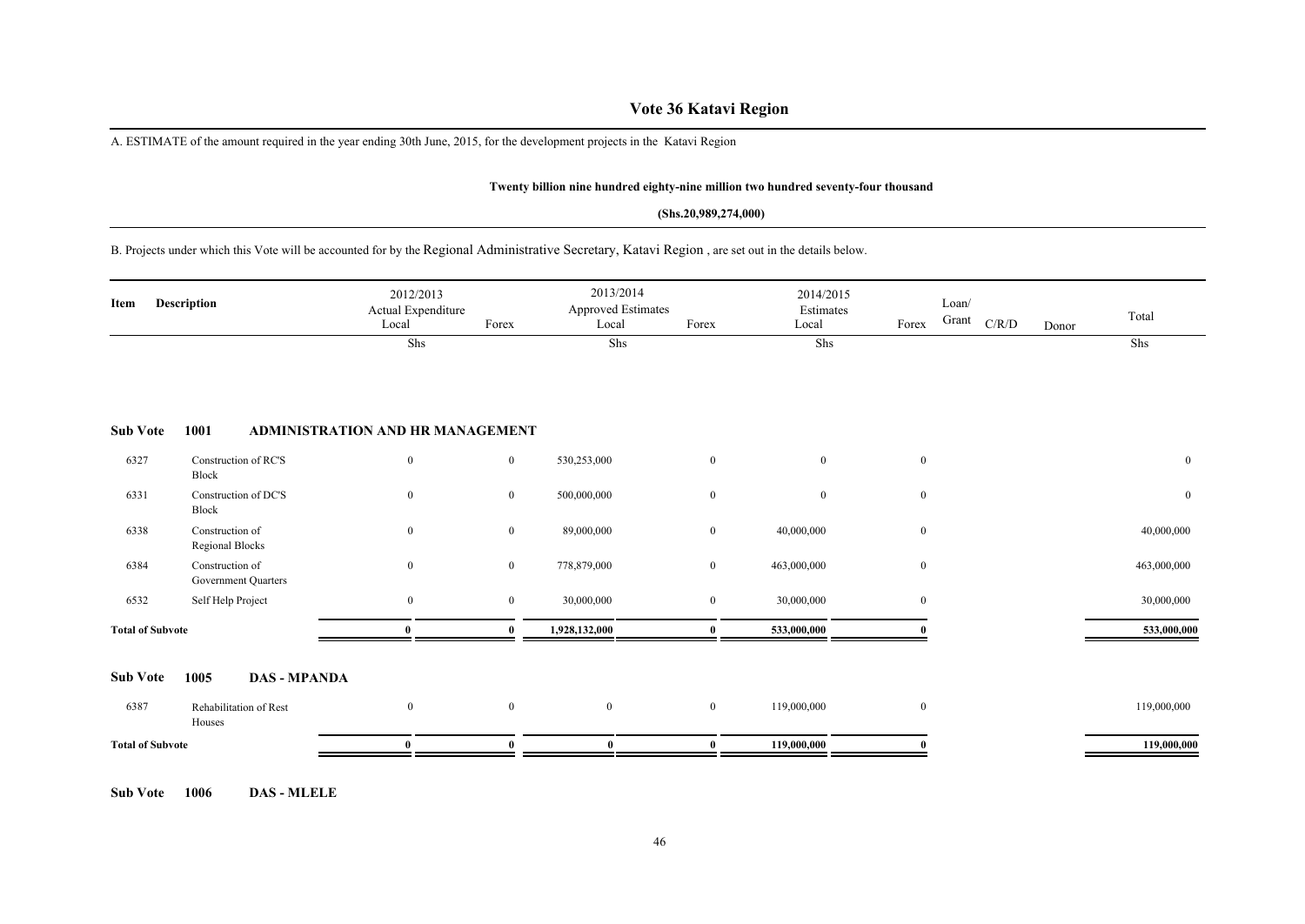# Vote 36 Katavi Region

A. ESTIMATE of the amount required in the year ending 30th June, 2015, for the development projects in the Katavi Region

**Twenty billion nine hundred eighty-nine million two hundred seventy-four thousand**

**(Shs.20,989,274,000)**

B. Projects under which this Vote will be accounted for by the Regional Administrative Secretary, Katavi Region , are set out in the details below.

| Item | Description | 2012/2013 Actual Expenditure Local | Forex | 2013/2014 Approved Estimates Local | Forex | 2014/2015 Estimates Local | Forex | Loan/ Grant | C/R/D | Donor | Total |
|---|---|---|---|---|---|---|---|---|---|---|---|
| | | Shs | | Shs | | Shs | | | | | Shs |
| **Sub Vote 1001** | **ADMINISTRATION AND HR MANAGEMENT** | | | | | | | | | | |
| 6327 | Construction of RC'S Block | 0 | 0 | 530,253,000 | 0 | 0 | 0 | | | | 0 |
| 6331 | Construction of DC'S Block | 0 | 0 | 500,000,000 | 0 | 0 | 0 | | | | 0 |
| 6338 | Construction of Regional Blocks | 0 | 0 | 89,000,000 | 0 | 40,000,000 | 0 | | | | 40,000,000 |
| 6384 | Construction of Government Quarters | 0 | 0 | 778,879,000 | 0 | 463,000,000 | 0 | | | | 463,000,000 |
| 6532 | Self Help Project | 0 | 0 | 30,000,000 | 0 | 30,000,000 | 0 | | | | 30,000,000 |
| **Total of Subvote** | | **0** | **0** | **1,928,132,000** | **0** | **533,000,000** | **0** | | | | **533,000,000** |
| **Sub Vote 1005** | **DAS - MPANDA** | | | | | | | | | | |
| 6387 | Rehabilitation of Rest Houses | 0 | 0 | 0 | 0 | 119,000,000 | 0 | | | | 119,000,000 |
| **Total of Subvote** | | **0** | **0** | **0** | **0** | **119,000,000** | **0** | | | | **119,000,000** |

**Sub Vote 1006 DAS - MLELE**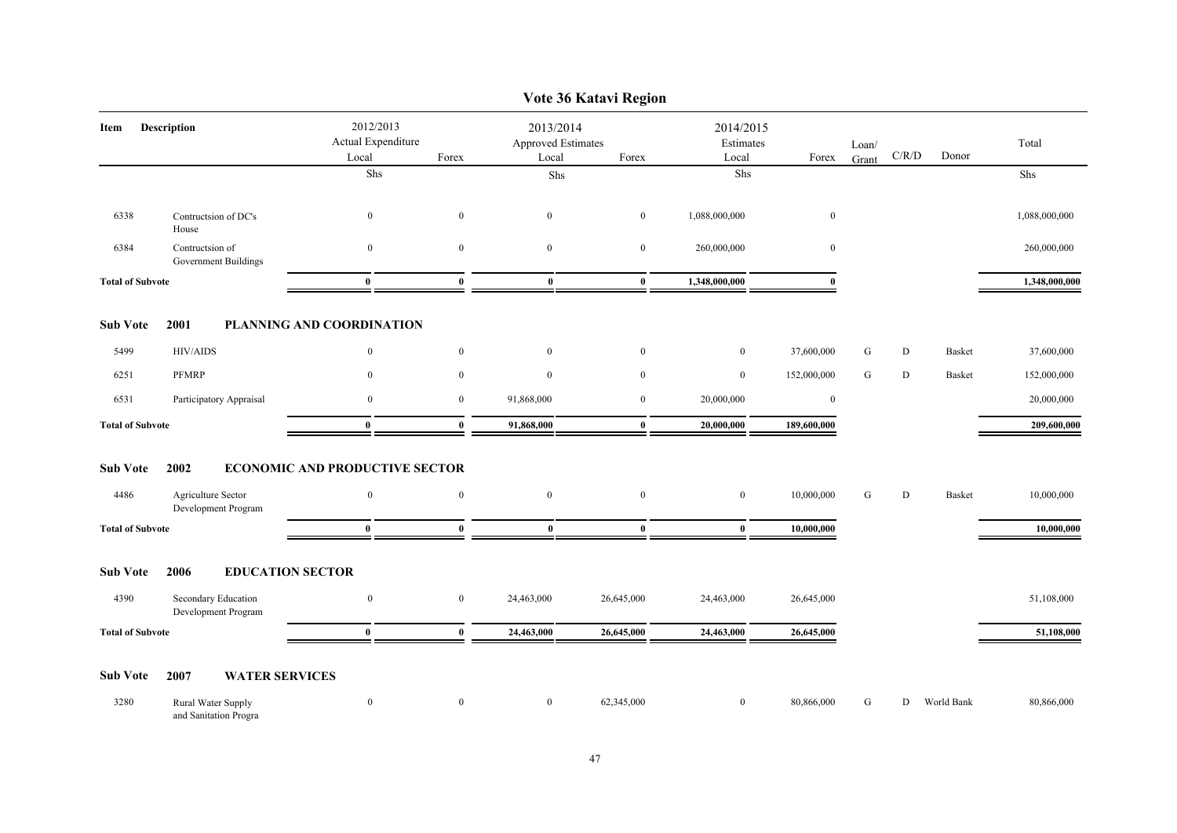# Vote 36 Katavi Region

| Item | Description | 2012/2013 Actual Expenditure Local | Forex | 2013/2014 Approved Estimates Local | Forex | 2014/2015 Estimates Local | Forex | Loan/ Grant | C/R/D | Donor | Total |
|---|---|---|---|---|---|---|---|---|---|---|---|
| | | Shs | | Shs | | Shs | | | | | Shs |
| 6338 | Contructsion of DC's House | 0 | 0 | 0 | 0 | 1,088,000,000 | 0 | | | | 1,088,000,000 |
| 6384 | Contructsion of Government Buildings | 0 | 0 | 0 | 0 | 260,000,000 | 0 | | | | 260,000,000 |
| **Total of Subvote** | | **0** | **0** | **0** | **0** | **1,348,000,000** | **0** | | | | **1,348,000,000** |

**Sub Vote 2001 PLANNING AND COORDINATION**

| Item | Description | 2012/2013 Actual Expenditure Local | Forex | 2013/2014 Approved Estimates Local | Forex | 2014/2015 Estimates Local | Forex | Loan/ Grant | C/R/D | Donor | Total |
|---|---|---|---|---|---|---|---|---|---|---|---|
| 5499 | HIV/AIDS | 0 | 0 | 0 | 0 | 0 | 37,600,000 | G | D | Basket | 37,600,000 |
| 6251 | PFMRP | 0 | 0 | 0 | 0 | 0 | 152,000,000 | G | D | Basket | 152,000,000 |
| 6531 | Participatory Appraisal | 0 | 0 | 91,868,000 | 0 | 20,000,000 | 0 | | | | 20,000,000 |
| **Total of Subvote** | | **0** | **0** | **91,868,000** | **0** | **20,000,000** | **189,600,000** | | | | **209,600,000** |

**Sub Vote 2002 ECONOMIC AND PRODUCTIVE SECTOR**

| Item | Description | 2012/2013 Actual Expenditure Local | Forex | 2013/2014 Approved Estimates Local | Forex | 2014/2015 Estimates Local | Forex | Loan/ Grant | C/R/D | Donor | Total |
|---|---|---|---|---|---|---|---|---|---|---|---|
| 4486 | Agriculture Sector Development Program | 0 | 0 | 0 | 0 | 0 | 10,000,000 | G | D | Basket | 10,000,000 |
| **Total of Subvote** | | **0** | **0** | **0** | **0** | **0** | **10,000,000** | | | | **10,000,000** |

**Sub Vote 2006 EDUCATION SECTOR**

| Item | Description | 2012/2013 Actual Expenditure Local | Forex | 2013/2014 Approved Estimates Local | Forex | 2014/2015 Estimates Local | Forex | Loan/ Grant | C/R/D | Donor | Total |
|---|---|---|---|---|---|---|---|---|---|---|---|
| 4390 | Secondary Education Development Program | 0 | 0 | 24,463,000 | 26,645,000 | 24,463,000 | 26,645,000 | | | | 51,108,000 |
| **Total of Subvote** | | **0** | **0** | **24,463,000** | **26,645,000** | **24,463,000** | **26,645,000** | | | | **51,108,000** |

**Sub Vote 2007 WATER SERVICES**

| Item | Description | 2012/2013 Actual Expenditure Local | Forex | 2013/2014 Approved Estimates Local | Forex | 2014/2015 Estimates Local | Forex | Loan/ Grant | C/R/D | Donor | Total |
|---|---|---|---|---|---|---|---|---|---|---|---|
| 3280 | Rural Water Supply and Sanitation Progra | 0 | 0 | 0 | 62,345,000 | 0 | 80,866,000 | G | D | World Bank | 80,866,000 |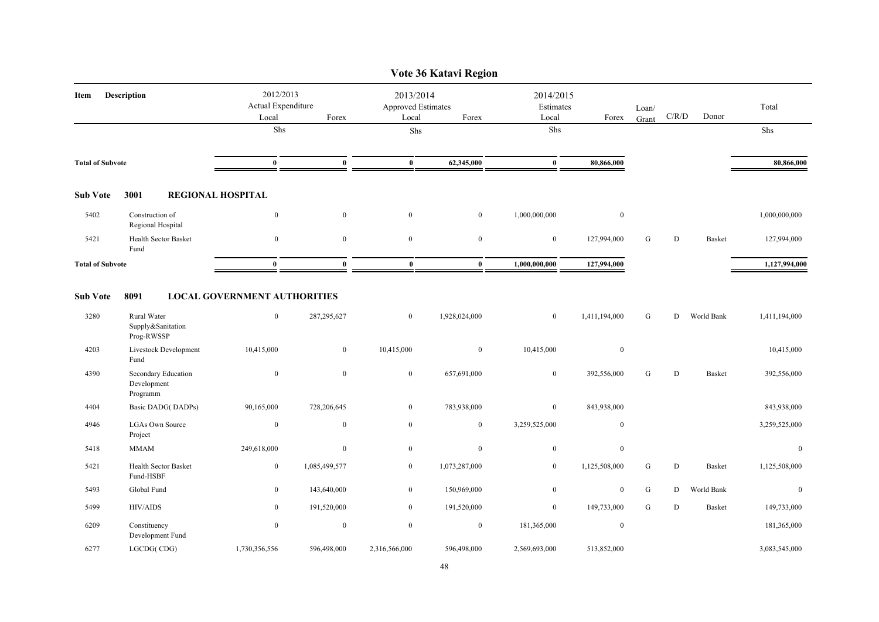# Vote 36 Katavi Region

| Item | Description | 2012/2013 Actual Expenditure Local | Forex | 2013/2014 Approved Estimates Local | Forex | 2014/2015 Estimates Local | Forex | Loan/ Grant | C/R/D | Donor | Total |
|---|---|---|---|---|---|---|---|---|---|---|---|
| | | Shs | | Shs | | Shs | | | | | Shs |
| **Total of Subvote** | | **0** | **0** | **0** | **62,345,000** | **0** | **80,866,000** | | | | **80,866,000** |

**Sub Vote 3001 REGIONAL HOSPITAL**

| Item | Description | 2012/2013 Actual Expenditure Local | Forex | 2013/2014 Approved Estimates Local | Forex | 2014/2015 Estimates Local | Forex | Loan/ Grant | C/R/D | Donor | Total |
|---|---|---|---|---|---|---|---|---|---|---|---|
| 5402 | Construction of Regional Hospital | 0 | 0 | 0 | 0 | 1,000,000,000 | 0 | | | | 1,000,000,000 |
| 5421 | Health Sector Basket Fund | 0 | 0 | 0 | 0 | 0 | 127,994,000 | G | D | Basket | 127,994,000 |
| **Total of Subvote** | | **0** | **0** | **0** | **0** | **1,000,000,000** | **127,994,000** | | | | **1,127,994,000** |

**Sub Vote 8091 LOCAL GOVERNMENT AUTHORITIES**

| Item | Description | 2012/2013 Actual Expenditure Local | Forex | 2013/2014 Approved Estimates Local | Forex | 2014/2015 Estimates Local | Forex | Loan/ Grant | C/R/D | Donor | Total |
|---|---|---|---|---|---|---|---|---|---|---|---|
| 3280 | Rural Water Supply&Sanitation Prog-RWSSP | 0 | 287,295,627 | 0 | 1,928,024,000 | 0 | 1,411,194,000 | G | D | World Bank | 1,411,194,000 |
| 4203 | Livestock Development Fund | 10,415,000 | 0 | 10,415,000 | 0 | 10,415,000 | 0 | | | | 10,415,000 |
| 4390 | Secondary Education Development Programm | 0 | 0 | 0 | 657,691,000 | 0 | 392,556,000 | G | D | Basket | 392,556,000 |
| 4404 | Basic DADG( DADPs) | 90,165,000 | 728,206,645 | 0 | 783,938,000 | 0 | 843,938,000 | | | | 843,938,000 |
| 4946 | LGAs Own Source Project | 0 | 0 | 0 | 0 | 3,259,525,000 | 0 | | | | 3,259,525,000 |
| 5418 | MMAM | 249,618,000 | 0 | 0 | 0 | 0 | 0 | | | | 0 |
| 5421 | Health Sector Basket Fund-HSBF | 0 | 1,085,499,577 | 0 | 1,073,287,000 | 0 | 1,125,508,000 | G | D | Basket | 1,125,508,000 |
| 5493 | Global Fund | 0 | 143,640,000 | 0 | 150,969,000 | 0 | 0 | G | D | World Bank | 0 |
| 5499 | HIV/AIDS | 0 | 191,520,000 | 0 | 191,520,000 | 0 | 149,733,000 | G | D | Basket | 149,733,000 |
| 6209 | Constituency Development Fund | 0 | 0 | 0 | 0 | 181,365,000 | 0 | | | | 181,365,000 |
| 6277 | LGCDG( CDG) | 1,730,356,556 | 596,498,000 | 2,316,566,000 | 596,498,000 | 2,569,693,000 | 513,852,000 | | | | 3,083,545,000 |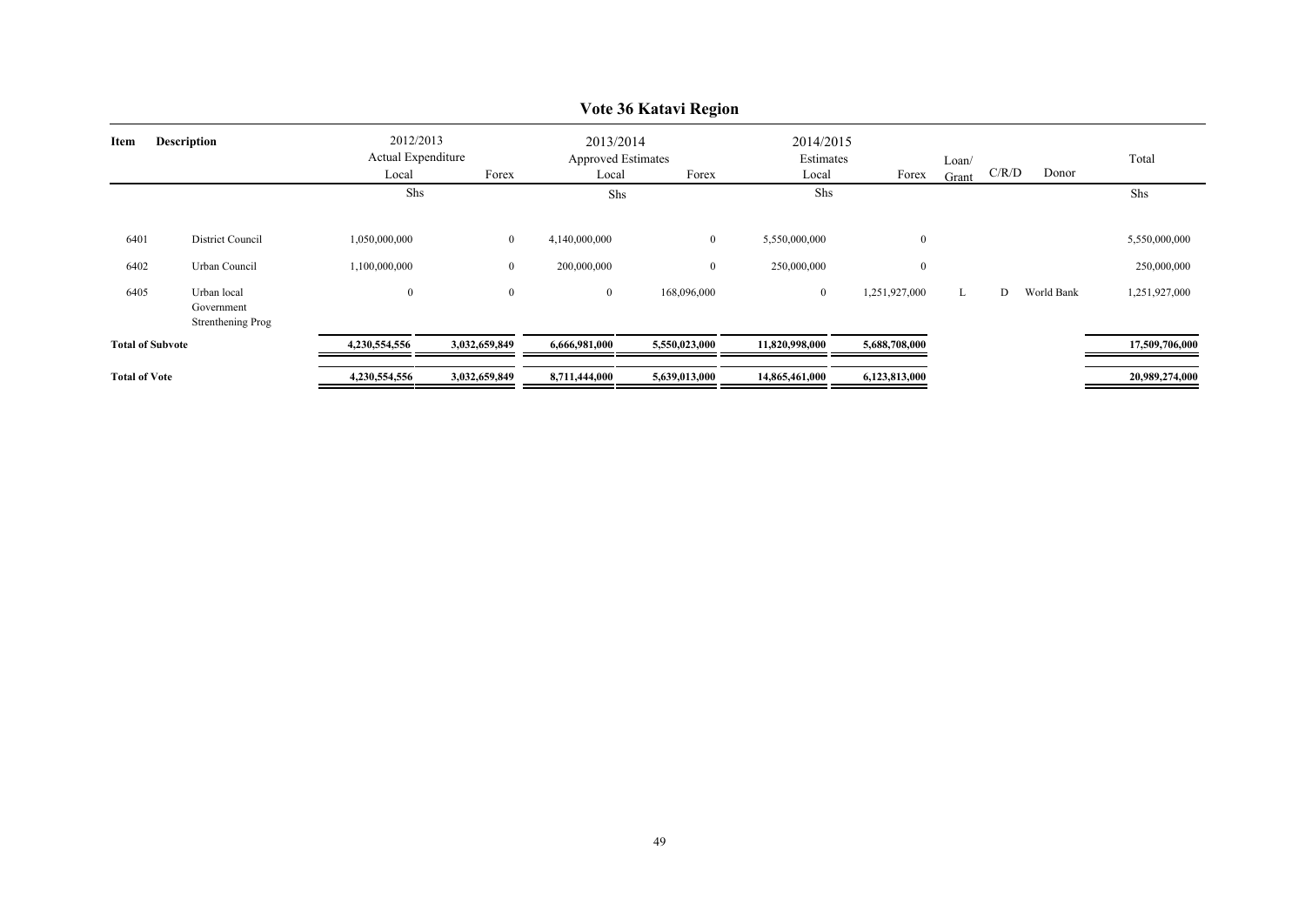## Vote 36 Katavi Region

| Item | Description | 2012/2013 Actual Expenditure Local | Forex | 2013/2014 Approved Estimates Local | Forex | 2014/2015 Estimates Local | Forex | Loan/ Grant | C/R/D | Donor | Total |
|---|---|---|---|---|---|---|---|---|---|---|---|
| | | Shs | | Shs | | Shs | | | | | Shs |
| 6401 | District Council | 1,050,000,000 | 0 | 4,140,000,000 | 0 | 5,550,000,000 | 0 | | | | 5,550,000,000 |
| 6402 | Urban Council | 1,100,000,000 | 0 | 200,000,000 | 0 | 250,000,000 | 0 | | | | 250,000,000 |
| 6405 | Urban local Government Strenthening Prog | 0 | 0 | 0 | 168,096,000 | 0 | 1,251,927,000 | L | D | World Bank | 1,251,927,000 |
| **Total of Subvote** | | **4,230,554,556** | **3,032,659,849** | **6,666,981,000** | **5,550,023,000** | **11,820,998,000** | **5,688,708,000** | | | | **17,509,706,000** |
| **Total of Vote** | | **4,230,554,556** | **3,032,659,849** | **8,711,444,000** | **5,639,013,000** | **14,865,461,000** | **6,123,813,000** | | | | **20,989,274,000** |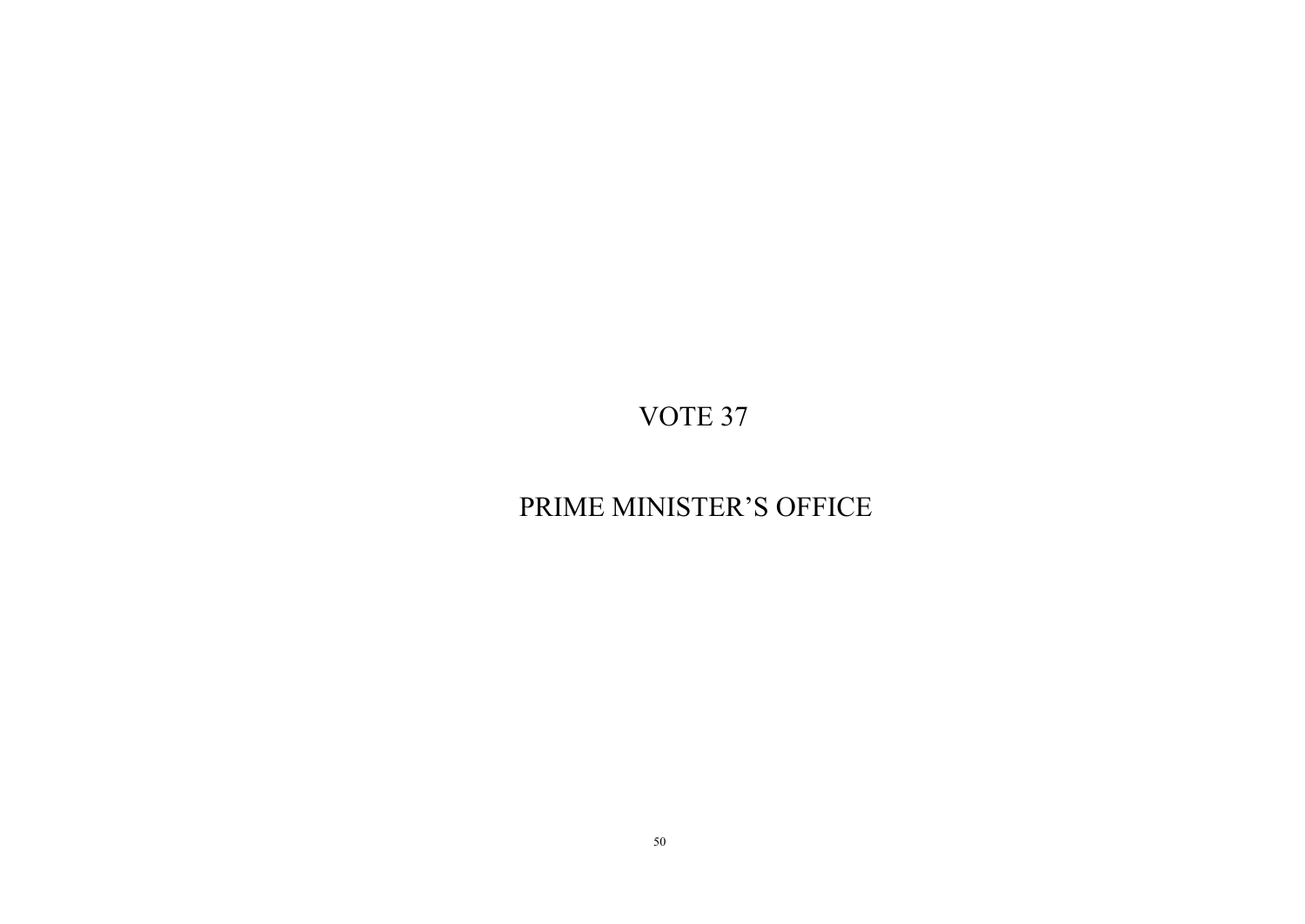# VOTE 37

# PRIME MINISTER'S OFFICE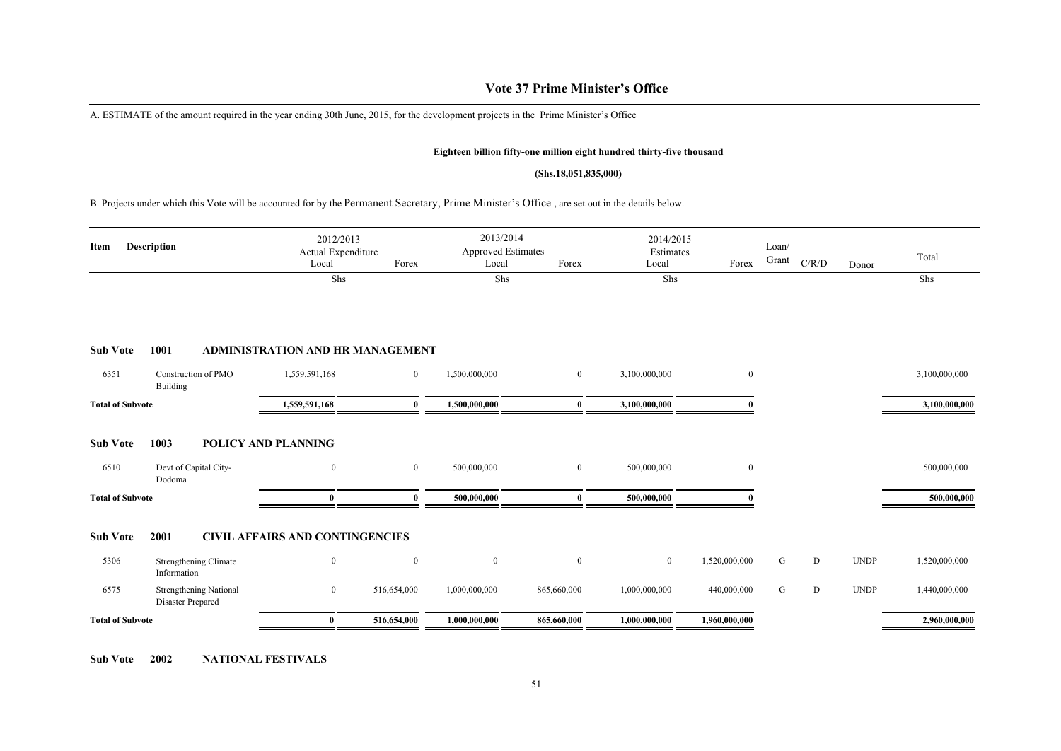# Vote 37 Prime Minister's Office

A. ESTIMATE of the amount required in the year ending 30th June, 2015, for the development projects in the Prime Minister's Office

**Eighteen billion fifty-one million eight hundred thirty-five thousand**

**(Shs.18,051,835,000)**

B. Projects under which this Vote will be accounted for by the Permanent Secretary, Prime Minister's Office , are set out in the details below.

| Item | Description | 2012/2013 Actual Expenditure Local | Forex | 2013/2014 Approved Estimates Local | Forex | 2014/2015 Estimates Local | Forex | Loan/ Grant | C/R/D | Donor | Total |
|---|---|---|---|---|---|---|---|---|---|---|---|
| | | Shs | | Shs | | Shs | | | | | Shs |
| **Sub Vote** | **1001** | **ADMINISTRATION AND HR MANAGEMENT** | | | | | | | | | |
| 6351 | Construction of PMO Building | 1,559,591,168 | 0 | 1,500,000,000 | 0 | 3,100,000,000 | 0 | | | | 3,100,000,000 |
| **Total of Subvote** | | **1,559,591,168** | **0** | **1,500,000,000** | **0** | **3,100,000,000** | **0** | | | | **3,100,000,000** |
| **Sub Vote** | **1003** | **POLICY AND PLANNING** | | | | | | | | | |
| 6510 | Devt of Capital City- Dodoma | 0 | 0 | 500,000,000 | 0 | 500,000,000 | 0 | | | | 500,000,000 |
| **Total of Subvote** | | **0** | **0** | **500,000,000** | **0** | **500,000,000** | **0** | | | | **500,000,000** |
| **Sub Vote** | **2001** | **CIVIL AFFAIRS AND CONTINGENCIES** | | | | | | | | | |
| 5306 | Strengthening Climate Information | 0 | 0 | 0 | 0 | 0 | 1,520,000,000 | G | D | UNDP | 1,520,000,000 |
| 6575 | Strengthening National Disaster Prepared | 0 | 516,654,000 | 1,000,000,000 | 865,660,000 | 1,000,000,000 | 440,000,000 | G | D | UNDP | 1,440,000,000 |
| **Total of Subvote** | | **0** | **516,654,000** | **1,000,000,000** | **865,660,000** | **1,000,000,000** | **1,960,000,000** | | | | **2,960,000,000** |
| **Sub Vote** | **2002** | **NATIONAL FESTIVALS** | | | | | | | | | |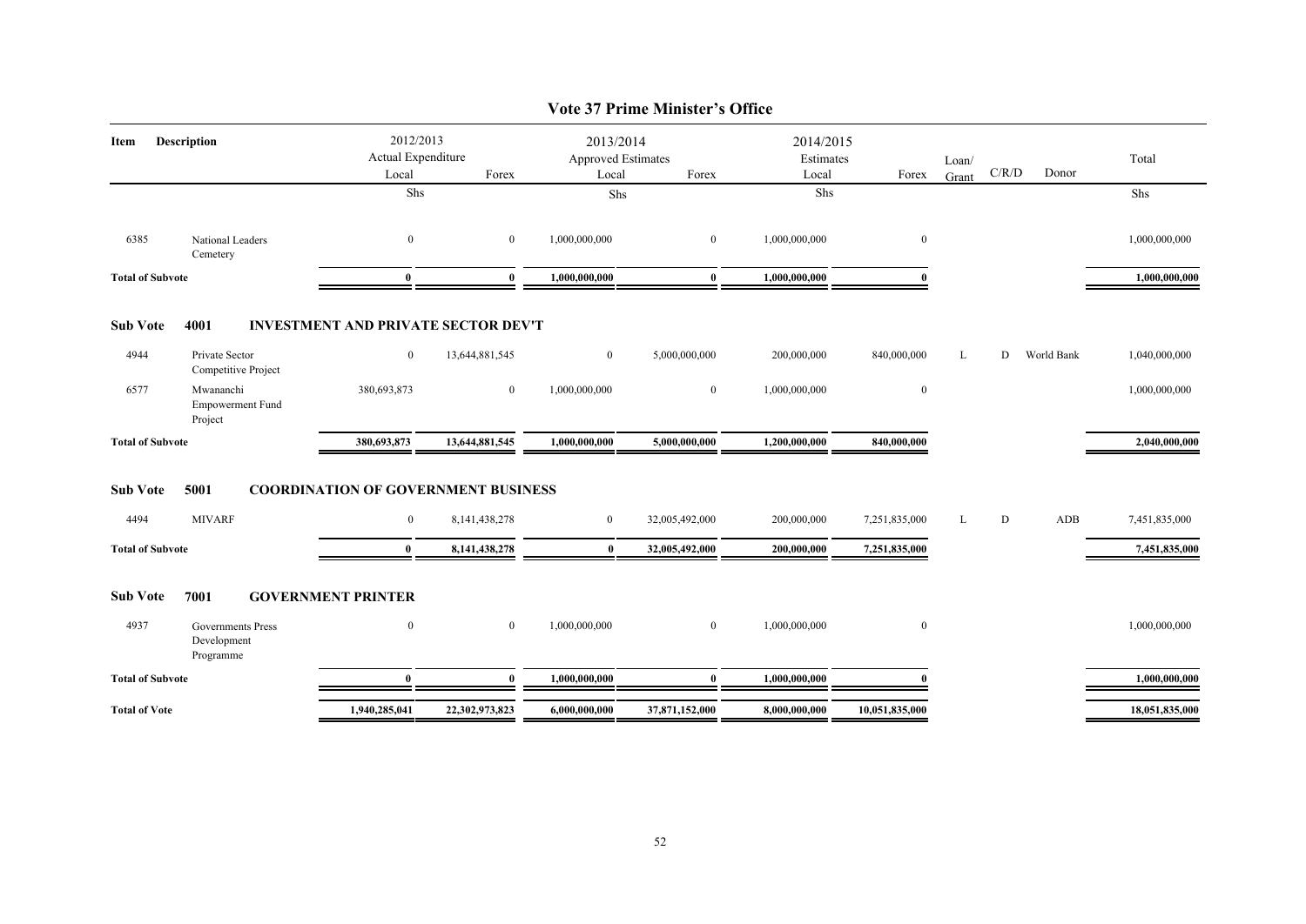# Vote 37 Prime Minister's Office

| Item | Description | 2012/2013 Actual Expenditure Local | 2012/2013 Actual Expenditure Forex | 2013/2014 Approved Estimates Local | 2013/2014 Approved Estimates Forex | 2014/2015 Estimates Local | 2014/2015 Estimates Forex | Loan/ Grant | C/R/D | Donor | Total |
|---|---|---|---|---|---|---|---|---|---|---|---|
| | | Shs | | Shs | | Shs | | | | | Shs |
| 6385 | National Leaders Cemetery | 0 | 0 | 1,000,000,000 | 0 | 1,000,000,000 | 0 | | | | 1,000,000,000 |
| **Total of Subvote** | | **0** | **0** | **1,000,000,000** | **0** | **1,000,000,000** | **0** | | | | **1,000,000,000** |
| **Sub Vote** | **4001** | **INVESTMENT AND PRIVATE SECTOR DEV'T** | | | | | | | | | |
| 4944 | Private Sector Competitive Project | 0 | 13,644,881,545 | 0 | 5,000,000,000 | 200,000,000 | 840,000,000 | L | D | World Bank | 1,040,000,000 |
| 6577 | Mwananchi Empowerment Fund Project | 380,693,873 | 0 | 1,000,000,000 | 0 | 1,000,000,000 | 0 | | | | 1,000,000,000 |
| **Total of Subvote** | | **380,693,873** | **13,644,881,545** | **1,000,000,000** | **5,000,000,000** | **1,200,000,000** | **840,000,000** | | | | **2,040,000,000** |
| **Sub Vote** | **5001** | **COORDINATION OF GOVERNMENT BUSINESS** | | | | | | | | | |
| 4494 | MIVARF | 0 | 8,141,438,278 | 0 | 32,005,492,000 | 200,000,000 | 7,251,835,000 | L | D | ADB | 7,451,835,000 |
| **Total of Subvote** | | **0** | **8,141,438,278** | **0** | **32,005,492,000** | **200,000,000** | **7,251,835,000** | | | | **7,451,835,000** |
| **Sub Vote** | **7001** | **GOVERNMENT PRINTER** | | | | | | | | | |
| 4937 | Governments Press Development Programme | 0 | 0 | 1,000,000,000 | 0 | 1,000,000,000 | 0 | | | | 1,000,000,000 |
| **Total of Subvote** | | **0** | **0** | **1,000,000,000** | **0** | **1,000,000,000** | **0** | | | | **1,000,000,000** |
| **Total of Vote** | | **1,940,285,041** | **22,302,973,823** | **6,000,000,000** | **37,871,152,000** | **8,000,000,000** | **10,051,835,000** | | | | **18,051,835,000** |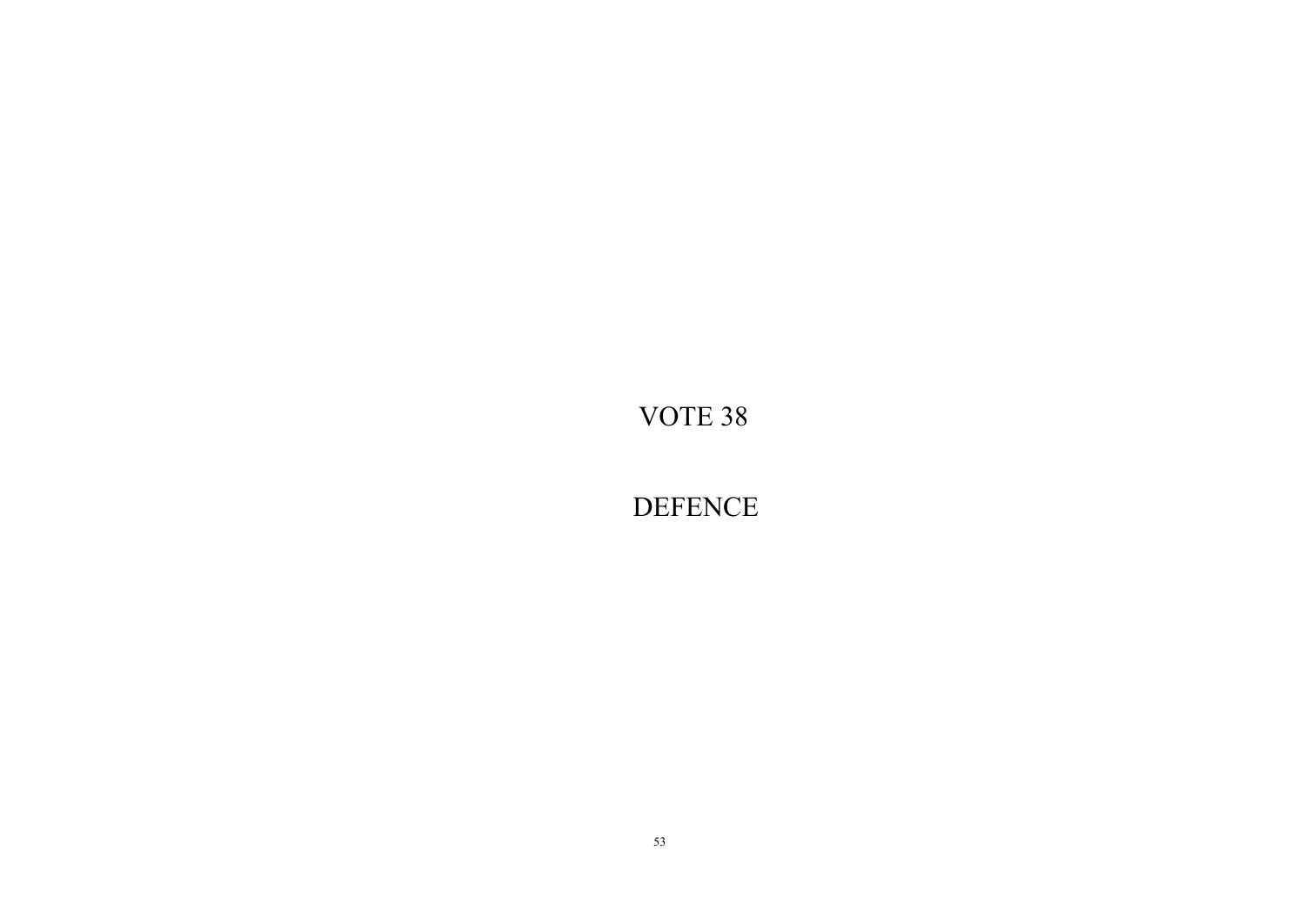# VOTE 38

# DEFENCE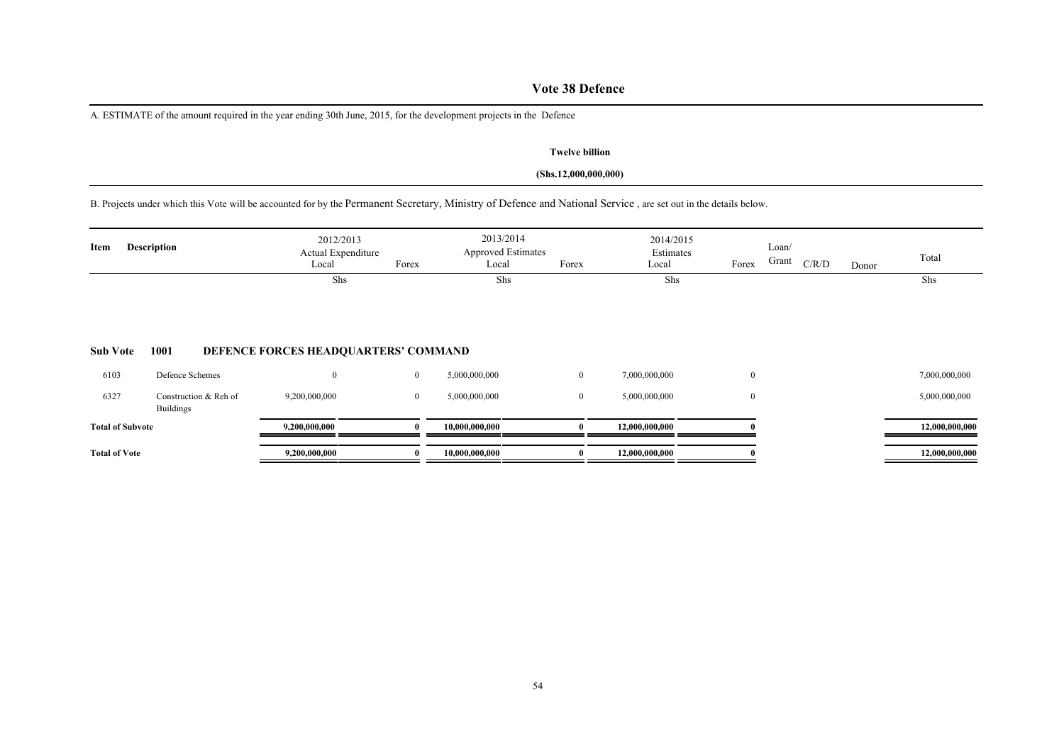# Vote 38 Defence

A. ESTIMATE of the amount required in the year ending 30th June, 2015, for the development projects in the Defence

**Twelve billion**

**(Shs.12,000,000,000)**

B. Projects under which this Vote will be accounted for by the Permanent Secretary, Ministry of Defence and National Service , are set out in the details below.

| Item | Description | 2012/2013 Actual Expenditure Local | Forex | 2013/2014 Approved Estimates Local | Forex | 2014/2015 Estimates Local | Forex | Loan/ Grant | C/R/D | Donor | Total |
|---|---|---|---|---|---|---|---|---|---|---|---|
| | | Shs | | Shs | | Shs | | | | | Shs |
| **Sub Vote** | **1001 DEFENCE FORCES HEADQUARTERS' COMMAND** | | | | | | | | | | |
| 6103 | Defence Schemes | 0 | 0 | 5,000,000,000 | 0 | 7,000,000,000 | 0 | | | | 7,000,000,000 |
| 6327 | Construction & Reh of Buildings | 9,200,000,000 | 0 | 5,000,000,000 | 0 | 5,000,000,000 | 0 | | | | 5,000,000,000 |
| **Total of Subvote** | | **9,200,000,000** | **0** | **10,000,000,000** | **0** | **12,000,000,000** | **0** | | | | **12,000,000,000** |
| **Total of Vote** | | **9,200,000,000** | **0** | **10,000,000,000** | **0** | **12,000,000,000** | **0** | | | | **12,000,000,000** |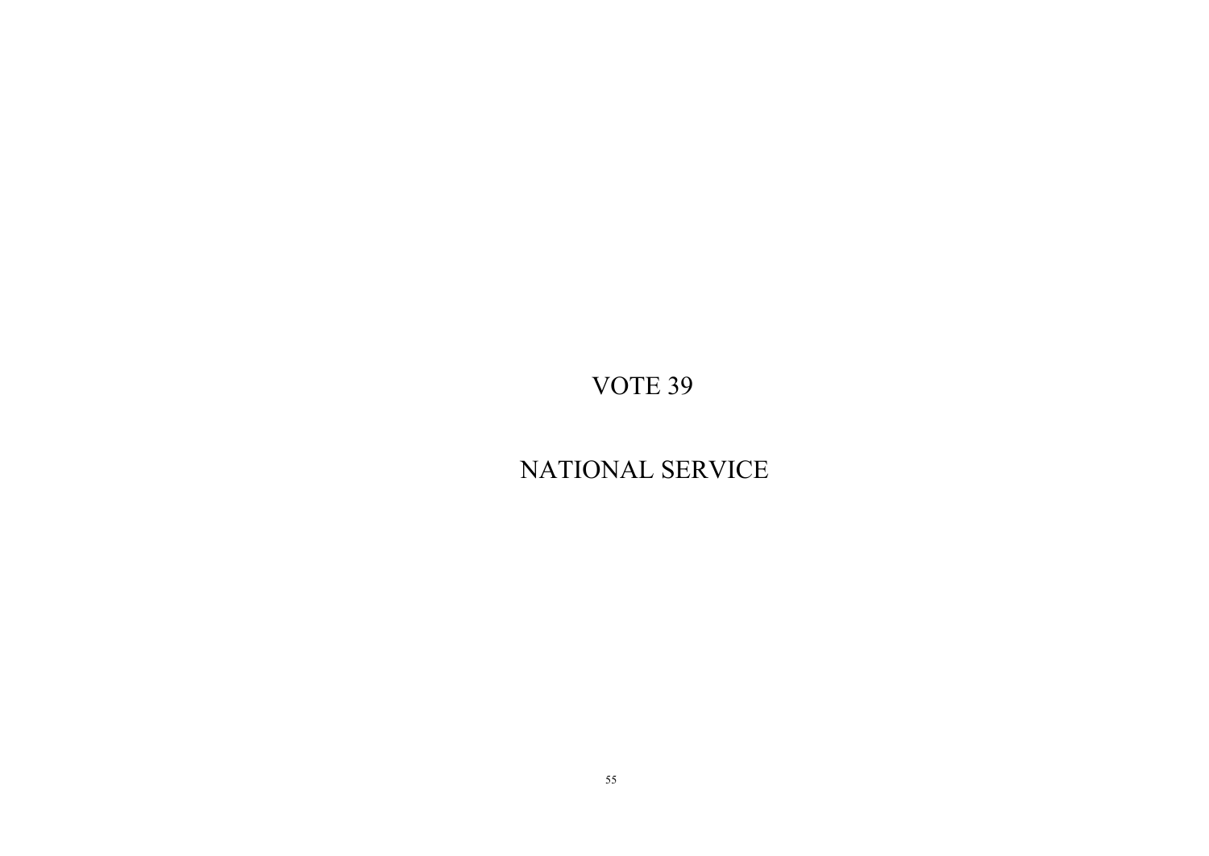# VOTE 39

# NATIONAL SERVICE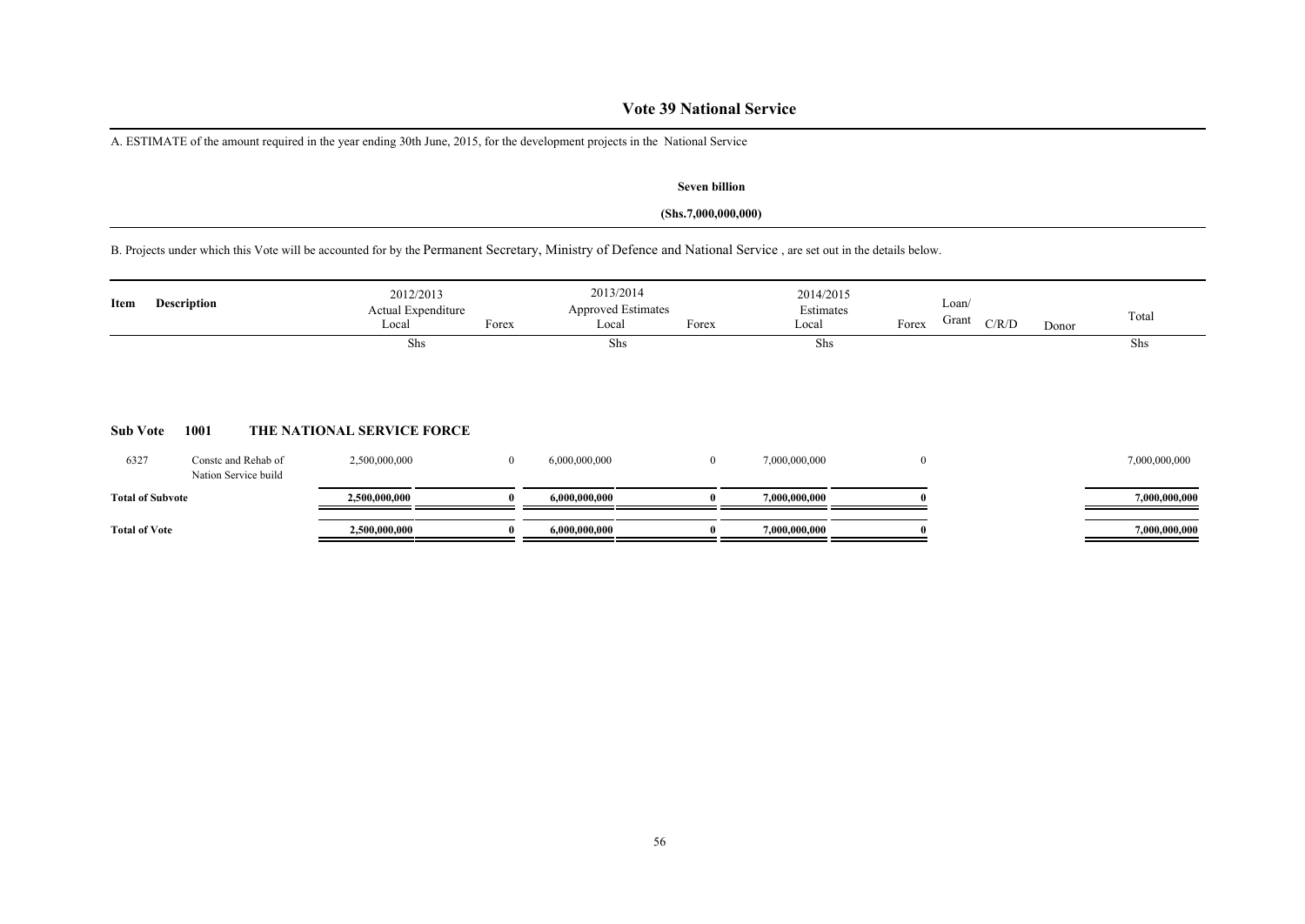# Vote 39 National Service

A. ESTIMATE of the amount required in the year ending 30th June, 2015, for the development projects in the National Service

**Seven billion**

**(Shs.7,000,000,000)**

B. Projects under which this Vote will be accounted for by the Permanent Secretary, Ministry of Defence and National Service , are set out in the details below.

| Item | Description | 2012/2013 Actual Expenditure Local | Forex | 2013/2014 Approved Estimates Local | Forex | 2014/2015 Estimates Local | Forex | Loan/ Grant | C/R/D | Donor | Total |
|---|---|---|---|---|---|---|---|---|---|---|---|
| | | Shs | | Shs | | Shs | | | | | Shs |
| **Sub Vote** | **1001** | **THE NATIONAL SERVICE FORCE** | | | | | | | | | |
| 6327 | Constc and Rehab of Nation Service build | 2,500,000,000 | 0 | 6,000,000,000 | 0 | 7,000,000,000 | 0 | | | | 7,000,000,000 |
| **Total of Subvote** | | **2,500,000,000** | **0** | **6,000,000,000** | **0** | **7,000,000,000** | **0** | | | | **7,000,000,000** |
| **Total of Vote** | | **2,500,000,000** | **0** | **6,000,000,000** | **0** | **7,000,000,000** | **0** | | | | **7,000,000,000** |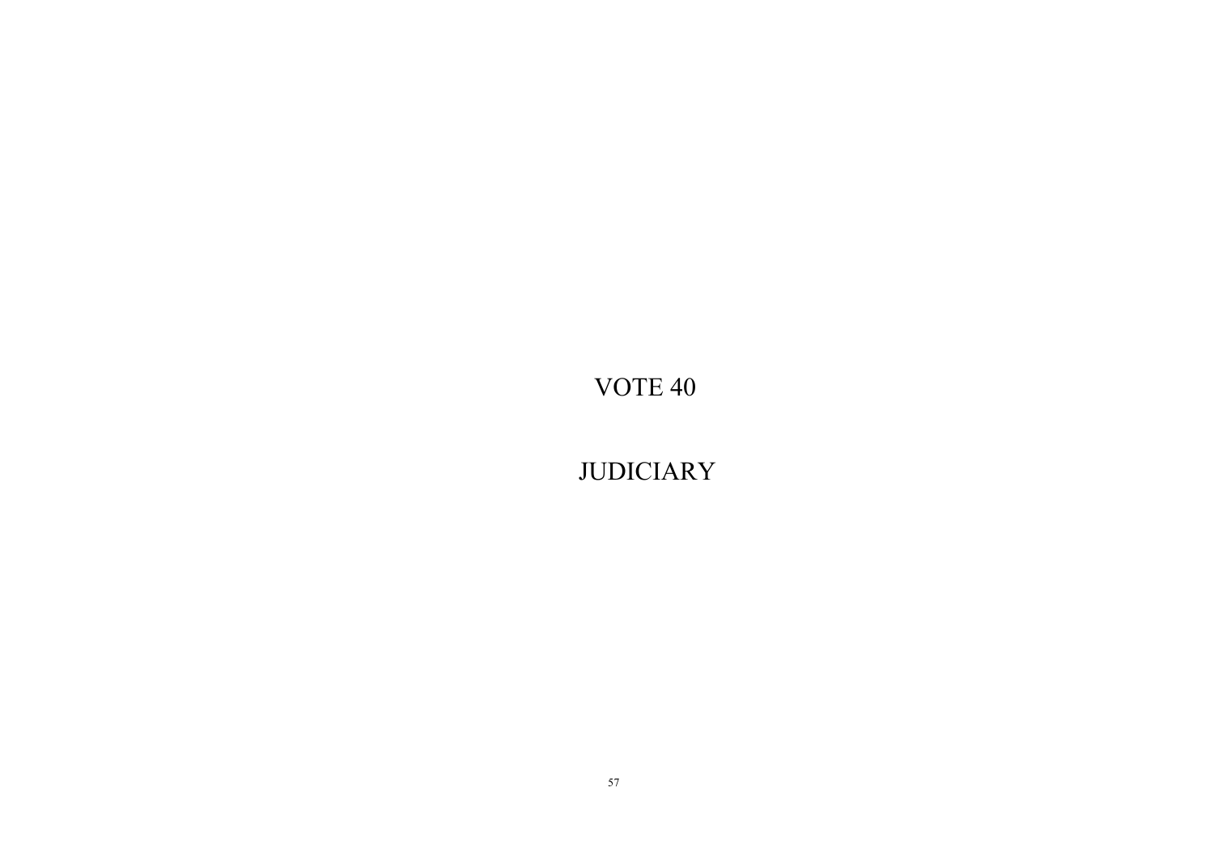# VOTE 40

# JUDICIARY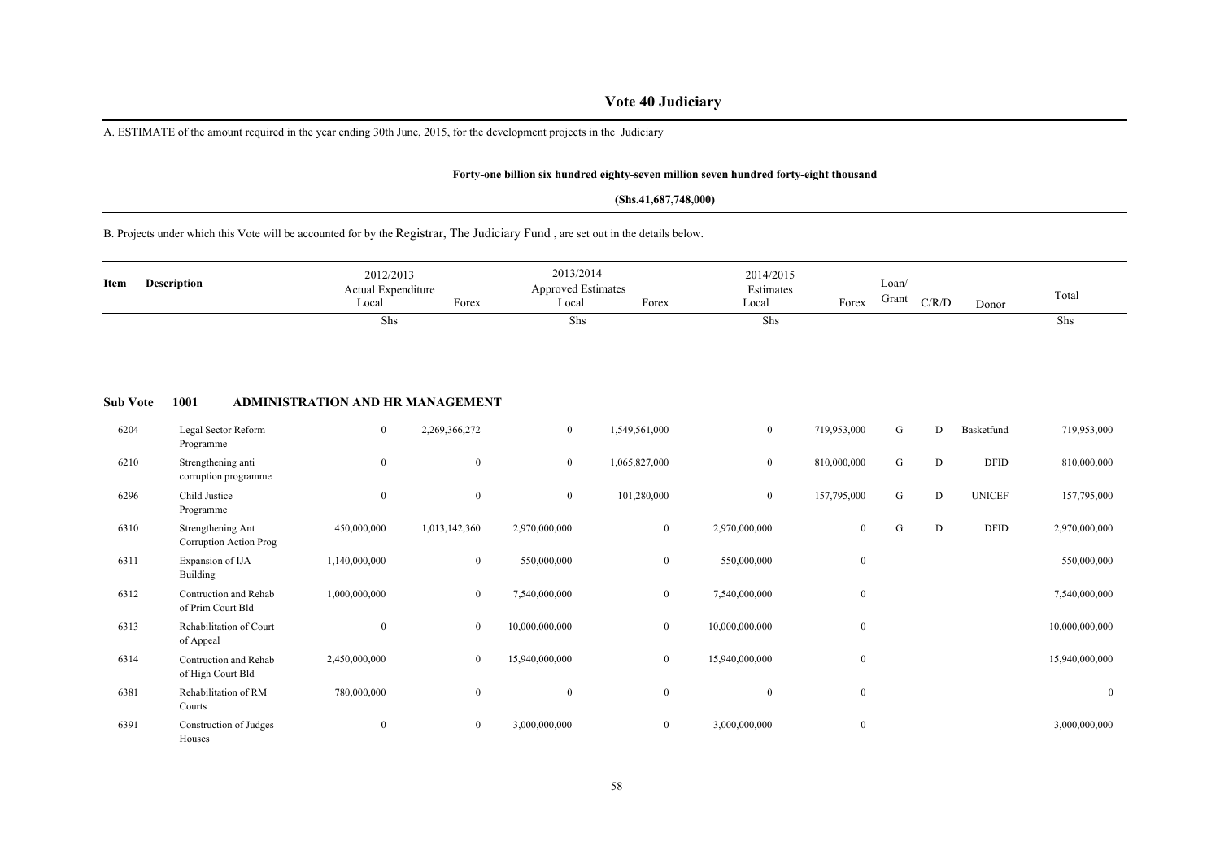# Vote 40 Judiciary

A. ESTIMATE of the amount required in the year ending 30th June, 2015, for the development projects in the Judiciary

**Forty-one billion six hundred eighty-seven million seven hundred forty-eight thousand**

**(Shs.41,687,748,000)**

B. Projects under which this Vote will be accounted for by the Registrar, The Judiciary Fund , are set out in the details below.

| Item | Description | 2012/2013 Actual Expenditure Local | Forex | 2013/2014 Approved Estimates Local | Forex | 2014/2015 Estimates Local | Forex | Loan/ Grant | C/R/D | Donor | Total |
|---|---|---|---|---|---|---|---|---|---|---|---|
| | | Shs | | Shs | | Shs | | | | | Shs |
| **Sub Vote** | **1001 ADMINISTRATION AND HR MANAGEMENT** | | | | | | | | | | |
| 6204 | Legal Sector Reform Programme | 0 | 2,269,366,272 | 0 | 1,549,561,000 | 0 | 719,953,000 | G | D | Basketfund | 719,953,000 |
| 6210 | Strengthening anti corruption programme | 0 | 0 | 0 | 1,065,827,000 | 0 | 810,000,000 | G | D | DFID | 810,000,000 |
| 6296 | Child Justice Programme | 0 | 0 | 0 | 101,280,000 | 0 | 157,795,000 | G | D | UNICEF | 157,795,000 |
| 6310 | Strengthening Ant Corruption Action Prog | 450,000,000 | 1,013,142,360 | 2,970,000,000 | 0 | 2,970,000,000 | 0 | G | D | DFID | 2,970,000,000 |
| 6311 | Expansion of IJA Building | 1,140,000,000 | 0 | 550,000,000 | 0 | 550,000,000 | 0 | | | | 550,000,000 |
| 6312 | Contruction and Rehab of Prim Court Bld | 1,000,000,000 | 0 | 7,540,000,000 | 0 | 7,540,000,000 | 0 | | | | 7,540,000,000 |
| 6313 | Rehabilitation of Court of Appeal | 0 | 0 | 10,000,000,000 | 0 | 10,000,000,000 | 0 | | | | 10,000,000,000 |
| 6314 | Contruction and Rehab of High Court Bld | 2,450,000,000 | 0 | 15,940,000,000 | 0 | 15,940,000,000 | 0 | | | | 15,940,000,000 |
| 6381 | Rehabilitation of RM Courts | 780,000,000 | 0 | 0 | 0 | 0 | 0 | | | | 0 |
| 6391 | Construction of Judges Houses | 0 | 0 | 3,000,000,000 | 0 | 3,000,000,000 | 0 | | | | 3,000,000,000 |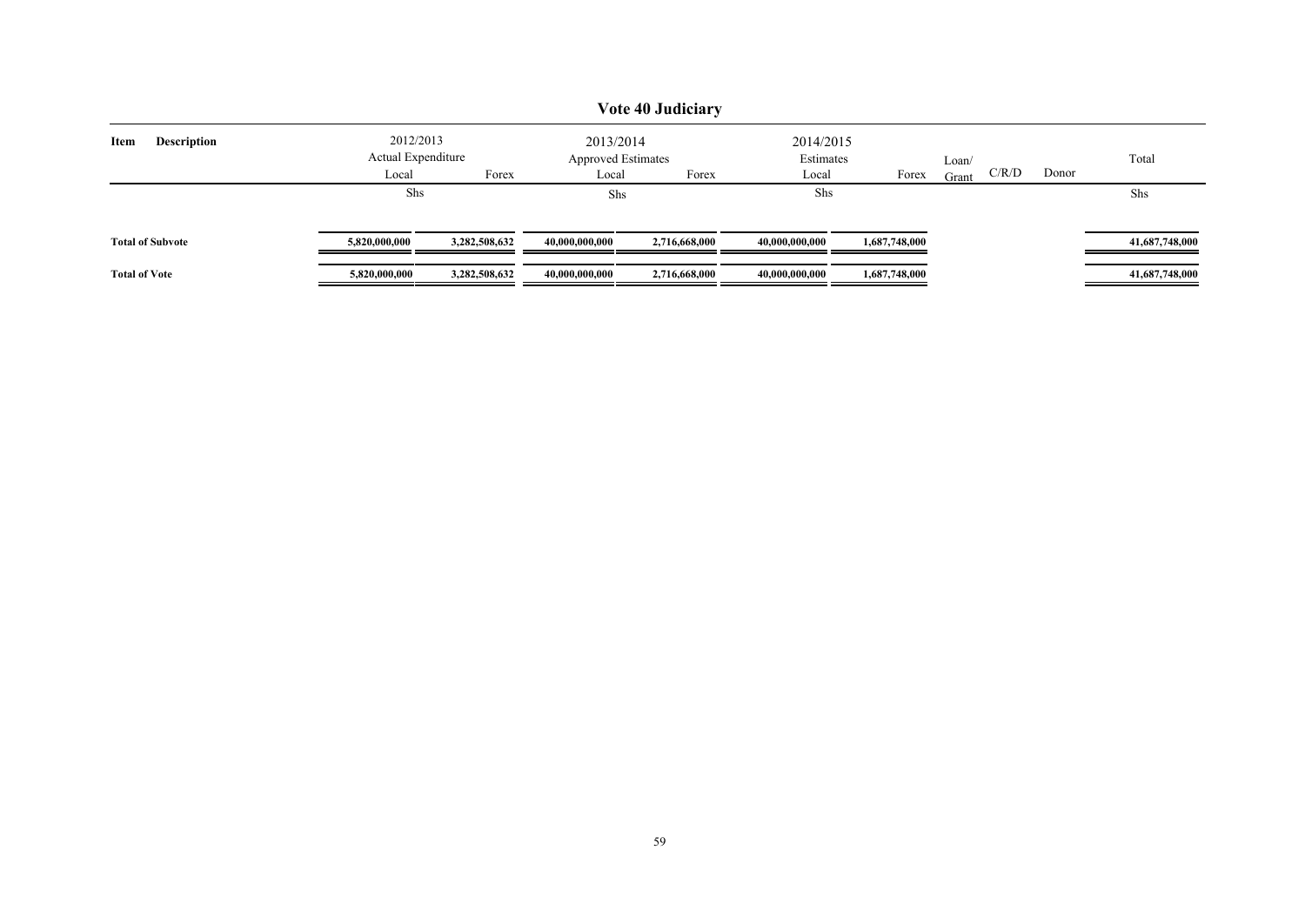# Vote 40 Judiciary

| Item | Description | 2012/2013 Actual Expenditure Local | Forex | 2013/2014 Approved Estimates Local | Forex | 2014/2015 Estimates Local | Forex | Loan/ Grant | C/R/D | Donor | Total |
|---|---|---|---|---|---|---|---|---|---|---|---|
| | | Shs | | Shs | | Shs | | | | | Shs |
| **Total of Subvote** | | **5,820,000,000** | **3,282,508,632** | **40,000,000,000** | **2,716,668,000** | **40,000,000,000** | **1,687,748,000** | | | | **41,687,748,000** |
| **Total of Vote** | | **5,820,000,000** | **3,282,508,632** | **40,000,000,000** | **2,716,668,000** | **40,000,000,000** | **1,687,748,000** | | | | **41,687,748,000** |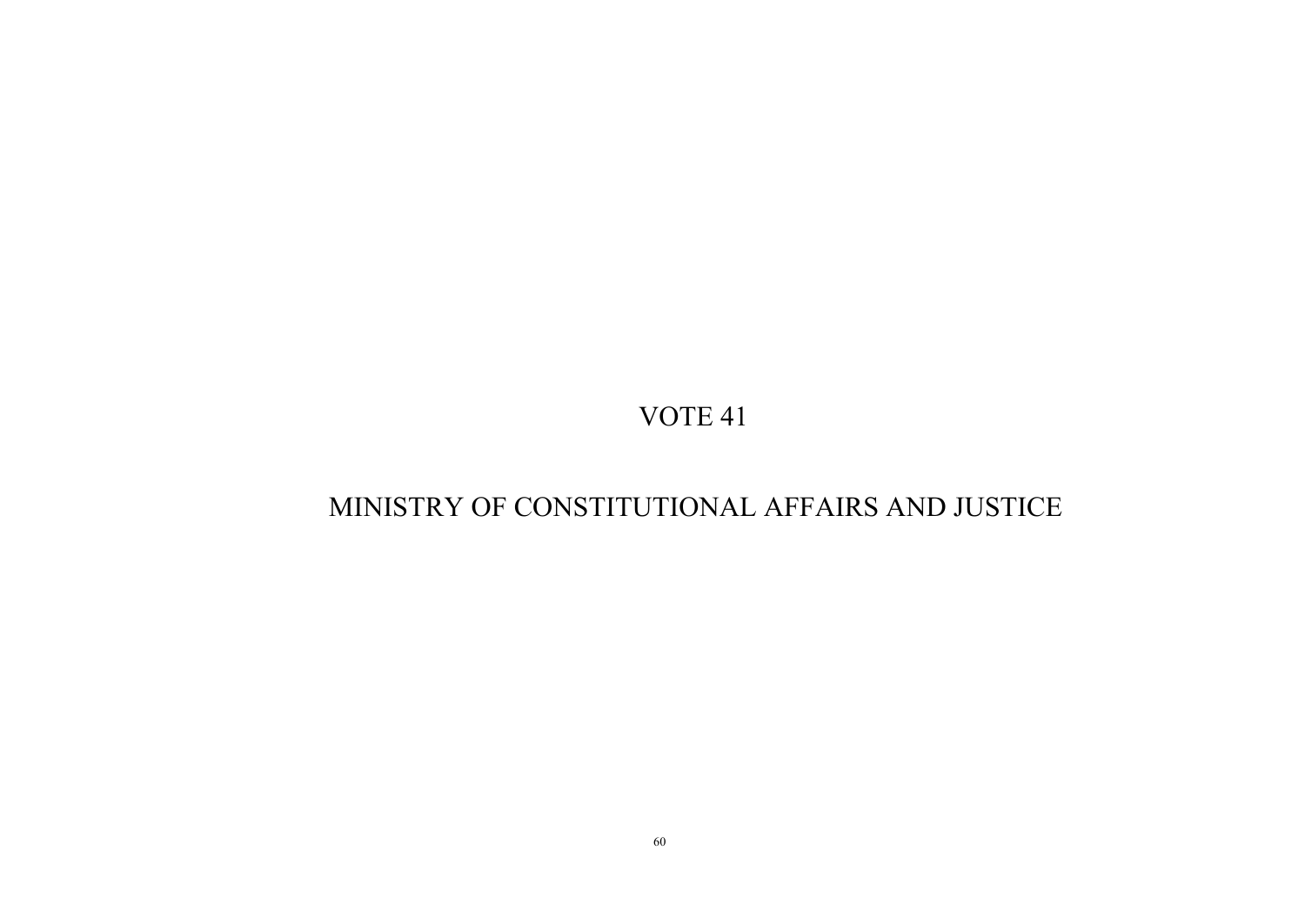# VOTE 41

# MINISTRY OF CONSTITUTIONAL AFFAIRS AND JUSTICE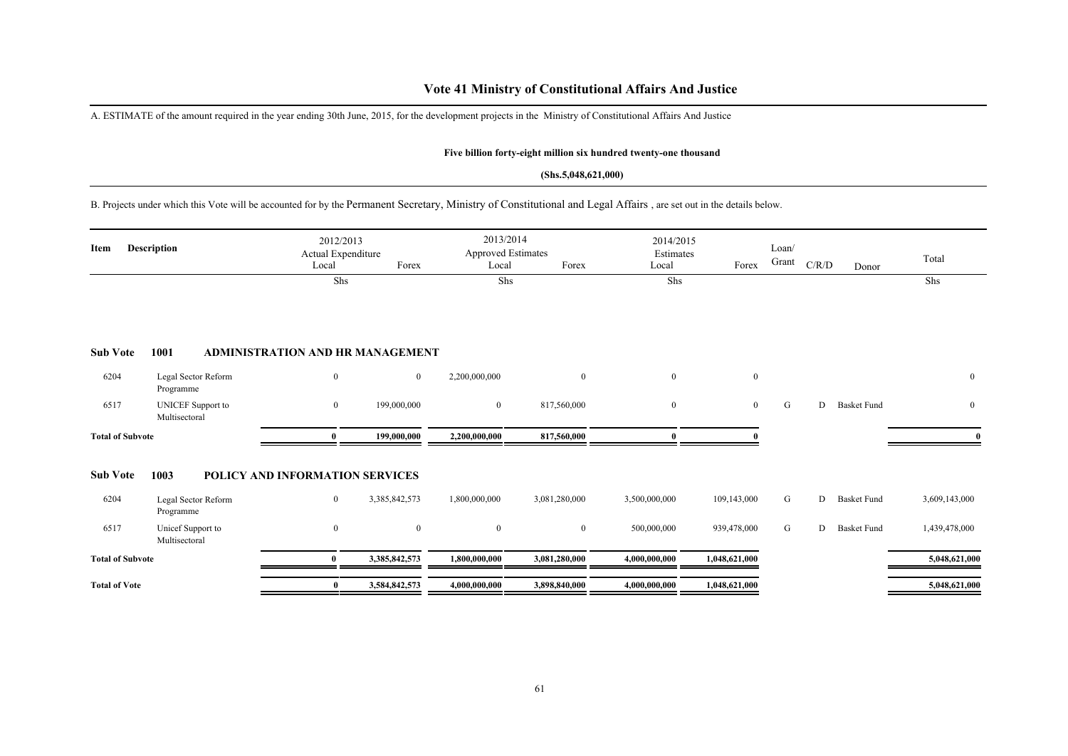# Vote 41 Ministry of Constitutional Affairs And Justice

A. ESTIMATE of the amount required in the year ending 30th June, 2015, for the development projects in the Ministry of Constitutional Affairs And Justice

**Five billion forty-eight million six hundred twenty-one thousand**

**(Shs.5,048,621,000)**

B. Projects under which this Vote will be accounted for by the Permanent Secretary, Ministry of Constitutional and Legal Affairs , are set out in the details below.

| Item | Description | 2012/2013 Actual Expenditure Local | 2012/2013 Actual Expenditure Forex | 2013/2014 Approved Estimates Local | 2013/2014 Approved Estimates Forex | 2014/2015 Estimates Local | 2014/2015 Estimates Forex | Loan/ Grant | C/R/D | Donor | Total |
|---|---|---|---|---|---|---|---|---|---|---|---|
| | | Shs | | Shs | | Shs | | | | | Shs |
| **Sub Vote** | **1001 ADMINISTRATION AND HR MANAGEMENT** | | | | | | | | | | |
| 6204 | Legal Sector Reform Programme | 0 | 0 | 2,200,000,000 | 0 | 0 | 0 | | | | 0 |
| 6517 | UNICEF Support to Multisectoral | 0 | 199,000,000 | 0 | 817,560,000 | 0 | 0 | G | D | Basket Fund | 0 |
| **Total of Subvote** | | **0** | **199,000,000** | **2,200,000,000** | **817,560,000** | **0** | **0** | | | | **0** |
| **Sub Vote** | **1003 POLICY AND INFORMATION SERVICES** | | | | | | | | | | |
| 6204 | Legal Sector Reform Programme | 0 | 3,385,842,573 | 1,800,000,000 | 3,081,280,000 | 3,500,000,000 | 109,143,000 | G | D | Basket Fund | 3,609,143,000 |
| 6517 | Unicef Support to Multisectoral | 0 | 0 | 0 | 0 | 500,000,000 | 939,478,000 | G | D | Basket Fund | 1,439,478,000 |
| **Total of Subvote** | | **0** | **3,385,842,573** | **1,800,000,000** | **3,081,280,000** | **4,000,000,000** | **1,048,621,000** | | | | **5,048,621,000** |
| **Total of Vote** | | **0** | **3,584,842,573** | **4,000,000,000** | **3,898,840,000** | **4,000,000,000** | **1,048,621,000** | | | | **5,048,621,000** |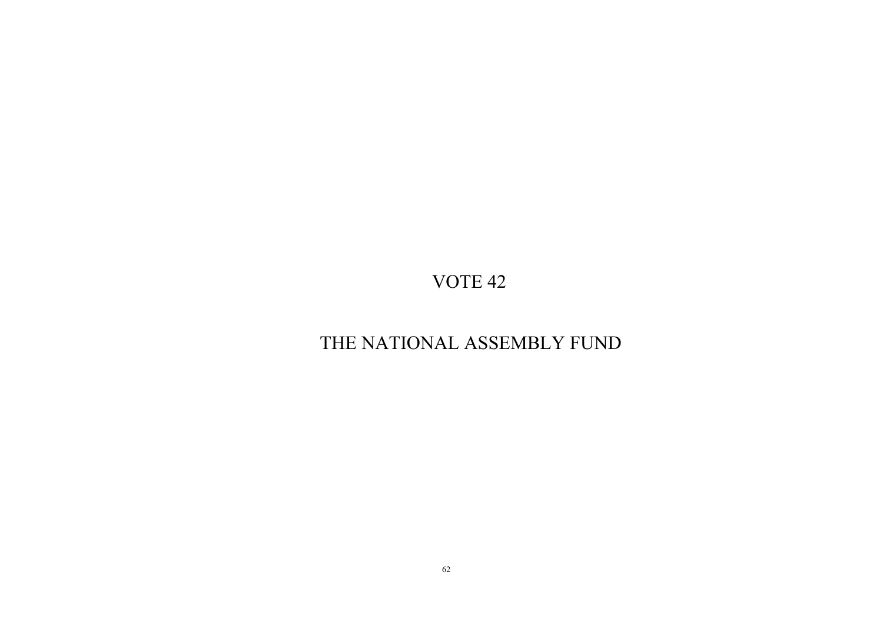# VOTE 42

# THE NATIONAL ASSEMBLY FUND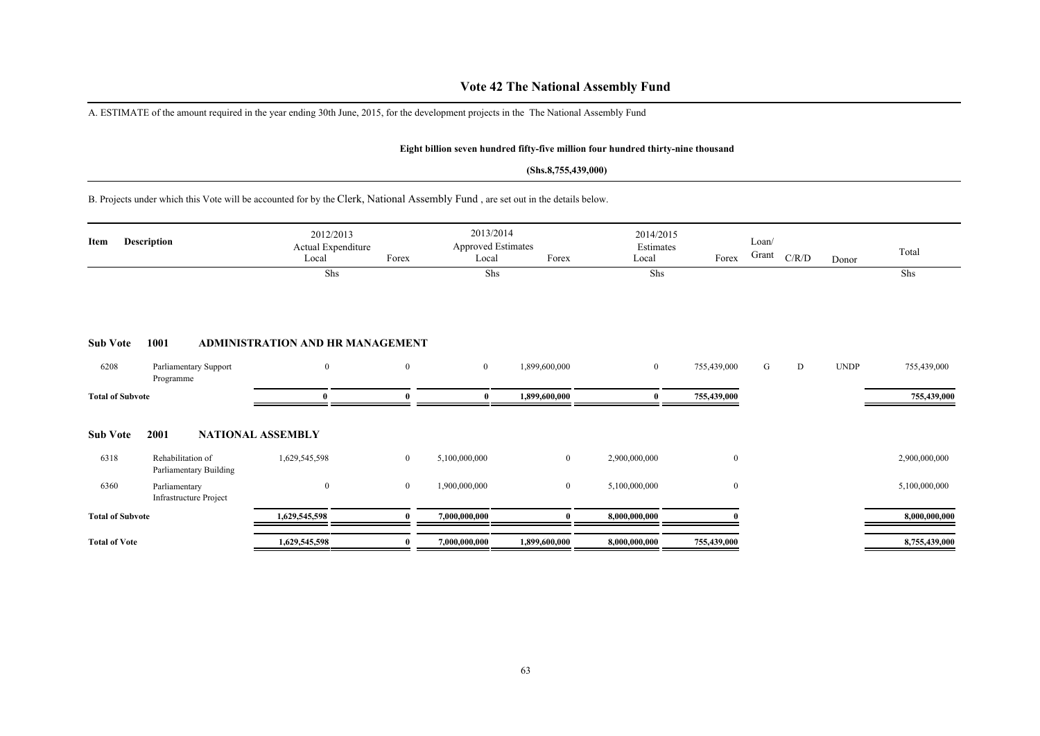# Vote 42 The National Assembly Fund

A. ESTIMATE of the amount required in the year ending 30th June, 2015, for the development projects in the The National Assembly Fund

**Eight billion seven hundred fifty-five million four hundred thirty-nine thousand**

**(Shs.8,755,439,000)**

B. Projects under which this Vote will be accounted for by the Clerk, National Assembly Fund , are set out in the details below.

| Item | Description | 2012/2013 Actual Expenditure Local | Forex | 2013/2014 Approved Estimates Local | Forex | 2014/2015 Estimates Local | Forex | Loan/ Grant | C/R/D | Donor | Total |
|---|---|---|---|---|---|---|---|---|---|---|---|
| | | Shs | | Shs | | Shs | | | | | Shs |
| **Sub Vote** | **1001** | **ADMINISTRATION AND HR MANAGEMENT** | | | | | | | | | |
| 6208 | Parliamentary Support Programme | 0 | 0 | 0 | 1,899,600,000 | 0 | 755,439,000 | G | D | UNDP | 755,439,000 |
| **Total of Subvote** | | **0** | **0** | **0** | **1,899,600,000** | **0** | **755,439,000** | | | | **755,439,000** |
| **Sub Vote** | **2001** | **NATIONAL ASSEMBLY** | | | | | | | | | |
| 6318 | Rehabilitation of Parliamentary Building | 1,629,545,598 | 0 | 5,100,000,000 | 0 | 2,900,000,000 | 0 | | | | 2,900,000,000 |
| 6360 | Parliamentary Infrastructure Project | 0 | 0 | 1,900,000,000 | 0 | 5,100,000,000 | 0 | | | | 5,100,000,000 |
| **Total of Subvote** | | **1,629,545,598** | **0** | **7,000,000,000** | **0** | **8,000,000,000** | **0** | | | | **8,000,000,000** |
| **Total of Vote** | | **1,629,545,598** | **0** | **7,000,000,000** | **1,899,600,000** | **8,000,000,000** | **755,439,000** | | | | **8,755,439,000** |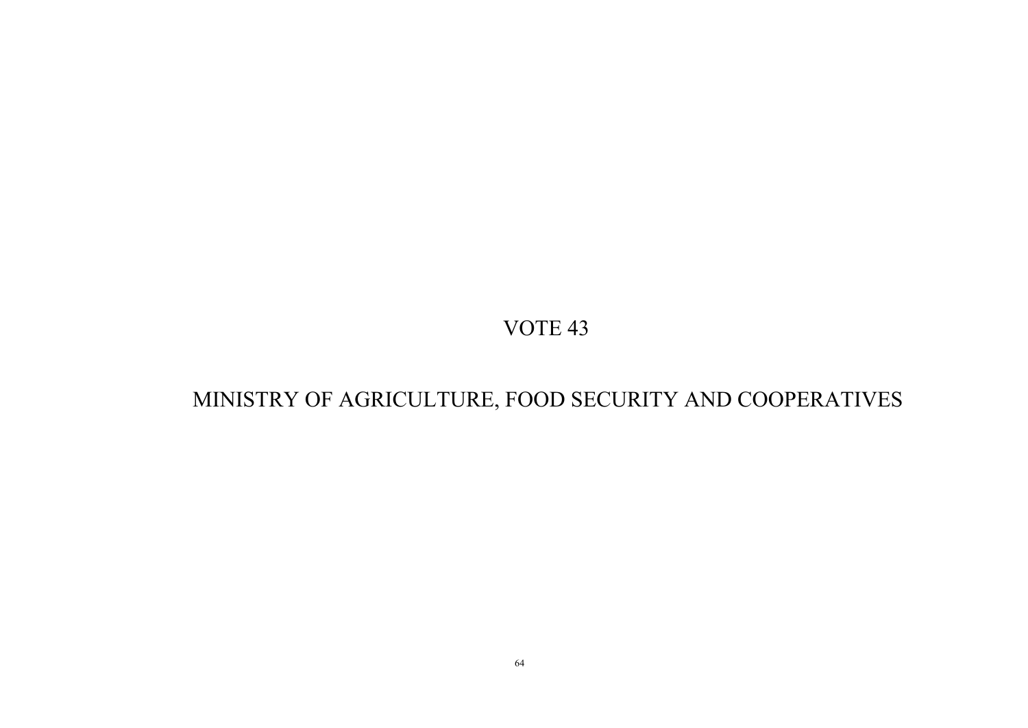# VOTE 43

# MINISTRY OF AGRICULTURE, FOOD SECURITY AND COOPERATIVES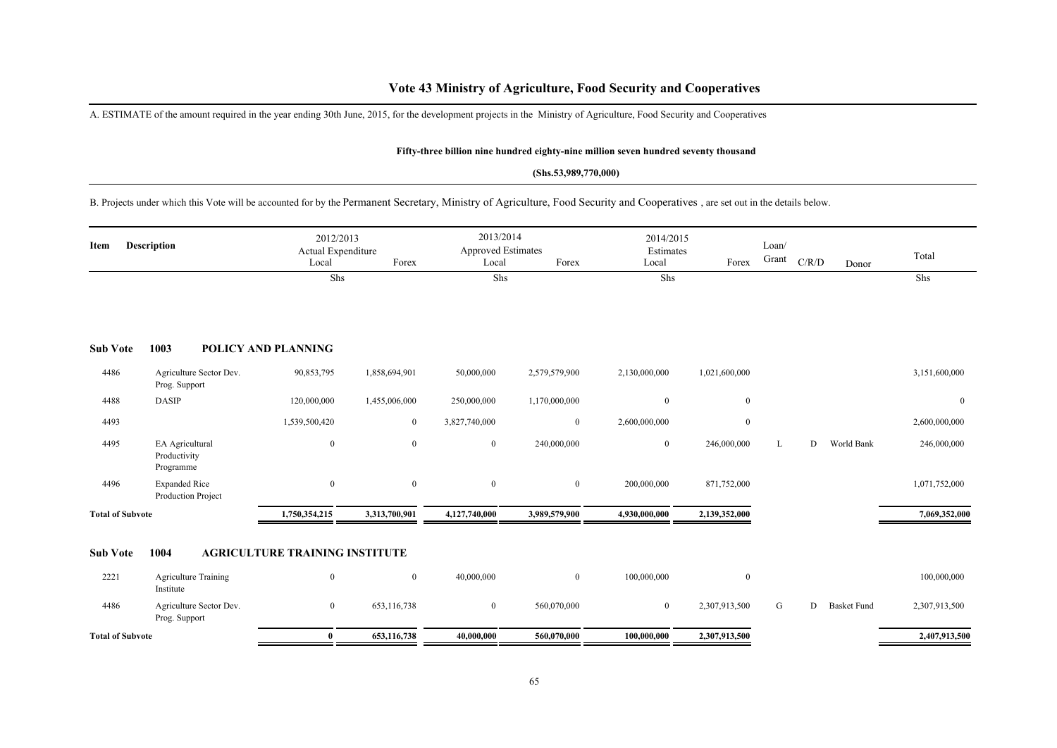# Vote 43 Ministry of Agriculture, Food Security and Cooperatives

A. ESTIMATE of the amount required in the year ending 30th June, 2015, for the development projects in the Ministry of Agriculture, Food Security and Cooperatives

**Fifty-three billion nine hundred eighty-nine million seven hundred seventy thousand**

**(Shs.53,989,770,000)**

B. Projects under which this Vote will be accounted for by the Permanent Secretary, Ministry of Agriculture, Food Security and Cooperatives , are set out in the details below.

| Item | Description | 2012/2013 Actual Expenditure Local | Forex | 2013/2014 Approved Estimates Local | Forex | 2014/2015 Estimates Local | Forex | Loan/ Grant | C/R/D | Donor | Total |
|---|---|---|---|---|---|---|---|---|---|---|---|
| | | Shs | | Shs | | Shs | | | | | Shs |
| **Sub Vote** | **1003 POLICY AND PLANNING** | | | | | | | | | | |
| 4486 | Agriculture Sector Dev. Prog. Support | 90,853,795 | 1,858,694,901 | 50,000,000 | 2,579,579,900 | 2,130,000,000 | 1,021,600,000 | | | | 3,151,600,000 |
| 4488 | DASIP | 120,000,000 | 1,455,006,000 | 250,000,000 | 1,170,000,000 | 0 | 0 | | | | 0 |
| 4493 | | 1,539,500,420 | 0 | 3,827,740,000 | 0 | 2,600,000,000 | 0 | | | | 2,600,000,000 |
| 4495 | EA Agricultural Productivity Programme | 0 | 0 | 0 | 240,000,000 | 0 | 246,000,000 | L | D | World Bank | 246,000,000 |
| 4496 | Expanded Rice Production Project | 0 | 0 | 0 | 0 | 200,000,000 | 871,752,000 | | | | 1,071,752,000 |
| **Total of Subvote** | | **1,750,354,215** | **3,313,700,901** | **4,127,740,000** | **3,989,579,900** | **4,930,000,000** | **2,139,352,000** | | | | **7,069,352,000** |
| **Sub Vote** | **1004 AGRICULTURE TRAINING INSTITUTE** | | | | | | | | | | |
| 2221 | Agriculture Training Institute | 0 | 0 | 40,000,000 | 0 | 100,000,000 | 0 | | | | 100,000,000 |
| 4486 | Agriculture Sector Dev. Prog. Support | 0 | 653,116,738 | 0 | 560,070,000 | 0 | 2,307,913,500 | G | D | Basket Fund | 2,307,913,500 |
| **Total of Subvote** | | **0** | **653,116,738** | **40,000,000** | **560,070,000** | **100,000,000** | **2,307,913,500** | | | | **2,407,913,500** |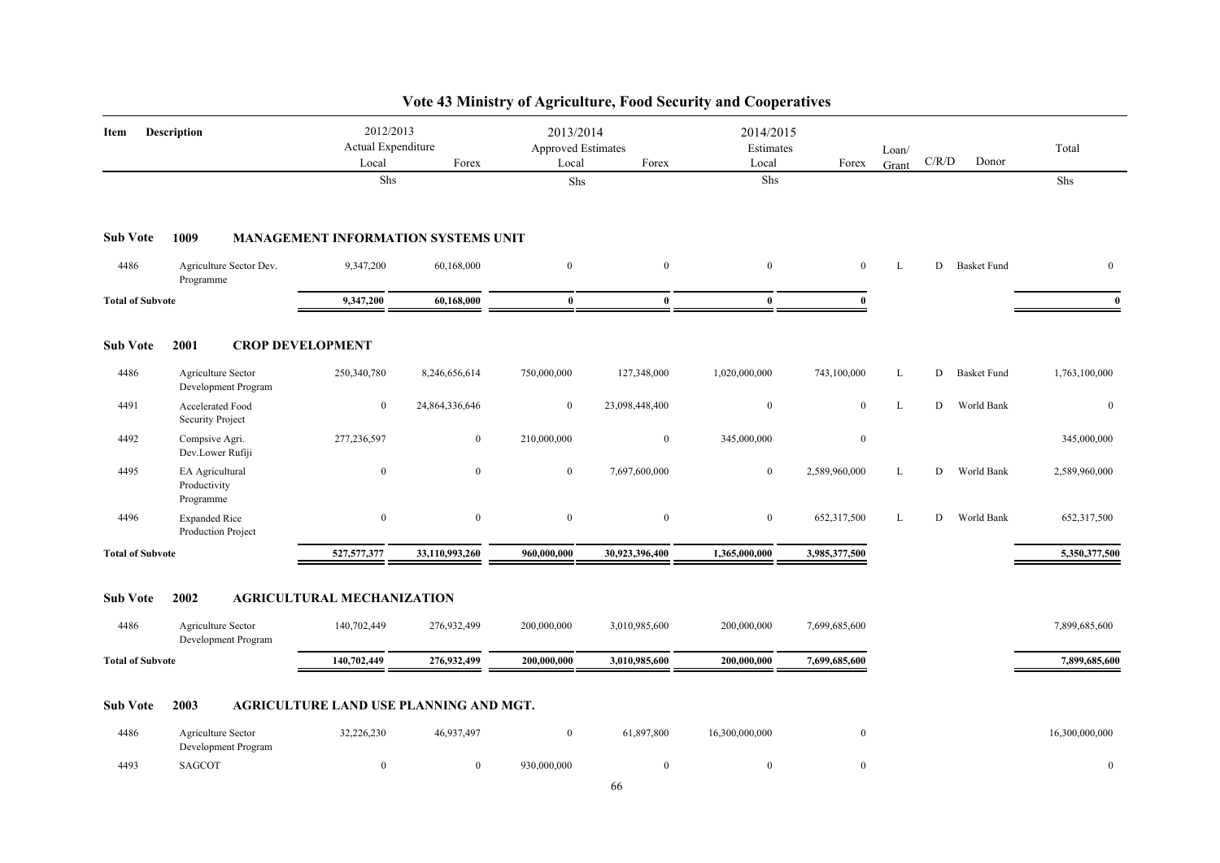# Vote 43 Ministry of Agriculture, Food Security and Cooperatives

| Item | Description | 2012/2013 Actual Expenditure Local | Forex | 2013/2014 Approved Estimates Local | Forex | 2014/2015 Estimates Local | Forex | Loan/ Grant | C/R/D | Donor | Total |
|---|---|---|---|---|---|---|---|---|---|---|---|
| | | Shs | | Shs | | Shs | | | | | Shs |
| **Sub Vote** | **1009 MANAGEMENT INFORMATION SYSTEMS UNIT** | | | | | | | | | | |
| 4486 | Agriculture Sector Dev. Programme | 9,347,200 | 60,168,000 | 0 | 0 | 0 | 0 | L | D | Basket Fund | 0 |
| **Total of Subvote** | | **9,347,200** | **60,168,000** | **0** | **0** | **0** | **0** | | | | **0** |
| **Sub Vote** | **2001 CROP DEVELOPMENT** | | | | | | | | | | |
| 4486 | Agriculture Sector Development Program | 250,340,780 | 8,246,656,614 | 750,000,000 | 127,348,000 | 1,020,000,000 | 743,100,000 | L | D | Basket Fund | 1,763,100,000 |
| 4491 | Accelerated Food Security Project | 0 | 24,864,336,646 | 0 | 23,098,448,400 | 0 | 0 | L | D | World Bank | 0 |
| 4492 | Compsive Agri. Dev.Lower Rufiji | 277,236,597 | 0 | 210,000,000 | 0 | 345,000,000 | 0 | | | | 345,000,000 |
| 4495 | EA Agricultural Productivity Programme | 0 | 0 | 0 | 7,697,600,000 | 0 | 2,589,960,000 | L | D | World Bank | 2,589,960,000 |
| 4496 | Expanded Rice Production Project | 0 | 0 | 0 | 0 | 0 | 652,317,500 | L | D | World Bank | 652,317,500 |
| **Total of Subvote** | | **527,577,377** | **33,110,993,260** | **960,000,000** | **30,923,396,400** | **1,365,000,000** | **3,985,377,500** | | | | **5,350,377,500** |
| **Sub Vote** | **2002 AGRICULTURAL MECHANIZATION** | | | | | | | | | | |
| 4486 | Agriculture Sector Development Program | 140,702,449 | 276,932,499 | 200,000,000 | 3,010,985,600 | 200,000,000 | 7,699,685,600 | | | | 7,899,685,600 |
| **Total of Subvote** | | **140,702,449** | **276,932,499** | **200,000,000** | **3,010,985,600** | **200,000,000** | **7,699,685,600** | | | | **7,899,685,600** |
| **Sub Vote** | **2003 AGRICULTURE LAND USE PLANNING AND MGT.** | | | | | | | | | | |
| 4486 | Agriculture Sector Development Program | 32,226,230 | 46,937,497 | 0 | 61,897,800 | 16,300,000,000 | 0 | | | | 16,300,000,000 |
| 4493 | SAGCOT | 0 | 0 | 930,000,000 | 0 | 0 | 0 | | | | 0 |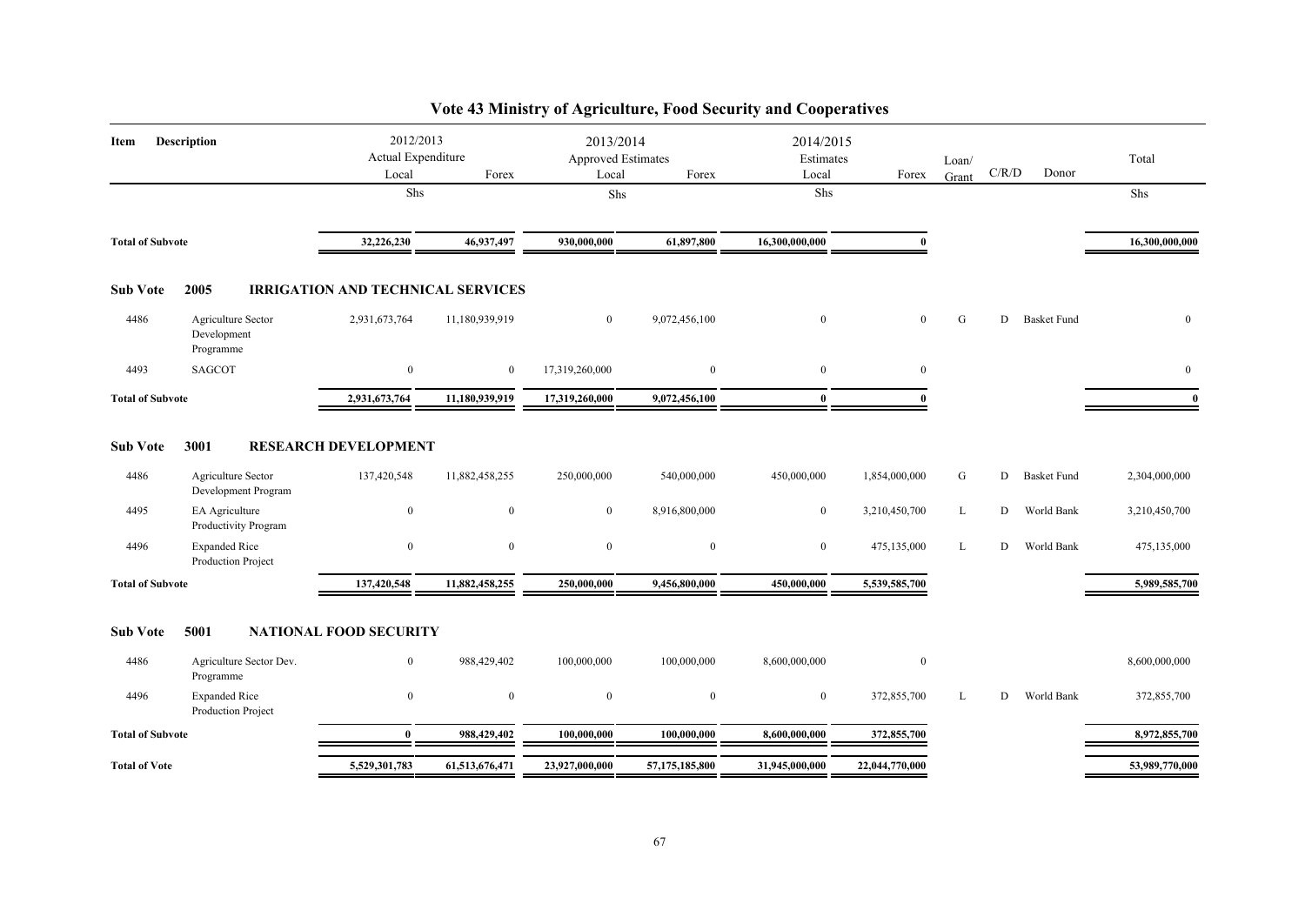# Vote 43 Ministry of Agriculture, Food Security and Cooperatives

| Item | Description | 2012/2013 Actual Expenditure Local | 2012/2013 Actual Expenditure Forex | 2013/2014 Approved Estimates Local | 2013/2014 Approved Estimates Forex | 2014/2015 Estimates Local | 2014/2015 Estimates Forex | Loan/ Grant | C/R/D | Donor | Total |
|---|---|---|---|---|---|---|---|---|---|---|---|
| | | Shs | | Shs | | Shs | | | | | Shs |
| **Total of Subvote** | | 32,226,230 | 46,937,497 | 930,000,000 | 61,897,800 | 16,300,000,000 | 0 | | | | 16,300,000,000 |
| **Sub Vote** | **2005** | **IRRIGATION AND TECHNICAL SERVICES** | | | | | | | | | |
| 4486 | Agriculture Sector Development Programme | 2,931,673,764 | 11,180,939,919 | 0 | 9,072,456,100 | 0 | 0 | G | D | Basket Fund | 0 |
| 4493 | SAGCOT | 0 | 0 | 17,319,260,000 | 0 | 0 | 0 | | | | 0 |
| **Total of Subvote** | | 2,931,673,764 | 11,180,939,919 | 17,319,260,000 | 9,072,456,100 | 0 | 0 | | | | 0 |
| **Sub Vote** | **3001** | **RESEARCH DEVELOPMENT** | | | | | | | | | |
| 4486 | Agriculture Sector Development Program | 137,420,548 | 11,882,458,255 | 250,000,000 | 540,000,000 | 450,000,000 | 1,854,000,000 | G | D | Basket Fund | 2,304,000,000 |
| 4495 | EA Agriculture Productivity Program | 0 | 0 | 0 | 8,916,800,000 | 0 | 3,210,450,700 | L | D | World Bank | 3,210,450,700 |
| 4496 | Expanded Rice Production Project | 0 | 0 | 0 | 0 | 0 | 475,135,000 | L | D | World Bank | 475,135,000 |
| **Total of Subvote** | | 137,420,548 | 11,882,458,255 | 250,000,000 | 9,456,800,000 | 450,000,000 | 5,539,585,700 | | | | 5,989,585,700 |
| **Sub Vote** | **5001** | **NATIONAL FOOD SECURITY** | | | | | | | | | |
| 4486 | Agriculture Sector Dev. Programme | 0 | 988,429,402 | 100,000,000 | 100,000,000 | 8,600,000,000 | 0 | | | | 8,600,000,000 |
| 4496 | Expanded Rice Production Project | 0 | 0 | 0 | 0 | 0 | 372,855,700 | L | D | World Bank | 372,855,700 |
| **Total of Subvote** | | 0 | 988,429,402 | 100,000,000 | 100,000,000 | 8,600,000,000 | 372,855,700 | | | | 8,972,855,700 |
| **Total of Vote** | | 5,529,301,783 | 61,513,676,471 | 23,927,000,000 | 57,175,185,800 | 31,945,000,000 | 22,044,770,000 | | | | 53,989,770,000 |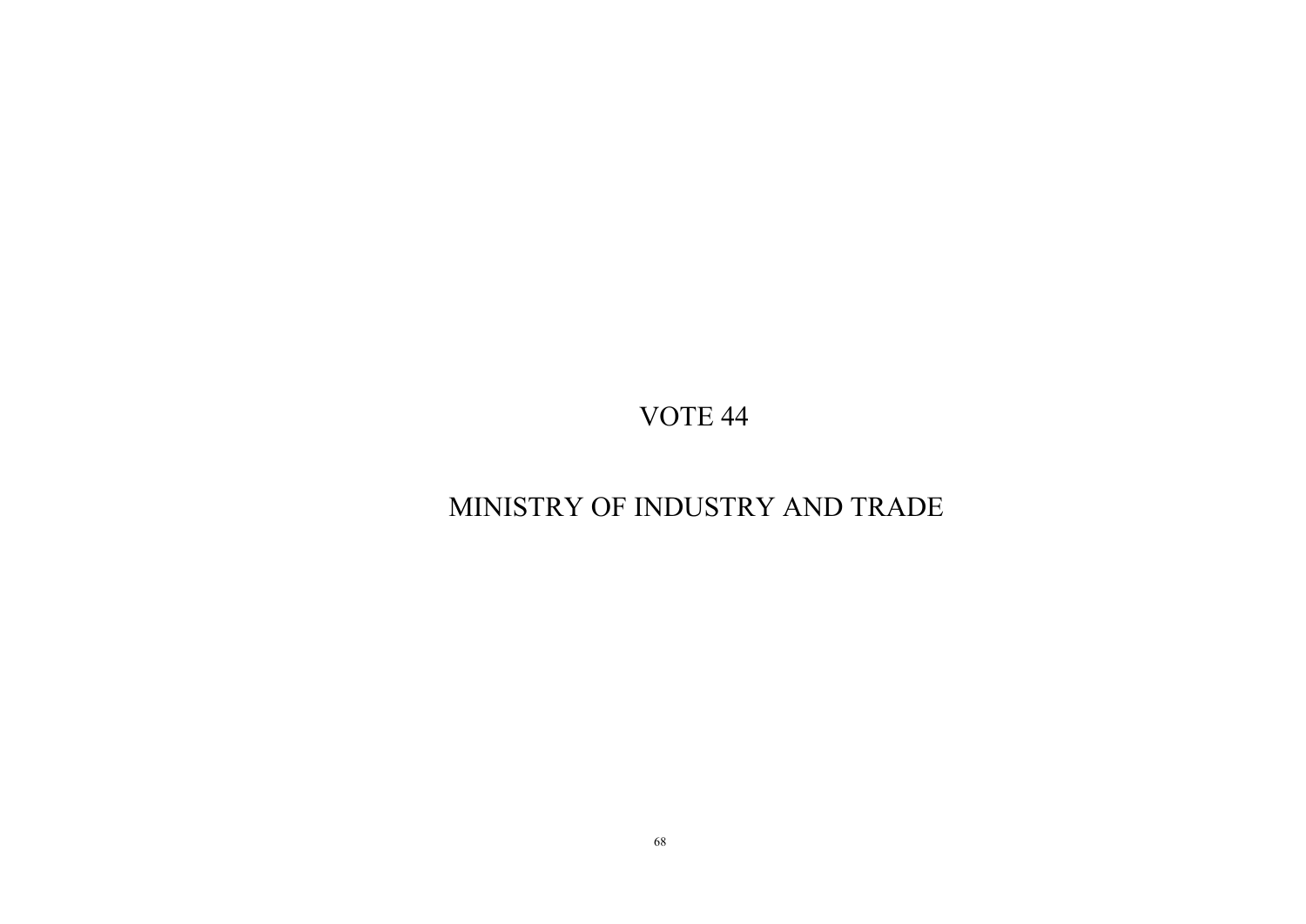# VOTE 44

# MINISTRY OF INDUSTRY AND TRADE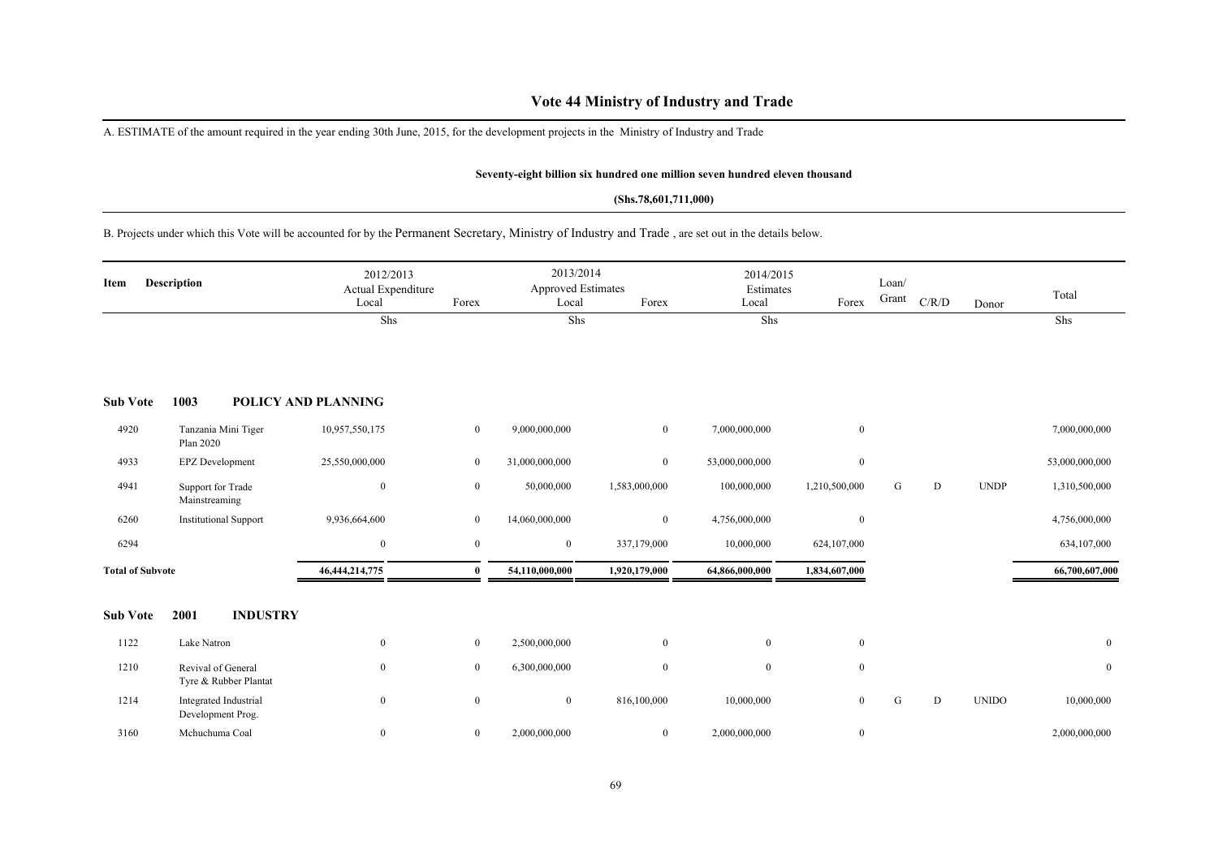# Vote 44 Ministry of Industry and Trade

A. ESTIMATE of the amount required in the year ending 30th June, 2015, for the development projects in the Ministry of Industry and Trade

**Seventy-eight billion six hundred one million seven hundred eleven thousand**

**(Shs.78,601,711,000)**

B. Projects under which this Vote will be accounted for by the Permanent Secretary, Ministry of Industry and Trade , are set out in the details below.

| Item | Description | 2012/2013 Actual Expenditure Local | Forex | 2013/2014 Approved Estimates Local | Forex | 2014/2015 Estimates Local | Forex | Loan/ Grant | C/R/D | Donor | Total |
|---|---|---|---|---|---|---|---|---|---|---|---|
| | | Shs | | Shs | | Shs | | | | | Shs |
| **Sub Vote** | **1003 POLICY AND PLANNING** | | | | | | | | | | |
| 4920 | Tanzania Mini Tiger Plan 2020 | 10,957,550,175 | 0 | 9,000,000,000 | 0 | 7,000,000,000 | 0 | | | | 7,000,000,000 |
| 4933 | EPZ Development | 25,550,000,000 | 0 | 31,000,000,000 | 0 | 53,000,000,000 | 0 | | | | 53,000,000,000 |
| 4941 | Support for Trade Mainstreaming | 0 | 0 | 50,000,000 | 1,583,000,000 | 100,000,000 | 1,210,500,000 | G | D | UNDP | 1,310,500,000 |
| 6260 | Institutional Support | 9,936,664,600 | 0 | 14,060,000,000 | 0 | 4,756,000,000 | 0 | | | | 4,756,000,000 |
| 6294 | | 0 | 0 | 0 | 337,179,000 | 10,000,000 | 624,107,000 | | | | 634,107,000 |
| **Total of Subvote** | | **46,444,214,775** | **0** | **54,110,000,000** | **1,920,179,000** | **64,866,000,000** | **1,834,607,000** | | | | **66,700,607,000** |
| **Sub Vote** | **2001 INDUSTRY** | | | | | | | | | | |
| 1122 | Lake Natron | 0 | 0 | 2,500,000,000 | 0 | 0 | 0 | | | | 0 |
| 1210 | Revival of General Tyre & Rubber Plantat | 0 | 0 | 6,300,000,000 | 0 | 0 | 0 | | | | 0 |
| 1214 | Integrated Industrial Development Prog. | 0 | 0 | 0 | 816,100,000 | 10,000,000 | 0 | G | D | UNIDO | 10,000,000 |
| 3160 | Mchuchuma Coal | 0 | 0 | 2,000,000,000 | 0 | 2,000,000,000 | 0 | | | | 2,000,000,000 |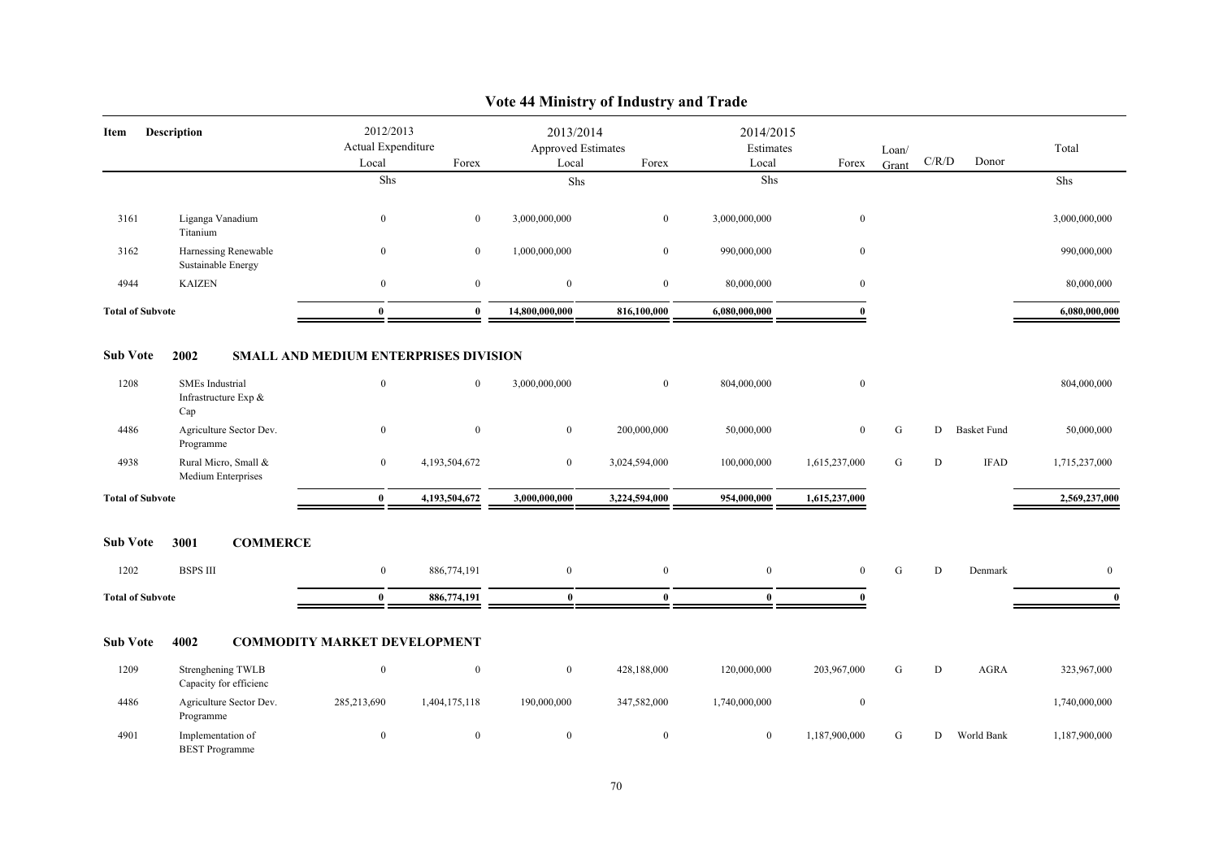# Vote 44 Ministry of Industry and Trade

| Item | Description | 2012/2013 Actual Expenditure Local | 2012/2013 Actual Expenditure Forex | 2013/2014 Approved Estimates Local | 2013/2014 Approved Estimates Forex | 2014/2015 Estimates Local | 2014/2015 Estimates Forex | Loan/ Grant | C/R/D | Donor | Total |
|---|---|---|---|---|---|---|---|---|---|---|---|
| | | Shs | | Shs | | Shs | | | | | Shs |
| 3161 | Liganga Vanadium Titanium | 0 | 0 | 3,000,000,000 | 0 | 3,000,000,000 | 0 | | | | 3,000,000,000 |
| 3162 | Harnessing Renewable Sustainable Energy | 0 | 0 | 1,000,000,000 | 0 | 990,000,000 | 0 | | | | 990,000,000 |
| 4944 | KAIZEN | 0 | 0 | 0 | 0 | 80,000,000 | 0 | | | | 80,000,000 |
| **Total of Subvote** | | **0** | **0** | **14,800,000,000** | **816,100,000** | **6,080,000,000** | **0** | | | | **6,080,000,000** |

**Sub Vote 2002 SMALL AND MEDIUM ENTERPRISES DIVISION**

| Item | Description | 2012/2013 Actual Expenditure Local | 2012/2013 Actual Expenditure Forex | 2013/2014 Approved Estimates Local | 2013/2014 Approved Estimates Forex | 2014/2015 Estimates Local | 2014/2015 Estimates Forex | Loan/ Grant | C/R/D | Donor | Total |
|---|---|---|---|---|---|---|---|---|---|---|---|
| 1208 | SMEs Industrial Infrastructure Exp & Cap | 0 | 0 | 3,000,000,000 | 0 | 804,000,000 | 0 | | | | 804,000,000 |
| 4486 | Agriculture Sector Dev. Programme | 0 | 0 | 0 | 200,000,000 | 50,000,000 | 0 | G | D | Basket Fund | 50,000,000 |
| 4938 | Rural Micro, Small & Medium Enterprises | 0 | 4,193,504,672 | 0 | 3,024,594,000 | 100,000,000 | 1,615,237,000 | G | D | IFAD | 1,715,237,000 |
| **Total of Subvote** | | **0** | **4,193,504,672** | **3,000,000,000** | **3,224,594,000** | **954,000,000** | **1,615,237,000** | | | | **2,569,237,000** |

**Sub Vote 3001 COMMERCE**

| Item | Description | 2012/2013 Actual Expenditure Local | 2012/2013 Actual Expenditure Forex | 2013/2014 Approved Estimates Local | 2013/2014 Approved Estimates Forex | 2014/2015 Estimates Local | 2014/2015 Estimates Forex | Loan/ Grant | C/R/D | Donor | Total |
|---|---|---|---|---|---|---|---|---|---|---|---|
| 1202 | BSPS III | 0 | 886,774,191 | 0 | 0 | 0 | 0 | G | D | Denmark | 0 |
| **Total of Subvote** | | **0** | **886,774,191** | **0** | **0** | **0** | **0** | | | | **0** |

**Sub Vote 4002 COMMODITY MARKET DEVELOPMENT**

| Item | Description | 2012/2013 Actual Expenditure Local | 2012/2013 Actual Expenditure Forex | 2013/2014 Approved Estimates Local | 2013/2014 Approved Estimates Forex | 2014/2015 Estimates Local | 2014/2015 Estimates Forex | Loan/ Grant | C/R/D | Donor | Total |
|---|---|---|---|---|---|---|---|---|---|---|---|
| 1209 | Strenghening TWLB Capacity for efficienc | 0 | 0 | 0 | 428,188,000 | 120,000,000 | 203,967,000 | G | D | AGRA | 323,967,000 |
| 4486 | Agriculture Sector Dev. Programme | 285,213,690 | 1,404,175,118 | 190,000,000 | 347,582,000 | 1,740,000,000 | 0 | | | | 1,740,000,000 |
| 4901 | Implementation of BEST Programme | 0 | 0 | 0 | 0 | 0 | 1,187,900,000 | G | D | World Bank | 1,187,900,000 |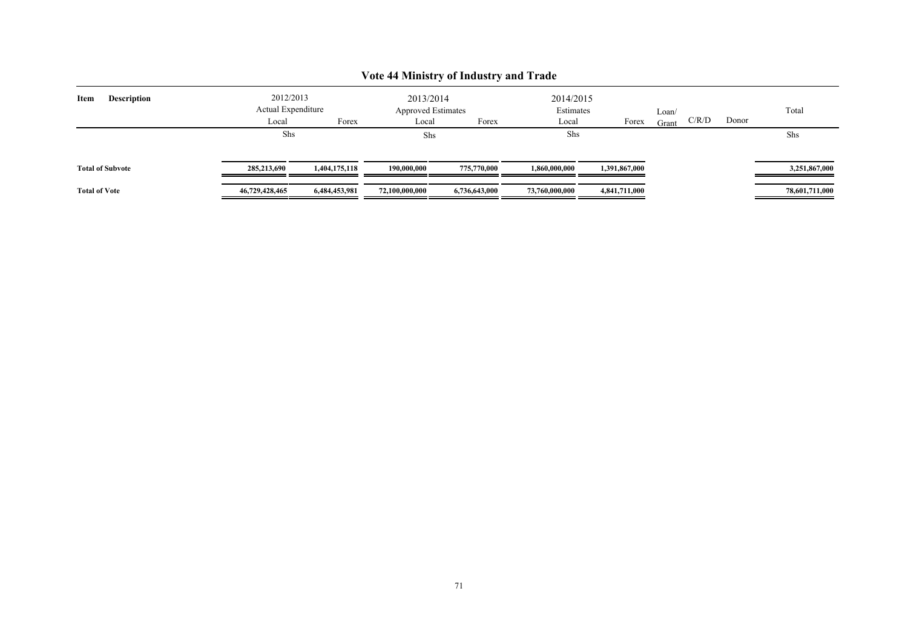## Vote 44 Ministry of Industry and Trade

| Item | Description | 2012/2013 Actual Expenditure Local | Forex | 2013/2014 Approved Estimates Local | Forex | 2014/2015 Estimates Local | Forex | Loan/ Grant | C/R/D | Donor | Total |
|---|---|---|---|---|---|---|---|---|---|---|---|
| | | Shs | | Shs | | Shs | | | | | Shs |
| **Total of Subvote** | | **285,213,690** | **1,404,175,118** | **190,000,000** | **775,770,000** | **1,860,000,000** | **1,391,867,000** | | | | **3,251,867,000** |
| **Total of Vote** | | **46,729,428,465** | **6,484,453,981** | **72,100,000,000** | **6,736,643,000** | **73,760,000,000** | **4,841,711,000** | | | | **78,601,711,000** |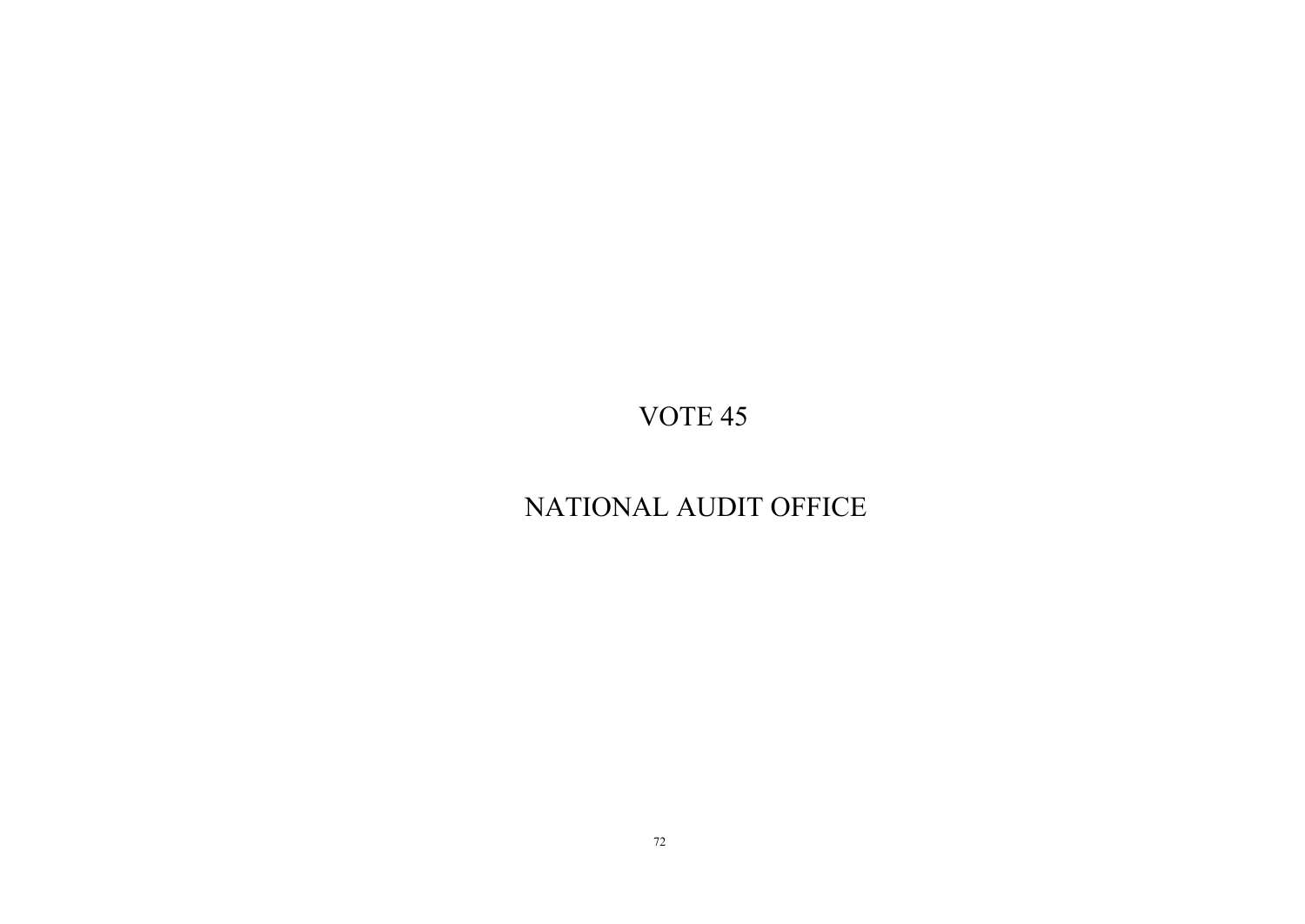# VOTE 45

# NATIONAL AUDIT OFFICE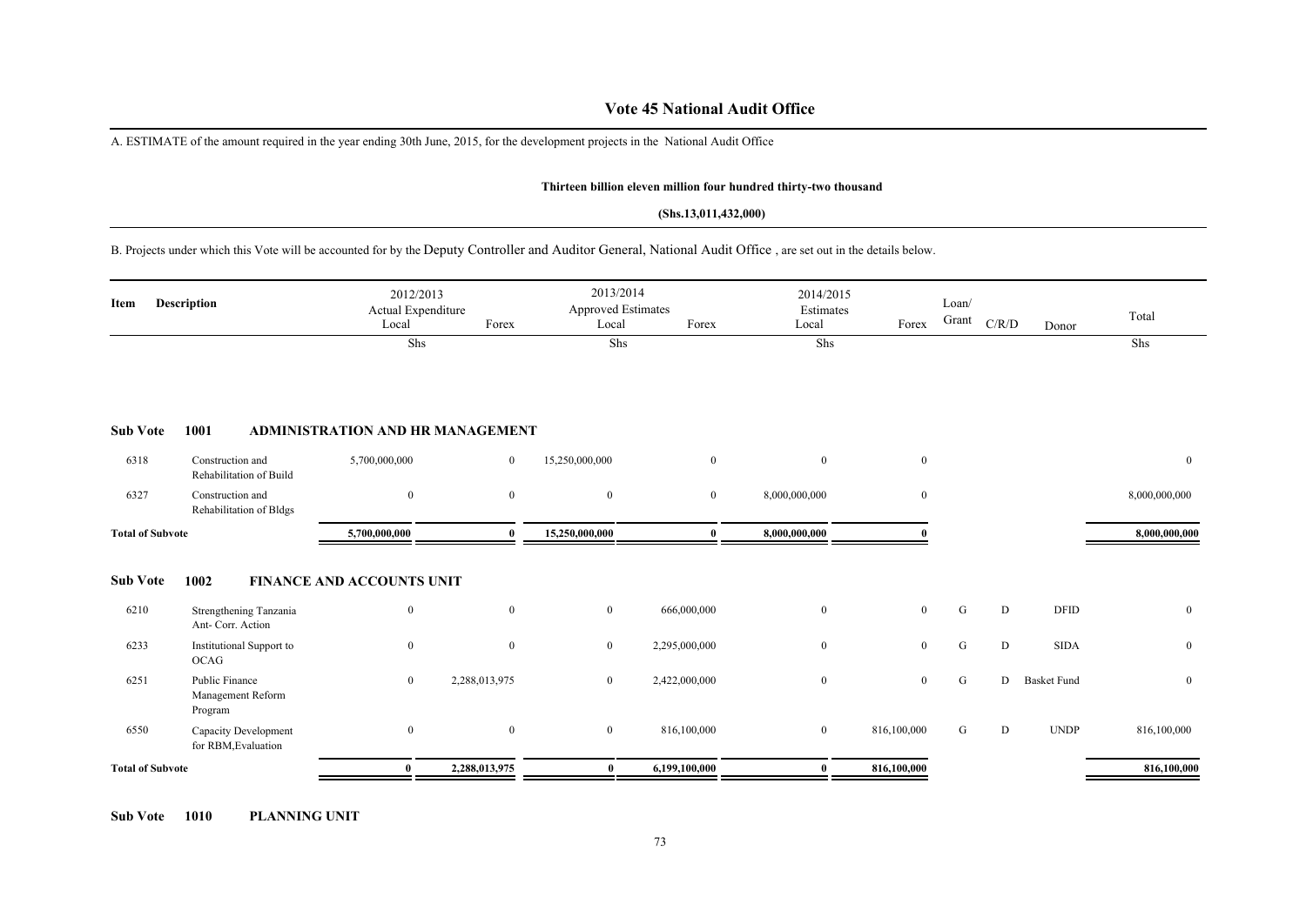# Vote 45 National Audit Office

A. ESTIMATE of the amount required in the year ending 30th June, 2015, for the development projects in the National Audit Office

**Thirteen billion eleven million four hundred thirty-two thousand**

**(Shs.13,011,432,000)**

B. Projects under which this Vote will be accounted for by the Deputy Controller and Auditor General, National Audit Office , are set out in the details below.

| Item | Description | 2012/2013 Actual Expenditure Local | Forex | 2013/2014 Approved Estimates Local | Forex | 2014/2015 Estimates Local | Forex | Loan/ Grant | C/R/D | Donor | Total |
|---|---|---|---|---|---|---|---|---|---|---|---|
| | | Shs | | Shs | | Shs | | | | | Shs |
| **Sub Vote** | **1001** | **ADMINISTRATION AND HR MANAGEMENT** | | | | | | | | | |
| 6318 | Construction and Rehabilitation of Build | 5,700,000,000 | 0 | 15,250,000,000 | 0 | 0 | 0 | | | | 0 |
| 6327 | Construction and Rehabilitation of Bldgs | 0 | 0 | 0 | 0 | 8,000,000,000 | 0 | | | | 8,000,000,000 |
| **Total of Subvote** | | **5,700,000,000** | **0** | **15,250,000,000** | **0** | **8,000,000,000** | **0** | | | | **8,000,000,000** |
| **Sub Vote** | **1002** | **FINANCE AND ACCOUNTS UNIT** | | | | | | | | | |
| 6210 | Strengthening Tanzania Ant- Corr. Action | 0 | 0 | 0 | 666,000,000 | 0 | 0 | G | D | DFID | 0 |
| 6233 | Institutional Support to OCAG | 0 | 0 | 0 | 2,295,000,000 | 0 | 0 | G | D | SIDA | 0 |
| 6251 | Public Finance Management Reform Program | 0 | 2,288,013,975 | 0 | 2,422,000,000 | 0 | 0 | G | D | Basket Fund | 0 |
| 6550 | Capacity Development for RBM,Evaluation | 0 | 0 | 0 | 816,100,000 | 0 | 816,100,000 | G | D | UNDP | 816,100,000 |
| **Total of Subvote** | | **0** | **2,288,013,975** | **0** | **6,199,100,000** | **0** | **816,100,000** | | | | **816,100,000** |

**Sub Vote 1010 PLANNING UNIT**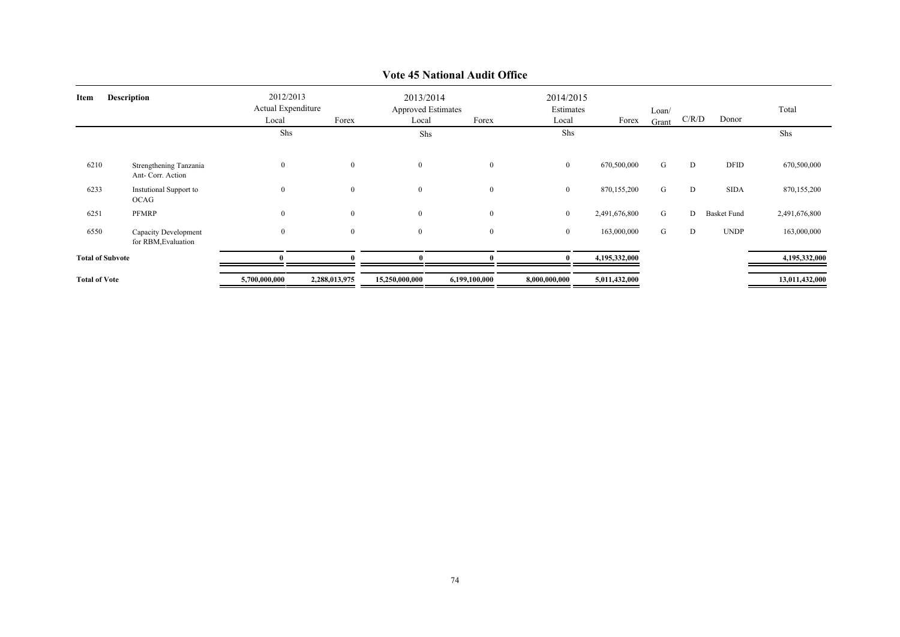# Vote 45 National Audit Office

| Item | Description | 2012/2013 Actual Expenditure Local | Forex | 2013/2014 Approved Estimates Local | Forex | 2014/2015 Estimates Local | Forex | Loan/ Grant | C/R/D | Donor | Total |
|---|---|---|---|---|---|---|---|---|---|---|---|
| | | Shs | | Shs | | Shs | | | | | Shs |
| 6210 | Strengthening Tanzania Ant- Corr. Action | 0 | 0 | 0 | 0 | 0 | 670,500,000 | G | D | DFID | 670,500,000 |
| 6233 | Instutional Support to OCAG | 0 | 0 | 0 | 0 | 0 | 870,155,200 | G | D | SIDA | 870,155,200 |
| 6251 | PFMRP | 0 | 0 | 0 | 0 | 0 | 2,491,676,800 | G | D | Basket Fund | 2,491,676,800 |
| 6550 | Capacity Development for RBM,Evaluation | 0 | 0 | 0 | 0 | 0 | 163,000,000 | G | D | UNDP | 163,000,000 |
| **Total of Subvote** | | **0** | **0** | **0** | **0** | **0** | **4,195,332,000** | | | | **4,195,332,000** |
| **Total of Vote** | | **5,700,000,000** | **2,288,013,975** | **15,250,000,000** | **6,199,100,000** | **8,000,000,000** | **5,011,432,000** | | | | **13,011,432,000** |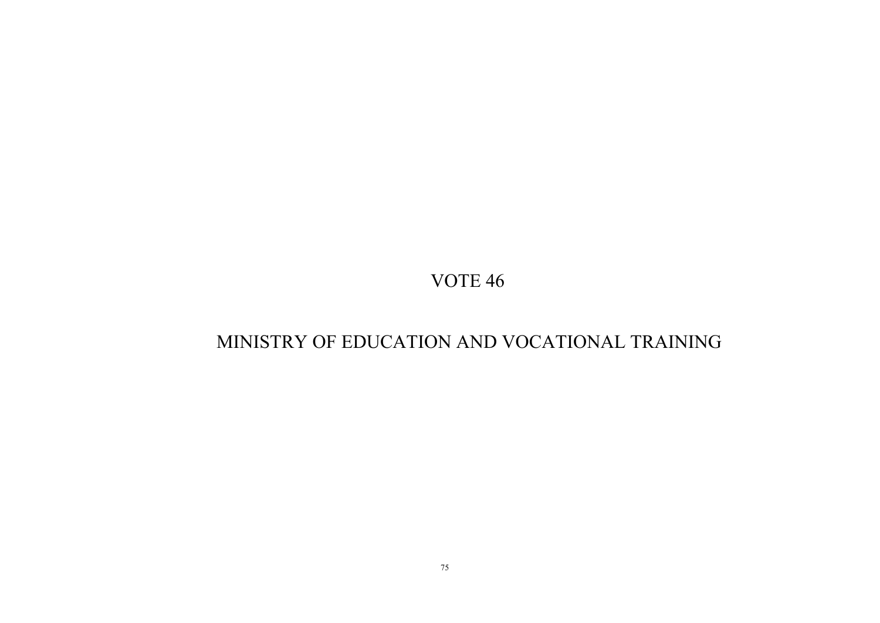# VOTE 46

# MINISTRY OF EDUCATION AND VOCATIONAL TRAINING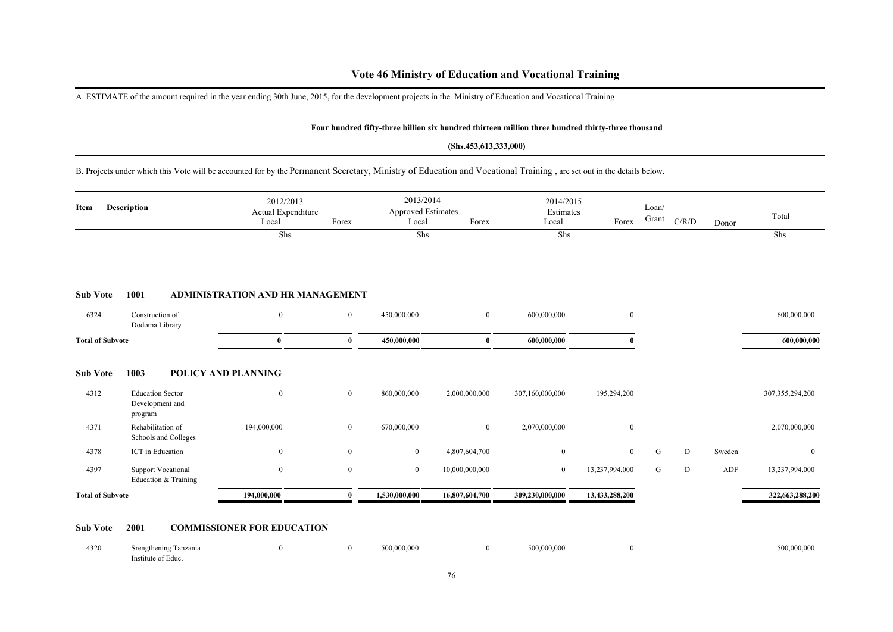# Vote 46 Ministry of Education and Vocational Training

A. ESTIMATE of the amount required in the year ending 30th June, 2015, for the development projects in the Ministry of Education and Vocational Training

**Four hundred fifty-three billion six hundred thirteen million three hundred thirty-three thousand**

**(Shs.453,613,333,000)**

B. Projects under which this Vote will be accounted for by the Permanent Secretary, Ministry of Education and Vocational Training , are set out in the details below.

| Item | Description | 2012/2013 Actual Expenditure Local | Forex | 2013/2014 Approved Estimates Local | Forex | 2014/2015 Estimates Local | Forex | Loan/ Grant | C/R/D | Donor | Total |
|---|---|---|---|---|---|---|---|---|---|---|---|
| | | Shs | | Shs | | Shs | | | | | Shs |
| **Sub Vote** | **1001** | **ADMINISTRATION AND HR MANAGEMENT** | | | | | | | | | |
| 6324 | Construction of Dodoma Library | 0 | 0 | 450,000,000 | 0 | 600,000,000 | 0 | | | | 600,000,000 |
| **Total of Subvote** | | **0** | **0** | **450,000,000** | **0** | **600,000,000** | **0** | | | | **600,000,000** |
| **Sub Vote** | **1003** | **POLICY AND PLANNING** | | | | | | | | | |
| 4312 | Education Sector Development and program | 0 | 0 | 860,000,000 | 2,000,000,000 | 307,160,000,000 | 195,294,200 | | | | 307,355,294,200 |
| 4371 | Rehabilitation of Schools and Colleges | 194,000,000 | 0 | 670,000,000 | 0 | 2,070,000,000 | 0 | | | | 2,070,000,000 |
| 4378 | ICT in Education | 0 | 0 | 0 | 4,807,604,700 | 0 | 0 | G | D | Sweden | 0 |
| 4397 | Support Vocational Education & Training | 0 | 0 | 0 | 10,000,000,000 | 0 | 13,237,994,000 | G | D | ADF | 13,237,994,000 |
| **Total of Subvote** | | **194,000,000** | **0** | **1,530,000,000** | **16,807,604,700** | **309,230,000,000** | **13,433,288,200** | | | | **322,663,288,200** |
| **Sub Vote** | **2001** | **COMMISSIONER FOR EDUCATION** | | | | | | | | | |
| 4320 | Srengthening Tanzania Institute of Educ. | 0 | 0 | 500,000,000 | 0 | 500,000,000 | 0 | | | | 500,000,000 |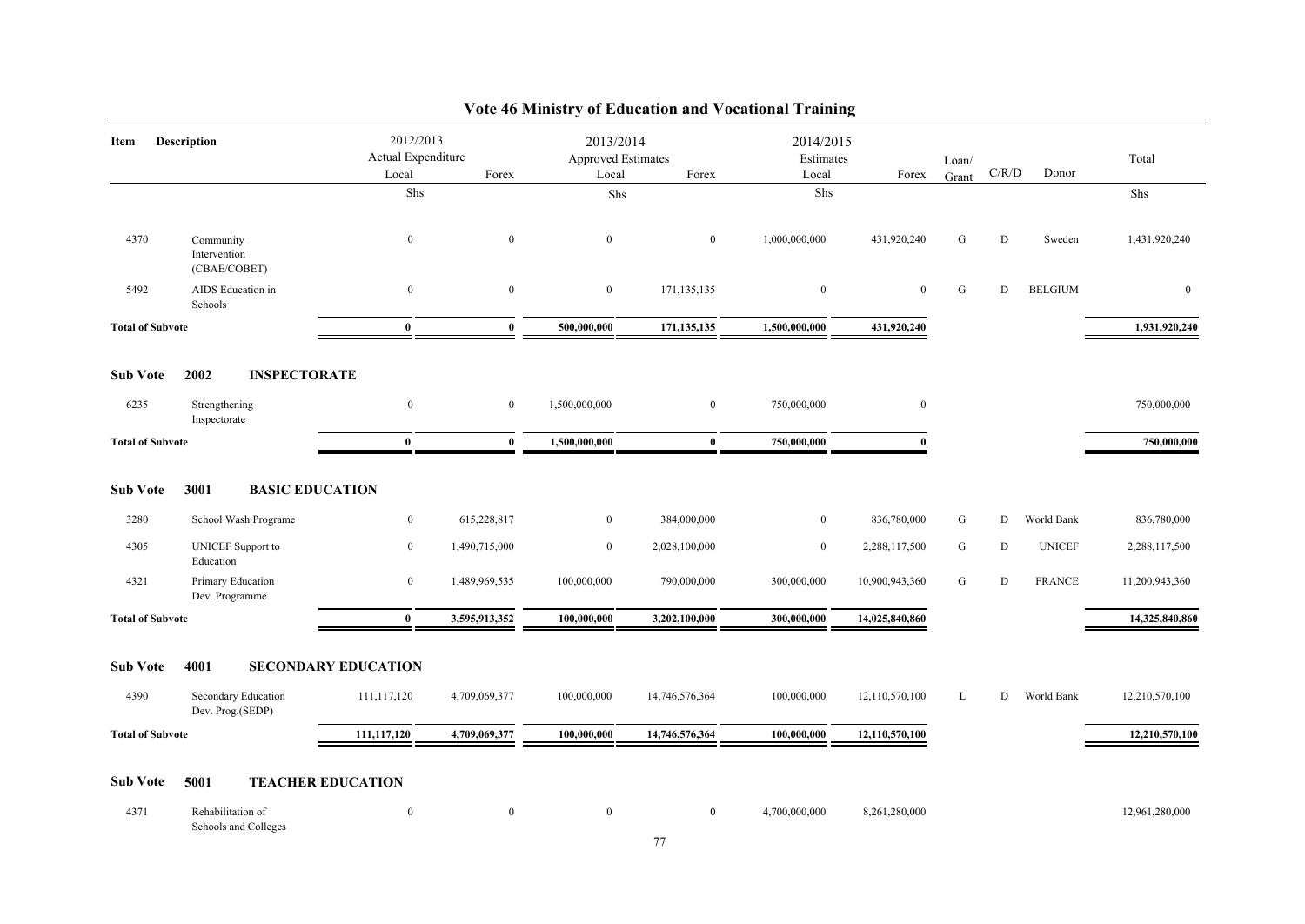# Vote 46 Ministry of Education and Vocational Training

| Item | Description | 2012/2013 Actual Expenditure Local | Forex | 2013/2014 Approved Estimates Local | Forex | 2014/2015 Estimates Local | Forex | Loan/ Grant | C/R/D | Donor | Total |
|---|---|---|---|---|---|---|---|---|---|---|---|
| | | Shs | | Shs | | Shs | | | | | Shs |
| 4370 | Community Intervention (CBAE/COBET) | 0 | 0 | 0 | 0 | 1,000,000,000 | 431,920,240 | G | D | Sweden | 1,431,920,240 |
| 5492 | AIDS Education in Schools | 0 | 0 | 0 | 171,135,135 | 0 | 0 | G | D | BELGIUM | 0 |
| **Total of Subvote** | | **0** | **0** | **500,000,000** | **171,135,135** | **1,500,000,000** | **431,920,240** | | | | **1,931,920,240** |
| **Sub Vote** | **2002 INSPECTORATE** | | | | | | | | | | |
| 6235 | Strengthening Inspectorate | 0 | 0 | 1,500,000,000 | 0 | 750,000,000 | 0 | | | | 750,000,000 |
| **Total of Subvote** | | **0** | **0** | **1,500,000,000** | **0** | **750,000,000** | **0** | | | | **750,000,000** |
| **Sub Vote** | **3001 BASIC EDUCATION** | | | | | | | | | | |
| 3280 | School Wash Programe | 0 | 615,228,817 | 0 | 384,000,000 | 0 | 836,780,000 | G | D | World Bank | 836,780,000 |
| 4305 | UNICEF Support to Education | 0 | 1,490,715,000 | 0 | 2,028,100,000 | 0 | 2,288,117,500 | G | D | UNICEF | 2,288,117,500 |
| 4321 | Primary Education Dev. Programme | 0 | 1,489,969,535 | 100,000,000 | 790,000,000 | 300,000,000 | 10,900,943,360 | G | D | FRANCE | 11,200,943,360 |
| **Total of Subvote** | | **0** | **3,595,913,352** | **100,000,000** | **3,202,100,000** | **300,000,000** | **14,025,840,860** | | | | **14,325,840,860** |
| **Sub Vote** | **4001 SECONDARY EDUCATION** | | | | | | | | | | |
| 4390 | Secondary Education Dev. Prog.(SEDP) | 111,117,120 | 4,709,069,377 | 100,000,000 | 14,746,576,364 | 100,000,000 | 12,110,570,100 | L | D | World Bank | 12,210,570,100 |
| **Total of Subvote** | | **111,117,120** | **4,709,069,377** | **100,000,000** | **14,746,576,364** | **100,000,000** | **12,110,570,100** | | | | **12,210,570,100** |
| **Sub Vote** | **5001 TEACHER EDUCATION** | | | | | | | | | | |
| 4371 | Rehabilitation of Schools and Colleges | 0 | 0 | 0 | 0 | 4,700,000,000 | 8,261,280,000 | | | | 12,961,280,000 |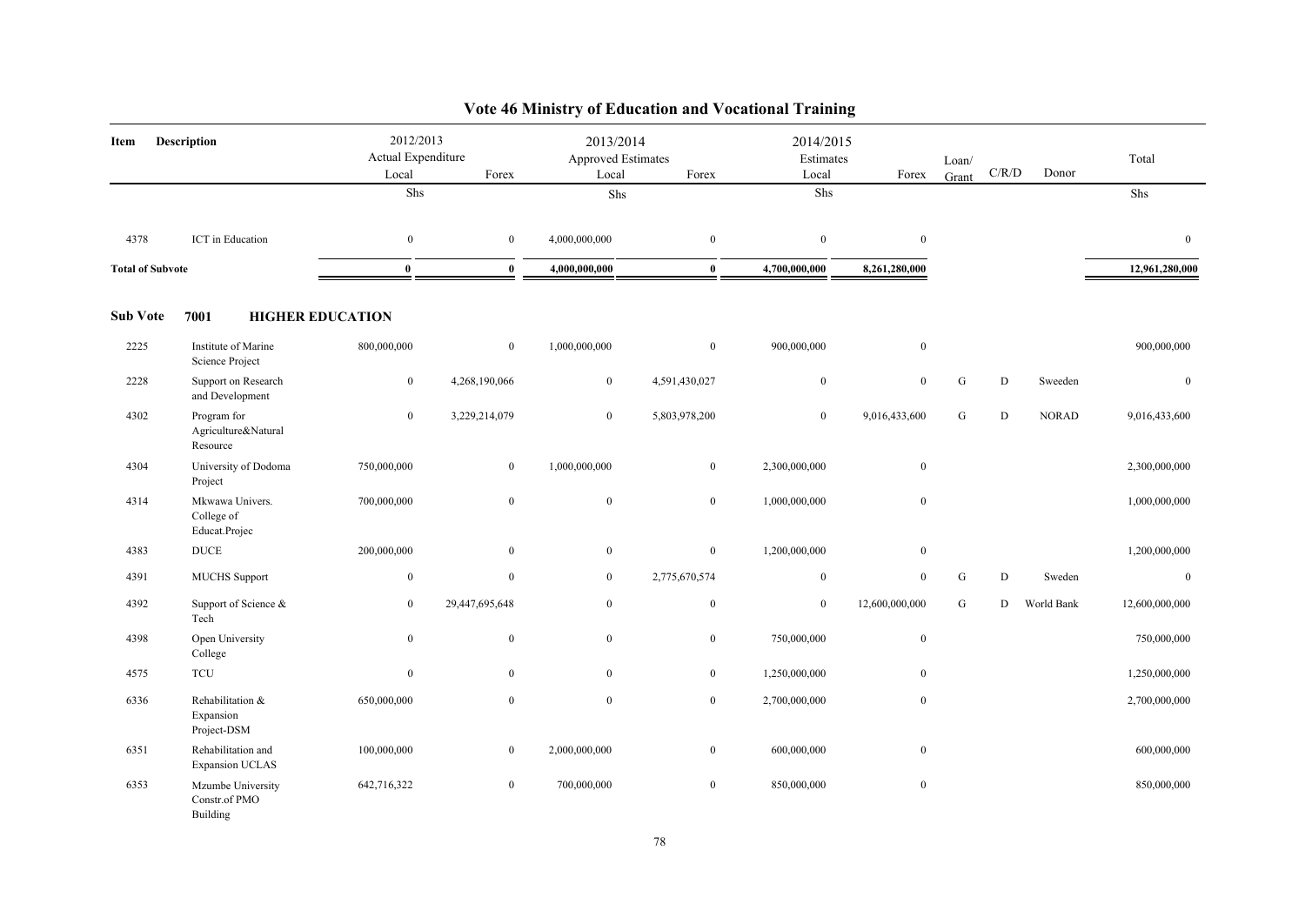# Vote 46 Ministry of Education and Vocational Training

| Item | Description | 2012/2013 Actual Expenditure Local | Forex | 2013/2014 Approved Estimates Local | Forex | 2014/2015 Estimates Local | Forex | Loan/ Grant | C/R/D | Donor | Total |
|---|---|---|---|---|---|---|---|---|---|---|---|
| | | Shs | | Shs | | Shs | | | | | Shs |
| 4378 | ICT in Education | 0 | 0 | 4,000,000,000 | 0 | 0 | 0 | | | | 0 |
| **Total of Subvote** | | **0** | **0** | **4,000,000,000** | **0** | **4,700,000,000** | **8,261,280,000** | | | | **12,961,280,000** |

## Sub Vote 7001 HIGHER EDUCATION

| Item | Description | 2012/2013 Actual Expenditure Local | Forex | 2013/2014 Approved Estimates Local | Forex | 2014/2015 Estimates Local | Forex | Loan/ Grant | C/R/D | Donor | Total |
|---|---|---|---|---|---|---|---|---|---|---|---|
| 2225 | Institute of Marine Science Project | 800,000,000 | 0 | 1,000,000,000 | 0 | 900,000,000 | 0 | | | | 900,000,000 |
| 2228 | Support on Research and Development | 0 | 4,268,190,066 | 0 | 4,591,430,027 | 0 | 0 | G | D | Sweeden | 0 |
| 4302 | Program for Agriculture&Natural Resource | 0 | 3,229,214,079 | 0 | 5,803,978,200 | 0 | 9,016,433,600 | G | D | NORAD | 9,016,433,600 |
| 4304 | University of Dodoma Project | 750,000,000 | 0 | 1,000,000,000 | 0 | 2,300,000,000 | 0 | | | | 2,300,000,000 |
| 4314 | Mkwawa Univers. College of Educat.Projec | 700,000,000 | 0 | 0 | 0 | 1,000,000,000 | 0 | | | | 1,000,000,000 |
| 4383 | DUCE | 200,000,000 | 0 | 0 | 0 | 1,200,000,000 | 0 | | | | 1,200,000,000 |
| 4391 | MUCHS Support | 0 | 0 | 0 | 2,775,670,574 | 0 | 0 | G | D | Sweden | 0 |
| 4392 | Support of Science & Tech | 0 | 29,447,695,648 | 0 | 0 | 0 | 12,600,000,000 | G | D | World Bank | 12,600,000,000 |
| 4398 | Open University College | 0 | 0 | 0 | 0 | 750,000,000 | 0 | | | | 750,000,000 |
| 4575 | TCU | 0 | 0 | 0 | 0 | 1,250,000,000 | 0 | | | | 1,250,000,000 |
| 6336 | Rehabilitation & Expansion Project-DSM | 650,000,000 | 0 | 0 | 0 | 2,700,000,000 | 0 | | | | 2,700,000,000 |
| 6351 | Rehabilitation and Expansion UCLAS | 100,000,000 | 0 | 2,000,000,000 | 0 | 600,000,000 | 0 | | | | 600,000,000 |
| 6353 | Mzumbe University Constr.of PMO Building | 642,716,322 | 0 | 700,000,000 | 0 | 850,000,000 | 0 | | | | 850,000,000 |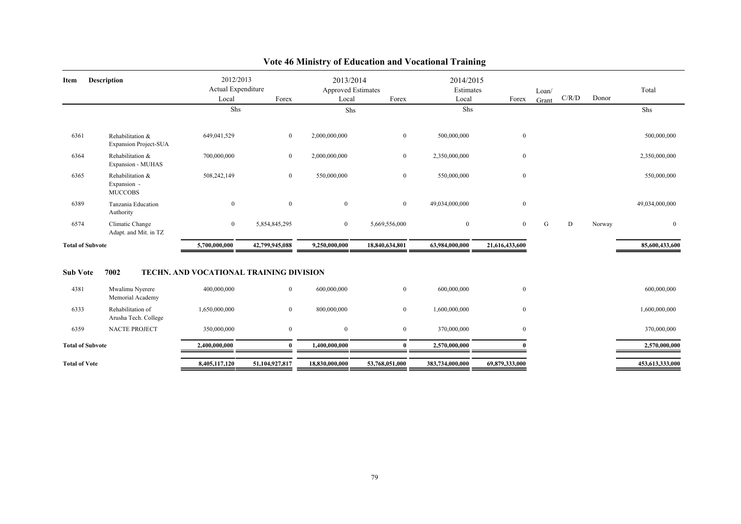# Vote 46 Ministry of Education and Vocational Training

| Item | Description | 2012/2013 Actual Expenditure | | 2013/2014 Approved Estimates | | 2014/2015 Estimates | | Loan/ Grant | C/R/D | Donor | Total |
|---|---|---|---|---|---|---|---|---|---|---|---|
| | | Local | Forex | Local | Forex | Local | Forex | | | | |
| | | Shs | | Shs | | Shs | | | | | Shs |
| 6361 | Rehabilitation & Expansion Project-SUA | 649,041,529 | 0 | 2,000,000,000 | 0 | 500,000,000 | 0 | | | | 500,000,000 |
| 6364 | Rehabilitation & Expansion - MUHAS | 700,000,000 | 0 | 2,000,000,000 | 0 | 2,350,000,000 | 0 | | | | 2,350,000,000 |
| 6365 | Rehabilitation & Expansion - MUCCOBS | 508,242,149 | 0 | 550,000,000 | 0 | 550,000,000 | 0 | | | | 550,000,000 |
| 6389 | Tanzania Education Authority | 0 | 0 | 0 | 0 | 49,034,000,000 | 0 | | | | 49,034,000,000 |
| 6574 | Climatic Change Adapt. and Mit. in TZ | 0 | 5,854,845,295 | 0 | 5,669,556,000 | 0 | 0 | G | D | Norway | 0 |
| **Total of Subvote** | | **5,700,000,000** | **42,799,945,088** | **9,250,000,000** | **18,840,634,801** | **63,984,000,000** | **21,616,433,600** | | | | **85,600,433,600** |

**Sub Vote 7002 TECHN. AND VOCATIONAL TRAINING DIVISION**

| Item | Description | 2012/2013 Local | 2012/2013 Forex | 2013/2014 Local | 2013/2014 Forex | 2014/2015 Local | 2014/2015 Forex | Loan/ Grant | C/R/D | Donor | Total |
|---|---|---|---|---|---|---|---|---|---|---|---|
| 4381 | Mwalimu Nyerere Memorial Academy | 400,000,000 | 0 | 600,000,000 | 0 | 600,000,000 | 0 | | | | 600,000,000 |
| 6333 | Rehabilitation of Arusha Tech. College | 1,650,000,000 | 0 | 800,000,000 | 0 | 1,600,000,000 | 0 | | | | 1,600,000,000 |
| 6359 | NACTE PROJECT | 350,000,000 | 0 | 0 | 0 | 370,000,000 | 0 | | | | 370,000,000 |
| **Total of Subvote** | | **2,400,000,000** | **0** | **1,400,000,000** | **0** | **2,570,000,000** | **0** | | | | **2,570,000,000** |
| **Total of Vote** | | **8,405,117,120** | **51,104,927,817** | **18,830,000,000** | **53,768,051,000** | **383,734,000,000** | **69,879,333,000** | | | | **453,613,333,000** |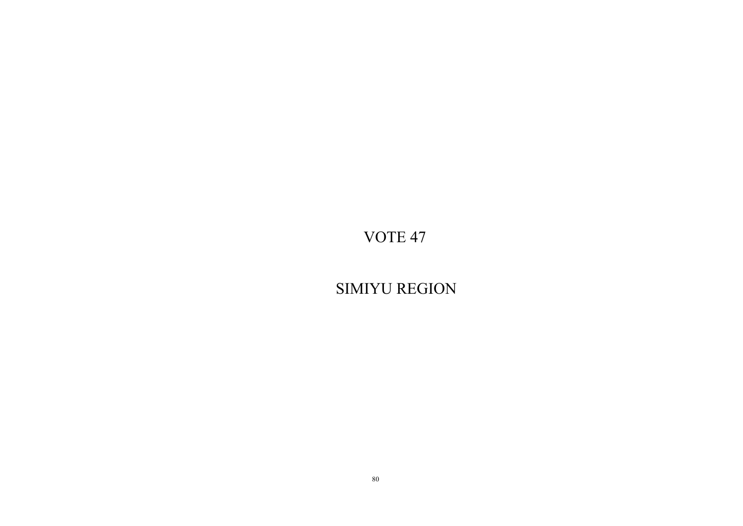# VOTE 47

# SIMIYU REGION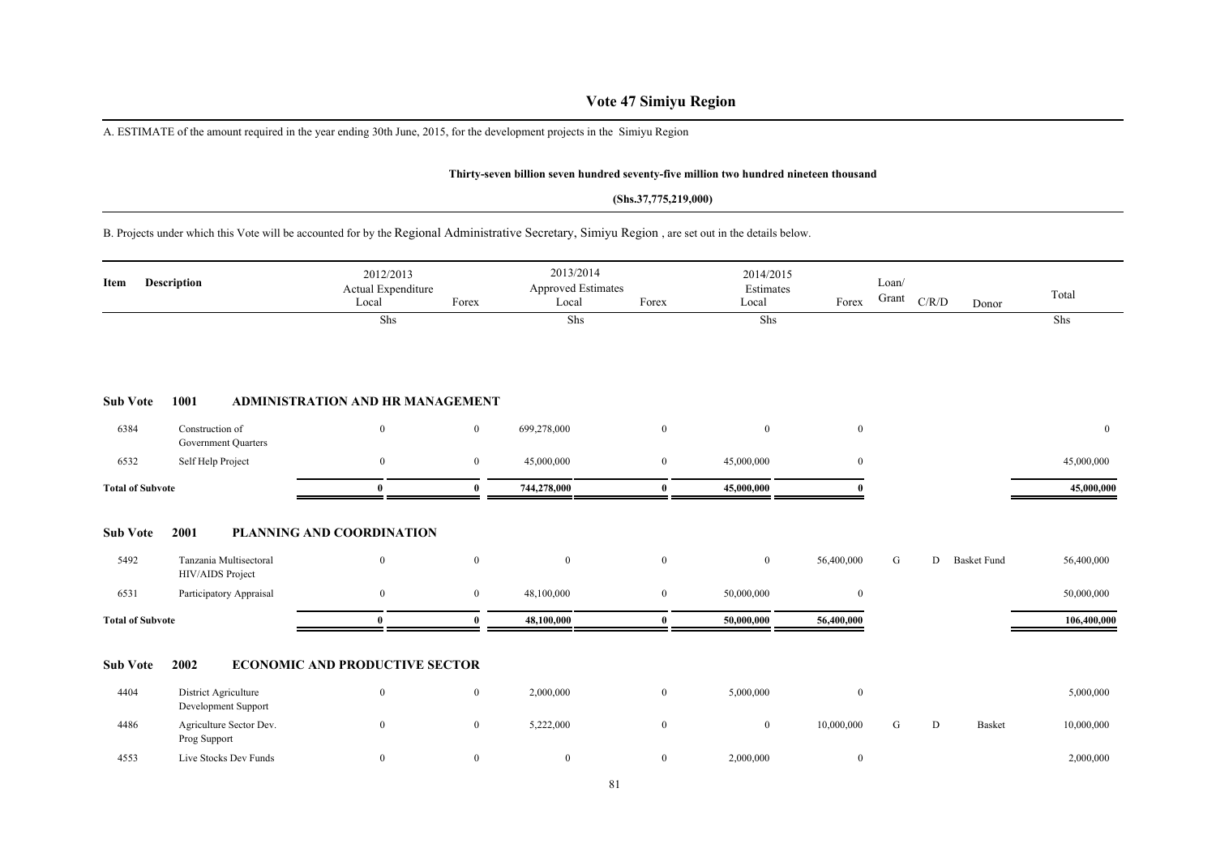# Vote 47 Simiyu Region

A. ESTIMATE of the amount required in the year ending 30th June, 2015, for the development projects in the Simiyu Region

**Thirty-seven billion seven hundred seventy-five million two hundred nineteen thousand**

**(Shs.37,775,219,000)**

B. Projects under which this Vote will be accounted for by the Regional Administrative Secretary, Simiyu Region , are set out in the details below.

| Item | Description | 2012/2013 Actual Expenditure Local | Forex | 2013/2014 Approved Estimates Local | Forex | 2014/2015 Estimates Local | Forex | Loan/ Grant | C/R/D | Donor | Total |
|---|---|---|---|---|---|---|---|---|---|---|---|
| | | Shs | | Shs | | Shs | | | | | Shs |
| **Sub Vote** | **1001 ADMINISTRATION AND HR MANAGEMENT** | | | | | | | | | | |
| 6384 | Construction of Government Quarters | 0 | 0 | 699,278,000 | 0 | 0 | 0 | | | | 0 |
| 6532 | Self Help Project | 0 | 0 | 45,000,000 | 0 | 45,000,000 | 0 | | | | 45,000,000 |
| **Total of Subvote** | | **0** | **0** | **744,278,000** | **0** | **45,000,000** | **0** | | | | **45,000,000** |
| **Sub Vote** | **2001 PLANNING AND COORDINATION** | | | | | | | | | | |
| 5492 | Tanzania Multisectoral HIV/AIDS Project | 0 | 0 | 0 | 0 | 0 | 56,400,000 | G | D | Basket Fund | 56,400,000 |
| 6531 | Participatory Appraisal | 0 | 0 | 48,100,000 | 0 | 50,000,000 | 0 | | | | 50,000,000 |
| **Total of Subvote** | | **0** | **0** | **48,100,000** | **0** | **50,000,000** | **56,400,000** | | | | **106,400,000** |
| **Sub Vote** | **2002 ECONOMIC AND PRODUCTIVE SECTOR** | | | | | | | | | | |
| 4404 | District Agriculture Development Support | 0 | 0 | 2,000,000 | 0 | 5,000,000 | 0 | | | | 5,000,000 |
| 4486 | Agriculture Sector Dev. Prog Support | 0 | 0 | 5,222,000 | 0 | 0 | 10,000,000 | G | D | Basket | 10,000,000 |
| 4553 | Live Stocks Dev Funds | 0 | 0 | 0 | 0 | 2,000,000 | 0 | | | | 2,000,000 |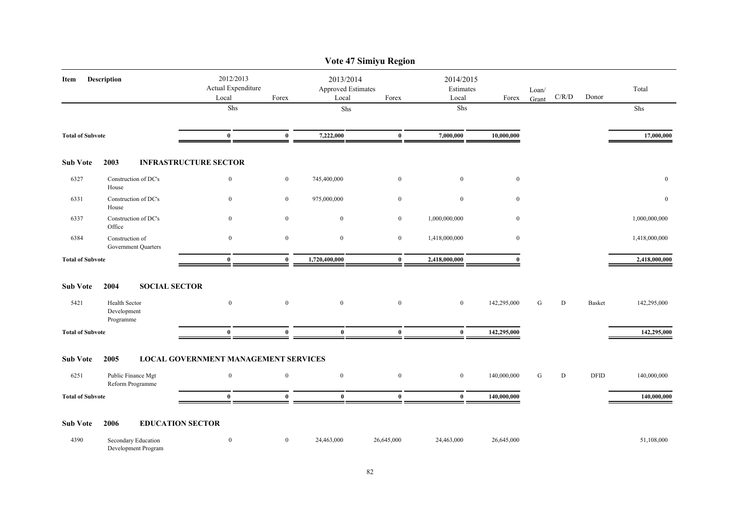# Vote 47 Simiyu Region

| Item | Description | 2012/2013 Actual Expenditure Local | Forex | 2013/2014 Approved Estimates Local | Forex | 2014/2015 Estimates Local | Forex | Loan/ Grant | C/R/D | Donor | Total |
|---|---|---|---|---|---|---|---|---|---|---|---|
| | | Shs | | Shs | | Shs | | | | | Shs |
| **Total of Subvote** | | **0** | **0** | **7,222,000** | **0** | **7,000,000** | **10,000,000** | | | | **17,000,000** |
| **Sub Vote** | **2003 INFRASTRUCTURE SECTOR** | | | | | | | | | | |
| 6327 | Construction of DC's House | 0 | 0 | 745,400,000 | 0 | 0 | 0 | | | | 0 |
| 6331 | Construction of DC's House | 0 | 0 | 975,000,000 | 0 | 0 | 0 | | | | 0 |
| 6337 | Construction of DC's Office | 0 | 0 | 0 | 0 | 1,000,000,000 | 0 | | | | 1,000,000,000 |
| 6384 | Construction of Government Quarters | 0 | 0 | 0 | 0 | 1,418,000,000 | 0 | | | | 1,418,000,000 |
| **Total of Subvote** | | **0** | **0** | **1,720,400,000** | **0** | **2,418,000,000** | **0** | | | | **2,418,000,000** |
| **Sub Vote** | **2004 SOCIAL SECTOR** | | | | | | | | | | |
| 5421 | Health Sector Development Programme | 0 | 0 | 0 | 0 | 0 | 142,295,000 | G | D | Basket | 142,295,000 |
| **Total of Subvote** | | **0** | **0** | **0** | **0** | **0** | **142,295,000** | | | | **142,295,000** |
| **Sub Vote** | **2005 LOCAL GOVERNMENT MANAGEMENT SERVICES** | | | | | | | | | | |
| 6251 | Public Finance Mgt Reform Programme | 0 | 0 | 0 | 0 | 0 | 140,000,000 | G | D | DFID | 140,000,000 |
| **Total of Subvote** | | **0** | **0** | **0** | **0** | **0** | **140,000,000** | | | | **140,000,000** |
| **Sub Vote** | **2006 EDUCATION SECTOR** | | | | | | | | | | |
| 4390 | Secondary Education Development Program | 0 | 0 | 24,463,000 | 26,645,000 | 24,463,000 | 26,645,000 | | | | 51,108,000 |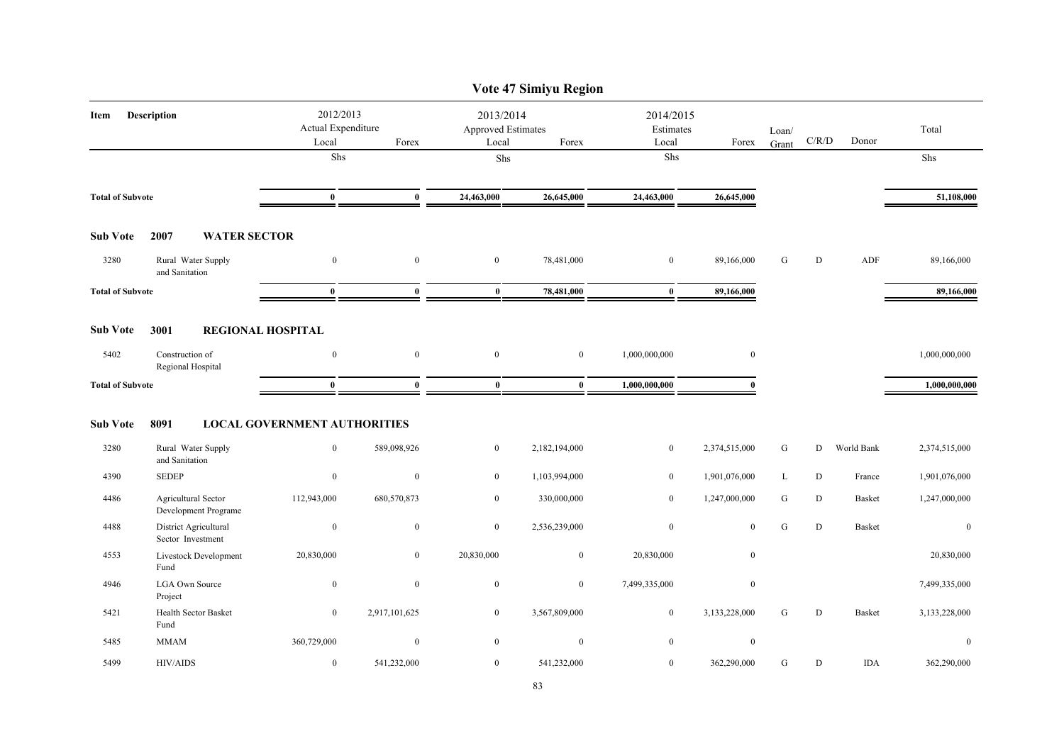# Vote 47 Simiyu Region

| Item | Description | 2012/2013 Actual Expenditure Local | Forex | 2013/2014 Approved Estimates Local | Forex | 2014/2015 Estimates Local | Forex | Loan/ Grant | C/R/D | Donor | Total |
|---|---|---|---|---|---|---|---|---|---|---|---|
| | | Shs | | Shs | | Shs | | | | | Shs |
| **Total of Subvote** | | **0** | **0** | **24,463,000** | **26,645,000** | **24,463,000** | **26,645,000** | | | | **51,108,000** |
| **Sub Vote** | **2007 WATER SECTOR** | | | | | | | | | | |
| 3280 | Rural Water Supply and Sanitation | 0 | 0 | 0 | 78,481,000 | 0 | 89,166,000 | G | D | ADF | 89,166,000 |
| **Total of Subvote** | | **0** | **0** | **0** | **78,481,000** | **0** | **89,166,000** | | | | **89,166,000** |
| **Sub Vote** | **3001 REGIONAL HOSPITAL** | | | | | | | | | | |
| 5402 | Construction of Regional Hospital | 0 | 0 | 0 | 0 | 1,000,000,000 | 0 | | | | 1,000,000,000 |
| **Total of Subvote** | | **0** | **0** | **0** | **0** | **1,000,000,000** | **0** | | | | **1,000,000,000** |
| **Sub Vote** | **8091 LOCAL GOVERNMENT AUTHORITIES** | | | | | | | | | | |
| 3280 | Rural Water Supply and Sanitation | 0 | 589,098,926 | 0 | 2,182,194,000 | 0 | 2,374,515,000 | G | D | World Bank | 2,374,515,000 |
| 4390 | SEDEP | 0 | 0 | 0 | 1,103,994,000 | 0 | 1,901,076,000 | L | D | France | 1,901,076,000 |
| 4486 | Agricultural Sector Development Programe | 112,943,000 | 680,570,873 | 0 | 330,000,000 | 0 | 1,247,000,000 | G | D | Basket | 1,247,000,000 |
| 4488 | District Agricultural Sector Investment | 0 | 0 | 0 | 2,536,239,000 | 0 | 0 | G | D | Basket | 0 |
| 4553 | Livestock Development Fund | 20,830,000 | 0 | 20,830,000 | 0 | 20,830,000 | 0 | | | | 20,830,000 |
| 4946 | LGA Own Source Project | 0 | 0 | 0 | 0 | 7,499,335,000 | 0 | | | | 7,499,335,000 |
| 5421 | Health Sector Basket Fund | 0 | 2,917,101,625 | 0 | 3,567,809,000 | 0 | 3,133,228,000 | G | D | Basket | 3,133,228,000 |
| 5485 | MMAM | 360,729,000 | 0 | 0 | 0 | 0 | 0 | | | | 0 |
| 5499 | HIV/AIDS | 0 | 541,232,000 | 0 | 541,232,000 | 0 | 362,290,000 | G | D | IDA | 362,290,000 |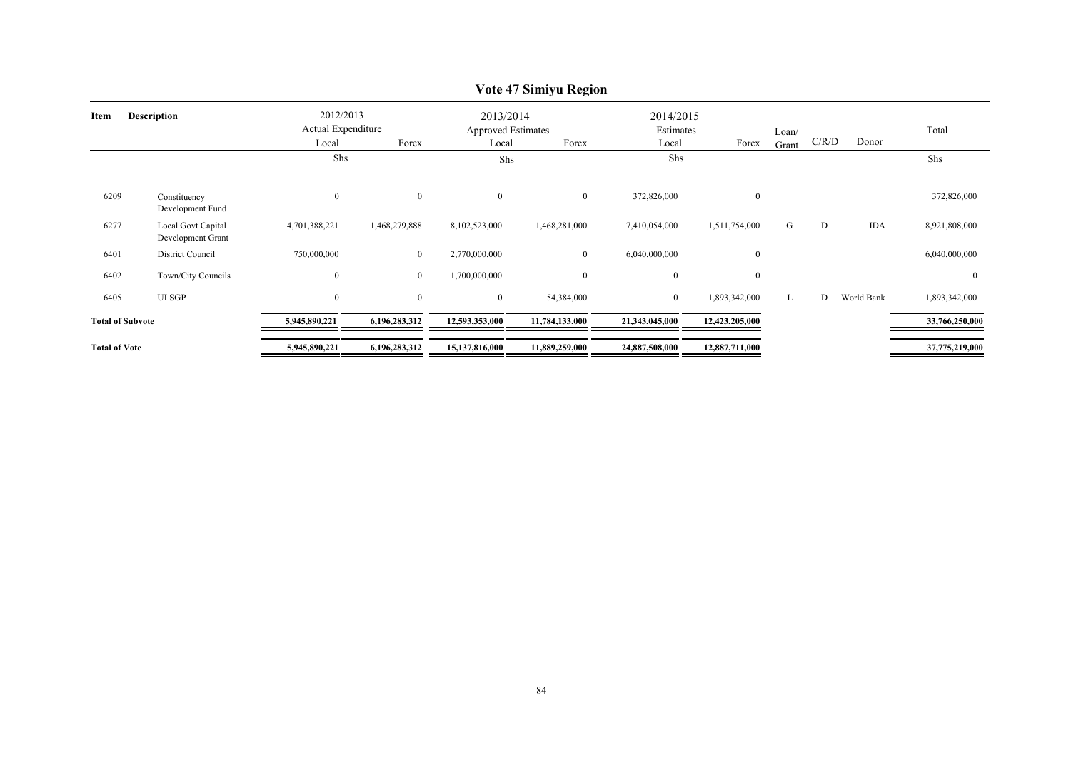# Vote 47 Simiyu Region

| Item | Description | 2012/2013 Actual Expenditure Local | Forex | 2013/2014 Approved Estimates Local | Forex | 2014/2015 Estimates Local | Forex | Loan/ Grant | C/R/D | Donor | Total |
|---|---|---|---|---|---|---|---|---|---|---|---|
| | | Shs | | Shs | | Shs | | | | | Shs |
| 6209 | Constituency Development Fund | 0 | 0 | 0 | 0 | 372,826,000 | 0 | | | | 372,826,000 |
| 6277 | Local Govt Capital Development Grant | 4,701,388,221 | 1,468,279,888 | 8,102,523,000 | 1,468,281,000 | 7,410,054,000 | 1,511,754,000 | G | D | IDA | 8,921,808,000 |
| 6401 | District Council | 750,000,000 | 0 | 2,770,000,000 | 0 | 6,040,000,000 | 0 | | | | 6,040,000,000 |
| 6402 | Town/City Councils | 0 | 0 | 1,700,000,000 | 0 | 0 | 0 | | | | 0 |
| 6405 | ULSGP | 0 | 0 | 0 | 54,384,000 | 0 | 1,893,342,000 | L | D | World Bank | 1,893,342,000 |
| **Total of Subvote** | | **5,945,890,221** | **6,196,283,312** | **12,593,353,000** | **11,784,133,000** | **21,343,045,000** | **12,423,205,000** | | | | **33,766,250,000** |
| **Total of Vote** | | **5,945,890,221** | **6,196,283,312** | **15,137,816,000** | **11,889,259,000** | **24,887,508,000** | **12,887,711,000** | | | | **37,775,219,000** |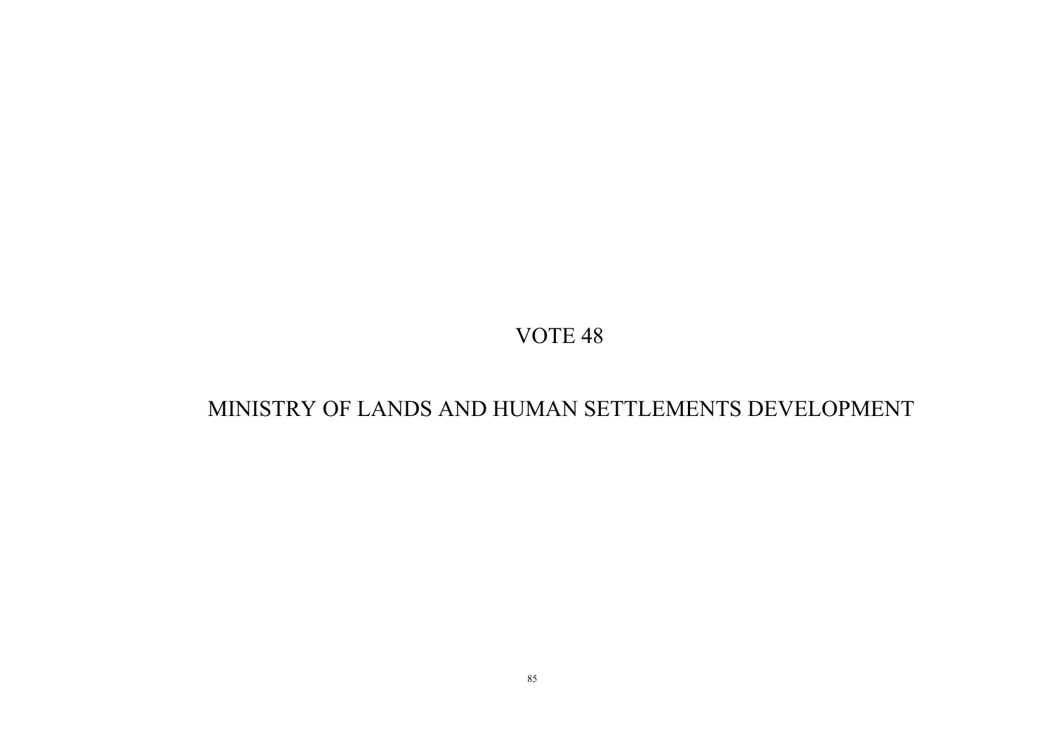# VOTE 48

# MINISTRY OF LANDS AND HUMAN SETTLEMENTS DEVELOPMENT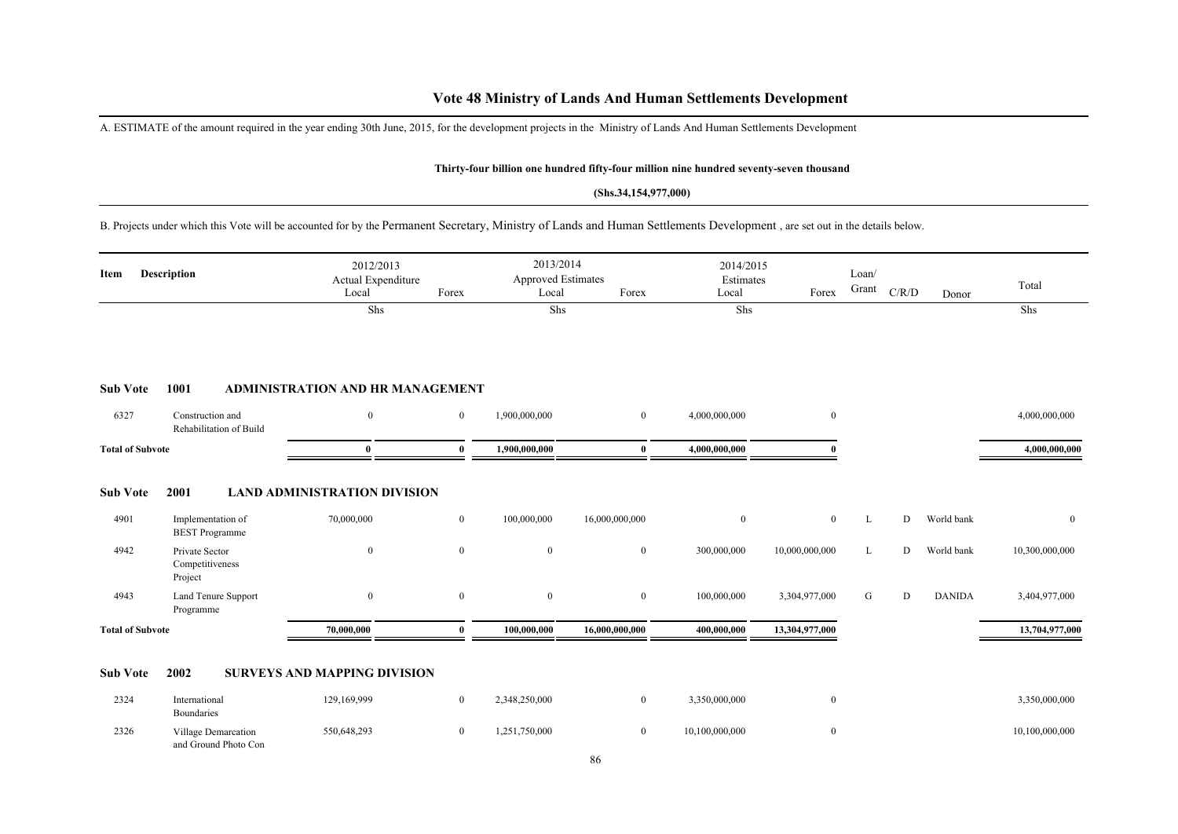# Vote 48 Ministry of Lands And Human Settlements Development

A. ESTIMATE of the amount required in the year ending 30th June, 2015, for the development projects in the Ministry of Lands And Human Settlements Development

**Thirty-four billion one hundred fifty-four million nine hundred seventy-seven thousand**

**(Shs.34,154,977,000)**

B. Projects under which this Vote will be accounted for by the Permanent Secretary, Ministry of Lands and Human Settlements Development , are set out in the details below.

| Item | Description | 2012/2013 Actual Expenditure Local | Forex | 2013/2014 Approved Estimates Local | Forex | 2014/2015 Estimates Local | Forex | Loan/ Grant | C/R/D | Donor | Total |
|---|---|---|---|---|---|---|---|---|---|---|---|
| | | Shs | | Shs | | Shs | | | | | Shs |
| **Sub Vote** | **1001** | **ADMINISTRATION AND HR MANAGEMENT** | | | | | | | | | |
| 6327 | Construction and Rehabilitation of Build | 0 | 0 | 1,900,000,000 | 0 | 4,000,000,000 | 0 | | | | 4,000,000,000 |
| **Total of Subvote** | | **0** | **0** | **1,900,000,000** | **0** | **4,000,000,000** | **0** | | | | **4,000,000,000** |
| **Sub Vote** | **2001** | **LAND ADMINISTRATION DIVISION** | | | | | | | | | |
| 4901 | Implementation of BEST Programme | 70,000,000 | 0 | 100,000,000 | 16,000,000,000 | 0 | 0 | L | D | World bank | 0 |
| 4942 | Private Sector Competitiveness Project | 0 | 0 | 0 | 0 | 300,000,000 | 10,000,000,000 | L | D | World bank | 10,300,000,000 |
| 4943 | Land Tenure Support Programme | 0 | 0 | 0 | 0 | 100,000,000 | 3,304,977,000 | G | D | DANIDA | 3,404,977,000 |
| **Total of Subvote** | | **70,000,000** | **0** | **100,000,000** | **16,000,000,000** | **400,000,000** | **13,304,977,000** | | | | **13,704,977,000** |
| **Sub Vote** | **2002** | **SURVEYS AND MAPPING DIVISION** | | | | | | | | | |
| 2324 | International Boundaries | 129,169,999 | 0 | 2,348,250,000 | 0 | 3,350,000,000 | 0 | | | | 3,350,000,000 |
| 2326 | Village Demarcation and Ground Photo Con | 550,648,293 | 0 | 1,251,750,000 | 0 | 10,100,000,000 | 0 | | | | 10,100,000,000 |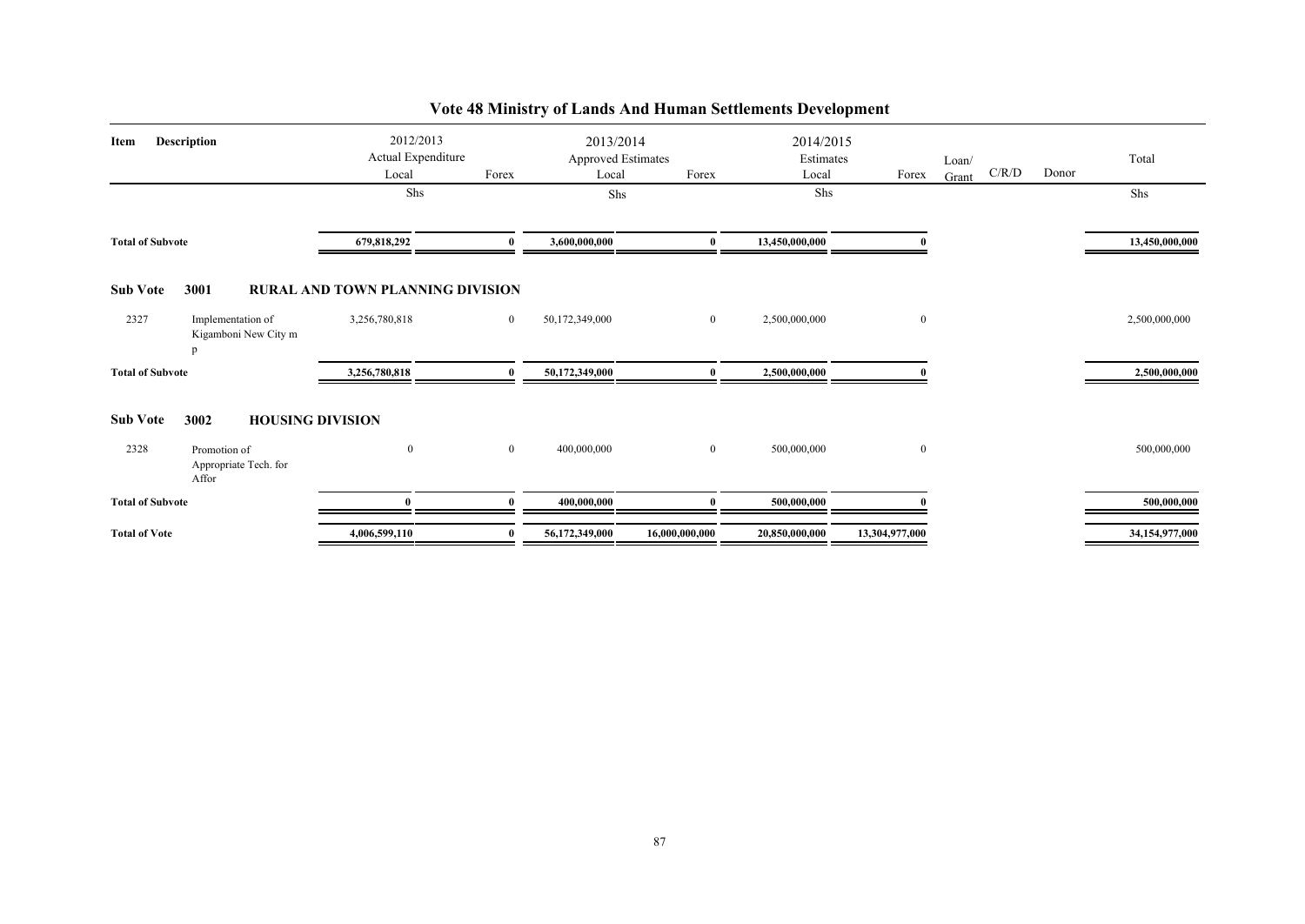# Vote 48 Ministry of Lands And Human Settlements Development

| Item | Description | 2012/2013 Actual Expenditure Local | Forex | 2013/2014 Approved Estimates Local | Forex | 2014/2015 Estimates Local | Forex | Loan/ Grant | C/R/D | Donor | Total |
|---|---|---|---|---|---|---|---|---|---|---|---|
| | | Shs | | Shs | | Shs | | | | | Shs |
| **Total of Subvote** | | **679,818,292** | **0** | **3,600,000,000** | **0** | **13,450,000,000** | **0** | | | | **13,450,000,000** |
| **Sub Vote** | **3001** | **RURAL AND TOWN PLANNING DIVISION** | | | | | | | | | |
| 2327 | Implementation of Kigamboni New City m p | 3,256,780,818 | 0 | 50,172,349,000 | 0 | 2,500,000,000 | 0 | | | | 2,500,000,000 |
| **Total of Subvote** | | **3,256,780,818** | **0** | **50,172,349,000** | **0** | **2,500,000,000** | **0** | | | | **2,500,000,000** |
| **Sub Vote** | **3002** | **HOUSING DIVISION** | | | | | | | | | |
| 2328 | Promotion of Appropriate Tech. for Affor | 0 | 0 | 400,000,000 | 0 | 500,000,000 | 0 | | | | 500,000,000 |
| **Total of Subvote** | | **0** | **0** | **400,000,000** | **0** | **500,000,000** | **0** | | | | **500,000,000** |
| **Total of Vote** | | **4,006,599,110** | **0** | **56,172,349,000** | **16,000,000,000** | **20,850,000,000** | **13,304,977,000** | | | | **34,154,977,000** |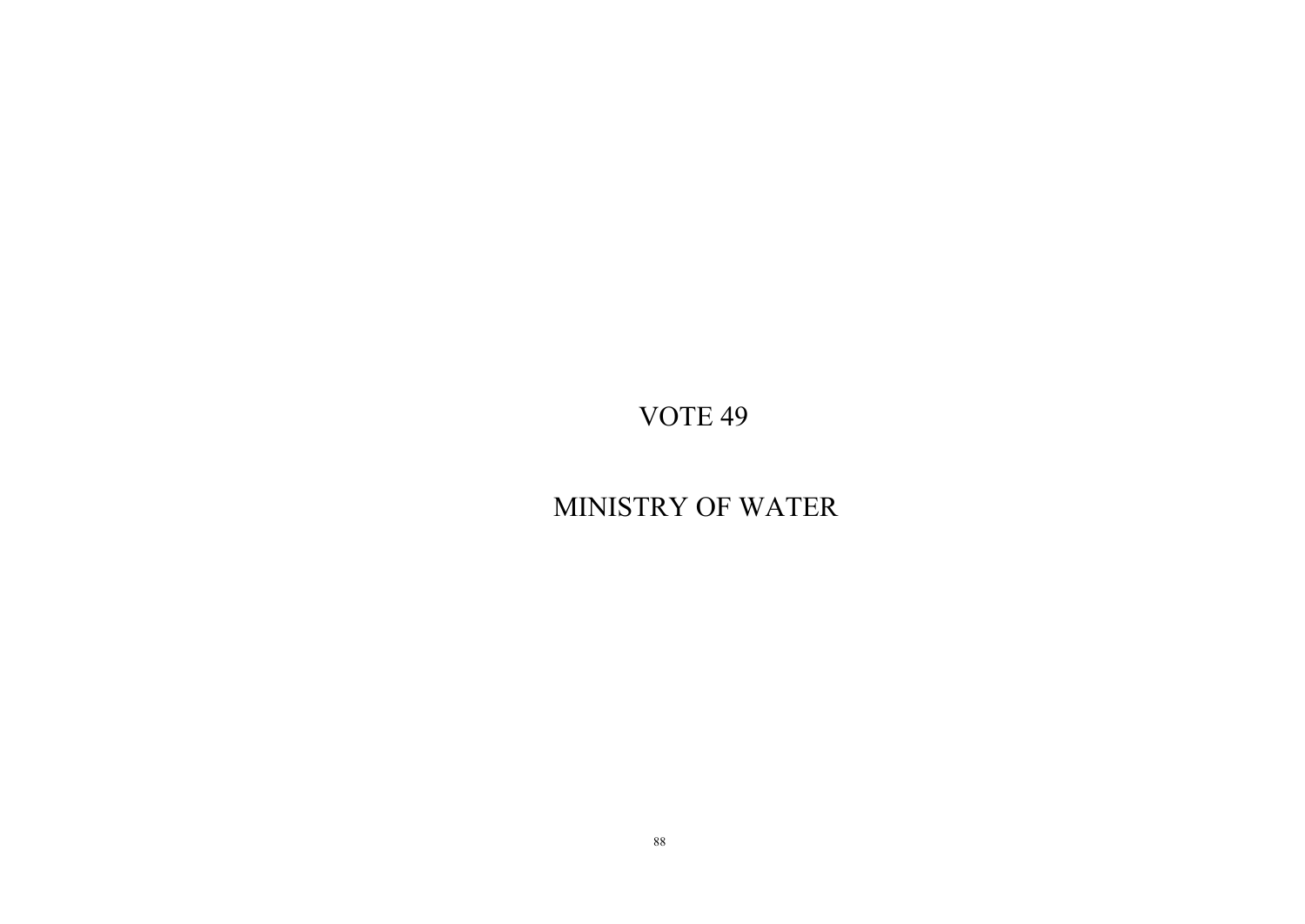# VOTE 49

# MINISTRY OF WATER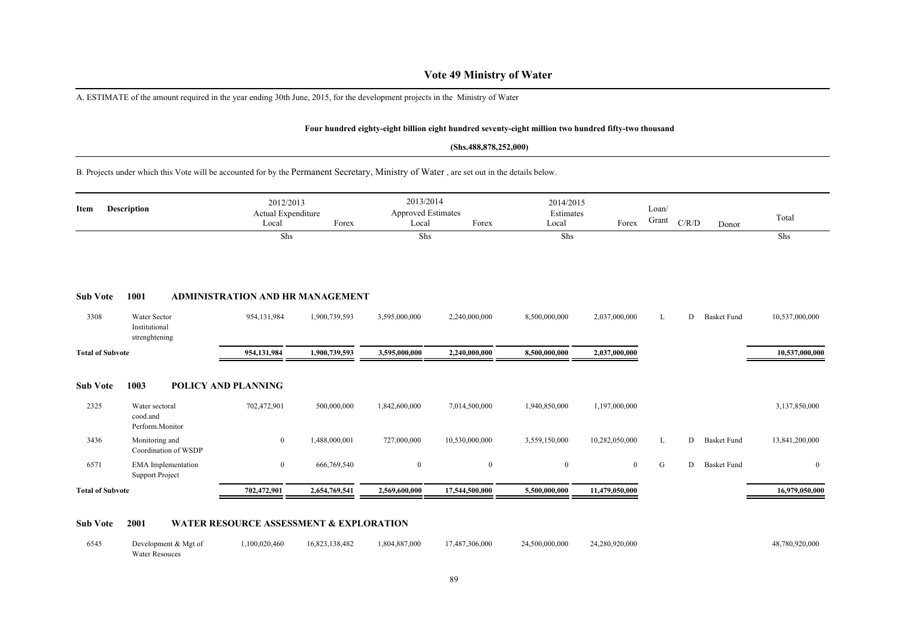# Vote 49 Ministry of Water

A. ESTIMATE of the amount required in the year ending 30th June, 2015, for the development projects in the Ministry of Water

**Four hundred eighty-eight billion eight hundred seventy-eight million two hundred fifty-two thousand**

**(Shs.488,878,252,000)**

B. Projects under which this Vote will be accounted for by the Permanent Secretary, Ministry of Water , are set out in the details below.

| Item | Description | 2012/2013 Actual Expenditure Local | Forex | 2013/2014 Approved Estimates Local | Forex | 2014/2015 Estimates Local | Forex | Loan/ Grant | C/R/D | Donor | Total |
|---|---|---|---|---|---|---|---|---|---|---|---|
| | | Shs | | Shs | | Shs | | | | | Shs |
| **Sub Vote** | **1001** | **ADMINISTRATION AND HR MANAGEMENT** | | | | | | | | | |
| 3308 | Water Sector Institutional strenghtening | 954,131,984 | 1,900,739,593 | 3,595,000,000 | 2,240,000,000 | 8,500,000,000 | 2,037,000,000 | L | D | Basket Fund | 10,537,000,000 |
| **Total of Subvote** | | **954,131,984** | **1,900,739,593** | **3,595,000,000** | **2,240,000,000** | **8,500,000,000** | **2,037,000,000** | | | | **10,537,000,000** |
| **Sub Vote** | **1003** | **POLICY AND PLANNING** | | | | | | | | | |
| 2325 | Water sectoral cood.and Perform.Monitor | 702,472,901 | 500,000,000 | 1,842,600,000 | 7,014,500,000 | 1,940,850,000 | 1,197,000,000 | | | | 3,137,850,000 |
| 3436 | Monitoring and Coordination of WSDP | 0 | 1,488,000,001 | 727,000,000 | 10,530,000,000 | 3,559,150,000 | 10,282,050,000 | L | D | Basket Fund | 13,841,200,000 |
| 6571 | EMA Implementation Support Project | 0 | 666,769,540 | 0 | 0 | 0 | 0 | G | D | Basket Fund | 0 |
| **Total of Subvote** | | **702,472,901** | **2,654,769,541** | **2,569,600,000** | **17,544,500,000** | **5,500,000,000** | **11,479,050,000** | | | | **16,979,050,000** |
| **Sub Vote** | **2001** | **WATER RESOURCE ASSESSMENT & EXPLORATION** | | | | | | | | | |
| 6545 | Development & Mgt of Water Resouces | 1,100,020,460 | 16,823,138,482 | 1,804,887,000 | 17,487,306,000 | 24,500,000,000 | 24,280,920,000 | | | | 48,780,920,000 |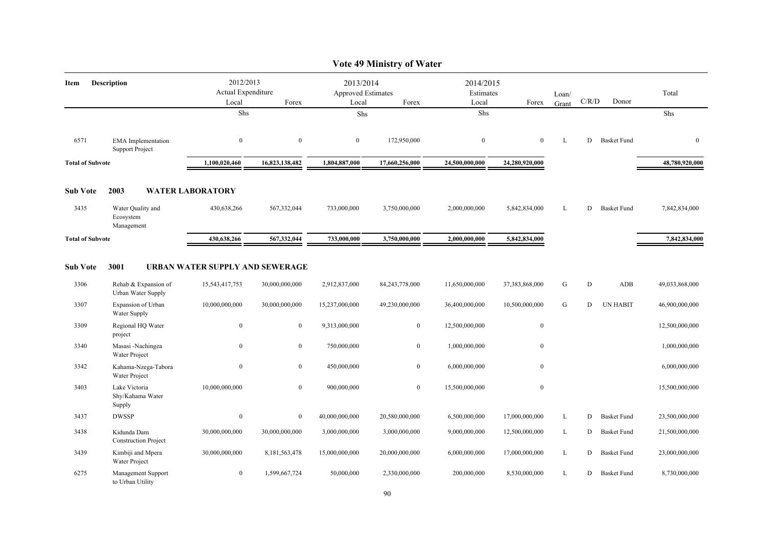# Vote 49 Ministry of Water

| Item | Description | 2012/2013 Actual Expenditure Local | 2012/2013 Actual Expenditure Forex | 2013/2014 Approved Estimates Local | 2013/2014 Approved Estimates Forex | 2014/2015 Estimates Local | 2014/2015 Estimates Forex | Loan/ Grant | C/R/D | Donor | Total |
|---|---|---|---|---|---|---|---|---|---|---|---|
| | | Shs | | Shs | | Shs | | | | | Shs |
| 6571 | EMA Implementation Support Project | 0 | 0 | 0 | 172,950,000 | 0 | 0 | L | D | Basket Fund | 0 |
| **Total of Subvote** | | **1,100,020,460** | **16,823,138,482** | **1,804,887,000** | **17,660,256,000** | **24,500,000,000** | **24,280,920,000** | | | | **48,780,920,000** |
| **Sub Vote** | **2003 WATER LABORATORY** | | | | | | | | | | |
| 3435 | Water Quality and Ecosystem Management | 430,638,266 | 567,332,044 | 733,000,000 | 3,750,000,000 | 2,000,000,000 | 5,842,834,000 | L | D | Basket Fund | 7,842,834,000 |
| **Total of Subvote** | | **430,638,266** | **567,332,044** | **733,000,000** | **3,750,000,000** | **2,000,000,000** | **5,842,834,000** | | | | **7,842,834,000** |
| **Sub Vote** | **3001 URBAN WATER SUPPLY AND SEWERAGE** | | | | | | | | | | |
| 3306 | Rehab & Expansion of Urban Water Supply | 15,543,417,753 | 30,000,000,000 | 2,912,837,000 | 84,243,778,000 | 11,650,000,000 | 37,383,868,000 | G | D | ADB | 49,033,868,000 |
| 3307 | Expansion of Urban Water Supply | 10,000,000,000 | 30,000,000,000 | 15,237,000,000 | 49,230,000,000 | 36,400,000,000 | 10,500,000,000 | G | D | UN HABIT | 46,900,000,000 |
| 3309 | Regional HQ Water project | 0 | 0 | 9,313,000,000 | 0 | 12,500,000,000 | 0 | | | | 12,500,000,000 |
| 3340 | Masasi -Nachingea Water Project | 0 | 0 | 750,000,000 | 0 | 1,000,000,000 | 0 | | | | 1,000,000,000 |
| 3342 | Kahama-Nzega-Tabora Water Project | 0 | 0 | 450,000,000 | 0 | 6,000,000,000 | 0 | | | | 6,000,000,000 |
| 3403 | Lake Victoria Shy/Kahama Water Supply | 10,000,000,000 | 0 | 900,000,000 | 0 | 15,500,000,000 | 0 | | | | 15,500,000,000 |
| 3437 | DWSSP | 0 | 0 | 40,000,000,000 | 20,580,000,000 | 6,500,000,000 | 17,000,000,000 | L | D | Basket Fund | 23,500,000,000 |
| 3438 | Kidunda Dam Construction Project | 30,000,000,000 | 30,000,000,000 | 3,000,000,000 | 3,000,000,000 | 9,000,000,000 | 12,500,000,000 | L | D | Basket Fund | 21,500,000,000 |
| 3439 | Kimbiji and Mpera Water Project | 30,000,000,000 | 8,181,563,478 | 15,000,000,000 | 20,000,000,000 | 6,000,000,000 | 17,000,000,000 | L | D | Basket Fund | 23,000,000,000 |
| 6275 | Management Support to Urban Utility | 0 | 1,599,667,724 | 50,000,000 | 2,330,000,000 | 200,000,000 | 8,530,000,000 | L | D | Basket Fund | 8,730,000,000 |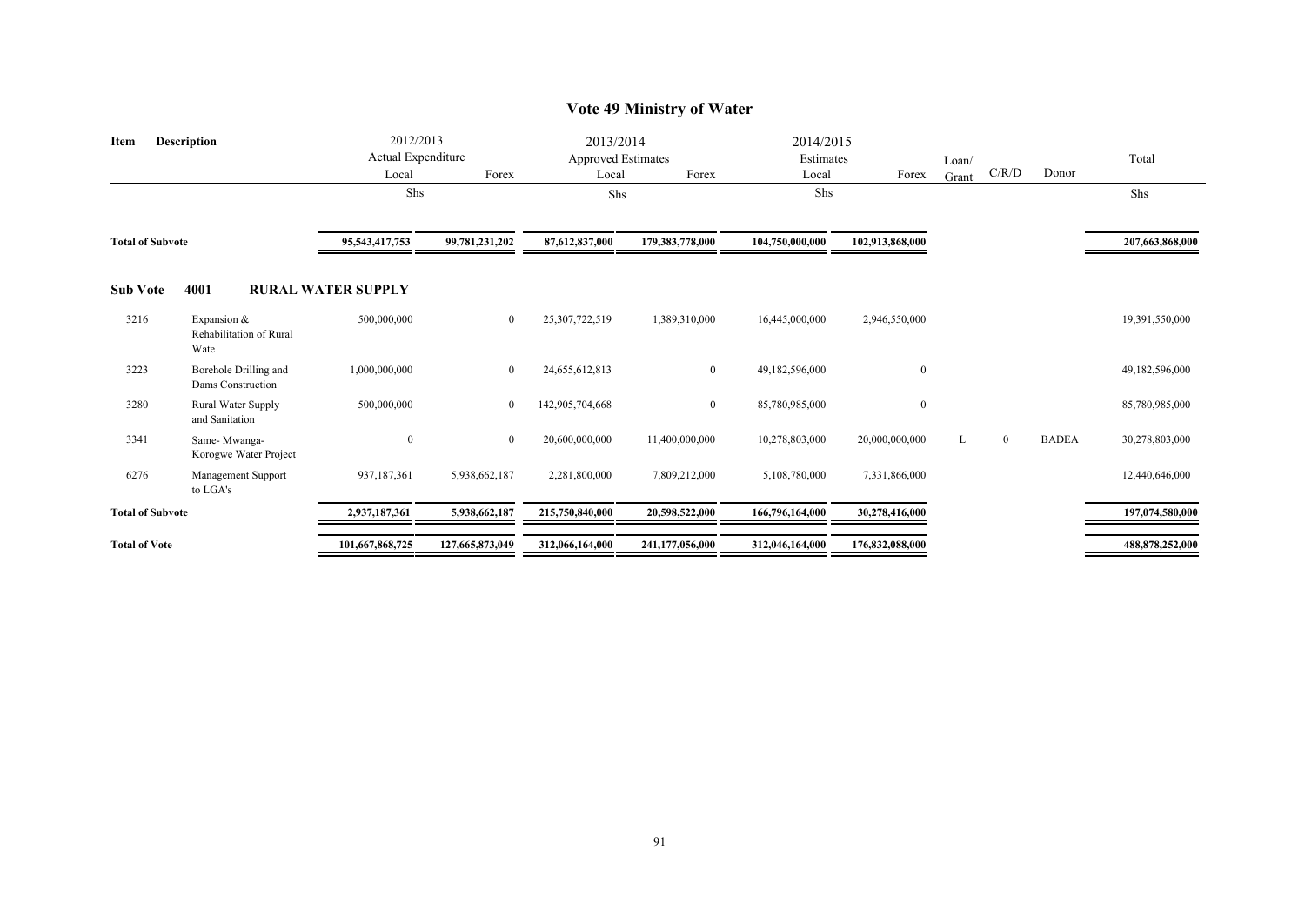## Vote 49 Ministry of Water

| Item | Description | 2012/2013 Actual Expenditure Local | Forex | 2013/2014 Approved Estimates Local | Forex | 2014/2015 Estimates Local | Forex | Loan/ Grant | C/R/D | Donor | Total |
|---|---|---|---|---|---|---|---|---|---|---|---|
| | | Shs | | Shs | | Shs | | | | | Shs |
| **Total of Subvote** | | **95,543,417,753** | **99,781,231,202** | **87,612,837,000** | **179,383,778,000** | **104,750,000,000** | **102,913,868,000** | | | | **207,663,868,000** |
| **Sub Vote** | **4001 RURAL WATER SUPPLY** | | | | | | | | | | |
| 3216 | Expansion & Rehabilitation of Rural Wate | 500,000,000 | 0 | 25,307,722,519 | 1,389,310,000 | 16,445,000,000 | 2,946,550,000 | | | | 19,391,550,000 |
| 3223 | Borehole Drilling and Dams Construction | 1,000,000,000 | 0 | 24,655,612,813 | 0 | 49,182,596,000 | 0 | | | | 49,182,596,000 |
| 3280 | Rural Water Supply and Sanitation | 500,000,000 | 0 | 142,905,704,668 | 0 | 85,780,985,000 | 0 | | | | 85,780,985,000 |
| 3341 | Same- Mwanga- Korogwe Water Project | 0 | 0 | 20,600,000,000 | 11,400,000,000 | 10,278,803,000 | 20,000,000,000 | L | 0 | BADEA | 30,278,803,000 |
| 6276 | Management Support to LGA's | 937,187,361 | 5,938,662,187 | 2,281,800,000 | 7,809,212,000 | 5,108,780,000 | 7,331,866,000 | | | | 12,440,646,000 |
| **Total of Subvote** | | **2,937,187,361** | **5,938,662,187** | **215,750,840,000** | **20,598,522,000** | **166,796,164,000** | **30,278,416,000** | | | | **197,074,580,000** |
| **Total of Vote** | | **101,667,868,725** | **127,665,873,049** | **312,066,164,000** | **241,177,056,000** | **312,046,164,000** | **176,832,088,000** | | | | **488,878,252,000** |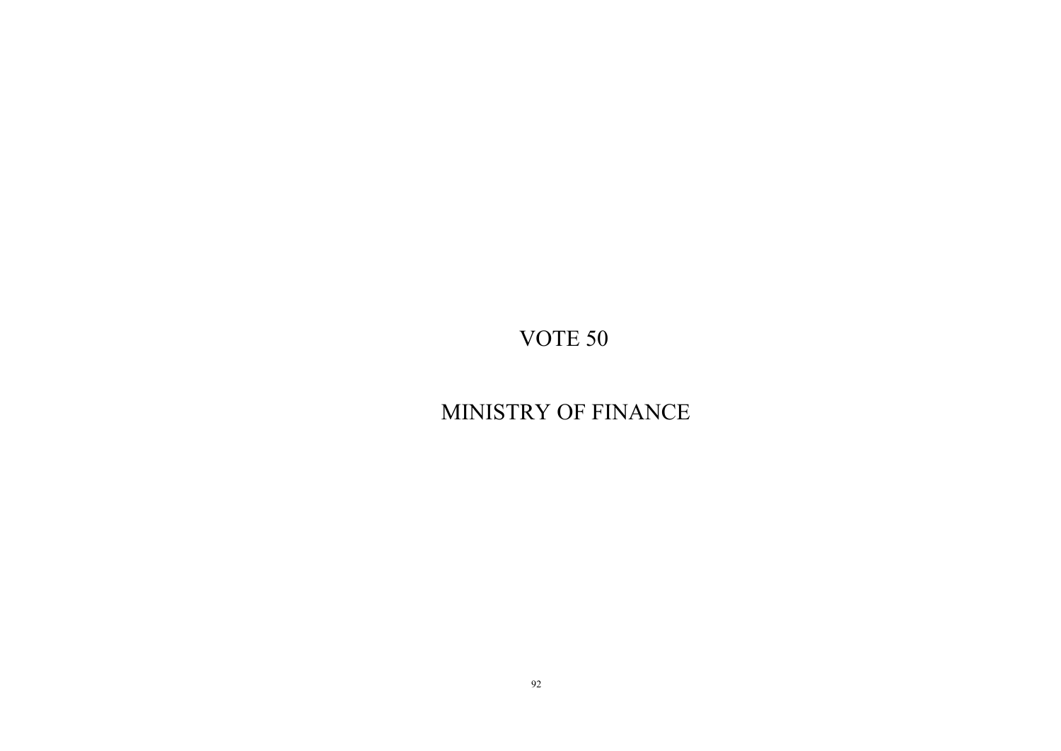# VOTE 50

# MINISTRY OF FINANCE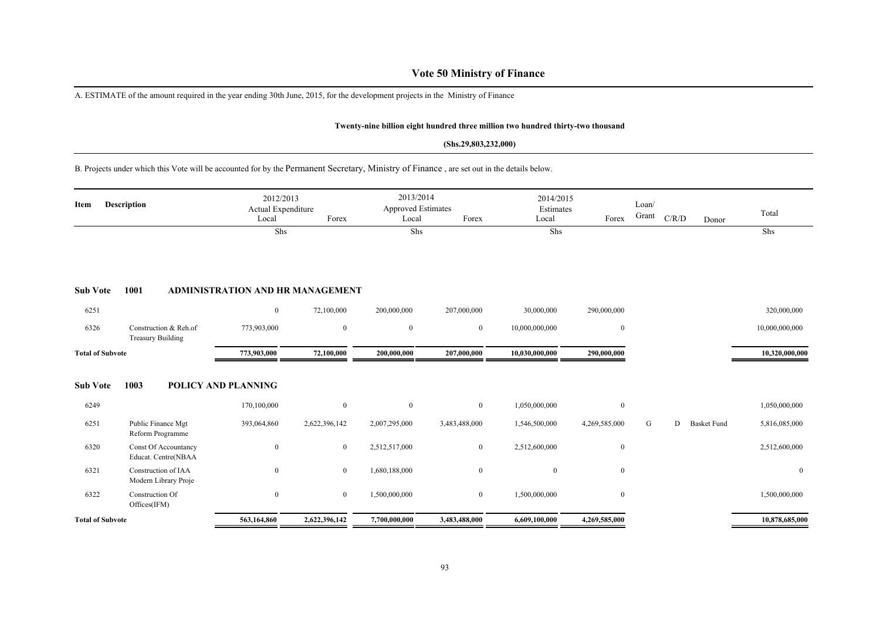# Vote 50 Ministry of Finance

A. ESTIMATE of the amount required in the year ending 30th June, 2015, for the development projects in the Ministry of Finance

**Twenty-nine billion eight hundred three million two hundred thirty-two thousand**

**(Shs.29,803,232,000)**

B. Projects under which this Vote will be accounted for by the Permanent Secretary, Ministry of Finance , are set out in the details below.

| Item | Description | 2012/2013 Actual Expenditure Local | Forex | 2013/2014 Approved Estimates Local | Forex | 2014/2015 Estimates Local | Forex | Loan/ Grant | C/R/D | Donor | Total |
|---|---|---|---|---|---|---|---|---|---|---|---|
| | | Shs | | Shs | | Shs | | | | | Shs |
| **Sub Vote 1001** | **ADMINISTRATION AND HR MANAGEMENT** | | | | | | | | | | |
| 6251 | | 0 | 72,100,000 | 200,000,000 | 207,000,000 | 30,000,000 | 290,000,000 | | | | 320,000,000 |
| 6326 | Construction & Reh.of Treasury Building | 773,903,000 | 0 | 0 | 0 | 10,000,000,000 | 0 | | | | 10,000,000,000 |
| **Total of Subvote** | | **773,903,000** | **72,100,000** | **200,000,000** | **207,000,000** | **10,030,000,000** | **290,000,000** | | | | **10,320,000,000** |
| **Sub Vote 1003** | **POLICY AND PLANNING** | | | | | | | | | | |
| 6249 | | 170,100,000 | 0 | 0 | 0 | 1,050,000,000 | 0 | | | | 1,050,000,000 |
| 6251 | Public Finance Mgt Reform Programme | 393,064,860 | 2,622,396,142 | 2,007,295,000 | 3,483,488,000 | 1,546,500,000 | 4,269,585,000 | G | D | Basket Fund | 5,816,085,000 |
| 6320 | Const Of Accountancy Educat. Centre(NBAA | 0 | 0 | 2,512,517,000 | 0 | 2,512,600,000 | 0 | | | | 2,512,600,000 |
| 6321 | Construction of IAA Modern Library Proje | 0 | 0 | 1,680,188,000 | 0 | 0 | 0 | | | | 0 |
| 6322 | Construction Of Offices(IFM) | 0 | 0 | 1,500,000,000 | 0 | 1,500,000,000 | 0 | | | | 1,500,000,000 |
| **Total of Subvote** | | **563,164,860** | **2,622,396,142** | **7,700,000,000** | **3,483,488,000** | **6,609,100,000** | **4,269,585,000** | | | | **10,878,685,000** |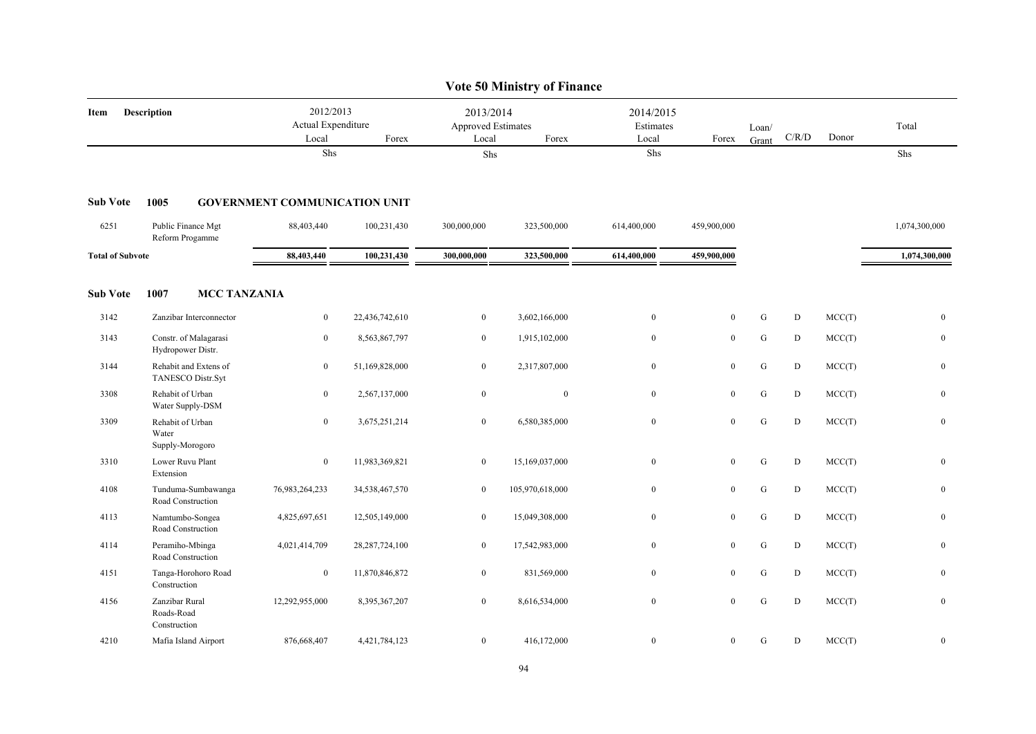# Vote 50 Ministry of Finance

| Item | Description | 2012/2013 Actual Expenditure Local | Forex | 2013/2014 Approved Estimates Local | Forex | 2014/2015 Estimates Local | Forex | Loan/ Grant | C/R/D | Donor | Total |
|---|---|---|---|---|---|---|---|---|---|---|---|
| | | Shs | | Shs | | Shs | | | | | Shs |
| **Sub Vote** | **1005 GOVERNMENT COMMUNICATION UNIT** | | | | | | | | | | |
| 6251 | Public Finance Mgt Reform Progamme | 88,403,440 | 100,231,430 | 300,000,000 | 323,500,000 | 614,400,000 | 459,900,000 | | | | 1,074,300,000 |
| **Total of Subvote** | | **88,403,440** | **100,231,430** | **300,000,000** | **323,500,000** | **614,400,000** | **459,900,000** | | | | **1,074,300,000** |
| **Sub Vote** | **1007 MCC TANZANIA** | | | | | | | | | | |
| 3142 | Zanzibar Interconnector | 0 | 22,436,742,610 | 0 | 3,602,166,000 | 0 | 0 | G | D | MCC(T) | 0 |
| 3143 | Constr. of Malagarasi Hydropower Distr. | 0 | 8,563,867,797 | 0 | 1,915,102,000 | 0 | 0 | G | D | MCC(T) | 0 |
| 3144 | Rehabit and Extens of TANESCO Distr.Syt | 0 | 51,169,828,000 | 0 | 2,317,807,000 | 0 | 0 | G | D | MCC(T) | 0 |
| 3308 | Rehabit of Urban Water Supply-DSM | 0 | 2,567,137,000 | 0 | 0 | 0 | 0 | G | D | MCC(T) | 0 |
| 3309 | Rehabit of Urban Water Supply-Morogoro | 0 | 3,675,251,214 | 0 | 6,580,385,000 | 0 | 0 | G | D | MCC(T) | 0 |
| 3310 | Lower Ruvu Plant Extension | 0 | 11,983,369,821 | 0 | 15,169,037,000 | 0 | 0 | G | D | MCC(T) | 0 |
| 4108 | Tunduma-Sumbawanga Road Construction | 76,983,264,233 | 34,538,467,570 | 0 | 105,970,618,000 | 0 | 0 | G | D | MCC(T) | 0 |
| 4113 | Namtumbo-Songea Road Construction | 4,825,697,651 | 12,505,149,000 | 0 | 15,049,308,000 | 0 | 0 | G | D | MCC(T) | 0 |
| 4114 | Peramiho-Mbinga Road Construction | 4,021,414,709 | 28,287,724,100 | 0 | 17,542,983,000 | 0 | 0 | G | D | MCC(T) | 0 |
| 4151 | Tanga-Horohoro Road Construction | 0 | 11,870,846,872 | 0 | 831,569,000 | 0 | 0 | G | D | MCC(T) | 0 |
| 4156 | Zanzibar Rural Roads-Road Construction | 12,292,955,000 | 8,395,367,207 | 0 | 8,616,534,000 | 0 | 0 | G | D | MCC(T) | 0 |
| 4210 | Mafia Island Airport | 876,668,407 | 4,421,784,123 | 0 | 416,172,000 | 0 | 0 | G | D | MCC(T) | 0 |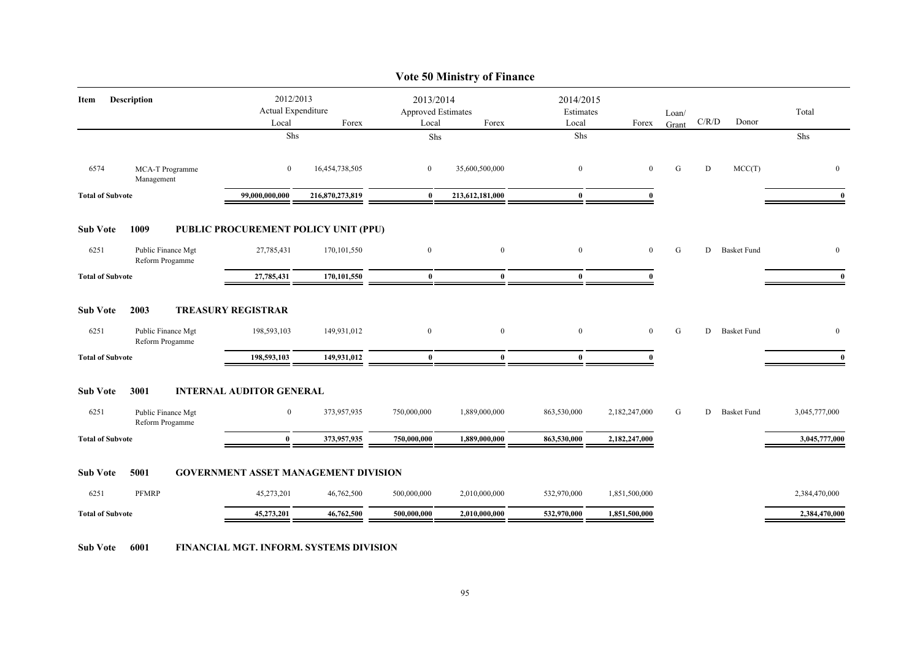# Vote 50 Ministry of Finance

| Item | Description | 2012/2013 Actual Expenditure Local | Forex | 2013/2014 Approved Estimates Local | Forex | 2014/2015 Estimates Local | Forex | Loan/ Grant | C/R/D | Donor | Total |
|---|---|---|---|---|---|---|---|---|---|---|---|
| | | Shs | | Shs | | Shs | | | | | Shs |
| 6574 | MCA-T Programme Management | 0 | 16,454,738,505 | 0 | 35,600,500,000 | 0 | 0 | G | D | MCC(T) | 0 |
| **Total of Subvote** | | **99,000,000,000** | **216,870,273,819** | **0** | **213,612,181,000** | **0** | **0** | | | | **0** |
| **Sub Vote** | **1009** | **PUBLIC PROCUREMENT POLICY UNIT (PPU)** | | | | | | | | | |
| 6251 | Public Finance Mgt Reform Progamme | 27,785,431 | 170,101,550 | 0 | 0 | 0 | 0 | G | D | Basket Fund | 0 |
| **Total of Subvote** | | **27,785,431** | **170,101,550** | **0** | **0** | **0** | **0** | | | | **0** |
| **Sub Vote** | **2003** | **TREASURY REGISTRAR** | | | | | | | | | |
| 6251 | Public Finance Mgt Reform Progamme | 198,593,103 | 149,931,012 | 0 | 0 | 0 | 0 | G | D | Basket Fund | 0 |
| **Total of Subvote** | | **198,593,103** | **149,931,012** | **0** | **0** | **0** | **0** | | | | **0** |
| **Sub Vote** | **3001** | **INTERNAL AUDITOR GENERAL** | | | | | | | | | |
| 6251 | Public Finance Mgt Reform Progamme | 0 | 373,957,935 | 750,000,000 | 1,889,000,000 | 863,530,000 | 2,182,247,000 | G | D | Basket Fund | 3,045,777,000 |
| **Total of Subvote** | | **0** | **373,957,935** | **750,000,000** | **1,889,000,000** | **863,530,000** | **2,182,247,000** | | | | **3,045,777,000** |
| **Sub Vote** | **5001** | **GOVERNMENT ASSET MANAGEMENT DIVISION** | | | | | | | | | |
| 6251 | PFMRP | 45,273,201 | 46,762,500 | 500,000,000 | 2,010,000,000 | 532,970,000 | 1,851,500,000 | | | | 2,384,470,000 |
| **Total of Subvote** | | **45,273,201** | **46,762,500** | **500,000,000** | **2,010,000,000** | **532,970,000** | **1,851,500,000** | | | | **2,384,470,000** |

**Sub Vote 6001 FINANCIAL MGT. INFORM. SYSTEMS DIVISION**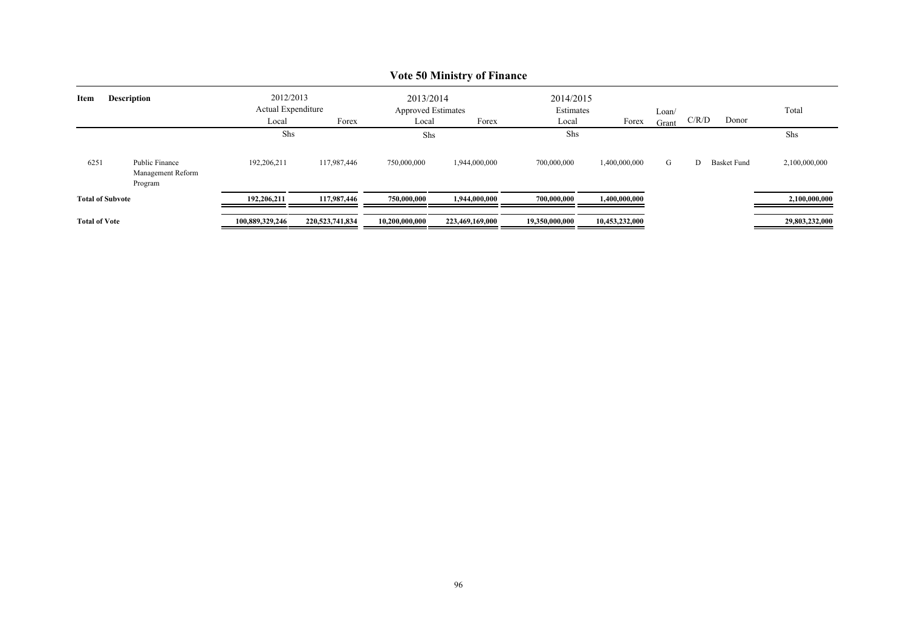# Vote 50 Ministry of Finance

| Item | Description | 2012/2013 Actual Expenditure | | 2013/2014 Approved Estimates | | 2014/2015 Estimates | | Loan/ Grant | C/R/D | Donor | Total |
|---|---|---|---|---|---|---|---|---|---|---|---|
| | | Local | Forex | Local | Forex | Local | Forex | | | | |
| | | Shs | | Shs | | Shs | | | | | Shs |
| 6251 | Public Finance Management Reform Program | 192,206,211 | 117,987,446 | 750,000,000 | 1,944,000,000 | 700,000,000 | 1,400,000,000 | G | D | Basket Fund | 2,100,000,000 |
| **Total of Subvote** | | **192,206,211** | **117,987,446** | **750,000,000** | **1,944,000,000** | **700,000,000** | **1,400,000,000** | | | | **2,100,000,000** |
| **Total of Vote** | | **100,889,329,246** | **220,523,741,834** | **10,200,000,000** | **223,469,169,000** | **19,350,000,000** | **10,453,232,000** | | | | **29,803,232,000** |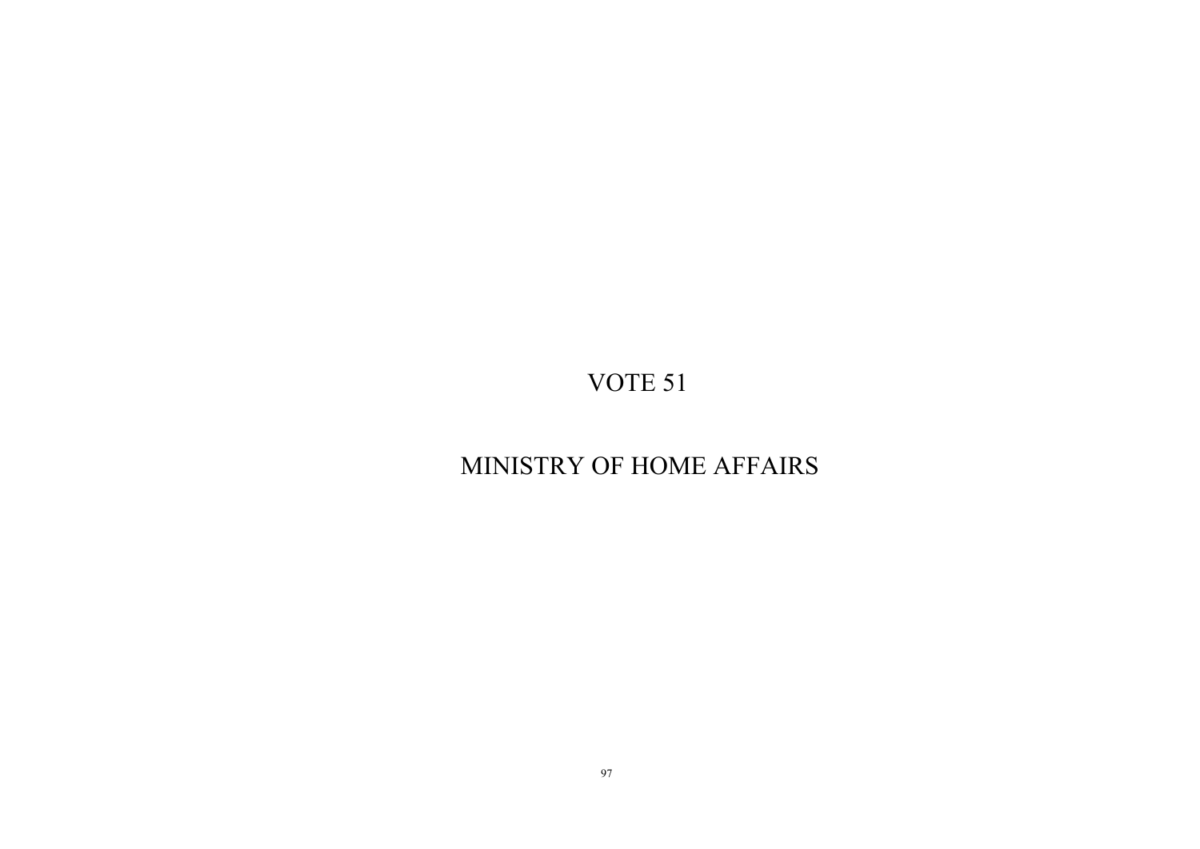# VOTE 51

# MINISTRY OF HOME AFFAIRS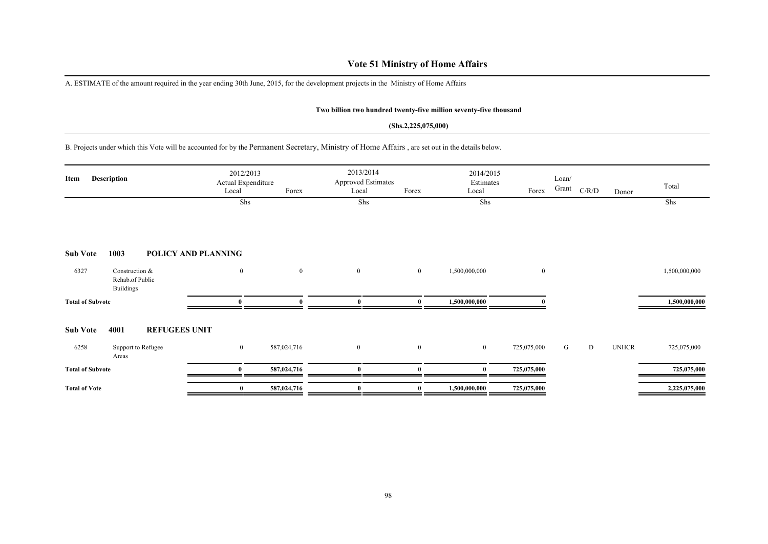# Vote 51 Ministry of Home Affairs

A. ESTIMATE of the amount required in the year ending 30th June, 2015, for the development projects in the Ministry of Home Affairs

**Two billion two hundred twenty-five million seventy-five thousand**

**(Shs.2,225,075,000)**

B. Projects under which this Vote will be accounted for by the Permanent Secretary, Ministry of Home Affairs , are set out in the details below.

| Item | Description | 2012/2013 Actual Expenditure Local | Forex | 2013/2014 Approved Estimates Local | Forex | 2014/2015 Estimates Local | Forex | Loan/ Grant | C/R/D | Donor | Total |
|---|---|---|---|---|---|---|---|---|---|---|---|
| | | Shs | | Shs | | Shs | | | | | Shs |
| **Sub Vote** | **1003 POLICY AND PLANNING** | | | | | | | | | | |
| 6327 | Construction & Rehab.of Public Buildings | 0 | 0 | 0 | 0 | 1,500,000,000 | 0 | | | | 1,500,000,000 |
| **Total of Subvote** | | **0** | **0** | **0** | **0** | **1,500,000,000** | **0** | | | | **1,500,000,000** |
| **Sub Vote** | **4001 REFUGEES UNIT** | | | | | | | | | | |
| 6258 | Support to Refugee Areas | 0 | 587,024,716 | 0 | 0 | 0 | 725,075,000 | G | D | UNHCR | 725,075,000 |
| **Total of Subvote** | | **0** | **587,024,716** | **0** | **0** | **0** | **725,075,000** | | | | **725,075,000** |
| **Total of Vote** | | **0** | **587,024,716** | **0** | **0** | **1,500,000,000** | **725,075,000** | | | | **2,225,075,000** |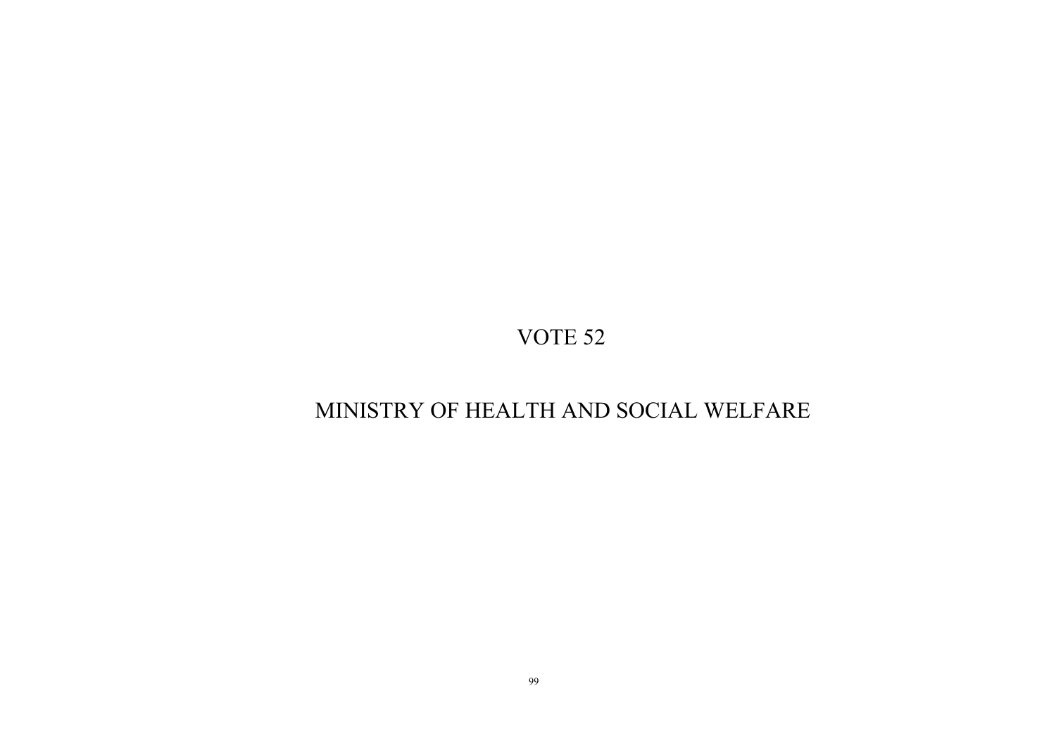# VOTE 52

# MINISTRY OF HEALTH AND SOCIAL WELFARE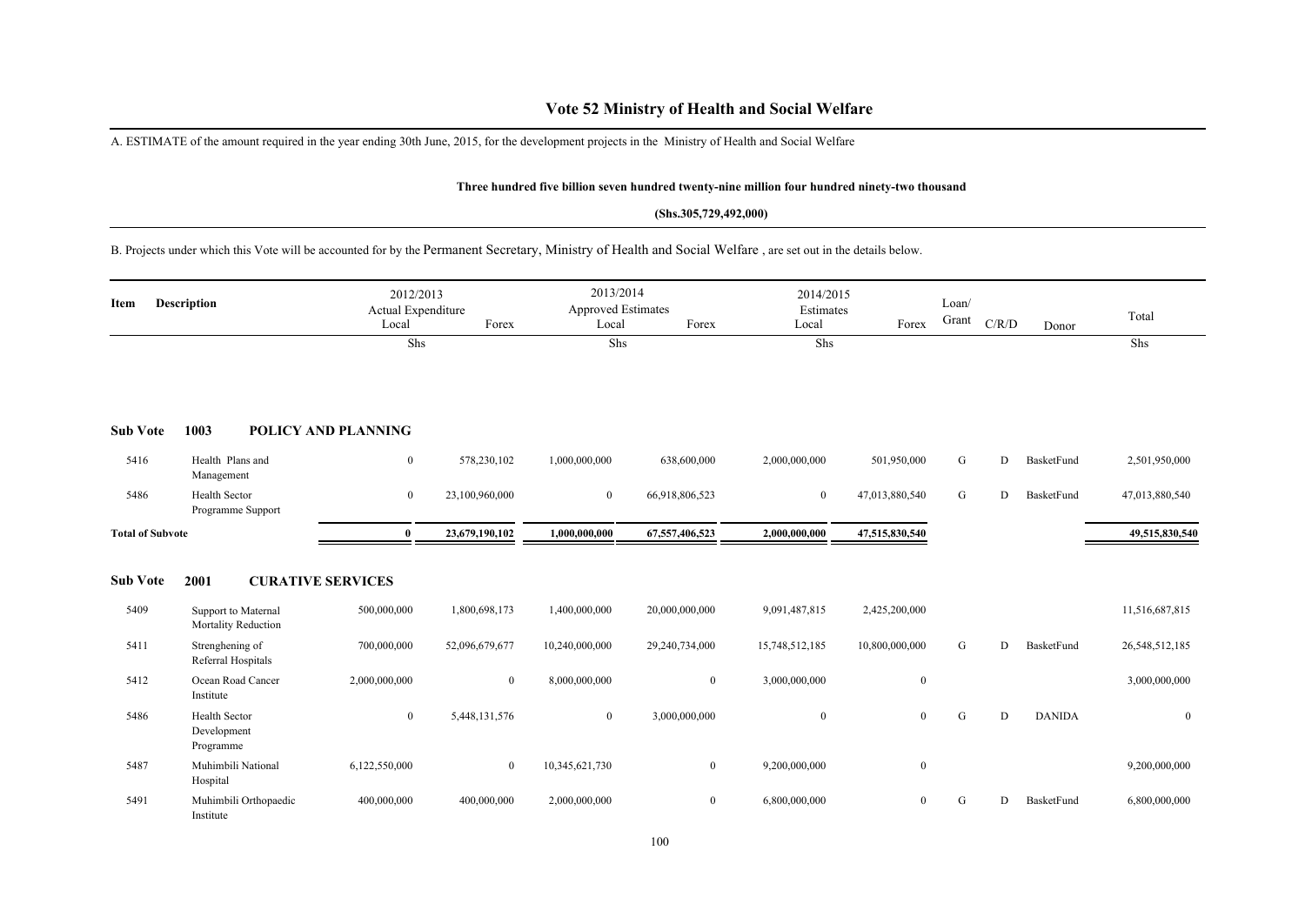# Vote 52 Ministry of Health and Social Welfare

A. ESTIMATE of the amount required in the year ending 30th June, 2015, for the development projects in the Ministry of Health and Social Welfare

**Three hundred five billion seven hundred twenty-nine million four hundred ninety-two thousand**

**(Shs.305,729,492,000)**

B. Projects under which this Vote will be accounted for by the Permanent Secretary, Ministry of Health and Social Welfare , are set out in the details below.

| Item | Description | 2012/2013 Actual Expenditure Local | Forex | 2013/2014 Approved Estimates Local | Forex | 2014/2015 Estimates Local | Forex | Loan/ Grant | C/R/D | Donor | Total |
|---|---|---|---|---|---|---|---|---|---|---|---|
| | | Shs | | Shs | | Shs | | | | | Shs |
| **Sub Vote** | **1003 POLICY AND PLANNING** | | | | | | | | | | |
| 5416 | Health Plans and Management | 0 | 578,230,102 | 1,000,000,000 | 638,600,000 | 2,000,000,000 | 501,950,000 | G | D | BasketFund | 2,501,950,000 |
| 5486 | Health Sector Programme Support | 0 | 23,100,960,000 | 0 | 66,918,806,523 | 0 | 47,013,880,540 | G | D | BasketFund | 47,013,880,540 |
| **Total of Subvote** | | **0** | **23,679,190,102** | **1,000,000,000** | **67,557,406,523** | **2,000,000,000** | **47,515,830,540** | | | | **49,515,830,540** |
| **Sub Vote** | **2001 CURATIVE SERVICES** | | | | | | | | | | |
| 5409 | Support to Maternal Mortality Reduction | 500,000,000 | 1,800,698,173 | 1,400,000,000 | 20,000,000,000 | 9,091,487,815 | 2,425,200,000 | | | | 11,516,687,815 |
| 5411 | Strenghening of Referral Hospitals | 700,000,000 | 52,096,679,677 | 10,240,000,000 | 29,240,734,000 | 15,748,512,185 | 10,800,000,000 | G | D | BasketFund | 26,548,512,185 |
| 5412 | Ocean Road Cancer Institute | 2,000,000,000 | 0 | 8,000,000,000 | 0 | 3,000,000,000 | 0 | | | | 3,000,000,000 |
| 5486 | Health Sector Development Programme | 0 | 5,448,131,576 | 0 | 3,000,000,000 | 0 | 0 | G | D | DANIDA | 0 |
| 5487 | Muhimbili National Hospital | 6,122,550,000 | 0 | 10,345,621,730 | 0 | 9,200,000,000 | 0 | | | | 9,200,000,000 |
| 5491 | Muhimbili Orthopaedic Institute | 400,000,000 | 400,000,000 | 2,000,000,000 | 0 | 6,800,000,000 | 0 | G | D | BasketFund | 6,800,000,000 |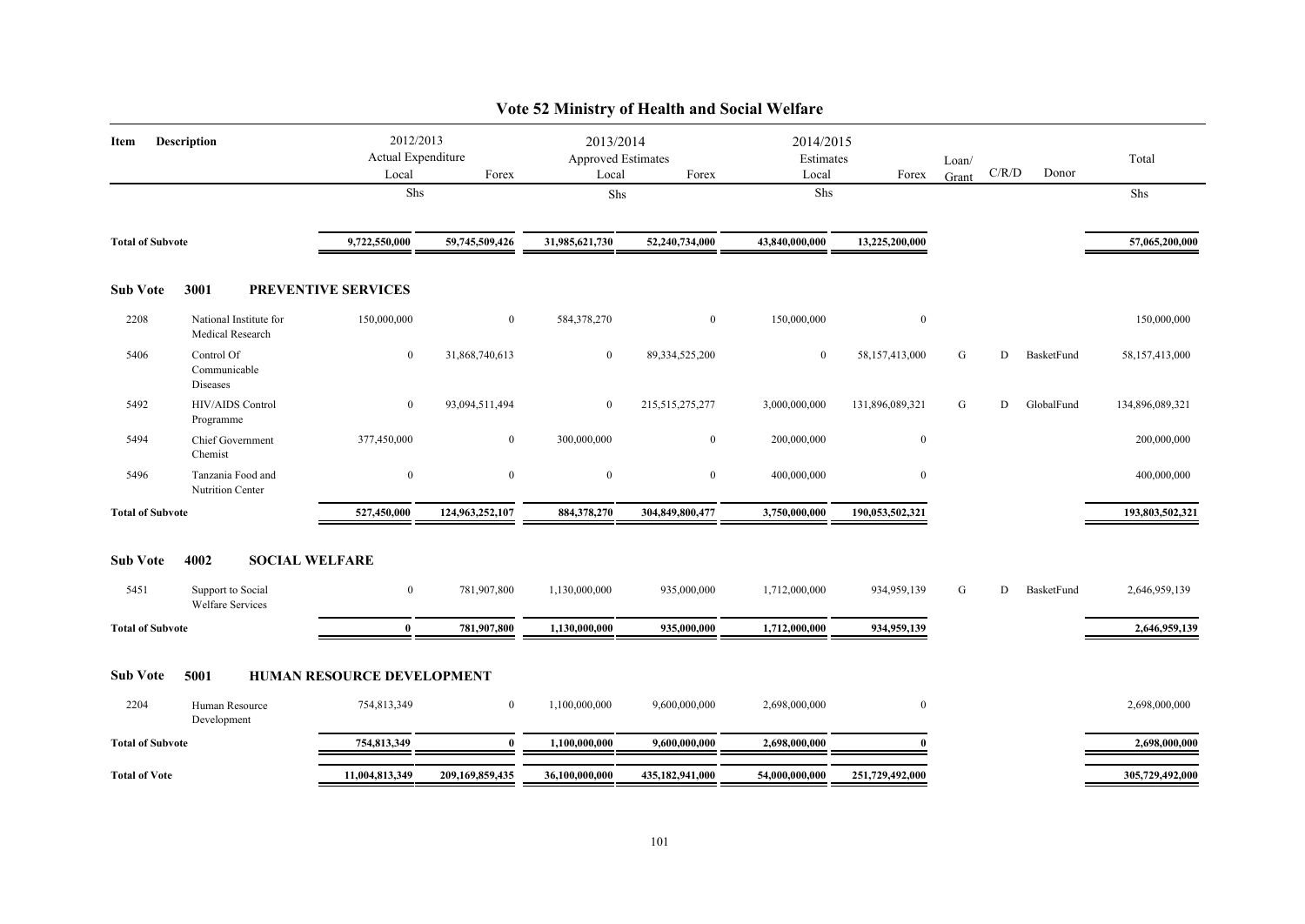# Vote 52 Ministry of Health and Social Welfare

| Item | Description | 2012/2013 Actual Expenditure Local | Forex | 2013/2014 Approved Estimates Local | Forex | 2014/2015 Estimates Local | Forex | Loan/ Grant | C/R/D | Donor | Total |
|---|---|---|---|---|---|---|---|---|---|---|---|
| | | Shs | | Shs | | Shs | | | | | Shs |
| **Total of Subvote** | | 9,722,550,000 | 59,745,509,426 | 31,985,621,730 | 52,240,734,000 | 43,840,000,000 | 13,225,200,000 | | | | 57,065,200,000 |
| **Sub Vote** | **3001** | **PREVENTIVE SERVICES** | | | | | | | | | |
| 2208 | National Institute for Medical Research | 150,000,000 | 0 | 584,378,270 | 0 | 150,000,000 | 0 | | | | 150,000,000 |
| 5406 | Control Of Communicable Diseases | 0 | 31,868,740,613 | 0 | 89,334,525,200 | 0 | 58,157,413,000 | G | D | BasketFund | 58,157,413,000 |
| 5492 | HIV/AIDS Control Programme | 0 | 93,094,511,494 | 0 | 215,515,275,277 | 3,000,000,000 | 131,896,089,321 | G | D | GlobalFund | 134,896,089,321 |
| 5494 | Chief Government Chemist | 377,450,000 | 0 | 300,000,000 | 0 | 200,000,000 | 0 | | | | 200,000,000 |
| 5496 | Tanzania Food and Nutrition Center | 0 | 0 | 0 | 0 | 400,000,000 | 0 | | | | 400,000,000 |
| **Total of Subvote** | | 527,450,000 | 124,963,252,107 | 884,378,270 | 304,849,800,477 | 3,750,000,000 | 190,053,502,321 | | | | 193,803,502,321 |
| **Sub Vote** | **4002** | **SOCIAL WELFARE** | | | | | | | | | |
| 5451 | Support to Social Welfare Services | 0 | 781,907,800 | 1,130,000,000 | 935,000,000 | 1,712,000,000 | 934,959,139 | G | D | BasketFund | 2,646,959,139 |
| **Total of Subvote** | | 0 | 781,907,800 | 1,130,000,000 | 935,000,000 | 1,712,000,000 | 934,959,139 | | | | 2,646,959,139 |
| **Sub Vote** | **5001** | **HUMAN RESOURCE DEVELOPMENT** | | | | | | | | | |
| 2204 | Human Resource Development | 754,813,349 | 0 | 1,100,000,000 | 9,600,000,000 | 2,698,000,000 | 0 | | | | 2,698,000,000 |
| **Total of Subvote** | | 754,813,349 | 0 | 1,100,000,000 | 9,600,000,000 | 2,698,000,000 | 0 | | | | 2,698,000,000 |
| **Total of Vote** | | 11,004,813,349 | 209,169,859,435 | 36,100,000,000 | 435,182,941,000 | 54,000,000,000 | 251,729,492,000 | | | | 305,729,492,000 |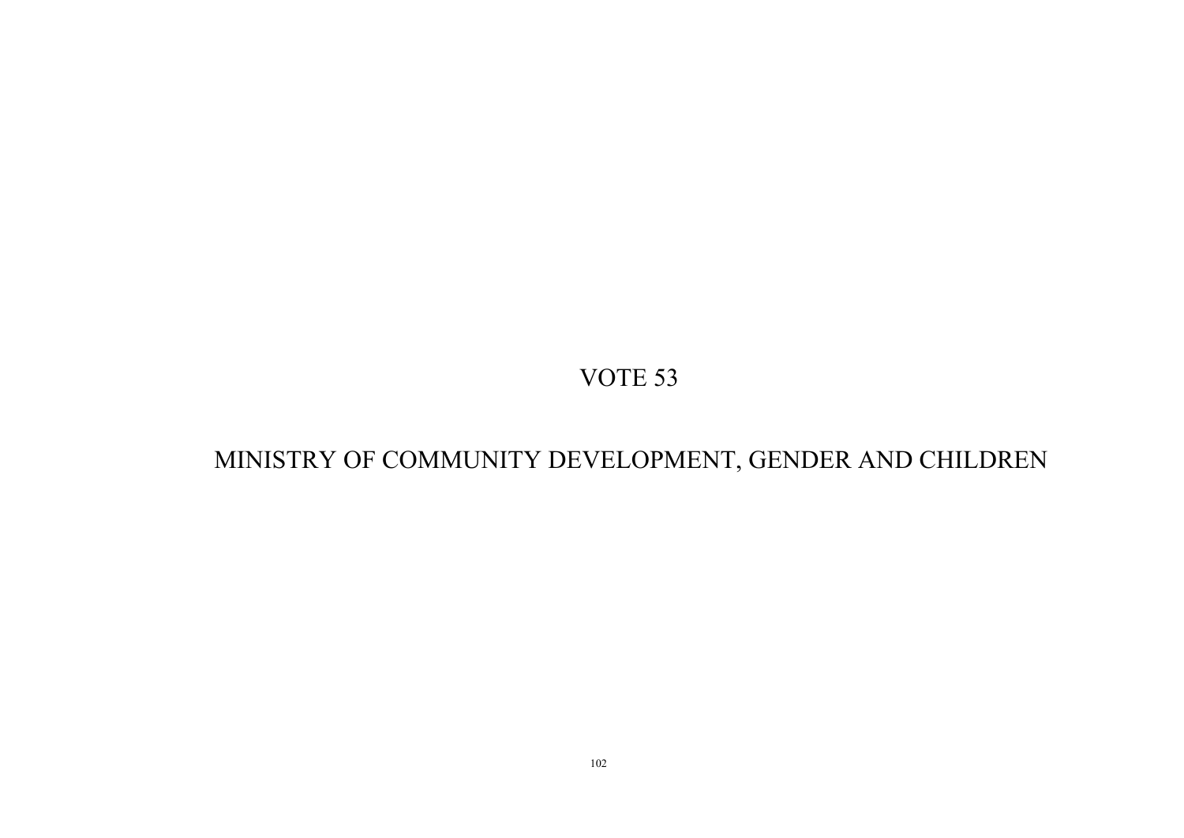# VOTE 53

# MINISTRY OF COMMUNITY DEVELOPMENT, GENDER AND CHILDREN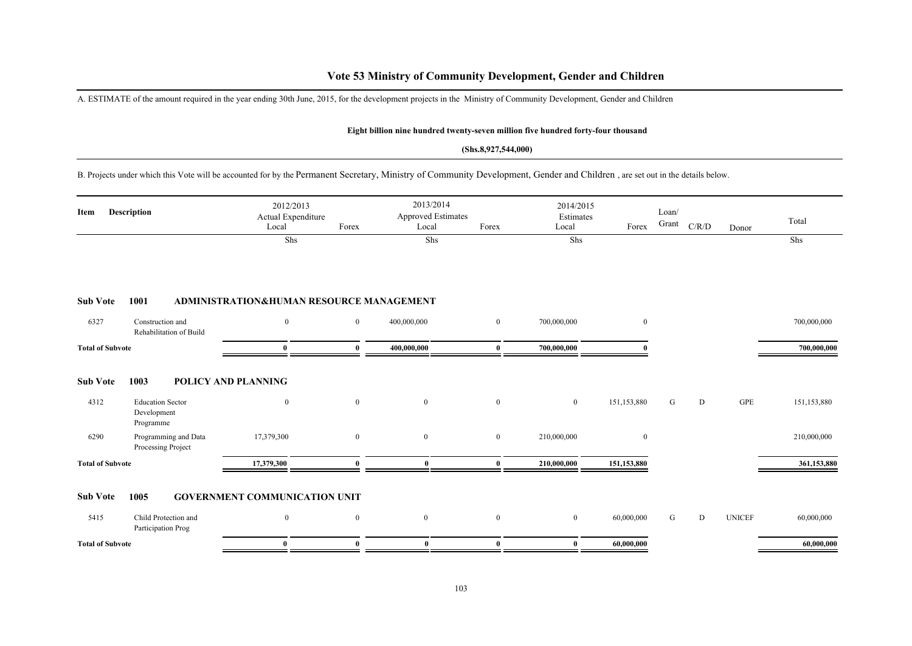# Vote 53 Ministry of Community Development, Gender and Children

A. ESTIMATE of the amount required in the year ending 30th June, 2015, for the development projects in the Ministry of Community Development, Gender and Children

**Eight billion nine hundred twenty-seven million five hundred forty-four thousand**

**(Shs.8,927,544,000)**

B. Projects under which this Vote will be accounted for by the Permanent Secretary, Ministry of Community Development, Gender and Children , are set out in the details below.

| Item | Description | 2012/2013 Actual Expenditure Local | Forex | 2013/2014 Approved Estimates Local | Forex | 2014/2015 Estimates Local | Forex | Loan/ Grant | C/R/D | Donor | Total |
|---|---|---|---|---|---|---|---|---|---|---|---|
| | | Shs | | Shs | | Shs | | | | | Shs |
| **Sub Vote** | **1001** | **ADMINISTRATION&HUMAN RESOURCE MANAGEMENT** | | | | | | | | | |
| 6327 | Construction and Rehabilitation of Build | 0 | 0 | 400,000,000 | 0 | 700,000,000 | 0 | | | | 700,000,000 |
| **Total of Subvote** | | **0** | **0** | **400,000,000** | **0** | **700,000,000** | **0** | | | | **700,000,000** |
| **Sub Vote** | **1003** | **POLICY AND PLANNING** | | | | | | | | | |
| 4312 | Education Sector Development Programme | 0 | 0 | 0 | 0 | 0 | 151,153,880 | G | D | GPE | 151,153,880 |
| 6290 | Programming and Data Processing Project | 17,379,300 | 0 | 0 | 0 | 210,000,000 | 0 | | | | 210,000,000 |
| **Total of Subvote** | | **17,379,300** | **0** | **0** | **0** | **210,000,000** | **151,153,880** | | | | **361,153,880** |
| **Sub Vote** | **1005** | **GOVERNMENT COMMUNICATION UNIT** | | | | | | | | | |
| 5415 | Child Protection and Participation Prog | 0 | 0 | 0 | 0 | 0 | 60,000,000 | G | D | UNICEF | 60,000,000 |
| **Total of Subvote** | | **0** | **0** | **0** | **0** | **0** | **60,000,000** | | | | **60,000,000** |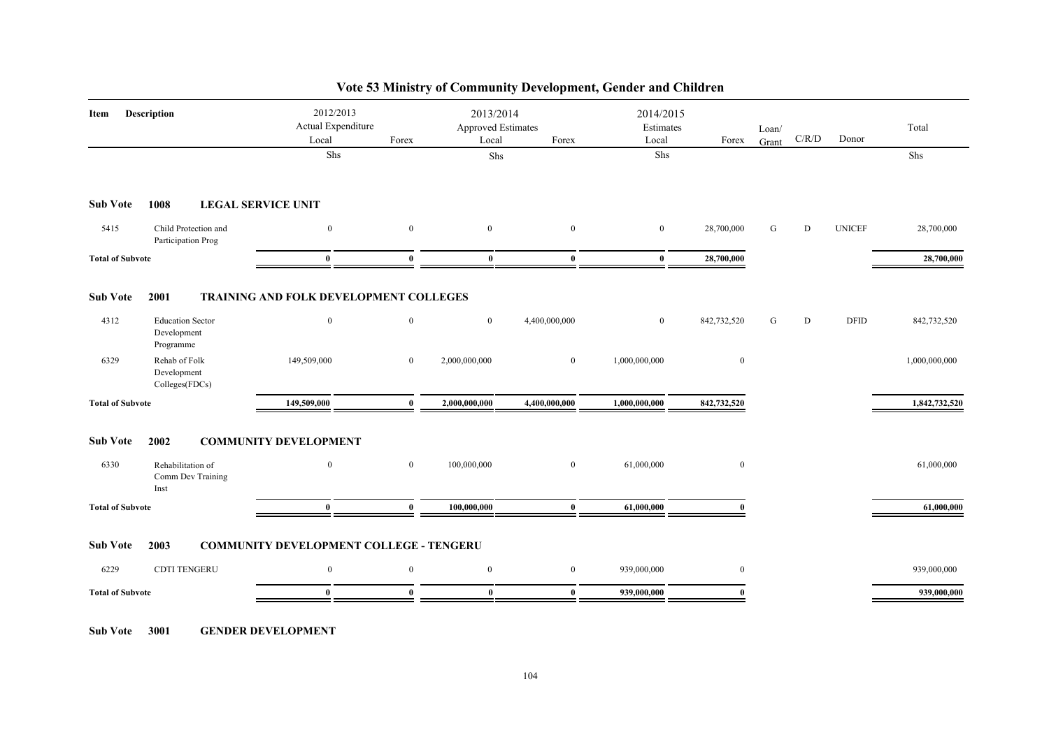# Vote 53 Ministry of Community Development, Gender and Children

| Item | Description | 2012/2013 Actual Expenditure Local | Forex | 2013/2014 Approved Estimates Local | Forex | 2014/2015 Estimates Local | Forex | Loan/ Grant | C/R/D | Donor | Total |
|---|---|---|---|---|---|---|---|---|---|---|---|
| | | Shs | | Shs | | Shs | | | | | Shs |
| **Sub Vote** | **1008** | **LEGAL SERVICE UNIT** | | | | | | | | | |
| 5415 | Child Protection and Participation Prog | 0 | 0 | 0 | 0 | 0 | 28,700,000 | G | D | UNICEF | 28,700,000 |
| **Total of Subvote** | | **0** | **0** | **0** | **0** | **0** | **28,700,000** | | | | **28,700,000** |
| **Sub Vote** | **2001** | **TRAINING AND FOLK DEVELOPMENT COLLEGES** | | | | | | | | | |
| 4312 | Education Sector Development Programme | 0 | 0 | 0 | 4,400,000,000 | 0 | 842,732,520 | G | D | DFID | 842,732,520 |
| 6329 | Rehab of Folk Development Colleges(FDCs) | 149,509,000 | 0 | 2,000,000,000 | 0 | 1,000,000,000 | 0 | | | | 1,000,000,000 |
| **Total of Subvote** | | **149,509,000** | **0** | **2,000,000,000** | **4,400,000,000** | **1,000,000,000** | **842,732,520** | | | | **1,842,732,520** |
| **Sub Vote** | **2002** | **COMMUNITY DEVELOPMENT** | | | | | | | | | |
| 6330 | Rehabilitation of Comm Dev Training Inst | 0 | 0 | 100,000,000 | 0 | 61,000,000 | 0 | | | | 61,000,000 |
| **Total of Subvote** | | **0** | **0** | **100,000,000** | **0** | **61,000,000** | **0** | | | | **61,000,000** |
| **Sub Vote** | **2003** | **COMMUNITY DEVELOPMENT COLLEGE - TENGERU** | | | | | | | | | |
| 6229 | CDTI TENGERU | 0 | 0 | 0 | 0 | 939,000,000 | 0 | | | | 939,000,000 |
| **Total of Subvote** | | **0** | **0** | **0** | **0** | **939,000,000** | **0** | | | | **939,000,000** |
| **Sub Vote** | **3001** | **GENDER DEVELOPMENT** | | | | | | | | | |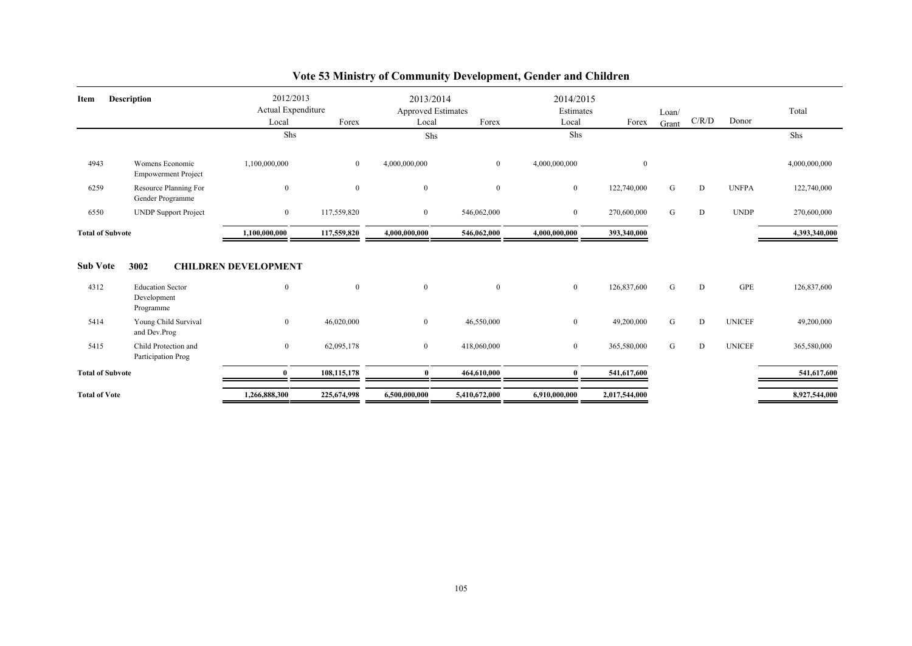# Vote 53 Ministry of Community Development, Gender and Children

| Item | Description | 2012/2013 Actual Expenditure | | 2013/2014 Approved Estimates | | 2014/2015 Estimates | | Loan/ Grant | C/R/D | Donor | Total |
|---|---|---|---|---|---|---|---|---|---|---|---|
| | | Local | Forex | Local | Forex | Local | Forex | | | | |
| | | Shs | | Shs | | Shs | | | | | Shs |
| 4943 | Womens Economic Empowerment Project | 1,100,000,000 | 0 | 4,000,000,000 | 0 | 4,000,000,000 | 0 | | | | 4,000,000,000 |
| 6259 | Resource Planning For Gender Programme | 0 | 0 | 0 | 0 | 0 | 122,740,000 | G | D | UNFPA | 122,740,000 |
| 6550 | UNDP Support Project | 0 | 117,559,820 | 0 | 546,062,000 | 0 | 270,600,000 | G | D | UNDP | 270,600,000 |
| **Total of Subvote** | | **1,100,000,000** | **117,559,820** | **4,000,000,000** | **546,062,000** | **4,000,000,000** | **393,340,000** | | | | **4,393,340,000** |
| **Sub Vote** | **3002 CHILDREN DEVELOPMENT** | | | | | | | | | | |
| 4312 | Education Sector Development Programme | 0 | 0 | 0 | 0 | 0 | 126,837,600 | G | D | GPE | 126,837,600 |
| 5414 | Young Child Survival and Dev.Prog | 0 | 46,020,000 | 0 | 46,550,000 | 0 | 49,200,000 | G | D | UNICEF | 49,200,000 |
| 5415 | Child Protection and Participation Prog | 0 | 62,095,178 | 0 | 418,060,000 | 0 | 365,580,000 | G | D | UNICEF | 365,580,000 |
| **Total of Subvote** | | **0** | **108,115,178** | **0** | **464,610,000** | **0** | **541,617,600** | | | | **541,617,600** |
| **Total of Vote** | | **1,266,888,300** | **225,674,998** | **6,500,000,000** | **5,410,672,000** | **6,910,000,000** | **2,017,544,000** | | | | **8,927,544,000** |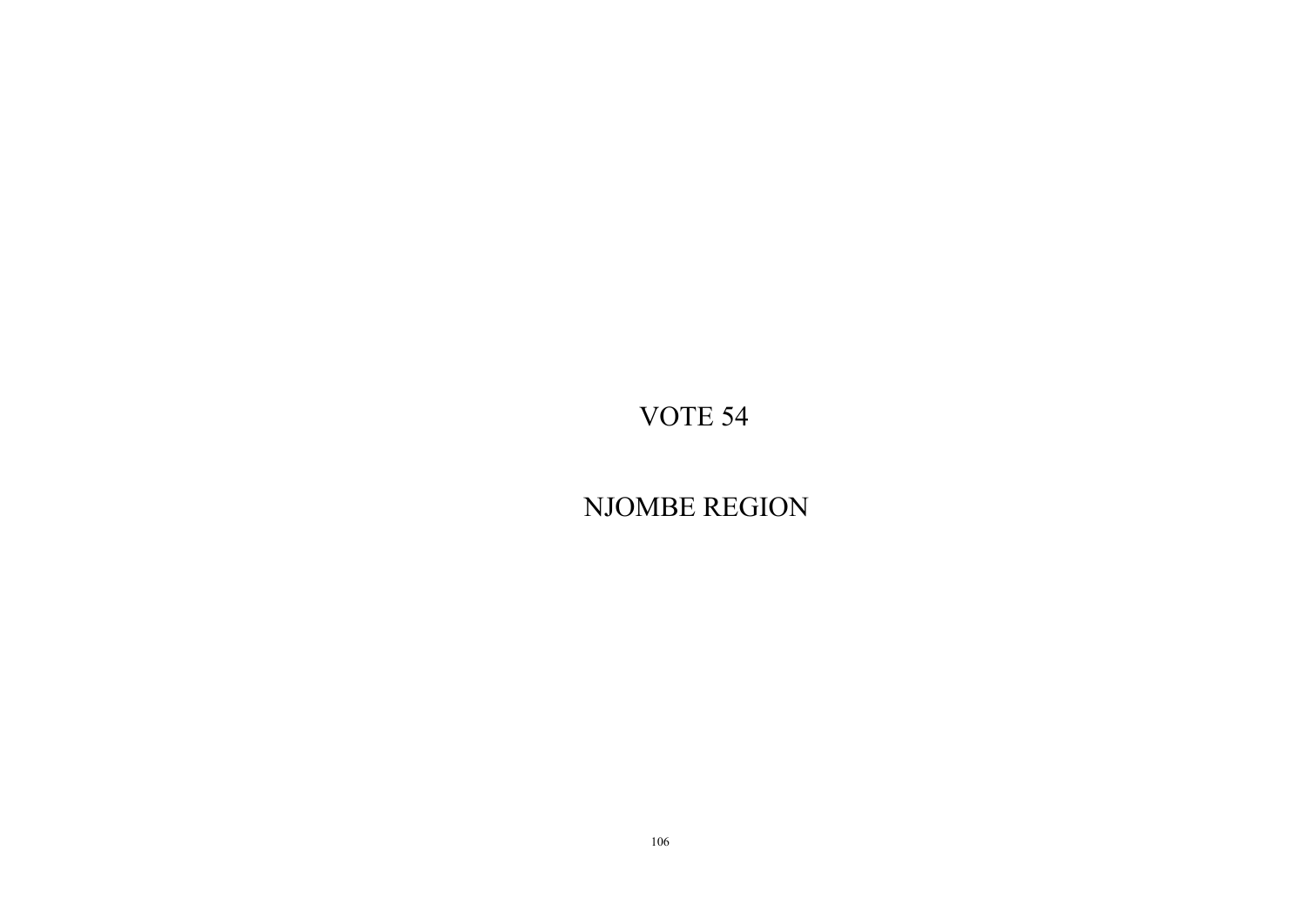# VOTE 54

# NJOMBE REGION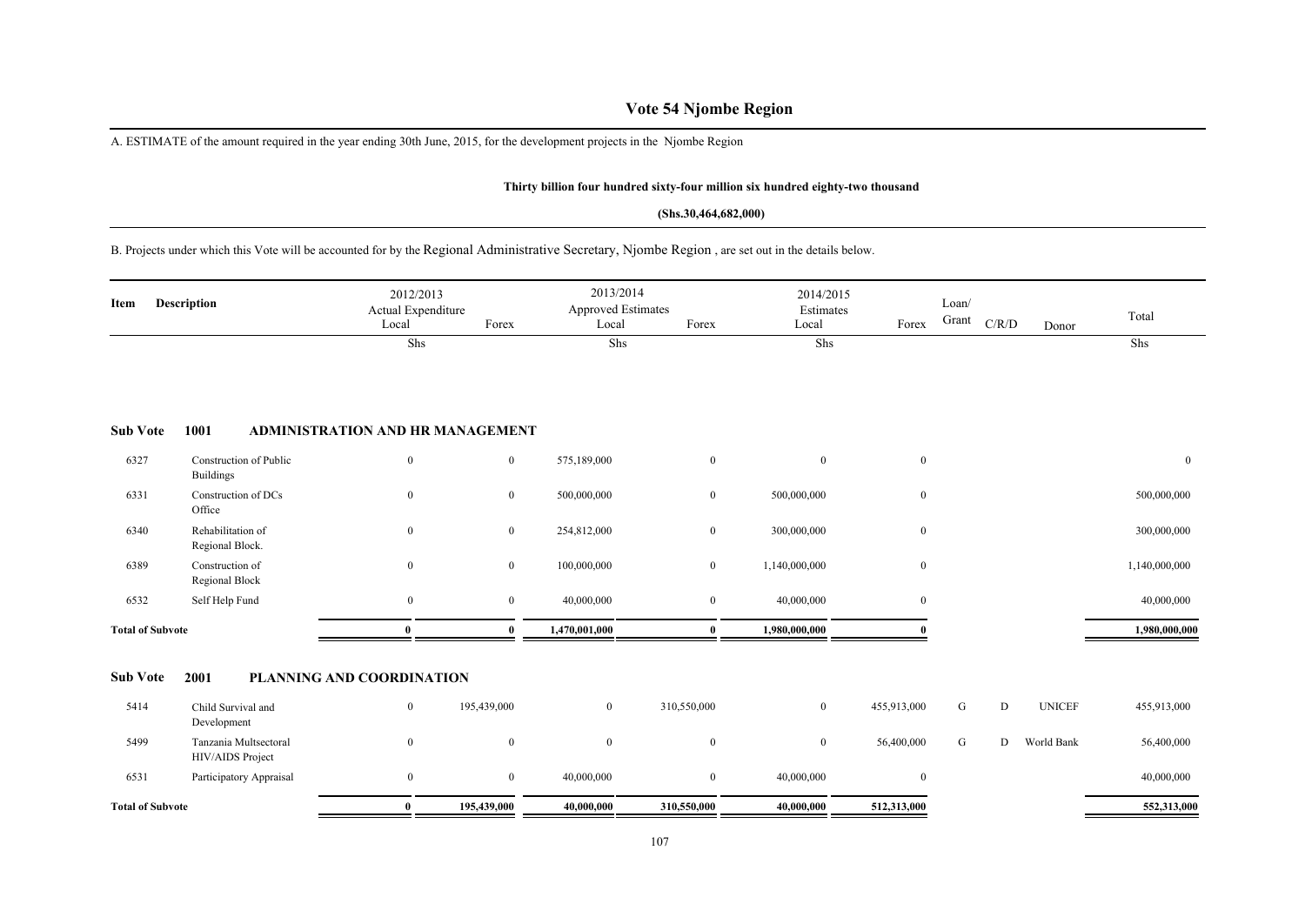# Vote 54 Njombe Region

A. ESTIMATE of the amount required in the year ending 30th June, 2015, for the development projects in the Njombe Region

**Thirty billion four hundred sixty-four million six hundred eighty-two thousand**

**(Shs.30,464,682,000)**

B. Projects under which this Vote will be accounted for by the Regional Administrative Secretary, Njombe Region , are set out in the details below.

| Item | Description | 2012/2013 Actual Expenditure Local | Forex | 2013/2014 Approved Estimates Local | Forex | 2014/2015 Estimates Local | Forex | Loan/ Grant | C/R/D | Donor | Total |
|---|---|---|---|---|---|---|---|---|---|---|---|
| | | Shs | | Shs | | Shs | | | | | Shs |
| **Sub Vote** | **1001 ADMINISTRATION AND HR MANAGEMENT** | | | | | | | | | | |
| 6327 | Construction of Public Buildings | 0 | 0 | 575,189,000 | 0 | 0 | 0 | | | | 0 |
| 6331 | Construction of DCs Office | 0 | 0 | 500,000,000 | 0 | 500,000,000 | 0 | | | | 500,000,000 |
| 6340 | Rehabilitation of Regional Block. | 0 | 0 | 254,812,000 | 0 | 300,000,000 | 0 | | | | 300,000,000 |
| 6389 | Construction of Regional Block | 0 | 0 | 100,000,000 | 0 | 1,140,000,000 | 0 | | | | 1,140,000,000 |
| 6532 | Self Help Fund | 0 | 0 | 40,000,000 | 0 | 40,000,000 | 0 | | | | 40,000,000 |
| **Total of Subvote** | | **0** | **0** | **1,470,001,000** | **0** | **1,980,000,000** | **0** | | | | **1,980,000,000** |
| **Sub Vote** | **2001 PLANNING AND COORDINATION** | | | | | | | | | | |
| 5414 | Child Survival and Development | 0 | 195,439,000 | 0 | 310,550,000 | 0 | 455,913,000 | G | D | UNICEF | 455,913,000 |
| 5499 | Tanzania Multsectoral HIV/AIDS Project | 0 | 0 | 0 | 0 | 0 | 56,400,000 | G | D | World Bank | 56,400,000 |
| 6531 | Participatory Appraisal | 0 | 0 | 40,000,000 | 0 | 40,000,000 | 0 | | | | 40,000,000 |
| **Total of Subvote** | | **0** | **195,439,000** | **40,000,000** | **310,550,000** | **40,000,000** | **512,313,000** | | | | **552,313,000** |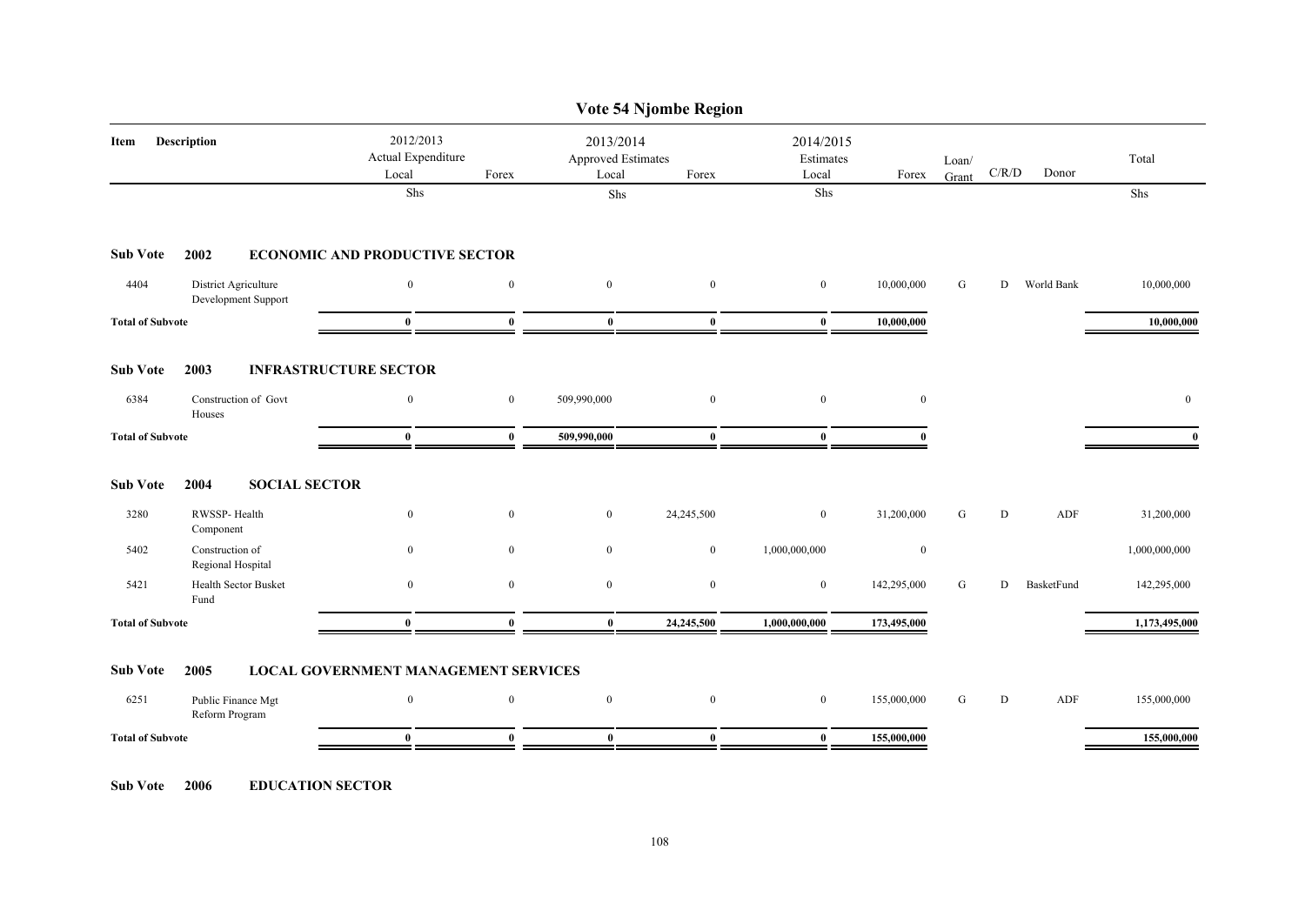# Vote 54 Njombe Region

| Item | Description | 2012/2013 Actual Expenditure Local | Forex | 2013/2014 Approved Estimates Local | Forex | 2014/2015 Estimates Local | Forex | Loan/ Grant | C/R/D | Donor | Total |
|---|---|---|---|---|---|---|---|---|---|---|---|
| | | Shs | | Shs | | Shs | | | | | Shs |
| **Sub Vote** | **2002** | **ECONOMIC AND PRODUCTIVE SECTOR** | | | | | | | | | |
| 4404 | District Agriculture Development Support | 0 | 0 | 0 | 0 | 0 | 10,000,000 | G | D | World Bank | 10,000,000 |
| **Total of Subvote** | | **0** | **0** | **0** | **0** | **0** | **10,000,000** | | | | **10,000,000** |
| **Sub Vote** | **2003** | **INFRASTRUCTURE SECTOR** | | | | | | | | | |
| 6384 | Construction of Govt Houses | 0 | 0 | 509,990,000 | 0 | 0 | 0 | | | | 0 |
| **Total of Subvote** | | **0** | **0** | **509,990,000** | **0** | **0** | **0** | | | | **0** |
| **Sub Vote** | **2004** | **SOCIAL SECTOR** | | | | | | | | | |
| 3280 | RWSSP- Health Component | 0 | 0 | 0 | 24,245,500 | 0 | 31,200,000 | G | D | ADF | 31,200,000 |
| 5402 | Construction of Regional Hospital | 0 | 0 | 0 | 0 | 1,000,000,000 | 0 | | | | 1,000,000,000 |
| 5421 | Health Sector Busket Fund | 0 | 0 | 0 | 0 | 0 | 142,295,000 | G | D | BasketFund | 142,295,000 |
| **Total of Subvote** | | **0** | **0** | **0** | **24,245,500** | **1,000,000,000** | **173,495,000** | | | | **1,173,495,000** |
| **Sub Vote** | **2005** | **LOCAL GOVERNMENT MANAGEMENT SERVICES** | | | | | | | | | |
| 6251 | Public Finance Mgt Reform Program | 0 | 0 | 0 | 0 | 0 | 155,000,000 | G | D | ADF | 155,000,000 |
| **Total of Subvote** | | **0** | **0** | **0** | **0** | **0** | **155,000,000** | | | | **155,000,000** |

**Sub Vote 2006 EDUCATION SECTOR**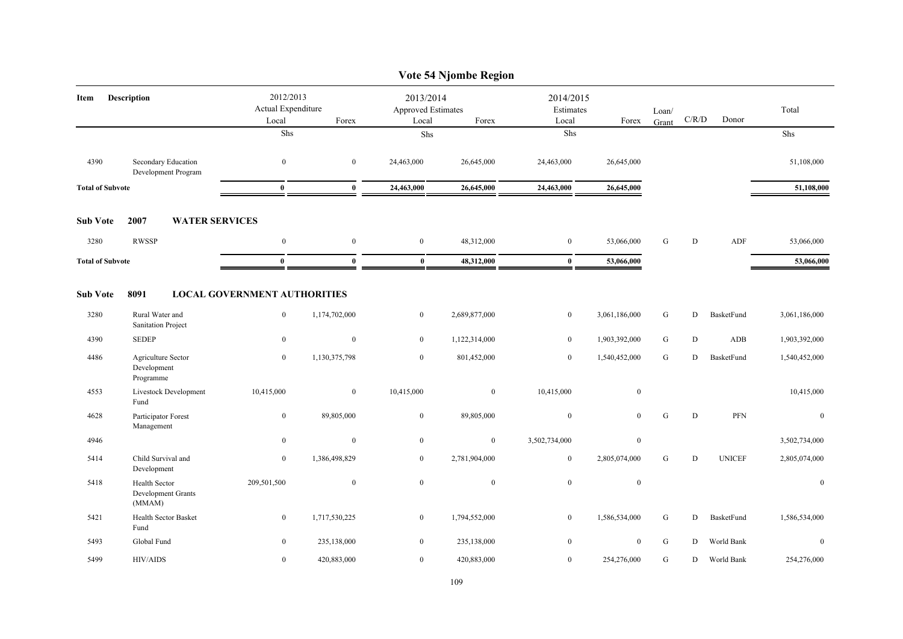# Vote 54 Njombe Region

| Item | Description | 2012/2013 Actual Expenditure Local | Forex | 2013/2014 Approved Estimates Local | Forex | 2014/2015 Estimates Local | Forex | Loan/ Grant | C/R/D | Donor | Total |
|---|---|---|---|---|---|---|---|---|---|---|---|
| | | Shs | | Shs | | Shs | | | | | Shs |
| 4390 | Secondary Education Development Program | 0 | 0 | 24,463,000 | 26,645,000 | 24,463,000 | 26,645,000 | | | | 51,108,000 |
| **Total of Subvote** | | **0** | **0** | **24,463,000** | **26,645,000** | **24,463,000** | **26,645,000** | | | | **51,108,000** |

**Sub Vote 2007 WATER SERVICES**

| Item | Description | 2012/2013 Actual Expenditure Local | Forex | 2013/2014 Approved Estimates Local | Forex | 2014/2015 Estimates Local | Forex | Loan/ Grant | C/R/D | Donor | Total |
|---|---|---|---|---|---|---|---|---|---|---|---|
| 3280 | RWSSP | 0 | 0 | 0 | 48,312,000 | 0 | 53,066,000 | G | D | ADF | 53,066,000 |
| **Total of Subvote** | | **0** | **0** | **0** | **48,312,000** | **0** | **53,066,000** | | | | **53,066,000** |

**Sub Vote 8091 LOCAL GOVERNMENT AUTHORITIES**

| Item | Description | 2012/2013 Actual Expenditure Local | Forex | 2013/2014 Approved Estimates Local | Forex | 2014/2015 Estimates Local | Forex | Loan/ Grant | C/R/D | Donor | Total |
|---|---|---|---|---|---|---|---|---|---|---|---|
| 3280 | Rural Water and Sanitation Project | 0 | 1,174,702,000 | 0 | 2,689,877,000 | 0 | 3,061,186,000 | G | D | BasketFund | 3,061,186,000 |
| 4390 | SEDEP | 0 | 0 | 0 | 1,122,314,000 | 0 | 1,903,392,000 | G | D | ADB | 1,903,392,000 |
| 4486 | Agriculture Sector Development Programme | 0 | 1,130,375,798 | 0 | 801,452,000 | 0 | 1,540,452,000 | G | D | BasketFund | 1,540,452,000 |
| 4553 | Livestock Development Fund | 10,415,000 | 0 | 10,415,000 | 0 | 10,415,000 | 0 | | | | 10,415,000 |
| 4628 | Participator Forest Management | 0 | 89,805,000 | 0 | 89,805,000 | 0 | 0 | G | D | PFN | 0 |
| 4946 | | 0 | 0 | 0 | 0 | 3,502,734,000 | 0 | | | | 3,502,734,000 |
| 5414 | Child Survival and Development | 0 | 1,386,498,829 | 0 | 2,781,904,000 | 0 | 2,805,074,000 | G | D | UNICEF | 2,805,074,000 |
| 5418 | Health Sector Development Grants (MMAM) | 209,501,500 | 0 | 0 | 0 | 0 | 0 | | | | 0 |
| 5421 | Health Sector Basket Fund | 0 | 1,717,530,225 | 0 | 1,794,552,000 | 0 | 1,586,534,000 | G | D | BasketFund | 1,586,534,000 |
| 5493 | Global Fund | 0 | 235,138,000 | 0 | 235,138,000 | 0 | 0 | G | D | World Bank | 0 |
| 5499 | HIV/AIDS | 0 | 420,883,000 | 0 | 420,883,000 | 0 | 254,276,000 | G | D | World Bank | 254,276,000 |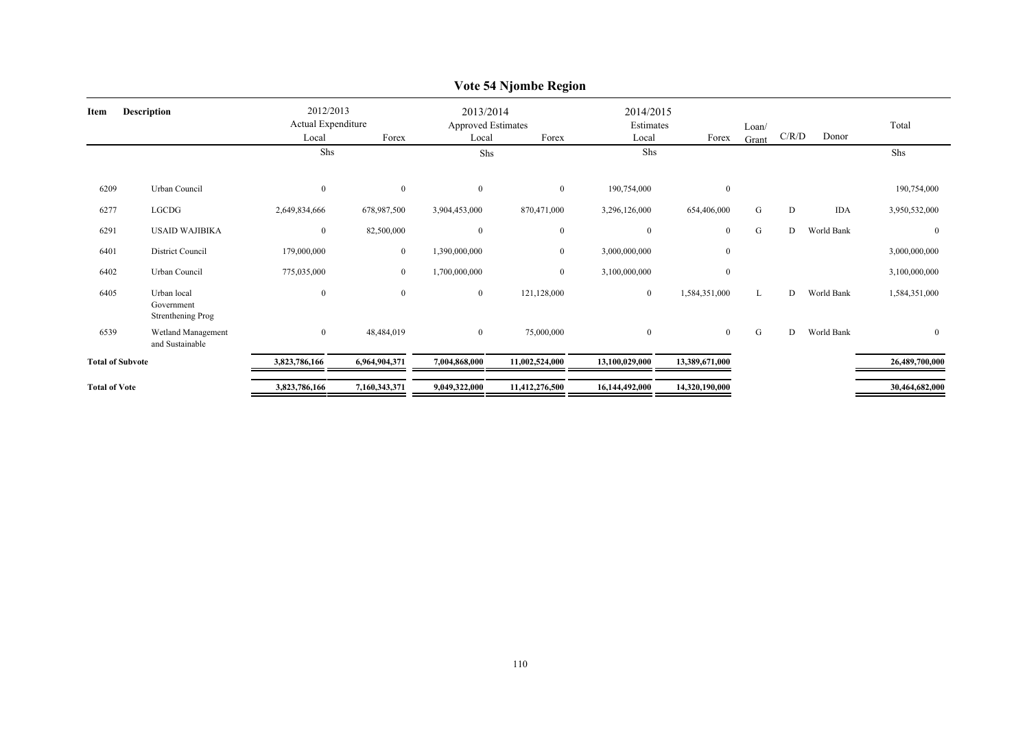# Vote 54 Njombe Region

| Item | Description | 2012/2013 Actual Expenditure Local | Forex | 2013/2014 Approved Estimates Local | Forex | 2014/2015 Estimates Local | Forex | Loan/ Grant | C/R/D | Donor | Total |
|---|---|---|---|---|---|---|---|---|---|---|---|
| | | Shs | | Shs | | Shs | | | | | Shs |
| 6209 | Urban Council | 0 | 0 | 0 | 0 | 190,754,000 | 0 | | | | 190,754,000 |
| 6277 | LGCDG | 2,649,834,666 | 678,987,500 | 3,904,453,000 | 870,471,000 | 3,296,126,000 | 654,406,000 | G | D | IDA | 3,950,532,000 |
| 6291 | USAID WAJIBIKA | 0 | 82,500,000 | 0 | 0 | 0 | 0 | G | D | World Bank | 0 |
| 6401 | District Council | 179,000,000 | 0 | 1,390,000,000 | 0 | 3,000,000,000 | 0 | | | | 3,000,000,000 |
| 6402 | Urban Council | 775,035,000 | 0 | 1,700,000,000 | 0 | 3,100,000,000 | 0 | | | | 3,100,000,000 |
| 6405 | Urban local Government Strenthening Prog | 0 | 0 | 0 | 121,128,000 | 0 | 1,584,351,000 | L | D | World Bank | 1,584,351,000 |
| 6539 | Wetland Management and Sustainable | 0 | 48,484,019 | 0 | 75,000,000 | 0 | 0 | G | D | World Bank | 0 |
| **Total of Subvote** | | **3,823,786,166** | **6,964,904,371** | **7,004,868,000** | **11,002,524,000** | **13,100,029,000** | **13,389,671,000** | | | | **26,489,700,000** |
| **Total of Vote** | | **3,823,786,166** | **7,160,343,371** | **9,049,322,000** | **11,412,276,500** | **16,144,492,000** | **14,320,190,000** | | | | **30,464,682,000** |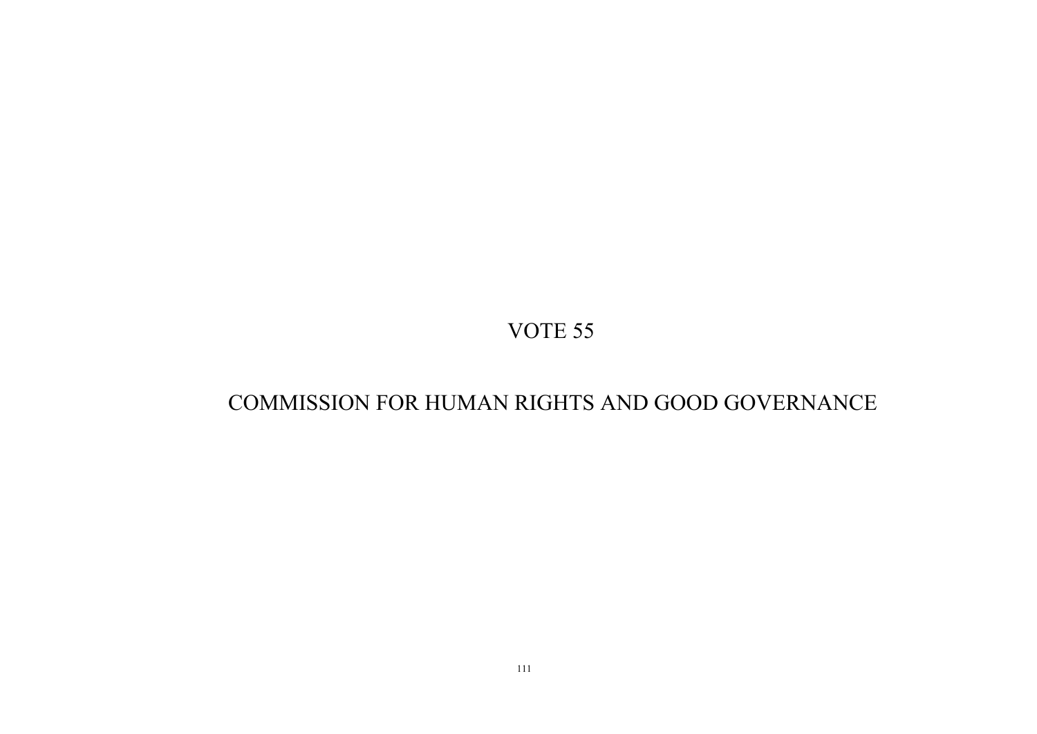# VOTE 55

# COMMISSION FOR HUMAN RIGHTS AND GOOD GOVERNANCE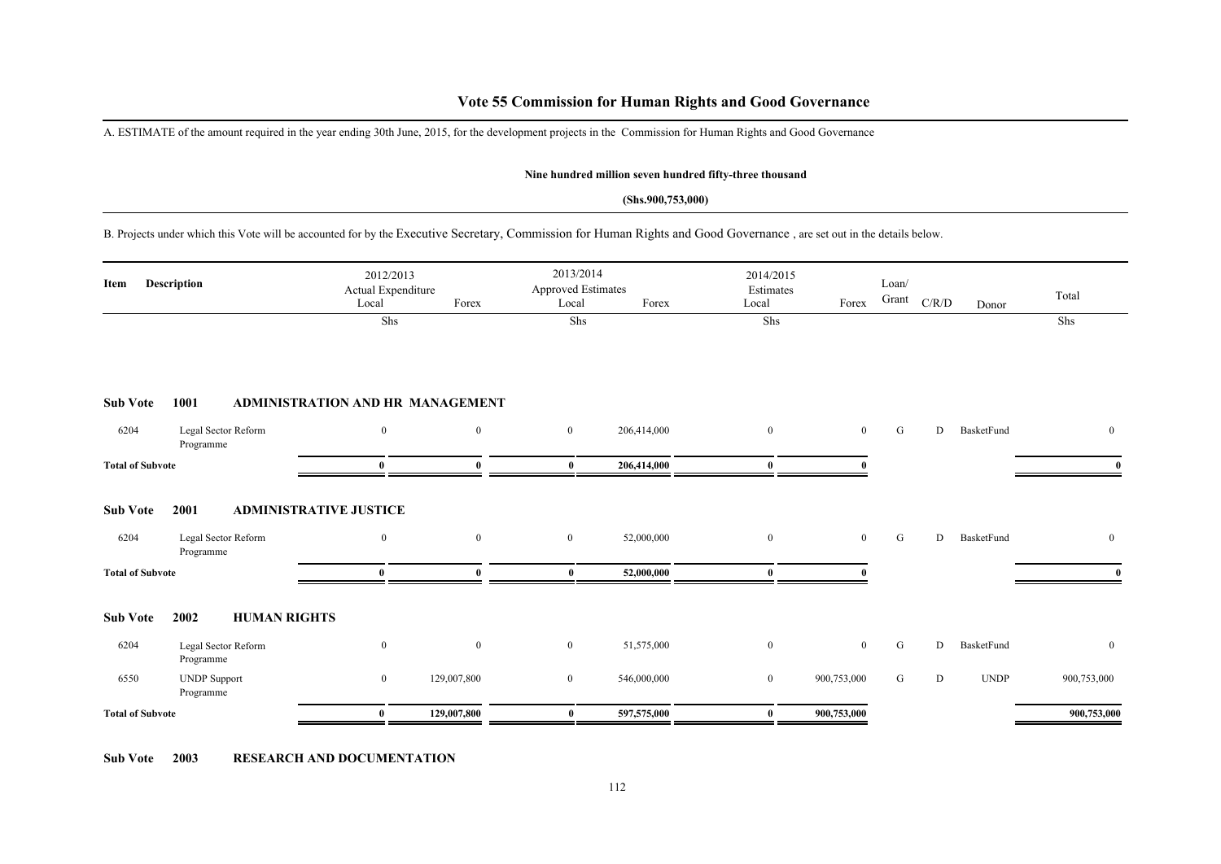# Vote 55 Commission for Human Rights and Good Governance

A. ESTIMATE of the amount required in the year ending 30th June, 2015, for the development projects in the Commission for Human Rights and Good Governance

**Nine hundred million seven hundred fifty-three thousand**

**(Shs.900,753,000)**

B. Projects under which this Vote will be accounted for by the Executive Secretary, Commission for Human Rights and Good Governance , are set out in the details below.

| Item | Description | 2012/2013 Actual Expenditure Local | Forex | 2013/2014 Approved Estimates Local | Forex | 2014/2015 Estimates Local | Forex | Loan/ Grant | C/R/D | Donor | Total |
|---|---|---|---|---|---|---|---|---|---|---|---|
| | | Shs | | Shs | | Shs | | | | | Shs |
| **Sub Vote 1001** | **ADMINISTRATION AND HR MANAGEMENT** | | | | | | | | | | |
| 6204 | Legal Sector Reform Programme | 0 | 0 | 0 | 206,414,000 | 0 | 0 | G | D | BasketFund | 0 |
| **Total of Subvote** | | **0** | **0** | **0** | **206,414,000** | **0** | **0** | | | | **0** |
| **Sub Vote 2001** | **ADMINISTRATIVE JUSTICE** | | | | | | | | | | |
| 6204 | Legal Sector Reform Programme | 0 | 0 | 0 | 52,000,000 | 0 | 0 | G | D | BasketFund | 0 |
| **Total of Subvote** | | **0** | **0** | **0** | **52,000,000** | **0** | **0** | | | | **0** |
| **Sub Vote 2002** | **HUMAN RIGHTS** | | | | | | | | | | |
| 6204 | Legal Sector Reform Programme | 0 | 0 | 0 | 51,575,000 | 0 | 0 | G | D | BasketFund | 0 |
| 6550 | UNDP Support Programme | 0 | 129,007,800 | 0 | 546,000,000 | 0 | 900,753,000 | G | D | UNDP | 900,753,000 |
| **Total of Subvote** | | **0** | **129,007,800** | **0** | **597,575,000** | **0** | **900,753,000** | | | | **900,753,000** |

**Sub Vote 2003 RESEARCH AND DOCUMENTATION**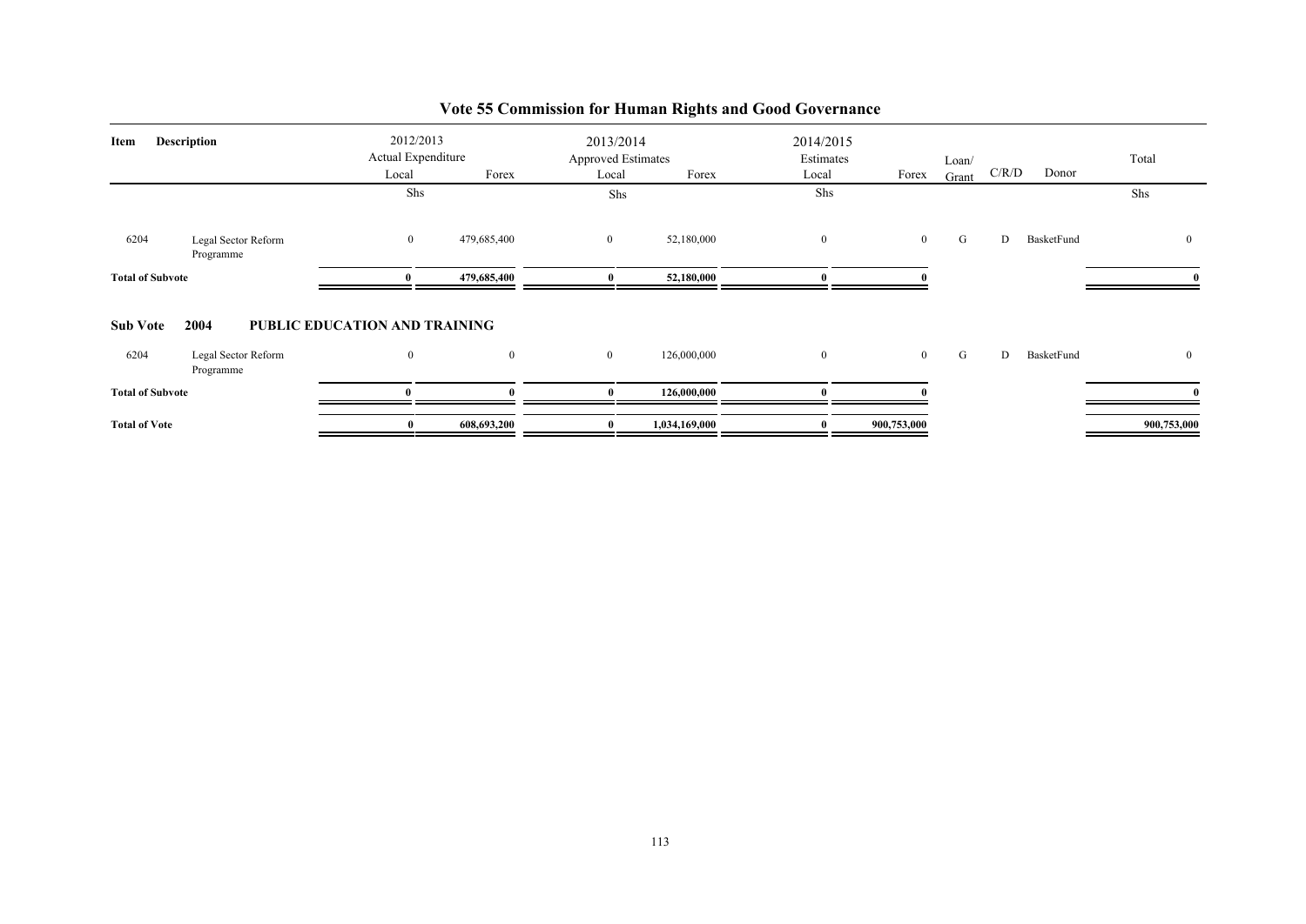# Vote 55 Commission for Human Rights and Good Governance

| Item | Description | 2012/2013 Actual Expenditure Local | Forex | 2013/2014 Approved Estimates Local | Forex | 2014/2015 Estimates Local | Forex | Loan/ Grant | C/R/D | Donor | Total |
|---|---|---|---|---|---|---|---|---|---|---|---|
| | | Shs | | Shs | | Shs | | | | | Shs |
| 6204 | Legal Sector Reform Programme | 0 | 479,685,400 | 0 | 52,180,000 | 0 | 0 | G | D | BasketFund | 0 |
| **Total of Subvote** | | **0** | **479,685,400** | **0** | **52,180,000** | **0** | **0** | | | | **0** |
| **Sub Vote** | **2004** | **PUBLIC EDUCATION AND TRAINING** | | | | | | | | | |
| 6204 | Legal Sector Reform Programme | 0 | 0 | 0 | 126,000,000 | 0 | 0 | G | D | BasketFund | 0 |
| **Total of Subvote** | | **0** | **0** | **0** | **126,000,000** | **0** | **0** | | | | **0** |
| **Total of Vote** | | **0** | **608,693,200** | **0** | **1,034,169,000** | **0** | **900,753,000** | | | | **900,753,000** |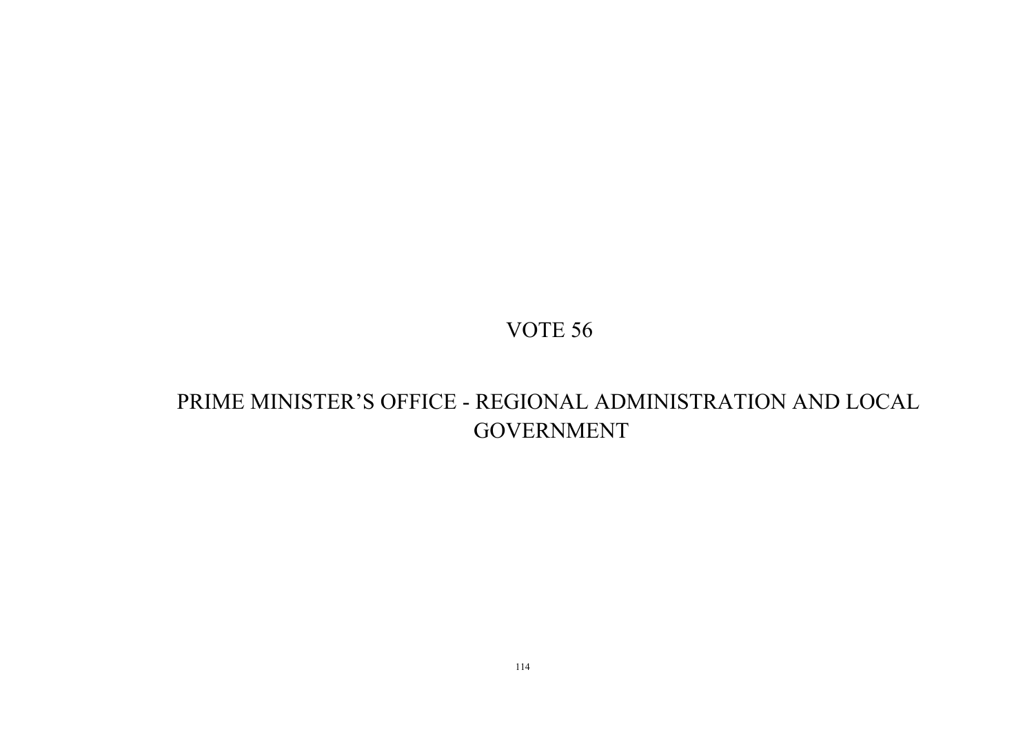# VOTE 56

# PRIME MINISTER’S OFFICE - REGIONAL ADMINISTRATION AND LOCAL GOVERNMENT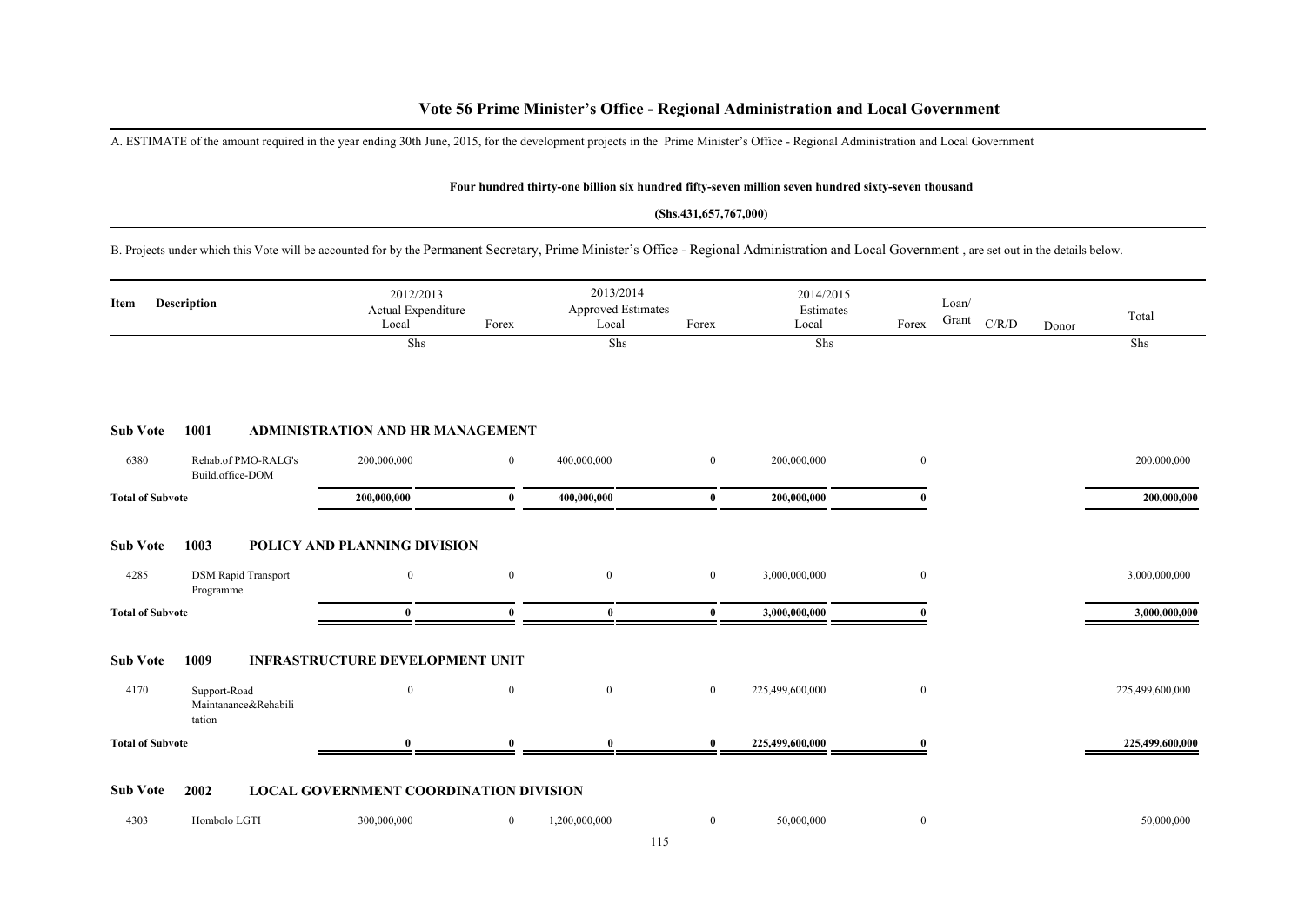# Vote 56 Prime Minister's Office - Regional Administration and Local Government

A. ESTIMATE of the amount required in the year ending 30th June, 2015, for the development projects in the Prime Minister's Office - Regional Administration and Local Government

**Four hundred thirty-one billion six hundred fifty-seven million seven hundred sixty-seven thousand**

**(Shs.431,657,767,000)**

B. Projects under which this Vote will be accounted for by the Permanent Secretary, Prime Minister's Office - Regional Administration and Local Government , are set out in the details below.

| Item | Description | 2012/2013 Actual Expenditure Local | Forex | 2013/2014 Approved Estimates Local | Forex | 2014/2015 Estimates Local | Forex | Loan/ Grant | C/R/D | Donor | Total |
|---|---|---|---|---|---|---|---|---|---|---|---|
| | | Shs | | Shs | | Shs | | | | | Shs |
| **Sub Vote** | **1001** | **ADMINISTRATION AND HR MANAGEMENT** | | | | | | | | | |
| 6380 | Rehab.of PMO-RALG's Build.office-DOM | 200,000,000 | 0 | 400,000,000 | 0 | 200,000,000 | 0 | | | | 200,000,000 |
| **Total of Subvote** | | **200,000,000** | **0** | **400,000,000** | **0** | **200,000,000** | **0** | | | | **200,000,000** |
| **Sub Vote** | **1003** | **POLICY AND PLANNING DIVISION** | | | | | | | | | |
| 4285 | DSM Rapid Transport Programme | 0 | 0 | 0 | 0 | 3,000,000,000 | 0 | | | | 3,000,000,000 |
| **Total of Subvote** | | **0** | **0** | **0** | **0** | **3,000,000,000** | **0** | | | | **3,000,000,000** |
| **Sub Vote** | **1009** | **INFRASTRUCTURE DEVELOPMENT UNIT** | | | | | | | | | |
| 4170 | Support-Road Maintanance&Rehabilitation | 0 | 0 | 0 | 0 | 225,499,600,000 | 0 | | | | 225,499,600,000 |
| **Total of Subvote** | | **0** | **0** | **0** | **0** | **225,499,600,000** | **0** | | | | **225,499,600,000** |
| **Sub Vote** | **2002** | **LOCAL GOVERNMENT COORDINATION DIVISION** | | | | | | | | | |
| 4303 | Hombolo LGTI | 300,000,000 | 0 | 1,200,000,000 | 0 | 50,000,000 | 0 | | | | 50,000,000 |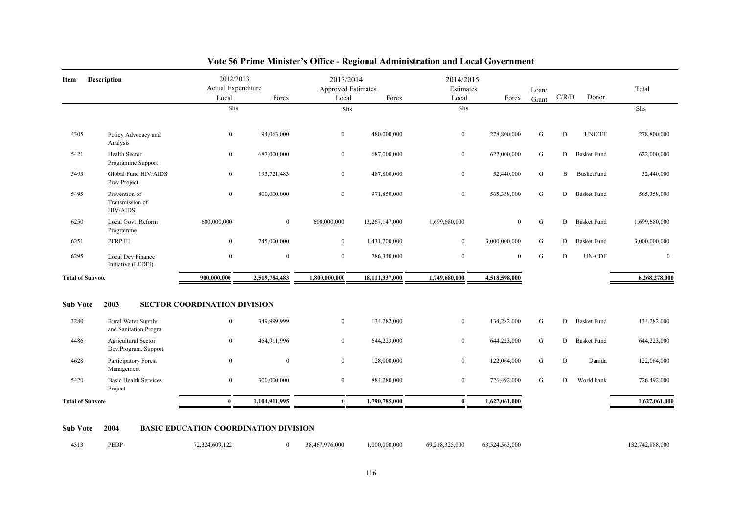# Vote 56 Prime Minister's Office - Regional Administration and Local Government

| Item | Description | 2012/2013 Actual Expenditure | | 2013/2014 Approved Estimates | | 2014/2015 Estimates | | Loan/ Grant | C/R/D | Donor | Total |
|---|---|---|---|---|---|---|---|---|---|---|---|
| | | Local | Forex | Local | Forex | Local | Forex | | | | |
| | | Shs | | Shs | | Shs | | | | | Shs |
| 4305 | Policy Advocacy and Analysis | 0 | 94,063,000 | 0 | 480,000,000 | 0 | 278,800,000 | G | D | UNICEF | 278,800,000 |
| 5421 | Health Sector Programme Support | 0 | 687,000,000 | 0 | 687,000,000 | 0 | 622,000,000 | G | D | Basket Fund | 622,000,000 |
| 5493 | Global Fund HIV/AIDS Prev.Project | 0 | 193,721,483 | 0 | 487,800,000 | 0 | 52,440,000 | G | B | BusketFund | 52,440,000 |
| 5495 | Prevention of Transmission of HIV/AIDS | 0 | 800,000,000 | 0 | 971,850,000 | 0 | 565,358,000 | G | D | Basket Fund | 565,358,000 |
| 6250 | Local Govt Reform Programme | 600,000,000 | 0 | 600,000,000 | 13,267,147,000 | 1,699,680,000 | 0 | G | D | Basket Fund | 1,699,680,000 |
| 6251 | PFRP III | 0 | 745,000,000 | 0 | 1,431,200,000 | 0 | 3,000,000,000 | G | D | Basket Fund | 3,000,000,000 |
| 6295 | Local Dev Finance Initiative (LEDFI) | 0 | 0 | 0 | 786,340,000 | 0 | 0 | G | D | UN-CDF | 0 |
| **Total of Subvote** | | **900,000,000** | **2,519,784,483** | **1,800,000,000** | **18,111,337,000** | **1,749,680,000** | **4,518,598,000** | | | | **6,268,278,000** |

**Sub Vote 2003 SECTOR COORDINATION DIVISION**

| Item | Description | 2012/2013 Local | 2012/2013 Forex | 2013/2014 Local | 2013/2014 Forex | 2014/2015 Local | 2014/2015 Forex | Loan/ Grant | C/R/D | Donor | Total |
|---|---|---|---|---|---|---|---|---|---|---|---|
| 3280 | Rural Water Supply and Sanitation Progra | 0 | 349,999,999 | 0 | 134,282,000 | 0 | 134,282,000 | G | D | Basket Fund | 134,282,000 |
| 4486 | Agricultural Sector Dev.Program. Support | 0 | 454,911,996 | 0 | 644,223,000 | 0 | 644,223,000 | G | D | Basket Fund | 644,223,000 |
| 4628 | Participatory Forest Management | 0 | 0 | 0 | 128,000,000 | 0 | 122,064,000 | G | D | Danida | 122,064,000 |
| 5420 | Basic Health Services Project | 0 | 300,000,000 | 0 | 884,280,000 | 0 | 726,492,000 | G | D | World bank | 726,492,000 |
| **Total of Subvote** | | **0** | **1,104,911,995** | **0** | **1,790,785,000** | **0** | **1,627,061,000** | | | | **1,627,061,000** |

**Sub Vote 2004 BASIC EDUCATION COORDINATION DIVISION**

| Item | Description | 2012/2013 Local | 2012/2013 Forex | 2013/2014 Local | 2013/2014 Forex | 2014/2015 Local | 2014/2015 Forex | Loan/ Grant | C/R/D | Donor | Total |
|---|---|---|---|---|---|---|---|---|---|---|---|
| 4313 | PEDP | 72,324,609,122 | 0 | 38,467,976,000 | 1,000,000,000 | 69,218,325,000 | 63,524,563,000 | | | | 132,742,888,000 |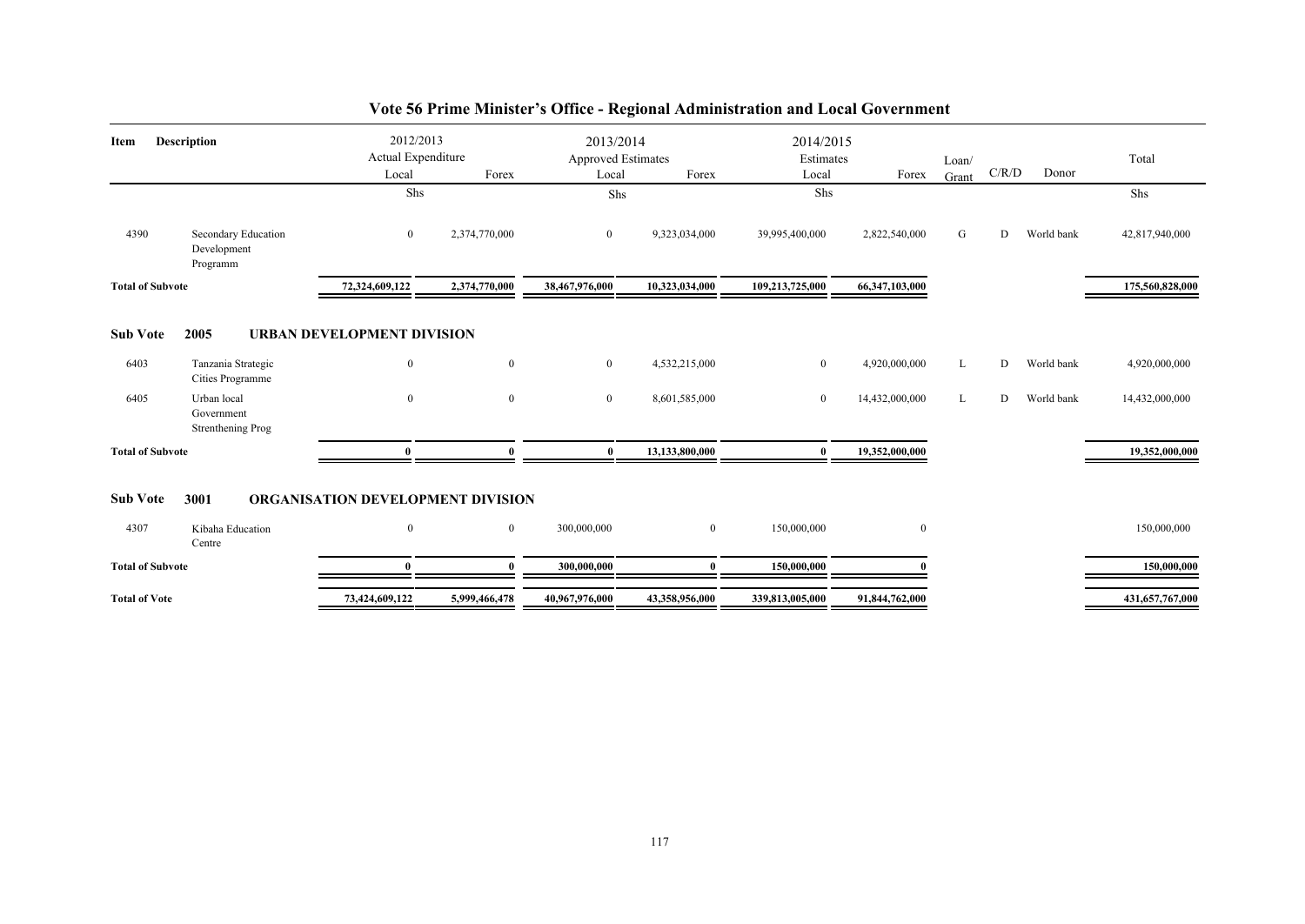## Vote 56 Prime Minister's Office - Regional Administration and Local Government

| Item | Description | 2012/2013 Actual Expenditure Local | Forex | 2013/2014 Approved Estimates Local | Forex | 2014/2015 Estimates Local | Forex | Loan/ Grant | C/R/D | Donor | Total |
|---|---|---|---|---|---|---|---|---|---|---|---|
| | | Shs | | Shs | | Shs | | | | | Shs |
| 4390 | Secondary Education Development Programm | 0 | 2,374,770,000 | 0 | 9,323,034,000 | 39,995,400,000 | 2,822,540,000 | G | D | World bank | 42,817,940,000 |
| **Total of Subvote** | | **72,324,609,122** | **2,374,770,000** | **38,467,976,000** | **10,323,034,000** | **109,213,725,000** | **66,347,103,000** | | | | **175,560,828,000** |
| **Sub Vote** | **2005** | **URBAN DEVELOPMENT DIVISION** | | | | | | | | | |
| 6403 | Tanzania Strategic Cities Programme | 0 | 0 | 0 | 4,532,215,000 | 0 | 4,920,000,000 | L | D | World bank | 4,920,000,000 |
| 6405 | Urban local Government Strenthening Prog | 0 | 0 | 0 | 8,601,585,000 | 0 | 14,432,000,000 | L | D | World bank | 14,432,000,000 |
| **Total of Subvote** | | **0** | **0** | **0** | **13,133,800,000** | **0** | **19,352,000,000** | | | | **19,352,000,000** |
| **Sub Vote** | **3001** | **ORGANISATION DEVELOPMENT DIVISION** | | | | | | | | | |
| 4307 | Kibaha Education Centre | 0 | 0 | 300,000,000 | 0 | 150,000,000 | 0 | | | | 150,000,000 |
| **Total of Subvote** | | **0** | **0** | **300,000,000** | **0** | **150,000,000** | **0** | | | | **150,000,000** |
| **Total of Vote** | | **73,424,609,122** | **5,999,466,478** | **40,967,976,000** | **43,358,956,000** | **339,813,005,000** | **91,844,762,000** | | | | **431,657,767,000** |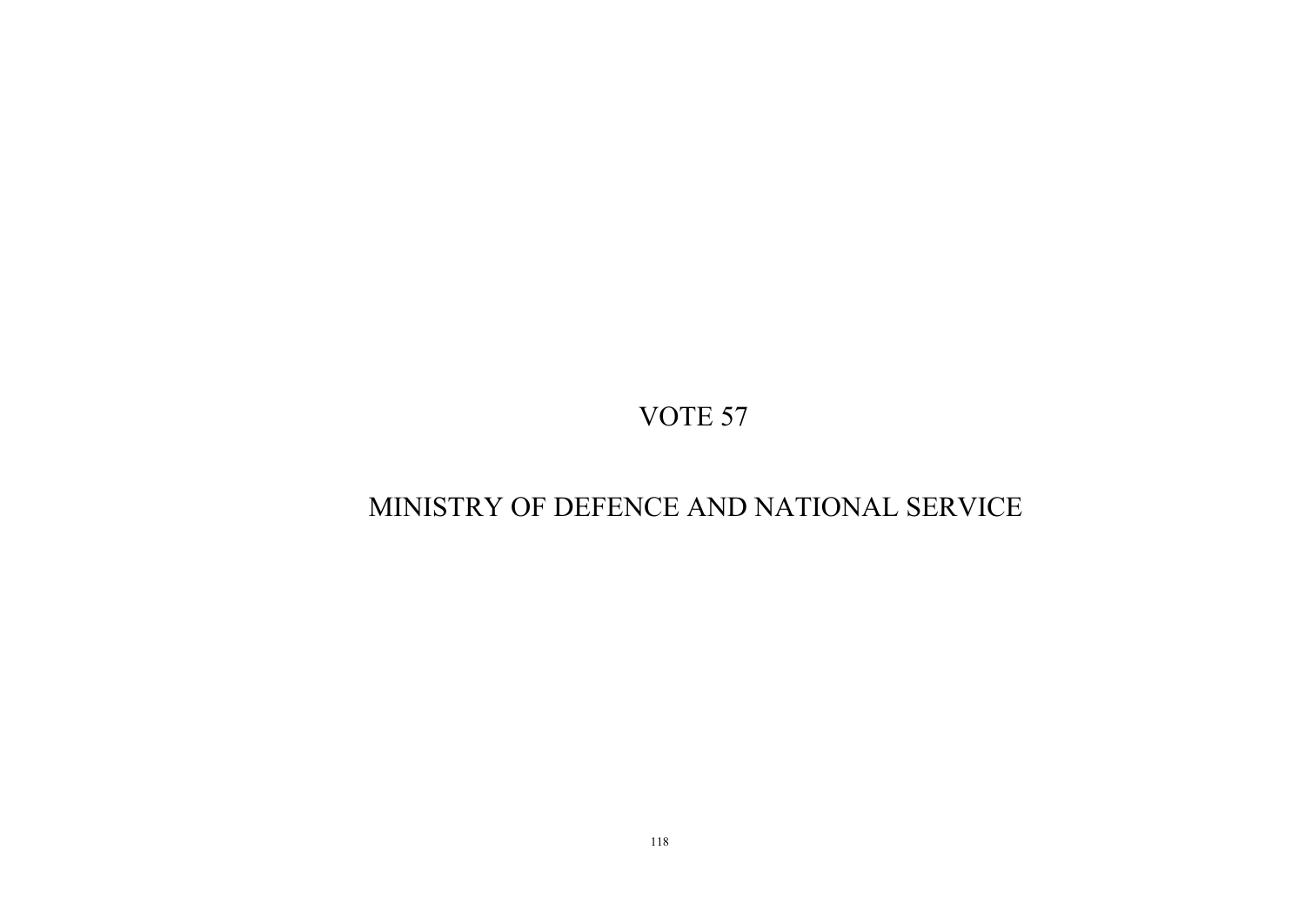# VOTE 57

# MINISTRY OF DEFENCE AND NATIONAL SERVICE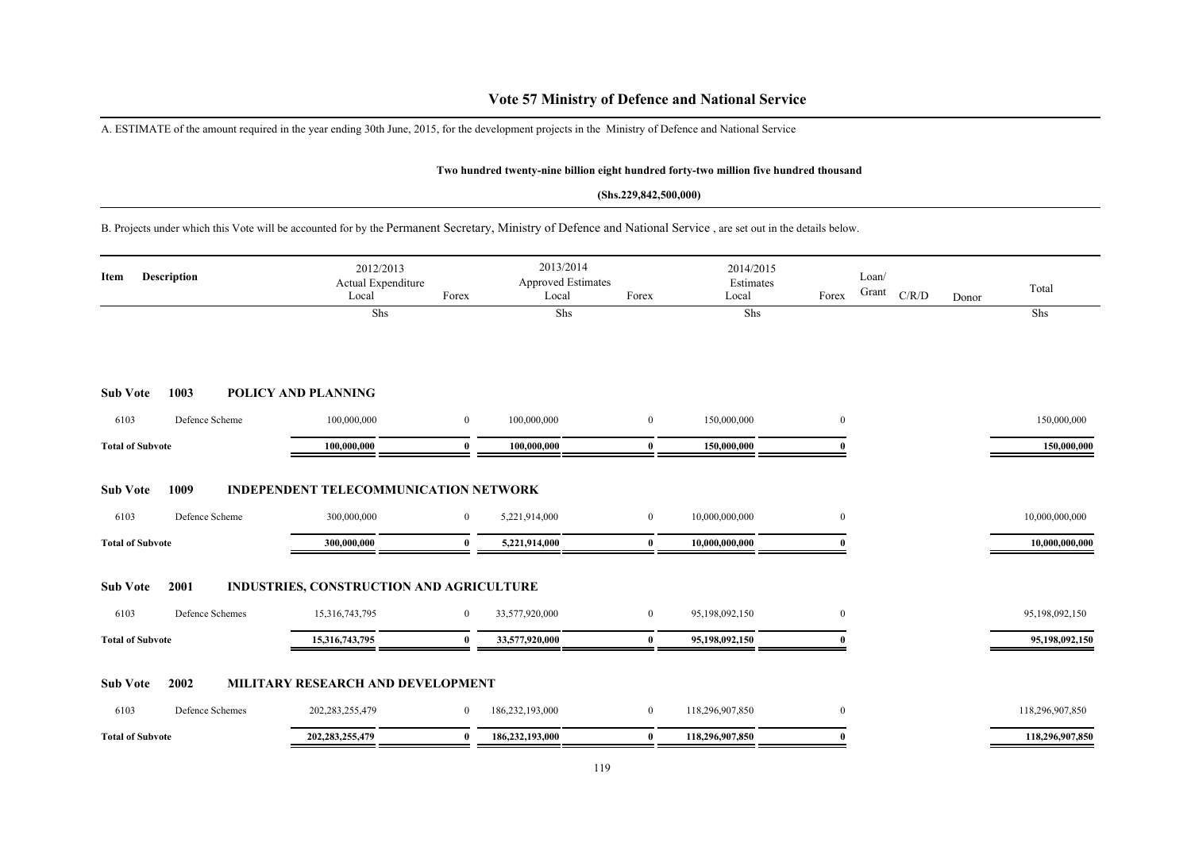# Vote 57 Ministry of Defence and National Service

A. ESTIMATE of the amount required in the year ending 30th June, 2015, for the development projects in the Ministry of Defence and National Service

**Two hundred twenty-nine billion eight hundred forty-two million five hundred thousand**

**(Shs.229,842,500,000)**

B. Projects under which this Vote will be accounted for by the Permanent Secretary, Ministry of Defence and National Service , are set out in the details below.

| Item | Description | 2012/2013 Actual Expenditure Local | Forex | 2013/2014 Approved Estimates Local | Forex | 2014/2015 Estimates Local | Forex | Loan/ Grant | C/R/D | Donor | Total |
|---|---|---|---|---|---|---|---|---|---|---|---|
| | | Shs | | Shs | | Shs | | | | | Shs |
| **Sub Vote 1003** | **POLICY AND PLANNING** | | | | | | | | | | |
| 6103 | Defence Scheme | 100,000,000 | 0 | 100,000,000 | 0 | 150,000,000 | 0 | | | | 150,000,000 |
| **Total of Subvote** | | **100,000,000** | **0** | **100,000,000** | **0** | **150,000,000** | **0** | | | | **150,000,000** |
| **Sub Vote 1009** | **INDEPENDENT TELECOMMUNICATION NETWORK** | | | | | | | | | | |
| 6103 | Defence Scheme | 300,000,000 | 0 | 5,221,914,000 | 0 | 10,000,000,000 | 0 | | | | 10,000,000,000 |
| **Total of Subvote** | | **300,000,000** | **0** | **5,221,914,000** | **0** | **10,000,000,000** | **0** | | | | **10,000,000,000** |
| **Sub Vote 2001** | **INDUSTRIES, CONSTRUCTION AND AGRICULTURE** | | | | | | | | | | |
| 6103 | Defence Schemes | 15,316,743,795 | 0 | 33,577,920,000 | 0 | 95,198,092,150 | 0 | | | | 95,198,092,150 |
| **Total of Subvote** | | **15,316,743,795** | **0** | **33,577,920,000** | **0** | **95,198,092,150** | **0** | | | | **95,198,092,150** |
| **Sub Vote 2002** | **MILITARY RESEARCH AND DEVELOPMENT** | | | | | | | | | | |
| 6103 | Defence Schemes | 202,283,255,479 | 0 | 186,232,193,000 | 0 | 118,296,907,850 | 0 | | | | 118,296,907,850 |
| **Total of Subvote** | | **202,283,255,479** | **0** | **186,232,193,000** | **0** | **118,296,907,850** | **0** | | | | **118,296,907,850** |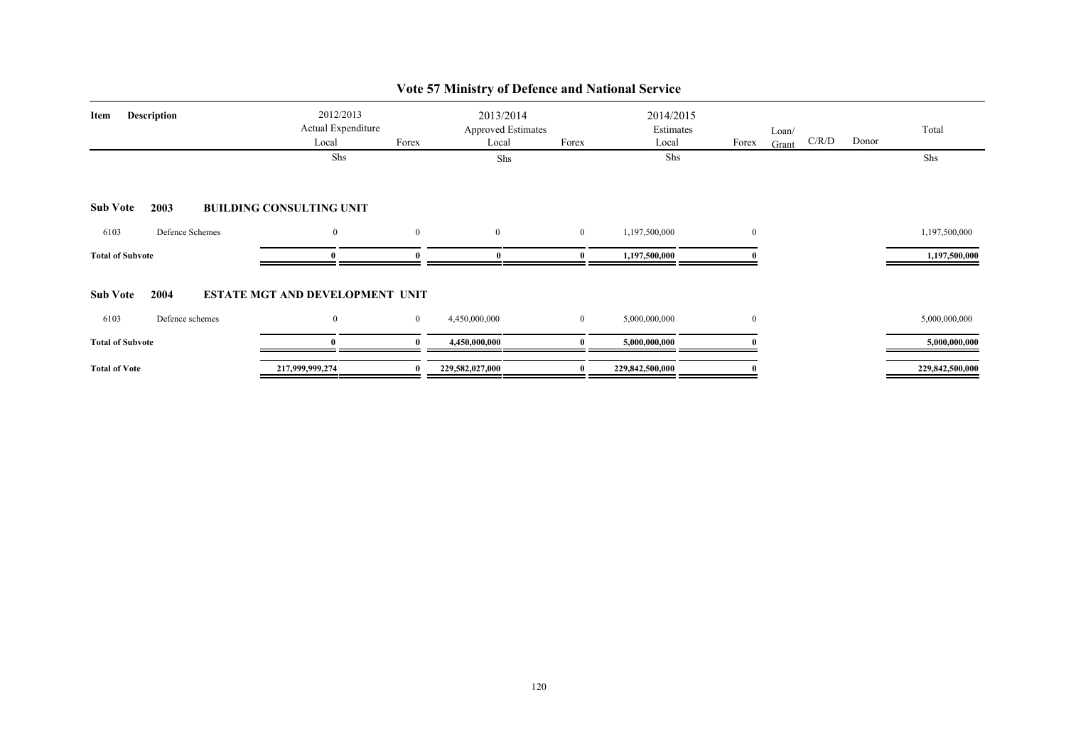# Vote 57 Ministry of Defence and National Service

| Item | Description | 2012/2013 Actual Expenditure Local | Forex | 2013/2014 Approved Estimates Local | Forex | 2014/2015 Estimates Local | Forex | Loan/ Grant | C/R/D | Donor | Total |
|---|---|---|---|---|---|---|---|---|---|---|---|
| | | Shs | | Shs | | Shs | | | | | Shs |
| **Sub Vote** | **2003** | **BUILDING CONSULTING UNIT** | | | | | | | | | |
| 6103 | Defence Schemes | 0 | 0 | 0 | 0 | 1,197,500,000 | 0 | | | | 1,197,500,000 |
| **Total of Subvote** | | **0** | **0** | **0** | **0** | **1,197,500,000** | **0** | | | | **1,197,500,000** |
| **Sub Vote** | **2004** | **ESTATE MGT AND DEVELOPMENT UNIT** | | | | | | | | | |
| 6103 | Defence schemes | 0 | 0 | 4,450,000,000 | 0 | 5,000,000,000 | 0 | | | | 5,000,000,000 |
| **Total of Subvote** | | **0** | **0** | **4,450,000,000** | **0** | **5,000,000,000** | **0** | | | | **5,000,000,000** |
| **Total of Vote** | | **217,999,999,274** | **0** | **229,582,027,000** | **0** | **229,842,500,000** | **0** | | | | **229,842,500,000** |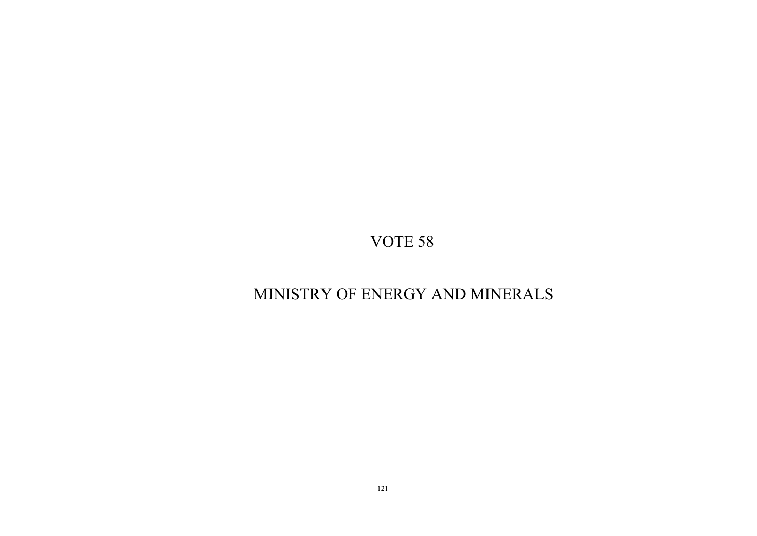# VOTE 58

# MINISTRY OF ENERGY AND MINERALS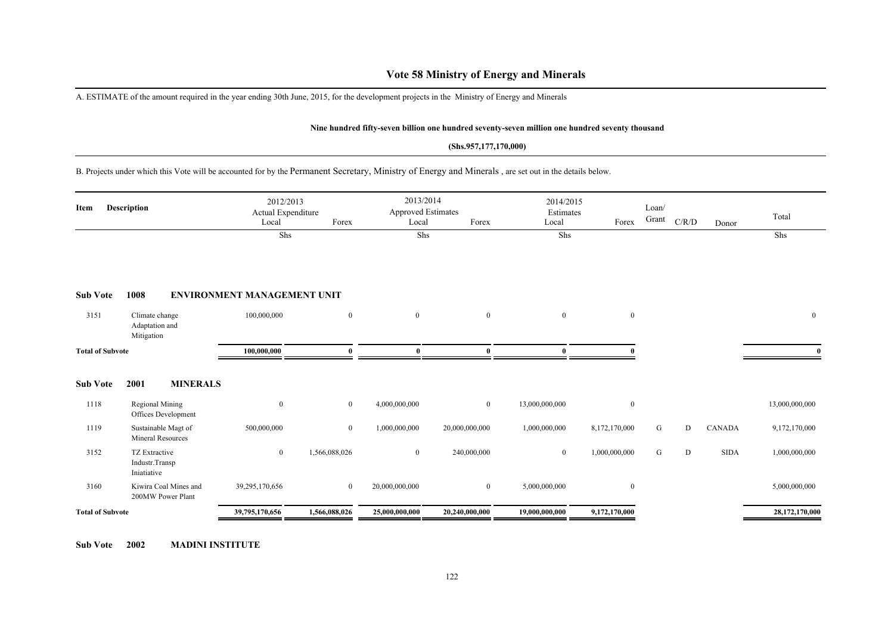# Vote 58 Ministry of Energy and Minerals

A. ESTIMATE of the amount required in the year ending 30th June, 2015, for the development projects in the Ministry of Energy and Minerals

**Nine hundred fifty-seven billion one hundred seventy-seven million one hundred seventy thousand**

**(Shs.957,177,170,000)**

B. Projects under which this Vote will be accounted for by the Permanent Secretary, Ministry of Energy and Minerals , are set out in the details below.

| Item | Description | 2012/2013 Actual Expenditure Local | Forex | 2013/2014 Approved Estimates Local | Forex | 2014/2015 Estimates Local | Forex | Loan/ Grant | C/R/D | Donor | Total |
|---|---|---|---|---|---|---|---|---|---|---|---|
| | | Shs | | Shs | | Shs | | | | | Shs |
| **Sub Vote** | **1008** | **ENVIRONMENT MANAGEMENT UNIT** | | | | | | | | | |
| 3151 | Climate change Adaptation and Mitigation | 100,000,000 | 0 | 0 | 0 | 0 | 0 | | | | 0 |
| **Total of Subvote** | | **100,000,000** | **0** | **0** | **0** | **0** | **0** | | | | **0** |
| **Sub Vote** | **2001** | **MINERALS** | | | | | | | | | |
| 1118 | Regional Mining Offices Development | 0 | 0 | 4,000,000,000 | 0 | 13,000,000,000 | 0 | | | | 13,000,000,000 |
| 1119 | Sustainable Magt of Mineral Resources | 500,000,000 | 0 | 1,000,000,000 | 20,000,000,000 | 1,000,000,000 | 8,172,170,000 | G | D | CANADA | 9,172,170,000 |
| 3152 | TZ Extractive Industr.Transp Iniatiative | 0 | 1,566,088,026 | 0 | 240,000,000 | 0 | 1,000,000,000 | G | D | SIDA | 1,000,000,000 |
| 3160 | Kiwira Coal Mines and 200MW Power Plant | 39,295,170,656 | 0 | 20,000,000,000 | 0 | 5,000,000,000 | 0 | | | | 5,000,000,000 |
| **Total of Subvote** | | **39,795,170,656** | **1,566,088,026** | **25,000,000,000** | **20,240,000,000** | **19,000,000,000** | **9,172,170,000** | | | | **28,172,170,000** |

**Sub Vote 2002 MADINI INSTITUTE**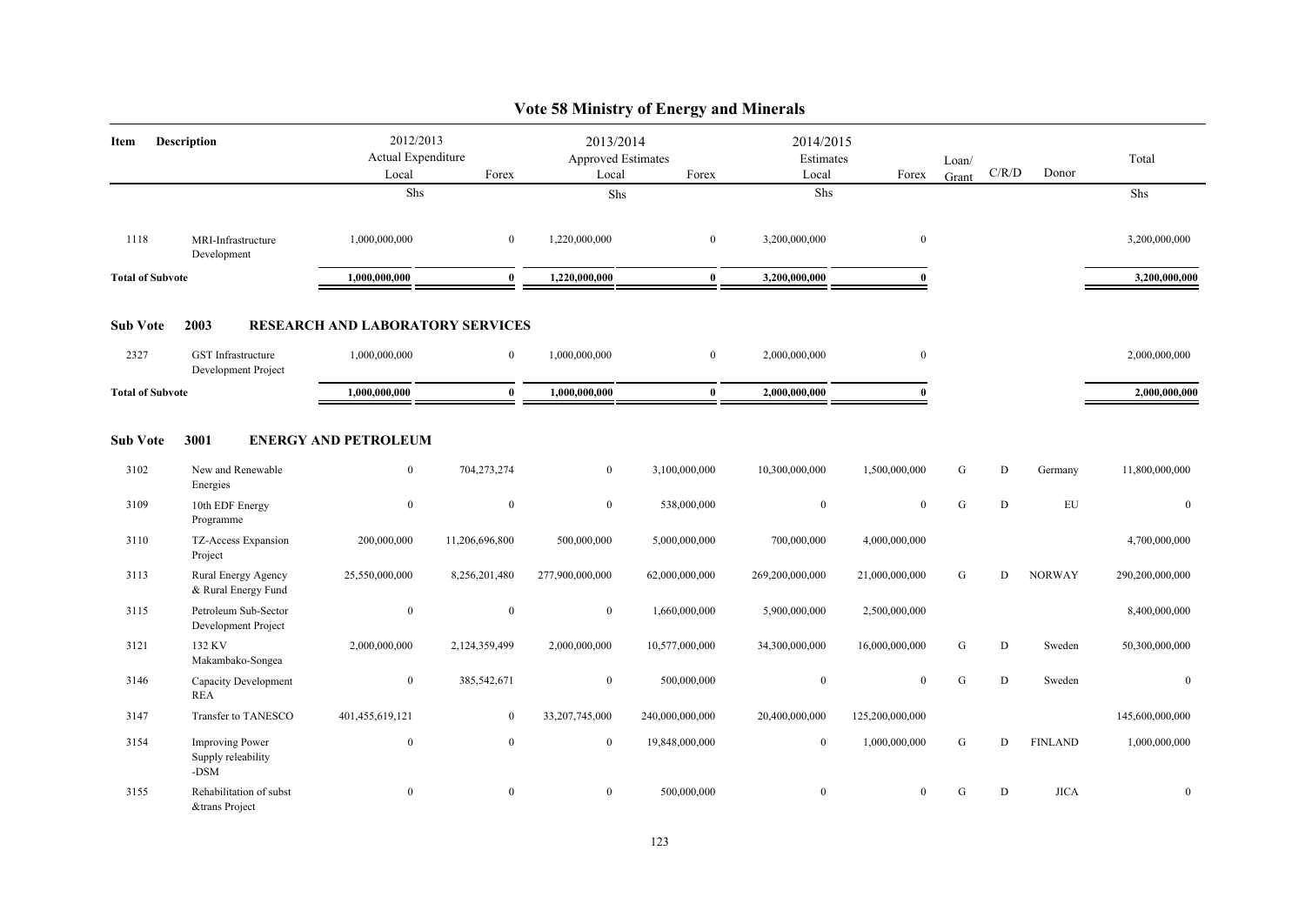# Vote 58 Ministry of Energy and Minerals

| Item | Description | 2012/2013 Actual Expenditure Local | Forex | 2013/2014 Approved Estimates Local | Forex | 2014/2015 Estimates Local | Forex | Loan/ Grant | C/R/D | Donor | Total |
|---|---|---|---|---|---|---|---|---|---|---|---|
| | | Shs | | Shs | | Shs | | | | | Shs |
| 1118 | MRI-Infrastructure Development | 1,000,000,000 | 0 | 1,220,000,000 | 0 | 3,200,000,000 | 0 | | | | 3,200,000,000 |
| **Total of Subvote** | | **1,000,000,000** | **0** | **1,220,000,000** | **0** | **3,200,000,000** | **0** | | | | **3,200,000,000** |
| **Sub Vote 2003** | **RESEARCH AND LABORATORY SERVICES** | | | | | | | | | | |
| 2327 | GST Infrastructure Development Project | 1,000,000,000 | 0 | 1,000,000,000 | 0 | 2,000,000,000 | 0 | | | | 2,000,000,000 |
| **Total of Subvote** | | **1,000,000,000** | **0** | **1,000,000,000** | **0** | **2,000,000,000** | **0** | | | | **2,000,000,000** |
| **Sub Vote 3001** | **ENERGY AND PETROLEUM** | | | | | | | | | | |
| 3102 | New and Renewable Energies | 0 | 704,273,274 | 0 | 3,100,000,000 | 10,300,000,000 | 1,500,000,000 | G | D | Germany | 11,800,000,000 |
| 3109 | 10th EDF Energy Programme | 0 | 0 | 0 | 538,000,000 | 0 | 0 | G | D | EU | 0 |
| 3110 | TZ-Access Expansion Project | 200,000,000 | 11,206,696,800 | 500,000,000 | 5,000,000,000 | 700,000,000 | 4,000,000,000 | | | | 4,700,000,000 |
| 3113 | Rural Energy Agency & Rural Energy Fund | 25,550,000,000 | 8,256,201,480 | 277,900,000,000 | 62,000,000,000 | 269,200,000,000 | 21,000,000,000 | G | D | NORWAY | 290,200,000,000 |
| 3115 | Petroleum Sub-Sector Development Project | 0 | 0 | 0 | 1,660,000,000 | 5,900,000,000 | 2,500,000,000 | | | | 8,400,000,000 |
| 3121 | 132 KV Makambako-Songea | 2,000,000,000 | 2,124,359,499 | 2,000,000,000 | 10,577,000,000 | 34,300,000,000 | 16,000,000,000 | G | D | Sweden | 50,300,000,000 |
| 3146 | Capacity Development REA | 0 | 385,542,671 | 0 | 500,000,000 | 0 | 0 | G | D | Sweden | 0 |
| 3147 | Transfer to TANESCO | 401,455,619,121 | 0 | 33,207,745,000 | 240,000,000,000 | 20,400,000,000 | 125,200,000,000 | | | | 145,600,000,000 |
| 3154 | Improving Power Supply releability -DSM | 0 | 0 | 0 | 19,848,000,000 | 0 | 1,000,000,000 | G | D | FINLAND | 1,000,000,000 |
| 3155 | Rehabilitation of subst &trans Project | 0 | 0 | 0 | 500,000,000 | 0 | 0 | G | D | JICA | 0 |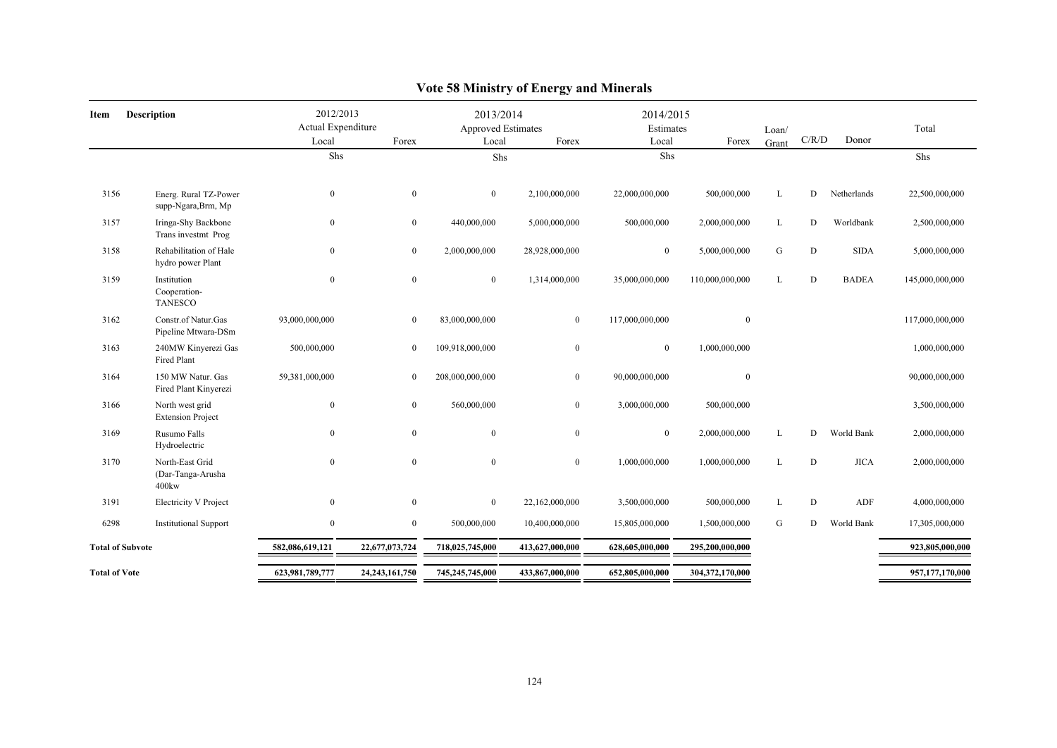# Vote 58 Ministry of Energy and Minerals

| Item | Description | 2012/2013 Actual Expenditure | | 2013/2014 Approved Estimates | | 2014/2015 Estimates | | Loan/ Grant | C/R/D | Donor | Total |
|---|---|---|---|---|---|---|---|---|---|---|---|
| | | Local | Forex | Local | Forex | Local | Forex | | | | |
| | | Shs | | Shs | | Shs | | | | | Shs |
| 3156 | Energ. Rural TZ-Power supp-Ngara,Brm, Mp | 0 | 0 | 0 | 2,100,000,000 | 22,000,000,000 | 500,000,000 | L | D | Netherlands | 22,500,000,000 |
| 3157 | Iringa-Shy Backbone Trans investmt Prog | 0 | 0 | 440,000,000 | 5,000,000,000 | 500,000,000 | 2,000,000,000 | L | D | Worldbank | 2,500,000,000 |
| 3158 | Rehabilitation of Hale hydro power Plant | 0 | 0 | 2,000,000,000 | 28,928,000,000 | 0 | 5,000,000,000 | G | D | SIDA | 5,000,000,000 |
| 3159 | Institution Cooperation-TANESCO | 0 | 0 | 0 | 1,314,000,000 | 35,000,000,000 | 110,000,000,000 | L | D | BADEA | 145,000,000,000 |
| 3162 | Constr.of Natur.Gas Pipeline Mtwara-DSm | 93,000,000,000 | 0 | 83,000,000,000 | 0 | 117,000,000,000 | 0 | | | | 117,000,000,000 |
| 3163 | 240MW Kinyerezi Gas Fired Plant | 500,000,000 | 0 | 109,918,000,000 | 0 | 0 | 1,000,000,000 | | | | 1,000,000,000 |
| 3164 | 150 MW Natur. Gas Fired Plant Kinyerezi | 59,381,000,000 | 0 | 208,000,000,000 | 0 | 90,000,000,000 | 0 | | | | 90,000,000,000 |
| 3166 | North west grid Extension Project | 0 | 0 | 560,000,000 | 0 | 3,000,000,000 | 500,000,000 | | | | 3,500,000,000 |
| 3169 | Rusumo Falls Hydroelectric | 0 | 0 | 0 | 0 | 0 | 2,000,000,000 | L | D | World Bank | 2,000,000,000 |
| 3170 | North-East Grid (Dar-Tanga-Arusha 400kw | 0 | 0 | 0 | 0 | 1,000,000,000 | 1,000,000,000 | L | D | JICA | 2,000,000,000 |
| 3191 | Electricity V Project | 0 | 0 | 0 | 22,162,000,000 | 3,500,000,000 | 500,000,000 | L | D | ADF | 4,000,000,000 |
| 6298 | Institutional Support | 0 | 0 | 500,000,000 | 10,400,000,000 | 15,805,000,000 | 1,500,000,000 | G | D | World Bank | 17,305,000,000 |
| **Total of Subvote** | | **582,086,619,121** | **22,677,073,724** | **718,025,745,000** | **413,627,000,000** | **628,605,000,000** | **295,200,000,000** | | | | **923,805,000,000** |
| **Total of Vote** | | **623,981,789,777** | **24,243,161,750** | **745,245,745,000** | **433,867,000,000** | **652,805,000,000** | **304,372,170,000** | | | | **957,177,170,000** |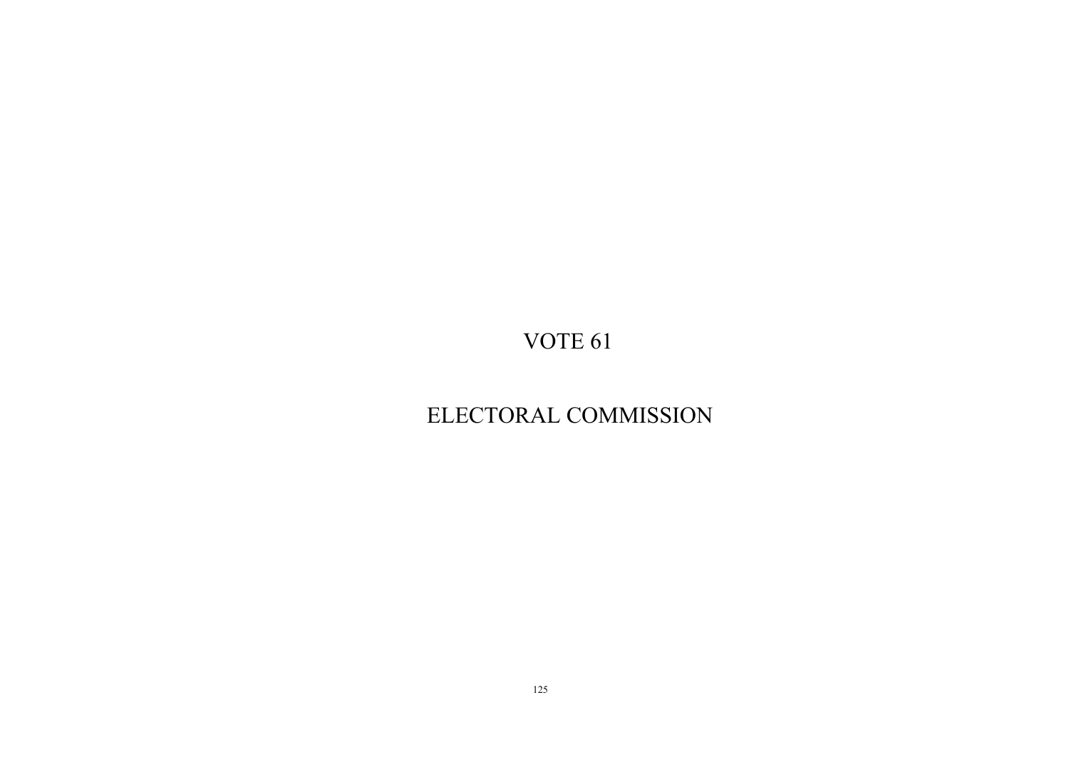# VOTE 61

# ELECTORAL COMMISSION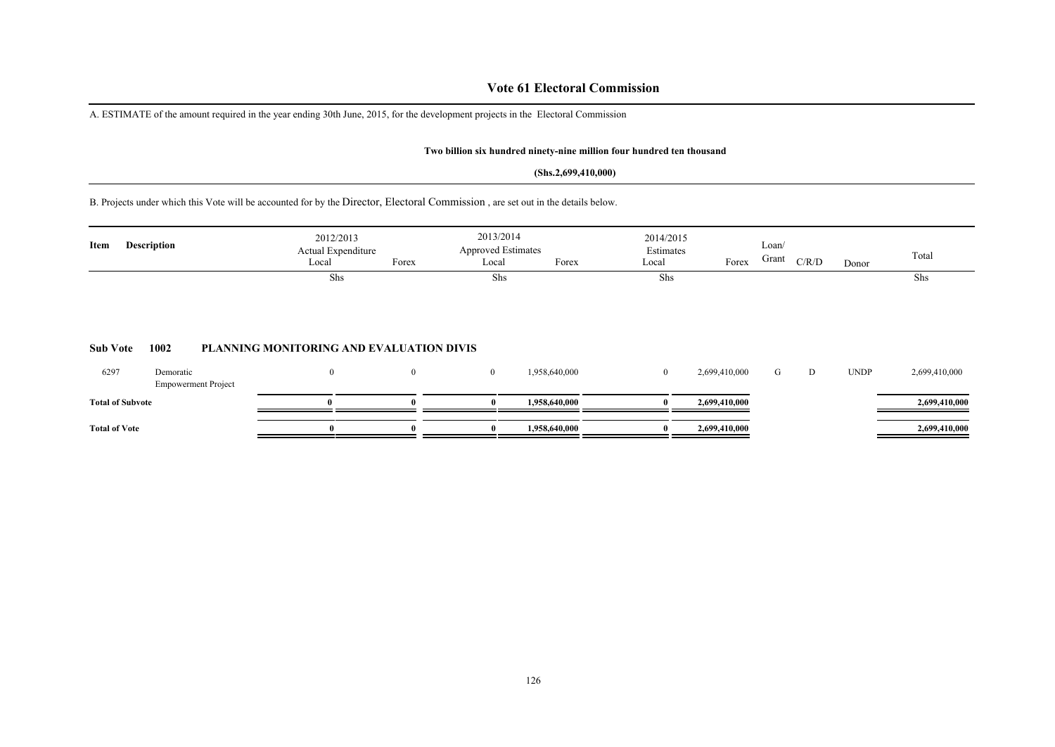# Vote 61 Electoral Commission

A. ESTIMATE of the amount required in the year ending 30th June, 2015, for the development projects in the Electoral Commission

**Two billion six hundred ninety-nine million four hundred ten thousand**

**(Shs.2,699,410,000)**

B. Projects under which this Vote will be accounted for by the Director, Electoral Commission , are set out in the details below.

| Item | Description | 2012/2013 Actual Expenditure Local | Forex | 2013/2014 Approved Estimates Local | Forex | 2014/2015 Estimates Local | Forex | Loan/ Grant | C/R/D | Donor | Total |
|---|---|---|---|---|---|---|---|---|---|---|---|
| | | Shs | | Shs | | Shs | | | | | Shs |
| **Sub Vote** | **1002** | **PLANNING MONITORING AND EVALUATION DIVIS** | | | | | | | | | |
| 6297 | Demoratic Empowerment Project | 0 | 0 | 0 | 1,958,640,000 | 0 | 2,699,410,000 | G | D | UNDP | 2,699,410,000 |
| **Total of Subvote** | | **0** | **0** | **0** | **1,958,640,000** | **0** | **2,699,410,000** | | | | **2,699,410,000** |
| **Total of Vote** | | **0** | **0** | **0** | **1,958,640,000** | **0** | **2,699,410,000** | | | | **2,699,410,000** |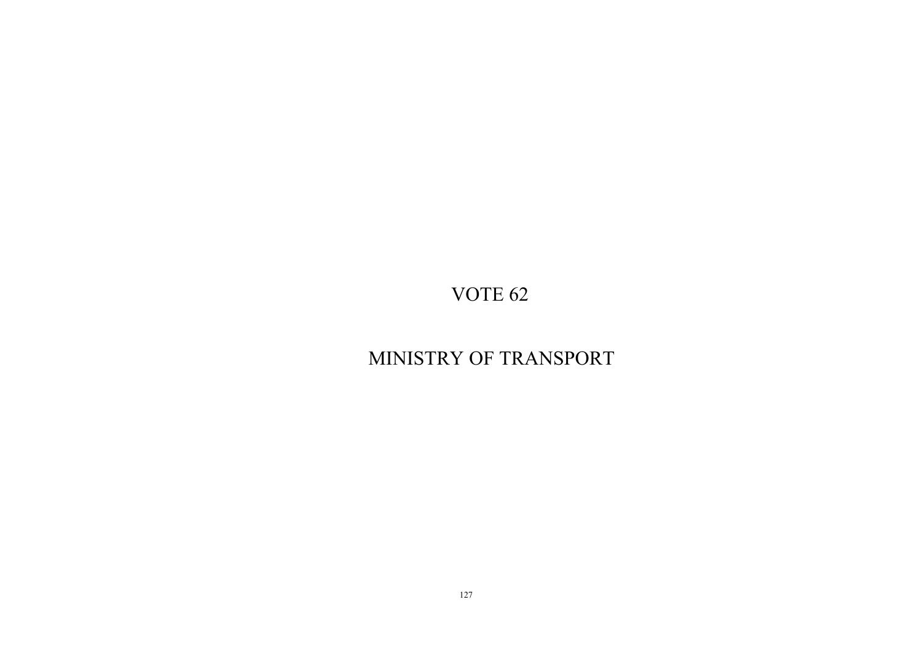# VOTE 62

# MINISTRY OF TRANSPORT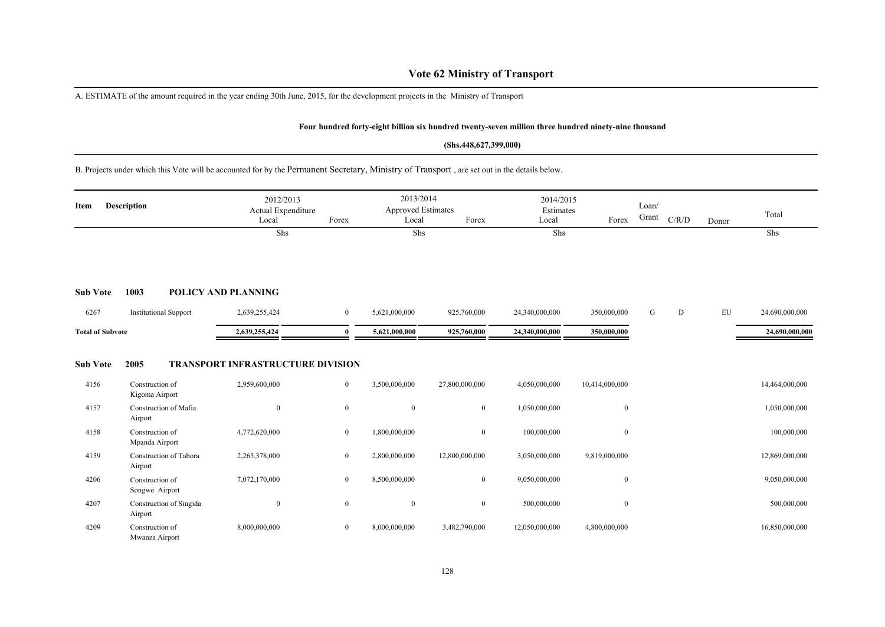# Vote 62 Ministry of Transport

A. ESTIMATE of the amount required in the year ending 30th June, 2015, for the development projects in the Ministry of Transport

**Four hundred forty-eight billion six hundred twenty-seven million three hundred ninety-nine thousand**

**(Shs.448,627,399,000)**

B. Projects under which this Vote will be accounted for by the Permanent Secretary, Ministry of Transport , are set out in the details below.

| Item | Description | 2012/2013 Actual Expenditure Local | Forex | 2013/2014 Approved Estimates Local | Forex | 2014/2015 Estimates Local | Forex | Loan/ Grant | C/R/D | Donor | Total |
|---|---|---|---|---|---|---|---|---|---|---|---|
| | | Shs | | Shs | | Shs | | | | | Shs |
| **Sub Vote** | **1003 POLICY AND PLANNING** | | | | | | | | | | |
| 6267 | Institutional Support | 2,639,255,424 | 0 | 5,621,000,000 | 925,760,000 | 24,340,000,000 | 350,000,000 | G | D | EU | 24,690,000,000 |
| **Total of Subvote** | | **2,639,255,424** | **0** | **5,621,000,000** | **925,760,000** | **24,340,000,000** | **350,000,000** | | | | **24,690,000,000** |
| **Sub Vote** | **2005 TRANSPORT INFRASTRUCTURE DIVISION** | | | | | | | | | | |
| 4156 | Construction of Kigoma Airport | 2,959,600,000 | 0 | 3,500,000,000 | 27,800,000,000 | 4,050,000,000 | 10,414,000,000 | | | | 14,464,000,000 |
| 4157 | Construction of Mafia Airport | 0 | 0 | 0 | 0 | 1,050,000,000 | 0 | | | | 1,050,000,000 |
| 4158 | Construction of Mpanda Airport | 4,772,620,000 | 0 | 1,800,000,000 | 0 | 100,000,000 | 0 | | | | 100,000,000 |
| 4159 | Construction of Tabora Airport | 2,265,378,000 | 0 | 2,800,000,000 | 12,800,000,000 | 3,050,000,000 | 9,819,000,000 | | | | 12,869,000,000 |
| 4206 | Construction of Songwe Airport | 7,072,170,000 | 0 | 8,500,000,000 | 0 | 9,050,000,000 | 0 | | | | 9,050,000,000 |
| 4207 | Construction of Singida Airport | 0 | 0 | 0 | 0 | 500,000,000 | 0 | | | | 500,000,000 |
| 4209 | Construction of Mwanza Airport | 8,000,000,000 | 0 | 8,000,000,000 | 3,482,790,000 | 12,050,000,000 | 4,800,000,000 | | | | 16,850,000,000 |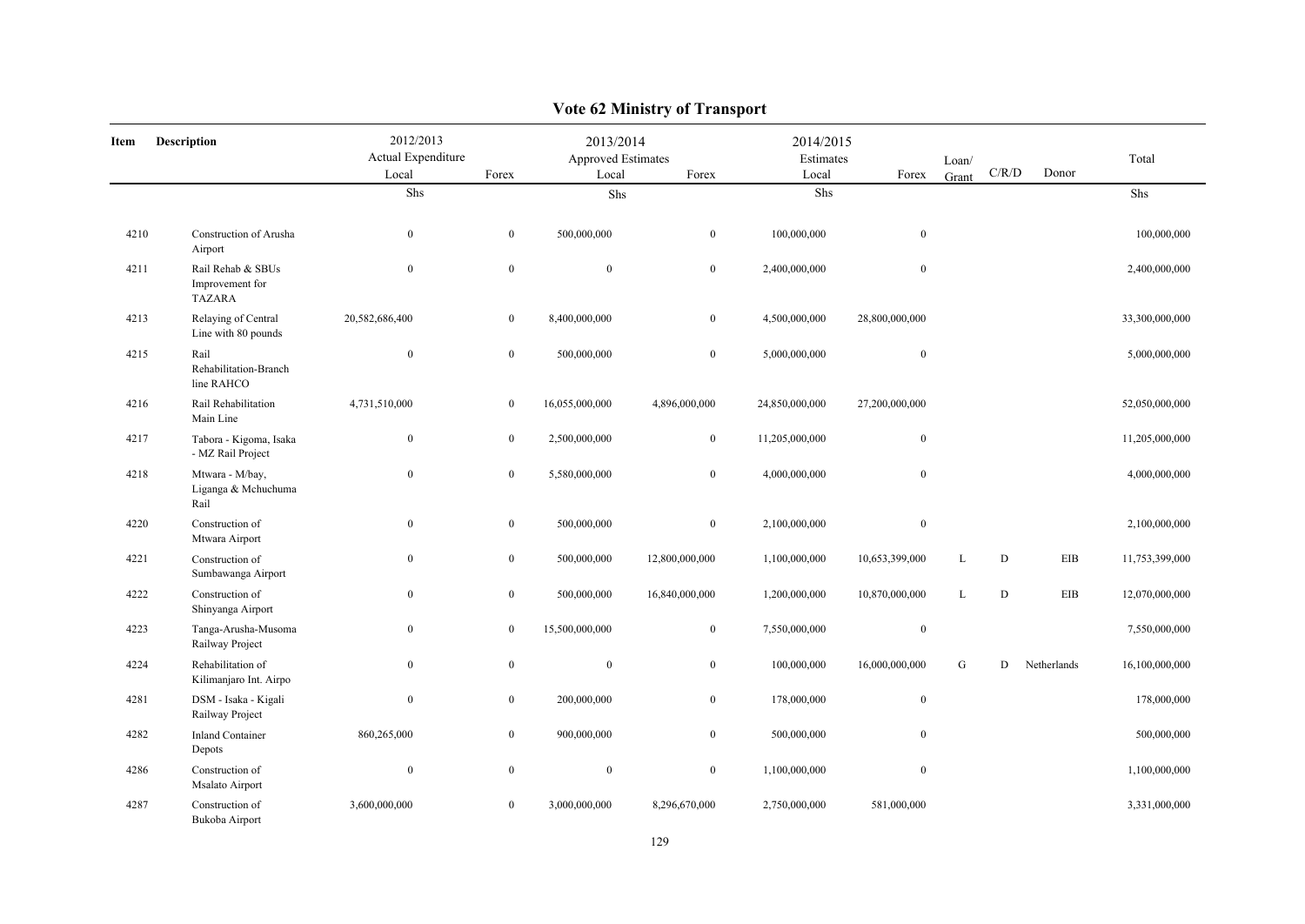# Vote 62 Ministry of Transport

| Item | Description | 2012/2013 Actual Expenditure Local | Forex | 2013/2014 Approved Estimates Local | Forex | 2014/2015 Estimates Local | Forex | Loan/ Grant | C/R/D | Donor | Total |
|---|---|---|---|---|---|---|---|---|---|---|---|
| | | Shs | | Shs | | Shs | | | | | Shs |
| 4210 | Construction of Arusha Airport | 0 | 0 | 500,000,000 | 0 | 100,000,000 | 0 | | | | 100,000,000 |
| 4211 | Rail Rehab & SBUs Improvement for TAZARA | 0 | 0 | 0 | 0 | 2,400,000,000 | 0 | | | | 2,400,000,000 |
| 4213 | Relaying of Central Line with 80 pounds | 20,582,686,400 | 0 | 8,400,000,000 | 0 | 4,500,000,000 | 28,800,000,000 | | | | 33,300,000,000 |
| 4215 | Rail Rehabilitation-Branch line RAHCO | 0 | 0 | 500,000,000 | 0 | 5,000,000,000 | 0 | | | | 5,000,000,000 |
| 4216 | Rail Rehabilitation Main Line | 4,731,510,000 | 0 | 16,055,000,000 | 4,896,000,000 | 24,850,000,000 | 27,200,000,000 | | | | 52,050,000,000 |
| 4217 | Tabora - Kigoma, Isaka - MZ Rail Project | 0 | 0 | 2,500,000,000 | 0 | 11,205,000,000 | 0 | | | | 11,205,000,000 |
| 4218 | Mtwara - M/bay, Liganga & Mchuchuma Rail | 0 | 0 | 5,580,000,000 | 0 | 4,000,000,000 | 0 | | | | 4,000,000,000 |
| 4220 | Construction of Mtwara Airport | 0 | 0 | 500,000,000 | 0 | 2,100,000,000 | 0 | | | | 2,100,000,000 |
| 4221 | Construction of Sumbawanga Airport | 0 | 0 | 500,000,000 | 12,800,000,000 | 1,100,000,000 | 10,653,399,000 | L | D | EIB | 11,753,399,000 |
| 4222 | Construction of Shinyanga Airport | 0 | 0 | 500,000,000 | 16,840,000,000 | 1,200,000,000 | 10,870,000,000 | L | D | EIB | 12,070,000,000 |
| 4223 | Tanga-Arusha-Musoma Railway Project | 0 | 0 | 15,500,000,000 | 0 | 7,550,000,000 | 0 | | | | 7,550,000,000 |
| 4224 | Rehabilitation of Kilimanjaro Int. Airpo | 0 | 0 | 0 | 0 | 100,000,000 | 16,000,000,000 | G | D | Netherlands | 16,100,000,000 |
| 4281 | DSM - Isaka - Kigali Railway Project | 0 | 0 | 200,000,000 | 0 | 178,000,000 | 0 | | | | 178,000,000 |
| 4282 | Inland Container Depots | 860,265,000 | 0 | 900,000,000 | 0 | 500,000,000 | 0 | | | | 500,000,000 |
| 4286 | Construction of Msalato Airport | 0 | 0 | 0 | 0 | 1,100,000,000 | 0 | | | | 1,100,000,000 |
| 4287 | Construction of Bukoba Airport | 3,600,000,000 | 0 | 3,000,000,000 | 8,296,670,000 | 2,750,000,000 | 581,000,000 | | | | 3,331,000,000 |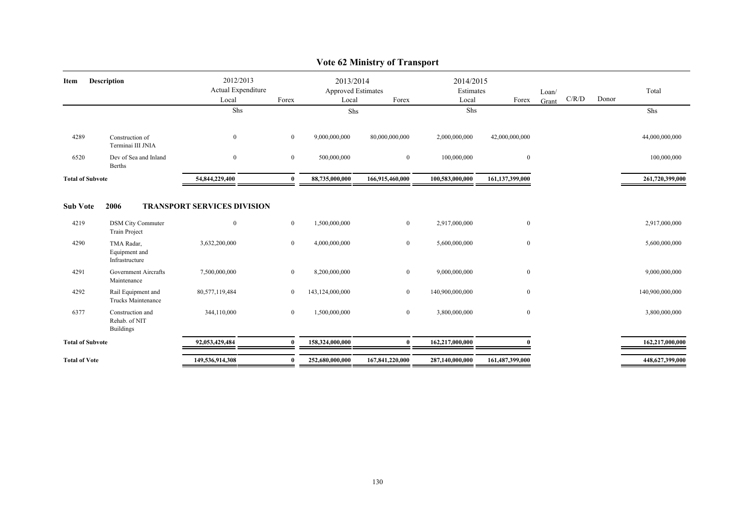# Vote 62 Ministry of Transport

| Item | Description | 2012/2013 Actual Expenditure Local | Forex | 2013/2014 Approved Estimates Local | Forex | 2014/2015 Estimates Local | Forex | Loan/ Grant | C/R/D | Donor | Total |
|---|---|---|---|---|---|---|---|---|---|---|---|
| | | Shs | | Shs | | Shs | | | | | Shs |
| 4289 | Construction of Terminai III JNIA | 0 | 0 | 9,000,000,000 | 80,000,000,000 | 2,000,000,000 | 42,000,000,000 | | | | 44,000,000,000 |
| 6520 | Dev of Sea and Inland Berths | 0 | 0 | 500,000,000 | 0 | 100,000,000 | 0 | | | | 100,000,000 |
| **Total of Subvote** | | **54,844,229,400** | **0** | **88,735,000,000** | **166,915,460,000** | **100,583,000,000** | **161,137,399,000** | | | | **261,720,399,000** |
| **Sub Vote** | **2006** | **TRANSPORT SERVICES DIVISION** | | | | | | | | | |
| 4219 | DSM City Commuter Train Project | 0 | 0 | 1,500,000,000 | 0 | 2,917,000,000 | 0 | | | | 2,917,000,000 |
| 4290 | TMA Radar, Equipment and Infrastructure | 3,632,200,000 | 0 | 4,000,000,000 | 0 | 5,600,000,000 | 0 | | | | 5,600,000,000 |
| 4291 | Government Aircrafts Maintenance | 7,500,000,000 | 0 | 8,200,000,000 | 0 | 9,000,000,000 | 0 | | | | 9,000,000,000 |
| 4292 | Rail Equipment and Trucks Maintenance | 80,577,119,484 | 0 | 143,124,000,000 | 0 | 140,900,000,000 | 0 | | | | 140,900,000,000 |
| 6377 | Construction and Rehab. of NIT Buildings | 344,110,000 | 0 | 1,500,000,000 | 0 | 3,800,000,000 | 0 | | | | 3,800,000,000 |
| **Total of Subvote** | | **92,053,429,484** | **0** | **158,324,000,000** | **0** | **162,217,000,000** | **0** | | | | **162,217,000,000** |
| **Total of Vote** | | **149,536,914,308** | **0** | **252,680,000,000** | **167,841,220,000** | **287,140,000,000** | **161,487,399,000** | | | | **448,627,399,000** |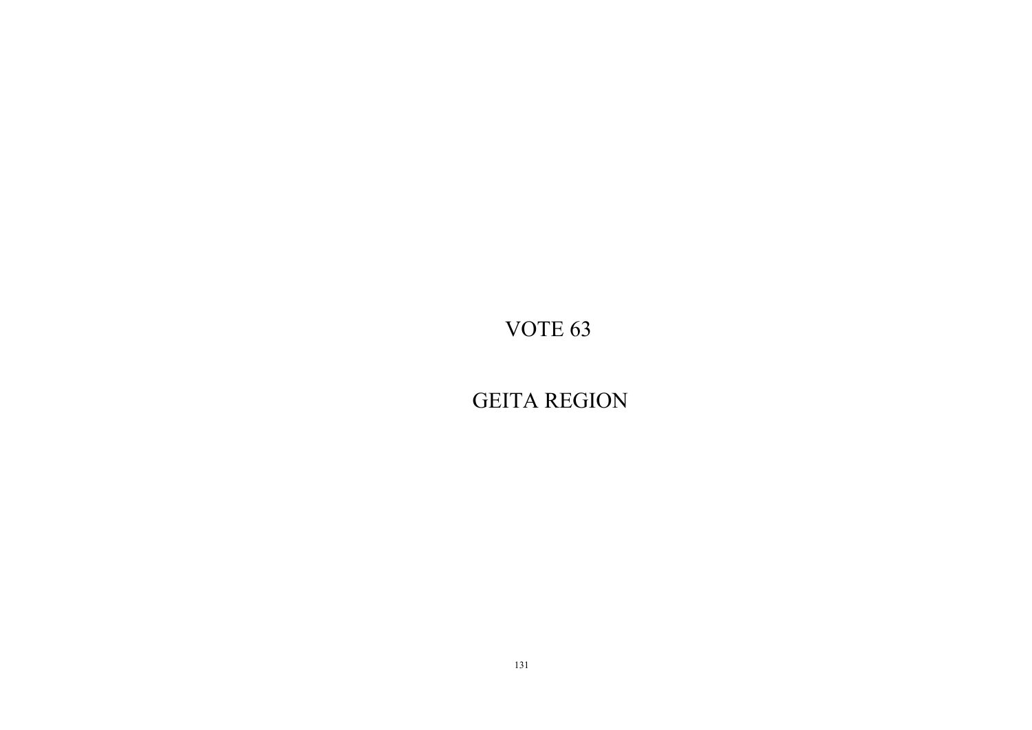# VOTE 63

# GEITA REGION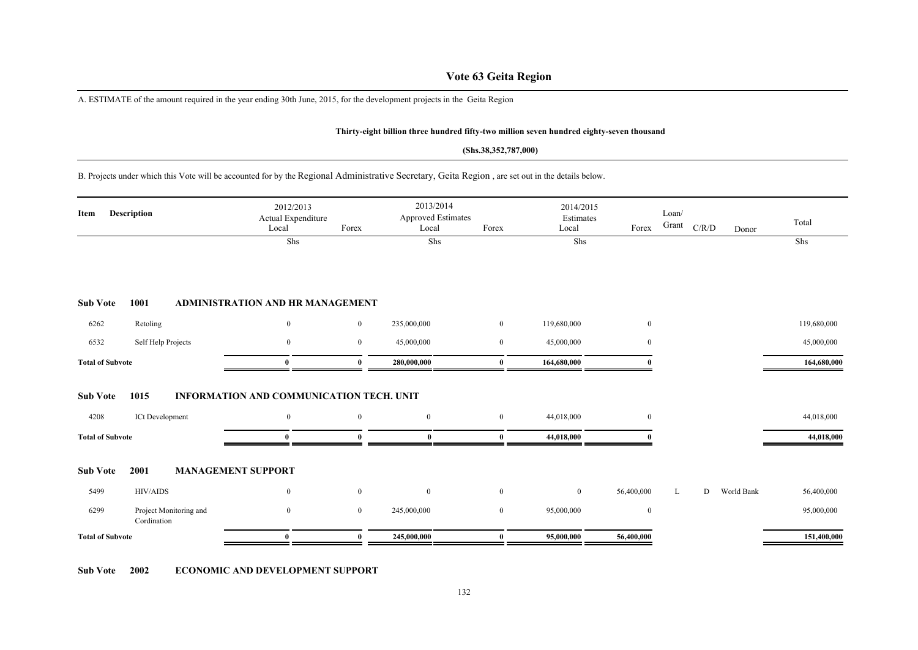# Vote 63 Geita Region

A. ESTIMATE of the amount required in the year ending 30th June, 2015, for the development projects in the Geita Region

**Thirty-eight billion three hundred fifty-two million seven hundred eighty-seven thousand**

**(Shs.38,352,787,000)**

B. Projects under which this Vote will be accounted for by the Regional Administrative Secretary, Geita Region , are set out in the details below.

| Item | Description | 2012/2013 Actual Expenditure Local | Forex | 2013/2014 Approved Estimates Local | Forex | 2014/2015 Estimates Local | Forex | Loan/ Grant | C/R/D | Donor | Total |
|---|---|---|---|---|---|---|---|---|---|---|---|
| | | Shs | | Shs | | Shs | | | | | Shs |
| **Sub Vote 1001** | **ADMINISTRATION AND HR MANAGEMENT** | | | | | | | | | | |
| 6262 | Retoling | 0 | 0 | 235,000,000 | 0 | 119,680,000 | 0 | | | | 119,680,000 |
| 6532 | Self Help Projects | 0 | 0 | 45,000,000 | 0 | 45,000,000 | 0 | | | | 45,000,000 |
| **Total of Subvote** | | **0** | **0** | **280,000,000** | **0** | **164,680,000** | **0** | | | | **164,680,000** |
| **Sub Vote 1015** | **INFORMATION AND COMMUNICATION TECH. UNIT** | | | | | | | | | | |
| 4208 | ICt Development | 0 | 0 | 0 | 0 | 44,018,000 | 0 | | | | 44,018,000 |
| **Total of Subvote** | | **0** | **0** | **0** | **0** | **44,018,000** | **0** | | | | **44,018,000** |
| **Sub Vote 2001** | **MANAGEMENT SUPPORT** | | | | | | | | | | |
| 5499 | HIV/AIDS | 0 | 0 | 0 | 0 | 0 | 56,400,000 | L | D | World Bank | 56,400,000 |
| 6299 | Project Monitoring and Cordination | 0 | 0 | 245,000,000 | 0 | 95,000,000 | 0 | | | | 95,000,000 |
| **Total of Subvote** | | **0** | **0** | **245,000,000** | **0** | **95,000,000** | **56,400,000** | | | | **151,400,000** |

**Sub Vote 2002 ECONOMIC AND DEVELOPMENT SUPPORT**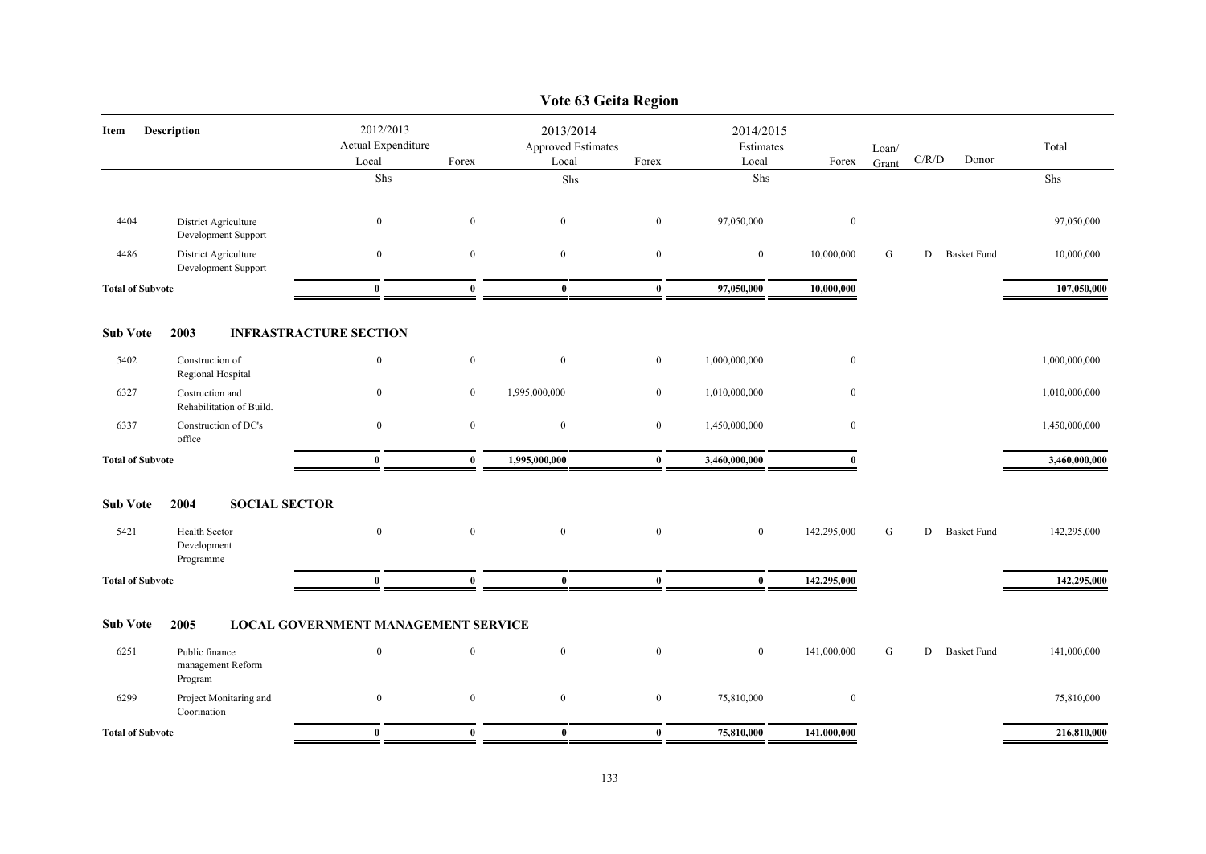# Vote 63 Geita Region

| Item | Description | 2012/2013 Actual Expenditure Local | Forex | 2013/2014 Approved Estimates Local | Forex | 2014/2015 Estimates Local | Forex | Loan/ Grant | C/R/D | Donor | Total |
|---|---|---|---|---|---|---|---|---|---|---|---|
| | | Shs | | Shs | | Shs | | | | | Shs |
| 4404 | District Agriculture Development Support | 0 | 0 | 0 | 0 | 97,050,000 | 0 | | | | 97,050,000 |
| 4486 | District Agriculture Development Support | 0 | 0 | 0 | 0 | 0 | 10,000,000 | G | D | Basket Fund | 10,000,000 |
| **Total of Subvote** | | **0** | **0** | **0** | **0** | **97,050,000** | **10,000,000** | | | | **107,050,000** |
| **Sub Vote** | **2003 INFRASTRACTURE SECTION** | | | | | | | | | | |
| 5402 | Construction of Regional Hospital | 0 | 0 | 0 | 0 | 1,000,000,000 | 0 | | | | 1,000,000,000 |
| 6327 | Costruction and Rehabilitation of Build. | 0 | 0 | 1,995,000,000 | 0 | 1,010,000,000 | 0 | | | | 1,010,000,000 |
| 6337 | Construction of DC's office | 0 | 0 | 0 | 0 | 1,450,000,000 | 0 | | | | 1,450,000,000 |
| **Total of Subvote** | | **0** | **0** | **1,995,000,000** | **0** | **3,460,000,000** | **0** | | | | **3,460,000,000** |
| **Sub Vote** | **2004 SOCIAL SECTOR** | | | | | | | | | | |
| 5421 | Health Sector Development Programme | 0 | 0 | 0 | 0 | 0 | 142,295,000 | G | D | Basket Fund | 142,295,000 |
| **Total of Subvote** | | **0** | **0** | **0** | **0** | **0** | **142,295,000** | | | | **142,295,000** |
| **Sub Vote** | **2005 LOCAL GOVERNMENT MANAGEMENT SERVICE** | | | | | | | | | | |
| 6251 | Public finance management Reform Program | 0 | 0 | 0 | 0 | 0 | 141,000,000 | G | D | Basket Fund | 141,000,000 |
| 6299 | Project Monitaring and Coorination | 0 | 0 | 0 | 0 | 75,810,000 | 0 | | | | 75,810,000 |
| **Total of Subvote** | | **0** | **0** | **0** | **0** | **75,810,000** | **141,000,000** | | | | **216,810,000** |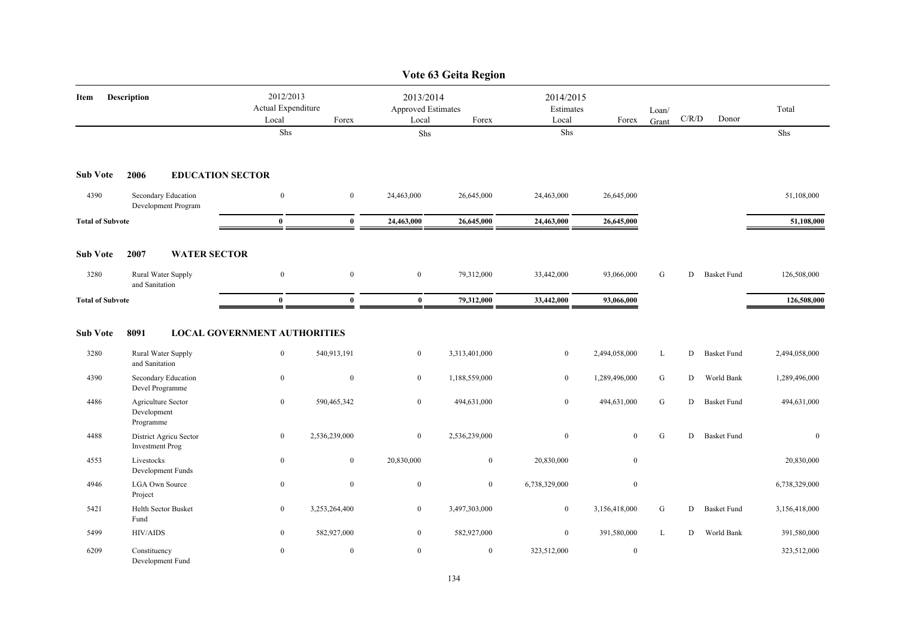# Vote 63 Geita Region

| Item | Description | 2012/2013 Actual Expenditure Local | Forex | 2013/2014 Approved Estimates Local | Forex | 2014/2015 Estimates Local | Forex | Loan/ Grant | C/R/D | Donor | Total |
|---|---|---|---|---|---|---|---|---|---|---|---|
| | | Shs | | Shs | | Shs | | | | | Shs |
| **Sub Vote** | **2006 EDUCATION SECTOR** | | | | | | | | | | |
| 4390 | Secondary Education Development Program | 0 | 0 | 24,463,000 | 26,645,000 | 24,463,000 | 26,645,000 | | | | 51,108,000 |
| **Total of Subvote** | | **0** | **0** | **24,463,000** | **26,645,000** | **24,463,000** | **26,645,000** | | | | **51,108,000** |
| **Sub Vote** | **2007 WATER SECTOR** | | | | | | | | | | |
| 3280 | Rural Water Supply and Sanitation | 0 | 0 | 0 | 79,312,000 | 33,442,000 | 93,066,000 | G | D | Basket Fund | 126,508,000 |
| **Total of Subvote** | | **0** | **0** | **0** | **79,312,000** | **33,442,000** | **93,066,000** | | | | **126,508,000** |
| **Sub Vote** | **8091 LOCAL GOVERNMENT AUTHORITIES** | | | | | | | | | | |
| 3280 | Rural Water Supply and Sanitation | 0 | 540,913,191 | 0 | 3,313,401,000 | 0 | 2,494,058,000 | L | D | Basket Fund | 2,494,058,000 |
| 4390 | Secondary Education Devel Programme | 0 | 0 | 0 | 1,188,559,000 | 0 | 1,289,496,000 | G | D | World Bank | 1,289,496,000 |
| 4486 | Agriculture Sector Development Programme | 0 | 590,465,342 | 0 | 494,631,000 | 0 | 494,631,000 | G | D | Basket Fund | 494,631,000 |
| 4488 | District Agricu Sector Investment Prog | 0 | 2,536,239,000 | 0 | 2,536,239,000 | 0 | 0 | G | D | Basket Fund | 0 |
| 4553 | Livestocks Development Funds | 0 | 0 | 20,830,000 | 0 | 20,830,000 | 0 | | | | 20,830,000 |
| 4946 | LGA Own Source Project | 0 | 0 | 0 | 0 | 6,738,329,000 | 0 | | | | 6,738,329,000 |
| 5421 | Helth Sector Busket Fund | 0 | 3,253,264,400 | 0 | 3,497,303,000 | 0 | 3,156,418,000 | G | D | Basket Fund | 3,156,418,000 |
| 5499 | HIV/AIDS | 0 | 582,927,000 | 0 | 582,927,000 | 0 | 391,580,000 | L | D | World Bank | 391,580,000 |
| 6209 | Constituency Development Fund | 0 | 0 | 0 | 0 | 323,512,000 | 0 | | | | 323,512,000 |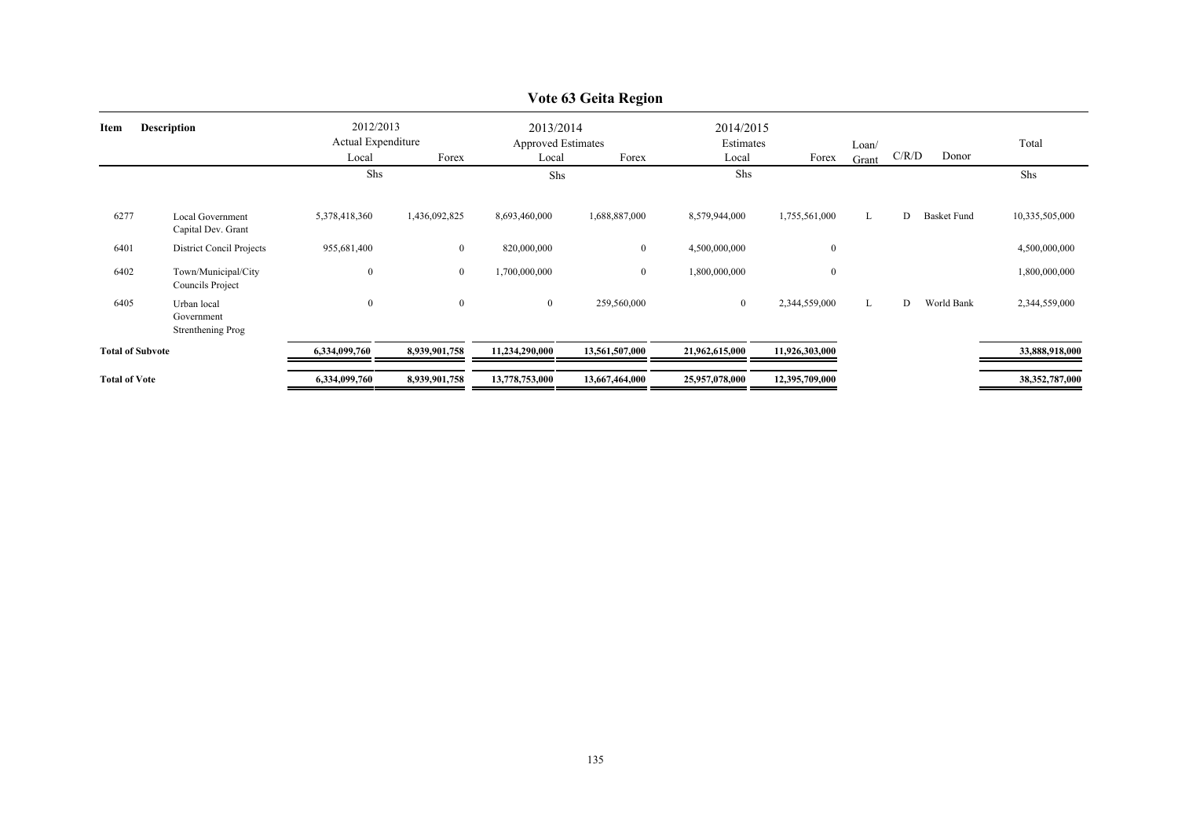# Vote 63 Geita Region

| Item | Description | 2012/2013 Actual Expenditure | | 2013/2014 Approved Estimates | | 2014/2015 Estimates | | Loan/ Grant | C/R/D | Donor | Total |
|---|---|---|---|---|---|---|---|---|---|---|---|
| | | Local | Forex | Local | Forex | Local | Forex | | | | |
| | | Shs | | Shs | | Shs | | | | | Shs |
| 6277 | Local Government Capital Dev. Grant | 5,378,418,360 | 1,436,092,825 | 8,693,460,000 | 1,688,887,000 | 8,579,944,000 | 1,755,561,000 | L | D | Basket Fund | 10,335,505,000 |
| 6401 | District Concil Projects | 955,681,400 | 0 | 820,000,000 | 0 | 4,500,000,000 | 0 | | | | 4,500,000,000 |
| 6402 | Town/Municipal/City Councils Project | 0 | 0 | 1,700,000,000 | 0 | 1,800,000,000 | 0 | | | | 1,800,000,000 |
| 6405 | Urban local Government Strenthening Prog | 0 | 0 | 0 | 259,560,000 | 0 | 2,344,559,000 | L | D | World Bank | 2,344,559,000 |
| **Total of Subvote** | | **6,334,099,760** | **8,939,901,758** | **11,234,290,000** | **13,561,507,000** | **21,962,615,000** | **11,926,303,000** | | | | **33,888,918,000** |
| **Total of Vote** | | **6,334,099,760** | **8,939,901,758** | **13,778,753,000** | **13,667,464,000** | **25,957,078,000** | **12,395,709,000** | | | | **38,352,787,000** |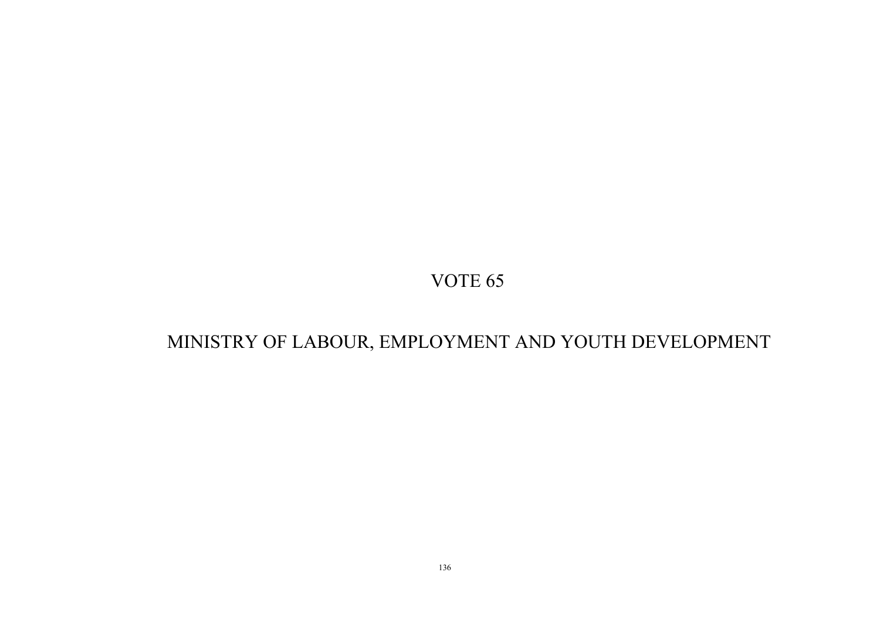# VOTE 65

# MINISTRY OF LABOUR, EMPLOYMENT AND YOUTH DEVELOPMENT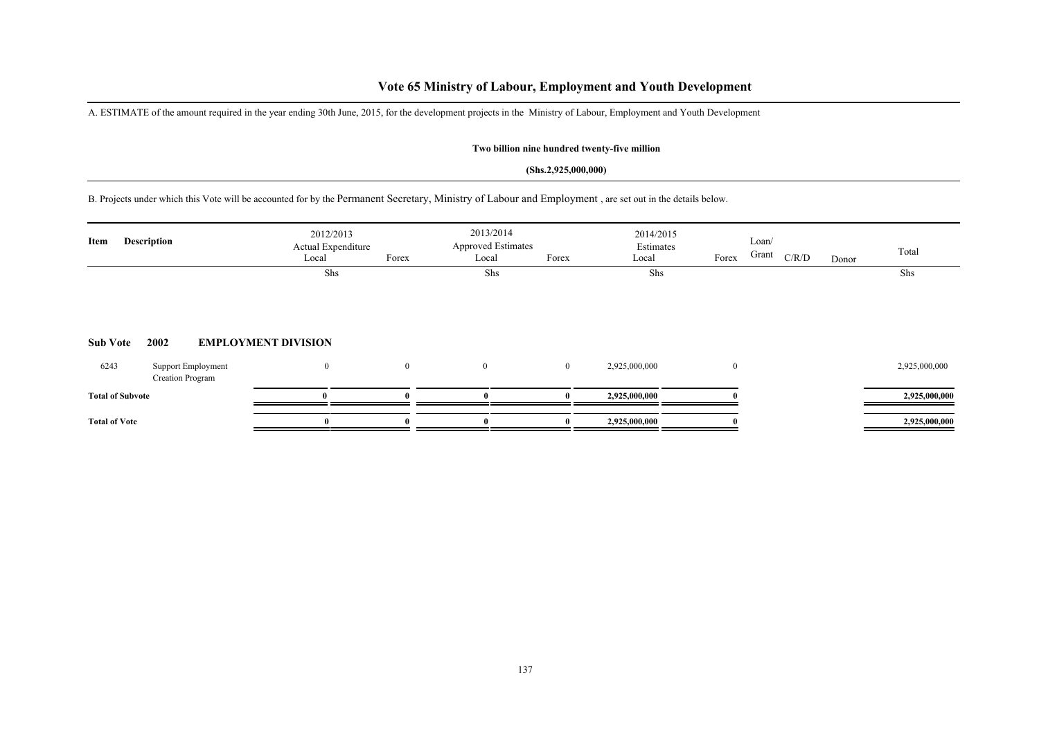# Vote 65 Ministry of Labour, Employment and Youth Development

A. ESTIMATE of the amount required in the year ending 30th June, 2015, for the development projects in the Ministry of Labour, Employment and Youth Development

**Two billion nine hundred twenty-five million**

**(Shs.2,925,000,000)**

B. Projects under which this Vote will be accounted for by the Permanent Secretary, Ministry of Labour and Employment , are set out in the details below.

| Item | Description | 2012/2013 Actual Expenditure Local | Forex | 2013/2014 Approved Estimates Local | Forex | 2014/2015 Estimates Local | Forex | Loan/ Grant | C/R/D | Donor | Total |
|---|---|---|---|---|---|---|---|---|---|---|---|
| | | Shs | | Shs | | Shs | | | | | Shs |
| **Sub Vote** | **2002** | **EMPLOYMENT DIVISION** | | | | | | | | | |
| 6243 | Support Employment Creation Program | 0 | 0 | 0 | 0 | 2,925,000,000 | 0 | | | | 2,925,000,000 |
| **Total of Subvote** | | **0** | **0** | **0** | **0** | **2,925,000,000** | **0** | | | | **2,925,000,000** |
| **Total of Vote** | | **0** | **0** | **0** | **0** | **2,925,000,000** | **0** | | | | **2,925,000,000** |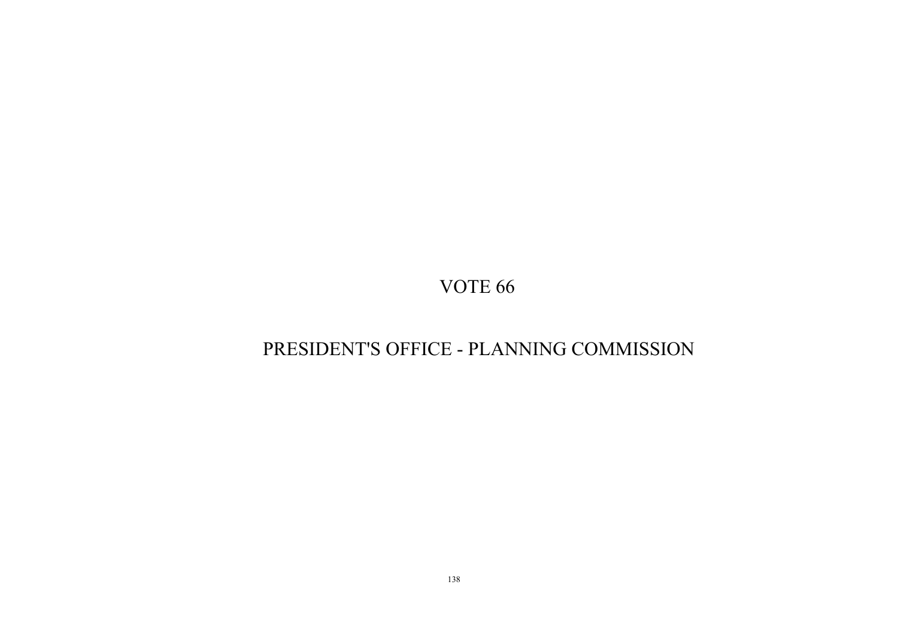# VOTE 66

# PRESIDENT'S OFFICE - PLANNING COMMISSION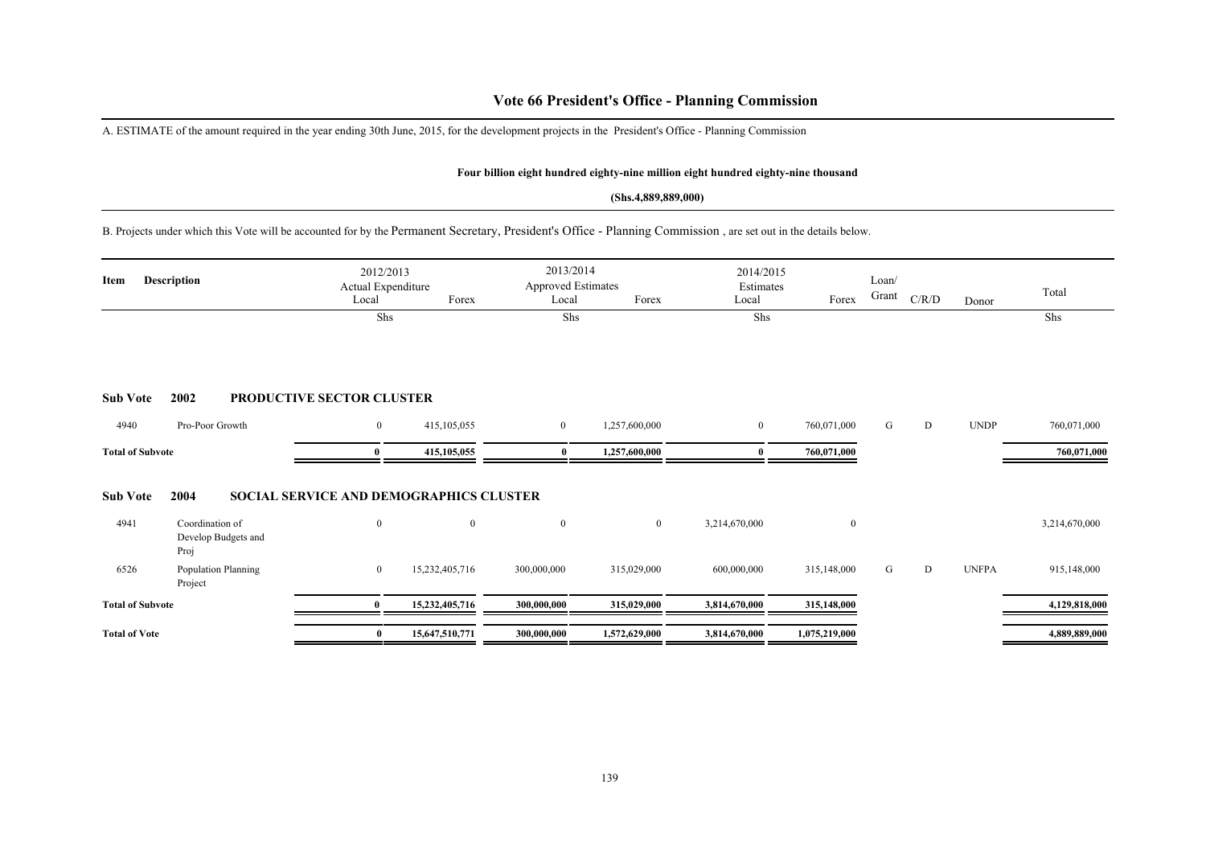# Vote 66 President's Office - Planning Commission

A. ESTIMATE of the amount required in the year ending 30th June, 2015, for the development projects in the President's Office - Planning Commission

**Four billion eight hundred eighty-nine million eight hundred eighty-nine thousand**

**(Shs.4,889,889,000)**

B. Projects under which this Vote will be accounted for by the Permanent Secretary, President's Office - Planning Commission , are set out in the details below.

| Item | Description | 2012/2013 Actual Expenditure Local | Forex | 2013/2014 Approved Estimates Local | Forex | 2014/2015 Estimates Local | Forex | Loan/ Grant | C/R/D | Donor | Total |
|---|---|---|---|---|---|---|---|---|---|---|---|
| | | Shs | | Shs | | Shs | | | | | Shs |
| **Sub Vote** | **2002** | **PRODUCTIVE SECTOR CLUSTER** | | | | | | | | | |
| 4940 | Pro-Poor Growth | 0 | 415,105,055 | 0 | 1,257,600,000 | 0 | 760,071,000 | G | D | UNDP | 760,071,000 |
| **Total of Subvote** | | **0** | **415,105,055** | **0** | **1,257,600,000** | **0** | **760,071,000** | | | | **760,071,000** |
| **Sub Vote** | **2004** | **SOCIAL SERVICE AND DEMOGRAPHICS CLUSTER** | | | | | | | | | |
| 4941 | Coordination of Develop Budgets and Proj | 0 | 0 | 0 | 0 | 3,214,670,000 | 0 | | | | 3,214,670,000 |
| 6526 | Population Planning Project | 0 | 15,232,405,716 | 300,000,000 | 315,029,000 | 600,000,000 | 315,148,000 | G | D | UNFPA | 915,148,000 |
| **Total of Subvote** | | **0** | **15,232,405,716** | **300,000,000** | **315,029,000** | **3,814,670,000** | **315,148,000** | | | | **4,129,818,000** |
| **Total of Vote** | | **0** | **15,647,510,771** | **300,000,000** | **1,572,629,000** | **3,814,670,000** | **1,075,219,000** | | | | **4,889,889,000** |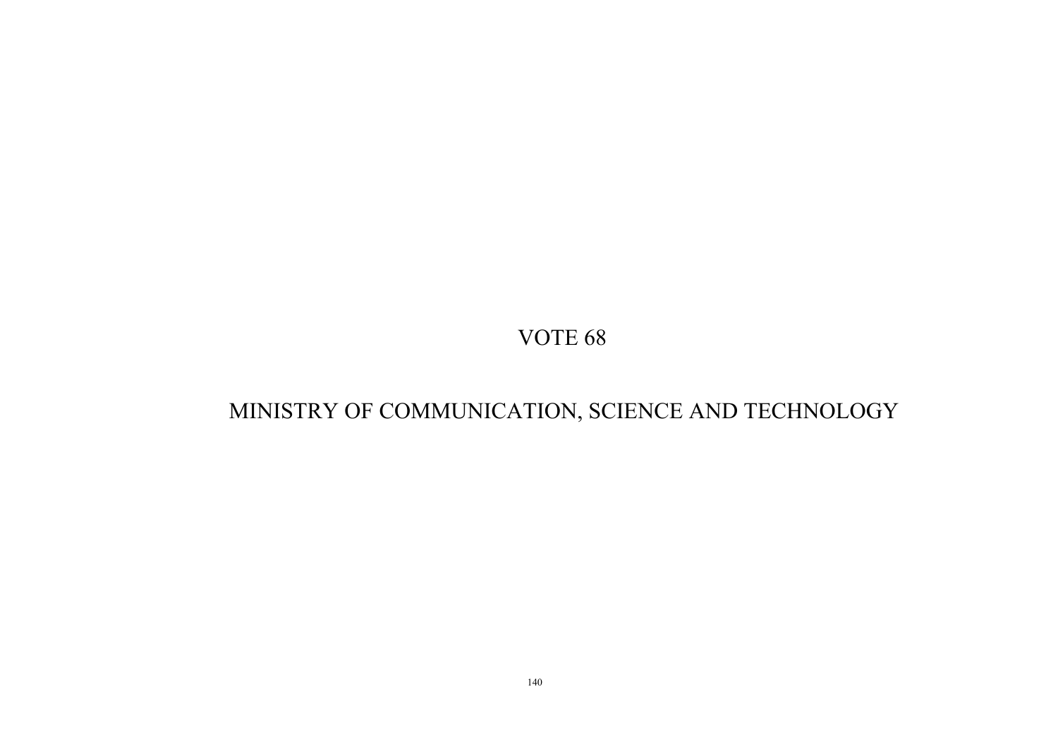# VOTE 68

# MINISTRY OF COMMUNICATION, SCIENCE AND TECHNOLOGY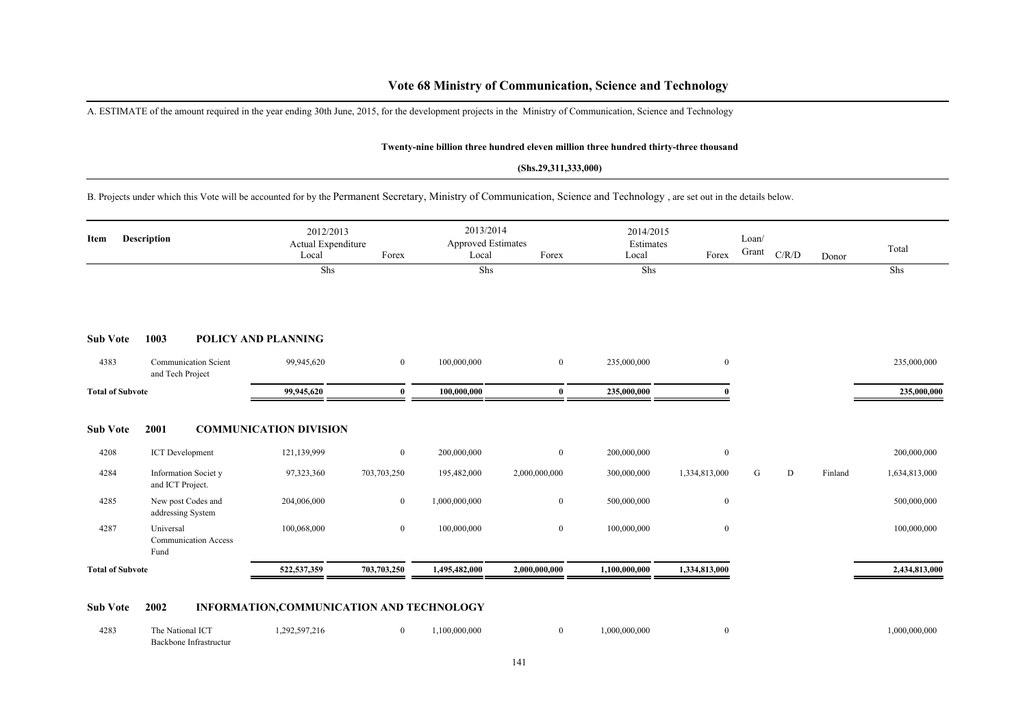# Vote 68 Ministry of Communication, Science and Technology

A. ESTIMATE of the amount required in the year ending 30th June, 2015, for the development projects in the Ministry of Communication, Science and Technology

**Twenty-nine billion three hundred eleven million three hundred thirty-three thousand**

**(Shs.29,311,333,000)**

B. Projects under which this Vote will be accounted for by the Permanent Secretary, Ministry of Communication, Science and Technology , are set out in the details below.

| Item | Description | 2012/2013 Actual Expenditure Local | Forex | 2013/2014 Approved Estimates Local | Forex | 2014/2015 Estimates Local | Forex | Loan/ Grant | C/R/D | Donor | Total |
|---|---|---|---|---|---|---|---|---|---|---|---|
| | | Shs | | Shs | | Shs | | | | | Shs |
| **Sub Vote** | **1003 POLICY AND PLANNING** | | | | | | | | | | |
| 4383 | Communication Scient and Tech Project | 99,945,620 | 0 | 100,000,000 | 0 | 235,000,000 | 0 | | | | 235,000,000 |
| **Total of Subvote** | | **99,945,620** | **0** | **100,000,000** | **0** | **235,000,000** | **0** | | | | **235,000,000** |
| **Sub Vote** | **2001 COMMUNICATION DIVISION** | | | | | | | | | | |
| 4208 | ICT Development | 121,139,999 | 0 | 200,000,000 | 0 | 200,000,000 | 0 | | | | 200,000,000 |
| 4284 | Information Societ y and ICT Project. | 97,323,360 | 703,703,250 | 195,482,000 | 2,000,000,000 | 300,000,000 | 1,334,813,000 | G | D | Finland | 1,634,813,000 |
| 4285 | New post Codes and addressing System | 204,006,000 | 0 | 1,000,000,000 | 0 | 500,000,000 | 0 | | | | 500,000,000 |
| 4287 | Universal Communication Access Fund | 100,068,000 | 0 | 100,000,000 | 0 | 100,000,000 | 0 | | | | 100,000,000 |
| **Total of Subvote** | | **522,537,359** | **703,703,250** | **1,495,482,000** | **2,000,000,000** | **1,100,000,000** | **1,334,813,000** | | | | **2,434,813,000** |
| **Sub Vote** | **2002 INFORMATION,COMMUNICATION AND TECHNOLOGY** | | | | | | | | | | |
| 4283 | The National ICT Backbone Infrastructur | 1,292,597,216 | 0 | 1,100,000,000 | 0 | 1,000,000,000 | 0 | | | | 1,000,000,000 |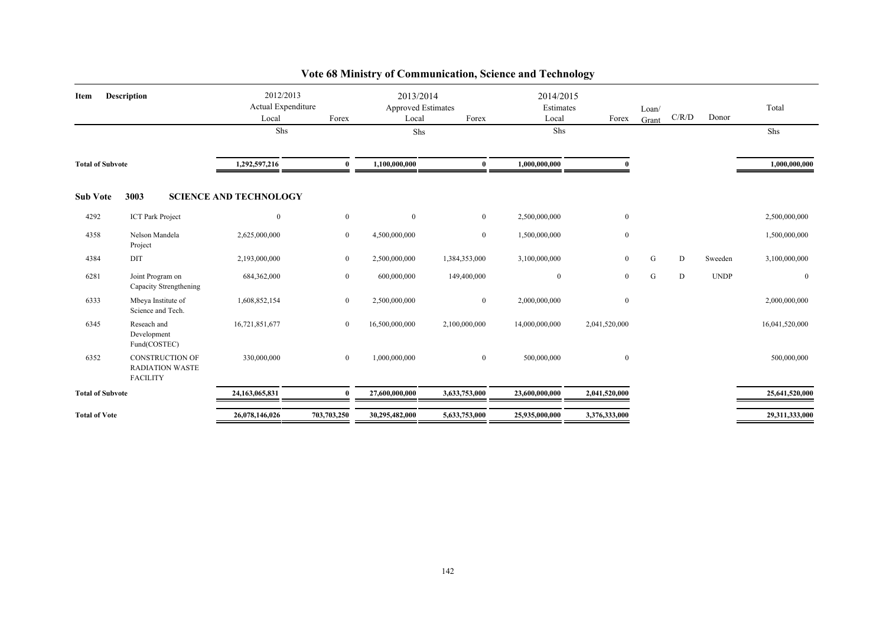# Vote 68 Ministry of Communication, Science and Technology

| Item | Description | 2012/2013 Actual Expenditure Local | Forex | 2013/2014 Approved Estimates Local | Forex | 2014/2015 Estimates Local | Forex | Loan/ Grant | C/R/D | Donor | Total |
|---|---|---|---|---|---|---|---|---|---|---|---|
| | | Shs | | Shs | | Shs | | | | | Shs |
| **Total of Subvote** | | **1,292,597,216** | **0** | **1,100,000,000** | **0** | **1,000,000,000** | **0** | | | | **1,000,000,000** |
| **Sub Vote** | **3003** | **SCIENCE AND TECHNOLOGY** | | | | | | | | | |
| 4292 | ICT Park Project | 0 | 0 | 0 | 0 | 2,500,000,000 | 0 | | | | 2,500,000,000 |
| 4358 | Nelson Mandela Project | 2,625,000,000 | 0 | 4,500,000,000 | 0 | 1,500,000,000 | 0 | | | | 1,500,000,000 |
| 4384 | DIT | 2,193,000,000 | 0 | 2,500,000,000 | 1,384,353,000 | 3,100,000,000 | 0 | G | D | Sweeden | 3,100,000,000 |
| 6281 | Joint Program on Capacity Strengthening | 684,362,000 | 0 | 600,000,000 | 149,400,000 | 0 | 0 | G | D | UNDP | 0 |
| 6333 | Mbeya Institute of Science and Tech. | 1,608,852,154 | 0 | 2,500,000,000 | 0 | 2,000,000,000 | 0 | | | | 2,000,000,000 |
| 6345 | Reseach and Development Fund(COSTEC) | 16,721,851,677 | 0 | 16,500,000,000 | 2,100,000,000 | 14,000,000,000 | 2,041,520,000 | | | | 16,041,520,000 |
| 6352 | CONSTRUCTION OF RADIATION WASTE FACILITY | 330,000,000 | 0 | 1,000,000,000 | 0 | 500,000,000 | 0 | | | | 500,000,000 |
| **Total of Subvote** | | **24,163,065,831** | **0** | **27,600,000,000** | **3,633,753,000** | **23,600,000,000** | **2,041,520,000** | | | | **25,641,520,000** |
| **Total of Vote** | | **26,078,146,026** | **703,703,250** | **30,295,482,000** | **5,633,753,000** | **25,935,000,000** | **3,376,333,000** | | | | **29,311,333,000** |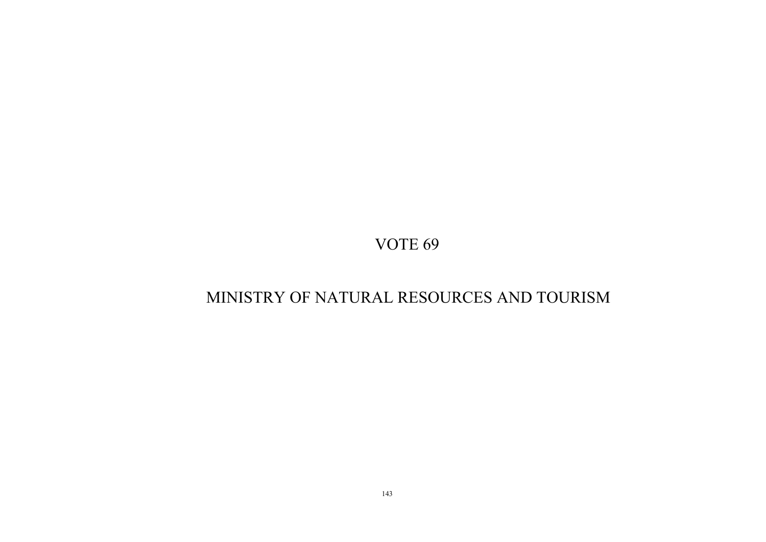# VOTE 69

# MINISTRY OF NATURAL RESOURCES AND TOURISM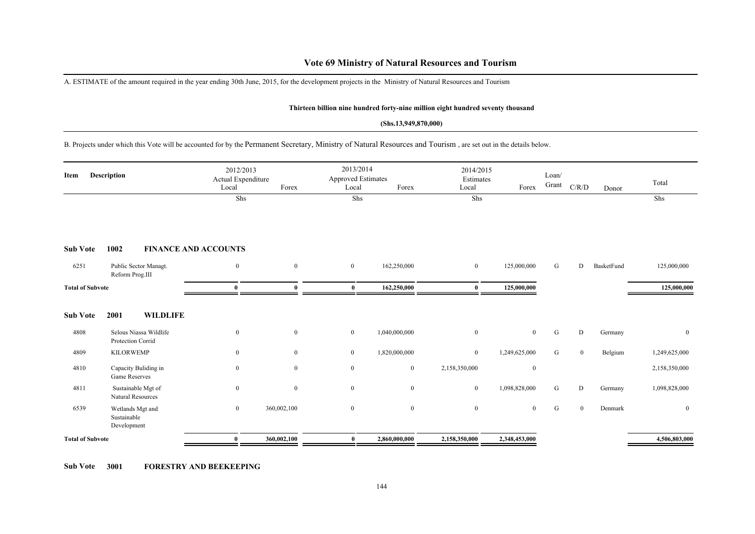# Vote 69 Ministry of Natural Resources and Tourism

A. ESTIMATE of the amount required in the year ending 30th June, 2015, for the development projects in the Ministry of Natural Resources and Tourism

**Thirteen billion nine hundred forty-nine million eight hundred seventy thousand**

**(Shs.13,949,870,000)**

B. Projects under which this Vote will be accounted for by the Permanent Secretary, Ministry of Natural Resources and Tourism , are set out in the details below.

| Item | Description | 2012/2013 Actual Expenditure Local | Forex | 2013/2014 Approved Estimates Local | Forex | 2014/2015 Estimates Local | Forex | Loan/ Grant | C/R/D | Donor | Total |
|---|---|---|---|---|---|---|---|---|---|---|---|
| | | Shs | | Shs | | Shs | | | | | Shs |
| **Sub Vote** | **1002 FINANCE AND ACCOUNTS** | | | | | | | | | | |
| 6251 | Public Sector Managt. Reform Prog.III | 0 | 0 | 0 | 162,250,000 | 0 | 125,000,000 | G | D | BasketFund | 125,000,000 |
| **Total of Subvote** | | **0** | **0** | **0** | **162,250,000** | **0** | **125,000,000** | | | | **125,000,000** |
| **Sub Vote** | **2001 WILDLIFE** | | | | | | | | | | |
| 4808 | Selous Niassa Wildlife Protection Corrid | 0 | 0 | 0 | 1,040,000,000 | 0 | 0 | G | D | Germany | 0 |
| 4809 | KILORWEMP | 0 | 0 | 0 | 1,820,000,000 | 0 | 1,249,625,000 | G | 0 | Belgium | 1,249,625,000 |
| 4810 | Capacity Buliding in Game Reserves | 0 | 0 | 0 | 0 | 2,158,350,000 | 0 | | | | 2,158,350,000 |
| 4811 | Sustainable Mgt of Natural Resources | 0 | 0 | 0 | 0 | 0 | 1,098,828,000 | G | D | Germany | 1,098,828,000 |
| 6539 | Wetlands Mgt and Sustainable Development | 0 | 360,002,100 | 0 | 0 | 0 | 0 | G | 0 | Denmark | 0 |
| **Total of Subvote** | | **0** | **360,002,100** | **0** | **2,860,000,000** | **2,158,350,000** | **2,348,453,000** | | | | **4,506,803,000** |

**Sub Vote 3001 FORESTRY AND BEEKEEPING**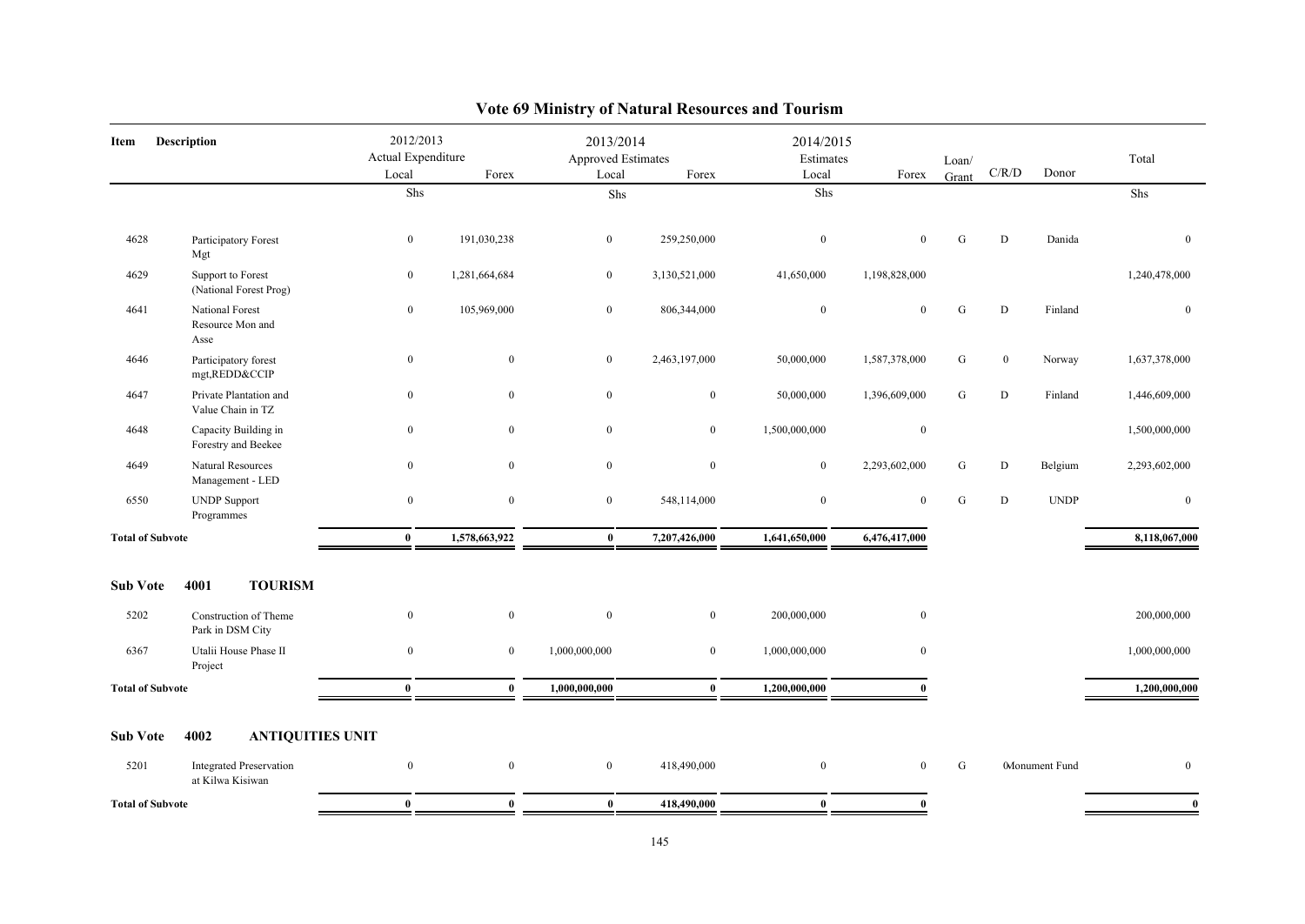# Vote 69 Ministry of Natural Resources and Tourism

| Item | Description | 2012/2013 Actual Expenditure Local | Forex | 2013/2014 Approved Estimates Local | Forex | 2014/2015 Estimates Local | Forex | Loan/ Grant | C/R/D | Donor | Total |
|---|---|---|---|---|---|---|---|---|---|---|---|
| | | Shs | | Shs | | Shs | | | | | Shs |
| 4628 | Participatory Forest Mgt | 0 | 191,030,238 | 0 | 259,250,000 | 0 | 0 | G | D | Danida | 0 |
| 4629 | Support to Forest (National Forest Prog) | 0 | 1,281,664,684 | 0 | 3,130,521,000 | 41,650,000 | 1,198,828,000 | | | | 1,240,478,000 |
| 4641 | National Forest Resource Mon and Asse | 0 | 105,969,000 | 0 | 806,344,000 | 0 | 0 | G | D | Finland | 0 |
| 4646 | Participatory forest mgt,REDD&CCIP | 0 | 0 | 0 | 2,463,197,000 | 50,000,000 | 1,587,378,000 | G | 0 | Norway | 1,637,378,000 |
| 4647 | Private Plantation and Value Chain in TZ | 0 | 0 | 0 | 0 | 50,000,000 | 1,396,609,000 | G | D | Finland | 1,446,609,000 |
| 4648 | Capacity Building in Forestry and Beekee | 0 | 0 | 0 | 0 | 1,500,000,000 | 0 | | | | 1,500,000,000 |
| 4649 | Natural Resources Management - LED | 0 | 0 | 0 | 0 | 0 | 2,293,602,000 | G | D | Belgium | 2,293,602,000 |
| 6550 | UNDP Support Programmes | 0 | 0 | 0 | 548,114,000 | 0 | 0 | G | D | UNDP | 0 |
| **Total of Subvote** | | **0** | **1,578,663,922** | **0** | **7,207,426,000** | **1,641,650,000** | **6,476,417,000** | | | | **8,118,067,000** |

## Sub Vote 4001 TOURISM

| Item | Description | 2012/2013 Actual Expenditure Local | Forex | 2013/2014 Approved Estimates Local | Forex | 2014/2015 Estimates Local | Forex | Loan/ Grant | C/R/D | Donor | Total |
|---|---|---|---|---|---|---|---|---|---|---|---|
| 5202 | Construction of Theme Park in DSM City | 0 | 0 | 0 | 0 | 200,000,000 | 0 | | | | 200,000,000 |
| 6367 | Utalii House Phase II Project | 0 | 0 | 1,000,000,000 | 0 | 1,000,000,000 | 0 | | | | 1,000,000,000 |
| **Total of Subvote** | | **0** | **0** | **1,000,000,000** | **0** | **1,200,000,000** | **0** | | | | **1,200,000,000** |

## Sub Vote 4002 ANTIQUITIES UNIT

| Item | Description | 2012/2013 Actual Expenditure Local | Forex | 2013/2014 Approved Estimates Local | Forex | 2014/2015 Estimates Local | Forex | Loan/ Grant | C/R/D | Donor | Total |
|---|---|---|---|---|---|---|---|---|---|---|---|
| 5201 | Integrated Preservation at Kilwa Kisiwan | 0 | 0 | 0 | 418,490,000 | 0 | 0 | G | 0 | Monument Fund | 0 |
| **Total of Subvote** | | **0** | **0** | **0** | **418,490,000** | **0** | **0** | | | | **0** |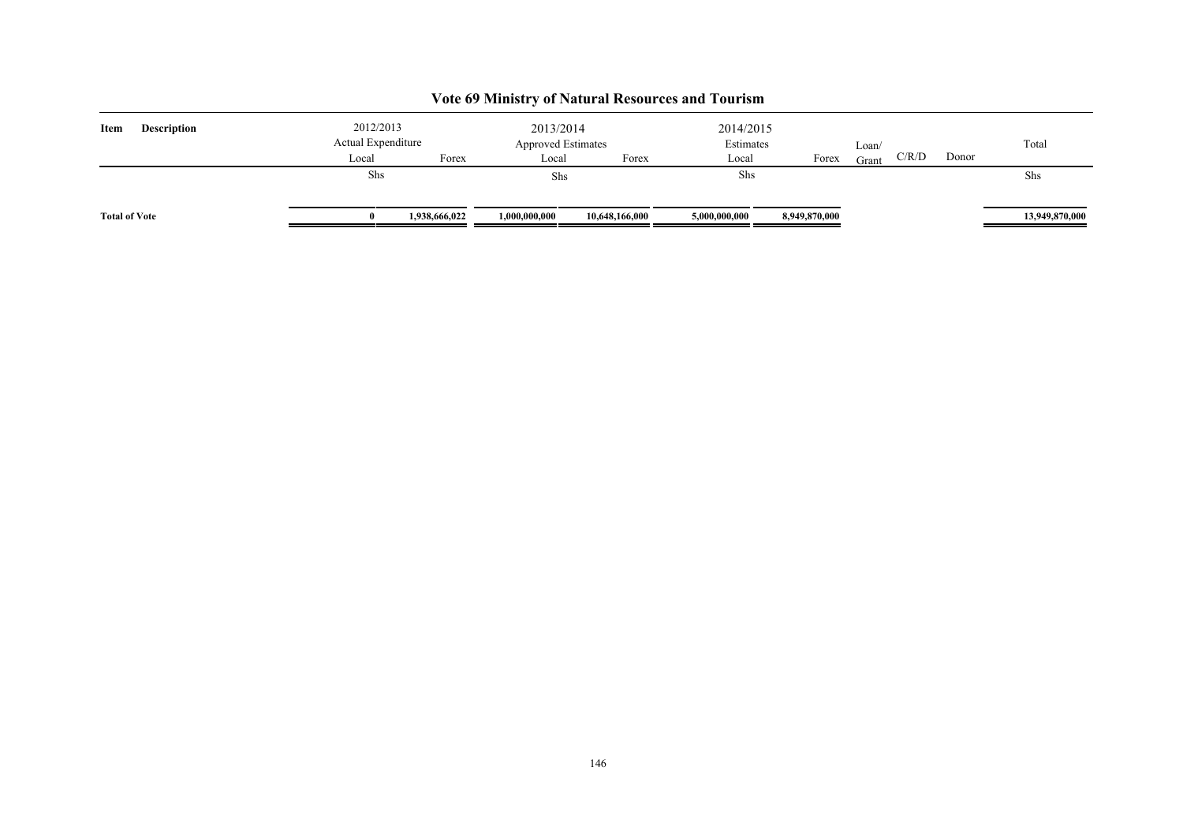# Vote 69 Ministry of Natural Resources and Tourism

| Item | Description | 2012/2013 Actual Expenditure | | 2013/2014 Approved Estimates | | 2014/2015 Estimates | | | | | Total |
|---|---|---|---|---|---|---|---|---|---|---|---|
| | | Local | Forex | Local | Forex | Local | Forex | Loan/ Grant | C/R/D | Donor | |
| | | Shs | | Shs | | Shs | | | | | Shs |
| **Total of Vote** | | **0** | **1,938,666,022** | **1,000,000,000** | **10,648,166,000** | **5,000,000,000** | **8,949,870,000** | | | | **13,949,870,000** |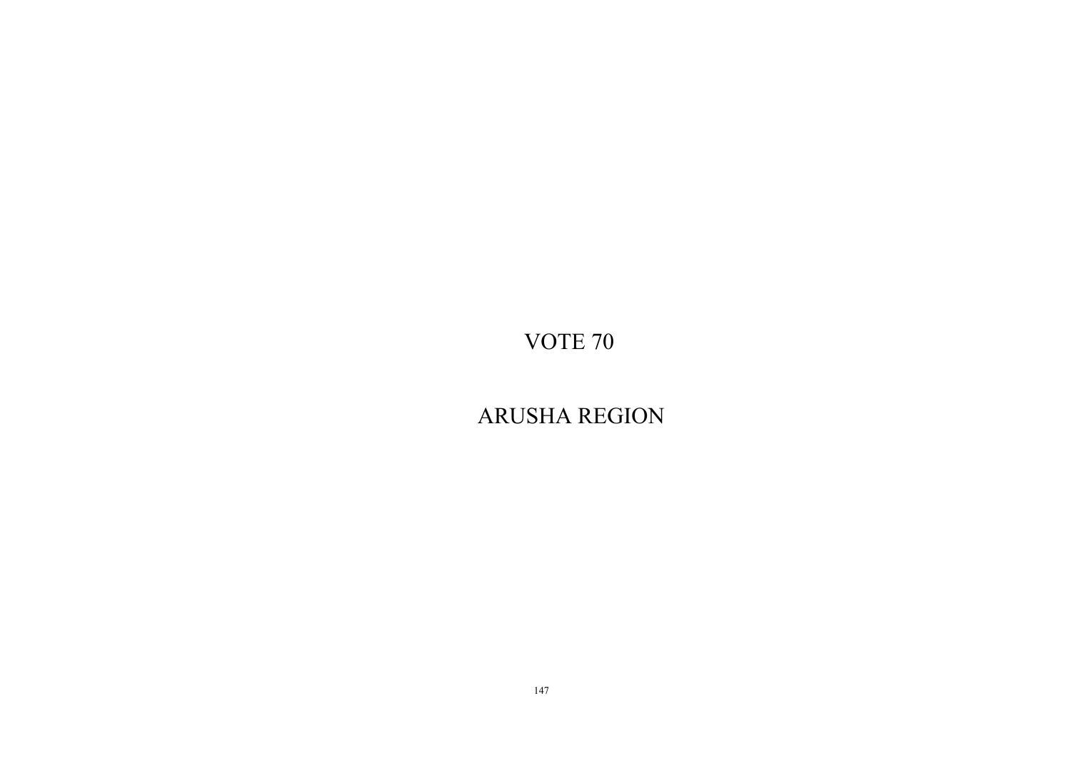# VOTE 70

# ARUSHA REGION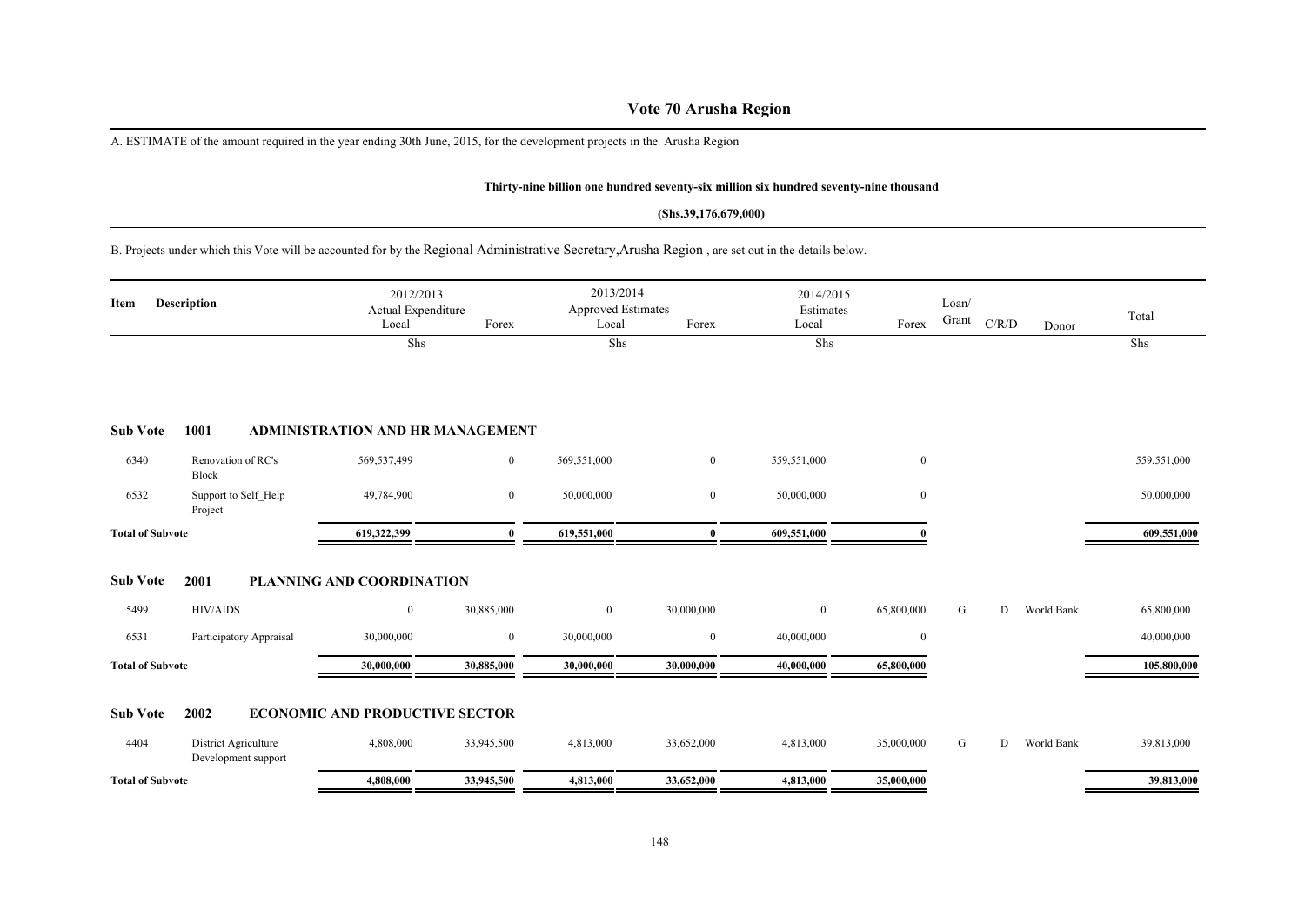# Vote 70 Arusha Region

A. ESTIMATE of the amount required in the year ending 30th June, 2015, for the development projects in the Arusha Region

**Thirty-nine billion one hundred seventy-six million six hundred seventy-nine thousand**

**(Shs.39,176,679,000)**

B. Projects under which this Vote will be accounted for by the Regional Administrative Secretary,Arusha Region , are set out in the details below.

| Item | Description | 2012/2013 Actual Expenditure Local | Forex | 2013/2014 Approved Estimates Local | Forex | 2014/2015 Estimates Local | Forex | Loan/ Grant | C/R/D | Donor | Total |
|---|---|---|---|---|---|---|---|---|---|---|---|
| | | Shs | | Shs | | Shs | | | | | Shs |
| **Sub Vote** | **1001** | **ADMINISTRATION AND HR MANAGEMENT** | | | | | | | | | |
| 6340 | Renovation of RC's Block | 569,537,499 | 0 | 569,551,000 | 0 | 559,551,000 | 0 | | | | 559,551,000 |
| 6532 | Support to Self_Help Project | 49,784,900 | 0 | 50,000,000 | 0 | 50,000,000 | 0 | | | | 50,000,000 |
| **Total of Subvote** | | **619,322,399** | **0** | **619,551,000** | **0** | **609,551,000** | **0** | | | | **609,551,000** |
| **Sub Vote** | **2001** | **PLANNING AND COORDINATION** | | | | | | | | | |
| 5499 | HIV/AIDS | 0 | 30,885,000 | 0 | 30,000,000 | 0 | 65,800,000 | G | D | World Bank | 65,800,000 |
| 6531 | Participatory Appraisal | 30,000,000 | 0 | 30,000,000 | 0 | 40,000,000 | 0 | | | | 40,000,000 |
| **Total of Subvote** | | **30,000,000** | **30,885,000** | **30,000,000** | **30,000,000** | **40,000,000** | **65,800,000** | | | | **105,800,000** |
| **Sub Vote** | **2002** | **ECONOMIC AND PRODUCTIVE SECTOR** | | | | | | | | | |
| 4404 | District Agriculture Development support | 4,808,000 | 33,945,500 | 4,813,000 | 33,652,000 | 4,813,000 | 35,000,000 | G | D | World Bank | 39,813,000 |
| **Total of Subvote** | | **4,808,000** | **33,945,500** | **4,813,000** | **33,652,000** | **4,813,000** | **35,000,000** | | | | **39,813,000** |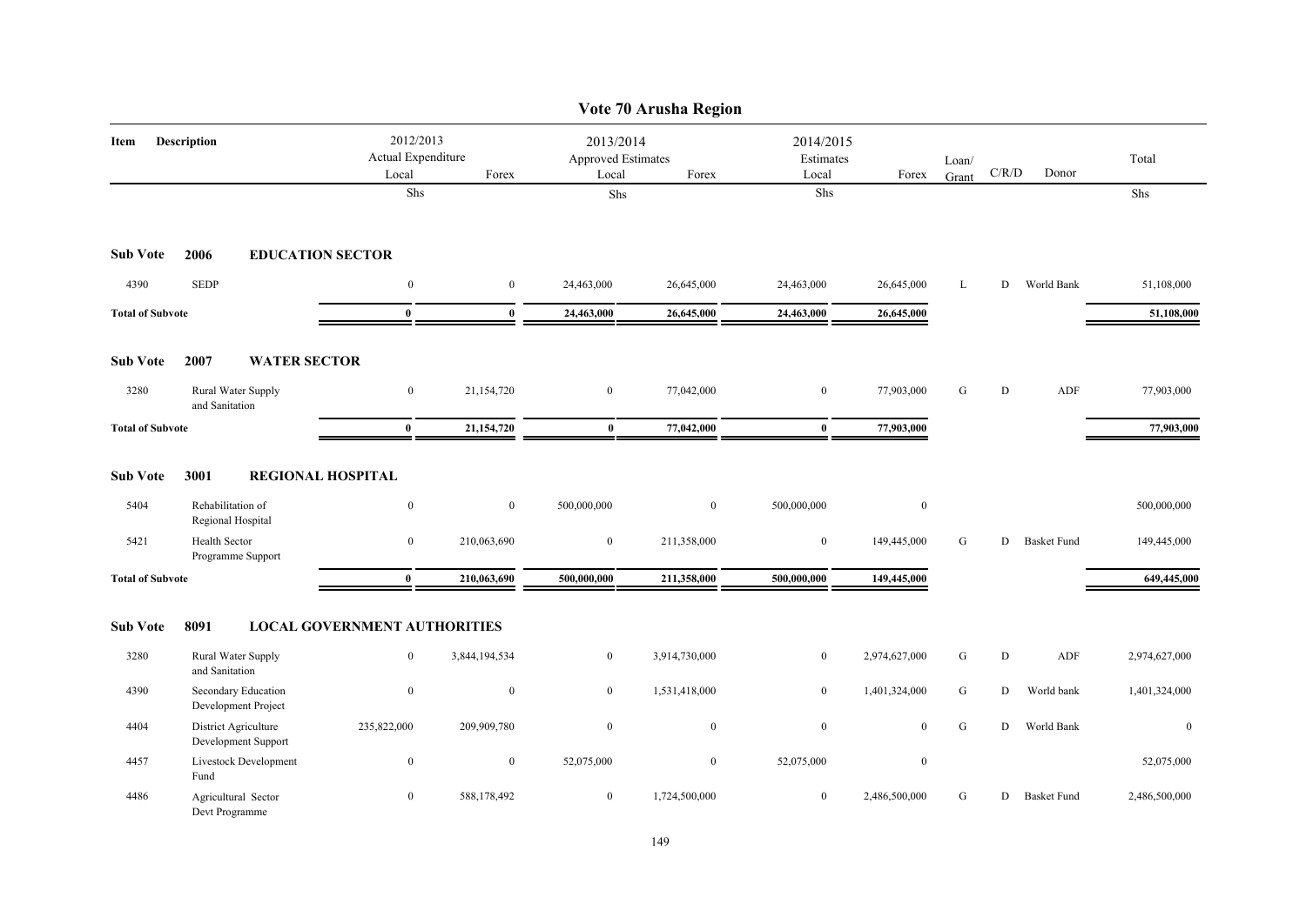# Vote 70 Arusha Region

| Item | Description | 2012/2013 Actual Expenditure Local | Forex | 2013/2014 Approved Estimates Local | Forex | 2014/2015 Estimates Local | Forex | Loan/ Grant | C/R/D | Donor | Total |
|---|---|---|---|---|---|---|---|---|---|---|---|
| | | Shs | | Shs | | Shs | | | | | Shs |
| **Sub Vote** | **2006 EDUCATION SECTOR** | | | | | | | | | | |
| 4390 | SEDP | 0 | 0 | 24,463,000 | 26,645,000 | 24,463,000 | 26,645,000 | L | D | World Bank | 51,108,000 |
| **Total of Subvote** | | **0** | **0** | **24,463,000** | **26,645,000** | **24,463,000** | **26,645,000** | | | | **51,108,000** |
| **Sub Vote** | **2007 WATER SECTOR** | | | | | | | | | | |
| 3280 | Rural Water Supply and Sanitation | 0 | 21,154,720 | 0 | 77,042,000 | 0 | 77,903,000 | G | D | ADF | 77,903,000 |
| **Total of Subvote** | | **0** | **21,154,720** | **0** | **77,042,000** | **0** | **77,903,000** | | | | **77,903,000** |
| **Sub Vote** | **3001 REGIONAL HOSPITAL** | | | | | | | | | | |
| 5404 | Rehabilitation of Regional Hospital | 0 | 0 | 500,000,000 | 0 | 500,000,000 | 0 | | | | 500,000,000 |
| 5421 | Health Sector Programme Support | 0 | 210,063,690 | 0 | 211,358,000 | 0 | 149,445,000 | G | D | Basket Fund | 149,445,000 |
| **Total of Subvote** | | **0** | **210,063,690** | **500,000,000** | **211,358,000** | **500,000,000** | **149,445,000** | | | | **649,445,000** |
| **Sub Vote** | **8091 LOCAL GOVERNMENT AUTHORITIES** | | | | | | | | | | |
| 3280 | Rural Water Supply and Sanitation | 0 | 3,844,194,534 | 0 | 3,914,730,000 | 0 | 2,974,627,000 | G | D | ADF | 2,974,627,000 |
| 4390 | Secondary Education Development Project | 0 | 0 | 0 | 1,531,418,000 | 0 | 1,401,324,000 | G | D | World bank | 1,401,324,000 |
| 4404 | District Agriculture Development Support | 235,822,000 | 209,909,780 | 0 | 0 | 0 | 0 | G | D | World Bank | 0 |
| 4457 | Livestock Development Fund | 0 | 0 | 52,075,000 | 0 | 52,075,000 | 0 | | | | 52,075,000 |
| 4486 | Agricultural Sector Devt Programme | 0 | 588,178,492 | 0 | 1,724,500,000 | 0 | 2,486,500,000 | G | D | Basket Fund | 2,486,500,000 |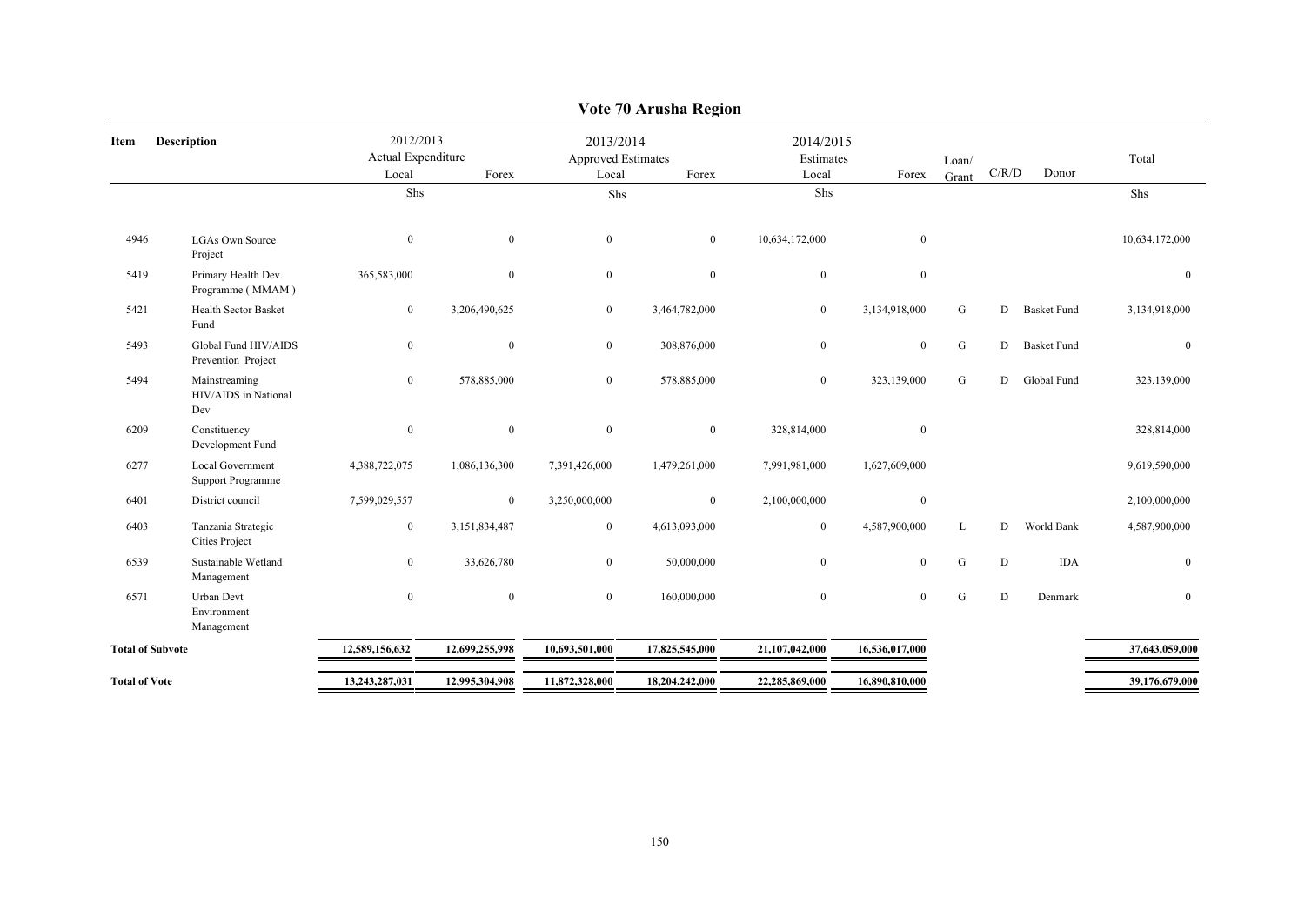# Vote 70 Arusha Region

| Item | Description | 2012/2013 Actual Expenditure | | 2013/2014 Approved Estimates | | 2014/2015 Estimates | | Loan/ Grant | C/R/D | Donor | Total |
|---|---|---|---|---|---|---|---|---|---|---|---|
| | | Local | Forex | Local | Forex | Local | Forex | | | | |
| | | Shs | | Shs | | Shs | | | | | Shs |
| 4946 | LGAs Own Source Project | 0 | 0 | 0 | 0 | 10,634,172,000 | 0 | | | | 10,634,172,000 |
| 5419 | Primary Health Dev. Programme ( MMAM ) | 365,583,000 | 0 | 0 | 0 | 0 | 0 | | | | 0 |
| 5421 | Health Sector Basket Fund | 0 | 3,206,490,625 | 0 | 3,464,782,000 | 0 | 3,134,918,000 | G | D | Basket Fund | 3,134,918,000 |
| 5493 | Global Fund HIV/AIDS Prevention Project | 0 | 0 | 0 | 308,876,000 | 0 | 0 | G | D | Basket Fund | 0 |
| 5494 | Mainstreaming HIV/AIDS in National Dev | 0 | 578,885,000 | 0 | 578,885,000 | 0 | 323,139,000 | G | D | Global Fund | 323,139,000 |
| 6209 | Constituency Development Fund | 0 | 0 | 0 | 0 | 328,814,000 | 0 | | | | 328,814,000 |
| 6277 | Local Government Support Programme | 4,388,722,075 | 1,086,136,300 | 7,391,426,000 | 1,479,261,000 | 7,991,981,000 | 1,627,609,000 | | | | 9,619,590,000 |
| 6401 | District council | 7,599,029,557 | 0 | 3,250,000,000 | 0 | 2,100,000,000 | 0 | | | | 2,100,000,000 |
| 6403 | Tanzania Strategic Cities Project | 0 | 3,151,834,487 | 0 | 4,613,093,000 | 0 | 4,587,900,000 | L | D | World Bank | 4,587,900,000 |
| 6539 | Sustainable Wetland Management | 0 | 33,626,780 | 0 | 50,000,000 | 0 | 0 | G | D | IDA | 0 |
| 6571 | Urban Devt Environment Management | 0 | 0 | 0 | 160,000,000 | 0 | 0 | G | D | Denmark | 0 |
| **Total of Subvote** | | **12,589,156,632** | **12,699,255,998** | **10,693,501,000** | **17,825,545,000** | **21,107,042,000** | **16,536,017,000** | | | | **37,643,059,000** |
| **Total of Vote** | | **13,243,287,031** | **12,995,304,908** | **11,872,328,000** | **18,204,242,000** | **22,285,869,000** | **16,890,810,000** | | | | **39,176,679,000** |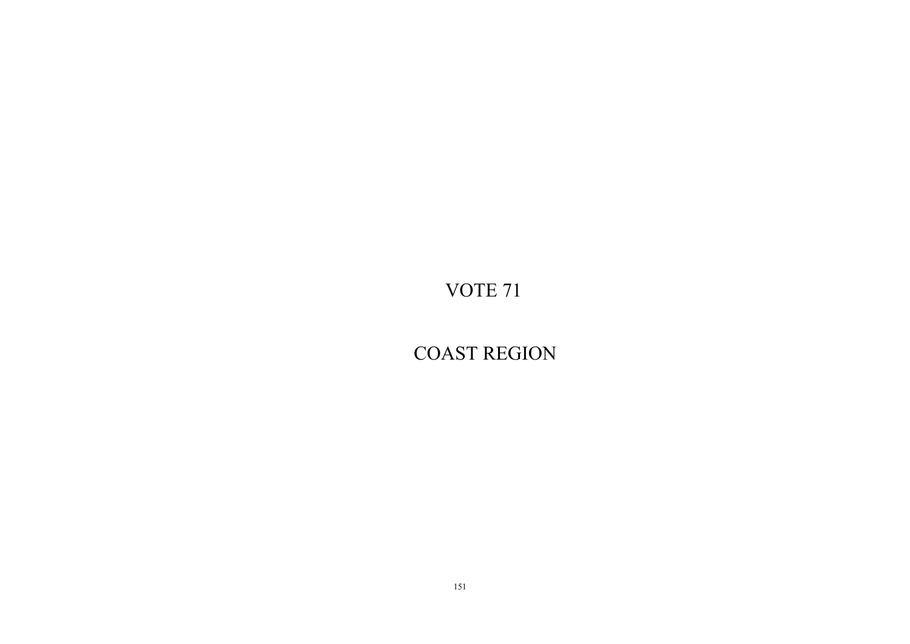# VOTE 71

# COAST REGION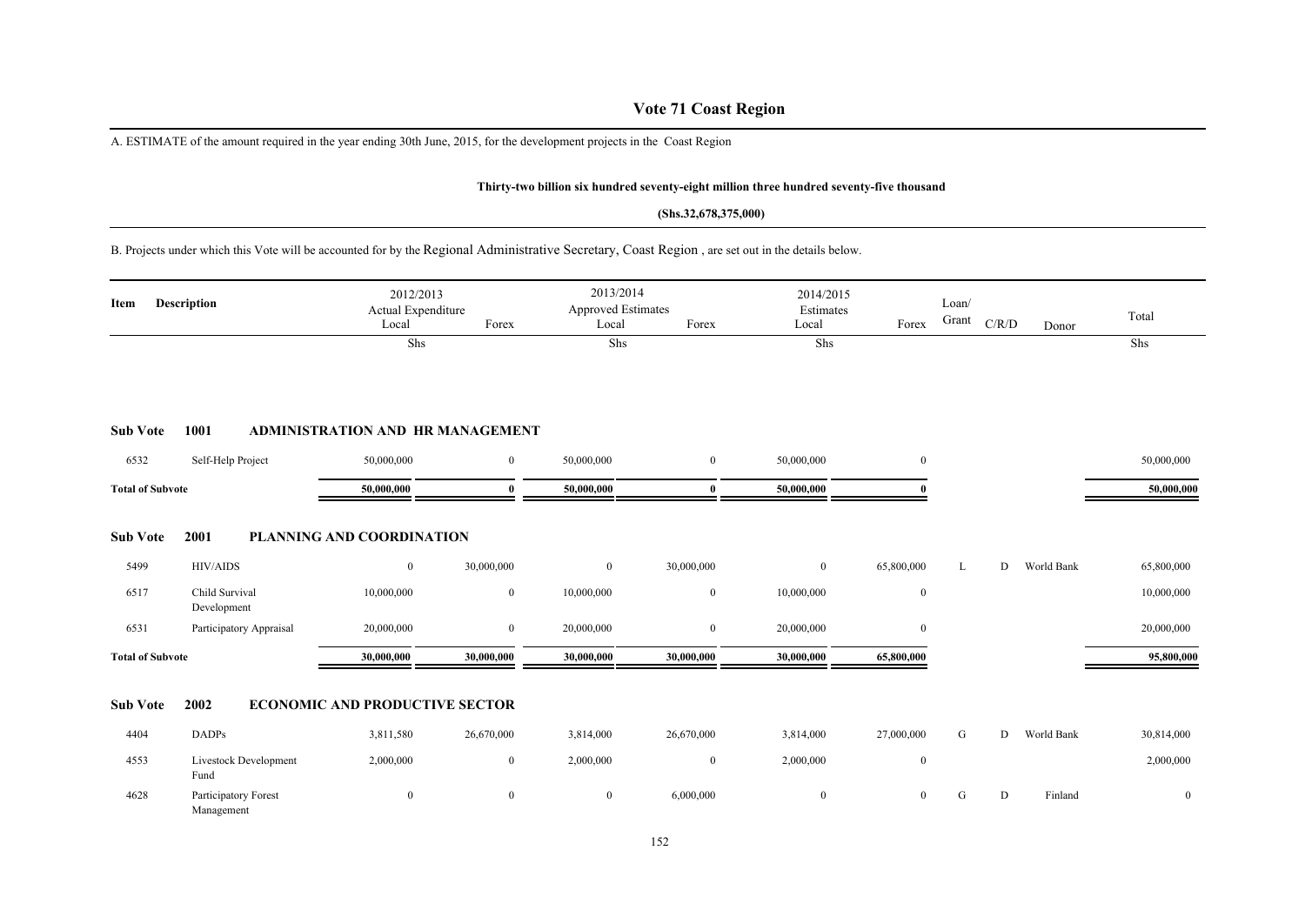# Vote 71 Coast Region

A. ESTIMATE of the amount required in the year ending 30th June, 2015, for the development projects in the Coast Region

**Thirty-two billion six hundred seventy-eight million three hundred seventy-five thousand**

**(Shs.32,678,375,000)**

B. Projects under which this Vote will be accounted for by the Regional Administrative Secretary, Coast Region , are set out in the details below.

| Item | Description | 2012/2013 Actual Expenditure Local | Forex | 2013/2014 Approved Estimates Local | Forex | 2014/2015 Estimates Local | Forex | Loan/ Grant | C/R/D | Donor | Total |
|---|---|---|---|---|---|---|---|---|---|---|---|
| | | Shs | | Shs | | Shs | | | | | Shs |
| **Sub Vote** | **1001 ADMINISTRATION AND HR MANAGEMENT** | | | | | | | | | | |
| 6532 | Self-Help Project | 50,000,000 | 0 | 50,000,000 | 0 | 50,000,000 | 0 | | | | 50,000,000 |
| **Total of Subvote** | | **50,000,000** | **0** | **50,000,000** | **0** | **50,000,000** | **0** | | | | **50,000,000** |
| **Sub Vote** | **2001 PLANNING AND COORDINATION** | | | | | | | | | | |
| 5499 | HIV/AIDS | 0 | 30,000,000 | 0 | 30,000,000 | 0 | 65,800,000 | L | D | World Bank | 65,800,000 |
| 6517 | Child Survival Development | 10,000,000 | 0 | 10,000,000 | 0 | 10,000,000 | 0 | | | | 10,000,000 |
| 6531 | Participatory Appraisal | 20,000,000 | 0 | 20,000,000 | 0 | 20,000,000 | 0 | | | | 20,000,000 |
| **Total of Subvote** | | **30,000,000** | **30,000,000** | **30,000,000** | **30,000,000** | **30,000,000** | **65,800,000** | | | | **95,800,000** |
| **Sub Vote** | **2002 ECONOMIC AND PRODUCTIVE SECTOR** | | | | | | | | | | |
| 4404 | DADPs | 3,811,580 | 26,670,000 | 3,814,000 | 26,670,000 | 3,814,000 | 27,000,000 | G | D | World Bank | 30,814,000 |
| 4553 | Livestock Development Fund | 2,000,000 | 0 | 2,000,000 | 0 | 2,000,000 | 0 | | | | 2,000,000 |
| 4628 | Participatory Forest Management | 0 | 0 | 0 | 6,000,000 | 0 | 0 | G | D | Finland | 0 |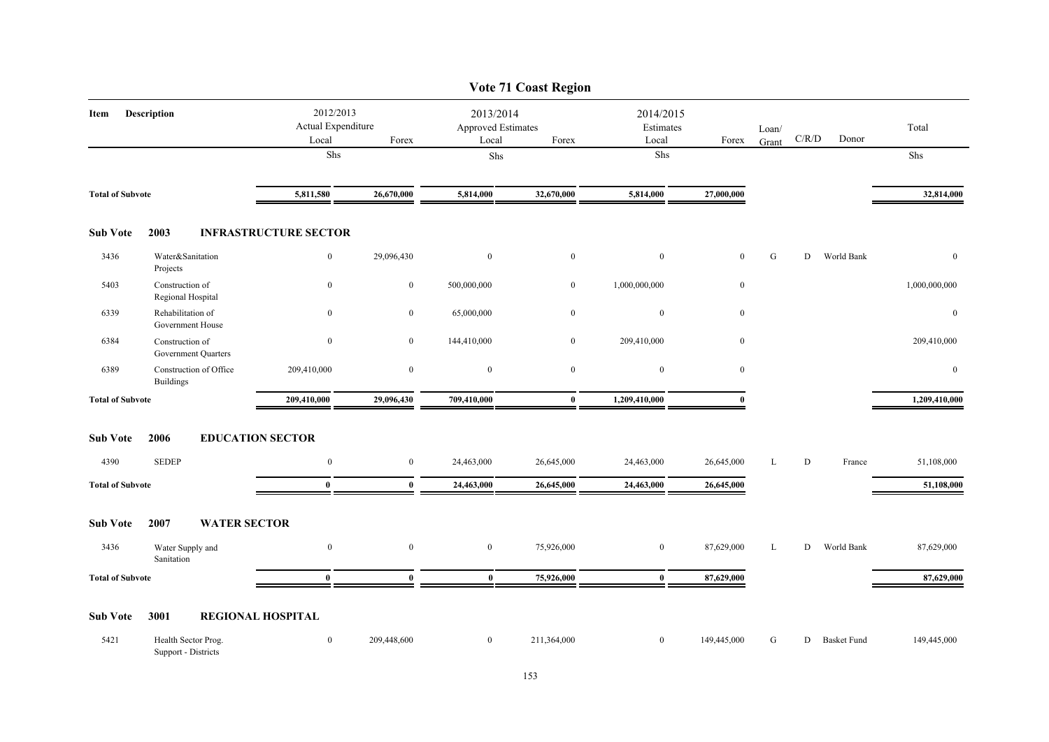# Vote 71 Coast Region

| Item | Description | 2012/2013 Actual Expenditure Local | Forex | 2013/2014 Approved Estimates Local | Forex | 2014/2015 Estimates Local | Forex | Loan/ Grant | C/R/D | Donor | Total |
|---|---|---|---|---|---|---|---|---|---|---|---|
| | | Shs | | Shs | | Shs | | | | | Shs |
| **Total of Subvote** | | **5,811,580** | **26,670,000** | **5,814,000** | **32,670,000** | **5,814,000** | **27,000,000** | | | | **32,814,000** |
| **Sub Vote** | **2003** | **INFRASTRUCTURE SECTOR** | | | | | | | | | |
| 3436 | Water&Sanitation Projects | 0 | 29,096,430 | 0 | 0 | 0 | 0 | G | D | World Bank | 0 |
| 5403 | Construction of Regional Hospital | 0 | 0 | 500,000,000 | 0 | 1,000,000,000 | 0 | | | | 1,000,000,000 |
| 6339 | Rehabilitation of Government House | 0 | 0 | 65,000,000 | 0 | 0 | 0 | | | | 0 |
| 6384 | Construction of Government Quarters | 0 | 0 | 144,410,000 | 0 | 209,410,000 | 0 | | | | 209,410,000 |
| 6389 | Construction of Office Buildings | 209,410,000 | 0 | 0 | 0 | 0 | 0 | | | | 0 |
| **Total of Subvote** | | **209,410,000** | **29,096,430** | **709,410,000** | **0** | **1,209,410,000** | **0** | | | | **1,209,410,000** |
| **Sub Vote** | **2006** | **EDUCATION SECTOR** | | | | | | | | | |
| 4390 | SEDEP | 0 | 0 | 24,463,000 | 26,645,000 | 24,463,000 | 26,645,000 | L | D | France | 51,108,000 |
| **Total of Subvote** | | **0** | **0** | **24,463,000** | **26,645,000** | **24,463,000** | **26,645,000** | | | | **51,108,000** |
| **Sub Vote** | **2007** | **WATER SECTOR** | | | | | | | | | |
| 3436 | Water Supply and Sanitation | 0 | 0 | 0 | 75,926,000 | 0 | 87,629,000 | L | D | World Bank | 87,629,000 |
| **Total of Subvote** | | **0** | **0** | **0** | **75,926,000** | **0** | **87,629,000** | | | | **87,629,000** |
| **Sub Vote** | **3001** | **REGIONAL HOSPITAL** | | | | | | | | | |
| 5421 | Health Sector Prog. Support - Districts | 0 | 209,448,600 | 0 | 211,364,000 | 0 | 149,445,000 | G | D | Basket Fund | 149,445,000 |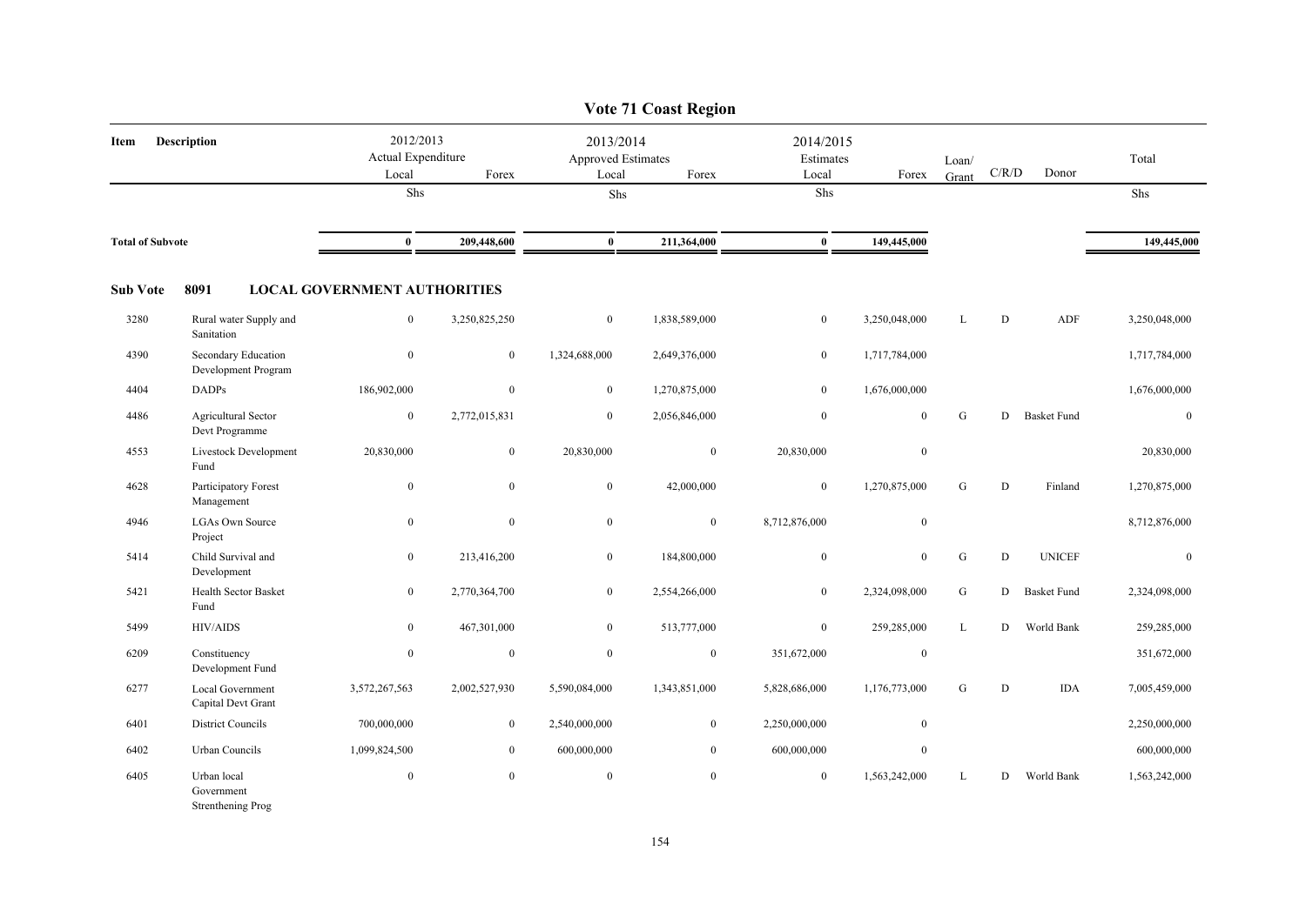# Vote 71 Coast Region

| Item | Description | 2012/2013 Actual Expenditure Local | Forex | 2013/2014 Approved Estimates Local | Forex | 2014/2015 Estimates Local | Forex | Loan/ Grant | C/R/D | Donor | Total |
|---|---|---|---|---|---|---|---|---|---|---|---|
| | | Shs | | Shs | | Shs | | | | | Shs |
| **Total of Subvote** | | **0** | **209,448,600** | **0** | **211,364,000** | **0** | **149,445,000** | | | | **149,445,000** |

**Sub Vote 8091 LOCAL GOVERNMENT AUTHORITIES**

| Item | Description | 2012/2013 Actual Expenditure Local | Forex | 2013/2014 Approved Estimates Local | Forex | 2014/2015 Estimates Local | Forex | Loan/ Grant | C/R/D | Donor | Total |
|---|---|---|---|---|---|---|---|---|---|---|---|
| 3280 | Rural water Supply and Sanitation | 0 | 3,250,825,250 | 0 | 1,838,589,000 | 0 | 3,250,048,000 | L | D | ADF | 3,250,048,000 |
| 4390 | Secondary Education Development Program | 0 | 0 | 1,324,688,000 | 2,649,376,000 | 0 | 1,717,784,000 | | | | 1,717,784,000 |
| 4404 | DADPs | 186,902,000 | 0 | 0 | 1,270,875,000 | 0 | 1,676,000,000 | | | | 1,676,000,000 |
| 4486 | Agricultural Sector Devt Programme | 0 | 2,772,015,831 | 0 | 2,056,846,000 | 0 | 0 | G | D | Basket Fund | 0 |
| 4553 | Livestock Development Fund | 20,830,000 | 0 | 20,830,000 | 0 | 20,830,000 | 0 | | | | 20,830,000 |
| 4628 | Participatory Forest Management | 0 | 0 | 0 | 42,000,000 | 0 | 1,270,875,000 | G | D | Finland | 1,270,875,000 |
| 4946 | LGAs Own Source Project | 0 | 0 | 0 | 0 | 8,712,876,000 | 0 | | | | 8,712,876,000 |
| 5414 | Child Survival and Development | 0 | 213,416,200 | 0 | 184,800,000 | 0 | 0 | G | D | UNICEF | 0 |
| 5421 | Health Sector Basket Fund | 0 | 2,770,364,700 | 0 | 2,554,266,000 | 0 | 2,324,098,000 | G | D | Basket Fund | 2,324,098,000 |
| 5499 | HIV/AIDS | 0 | 467,301,000 | 0 | 513,777,000 | 0 | 259,285,000 | L | D | World Bank | 259,285,000 |
| 6209 | Constituency Development Fund | 0 | 0 | 0 | 0 | 351,672,000 | 0 | | | | 351,672,000 |
| 6277 | Local Government Capital Devt Grant | 3,572,267,563 | 2,002,527,930 | 5,590,084,000 | 1,343,851,000 | 5,828,686,000 | 1,176,773,000 | G | D | IDA | 7,005,459,000 |
| 6401 | District Councils | 700,000,000 | 0 | 2,540,000,000 | 0 | 2,250,000,000 | 0 | | | | 2,250,000,000 |
| 6402 | Urban Councils | 1,099,824,500 | 0 | 600,000,000 | 0 | 600,000,000 | 0 | | | | 600,000,000 |
| 6405 | Urban local Government Strenthening Prog | 0 | 0 | 0 | 0 | 0 | 1,563,242,000 | L | D | World Bank | 1,563,242,000 |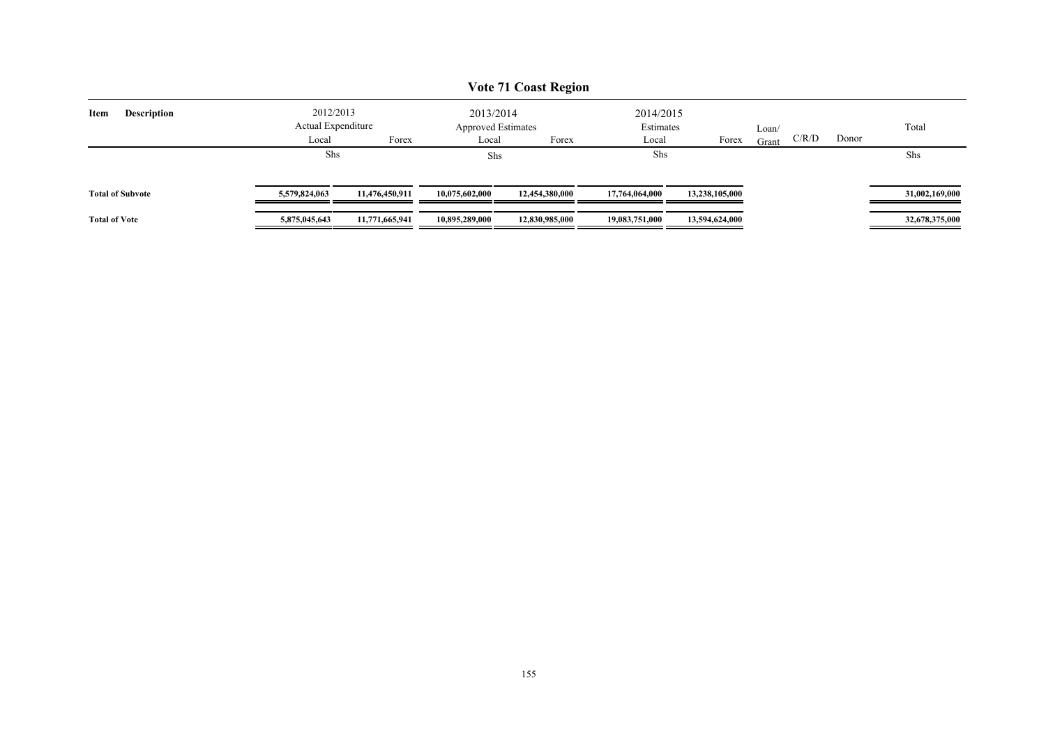# Vote 71 Coast Region

| Item | Description | 2012/2013 Actual Expenditure Local | Forex | 2013/2014 Approved Estimates Local | Forex | 2014/2015 Estimates Local | Forex | Loan/ Grant | C/R/D | Donor | Total |
|---|---|---|---|---|---|---|---|---|---|---|---|
| | | Shs | | Shs | | Shs | | | | | Shs |
| **Total of Subvote** | | **5,579,824,063** | **11,476,450,911** | **10,075,602,000** | **12,454,380,000** | **17,764,064,000** | **13,238,105,000** | | | | **31,002,169,000** |
| **Total of Vote** | | **5,875,045,643** | **11,771,665,941** | **10,895,289,000** | **12,830,985,000** | **19,083,751,000** | **13,594,624,000** | | | | **32,678,375,000** |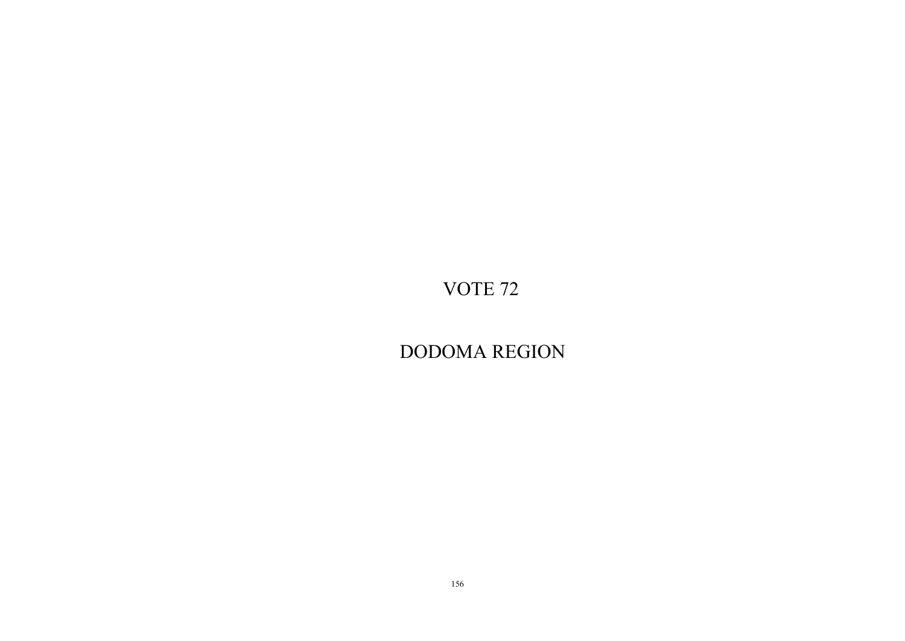# VOTE 72

# DODOMA REGION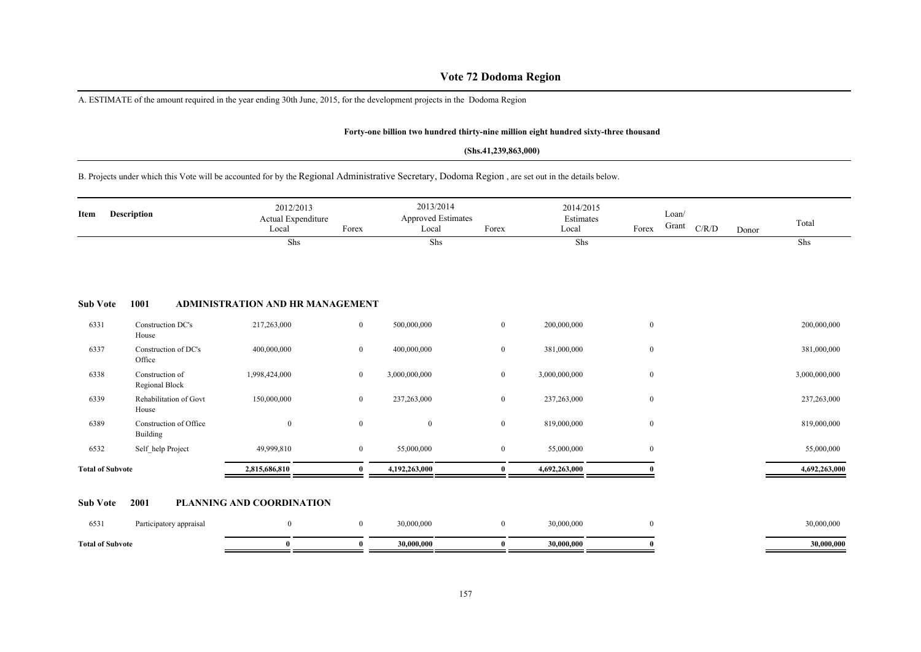# Vote 72 Dodoma Region

A. ESTIMATE of the amount required in the year ending 30th June, 2015, for the development projects in the Dodoma Region

**Forty-one billion two hundred thirty-nine million eight hundred sixty-three thousand**

**(Shs.41,239,863,000)**

B. Projects under which this Vote will be accounted for by the Regional Administrative Secretary, Dodoma Region , are set out in the details below.

| Item | Description | 2012/2013 Actual Expenditure Local | Forex | 2013/2014 Approved Estimates Local | Forex | 2014/2015 Estimates Local | Forex | Loan/ Grant | C/R/D | Donor | Total |
|---|---|---|---|---|---|---|---|---|---|---|---|
| | | Shs | | Shs | | Shs | | | | | Shs |
| **Sub Vote 1001** | **ADMINISTRATION AND HR MANAGEMENT** | | | | | | | | | | |
| 6331 | Construction DC's House | 217,263,000 | 0 | 500,000,000 | 0 | 200,000,000 | 0 | | | | 200,000,000 |
| 6337 | Construction of DC's Office | 400,000,000 | 0 | 400,000,000 | 0 | 381,000,000 | 0 | | | | 381,000,000 |
| 6338 | Construction of Regional Block | 1,998,424,000 | 0 | 3,000,000,000 | 0 | 3,000,000,000 | 0 | | | | 3,000,000,000 |
| 6339 | Rehabilitation of Govt House | 150,000,000 | 0 | 237,263,000 | 0 | 237,263,000 | 0 | | | | 237,263,000 |
| 6389 | Construction of Office Building | 0 | 0 | 0 | 0 | 819,000,000 | 0 | | | | 819,000,000 |
| 6532 | Self_help Project | 49,999,810 | 0 | 55,000,000 | 0 | 55,000,000 | 0 | | | | 55,000,000 |
| **Total of Subvote** | | **2,815,686,810** | **0** | **4,192,263,000** | **0** | **4,692,263,000** | **0** | | | | **4,692,263,000** |
| **Sub Vote 2001** | **PLANNING AND COORDINATION** | | | | | | | | | | |
| 6531 | Participatory appraisal | 0 | 0 | 30,000,000 | 0 | 30,000,000 | 0 | | | | 30,000,000 |
| **Total of Subvote** | | **0** | **0** | **30,000,000** | **0** | **30,000,000** | **0** | | | | **30,000,000** |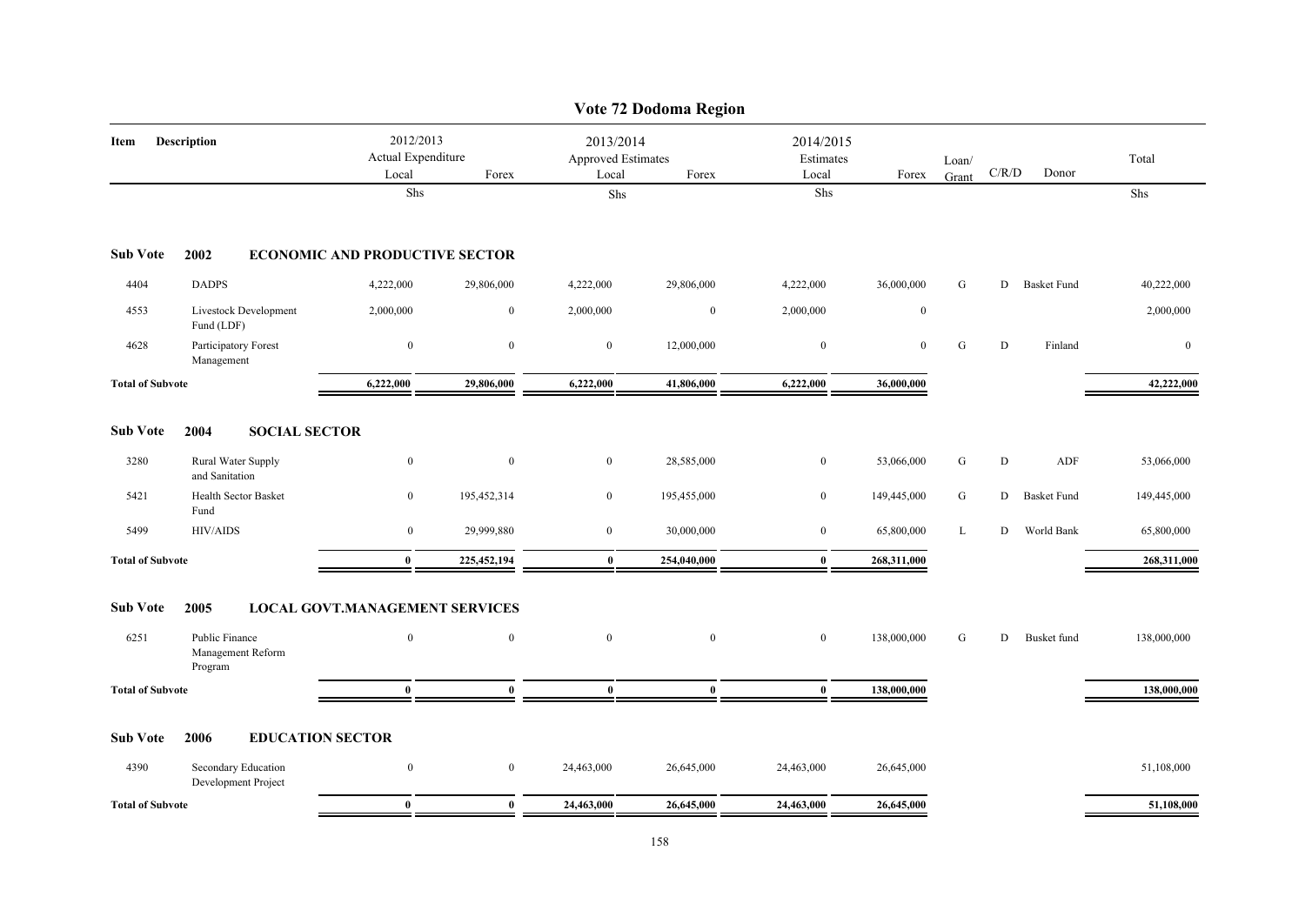# Vote 72 Dodoma Region

| Item | Description | 2012/2013 Actual Expenditure Local | Forex | 2013/2014 Approved Estimates Local | Forex | 2014/2015 Estimates Local | Forex | Loan/ Grant | C/R/D | Donor | Total |
|---|---|---|---|---|---|---|---|---|---|---|---|
| | | Shs | | Shs | | Shs | | | | | Shs |
| **Sub Vote** | **2002** | **ECONOMIC AND PRODUCTIVE SECTOR** | | | | | | | | | |
| 4404 | DADPS | 4,222,000 | 29,806,000 | 4,222,000 | 29,806,000 | 4,222,000 | 36,000,000 | G | D | Basket Fund | 40,222,000 |
| 4553 | Livestock Development Fund (LDF) | 2,000,000 | 0 | 2,000,000 | 0 | 2,000,000 | 0 | | | | 2,000,000 |
| 4628 | Participatory Forest Management | 0 | 0 | 0 | 12,000,000 | 0 | 0 | G | D | Finland | 0 |
| **Total of Subvote** | | **6,222,000** | **29,806,000** | **6,222,000** | **41,806,000** | **6,222,000** | **36,000,000** | | | | **42,222,000** |
| **Sub Vote** | **2004** | **SOCIAL SECTOR** | | | | | | | | | |
| 3280 | Rural Water Supply and Sanitation | 0 | 0 | 0 | 28,585,000 | 0 | 53,066,000 | G | D | ADF | 53,066,000 |
| 5421 | Health Sector Basket Fund | 0 | 195,452,314 | 0 | 195,455,000 | 0 | 149,445,000 | G | D | Basket Fund | 149,445,000 |
| 5499 | HIV/AIDS | 0 | 29,999,880 | 0 | 30,000,000 | 0 | 65,800,000 | L | D | World Bank | 65,800,000 |
| **Total of Subvote** | | **0** | **225,452,194** | **0** | **254,040,000** | **0** | **268,311,000** | | | | **268,311,000** |
| **Sub Vote** | **2005** | **LOCAL GOVT.MANAGEMENT SERVICES** | | | | | | | | | |
| 6251 | Public Finance Management Reform Program | 0 | 0 | 0 | 0 | 0 | 138,000,000 | G | D | Busket fund | 138,000,000 |
| **Total of Subvote** | | **0** | **0** | **0** | **0** | **0** | **138,000,000** | | | | **138,000,000** |
| **Sub Vote** | **2006** | **EDUCATION SECTOR** | | | | | | | | | |
| 4390 | Secondary Education Development Project | 0 | 0 | 24,463,000 | 26,645,000 | 24,463,000 | 26,645,000 | | | | 51,108,000 |
| **Total of Subvote** | | **0** | **0** | **24,463,000** | **26,645,000** | **24,463,000** | **26,645,000** | | | | **51,108,000** |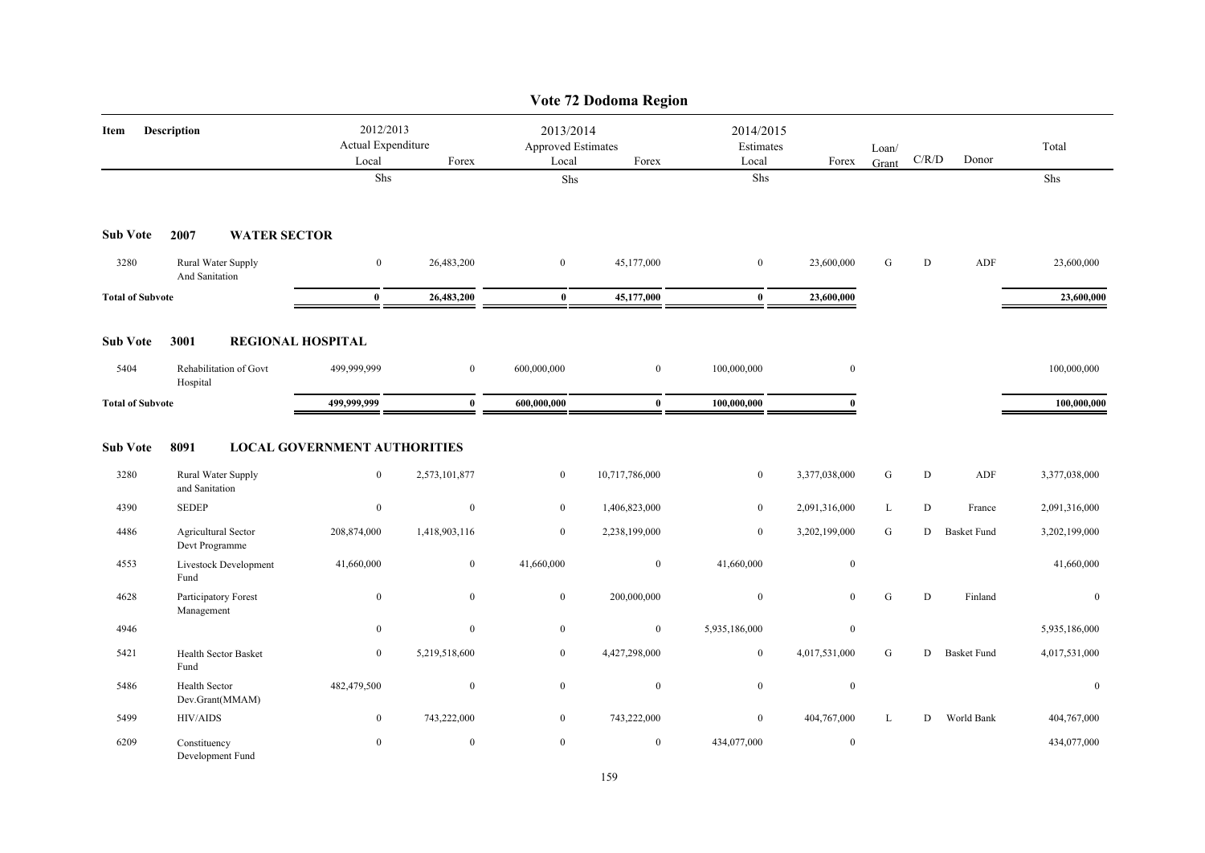# Vote 72 Dodoma Region

| Item | Description | 2012/2013 Actual Expenditure Local | Forex | 2013/2014 Approved Estimates Local | Forex | 2014/2015 Estimates Local | Forex | Loan/ Grant | C/R/D | Donor | Total |
|---|---|---|---|---|---|---|---|---|---|---|---|
| | | Shs | | Shs | | Shs | | | | | Shs |
| **Sub Vote** | **2007 WATER SECTOR** | | | | | | | | | | |
| 3280 | Rural Water Supply And Sanitation | 0 | 26,483,200 | 0 | 45,177,000 | 0 | 23,600,000 | G | D | ADF | 23,600,000 |
| **Total of Subvote** | | **0** | **26,483,200** | **0** | **45,177,000** | **0** | **23,600,000** | | | | **23,600,000** |
| **Sub Vote** | **3001 REGIONAL HOSPITAL** | | | | | | | | | | |
| 5404 | Rehabilitation of Govt Hospital | 499,999,999 | 0 | 600,000,000 | 0 | 100,000,000 | 0 | | | | 100,000,000 |
| **Total of Subvote** | | **499,999,999** | **0** | **600,000,000** | **0** | **100,000,000** | **0** | | | | **100,000,000** |
| **Sub Vote** | **8091 LOCAL GOVERNMENT AUTHORITIES** | | | | | | | | | | |
| 3280 | Rural Water Supply and Sanitation | 0 | 2,573,101,877 | 0 | 10,717,786,000 | 0 | 3,377,038,000 | G | D | ADF | 3,377,038,000 |
| 4390 | SEDEP | 0 | 0 | 0 | 1,406,823,000 | 0 | 2,091,316,000 | L | D | France | 2,091,316,000 |
| 4486 | Agricultural Sector Devt Programme | 208,874,000 | 1,418,903,116 | 0 | 2,238,199,000 | 0 | 3,202,199,000 | G | D | Basket Fund | 3,202,199,000 |
| 4553 | Livestock Development Fund | 41,660,000 | 0 | 41,660,000 | 0 | 41,660,000 | 0 | | | | 41,660,000 |
| 4628 | Participatory Forest Management | 0 | 0 | 0 | 200,000,000 | 0 | 0 | G | D | Finland | 0 |
| 4946 | | 0 | 0 | 0 | 0 | 5,935,186,000 | 0 | | | | 5,935,186,000 |
| 5421 | Health Sector Basket Fund | 0 | 5,219,518,600 | 0 | 4,427,298,000 | 0 | 4,017,531,000 | G | D | Basket Fund | 4,017,531,000 |
| 5486 | Health Sector Dev.Grant(MMAM) | 482,479,500 | 0 | 0 | 0 | 0 | 0 | | | | 0 |
| 5499 | HIV/AIDS | 0 | 743,222,000 | 0 | 743,222,000 | 0 | 404,767,000 | L | D | World Bank | 404,767,000 |
| 6209 | Constituency Development Fund | 0 | 0 | 0 | 0 | 434,077,000 | 0 | | | | 434,077,000 |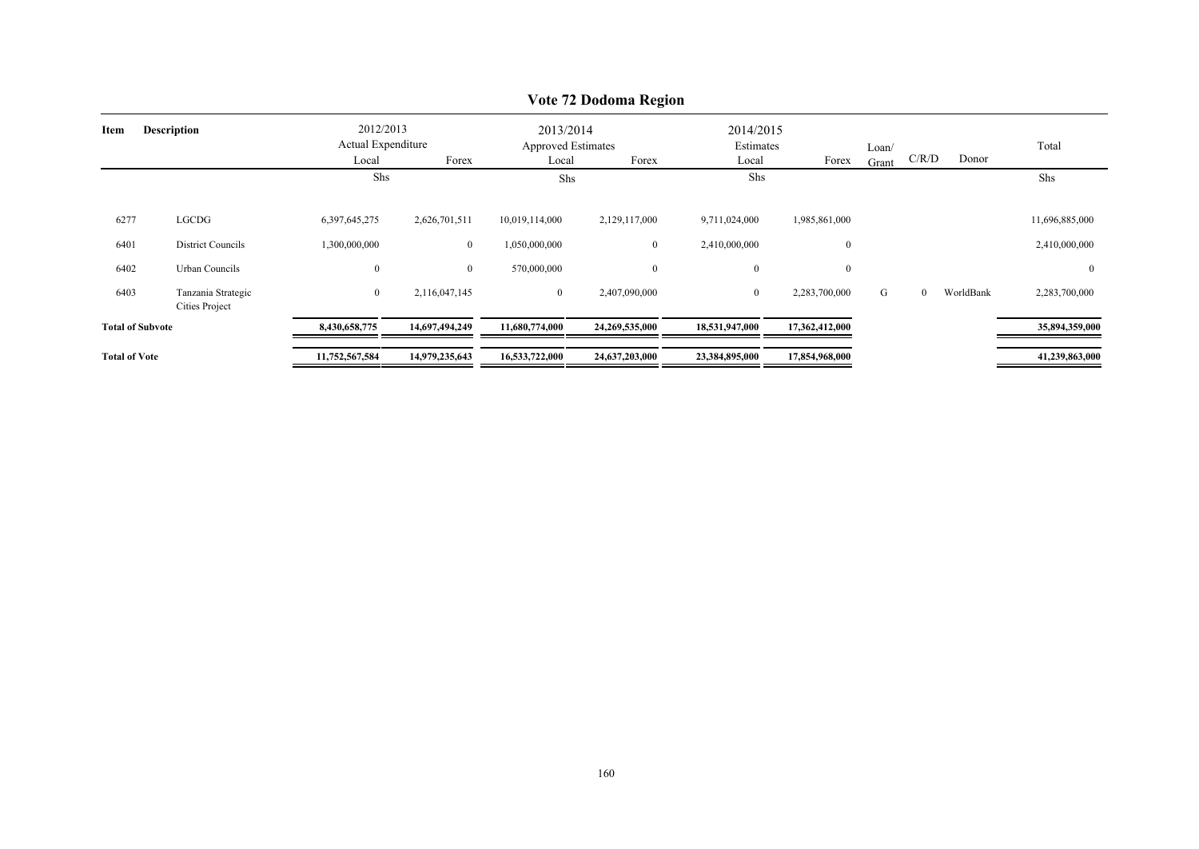# Vote 72 Dodoma Region

| Item | Description | 2012/2013 Actual Expenditure | | 2013/2014 Approved Estimates | | 2014/2015 Estimates | | Loan/ Grant | C/R/D | Donor | Total |
|---|---|---|---|---|---|---|---|---|---|---|---|
| | | Local | Forex | Local | Forex | Local | Forex | | | | |
| | | Shs | | Shs | | Shs | | | | | Shs |
| 6277 | LGCDG | 6,397,645,275 | 2,626,701,511 | 10,019,114,000 | 2,129,117,000 | 9,711,024,000 | 1,985,861,000 | | | | 11,696,885,000 |
| 6401 | District Councils | 1,300,000,000 | 0 | 1,050,000,000 | 0 | 2,410,000,000 | 0 | | | | 2,410,000,000 |
| 6402 | Urban Councils | 0 | 0 | 570,000,000 | 0 | 0 | 0 | | | | 0 |
| 6403 | Tanzania Strategic Cities Project | 0 | 2,116,047,145 | 0 | 2,407,090,000 | 0 | 2,283,700,000 | G | 0 | WorldBank | 2,283,700,000 |
| **Total of Subvote** | | **8,430,658,775** | **14,697,494,249** | **11,680,774,000** | **24,269,535,000** | **18,531,947,000** | **17,362,412,000** | | | | **35,894,359,000** |
| **Total of Vote** | | **11,752,567,584** | **14,979,235,643** | **16,533,722,000** | **24,637,203,000** | **23,384,895,000** | **17,854,968,000** | | | | **41,239,863,000** |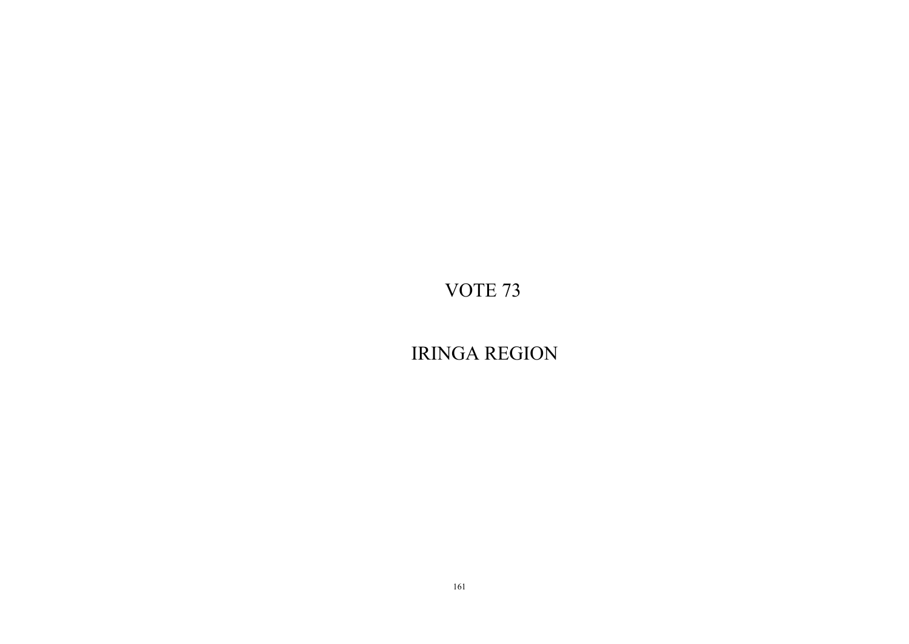# VOTE 73

# IRINGA REGION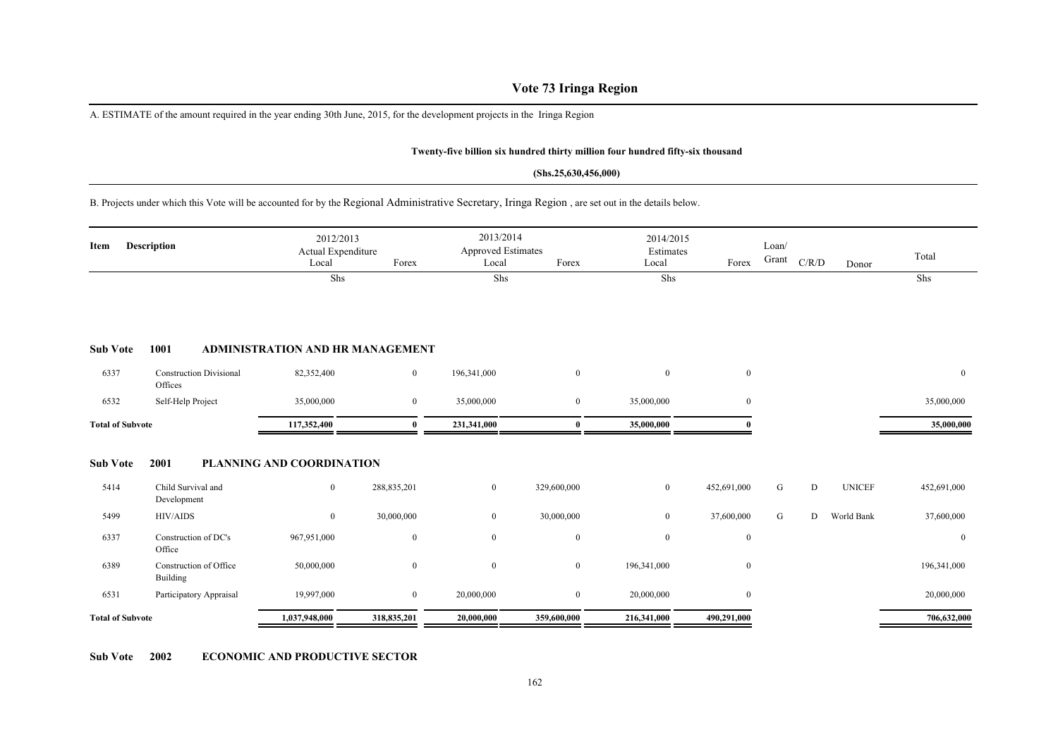# Vote 73 Iringa Region

A. ESTIMATE of the amount required in the year ending 30th June, 2015, for the development projects in the Iringa Region

**Twenty-five billion six hundred thirty million four hundred fifty-six thousand**

**(Shs.25,630,456,000)**

B. Projects under which this Vote will be accounted for by the Regional Administrative Secretary, Iringa Region , are set out in the details below.

| Item | Description | 2012/2013 Actual Expenditure Local | Forex | 2013/2014 Approved Estimates Local | Forex | 2014/2015 Estimates Local | Forex | Loan/ Grant | C/R/D | Donor | Total |
|---|---|---|---|---|---|---|---|---|---|---|---|
| | | Shs | | Shs | | Shs | | | | | Shs |
| **Sub Vote** | **1001** | **ADMINISTRATION AND HR MANAGEMENT** | | | | | | | | | |
| 6337 | Construction Divisional Offices | 82,352,400 | 0 | 196,341,000 | 0 | 0 | 0 | | | | 0 |
| 6532 | Self-Help Project | 35,000,000 | 0 | 35,000,000 | 0 | 35,000,000 | 0 | | | | 35,000,000 |
| **Total of Subvote** | | 117,352,400 | 0 | 231,341,000 | 0 | 35,000,000 | 0 | | | | 35,000,000 |
| **Sub Vote** | **2001** | **PLANNING AND COORDINATION** | | | | | | | | | |
| 5414 | Child Survival and Development | 0 | 288,835,201 | 0 | 329,600,000 | 0 | 452,691,000 | G | D | UNICEF | 452,691,000 |
| 5499 | HIV/AIDS | 0 | 30,000,000 | 0 | 30,000,000 | 0 | 37,600,000 | G | D | World Bank | 37,600,000 |
| 6337 | Construction of DC's Office | 967,951,000 | 0 | 0 | 0 | 0 | 0 | | | | 0 |
| 6389 | Construction of Office Building | 50,000,000 | 0 | 0 | 0 | 196,341,000 | 0 | | | | 196,341,000 |
| 6531 | Participatory Appraisal | 19,997,000 | 0 | 20,000,000 | 0 | 20,000,000 | 0 | | | | 20,000,000 |
| **Total of Subvote** | | 1,037,948,000 | 318,835,201 | 20,000,000 | 359,600,000 | 216,341,000 | 490,291,000 | | | | 706,632,000 |

**Sub Vote 2002 ECONOMIC AND PRODUCTIVE SECTOR**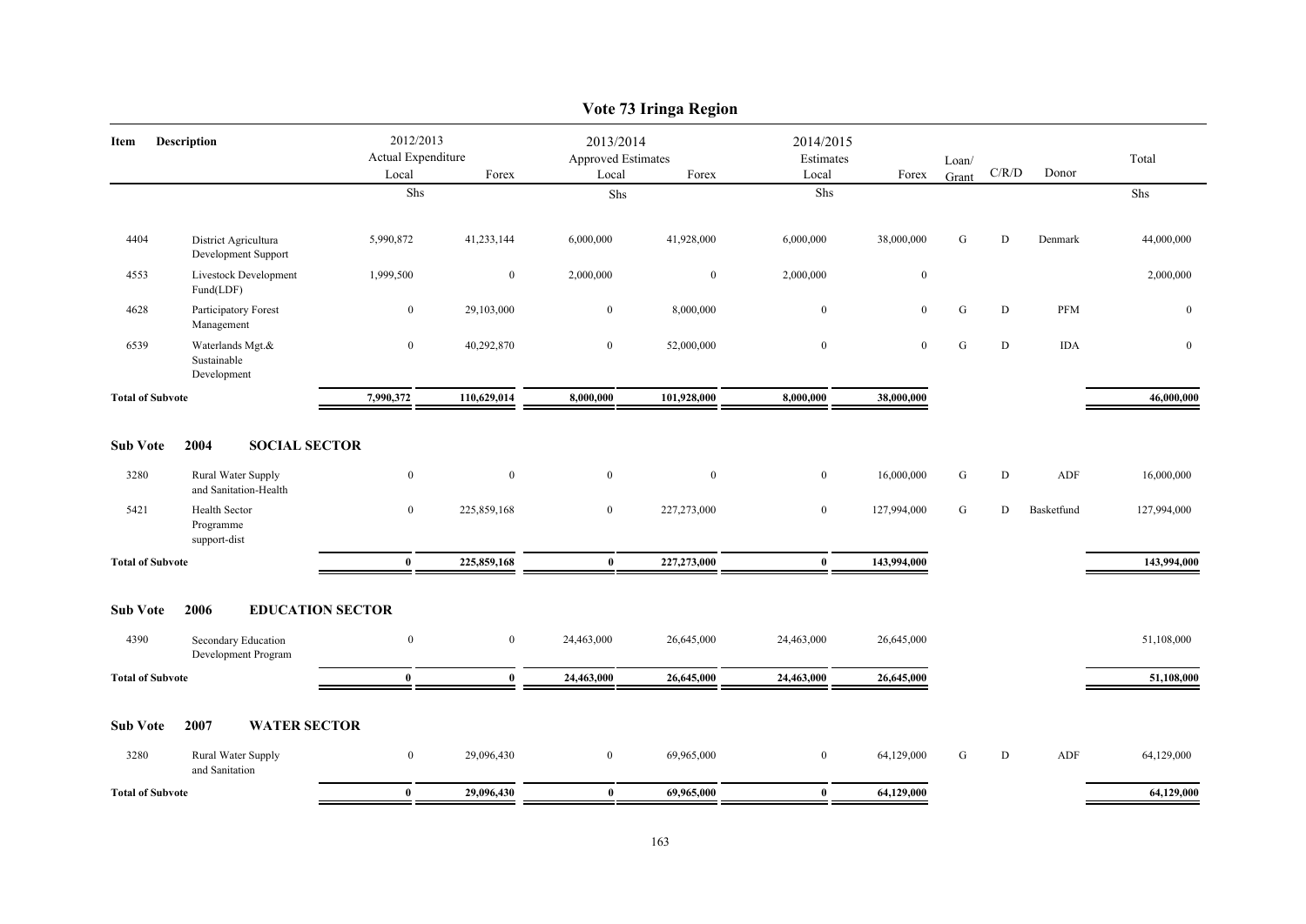# Vote 73 Iringa Region

| Item | Description | 2012/2013 Actual Expenditure Local | Forex | 2013/2014 Approved Estimates Local | Forex | 2014/2015 Estimates Local | Forex | Loan/ Grant | C/R/D | Donor | Total |
|---|---|---|---|---|---|---|---|---|---|---|---|
| | | Shs | | Shs | | Shs | | | | | Shs |
| 4404 | District Agricultura Development Support | 5,990,872 | 41,233,144 | 6,000,000 | 41,928,000 | 6,000,000 | 38,000,000 | G | D | Denmark | 44,000,000 |
| 4553 | Livestock Development Fund(LDF) | 1,999,500 | 0 | 2,000,000 | 0 | 2,000,000 | 0 | | | | 2,000,000 |
| 4628 | Participatory Forest Management | 0 | 29,103,000 | 0 | 8,000,000 | 0 | 0 | G | D | PFM | 0 |
| 6539 | Waterlands Mgt.& Sustainable Development | 0 | 40,292,870 | 0 | 52,000,000 | 0 | 0 | G | D | IDA | 0 |
| **Total of Subvote** | | **7,990,372** | **110,629,014** | **8,000,000** | **101,928,000** | **8,000,000** | **38,000,000** | | | | **46,000,000** |
| **Sub Vote** | **2004 SOCIAL SECTOR** | | | | | | | | | | |
| 3280 | Rural Water Supply and Sanitation-Health | 0 | 0 | 0 | 0 | 0 | 16,000,000 | G | D | ADF | 16,000,000 |
| 5421 | Health Sector Programme support-dist | 0 | 225,859,168 | 0 | 227,273,000 | 0 | 127,994,000 | G | D | Basketfund | 127,994,000 |
| **Total of Subvote** | | **0** | **225,859,168** | **0** | **227,273,000** | **0** | **143,994,000** | | | | **143,994,000** |
| **Sub Vote** | **2006 EDUCATION SECTOR** | | | | | | | | | | |
| 4390 | Secondary Education Development Program | 0 | 0 | 24,463,000 | 26,645,000 | 24,463,000 | 26,645,000 | | | | 51,108,000 |
| **Total of Subvote** | | **0** | **0** | **24,463,000** | **26,645,000** | **24,463,000** | **26,645,000** | | | | **51,108,000** |
| **Sub Vote** | **2007 WATER SECTOR** | | | | | | | | | | |
| 3280 | Rural Water Supply and Sanitation | 0 | 29,096,430 | 0 | 69,965,000 | 0 | 64,129,000 | G | D | ADF | 64,129,000 |
| **Total of Subvote** | | **0** | **29,096,430** | **0** | **69,965,000** | **0** | **64,129,000** | | | | **64,129,000** |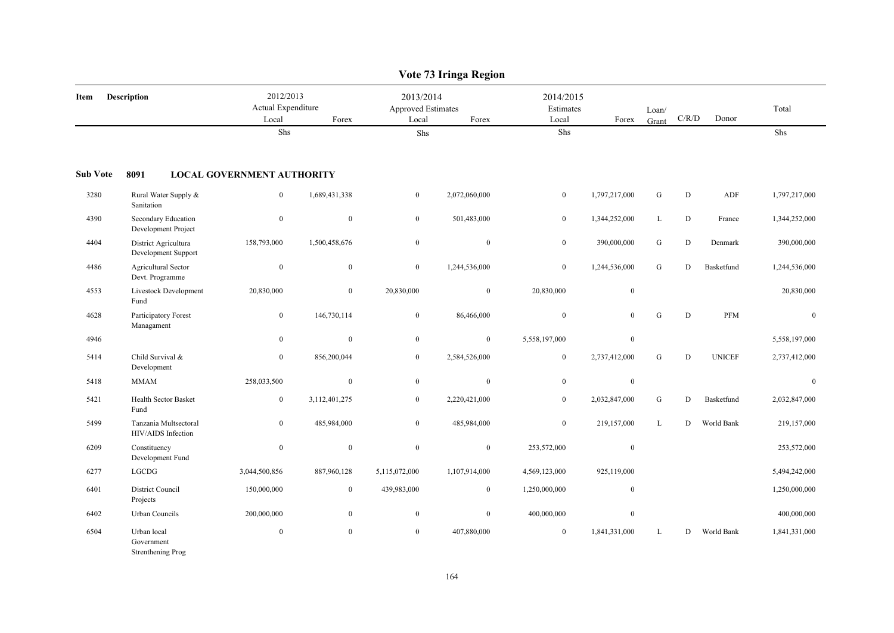# Vote 73 Iringa Region

| Item | Description | 2012/2013 Actual Expenditure | | 2013/2014 Approved Estimates | | 2014/2015 Estimates | | Loan/ Grant | C/R/D | Donor | Total |
|---|---|---|---|---|---|---|---|---|---|---|---|
| | | Local | Forex | Local | Forex | Local | Forex | | | | |
| | | Shs | | Shs | | Shs | | | | | Shs |
| **Sub Vote** | **8091 LOCAL GOVERNMENT AUTHORITY** | | | | | | | | | | |
| 3280 | Rural Water Supply & Sanitation | 0 | 1,689,431,338 | 0 | 2,072,060,000 | 0 | 1,797,217,000 | G | D | ADF | 1,797,217,000 |
| 4390 | Secondary Education Development Project | 0 | 0 | 0 | 501,483,000 | 0 | 1,344,252,000 | L | D | France | 1,344,252,000 |
| 4404 | District Agricultura Development Support | 158,793,000 | 1,500,458,676 | 0 | 0 | 0 | 390,000,000 | G | D | Denmark | 390,000,000 |
| 4486 | Agricultural Sector Devt. Programme | 0 | 0 | 0 | 1,244,536,000 | 0 | 1,244,536,000 | G | D | Basketfund | 1,244,536,000 |
| 4553 | Livestock Development Fund | 20,830,000 | 0 | 20,830,000 | 0 | 20,830,000 | 0 | | | | 20,830,000 |
| 4628 | Participatory Forest Managament | 0 | 146,730,114 | 0 | 86,466,000 | 0 | 0 | G | D | PFM | 0 |
| 4946 | | 0 | 0 | 0 | 0 | 5,558,197,000 | 0 | | | | 5,558,197,000 |
| 5414 | Child Survival & Development | 0 | 856,200,044 | 0 | 2,584,526,000 | 0 | 2,737,412,000 | G | D | UNICEF | 2,737,412,000 |
| 5418 | MMAM | 258,033,500 | 0 | 0 | 0 | 0 | 0 | | | | 0 |
| 5421 | Health Sector Basket Fund | 0 | 3,112,401,275 | 0 | 2,220,421,000 | 0 | 2,032,847,000 | G | D | Basketfund | 2,032,847,000 |
| 5499 | Tanzania Multsectoral HIV/AIDS Infection | 0 | 485,984,000 | 0 | 485,984,000 | 0 | 219,157,000 | L | D | World Bank | 219,157,000 |
| 6209 | Constituency Development Fund | 0 | 0 | 0 | 0 | 253,572,000 | 0 | | | | 253,572,000 |
| 6277 | LGCDG | 3,044,500,856 | 887,960,128 | 5,115,072,000 | 1,107,914,000 | 4,569,123,000 | 925,119,000 | | | | 5,494,242,000 |
| 6401 | District Council Projects | 150,000,000 | 0 | 439,983,000 | 0 | 1,250,000,000 | 0 | | | | 1,250,000,000 |
| 6402 | Urban Councils | 200,000,000 | 0 | 0 | 0 | 400,000,000 | 0 | | | | 400,000,000 |
| 6504 | Urban local Government Strenthening Prog | 0 | 0 | 0 | 407,880,000 | 0 | 1,841,331,000 | L | D | World Bank | 1,841,331,000 |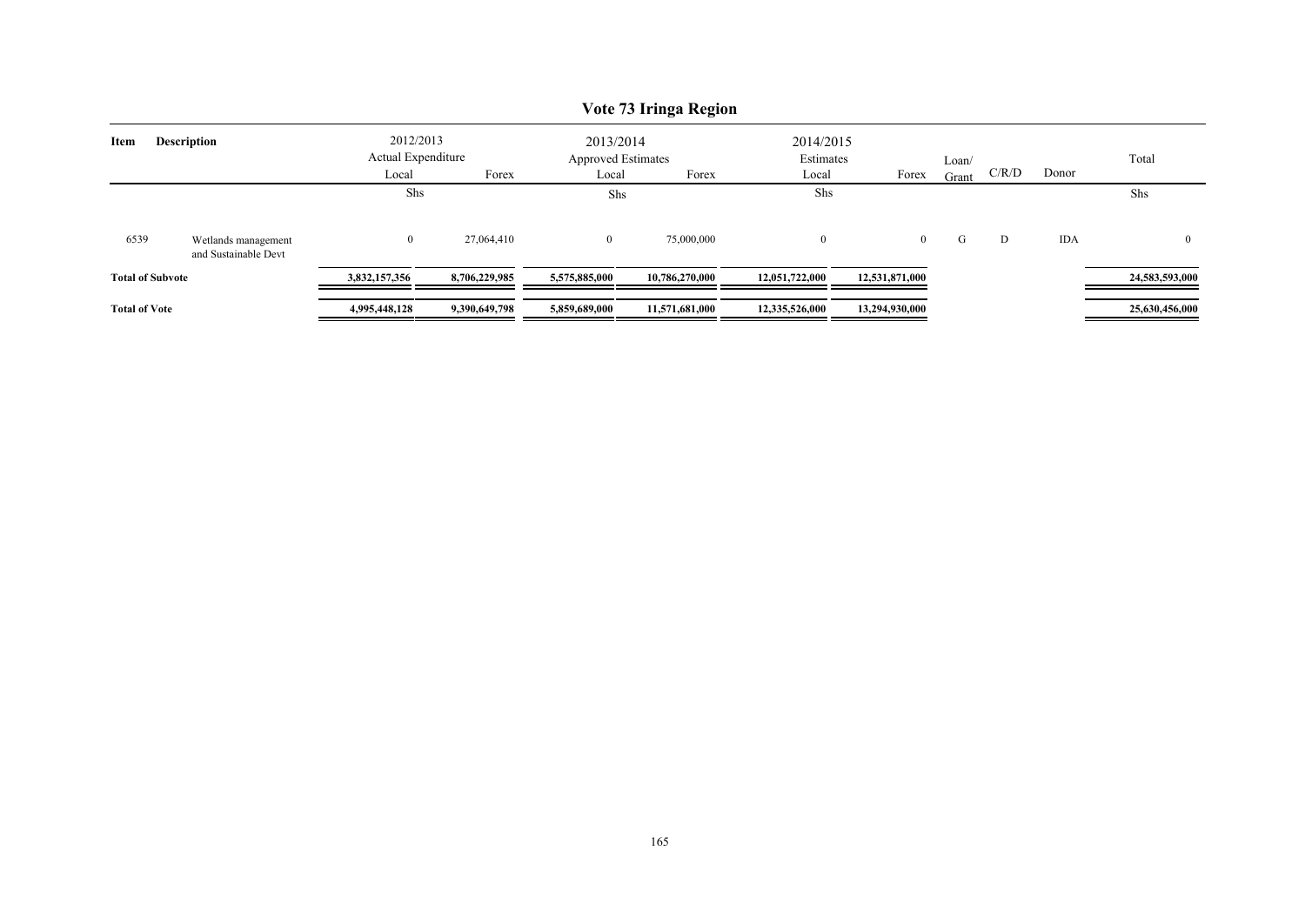# Vote 73 Iringa Region

| Item | Description | 2012/2013 Actual Expenditure Local | Forex | 2013/2014 Approved Estimates Local | Forex | 2014/2015 Estimates Local | Forex | Loan/ Grant | C/R/D | Donor | Total |
|---|---|---|---|---|---|---|---|---|---|---|---|
| | | Shs | | Shs | | Shs | | | | | Shs |
| 6539 | Wetlands management and Sustainable Devt | 0 | 27,064,410 | 0 | 75,000,000 | 0 | 0 | G | D | IDA | 0 |
| **Total of Subvote** | | **3,832,157,356** | **8,706,229,985** | **5,575,885,000** | **10,786,270,000** | **12,051,722,000** | **12,531,871,000** | | | | **24,583,593,000** |
| **Total of Vote** | | **4,995,448,128** | **9,390,649,798** | **5,859,689,000** | **11,571,681,000** | **12,335,526,000** | **13,294,930,000** | | | | **25,630,456,000** |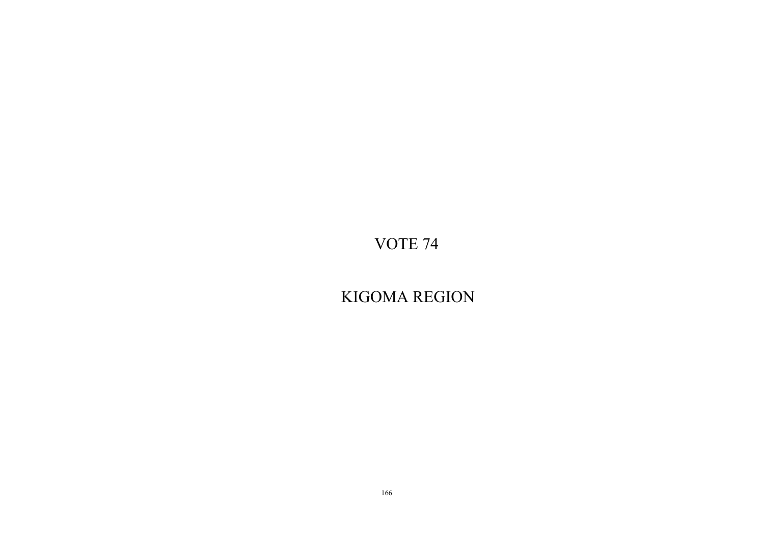# VOTE 74

# KIGOMA REGION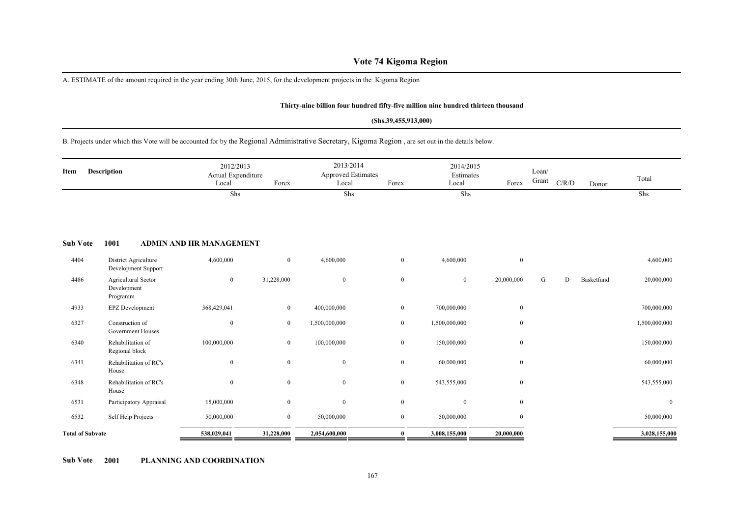# Vote 74 Kigoma Region

A. ESTIMATE of the amount required in the year ending 30th June, 2015, for the development projects in the Kigoma Region

**Thirty-nine billion four hundred fifty-five million nine hundred thirteen thousand**

**(Shs.39,455,913,000)**

B. Projects under which this Vote will be accounted for by the Regional Administrative Secretary, Kigoma Region , are set out in the details below.

| Item | Description | 2012/2013 Actual Expenditure Local | Forex | 2013/2014 Approved Estimates Local | Forex | 2014/2015 Estimates Local | Forex | Loan/ Grant | C/R/D | Donor | Total |
|---|---|---|---|---|---|---|---|---|---|---|---|
| | | Shs | | Shs | | Shs | | | | | Shs |
| **Sub Vote** | **1001 ADMIN AND HR MANAGEMENT** | | | | | | | | | | |
| 4404 | District Agriculture Development Support | 4,600,000 | 0 | 4,600,000 | 0 | 4,600,000 | 0 | | | | 4,600,000 |
| 4486 | Agricultural Sector Development Programm | 0 | 31,228,000 | 0 | 0 | 0 | 20,000,000 | G | D | Basketfund | 20,000,000 |
| 4933 | EPZ Development | 368,429,041 | 0 | 400,000,000 | 0 | 700,000,000 | 0 | | | | 700,000,000 |
| 6327 | Construction of Government Houses | 0 | 0 | 1,500,000,000 | 0 | 1,500,000,000 | 0 | | | | 1,500,000,000 |
| 6340 | Rehabilitation of Regional block | 100,000,000 | 0 | 100,000,000 | 0 | 150,000,000 | 0 | | | | 150,000,000 |
| 6341 | Rehabilitation of RC's House | 0 | 0 | 0 | 0 | 60,000,000 | 0 | | | | 60,000,000 |
| 6348 | Rehabilitation of RC's House | 0 | 0 | 0 | 0 | 543,555,000 | 0 | | | | 543,555,000 |
| 6531 | Participatory Appraisal | 15,000,000 | 0 | 0 | 0 | 0 | 0 | | | | 0 |
| 6532 | Self Help Projects | 50,000,000 | 0 | 50,000,000 | 0 | 50,000,000 | 0 | | | | 50,000,000 |
| **Total of Subvote** | | **538,029,041** | **31,228,000** | **2,054,600,000** | **0** | **3,008,155,000** | **20,000,000** | | | | **3,028,155,000** |

**Sub Vote 2001 PLANNING AND COORDINATION**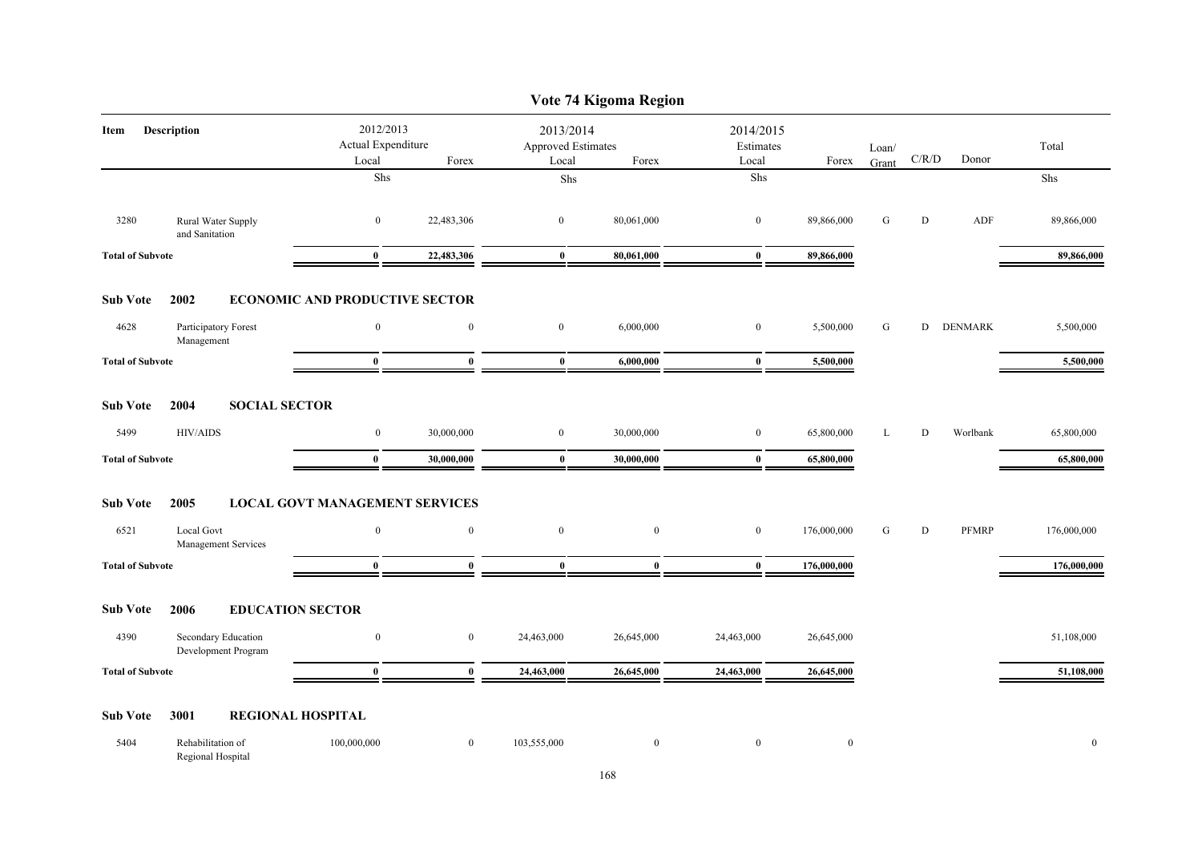# Vote 74 Kigoma Region

| Item | Description | 2012/2013 Actual Expenditure Local | Forex | 2013/2014 Approved Estimates Local | Forex | 2014/2015 Estimates Local | Forex | Loan/ Grant | C/R/D | Donor | Total |
|---|---|---|---|---|---|---|---|---|---|---|---|
| | | Shs | | Shs | | Shs | | | | | Shs |
| 3280 | Rural Water Supply and Sanitation | 0 | 22,483,306 | 0 | 80,061,000 | 0 | 89,866,000 | G | D | ADF | 89,866,000 |
| **Total of Subvote** | | **0** | **22,483,306** | **0** | **80,061,000** | **0** | **89,866,000** | | | | **89,866,000** |
| **Sub Vote** | **2002** | **ECONOMIC AND PRODUCTIVE SECTOR** | | | | | | | | | |
| 4628 | Participatory Forest Management | 0 | 0 | 0 | 6,000,000 | 0 | 5,500,000 | G | D | DENMARK | 5,500,000 |
| **Total of Subvote** | | **0** | **0** | **0** | **6,000,000** | **0** | **5,500,000** | | | | **5,500,000** |
| **Sub Vote** | **2004** | **SOCIAL SECTOR** | | | | | | | | | |
| 5499 | HIV/AIDS | 0 | 30,000,000 | 0 | 30,000,000 | 0 | 65,800,000 | L | D | Worlbank | 65,800,000 |
| **Total of Subvote** | | **0** | **30,000,000** | **0** | **30,000,000** | **0** | **65,800,000** | | | | **65,800,000** |
| **Sub Vote** | **2005** | **LOCAL GOVT MANAGEMENT SERVICES** | | | | | | | | | |
| 6521 | Local Govt Management Services | 0 | 0 | 0 | 0 | 0 | 176,000,000 | G | D | PFMRP | 176,000,000 |
| **Total of Subvote** | | **0** | **0** | **0** | **0** | **0** | **176,000,000** | | | | **176,000,000** |
| **Sub Vote** | **2006** | **EDUCATION SECTOR** | | | | | | | | | |
| 4390 | Secondary Education Development Program | 0 | 0 | 24,463,000 | 26,645,000 | 24,463,000 | 26,645,000 | | | | 51,108,000 |
| **Total of Subvote** | | **0** | **0** | **24,463,000** | **26,645,000** | **24,463,000** | **26,645,000** | | | | **51,108,000** |
| **Sub Vote** | **3001** | **REGIONAL HOSPITAL** | | | | | | | | | |
| 5404 | Rehabilitation of Regional Hospital | 100,000,000 | 0 | 103,555,000 | 0 | 0 | 0 | | | | 0 |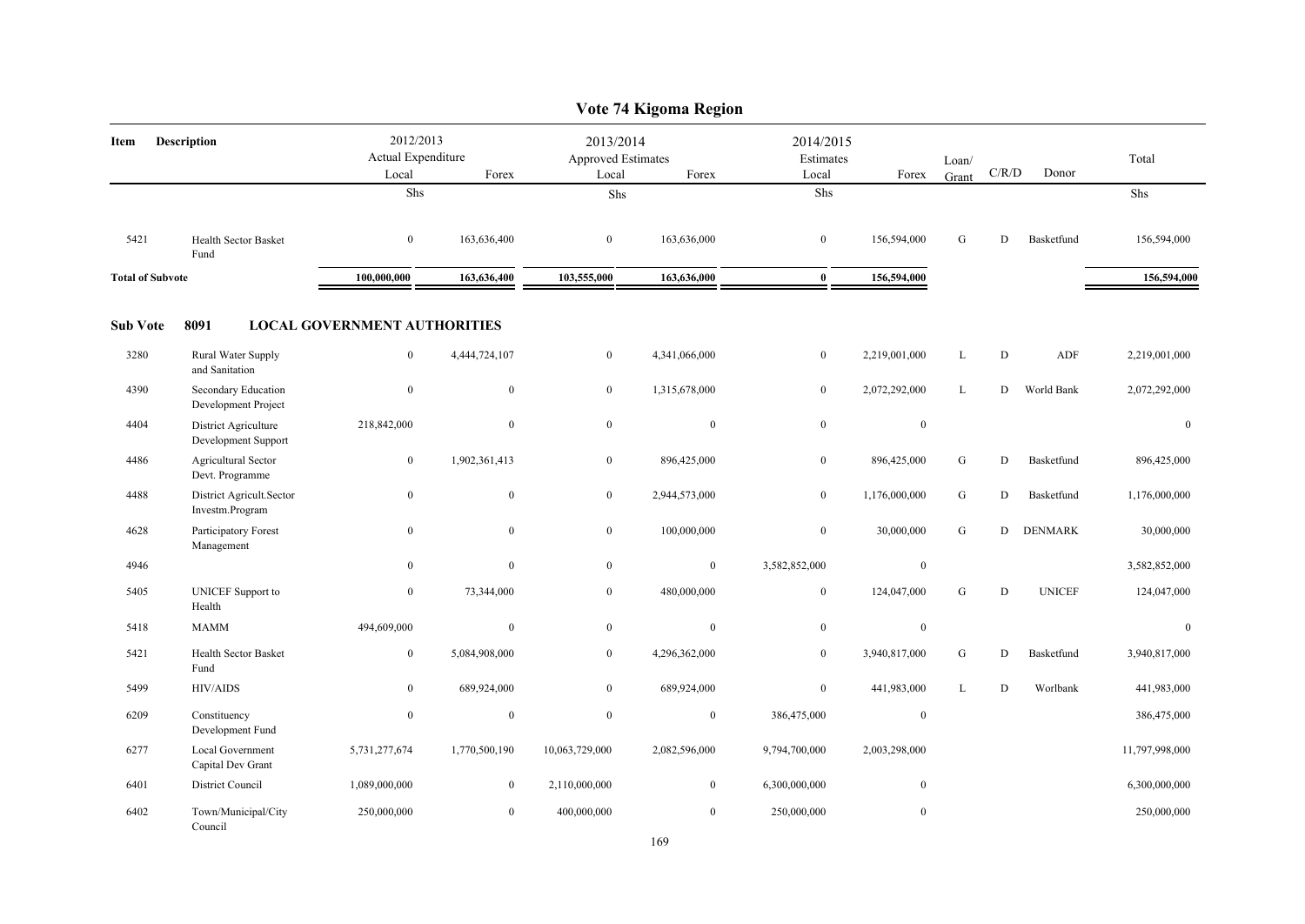# Vote 74 Kigoma Region

| Item | Description | 2012/2013 Actual Expenditure Local | Forex | 2013/2014 Approved Estimates Local | Forex | 2014/2015 Estimates Local | Forex | Loan/ Grant | C/R/D | Donor | Total |
|---|---|---|---|---|---|---|---|---|---|---|---|
| | | Shs | | Shs | | Shs | | | | | Shs |
| 5421 | Health Sector Basket Fund | 0 | 163,636,400 | 0 | 163,636,000 | 0 | 156,594,000 | G | D | Basketfund | 156,594,000 |
| **Total of Subvote** | | **100,000,000** | **163,636,400** | **103,555,000** | **163,636,000** | **0** | **156,594,000** | | | | **156,594,000** |

## Sub Vote 8091 LOCAL GOVERNMENT AUTHORITIES

| Item | Description | 2012/2013 Actual Expenditure Local | Forex | 2013/2014 Approved Estimates Local | Forex | 2014/2015 Estimates Local | Forex | Loan/ Grant | C/R/D | Donor | Total |
|---|---|---|---|---|---|---|---|---|---|---|---|
| 3280 | Rural Water Supply and Sanitation | 0 | 4,444,724,107 | 0 | 4,341,066,000 | 0 | 2,219,001,000 | L | D | ADF | 2,219,001,000 |
| 4390 | Secondary Education Development Project | 0 | 0 | 0 | 1,315,678,000 | 0 | 2,072,292,000 | L | D | World Bank | 2,072,292,000 |
| 4404 | District Agriculture Development Support | 218,842,000 | 0 | 0 | 0 | 0 | 0 | | | | 0 |
| 4486 | Agricultural Sector Devt. Programme | 0 | 1,902,361,413 | 0 | 896,425,000 | 0 | 896,425,000 | G | D | Basketfund | 896,425,000 |
| 4488 | District Agricult.Sector Investm.Program | 0 | 0 | 0 | 2,944,573,000 | 0 | 1,176,000,000 | G | D | Basketfund | 1,176,000,000 |
| 4628 | Participatory Forest Management | 0 | 0 | 0 | 100,000,000 | 0 | 30,000,000 | G | D | DENMARK | 30,000,000 |
| 4946 | | 0 | 0 | 0 | 0 | 3,582,852,000 | 0 | | | | 3,582,852,000 |
| 5405 | UNICEF Support to Health | 0 | 73,344,000 | 0 | 480,000,000 | 0 | 124,047,000 | G | D | UNICEF | 124,047,000 |
| 5418 | MAMM | 494,609,000 | 0 | 0 | 0 | 0 | 0 | | | | 0 |
| 5421 | Health Sector Basket Fund | 0 | 5,084,908,000 | 0 | 4,296,362,000 | 0 | 3,940,817,000 | G | D | Basketfund | 3,940,817,000 |
| 5499 | HIV/AIDS | 0 | 689,924,000 | 0 | 689,924,000 | 0 | 441,983,000 | L | D | Worlbank | 441,983,000 |
| 6209 | Constituency Development Fund | 0 | 0 | 0 | 0 | 386,475,000 | 0 | | | | 386,475,000 |
| 6277 | Local Government Capital Dev Grant | 5,731,277,674 | 1,770,500,190 | 10,063,729,000 | 2,082,596,000 | 9,794,700,000 | 2,003,298,000 | | | | 11,797,998,000 |
| 6401 | District Council | 1,089,000,000 | 0 | 2,110,000,000 | 0 | 6,300,000,000 | 0 | | | | 6,300,000,000 |
| 6402 | Town/Municipal/City Council | 250,000,000 | 0 | 400,000,000 | 0 | 250,000,000 | 0 | | | | 250,000,000 |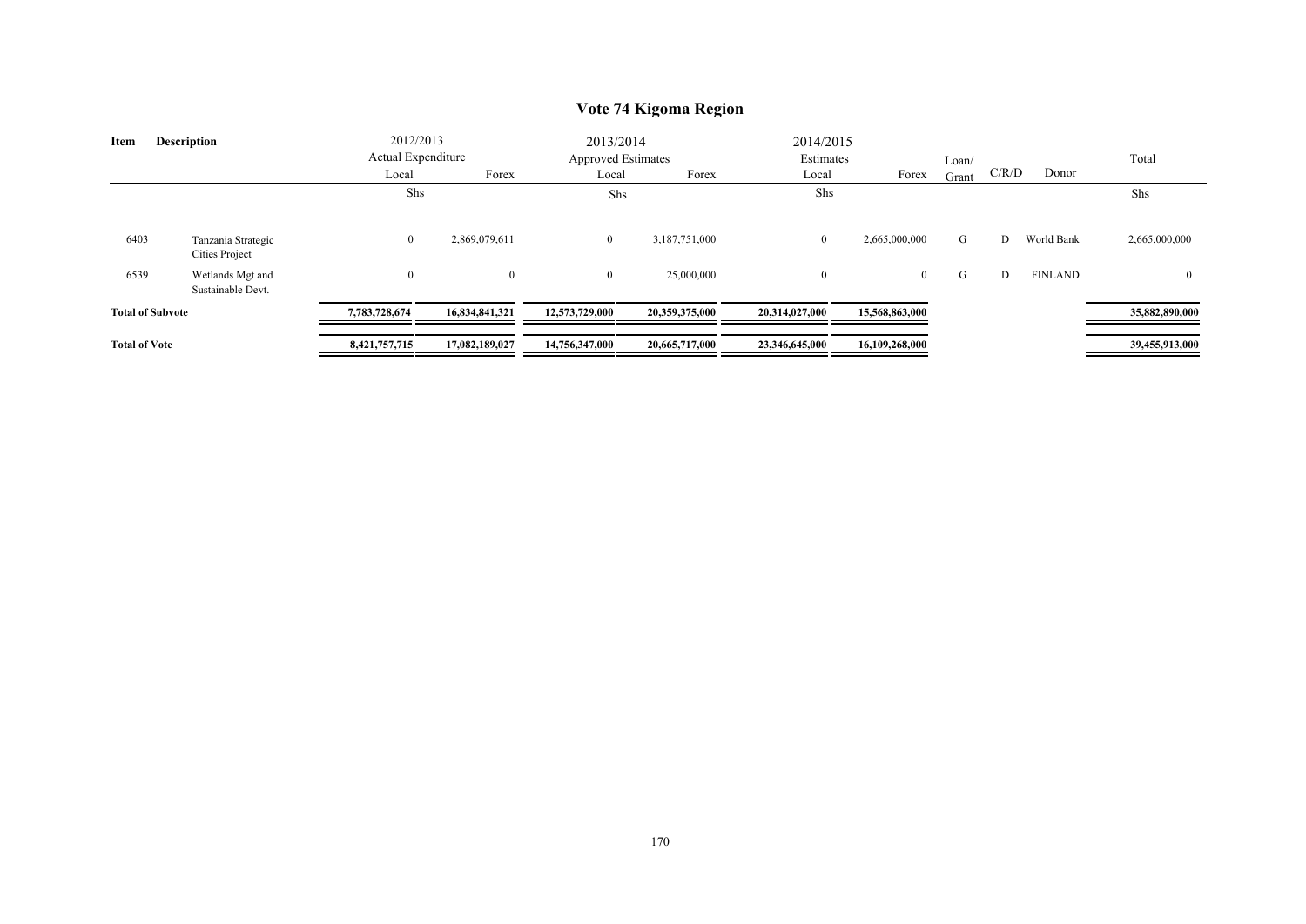# Vote 74 Kigoma Region

| Item | Description | 2012/2013 Actual Expenditure Local | Forex | 2013/2014 Approved Estimates Local | Forex | 2014/2015 Estimates Local | Forex | Loan/ Grant | C/R/D | Donor | Total |
|---|---|---|---|---|---|---|---|---|---|---|---|
| | | Shs | | Shs | | Shs | | | | | Shs |
| 6403 | Tanzania Strategic Cities Project | 0 | 2,869,079,611 | 0 | 3,187,751,000 | 0 | 2,665,000,000 | G | D | World Bank | 2,665,000,000 |
| 6539 | Wetlands Mgt and Sustainable Devt. | 0 | 0 | 0 | 25,000,000 | 0 | 0 | G | D | FINLAND | 0 |
| **Total of Subvote** | | **7,783,728,674** | **16,834,841,321** | **12,573,729,000** | **20,359,375,000** | **20,314,027,000** | **15,568,863,000** | | | | **35,882,890,000** |
| **Total of Vote** | | **8,421,757,715** | **17,082,189,027** | **14,756,347,000** | **20,665,717,000** | **23,346,645,000** | **16,109,268,000** | | | | **39,455,913,000** |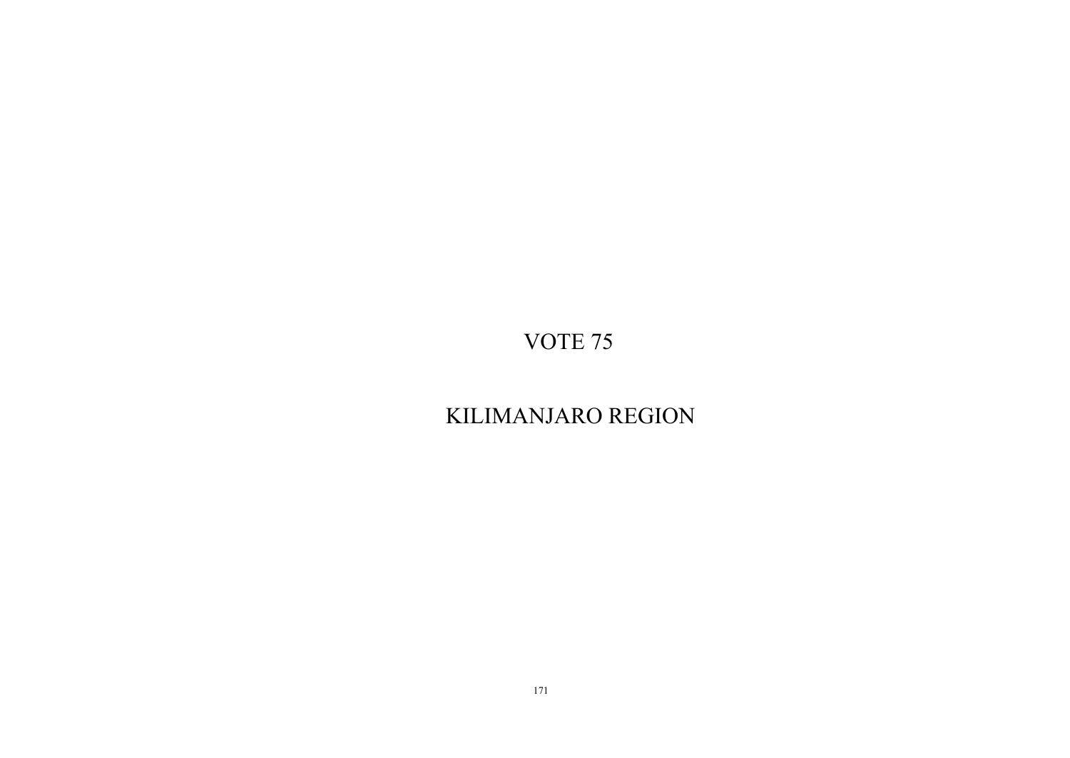# VOTE 75

# KILIMANJARO REGION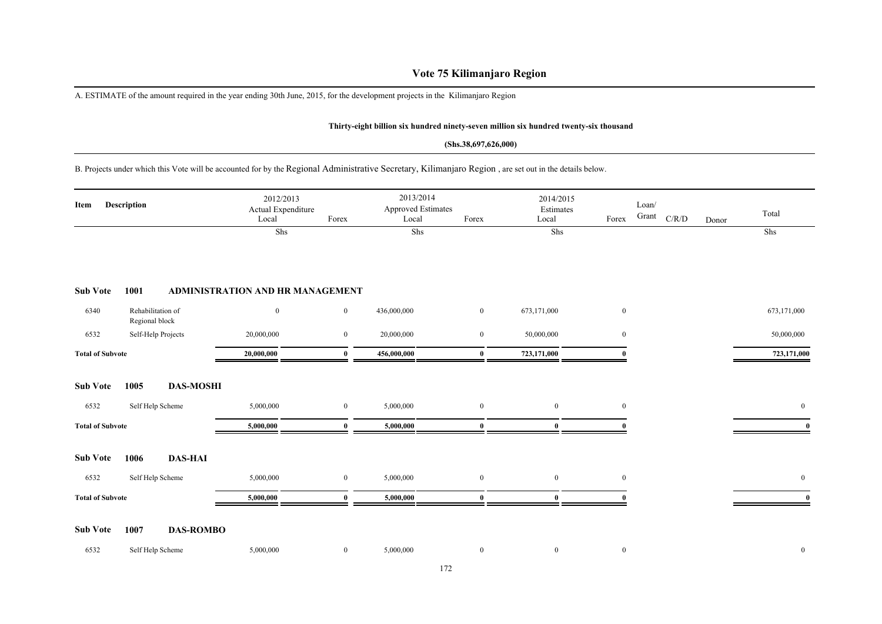# Vote 75 Kilimanjaro Region

A. ESTIMATE of the amount required in the year ending 30th June, 2015, for the development projects in the Kilimanjaro Region

**Thirty-eight billion six hundred ninety-seven million six hundred twenty-six thousand**

**(Shs.38,697,626,000)**

B. Projects under which this Vote will be accounted for by the Regional Administrative Secretary, Kilimanjaro Region , are set out in the details below.

| Item | Description | 2012/2013 Actual Expenditure Local | Forex | 2013/2014 Approved Estimates Local | Forex | 2014/2015 Estimates Local | Forex | Loan/ Grant | C/R/D | Donor | Total |
|---|---|---|---|---|---|---|---|---|---|---|---|
| | | Shs | | Shs | | Shs | | | | | Shs |
| **Sub Vote** | **1001** | **ADMINISTRATION AND HR MANAGEMENT** | | | | | | | | | |
| 6340 | Rehabilitation of Regional block | 0 | 0 | 436,000,000 | 0 | 673,171,000 | 0 | | | | 673,171,000 |
| 6532 | Self-Help Projects | 20,000,000 | 0 | 20,000,000 | 0 | 50,000,000 | 0 | | | | 50,000,000 |
| **Total of Subvote** | | **20,000,000** | **0** | **456,000,000** | **0** | **723,171,000** | **0** | | | | **723,171,000** |
| **Sub Vote** | **1005** | **DAS-MOSHI** | | | | | | | | | |
| 6532 | Self Help Scheme | 5,000,000 | 0 | 5,000,000 | 0 | 0 | 0 | | | | 0 |
| **Total of Subvote** | | **5,000,000** | **0** | **5,000,000** | **0** | **0** | **0** | | | | **0** |
| **Sub Vote** | **1006** | **DAS-HAI** | | | | | | | | | |
| 6532 | Self Help Scheme | 5,000,000 | 0 | 5,000,000 | 0 | 0 | 0 | | | | 0 |
| **Total of Subvote** | | **5,000,000** | **0** | **5,000,000** | **0** | **0** | **0** | | | | **0** |
| **Sub Vote** | **1007** | **DAS-ROMBO** | | | | | | | | | |
| 6532 | Self Help Scheme | 5,000,000 | 0 | 5,000,000 | 0 | 0 | 0 | | | | 0 |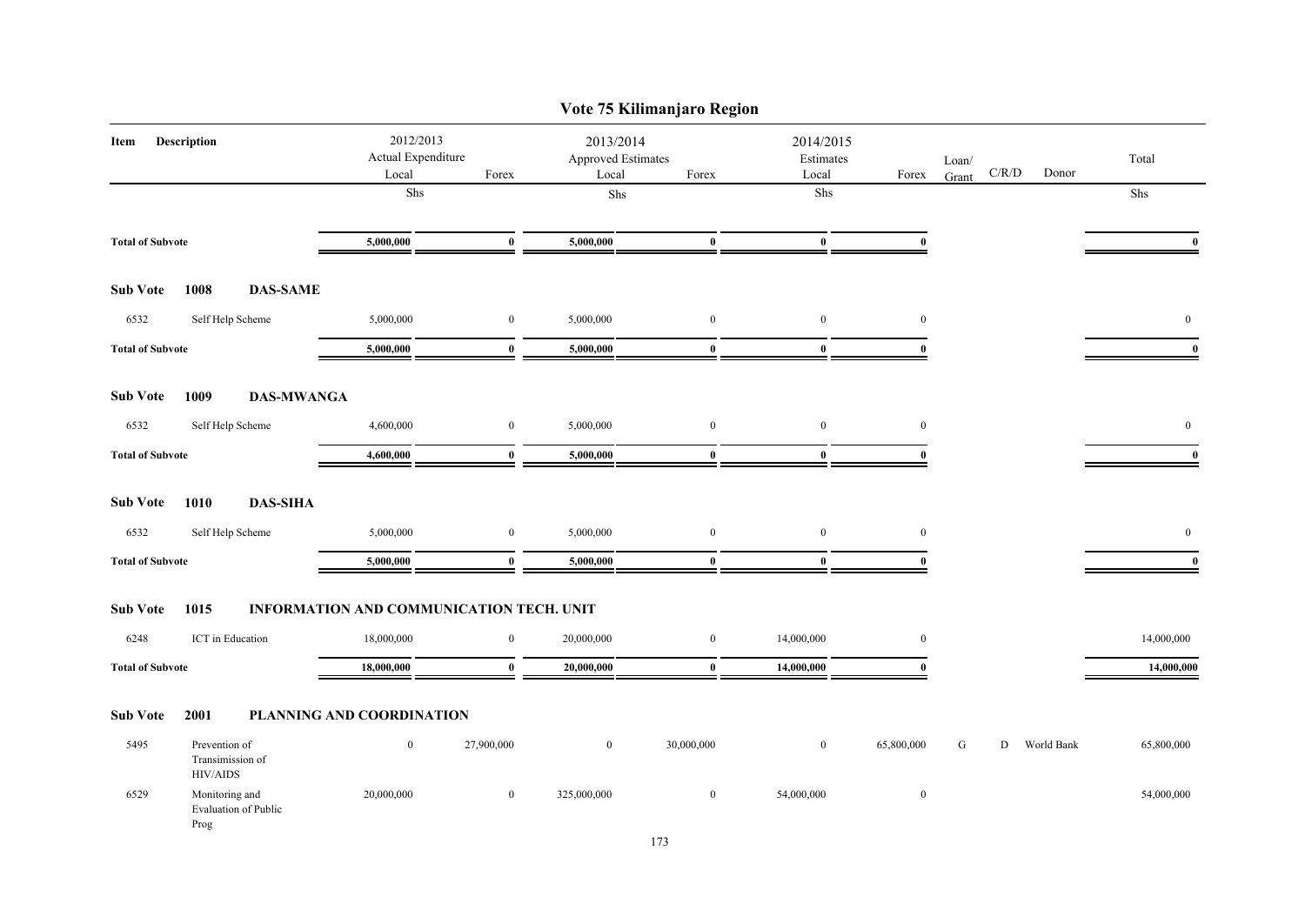# Vote 75 Kilimanjaro Region

| Item | Description | 2012/2013 Actual Expenditure Local | Forex | 2013/2014 Approved Estimates Local | Forex | 2014/2015 Estimates Local | Forex | Loan/ Grant | C/R/D | Donor | Total |
|---|---|---|---|---|---|---|---|---|---|---|---|
| | | Shs | | Shs | | Shs | | | | | Shs |
| **Total of Subvote** | | **5,000,000** | **0** | **5,000,000** | **0** | **0** | **0** | | | | **0** |
| **Sub Vote 1008** | **DAS-SAME** | | | | | | | | | | |
| 6532 | Self Help Scheme | 5,000,000 | 0 | 5,000,000 | 0 | 0 | 0 | | | | 0 |
| **Total of Subvote** | | **5,000,000** | **0** | **5,000,000** | **0** | **0** | **0** | | | | **0** |
| **Sub Vote 1009** | **DAS-MWANGA** | | | | | | | | | | |
| 6532 | Self Help Scheme | 4,600,000 | 0 | 5,000,000 | 0 | 0 | 0 | | | | 0 |
| **Total of Subvote** | | **4,600,000** | **0** | **5,000,000** | **0** | **0** | **0** | | | | **0** |
| **Sub Vote 1010** | **DAS-SIHA** | | | | | | | | | | |
| 6532 | Self Help Scheme | 5,000,000 | 0 | 5,000,000 | 0 | 0 | 0 | | | | 0 |
| **Total of Subvote** | | **5,000,000** | **0** | **5,000,000** | **0** | **0** | **0** | | | | **0** |
| **Sub Vote 1015** | **INFORMATION AND COMMUNICATION TECH. UNIT** | | | | | | | | | | |
| 6248 | ICT in Education | 18,000,000 | 0 | 20,000,000 | 0 | 14,000,000 | 0 | | | | 14,000,000 |
| **Total of Subvote** | | **18,000,000** | **0** | **20,000,000** | **0** | **14,000,000** | **0** | | | | **14,000,000** |
| **Sub Vote 2001** | **PLANNING AND COORDINATION** | | | | | | | | | | |
| 5495 | Prevention of Transimission of HIV/AIDS | 0 | 27,900,000 | 0 | 30,000,000 | 0 | 65,800,000 | G | D | World Bank | 65,800,000 |
| 6529 | Monitoring and Evaluation of Public Prog | 20,000,000 | 0 | 325,000,000 | 0 | 54,000,000 | 0 | | | | 54,000,000 |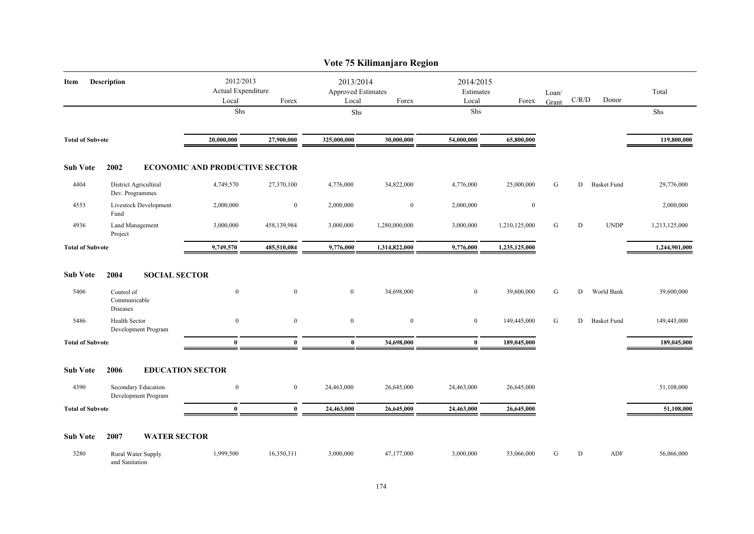# Vote 75 Kilimanjaro Region

| Item | Description | 2012/2013 Actual Expenditure | | 2013/2014 Approved Estimates | | 2014/2015 Estimates | | Loan/ Grant | C/R/D | Donor | Total |
|---|---|---|---|---|---|---|---|---|---|---|---|
| | | Local | Forex | Local | Forex | Local | Forex | | | | |
| | | Shs | | Shs | | Shs | | | | | Shs |
| **Total of Subvote** | | **20,000,000** | **27,900,000** | **325,000,000** | **30,000,000** | **54,000,000** | **65,800,000** | | | | **119,800,000** |
| **Sub Vote** | **2002 ECONOMIC AND PRODUCTIVE SECTOR** | | | | | | | | | | |
| 4404 | District Agricultiral Dev. Programmes | 4,749,570 | 27,370,100 | 4,776,000 | 34,822,000 | 4,776,000 | 25,000,000 | G | D | Basket Fund | 29,776,000 |
| 4553 | Livestock Development Fund | 2,000,000 | 0 | 2,000,000 | 0 | 2,000,000 | 0 | | | | 2,000,000 |
| 4936 | Land Management Project | 3,000,000 | 458,139,984 | 3,000,000 | 1,280,000,000 | 3,000,000 | 1,210,125,000 | G | D | UNDP | 1,213,125,000 |
| **Total of Subvote** | | **9,749,570** | **485,510,084** | **9,776,000** | **1,314,822,000** | **9,776,000** | **1,235,125,000** | | | | **1,244,901,000** |
| **Sub Vote** | **2004 SOCIAL SECTOR** | | | | | | | | | | |
| 5406 | Control of Communicable Diseases | 0 | 0 | 0 | 34,698,000 | 0 | 39,600,000 | G | D | World Bank | 39,600,000 |
| 5486 | Health Sector Development Program | 0 | 0 | 0 | 0 | 0 | 149,445,000 | G | D | Basket Fund | 149,445,000 |
| **Total of Subvote** | | **0** | **0** | **0** | **34,698,000** | **0** | **189,045,000** | | | | **189,045,000** |
| **Sub Vote** | **2006 EDUCATION SECTOR** | | | | | | | | | | |
| 4390 | Secondary Education Development Program | 0 | 0 | 24,463,000 | 26,645,000 | 24,463,000 | 26,645,000 | | | | 51,108,000 |
| **Total of Subvote** | | **0** | **0** | **24,463,000** | **26,645,000** | **24,463,000** | **26,645,000** | | | | **51,108,000** |
| **Sub Vote** | **2007 WATER SECTOR** | | | | | | | | | | |
| 3280 | Rural Water Supply and Sanitation | 1,999,500 | 16,350,311 | 3,000,000 | 47,177,000 | 3,000,000 | 53,066,000 | G | D | ADF | 56,066,000 |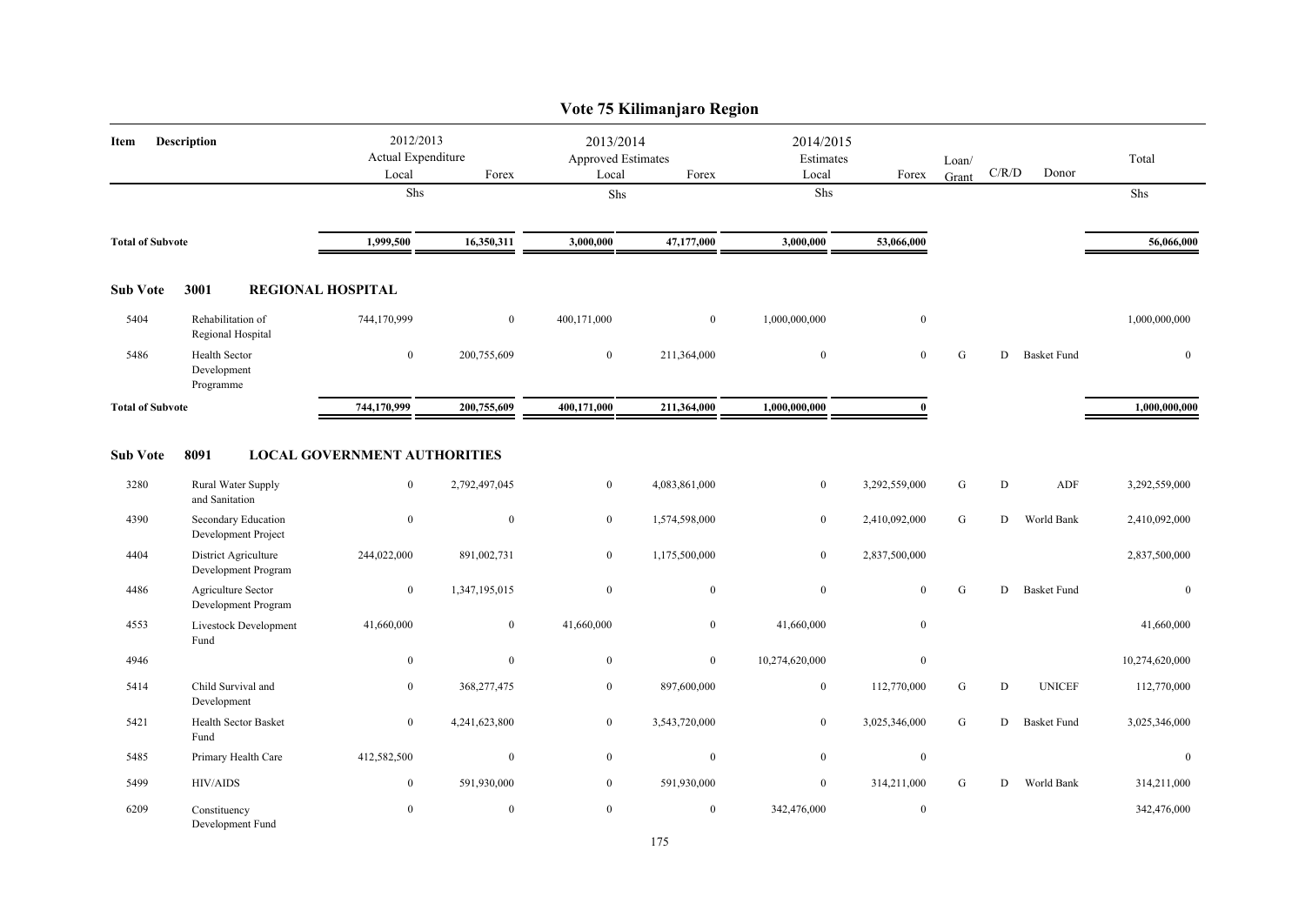# Vote 75 Kilimanjaro Region

| Item | Description | 2012/2013 Actual Expenditure | | 2013/2014 Approved Estimates | | 2014/2015 Estimates | | Loan/ Grant | C/R/D | Donor | Total |
|---|---|---|---|---|---|---|---|---|---|---|---|
| | | Local | Forex | Local | Forex | Local | Forex | | | | |
| | | Shs | | Shs | | Shs | | | | | Shs |
| **Total of Subvote** | | 1,999,500 | 16,350,311 | 3,000,000 | 47,177,000 | 3,000,000 | 53,066,000 | | | | 56,066,000 |
| **Sub Vote** | **3001 REGIONAL HOSPITAL** | | | | | | | | | | |
| 5404 | Rehabilitation of Regional Hospital | 744,170,999 | 0 | 400,171,000 | 0 | 1,000,000,000 | 0 | | | | 1,000,000,000 |
| 5486 | Health Sector Development Programme | 0 | 200,755,609 | 0 | 211,364,000 | 0 | 0 | G | D | Basket Fund | 0 |
| **Total of Subvote** | | 744,170,999 | 200,755,609 | 400,171,000 | 211,364,000 | 1,000,000,000 | 0 | | | | 1,000,000,000 |
| **Sub Vote** | **8091 LOCAL GOVERNMENT AUTHORITIES** | | | | | | | | | | |
| 3280 | Rural Water Supply and Sanitation | 0 | 2,792,497,045 | 0 | 4,083,861,000 | 0 | 3,292,559,000 | G | D | ADF | 3,292,559,000 |
| 4390 | Secondary Education Development Project | 0 | 0 | 0 | 1,574,598,000 | 0 | 2,410,092,000 | G | D | World Bank | 2,410,092,000 |
| 4404 | District Agriculture Development Program | 244,022,000 | 891,002,731 | 0 | 1,175,500,000 | 0 | 2,837,500,000 | | | | 2,837,500,000 |
| 4486 | Agriculture Sector Development Program | 0 | 1,347,195,015 | 0 | 0 | 0 | 0 | G | D | Basket Fund | 0 |
| 4553 | Livestock Development Fund | 41,660,000 | 0 | 41,660,000 | 0 | 41,660,000 | 0 | | | | 41,660,000 |
| 4946 | | 0 | 0 | 0 | 0 | 10,274,620,000 | 0 | | | | 10,274,620,000 |
| 5414 | Child Survival and Development | 0 | 368,277,475 | 0 | 897,600,000 | 0 | 112,770,000 | G | D | UNICEF | 112,770,000 |
| 5421 | Health Sector Basket Fund | 0 | 4,241,623,800 | 0 | 3,543,720,000 | 0 | 3,025,346,000 | G | D | Basket Fund | 3,025,346,000 |
| 5485 | Primary Health Care | 412,582,500 | 0 | 0 | 0 | 0 | 0 | | | | 0 |
| 5499 | HIV/AIDS | 0 | 591,930,000 | 0 | 591,930,000 | 0 | 314,211,000 | G | D | World Bank | 314,211,000 |
| 6209 | Constituency Development Fund | 0 | 0 | 0 | 0 | 342,476,000 | 0 | | | | 342,476,000 |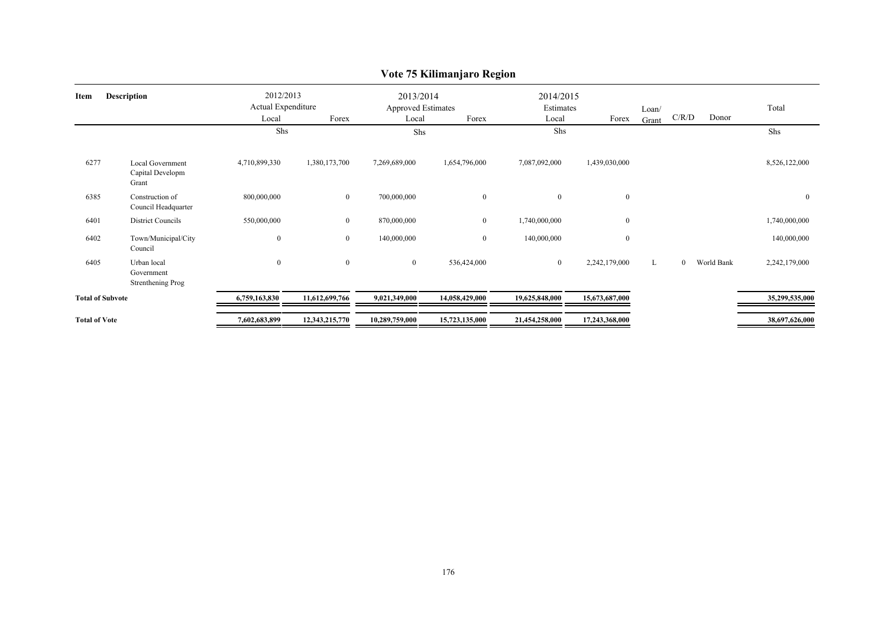# Vote 75 Kilimanjaro Region

| Item | Description | 2012/2013 Actual Expenditure Local | Forex | 2013/2014 Approved Estimates Local | Forex | 2014/2015 Estimates Local | Forex | Loan/ Grant | C/R/D | Donor | Total |
|---|---|---|---|---|---|---|---|---|---|---|---|
| | | Shs | | Shs | | Shs | | | | | Shs |
| 6277 | Local Government Capital Developm Grant | 4,710,899,330 | 1,380,173,700 | 7,269,689,000 | 1,654,796,000 | 7,087,092,000 | 1,439,030,000 | | | | 8,526,122,000 |
| 6385 | Construction of Council Headquarter | 800,000,000 | 0 | 700,000,000 | 0 | 0 | 0 | | | | 0 |
| 6401 | District Councils | 550,000,000 | 0 | 870,000,000 | 0 | 1,740,000,000 | 0 | | | | 1,740,000,000 |
| 6402 | Town/Municipal/City Council | 0 | 0 | 140,000,000 | 0 | 140,000,000 | 0 | | | | 140,000,000 |
| 6405 | Urban local Government Strenthening Prog | 0 | 0 | 0 | 536,424,000 | 0 | 2,242,179,000 | L | 0 | World Bank | 2,242,179,000 |
| **Total of Subvote** | | **6,759,163,830** | **11,612,699,766** | **9,021,349,000** | **14,058,429,000** | **19,625,848,000** | **15,673,687,000** | | | | **35,299,535,000** |
| **Total of Vote** | | **7,602,683,899** | **12,343,215,770** | **10,289,759,000** | **15,723,135,000** | **21,454,258,000** | **17,243,368,000** | | | | **38,697,626,000** |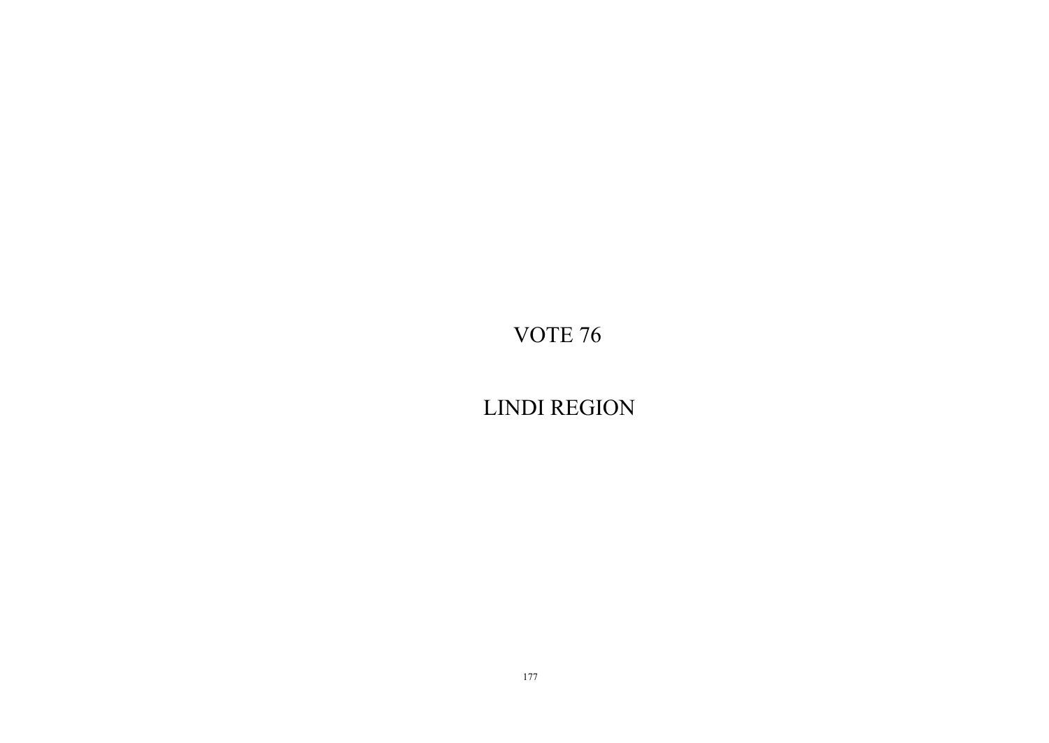# VOTE 76

# LINDI REGION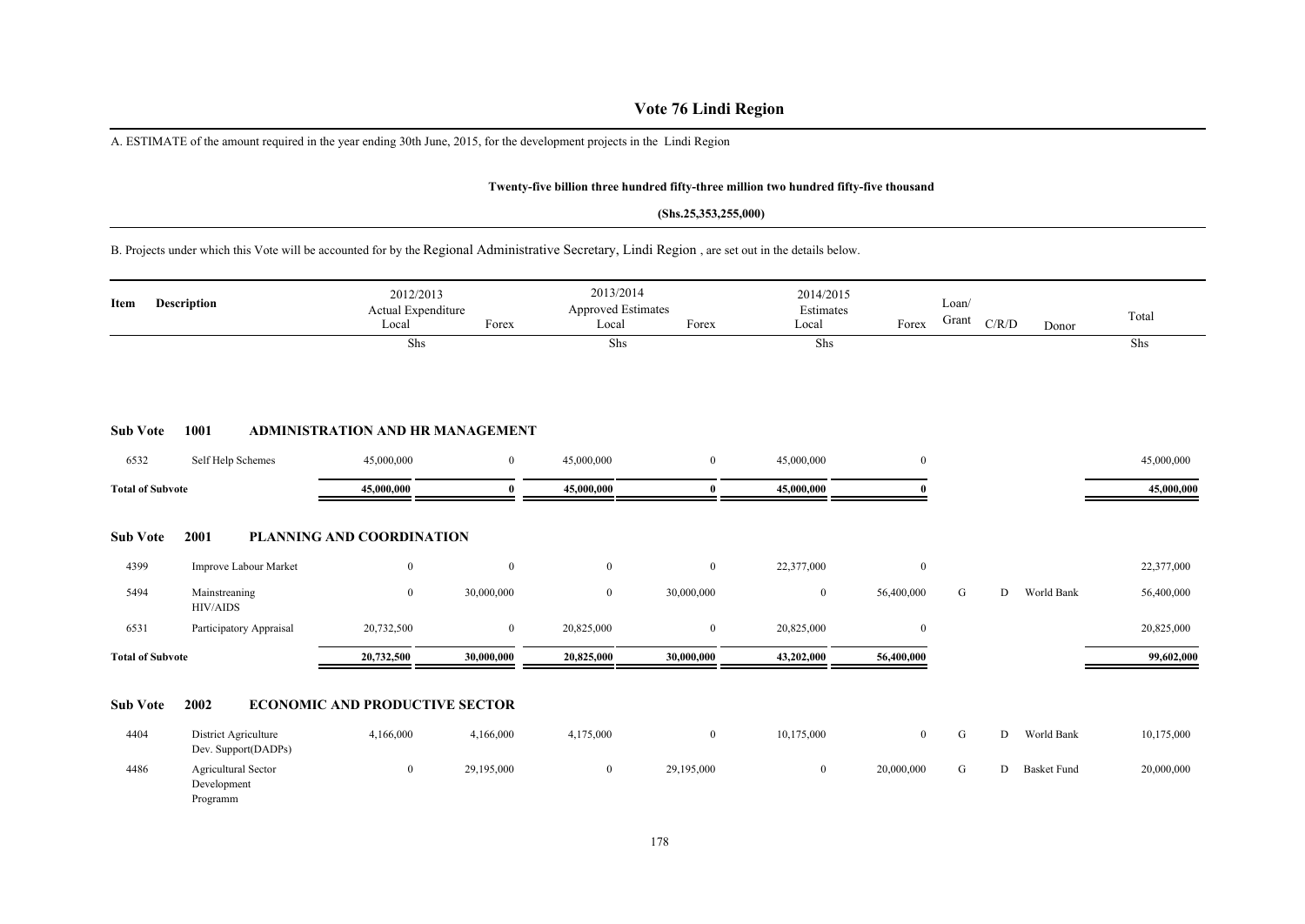# Vote 76 Lindi Region

A. ESTIMATE of the amount required in the year ending 30th June, 2015, for the development projects in the Lindi Region

**Twenty-five billion three hundred fifty-three million two hundred fifty-five thousand**

**(Shs.25,353,255,000)**

B. Projects under which this Vote will be accounted for by the Regional Administrative Secretary, Lindi Region , are set out in the details below.

| Item | Description | 2012/2013 Actual Expenditure Local | Forex | 2013/2014 Approved Estimates Local | Forex | 2014/2015 Estimates Local | Forex | Loan/ Grant | C/R/D | Donor | Total |
|---|---|---|---|---|---|---|---|---|---|---|---|
| | | Shs | | Shs | | Shs | | | | | Shs |
| **Sub Vote** | **1001** | **ADMINISTRATION AND HR MANAGEMENT** | | | | | | | | | |
| 6532 | Self Help Schemes | 45,000,000 | 0 | 45,000,000 | 0 | 45,000,000 | 0 | | | | 45,000,000 |
| **Total of Subvote** | | **45,000,000** | **0** | **45,000,000** | **0** | **45,000,000** | **0** | | | | **45,000,000** |
| **Sub Vote** | **2001** | **PLANNING AND COORDINATION** | | | | | | | | | |
| 4399 | Improve Labour Market | 0 | 0 | 0 | 0 | 22,377,000 | 0 | | | | 22,377,000 |
| 5494 | Mainstreaning HIV/AIDS | 0 | 30,000,000 | 0 | 30,000,000 | 0 | 56,400,000 | G | D | World Bank | 56,400,000 |
| 6531 | Participatory Appraisal | 20,732,500 | 0 | 20,825,000 | 0 | 20,825,000 | 0 | | | | 20,825,000 |
| **Total of Subvote** | | **20,732,500** | **30,000,000** | **20,825,000** | **30,000,000** | **43,202,000** | **56,400,000** | | | | **99,602,000** |
| **Sub Vote** | **2002** | **ECONOMIC AND PRODUCTIVE SECTOR** | | | | | | | | | |
| 4404 | District Agriculture Dev. Support(DADPs) | 4,166,000 | 4,166,000 | 4,175,000 | 0 | 10,175,000 | 0 | G | D | World Bank | 10,175,000 |
| 4486 | Agricultural Sector Development Programm | 0 | 29,195,000 | 0 | 29,195,000 | 0 | 20,000,000 | G | D | Basket Fund | 20,000,000 |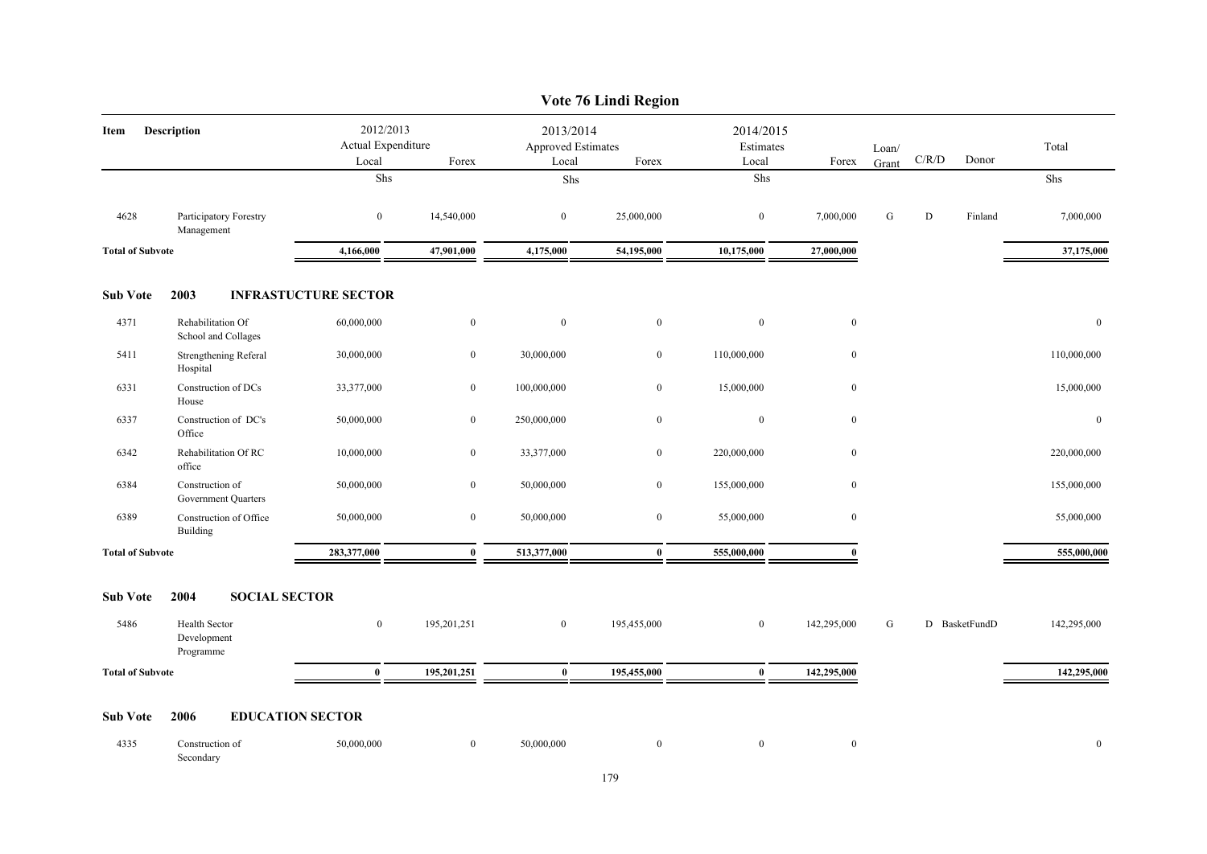# Vote 76 Lindi Region

| Item | Description | 2012/2013 Actual Expenditure Local | Forex | 2013/2014 Approved Estimates Local | Forex | 2014/2015 Estimates Local | Forex | Loan/ Grant | C/R/D | Donor | Total |
|---|---|---|---|---|---|---|---|---|---|---|---|
| | | Shs | | Shs | | Shs | | | | | Shs |
| 4628 | Participatory Forestry Management | 0 | 14,540,000 | 0 | 25,000,000 | 0 | 7,000,000 | G | D | Finland | 7,000,000 |
| **Total of Subvote** | | **4,166,000** | **47,901,000** | **4,175,000** | **54,195,000** | **10,175,000** | **27,000,000** | | | | **37,175,000** |
| **Sub Vote** | **2003 INFRASTUCTURE SECTOR** | | | | | | | | | | |
| 4371 | Rehabilitation Of School and Collages | 60,000,000 | 0 | 0 | 0 | 0 | 0 | | | | 0 |
| 5411 | Strengthening Referal Hospital | 30,000,000 | 0 | 30,000,000 | 0 | 110,000,000 | 0 | | | | 110,000,000 |
| 6331 | Construction of DCs House | 33,377,000 | 0 | 100,000,000 | 0 | 15,000,000 | 0 | | | | 15,000,000 |
| 6337 | Construction of DC's Office | 50,000,000 | 0 | 250,000,000 | 0 | 0 | 0 | | | | 0 |
| 6342 | Rehabilitation Of RC office | 10,000,000 | 0 | 33,377,000 | 0 | 220,000,000 | 0 | | | | 220,000,000 |
| 6384 | Construction of Government Quarters | 50,000,000 | 0 | 50,000,000 | 0 | 155,000,000 | 0 | | | | 155,000,000 |
| 6389 | Construction of Office Building | 50,000,000 | 0 | 50,000,000 | 0 | 55,000,000 | 0 | | | | 55,000,000 |
| **Total of Subvote** | | **283,377,000** | **0** | **513,377,000** | **0** | **555,000,000** | **0** | | | | **555,000,000** |
| **Sub Vote** | **2004 SOCIAL SECTOR** | | | | | | | | | | |
| 5486 | Health Sector Development Programme | 0 | 195,201,251 | 0 | 195,455,000 | 0 | 142,295,000 | G | D | BasketFundD | 142,295,000 |
| **Total of Subvote** | | **0** | **195,201,251** | **0** | **195,455,000** | **0** | **142,295,000** | | | | **142,295,000** |
| **Sub Vote** | **2006 EDUCATION SECTOR** | | | | | | | | | | |
| 4335 | Construction of Secondary | 50,000,000 | 0 | 50,000,000 | 0 | 0 | 0 | | | | 0 |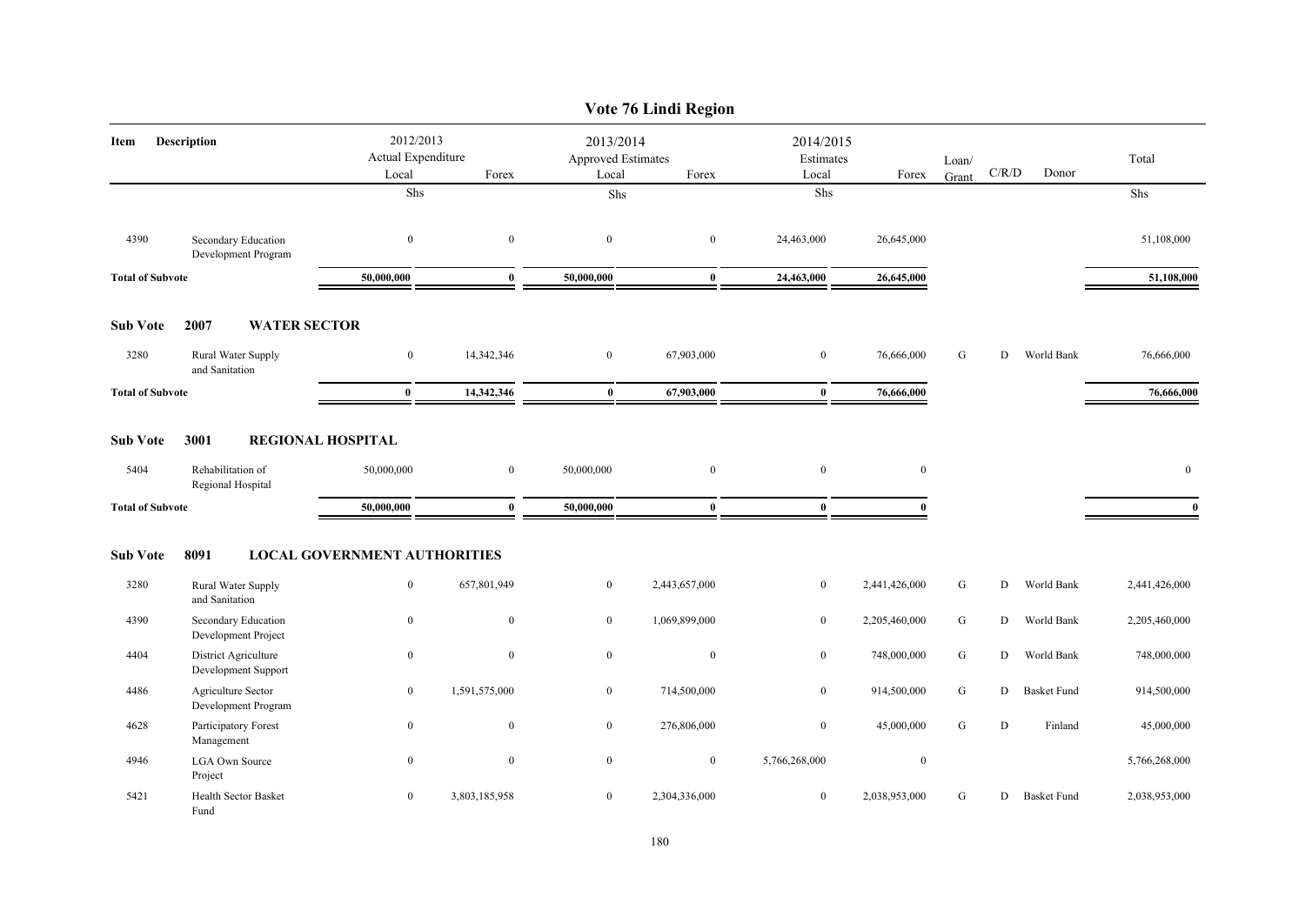# Vote 76 Lindi Region

| Item | Description | 2012/2013 Actual Expenditure Local | Forex | 2013/2014 Approved Estimates Local | Forex | 2014/2015 Estimates Local | Forex | Loan/ Grant | C/R/D | Donor | Total |
|---|---|---|---|---|---|---|---|---|---|---|---|
| | | Shs | | Shs | | Shs | | | | | Shs |
| 4390 | Secondary Education Development Program | 0 | 0 | 0 | 0 | 24,463,000 | 26,645,000 | | | | 51,108,000 |
| **Total of Subvote** | | **50,000,000** | **0** | **50,000,000** | **0** | **24,463,000** | **26,645,000** | | | | **51,108,000** |
| **Sub Vote** | **2007 WATER SECTOR** | | | | | | | | | | |
| 3280 | Rural Water Supply and Sanitation | 0 | 14,342,346 | 0 | 67,903,000 | 0 | 76,666,000 | G | D | World Bank | 76,666,000 |
| **Total of Subvote** | | **0** | **14,342,346** | **0** | **67,903,000** | **0** | **76,666,000** | | | | **76,666,000** |
| **Sub Vote** | **3001 REGIONAL HOSPITAL** | | | | | | | | | | |
| 5404 | Rehabilitation of Regional Hospital | 50,000,000 | 0 | 50,000,000 | 0 | 0 | 0 | | | | 0 |
| **Total of Subvote** | | **50,000,000** | **0** | **50,000,000** | **0** | **0** | **0** | | | | **0** |
| **Sub Vote** | **8091 LOCAL GOVERNMENT AUTHORITIES** | | | | | | | | | | |
| 3280 | Rural Water Supply and Sanitation | 0 | 657,801,949 | 0 | 2,443,657,000 | 0 | 2,441,426,000 | G | D | World Bank | 2,441,426,000 |
| 4390 | Secondary Education Development Project | 0 | 0 | 0 | 1,069,899,000 | 0 | 2,205,460,000 | G | D | World Bank | 2,205,460,000 |
| 4404 | District Agriculture Development Support | 0 | 0 | 0 | 0 | 0 | 748,000,000 | G | D | World Bank | 748,000,000 |
| 4486 | Agriculture Sector Development Program | 0 | 1,591,575,000 | 0 | 714,500,000 | 0 | 914,500,000 | G | D | Basket Fund | 914,500,000 |
| 4628 | Participatory Forest Management | 0 | 0 | 0 | 276,806,000 | 0 | 45,000,000 | G | D | Finland | 45,000,000 |
| 4946 | LGA Own Source Project | 0 | 0 | 0 | 0 | 5,766,268,000 | 0 | | | | 5,766,268,000 |
| 5421 | Health Sector Basket Fund | 0 | 3,803,185,958 | 0 | 2,304,336,000 | 0 | 2,038,953,000 | G | D | Basket Fund | 2,038,953,000 |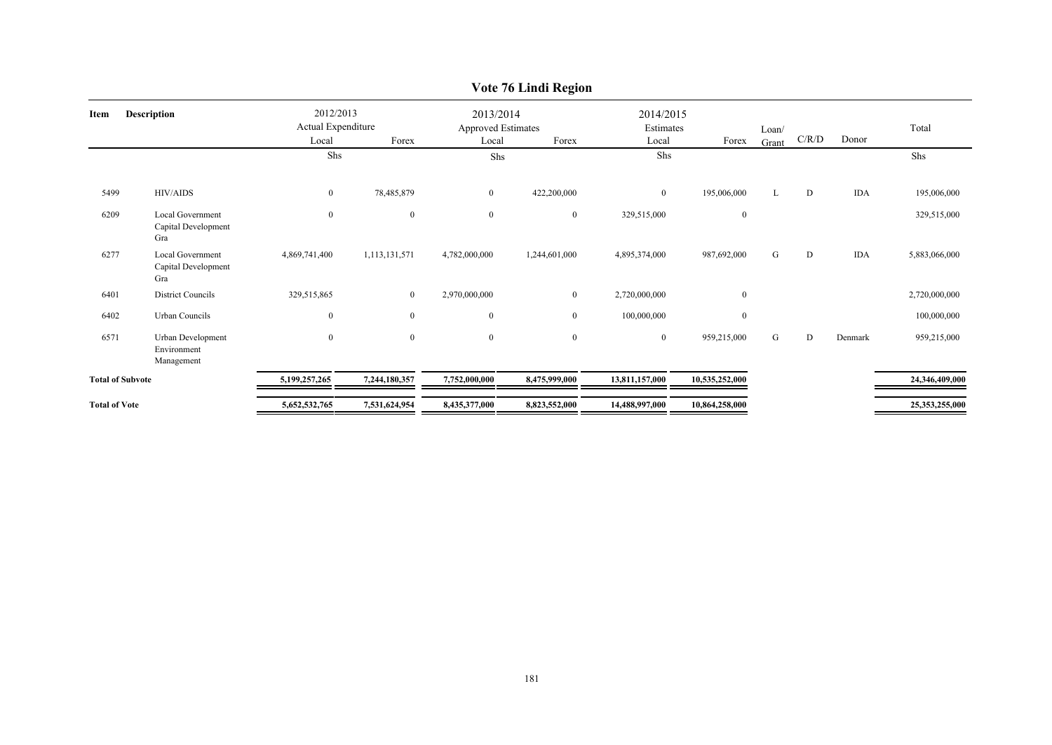# Vote 76 Lindi Region

| Item | Description | 2012/2013 Actual Expenditure | | 2013/2014 Approved Estimates | | 2014/2015 Estimates | | Loan/ Grant | C/R/D | Donor | Total |
|---|---|---|---|---|---|---|---|---|---|---|---|
| | | Local | Forex | Local | Forex | Local | Forex | | | | |
| | | Shs | | Shs | | Shs | | | | | Shs |
| 5499 | HIV/AIDS | 0 | 78,485,879 | 0 | 422,200,000 | 0 | 195,006,000 | L | D | IDA | 195,006,000 |
| 6209 | Local Government Capital Development Gra | 0 | 0 | 0 | 0 | 329,515,000 | 0 | | | | 329,515,000 |
| 6277 | Local Government Capital Development Gra | 4,869,741,400 | 1,113,131,571 | 4,782,000,000 | 1,244,601,000 | 4,895,374,000 | 987,692,000 | G | D | IDA | 5,883,066,000 |
| 6401 | District Councils | 329,515,865 | 0 | 2,970,000,000 | 0 | 2,720,000,000 | 0 | | | | 2,720,000,000 |
| 6402 | Urban Councils | 0 | 0 | 0 | 0 | 100,000,000 | 0 | | | | 100,000,000 |
| 6571 | Urban Development Environment Management | 0 | 0 | 0 | 0 | 0 | 959,215,000 | G | D | Denmark | 959,215,000 |
| **Total of Subvote** | | **5,199,257,265** | **7,244,180,357** | **7,752,000,000** | **8,475,999,000** | **13,811,157,000** | **10,535,252,000** | | | | **24,346,409,000** |
| **Total of Vote** | | **5,652,532,765** | **7,531,624,954** | **8,435,377,000** | **8,823,552,000** | **14,488,997,000** | **10,864,258,000** | | | | **25,353,255,000** |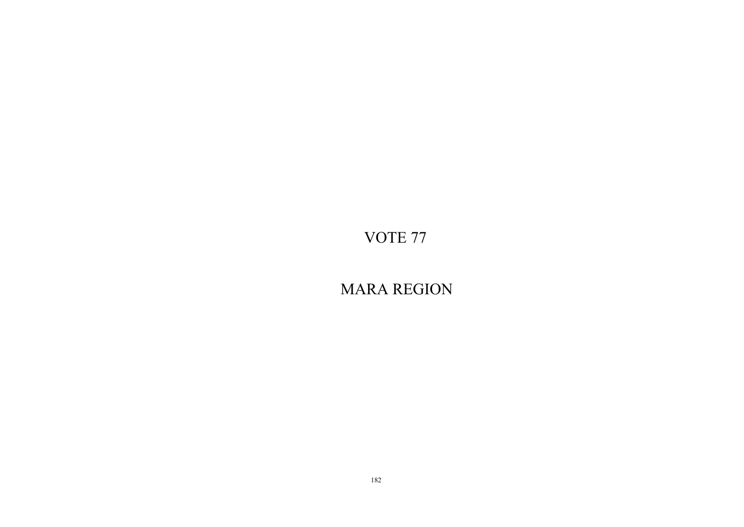# VOTE 77

# MARA REGION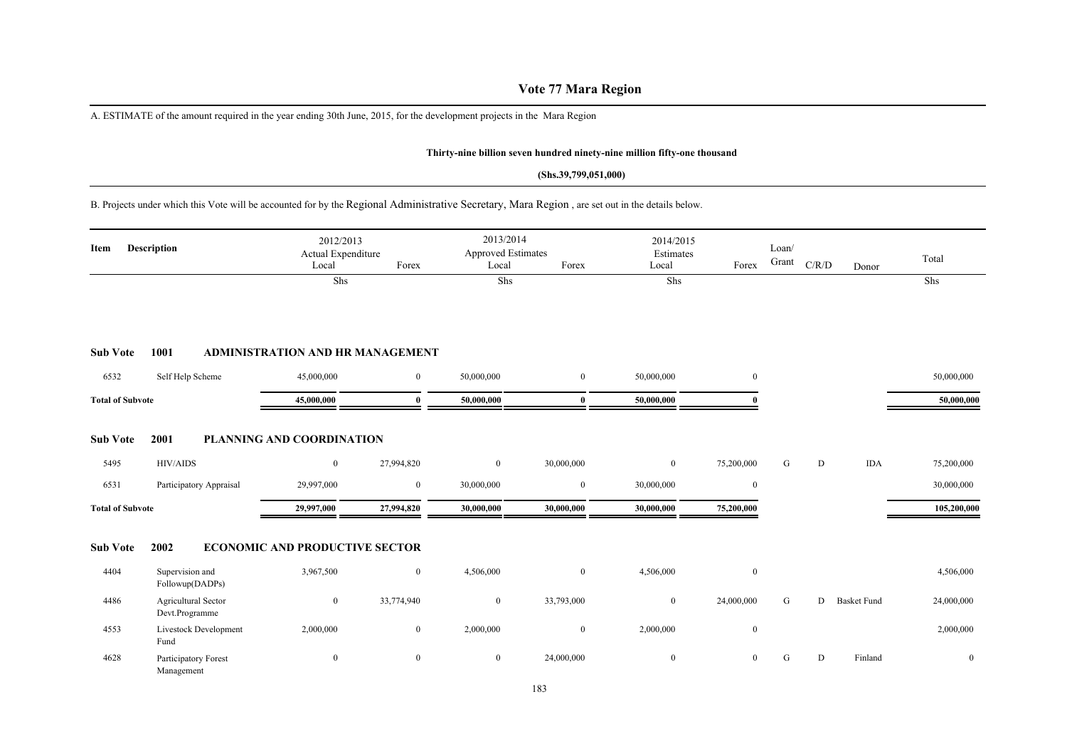# Vote 77 Mara Region

A. ESTIMATE of the amount required in the year ending 30th June, 2015, for the development projects in the Mara Region

**Thirty-nine billion seven hundred ninety-nine million fifty-one thousand**

**(Shs.39,799,051,000)**

B. Projects under which this Vote will be accounted for by the Regional Administrative Secretary, Mara Region , are set out in the details below.

| Item | Description | 2012/2013 Actual Expenditure Local | Forex | 2013/2014 Approved Estimates Local | Forex | 2014/2015 Estimates Local | Forex | Loan/ Grant | C/R/D | Donor | Total |
|---|---|---|---|---|---|---|---|---|---|---|---|
| | | Shs | | Shs | | Shs | | | | | Shs |
| **Sub Vote 1001** | **ADMINISTRATION AND HR MANAGEMENT** | | | | | | | | | | |
| 6532 | Self Help Scheme | 45,000,000 | 0 | 50,000,000 | 0 | 50,000,000 | 0 | | | | 50,000,000 |
| **Total of Subvote** | | **45,000,000** | **0** | **50,000,000** | **0** | **50,000,000** | **0** | | | | **50,000,000** |
| **Sub Vote 2001** | **PLANNING AND COORDINATION** | | | | | | | | | | |
| 5495 | HIV/AIDS | 0 | 27,994,820 | 0 | 30,000,000 | 0 | 75,200,000 | G | D | IDA | 75,200,000 |
| 6531 | Participatory Appraisal | 29,997,000 | 0 | 30,000,000 | 0 | 30,000,000 | 0 | | | | 30,000,000 |
| **Total of Subvote** | | **29,997,000** | **27,994,820** | **30,000,000** | **30,000,000** | **30,000,000** | **75,200,000** | | | | **105,200,000** |
| **Sub Vote 2002** | **ECONOMIC AND PRODUCTIVE SECTOR** | | | | | | | | | | |
| 4404 | Supervision and Followup(DADPs) | 3,967,500 | 0 | 4,506,000 | 0 | 4,506,000 | 0 | | | | 4,506,000 |
| 4486 | Agricultural Sector Devt.Programme | 0 | 33,774,940 | 0 | 33,793,000 | 0 | 24,000,000 | G | D | Basket Fund | 24,000,000 |
| 4553 | Livestock Development Fund | 2,000,000 | 0 | 2,000,000 | 0 | 2,000,000 | 0 | | | | 2,000,000 |
| 4628 | Participatory Forest Management | 0 | 0 | 0 | 24,000,000 | 0 | 0 | G | D | Finland | 0 |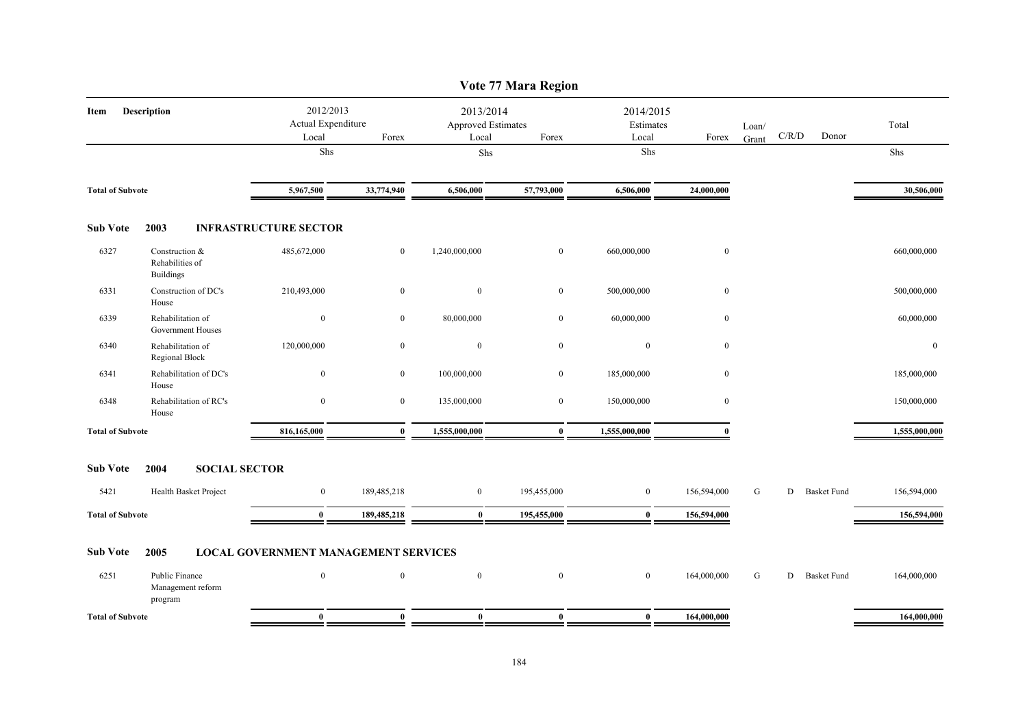# Vote 77 Mara Region

| Item | Description | 2012/2013 Actual Expenditure Local | Forex | 2013/2014 Approved Estimates Local | Forex | 2014/2015 Estimates Local | Forex | Loan/ Grant | C/R/D | Donor | Total |
|---|---|---|---|---|---|---|---|---|---|---|---|
| | | Shs | | Shs | | Shs | | | | | Shs |
| **Total of Subvote** | | **5,967,500** | **33,774,940** | **6,506,000** | **57,793,000** | **6,506,000** | **24,000,000** | | | | **30,506,000** |
| **Sub Vote** | **2003 INFRASTRUCTURE SECTOR** | | | | | | | | | | |
| 6327 | Construction & Rehabilities of Buildings | 485,672,000 | 0 | 1,240,000,000 | 0 | 660,000,000 | 0 | | | | 660,000,000 |
| 6331 | Construction of DC's House | 210,493,000 | 0 | 0 | 0 | 500,000,000 | 0 | | | | 500,000,000 |
| 6339 | Rehabilitation of Government Houses | 0 | 0 | 80,000,000 | 0 | 60,000,000 | 0 | | | | 60,000,000 |
| 6340 | Rehabilitation of Regional Block | 120,000,000 | 0 | 0 | 0 | 0 | 0 | | | | 0 |
| 6341 | Rehabilitation of DC's House | 0 | 0 | 100,000,000 | 0 | 185,000,000 | 0 | | | | 185,000,000 |
| 6348 | Rehabilitation of RC's House | 0 | 0 | 135,000,000 | 0 | 150,000,000 | 0 | | | | 150,000,000 |
| **Total of Subvote** | | **816,165,000** | **0** | **1,555,000,000** | **0** | **1,555,000,000** | **0** | | | | **1,555,000,000** |
| **Sub Vote** | **2004 SOCIAL SECTOR** | | | | | | | | | | |
| 5421 | Health Basket Project | 0 | 189,485,218 | 0 | 195,455,000 | 0 | 156,594,000 | G | D | Basket Fund | 156,594,000 |
| **Total of Subvote** | | **0** | **189,485,218** | **0** | **195,455,000** | **0** | **156,594,000** | | | | **156,594,000** |
| **Sub Vote** | **2005 LOCAL GOVERNMENT MANAGEMENT SERVICES** | | | | | | | | | | |
| 6251 | Public Finance Management reform program | 0 | 0 | 0 | 0 | 0 | 164,000,000 | G | D | Basket Fund | 164,000,000 |
| **Total of Subvote** | | **0** | **0** | **0** | **0** | **0** | **164,000,000** | | | | **164,000,000** |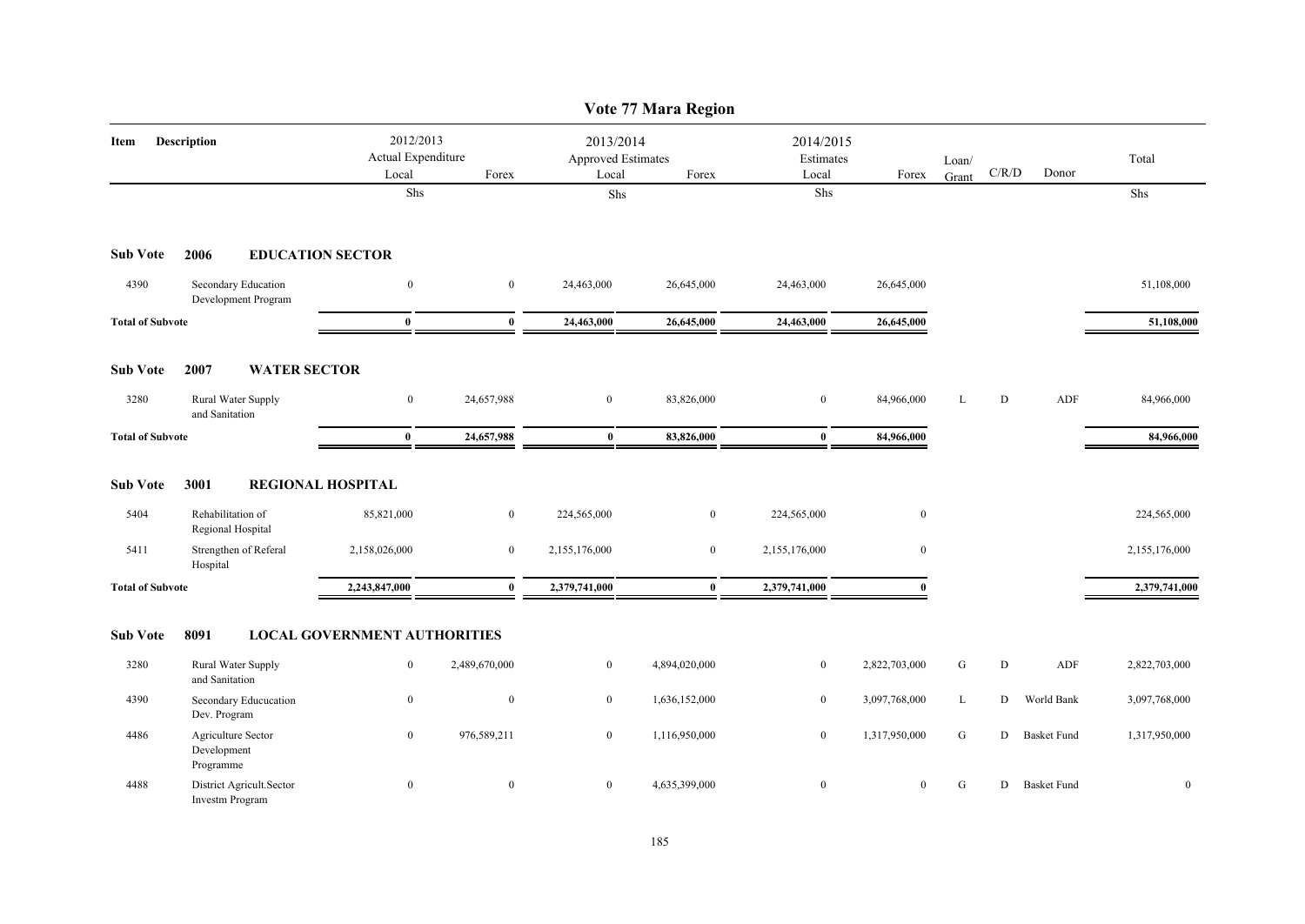# Vote 77 Mara Region

| Item | Description | 2012/2013 Actual Expenditure Local | Forex | 2013/2014 Approved Estimates Local | Forex | 2014/2015 Estimates Local | Forex | Loan/ Grant | C/R/D | Donor | Total |
|---|---|---|---|---|---|---|---|---|---|---|---|
| | | Shs | | Shs | | Shs | | | | | Shs |
| **Sub Vote** | **2006 EDUCATION SECTOR** | | | | | | | | | | |
| 4390 | Secondary Education Development Program | 0 | 0 | 24,463,000 | 26,645,000 | 24,463,000 | 26,645,000 | | | | 51,108,000 |
| **Total of Subvote** | | **0** | **0** | **24,463,000** | **26,645,000** | **24,463,000** | **26,645,000** | | | | **51,108,000** |
| **Sub Vote** | **2007 WATER SECTOR** | | | | | | | | | | |
| 3280 | Rural Water Supply and Sanitation | 0 | 24,657,988 | 0 | 83,826,000 | 0 | 84,966,000 | L | D | ADF | 84,966,000 |
| **Total of Subvote** | | **0** | **24,657,988** | **0** | **83,826,000** | **0** | **84,966,000** | | | | **84,966,000** |
| **Sub Vote** | **3001 REGIONAL HOSPITAL** | | | | | | | | | | |
| 5404 | Rehabilitation of Regional Hospital | 85,821,000 | 0 | 224,565,000 | 0 | 224,565,000 | 0 | | | | 224,565,000 |
| 5411 | Strengthen of Referal Hospital | 2,158,026,000 | 0 | 2,155,176,000 | 0 | 2,155,176,000 | 0 | | | | 2,155,176,000 |
| **Total of Subvote** | | **2,243,847,000** | **0** | **2,379,741,000** | **0** | **2,379,741,000** | **0** | | | | **2,379,741,000** |
| **Sub Vote** | **8091 LOCAL GOVERNMENT AUTHORITIES** | | | | | | | | | | |
| 3280 | Rural Water Supply and Sanitation | 0 | 2,489,670,000 | 0 | 4,894,020,000 | 0 | 2,822,703,000 | G | D | ADF | 2,822,703,000 |
| 4390 | Secondary Educucation Dev. Program | 0 | 0 | 0 | 1,636,152,000 | 0 | 3,097,768,000 | L | D | World Bank | 3,097,768,000 |
| 4486 | Agriculture Sector Development Programme | 0 | 976,589,211 | 0 | 1,116,950,000 | 0 | 1,317,950,000 | G | D | Basket Fund | 1,317,950,000 |
| 4488 | District Agricult.Sector Investm Program | 0 | 0 | 0 | 4,635,399,000 | 0 | 0 | G | D | Basket Fund | 0 |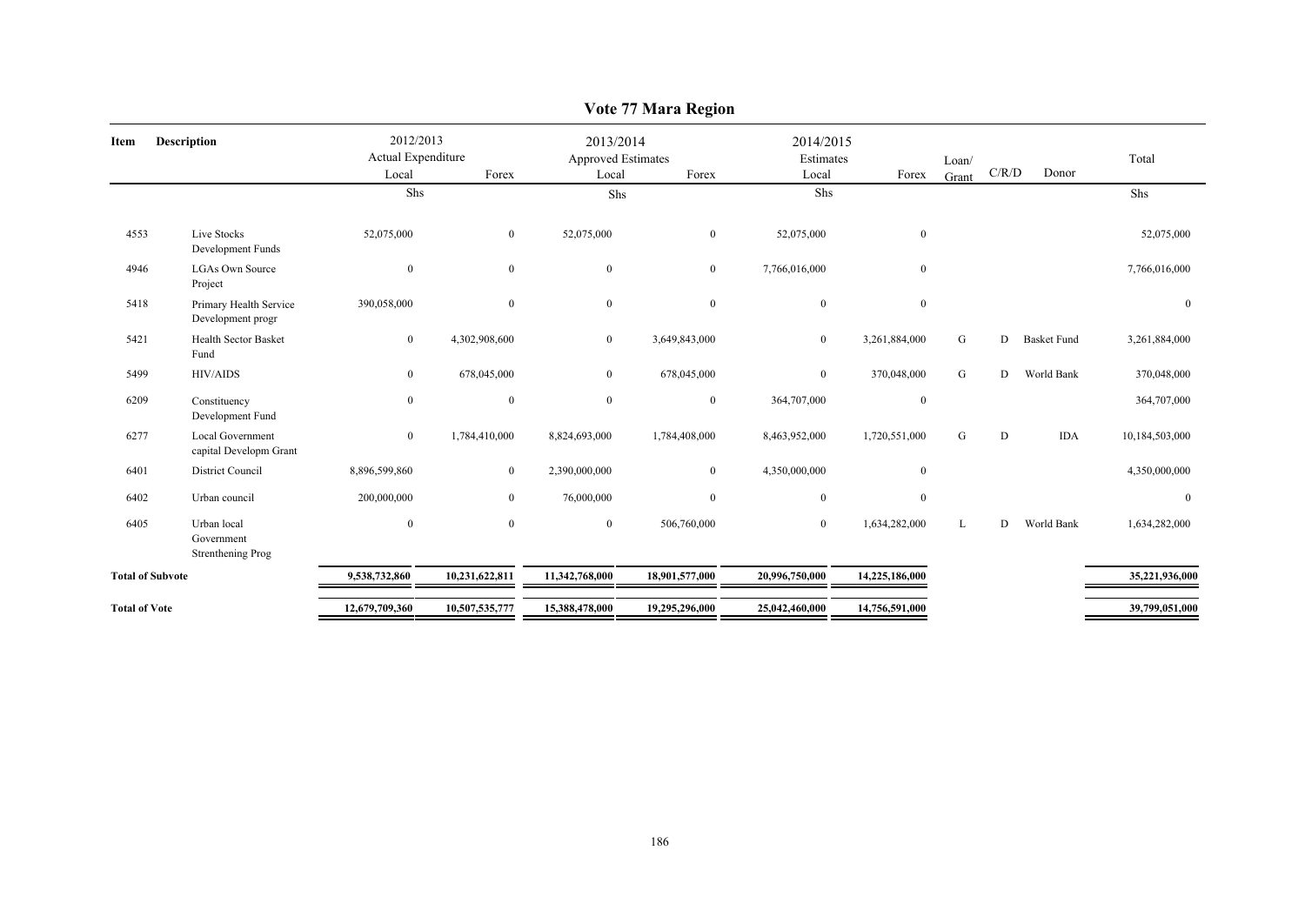# Vote 77 Mara Region

| Item | Description | 2012/2013 Actual Expenditure | | 2013/2014 Approved Estimates | | 2014/2015 Estimates | | Loan/ Grant | C/R/D | Donor | Total |
|---|---|---|---|---|---|---|---|---|---|---|---|
| | | Local | Forex | Local | Forex | Local | Forex | | | | |
| | | Shs | | Shs | | Shs | | | | | Shs |
| 4553 | Live Stocks Development Funds | 52,075,000 | 0 | 52,075,000 | 0 | 52,075,000 | 0 | | | | 52,075,000 |
| 4946 | LGAs Own Source Project | 0 | 0 | 0 | 0 | 7,766,016,000 | 0 | | | | 7,766,016,000 |
| 5418 | Primary Health Service Development progr | 390,058,000 | 0 | 0 | 0 | 0 | 0 | | | | 0 |
| 5421 | Health Sector Basket Fund | 0 | 4,302,908,600 | 0 | 3,649,843,000 | 0 | 3,261,884,000 | G | D | Basket Fund | 3,261,884,000 |
| 5499 | HIV/AIDS | 0 | 678,045,000 | 0 | 678,045,000 | 0 | 370,048,000 | G | D | World Bank | 370,048,000 |
| 6209 | Constituency Development Fund | 0 | 0 | 0 | 0 | 364,707,000 | 0 | | | | 364,707,000 |
| 6277 | Local Government capital Developm Grant | 0 | 1,784,410,000 | 8,824,693,000 | 1,784,408,000 | 8,463,952,000 | 1,720,551,000 | G | D | IDA | 10,184,503,000 |
| 6401 | District Council | 8,896,599,860 | 0 | 2,390,000,000 | 0 | 4,350,000,000 | 0 | | | | 4,350,000,000 |
| 6402 | Urban council | 200,000,000 | 0 | 76,000,000 | 0 | 0 | 0 | | | | 0 |
| 6405 | Urban local Government Strenthening Prog | 0 | 0 | 0 | 506,760,000 | 0 | 1,634,282,000 | L | D | World Bank | 1,634,282,000 |
| **Total of Subvote** | | **9,538,732,860** | **10,231,622,811** | **11,342,768,000** | **18,901,577,000** | **20,996,750,000** | **14,225,186,000** | | | | **35,221,936,000** |
| **Total of Vote** | | **12,679,709,360** | **10,507,535,777** | **15,388,478,000** | **19,295,296,000** | **25,042,460,000** | **14,756,591,000** | | | | **39,799,051,000** |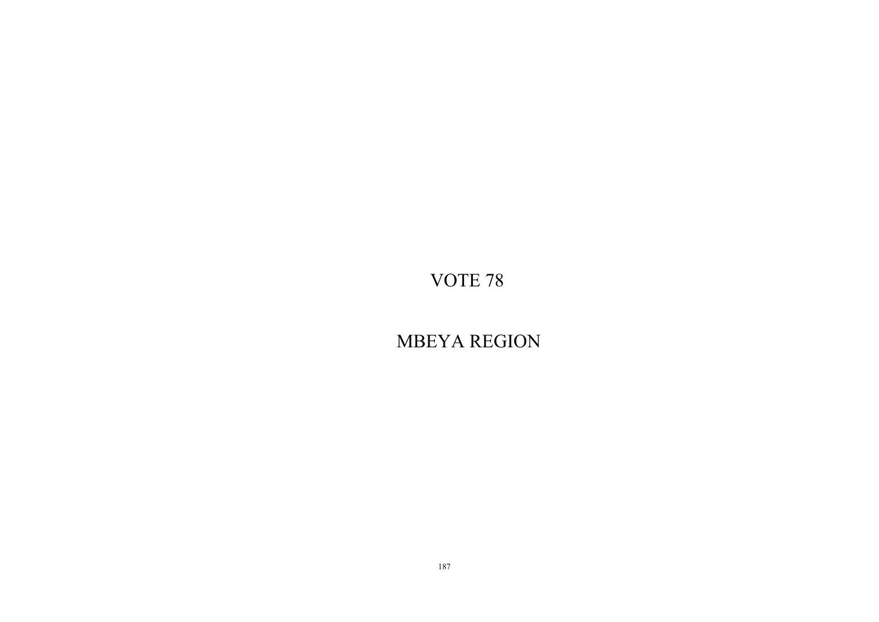# VOTE 78

# MBEYA REGION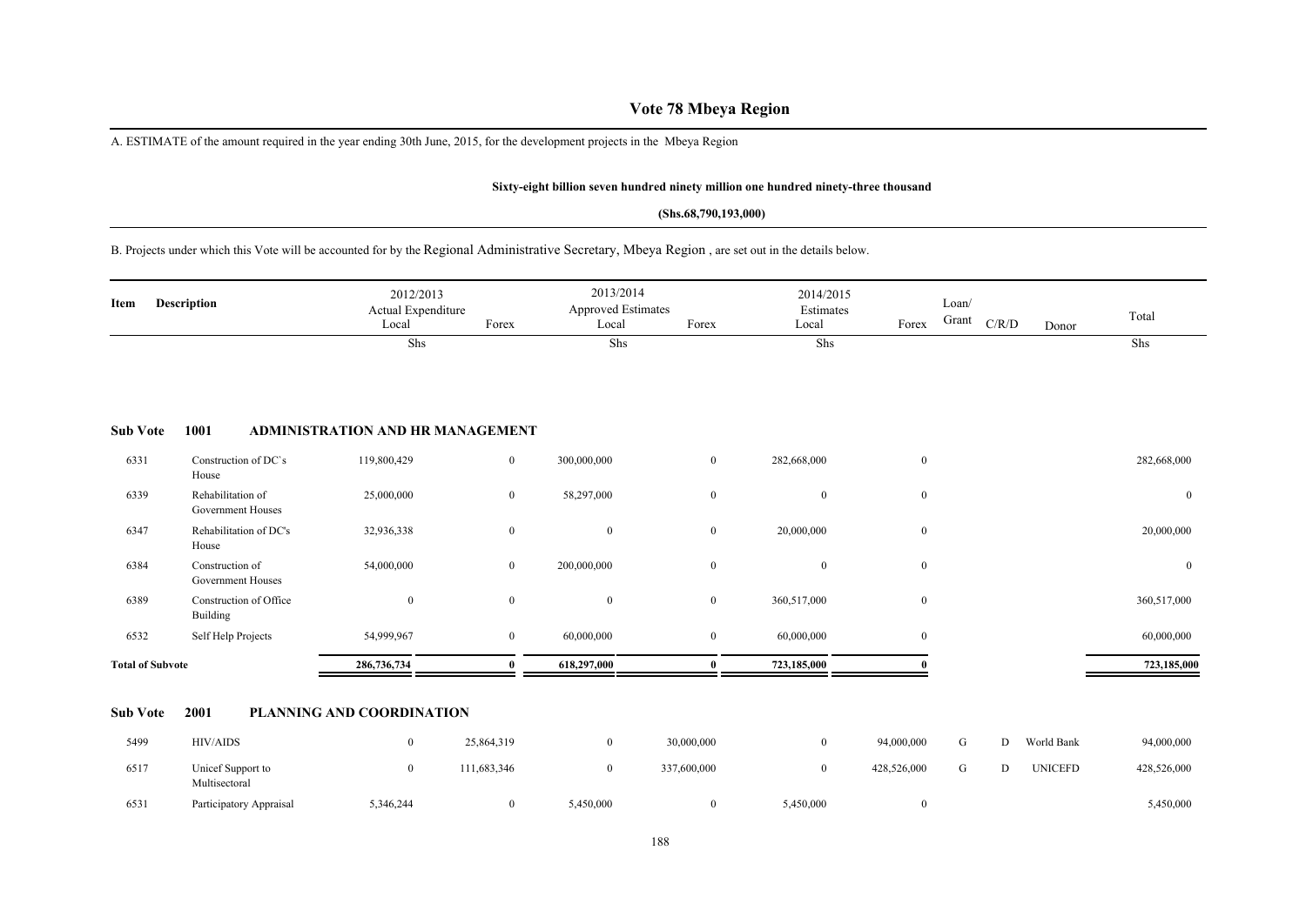# Vote 78 Mbeya Region

A. ESTIMATE of the amount required in the year ending 30th June, 2015, for the development projects in the Mbeya Region

**Sixty-eight billion seven hundred ninety million one hundred ninety-three thousand**

**(Shs.68,790,193,000)**

B. Projects under which this Vote will be accounted for by the Regional Administrative Secretary, Mbeya Region , are set out in the details below.

| Item | Description | 2012/2013 Actual Expenditure Local | Forex | 2013/2014 Approved Estimates Local | Forex | 2014/2015 Estimates Local | Forex | Loan/ Grant | C/R/D | Donor | Total |
|---|---|---|---|---|---|---|---|---|---|---|---|
| | | Shs | | Shs | | Shs | | | | | Shs |
| **Sub Vote** | **1001** | **ADMINISTRATION AND HR MANAGEMENT** | | | | | | | | | |
| 6331 | Construction of DC`s House | 119,800,429 | 0 | 300,000,000 | 0 | 282,668,000 | 0 | | | | 282,668,000 |
| 6339 | Rehabilitation of Government Houses | 25,000,000 | 0 | 58,297,000 | 0 | 0 | 0 | | | | 0 |
| 6347 | Rehabilitation of DC's House | 32,936,338 | 0 | 0 | 0 | 20,000,000 | 0 | | | | 20,000,000 |
| 6384 | Construction of Government Houses | 54,000,000 | 0 | 200,000,000 | 0 | 0 | 0 | | | | 0 |
| 6389 | Construction of Office Building | 0 | 0 | 0 | 0 | 360,517,000 | 0 | | | | 360,517,000 |
| 6532 | Self Help Projects | 54,999,967 | 0 | 60,000,000 | 0 | 60,000,000 | 0 | | | | 60,000,000 |
| **Total of Subvote** | | **286,736,734** | **0** | **618,297,000** | **0** | **723,185,000** | **0** | | | | **723,185,000** |
| **Sub Vote** | **2001** | **PLANNING AND COORDINATION** | | | | | | | | | |
| 5499 | HIV/AIDS | 0 | 25,864,319 | 0 | 30,000,000 | 0 | 94,000,000 | G | D | World Bank | 94,000,000 |
| 6517 | Unicef Support to Multisectoral | 0 | 111,683,346 | 0 | 337,600,000 | 0 | 428,526,000 | G | D | UNICEFD | 428,526,000 |
| 6531 | Participatory Appraisal | 5,346,244 | 0 | 5,450,000 | 0 | 5,450,000 | 0 | | | | 5,450,000 |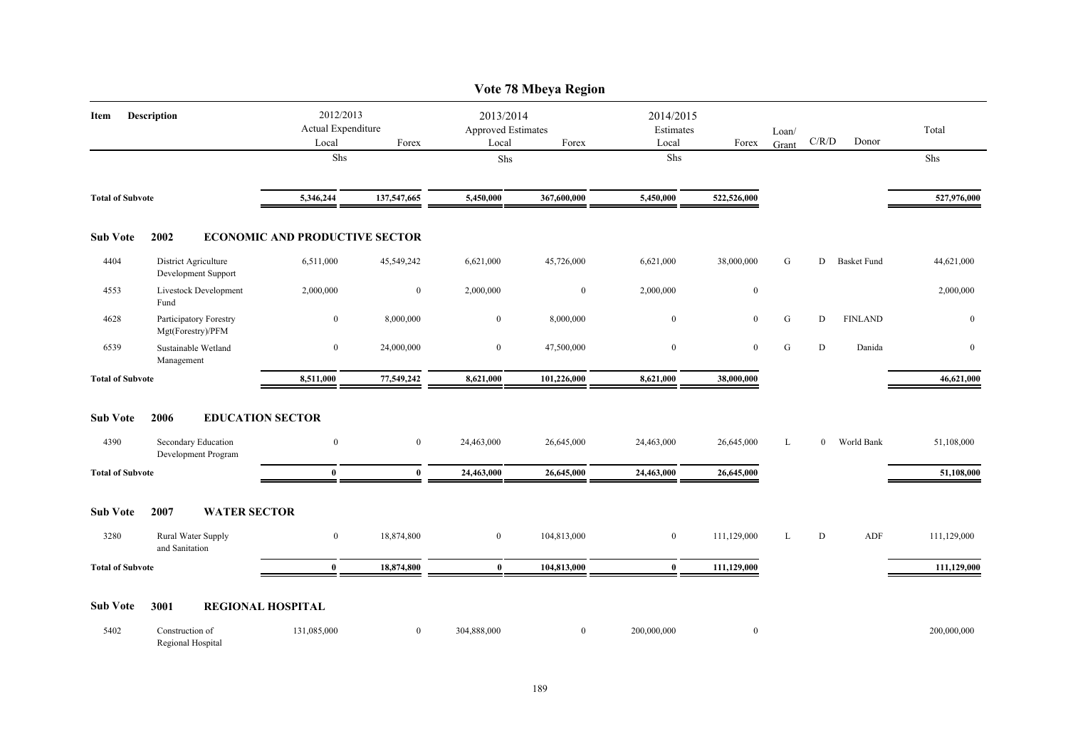# Vote 78 Mbeya Region

| Item | Description | 2012/2013 Actual Expenditure Local | Forex | 2013/2014 Approved Estimates Local | Forex | 2014/2015 Estimates Local | Forex | Loan/ Grant | C/R/D | Donor | Total |
|---|---|---|---|---|---|---|---|---|---|---|---|
| | | Shs | | Shs | | Shs | | | | | Shs |
| **Total of Subvote** | | **5,346,244** | **137,547,665** | **5,450,000** | **367,600,000** | **5,450,000** | **522,526,000** | | | | **527,976,000** |
| **Sub Vote** | **2002** | **ECONOMIC AND PRODUCTIVE SECTOR** | | | | | | | | | |
| 4404 | District Agriculture Development Support | 6,511,000 | 45,549,242 | 6,621,000 | 45,726,000 | 6,621,000 | 38,000,000 | G | D | Basket Fund | 44,621,000 |
| 4553 | Livestock Development Fund | 2,000,000 | 0 | 2,000,000 | 0 | 2,000,000 | 0 | | | | 2,000,000 |
| 4628 | Participatory Forestry Mgt(Forestry)/PFM | 0 | 8,000,000 | 0 | 8,000,000 | 0 | 0 | G | D | FINLAND | 0 |
| 6539 | Sustainable Wetland Management | 0 | 24,000,000 | 0 | 47,500,000 | 0 | 0 | G | D | Danida | 0 |
| **Total of Subvote** | | **8,511,000** | **77,549,242** | **8,621,000** | **101,226,000** | **8,621,000** | **38,000,000** | | | | **46,621,000** |
| **Sub Vote** | **2006** | **EDUCATION SECTOR** | | | | | | | | | |
| 4390 | Secondary Education Development Program | 0 | 0 | 24,463,000 | 26,645,000 | 24,463,000 | 26,645,000 | L | 0 | World Bank | 51,108,000 |
| **Total of Subvote** | | **0** | **0** | **24,463,000** | **26,645,000** | **24,463,000** | **26,645,000** | | | | **51,108,000** |
| **Sub Vote** | **2007** | **WATER SECTOR** | | | | | | | | | |
| 3280 | Rural Water Supply and Sanitation | 0 | 18,874,800 | 0 | 104,813,000 | 0 | 111,129,000 | L | D | ADF | 111,129,000 |
| **Total of Subvote** | | **0** | **18,874,800** | **0** | **104,813,000** | **0** | **111,129,000** | | | | **111,129,000** |
| **Sub Vote** | **3001** | **REGIONAL HOSPITAL** | | | | | | | | | |
| 5402 | Construction of Regional Hospital | 131,085,000 | 0 | 304,888,000 | 0 | 200,000,000 | 0 | | | | 200,000,000 |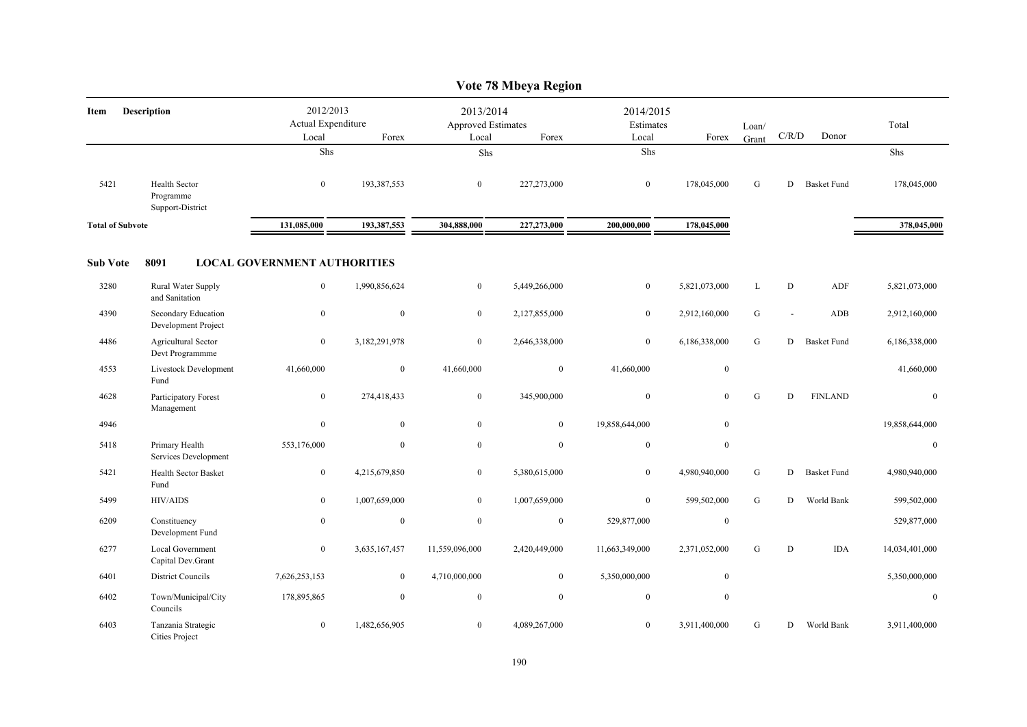# Vote 78 Mbeya Region

| Item | Description | 2012/2013 Actual Expenditure Local | Forex | 2013/2014 Approved Estimates Local | Forex | 2014/2015 Estimates Local | Forex | Loan/ Grant | C/R/D | Donor | Total |
|---|---|---|---|---|---|---|---|---|---|---|---|
| | | Shs | | Shs | | Shs | | | | | Shs |
| 5421 | Health Sector Programme Support-District | 0 | 193,387,553 | 0 | 227,273,000 | 0 | 178,045,000 | G | D | Basket Fund | 178,045,000 |
| **Total of Subvote** | | **131,085,000** | **193,387,553** | **304,888,000** | **227,273,000** | **200,000,000** | **178,045,000** | | | | **378,045,000** |

**Sub Vote 8091 LOCAL GOVERNMENT AUTHORITIES**

| Item | Description | 2012/2013 Actual Expenditure Local | Forex | 2013/2014 Approved Estimates Local | Forex | 2014/2015 Estimates Local | Forex | Loan/ Grant | C/R/D | Donor | Total |
|---|---|---|---|---|---|---|---|---|---|---|---|
| 3280 | Rural Water Supply and Sanitation | 0 | 1,990,856,624 | 0 | 5,449,266,000 | 0 | 5,821,073,000 | L | D | ADF | 5,821,073,000 |
| 4390 | Secondary Education Development Project | 0 | 0 | 0 | 2,127,855,000 | 0 | 2,912,160,000 | G | - | ADB | 2,912,160,000 |
| 4486 | Agricultural Sector Devt Programmme | 0 | 3,182,291,978 | 0 | 2,646,338,000 | 0 | 6,186,338,000 | G | D | Basket Fund | 6,186,338,000 |
| 4553 | Livestock Development Fund | 41,660,000 | 0 | 41,660,000 | 0 | 41,660,000 | 0 | | | | 41,660,000 |
| 4628 | Participatory Forest Management | 0 | 274,418,433 | 0 | 345,900,000 | 0 | 0 | G | D | FINLAND | 0 |
| 4946 | | 0 | 0 | 0 | 0 | 19,858,644,000 | 0 | | | | 19,858,644,000 |
| 5418 | Primary Health Services Development | 553,176,000 | 0 | 0 | 0 | 0 | 0 | | | | 0 |
| 5421 | Health Sector Basket Fund | 0 | 4,215,679,850 | 0 | 5,380,615,000 | 0 | 4,980,940,000 | G | D | Basket Fund | 4,980,940,000 |
| 5499 | HIV/AIDS | 0 | 1,007,659,000 | 0 | 1,007,659,000 | 0 | 599,502,000 | G | D | World Bank | 599,502,000 |
| 6209 | Constituency Development Fund | 0 | 0 | 0 | 0 | 529,877,000 | 0 | | | | 529,877,000 |
| 6277 | Local Government Capital Dev.Grant | 0 | 3,635,167,457 | 11,559,096,000 | 2,420,449,000 | 11,663,349,000 | 2,371,052,000 | G | D | IDA | 14,034,401,000 |
| 6401 | District Councils | 7,626,253,153 | 0 | 4,710,000,000 | 0 | 5,350,000,000 | 0 | | | | 5,350,000,000 |
| 6402 | Town/Municipal/City Councils | 178,895,865 | 0 | 0 | 0 | 0 | 0 | | | | 0 |
| 6403 | Tanzania Strategic Cities Project | 0 | 1,482,656,905 | 0 | 4,089,267,000 | 0 | 3,911,400,000 | G | D | World Bank | 3,911,400,000 |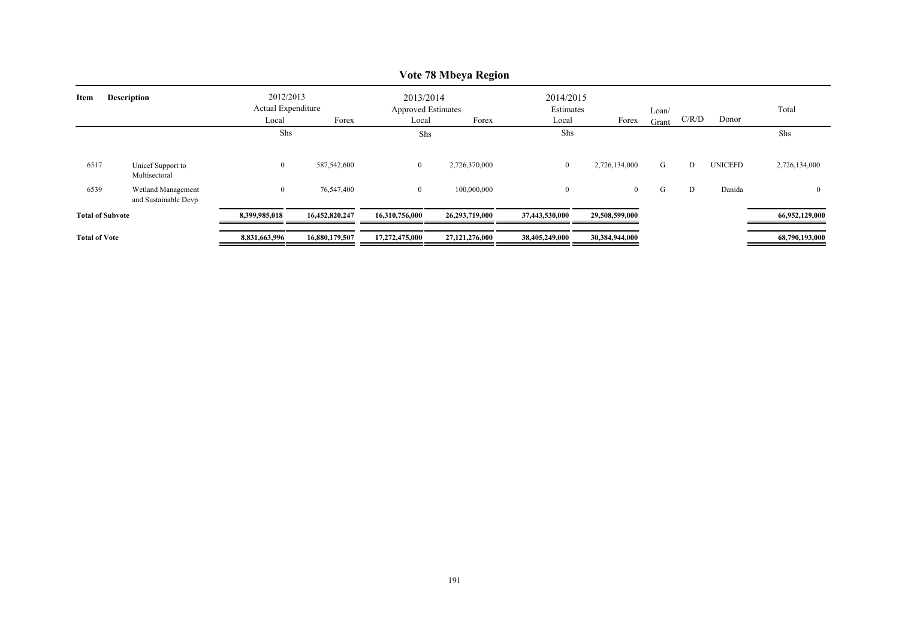# Vote 78 Mbeya Region

| Item | Description | 2012/2013 Actual Expenditure | | 2013/2014 Approved Estimates | | 2014/2015 Estimates | | Loan/ | C/R/D | Donor | Total |
|---|---|---|---|---|---|---|---|---|---|---|---|
| | | Local | Forex | Local | Forex | Local | Forex | Grant | | | |
| | | Shs | | Shs | | Shs | | | | | Shs |
| 6517 | Unicef Support to Multisectoral | 0 | 587,542,600 | 0 | 2,726,370,000 | 0 | 2,726,134,000 | G | D | UNICEFD | 2,726,134,000 |
| 6539 | Wetland Management and Sustainable Devp | 0 | 76,547,400 | 0 | 100,000,000 | 0 | 0 | G | D | Danida | 0 |
| **Total of Subvote** | | **8,399,985,018** | **16,452,820,247** | **16,310,756,000** | **26,293,719,000** | **37,443,530,000** | **29,508,599,000** | | | | **66,952,129,000** |
| **Total of Vote** | | **8,831,663,996** | **16,880,179,507** | **17,272,475,000** | **27,121,276,000** | **38,405,249,000** | **30,384,944,000** | | | | **68,790,193,000** |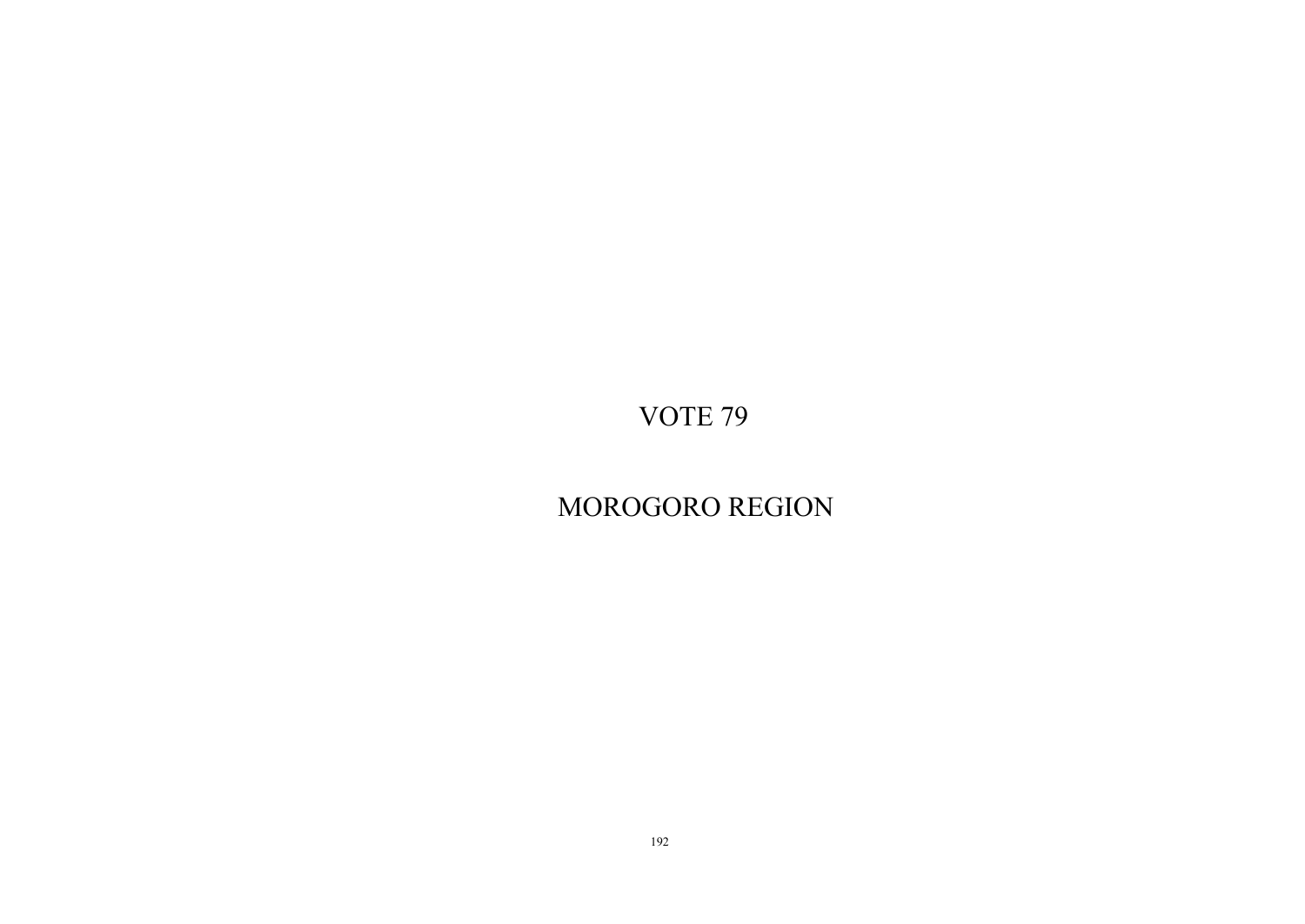# VOTE 79

# MOROGORO REGION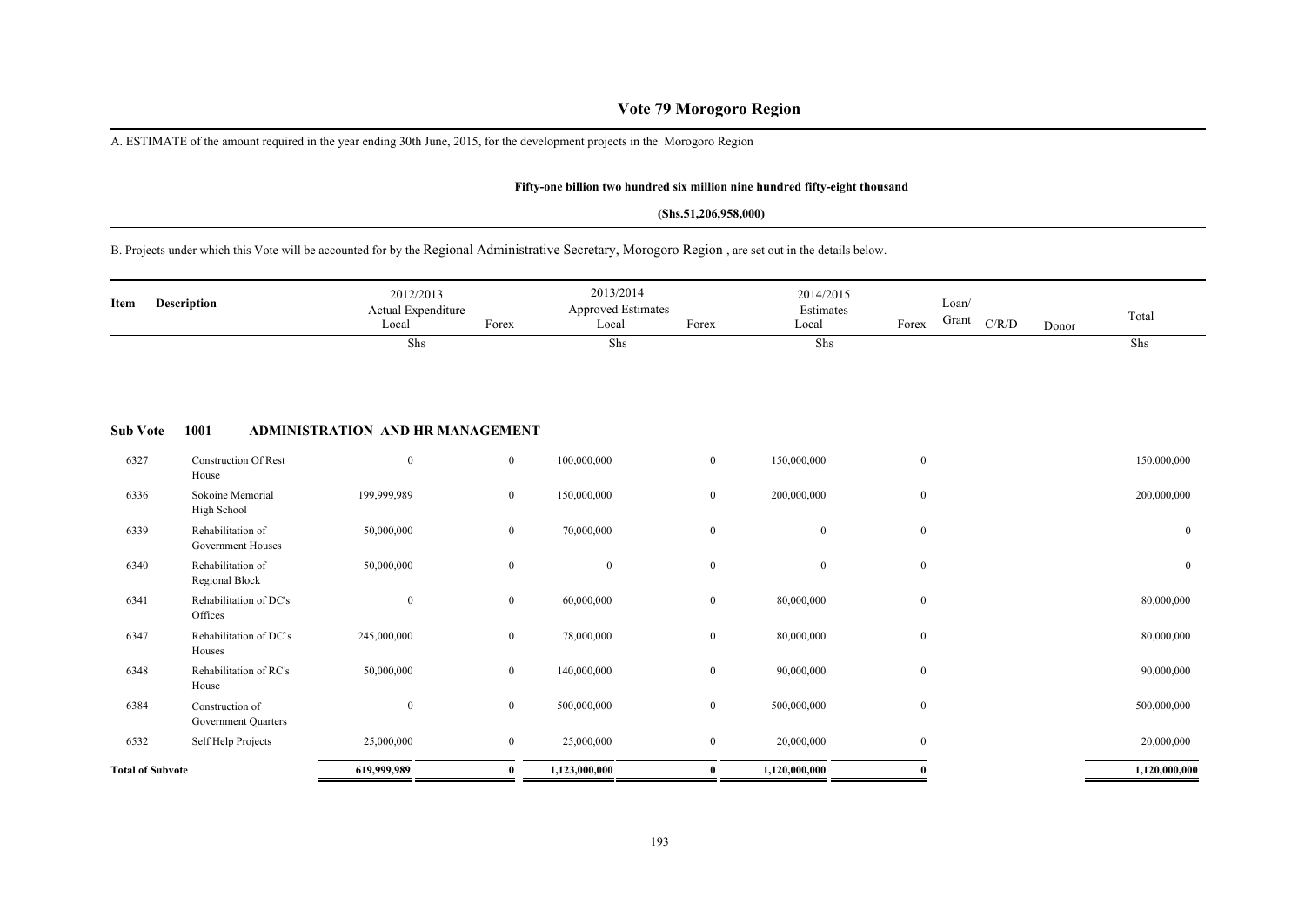# Vote 79 Morogoro Region

A. ESTIMATE of the amount required in the year ending 30th June, 2015, for the development projects in the Morogoro Region

**Fifty-one billion two hundred six million nine hundred fifty-eight thousand**

**(Shs.51,206,958,000)**

B. Projects under which this Vote will be accounted for by the Regional Administrative Secretary, Morogoro Region , are set out in the details below.

| Item | Description | 2012/2013 Actual Expenditure Local | Forex | 2013/2014 Approved Estimates Local | Forex | 2014/2015 Estimates Local | Forex | Loan/ Grant | C/R/D | Donor | Total |
|---|---|---|---|---|---|---|---|---|---|---|---|
| | | Shs | | Shs | | Shs | | | | | Shs |
| **Sub Vote** | **1001 ADMINISTRATION AND HR MANAGEMENT** | | | | | | | | | | |
| 6327 | Construction Of Rest House | 0 | 0 | 100,000,000 | 0 | 150,000,000 | 0 | | | | 150,000,000 |
| 6336 | Sokoine Memorial High School | 199,999,989 | 0 | 150,000,000 | 0 | 200,000,000 | 0 | | | | 200,000,000 |
| 6339 | Rehabilitation of Government Houses | 50,000,000 | 0 | 70,000,000 | 0 | 0 | 0 | | | | 0 |
| 6340 | Rehabilitation of Regional Block | 50,000,000 | 0 | 0 | 0 | 0 | 0 | | | | 0 |
| 6341 | Rehabilitation of DC's Offices | 0 | 0 | 60,000,000 | 0 | 80,000,000 | 0 | | | | 80,000,000 |
| 6347 | Rehabilitation of DC`s Houses | 245,000,000 | 0 | 78,000,000 | 0 | 80,000,000 | 0 | | | | 80,000,000 |
| 6348 | Rehabilitation of RC's House | 50,000,000 | 0 | 140,000,000 | 0 | 90,000,000 | 0 | | | | 90,000,000 |
| 6384 | Construction of Government Quarters | 0 | 0 | 500,000,000 | 0 | 500,000,000 | 0 | | | | 500,000,000 |
| 6532 | Self Help Projects | 25,000,000 | 0 | 25,000,000 | 0 | 20,000,000 | 0 | | | | 20,000,000 |
| **Total of Subvote** | | **619,999,989** | **0** | **1,123,000,000** | **0** | **1,120,000,000** | **0** | | | | **1,120,000,000** |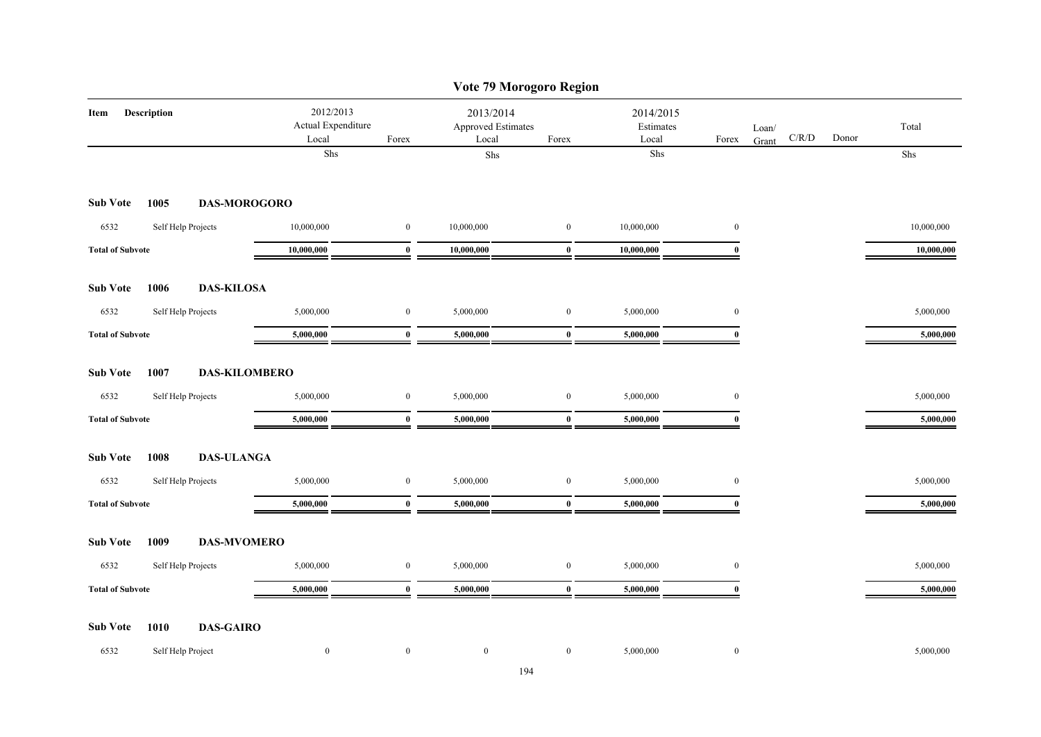# Vote 79 Morogoro Region

| Item | Description | 2012/2013 Actual Expenditure Local | Forex | 2013/2014 Approved Estimates Local | Forex | 2014/2015 Estimates Local | Forex | Loan/ Grant | C/R/D | Donor | Total |
|---|---|---|---|---|---|---|---|---|---|---|---|
| | | Shs | | Shs | | Shs | | | | | Shs |
| **Sub Vote** | **1005 DAS-MOROGORO** | | | | | | | | | | |
| 6532 | Self Help Projects | 10,000,000 | 0 | 10,000,000 | 0 | 10,000,000 | 0 | | | | 10,000,000 |
| **Total of Subvote** | | **10,000,000** | **0** | **10,000,000** | **0** | **10,000,000** | **0** | | | | **10,000,000** |
| **Sub Vote** | **1006 DAS-KILOSA** | | | | | | | | | | |
| 6532 | Self Help Projects | 5,000,000 | 0 | 5,000,000 | 0 | 5,000,000 | 0 | | | | 5,000,000 |
| **Total of Subvote** | | **5,000,000** | **0** | **5,000,000** | **0** | **5,000,000** | **0** | | | | **5,000,000** |
| **Sub Vote** | **1007 DAS-KILOMBERO** | | | | | | | | | | |
| 6532 | Self Help Projects | 5,000,000 | 0 | 5,000,000 | 0 | 5,000,000 | 0 | | | | 5,000,000 |
| **Total of Subvote** | | **5,000,000** | **0** | **5,000,000** | **0** | **5,000,000** | **0** | | | | **5,000,000** |
| **Sub Vote** | **1008 DAS-ULANGA** | | | | | | | | | | |
| 6532 | Self Help Projects | 5,000,000 | 0 | 5,000,000 | 0 | 5,000,000 | 0 | | | | 5,000,000 |
| **Total of Subvote** | | **5,000,000** | **0** | **5,000,000** | **0** | **5,000,000** | **0** | | | | **5,000,000** |
| **Sub Vote** | **1009 DAS-MVOMERO** | | | | | | | | | | |
| 6532 | Self Help Projects | 5,000,000 | 0 | 5,000,000 | 0 | 5,000,000 | 0 | | | | 5,000,000 |
| **Total of Subvote** | | **5,000,000** | **0** | **5,000,000** | **0** | **5,000,000** | **0** | | | | **5,000,000** |
| **Sub Vote** | **1010 DAS-GAIRO** | | | | | | | | | | |
| 6532 | Self Help Project | 0 | 0 | 0 | 0 | 5,000,000 | 0 | | | | 5,000,000 |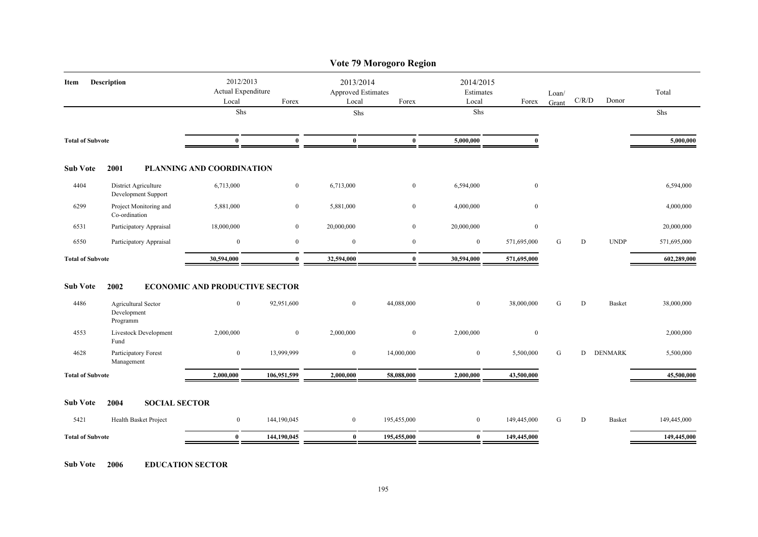# Vote 79 Morogoro Region

| Item | Description | 2012/2013 Actual Expenditure Local | Forex | 2013/2014 Approved Estimates Local | Forex | 2014/2015 Estimates Local | Forex | Loan/ Grant | C/R/D | Donor | Total |
|---|---|---|---|---|---|---|---|---|---|---|---|
| | | Shs | | Shs | | Shs | | | | | Shs |
| **Total of Subvote** | | **0** | **0** | **0** | **0** | **5,000,000** | **0** | | | | **5,000,000** |
| **Sub Vote** | **2001** | **PLANNING AND COORDINATION** | | | | | | | | | |
| 4404 | District Agriculture Development Support | 6,713,000 | 0 | 6,713,000 | 0 | 6,594,000 | 0 | | | | 6,594,000 |
| 6299 | Project Monitoring and Co-ordination | 5,881,000 | 0 | 5,881,000 | 0 | 4,000,000 | 0 | | | | 4,000,000 |
| 6531 | Participatory Appraisal | 18,000,000 | 0 | 20,000,000 | 0 | 20,000,000 | 0 | | | | 20,000,000 |
| 6550 | Participatory Appraisal | 0 | 0 | 0 | 0 | 0 | 571,695,000 | G | D | UNDP | 571,695,000 |
| **Total of Subvote** | | **30,594,000** | **0** | **32,594,000** | **0** | **30,594,000** | **571,695,000** | | | | **602,289,000** |
| **Sub Vote** | **2002** | **ECONOMIC AND PRODUCTIVE SECTOR** | | | | | | | | | |
| 4486 | Agricultural Sector Development Programm | 0 | 92,951,600 | 0 | 44,088,000 | 0 | 38,000,000 | G | D | Basket | 38,000,000 |
| 4553 | Livestock Development Fund | 2,000,000 | 0 | 2,000,000 | 0 | 2,000,000 | 0 | | | | 2,000,000 |
| 4628 | Participatory Forest Management | 0 | 13,999,999 | 0 | 14,000,000 | 0 | 5,500,000 | G | D | DENMARK | 5,500,000 |
| **Total of Subvote** | | **2,000,000** | **106,951,599** | **2,000,000** | **58,088,000** | **2,000,000** | **43,500,000** | | | | **45,500,000** |
| **Sub Vote** | **2004** | **SOCIAL SECTOR** | | | | | | | | | |
| 5421 | Health Basket Project | 0 | 144,190,045 | 0 | 195,455,000 | 0 | 149,445,000 | G | D | Basket | 149,445,000 |
| **Total of Subvote** | | **0** | **144,190,045** | **0** | **195,455,000** | **0** | **149,445,000** | | | | **149,445,000** |

**Sub Vote 2006 EDUCATION SECTOR**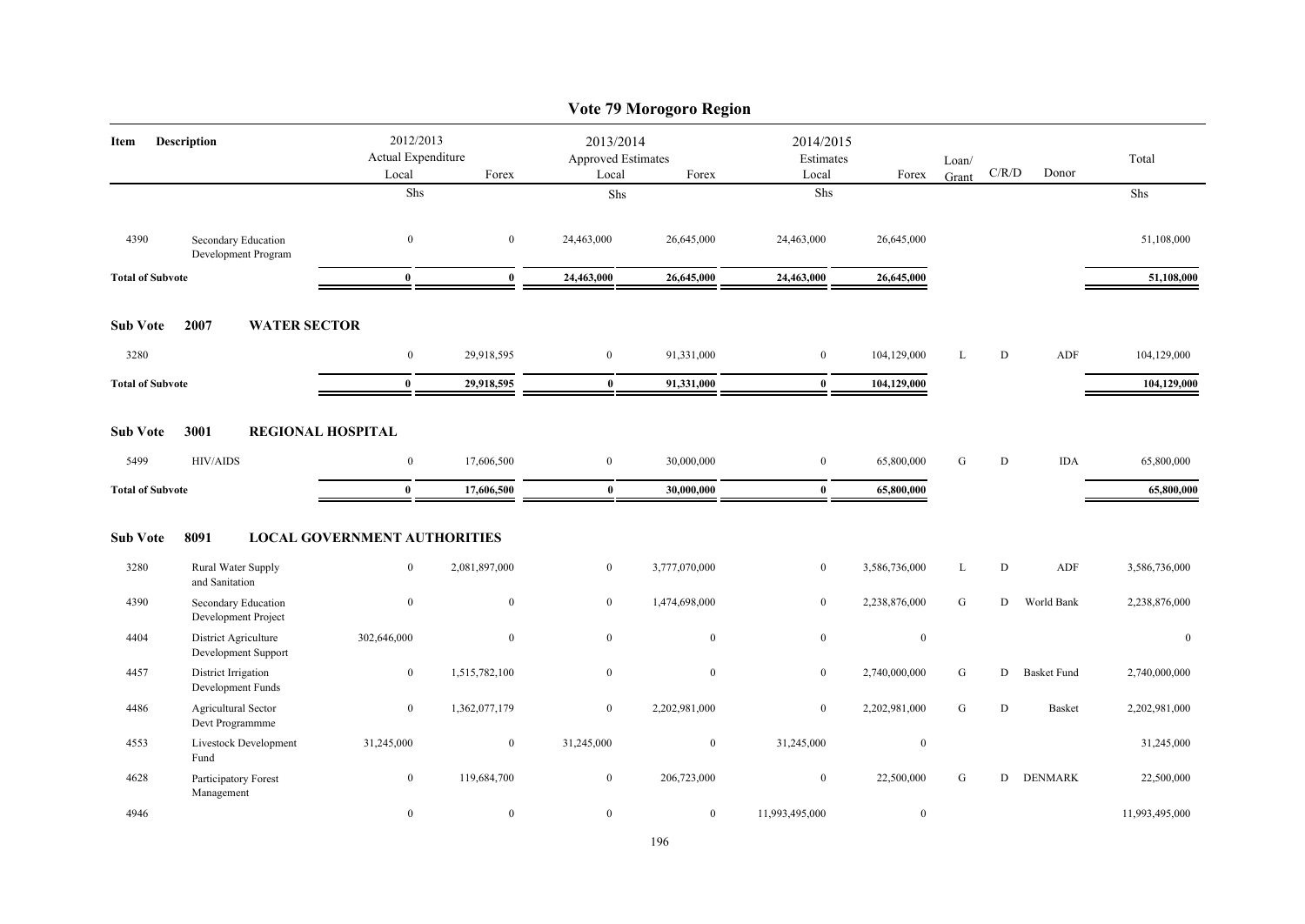# Vote 79 Morogoro Region

| Item | Description | 2012/2013 Actual Expenditure Local | Forex | 2013/2014 Approved Estimates Local | Forex | 2014/2015 Estimates Local | Forex | Loan/ Grant | C/R/D | Donor | Total |
|---|---|---|---|---|---|---|---|---|---|---|---|
| | | Shs | | Shs | | Shs | | | | | Shs |
| 4390 | Secondary Education Development Program | 0 | 0 | 24,463,000 | 26,645,000 | 24,463,000 | 26,645,000 | | | | 51,108,000 |
| **Total of Subvote** | | **0** | **0** | **24,463,000** | **26,645,000** | **24,463,000** | **26,645,000** | | | | **51,108,000** |
| **Sub Vote 2007** | **WATER SECTOR** | | | | | | | | | | |
| 3280 | | 0 | 29,918,595 | 0 | 91,331,000 | 0 | 104,129,000 | L | D | ADF | 104,129,000 |
| **Total of Subvote** | | **0** | **29,918,595** | **0** | **91,331,000** | **0** | **104,129,000** | | | | **104,129,000** |
| **Sub Vote 3001** | **REGIONAL HOSPITAL** | | | | | | | | | | |
| 5499 | HIV/AIDS | 0 | 17,606,500 | 0 | 30,000,000 | 0 | 65,800,000 | G | D | IDA | 65,800,000 |
| **Total of Subvote** | | **0** | **17,606,500** | **0** | **30,000,000** | **0** | **65,800,000** | | | | **65,800,000** |
| **Sub Vote 8091** | **LOCAL GOVERNMENT AUTHORITIES** | | | | | | | | | | |
| 3280 | Rural Water Supply and Sanitation | 0 | 2,081,897,000 | 0 | 3,777,070,000 | 0 | 3,586,736,000 | L | D | ADF | 3,586,736,000 |
| 4390 | Secondary Education Development Project | 0 | 0 | 0 | 1,474,698,000 | 0 | 2,238,876,000 | G | D | World Bank | 2,238,876,000 |
| 4404 | District Agriculture Development Support | 302,646,000 | 0 | 0 | 0 | 0 | 0 | | | | 0 |
| 4457 | District Irrigation Development Funds | 0 | 1,515,782,100 | 0 | 0 | 0 | 2,740,000,000 | G | D | Basket Fund | 2,740,000,000 |
| 4486 | Agricultural Sector Devt Programmme | 0 | 1,362,077,179 | 0 | 2,202,981,000 | 0 | 2,202,981,000 | G | D | Basket | 2,202,981,000 |
| 4553 | Livestock Development Fund | 31,245,000 | 0 | 31,245,000 | 0 | 31,245,000 | 0 | | | | 31,245,000 |
| 4628 | Participatory Forest Management | 0 | 119,684,700 | 0 | 206,723,000 | 0 | 22,500,000 | G | D | DENMARK | 22,500,000 |
| 4946 | | 0 | 0 | 0 | 0 | 11,993,495,000 | 0 | | | | 11,993,495,000 |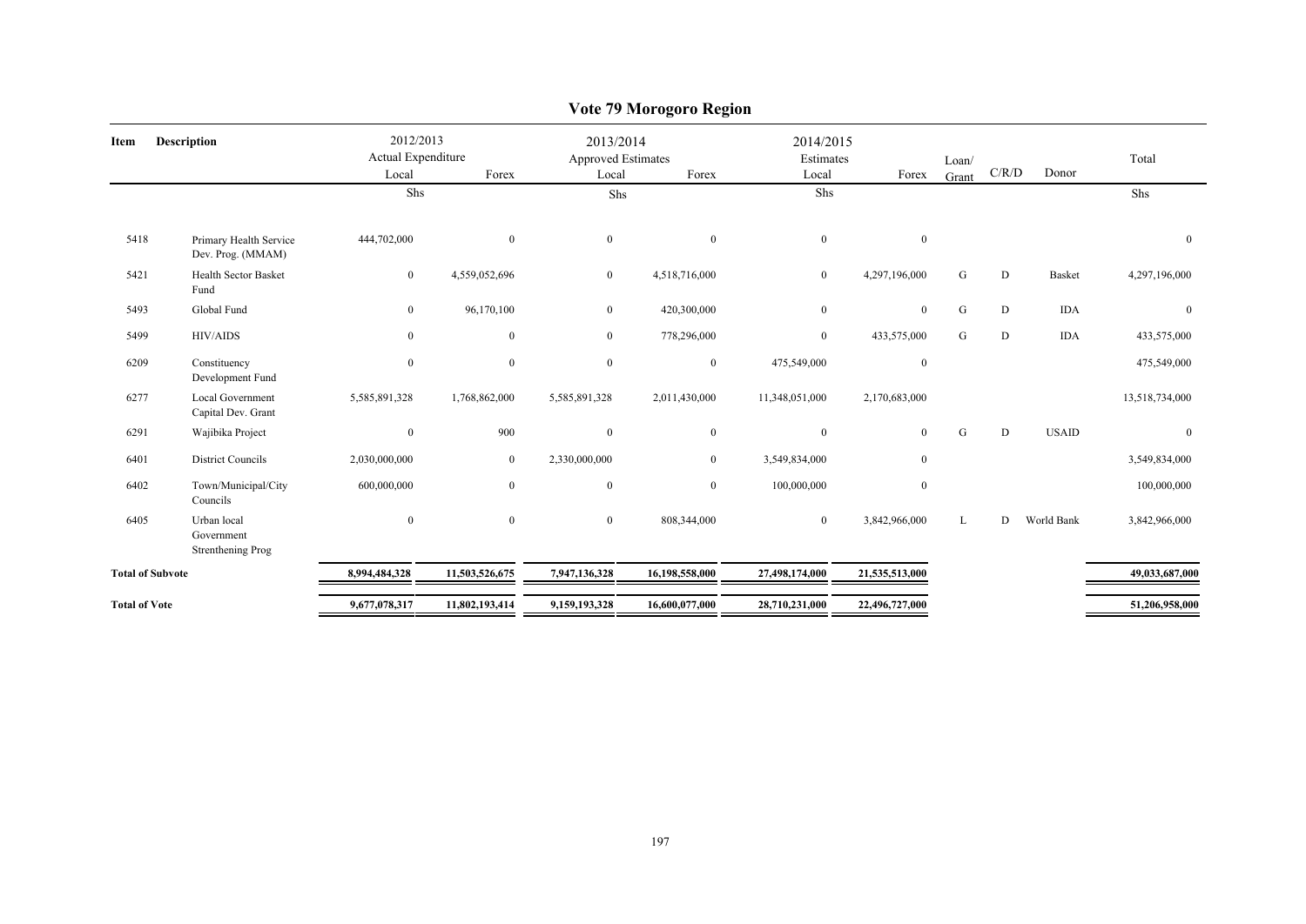# Vote 79 Morogoro Region

| Item | Description | 2012/2013 Actual Expenditure Local | 2012/2013 Actual Expenditure Forex | 2013/2014 Approved Estimates Local | 2013/2014 Approved Estimates Forex | 2014/2015 Estimates Local | 2014/2015 Estimates Forex | Loan/ Grant | C/R/D | Donor | Total |
|---|---|---|---|---|---|---|---|---|---|---|---|
| | | Shs | | Shs | | Shs | | | | | Shs |
| 5418 | Primary Health Service Dev. Prog. (MMAM) | 444,702,000 | 0 | 0 | 0 | 0 | 0 | | | | 0 |
| 5421 | Health Sector Basket Fund | 0 | 4,559,052,696 | 0 | 4,518,716,000 | 0 | 4,297,196,000 | G | D | Basket | 4,297,196,000 |
| 5493 | Global Fund | 0 | 96,170,100 | 0 | 420,300,000 | 0 | 0 | G | D | IDA | 0 |
| 5499 | HIV/AIDS | 0 | 0 | 0 | 778,296,000 | 0 | 433,575,000 | G | D | IDA | 433,575,000 |
| 6209 | Constituency Development Fund | 0 | 0 | 0 | 0 | 475,549,000 | 0 | | | | 475,549,000 |
| 6277 | Local Government Capital Dev. Grant | 5,585,891,328 | 1,768,862,000 | 5,585,891,328 | 2,011,430,000 | 11,348,051,000 | 2,170,683,000 | | | | 13,518,734,000 |
| 6291 | Wajibika Project | 0 | 900 | 0 | 0 | 0 | 0 | G | D | USAID | 0 |
| 6401 | District Councils | 2,030,000,000 | 0 | 2,330,000,000 | 0 | 3,549,834,000 | 0 | | | | 3,549,834,000 |
| 6402 | Town/Municipal/City Councils | 600,000,000 | 0 | 0 | 0 | 100,000,000 | 0 | | | | 100,000,000 |
| 6405 | Urban local Government Strenthening Prog | 0 | 0 | 0 | 808,344,000 | 0 | 3,842,966,000 | L | D | World Bank | 3,842,966,000 |
| **Total of Subvote** | | **8,994,484,328** | **11,503,526,675** | **7,947,136,328** | **16,198,558,000** | **27,498,174,000** | **21,535,513,000** | | | | **49,033,687,000** |
| **Total of Vote** | | **9,677,078,317** | **11,802,193,414** | **9,159,193,328** | **16,600,077,000** | **28,710,231,000** | **22,496,727,000** | | | | **51,206,958,000** |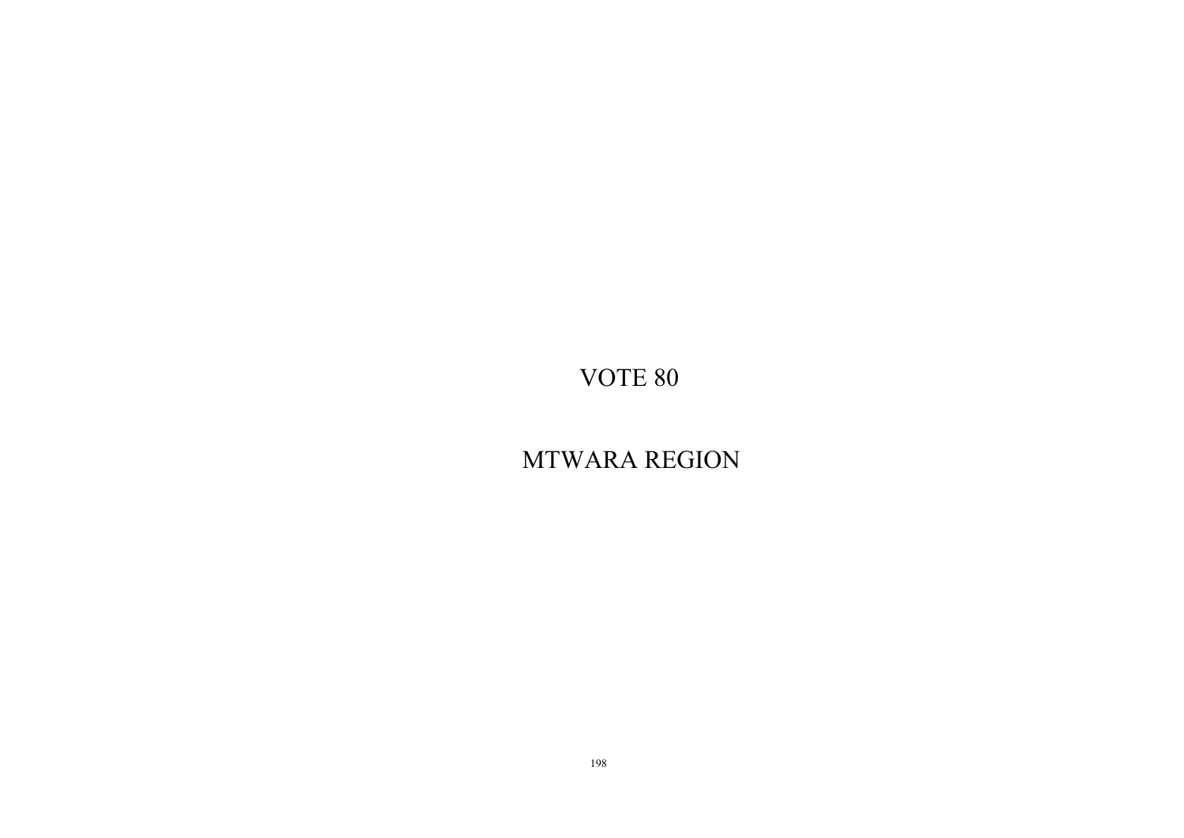# VOTE 80

# MTWARA REGION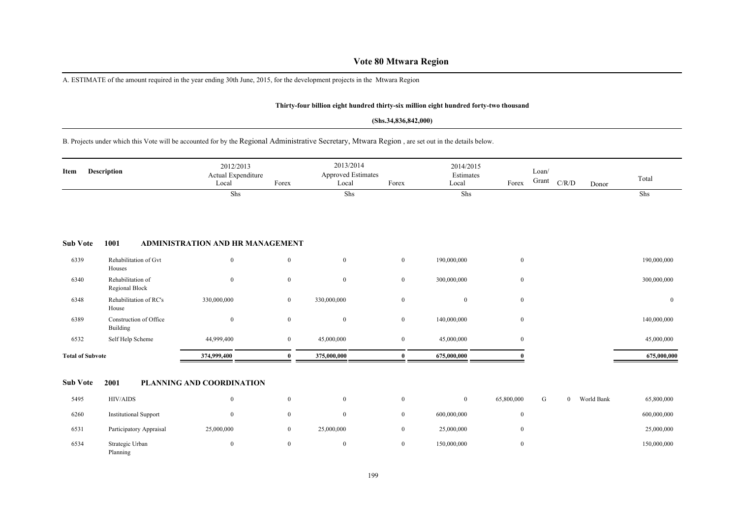# Vote 80 Mtwara Region

A. ESTIMATE of the amount required in the year ending 30th June, 2015, for the development projects in the Mtwara Region

**Thirty-four billion eight hundred thirty-six million eight hundred forty-two thousand**

**(Shs.34,836,842,000)**

B. Projects under which this Vote will be accounted for by the Regional Administrative Secretary, Mtwara Region , are set out in the details below.

| Item | Description | 2012/2013 Actual Expenditure Local | Forex | 2013/2014 Approved Estimates Local | Forex | 2014/2015 Estimates Local | Forex | Loan/ Grant | C/R/D | Donor | Total |
|---|---|---|---|---|---|---|---|---|---|---|---|
| | | Shs | | Shs | | Shs | | | | | Shs |
| **Sub Vote** | **1001** | **ADMINISTRATION AND HR MANAGEMENT** | | | | | | | | | |
| 6339 | Rehabilitation of Gvt Houses | 0 | 0 | 0 | 0 | 190,000,000 | 0 | | | | 190,000,000 |
| 6340 | Rehabilitation of Regional Block | 0 | 0 | 0 | 0 | 300,000,000 | 0 | | | | 300,000,000 |
| 6348 | Rehabilitation of RC's House | 330,000,000 | 0 | 330,000,000 | 0 | 0 | 0 | | | | 0 |
| 6389 | Construction of Office Building | 0 | 0 | 0 | 0 | 140,000,000 | 0 | | | | 140,000,000 |
| 6532 | Self Help Scheme | 44,999,400 | 0 | 45,000,000 | 0 | 45,000,000 | 0 | | | | 45,000,000 |
| **Total of Subvote** | | **374,999,400** | **0** | **375,000,000** | **0** | **675,000,000** | **0** | | | | **675,000,000** |
| **Sub Vote** | **2001** | **PLANNING AND COORDINATION** | | | | | | | | | |
| 5495 | HIV/AIDS | 0 | 0 | 0 | 0 | 0 | 65,800,000 | G | 0 | World Bank | 65,800,000 |
| 6260 | Institutional Support | 0 | 0 | 0 | 0 | 600,000,000 | 0 | | | | 600,000,000 |
| 6531 | Participatory Appraisal | 25,000,000 | 0 | 25,000,000 | 0 | 25,000,000 | 0 | | | | 25,000,000 |
| 6534 | Strategic Urban Planning | 0 | 0 | 0 | 0 | 150,000,000 | 0 | | | | 150,000,000 |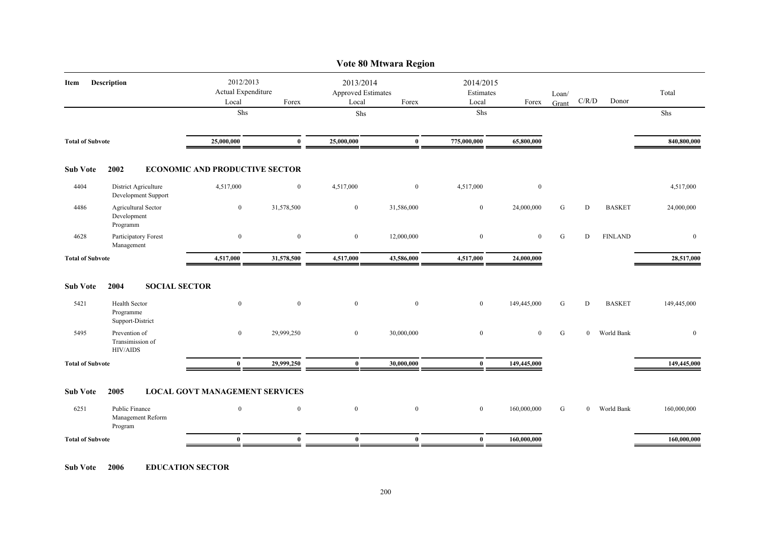# Vote 80 Mtwara Region

| Item | Description | 2012/2013 Actual Expenditure Local | Forex | 2013/2014 Approved Estimates Local | Forex | 2014/2015 Estimates Local | Forex | Loan/ Grant | C/R/D | Donor | Total |
|---|---|---|---|---|---|---|---|---|---|---|---|
| | | Shs | | Shs | | Shs | | | | | Shs |
| **Total of Subvote** | | **25,000,000** | **0** | **25,000,000** | **0** | **775,000,000** | **65,800,000** | | | | **840,800,000** |
| **Sub Vote** | **2002** | **ECONOMIC AND PRODUCTIVE SECTOR** | | | | | | | | | |
| 4404 | District Agriculture Development Support | 4,517,000 | 0 | 4,517,000 | 0 | 4,517,000 | 0 | | | | 4,517,000 |
| 4486 | Agricultural Sector Development Programm | 0 | 31,578,500 | 0 | 31,586,000 | 0 | 24,000,000 | G | D | BASKET | 24,000,000 |
| 4628 | Participatory Forest Management | 0 | 0 | 0 | 12,000,000 | 0 | 0 | G | D | FINLAND | 0 |
| **Total of Subvote** | | **4,517,000** | **31,578,500** | **4,517,000** | **43,586,000** | **4,517,000** | **24,000,000** | | | | **28,517,000** |
| **Sub Vote** | **2004** | **SOCIAL SECTOR** | | | | | | | | | |
| 5421 | Health Sector Programme Support-District | 0 | 0 | 0 | 0 | 0 | 149,445,000 | G | D | BASKET | 149,445,000 |
| 5495 | Prevention of Transimission of HIV/AIDS | 0 | 29,999,250 | 0 | 30,000,000 | 0 | 0 | G | 0 | World Bank | 0 |
| **Total of Subvote** | | **0** | **29,999,250** | **0** | **30,000,000** | **0** | **149,445,000** | | | | **149,445,000** |
| **Sub Vote** | **2005** | **LOCAL GOVT MANAGEMENT SERVICES** | | | | | | | | | |
| 6251 | Public Finance Management Reform Program | 0 | 0 | 0 | 0 | 0 | 160,000,000 | G | 0 | World Bank | 160,000,000 |
| **Total of Subvote** | | **0** | **0** | **0** | **0** | **0** | **160,000,000** | | | | **160,000,000** |

**Sub Vote 2006 EDUCATION SECTOR**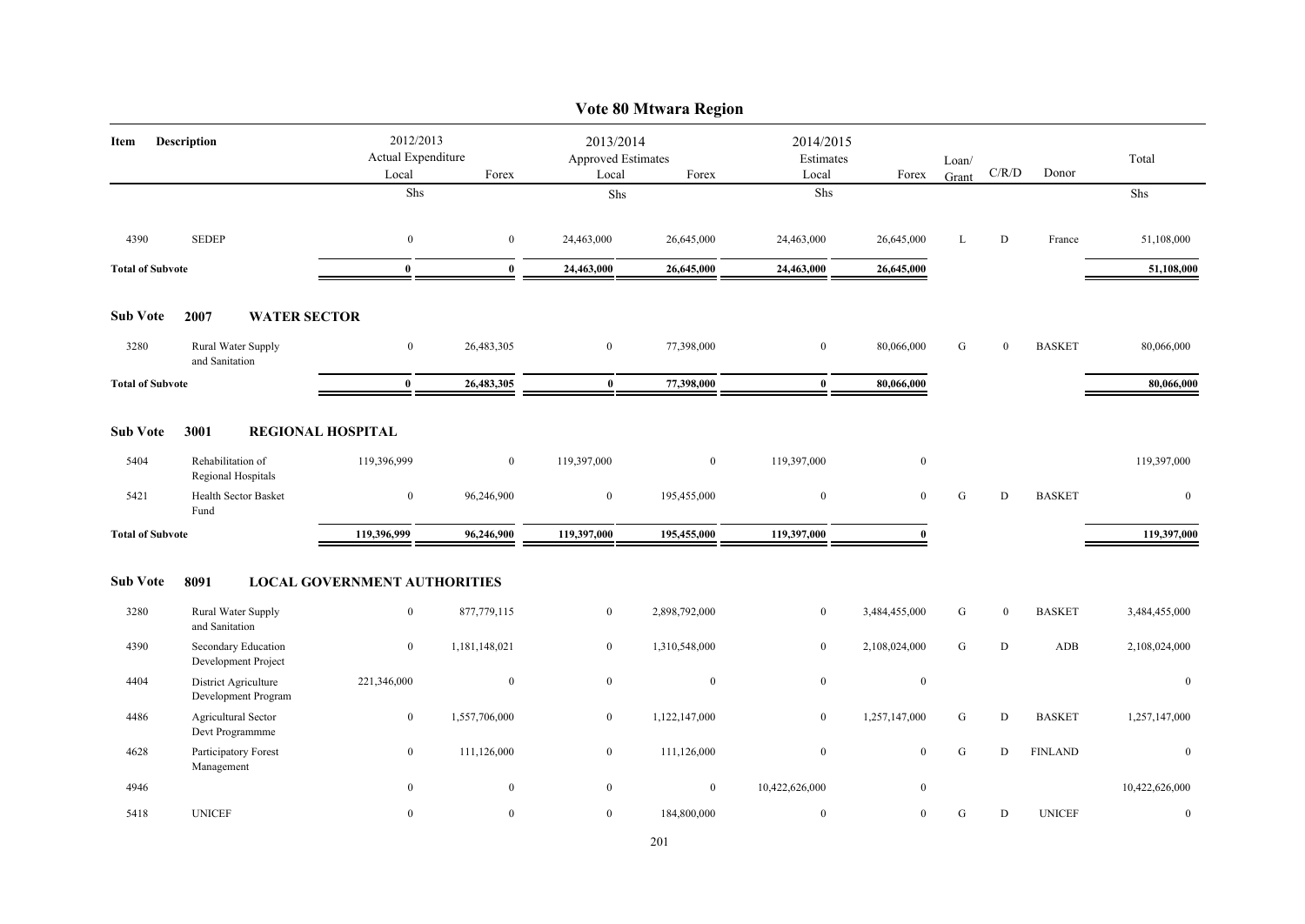# Vote 80 Mtwara Region

| Item | Description | 2012/2013 Actual Expenditure Local | 2012/2013 Actual Expenditure Forex | 2013/2014 Approved Estimates Local | 2013/2014 Approved Estimates Forex | 2014/2015 Estimates Local | 2014/2015 Estimates Forex | Loan/ Grant | C/R/D | Donor | Total |
|---|---|---|---|---|---|---|---|---|---|---|---|
| | | Shs | | Shs | | Shs | | | | | Shs |
| 4390 | SEDEP | 0 | 0 | 24,463,000 | 26,645,000 | 24,463,000 | 26,645,000 | L | D | France | 51,108,000 |
| **Total of Subvote** | | **0** | **0** | **24,463,000** | **26,645,000** | **24,463,000** | **26,645,000** | | | | **51,108,000** |
| **Sub Vote** | **2007 WATER SECTOR** | | | | | | | | | | |
| 3280 | Rural Water Supply and Sanitation | 0 | 26,483,305 | 0 | 77,398,000 | 0 | 80,066,000 | G | 0 | BASKET | 80,066,000 |
| **Total of Subvote** | | **0** | **26,483,305** | **0** | **77,398,000** | **0** | **80,066,000** | | | | **80,066,000** |
| **Sub Vote** | **3001 REGIONAL HOSPITAL** | | | | | | | | | | |
| 5404 | Rehabilitation of Regional Hospitals | 119,396,999 | 0 | 119,397,000 | 0 | 119,397,000 | 0 | | | | 119,397,000 |
| 5421 | Health Sector Basket Fund | 0 | 96,246,900 | 0 | 195,455,000 | 0 | 0 | G | D | BASKET | 0 |
| **Total of Subvote** | | **119,396,999** | **96,246,900** | **119,397,000** | **195,455,000** | **119,397,000** | **0** | | | | **119,397,000** |
| **Sub Vote** | **8091 LOCAL GOVERNMENT AUTHORITIES** | | | | | | | | | | |
| 3280 | Rural Water Supply and Sanitation | 0 | 877,779,115 | 0 | 2,898,792,000 | 0 | 3,484,455,000 | G | 0 | BASKET | 3,484,455,000 |
| 4390 | Secondary Education Development Project | 0 | 1,181,148,021 | 0 | 1,310,548,000 | 0 | 2,108,024,000 | G | D | ADB | 2,108,024,000 |
| 4404 | District Agriculture Development Program | 221,346,000 | 0 | 0 | 0 | 0 | 0 | | | | 0 |
| 4486 | Agricultural Sector Devt Programmme | 0 | 1,557,706,000 | 0 | 1,122,147,000 | 0 | 1,257,147,000 | G | D | BASKET | 1,257,147,000 |
| 4628 | Participatory Forest Management | 0 | 111,126,000 | 0 | 111,126,000 | 0 | 0 | G | D | FINLAND | 0 |
| 4946 | | 0 | 0 | 0 | 0 | 10,422,626,000 | 0 | | | | 10,422,626,000 |
| 5418 | UNICEF | 0 | 0 | 0 | 184,800,000 | 0 | 0 | G | D | UNICEF | 0 |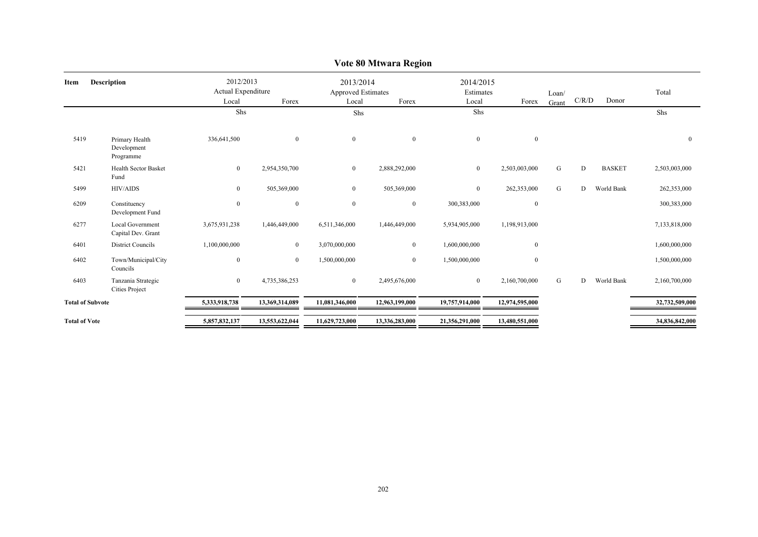# Vote 80 Mtwara Region

| Item | Description | 2012/2013 Actual Expenditure | | 2013/2014 Approved Estimates | | 2014/2015 Estimates | | Loan/ Grant | C/R/D | Donor | Total |
|---|---|---|---|---|---|---|---|---|---|---|---|
| | | Local | Forex | Local | Forex | Local | Forex | | | | |
| | | Shs | | Shs | | Shs | | | | | Shs |
| 5419 | Primary Health Development Programme | 336,641,500 | 0 | 0 | 0 | 0 | 0 | | | | 0 |
| 5421 | Health Sector Basket Fund | 0 | 2,954,350,700 | 0 | 2,888,292,000 | 0 | 2,503,003,000 | G | D | BASKET | 2,503,003,000 |
| 5499 | HIV/AIDS | 0 | 505,369,000 | 0 | 505,369,000 | 0 | 262,353,000 | G | D | World Bank | 262,353,000 |
| 6209 | Constituency Development Fund | 0 | 0 | 0 | 0 | 300,383,000 | 0 | | | | 300,383,000 |
| 6277 | Local Government Capital Dev. Grant | 3,675,931,238 | 1,446,449,000 | 6,511,346,000 | 1,446,449,000 | 5,934,905,000 | 1,198,913,000 | | | | 7,133,818,000 |
| 6401 | District Councils | 1,100,000,000 | 0 | 3,070,000,000 | 0 | 1,600,000,000 | 0 | | | | 1,600,000,000 |
| 6402 | Town/Municipal/City Councils | 0 | 0 | 1,500,000,000 | 0 | 1,500,000,000 | 0 | | | | 1,500,000,000 |
| 6403 | Tanzania Strategic Cities Project | 0 | 4,735,386,253 | 0 | 2,495,676,000 | 0 | 2,160,700,000 | G | D | World Bank | 2,160,700,000 |
| **Total of Subvote** | | **5,333,918,738** | **13,369,314,089** | **11,081,346,000** | **12,963,199,000** | **19,757,914,000** | **12,974,595,000** | | | | **32,732,509,000** |
| **Total of Vote** | | **5,857,832,137** | **13,553,622,044** | **11,629,723,000** | **13,336,283,000** | **21,356,291,000** | **13,480,551,000** | | | | **34,836,842,000** |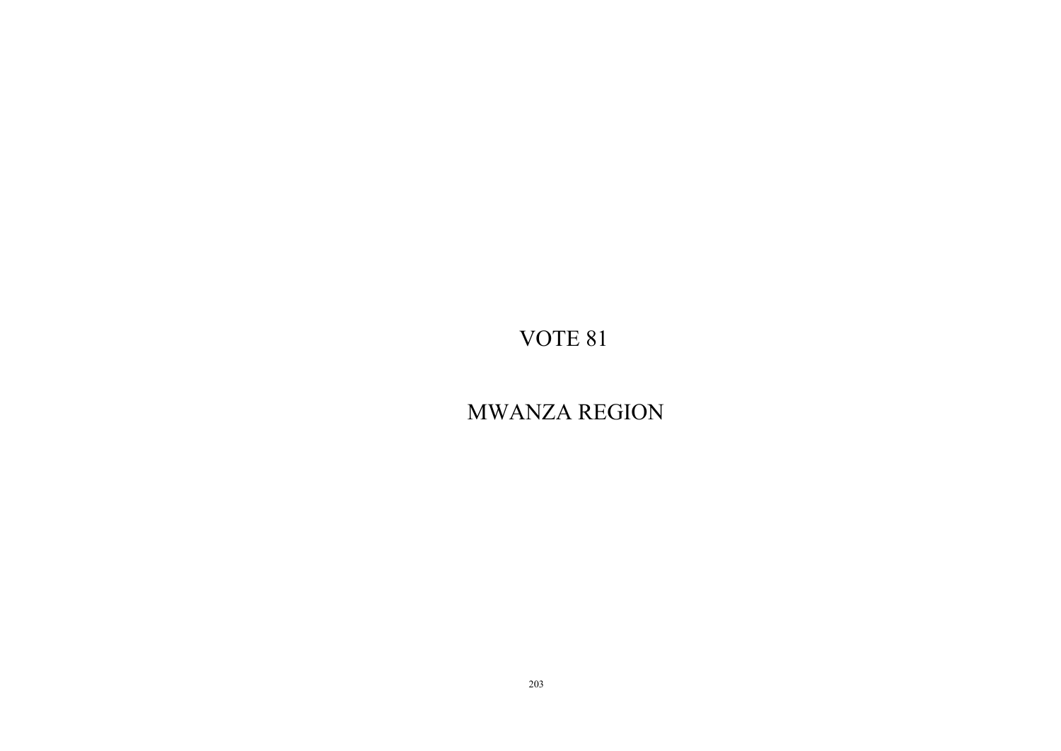# VOTE 81

# MWANZA REGION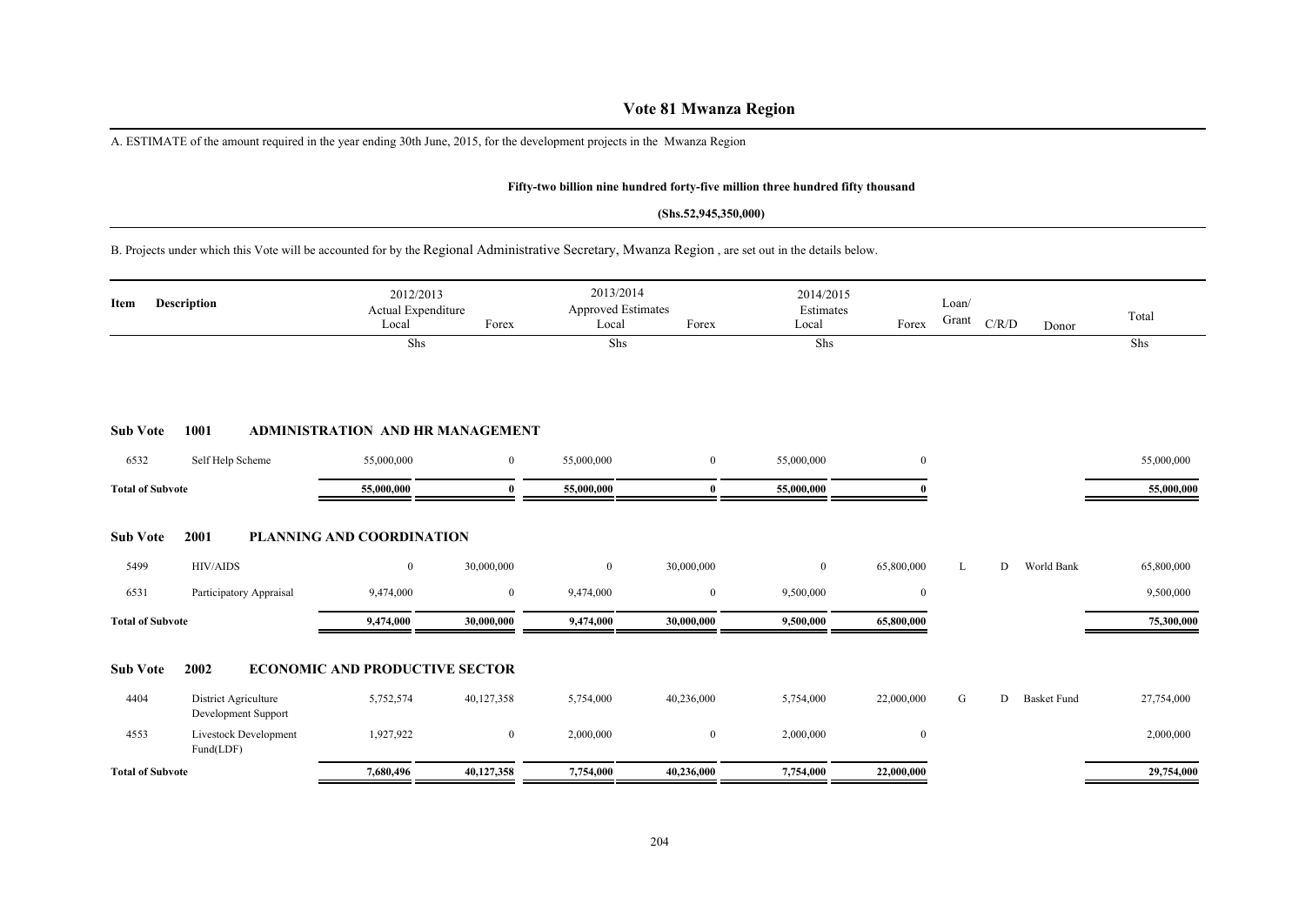# Vote 81 Mwanza Region

A. ESTIMATE of the amount required in the year ending 30th June, 2015, for the development projects in the Mwanza Region

**Fifty-two billion nine hundred forty-five million three hundred fifty thousand**

**(Shs.52,945,350,000)**

B. Projects under which this Vote will be accounted for by the Regional Administrative Secretary, Mwanza Region , are set out in the details below.

| Item | Description | 2012/2013 Actual Expenditure Local | Forex | 2013/2014 Approved Estimates Local | Forex | 2014/2015 Estimates Local | Forex | Loan/ Grant | C/R/D | Donor | Total |
|---|---|---|---|---|---|---|---|---|---|---|---|
| | | Shs | | Shs | | Shs | | | | | Shs |
| **Sub Vote 1001** | **ADMINISTRATION AND HR MANAGEMENT** | | | | | | | | | | |
| 6532 | Self Help Scheme | 55,000,000 | 0 | 55,000,000 | 0 | 55,000,000 | 0 | | | | 55,000,000 |
| **Total of Subvote** | | **55,000,000** | **0** | **55,000,000** | **0** | **55,000,000** | **0** | | | | **55,000,000** |
| **Sub Vote 2001** | **PLANNING AND COORDINATION** | | | | | | | | | | |
| 5499 | HIV/AIDS | 0 | 30,000,000 | 0 | 30,000,000 | 0 | 65,800,000 | L | D | World Bank | 65,800,000 |
| 6531 | Participatory Appraisal | 9,474,000 | 0 | 9,474,000 | 0 | 9,500,000 | 0 | | | | 9,500,000 |
| **Total of Subvote** | | **9,474,000** | **30,000,000** | **9,474,000** | **30,000,000** | **9,500,000** | **65,800,000** | | | | **75,300,000** |
| **Sub Vote 2002** | **ECONOMIC AND PRODUCTIVE SECTOR** | | | | | | | | | | |
| 4404 | District Agriculture Development Support | 5,752,574 | 40,127,358 | 5,754,000 | 40,236,000 | 5,754,000 | 22,000,000 | G | D | Basket Fund | 27,754,000 |
| 4553 | Livestock Development Fund(LDF) | 1,927,922 | 0 | 2,000,000 | 0 | 2,000,000 | 0 | | | | 2,000,000 |
| **Total of Subvote** | | **7,680,496** | **40,127,358** | **7,754,000** | **40,236,000** | **7,754,000** | **22,000,000** | | | | **29,754,000** |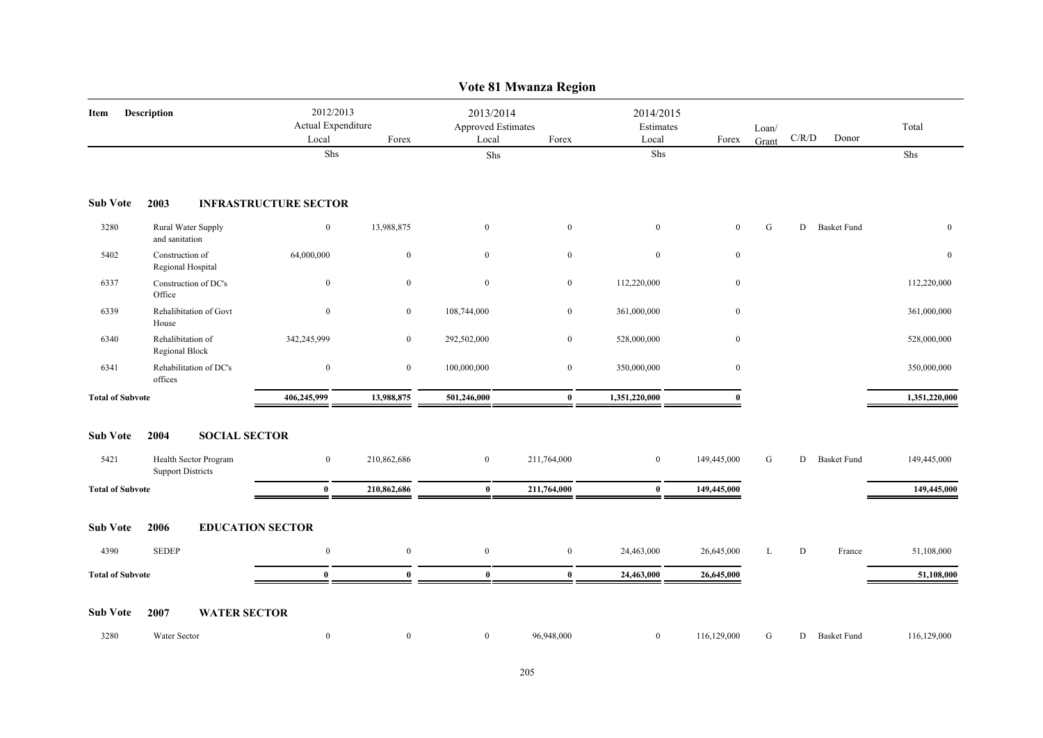# Vote 81 Mwanza Region

| Item | Description | 2012/2013 Actual Expenditure Local | Forex | 2013/2014 Approved Estimates Local | Forex | 2014/2015 Estimates Local | Forex | Loan/ Grant | C/R/D | Donor | Total |
|---|---|---|---|---|---|---|---|---|---|---|---|
| | | Shs | | Shs | | Shs | | | | | Shs |
| **Sub Vote** | **2003 INFRASTRUCTURE SECTOR** | | | | | | | | | | |
| 3280 | Rural Water Supply and sanitation | 0 | 13,988,875 | 0 | 0 | 0 | 0 | G | D | Basket Fund | 0 |
| 5402 | Construction of Regional Hospital | 64,000,000 | 0 | 0 | 0 | 0 | 0 | | | | 0 |
| 6337 | Construction of DC's Office | 0 | 0 | 0 | 0 | 112,220,000 | 0 | | | | 112,220,000 |
| 6339 | Rehalibitation of Govt House | 0 | 0 | 108,744,000 | 0 | 361,000,000 | 0 | | | | 361,000,000 |
| 6340 | Rehalibitation of Regional Block | 342,245,999 | 0 | 292,502,000 | 0 | 528,000,000 | 0 | | | | 528,000,000 |
| 6341 | Rehabilitation of DC's offices | 0 | 0 | 100,000,000 | 0 | 350,000,000 | 0 | | | | 350,000,000 |
| **Total of Subvote** | | **406,245,999** | **13,988,875** | **501,246,000** | **0** | **1,351,220,000** | **0** | | | | **1,351,220,000** |
| **Sub Vote** | **2004 SOCIAL SECTOR** | | | | | | | | | | |
| 5421 | Health Sector Program Support Districts | 0 | 210,862,686 | 0 | 211,764,000 | 0 | 149,445,000 | G | D | Basket Fund | 149,445,000 |
| **Total of Subvote** | | **0** | **210,862,686** | **0** | **211,764,000** | **0** | **149,445,000** | | | | **149,445,000** |
| **Sub Vote** | **2006 EDUCATION SECTOR** | | | | | | | | | | |
| 4390 | SEDEP | 0 | 0 | 0 | 0 | 24,463,000 | 26,645,000 | L | D | France | 51,108,000 |
| **Total of Subvote** | | **0** | **0** | **0** | **0** | **24,463,000** | **26,645,000** | | | | **51,108,000** |
| **Sub Vote** | **2007 WATER SECTOR** | | | | | | | | | | |
| 3280 | Water Sector | 0 | 0 | 0 | 96,948,000 | 0 | 116,129,000 | G | D | Basket Fund | 116,129,000 |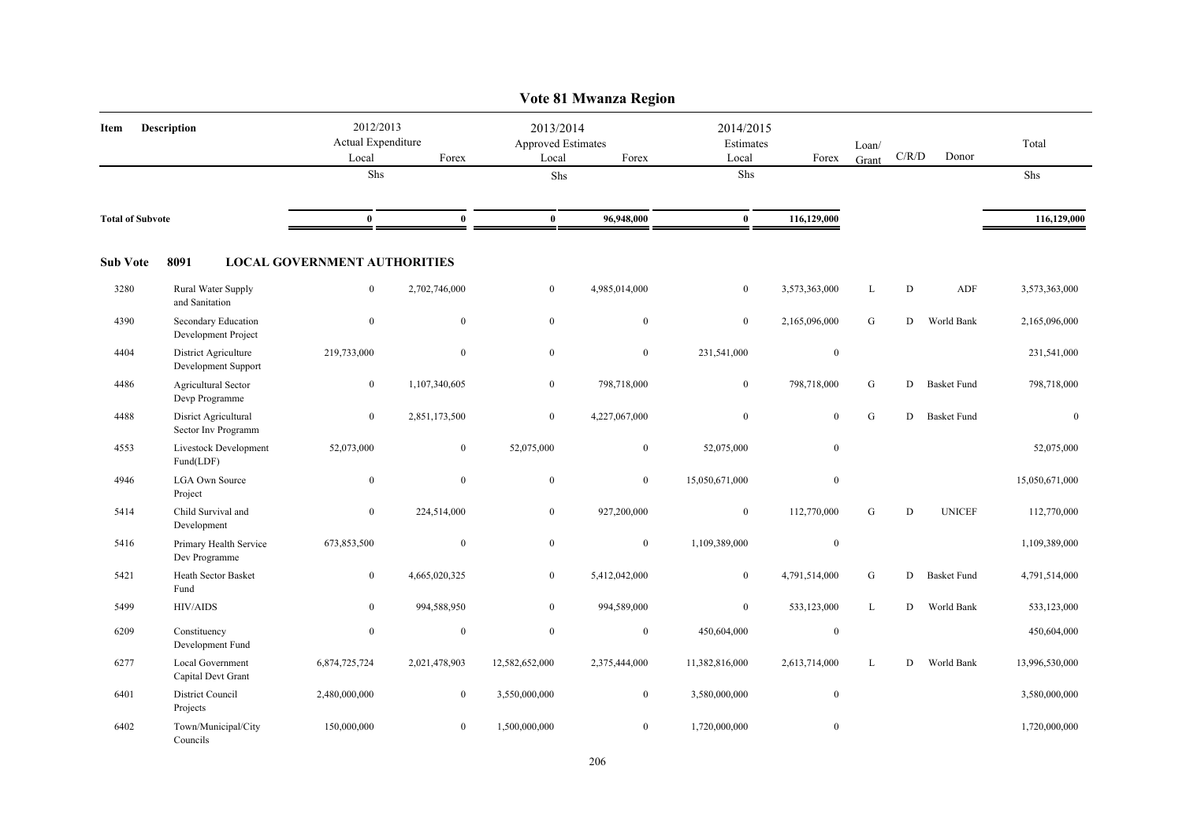# Vote 81 Mwanza Region

| Item | Description | 2012/2013 Actual Expenditure Local | 2012/2013 Actual Expenditure Forex | 2013/2014 Approved Estimates Local | 2013/2014 Approved Estimates Forex | 2014/2015 Estimates Local | 2014/2015 Estimates Forex | Loan/ Grant | C/R/D | Donor | Total |
|---|---|---|---|---|---|---|---|---|---|---|---|
| | | Shs | | Shs | | Shs | | | | | Shs |
| **Total of Subvote** | | **0** | **0** | **0** | **96,948,000** | **0** | **116,129,000** | | | | **116,129,000** |

**Sub Vote 8091 LOCAL GOVERNMENT AUTHORITIES**

| Item | Description | 2012/2013 Actual Expenditure Local | 2012/2013 Actual Expenditure Forex | 2013/2014 Approved Estimates Local | 2013/2014 Approved Estimates Forex | 2014/2015 Estimates Local | 2014/2015 Estimates Forex | Loan/ Grant | C/R/D | Donor | Total |
|---|---|---|---|---|---|---|---|---|---|---|---|
| 3280 | Rural Water Supply and Sanitation | 0 | 2,702,746,000 | 0 | 4,985,014,000 | 0 | 3,573,363,000 | L | D | ADF | 3,573,363,000 |
| 4390 | Secondary Education Development Project | 0 | 0 | 0 | 0 | 0 | 2,165,096,000 | G | D | World Bank | 2,165,096,000 |
| 4404 | District Agriculture Development Support | 219,733,000 | 0 | 0 | 0 | 231,541,000 | 0 | | | | 231,541,000 |
| 4486 | Agricultural Sector Devp Programme | 0 | 1,107,340,605 | 0 | 798,718,000 | 0 | 798,718,000 | G | D | Basket Fund | 798,718,000 |
| 4488 | Disrict Agricultural Sector Inv Programm | 0 | 2,851,173,500 | 0 | 4,227,067,000 | 0 | 0 | G | D | Basket Fund | 0 |
| 4553 | Livestock Development Fund(LDF) | 52,073,000 | 0 | 52,075,000 | 0 | 52,075,000 | 0 | | | | 52,075,000 |
| 4946 | LGA Own Source Project | 0 | 0 | 0 | 0 | 15,050,671,000 | 0 | | | | 15,050,671,000 |
| 5414 | Child Survival and Development | 0 | 224,514,000 | 0 | 927,200,000 | 0 | 112,770,000 | G | D | UNICEF | 112,770,000 |
| 5416 | Primary Health Service Dev Programme | 673,853,500 | 0 | 0 | 0 | 1,109,389,000 | 0 | | | | 1,109,389,000 |
| 5421 | Heath Sector Basket Fund | 0 | 4,665,020,325 | 0 | 5,412,042,000 | 0 | 4,791,514,000 | G | D | Basket Fund | 4,791,514,000 |
| 5499 | HIV/AIDS | 0 | 994,588,950 | 0 | 994,589,000 | 0 | 533,123,000 | L | D | World Bank | 533,123,000 |
| 6209 | Constituency Development Fund | 0 | 0 | 0 | 0 | 450,604,000 | 0 | | | | 450,604,000 |
| 6277 | Local Government Capital Devt Grant | 6,874,725,724 | 2,021,478,903 | 12,582,652,000 | 2,375,444,000 | 11,382,816,000 | 2,613,714,000 | L | D | World Bank | 13,996,530,000 |
| 6401 | District Council Projects | 2,480,000,000 | 0 | 3,550,000,000 | 0 | 3,580,000,000 | 0 | | | | 3,580,000,000 |
| 6402 | Town/Municipal/City Councils | 150,000,000 | 0 | 1,500,000,000 | 0 | 1,720,000,000 | 0 | | | | 1,720,000,000 |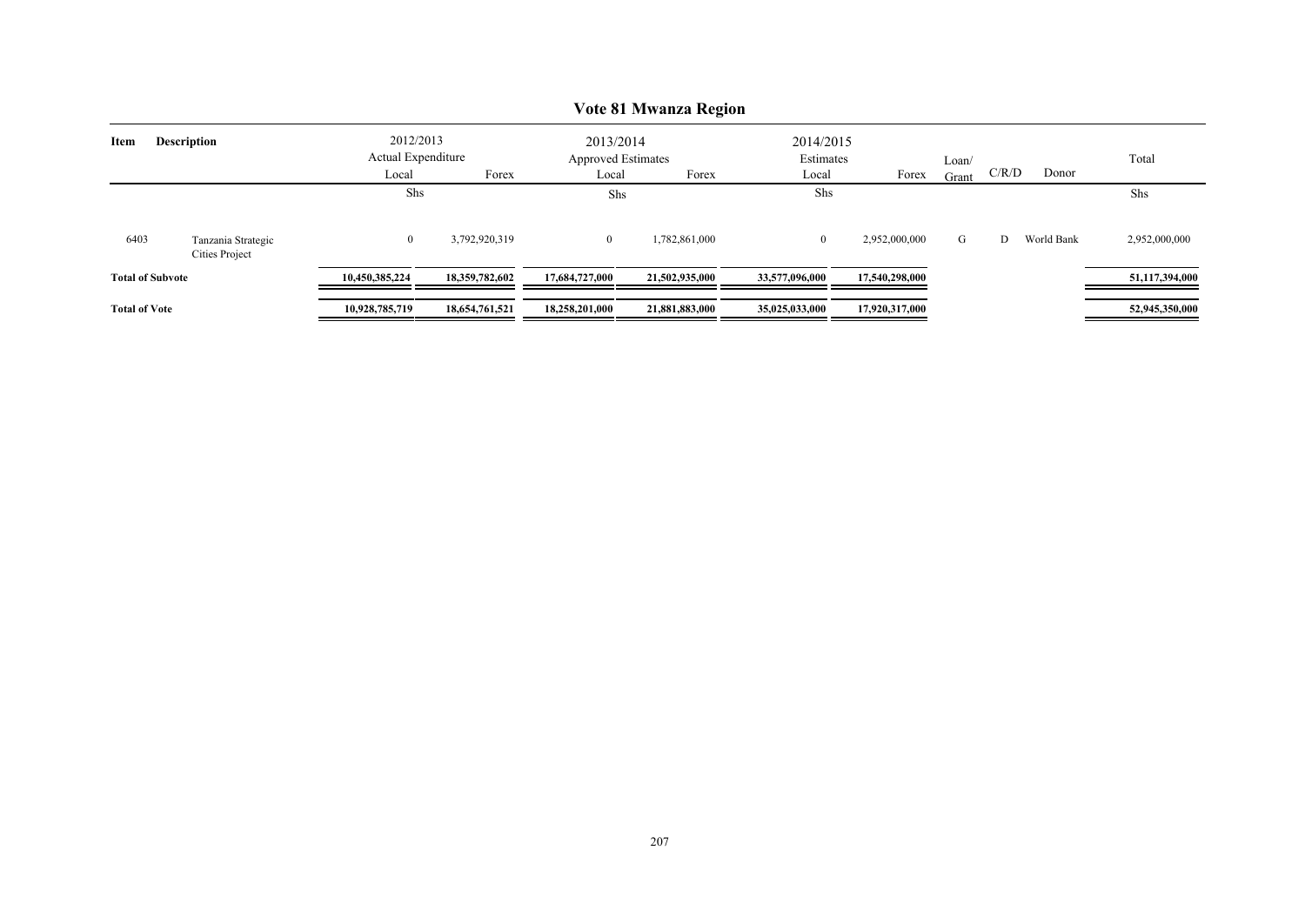# Vote 81 Mwanza Region

| Item | Description | 2012/2013 Actual Expenditure Local | Forex | 2013/2014 Approved Estimates Local | Forex | 2014/2015 Estimates Local | Forex | Loan/ Grant | C/R/D | Donor | Total |
|---|---|---|---|---|---|---|---|---|---|---|---|
| | | Shs | | Shs | | Shs | | | | | Shs |
| 6403 | Tanzania Strategic Cities Project | 0 | 3,792,920,319 | 0 | 1,782,861,000 | 0 | 2,952,000,000 | G | D | World Bank | 2,952,000,000 |
| **Total of Subvote** | | **10,450,385,224** | **18,359,782,602** | **17,684,727,000** | **21,502,935,000** | **33,577,096,000** | **17,540,298,000** | | | | **51,117,394,000** |
| **Total of Vote** | | **10,928,785,719** | **18,654,761,521** | **18,258,201,000** | **21,881,883,000** | **35,025,033,000** | **17,920,317,000** | | | | **52,945,350,000** |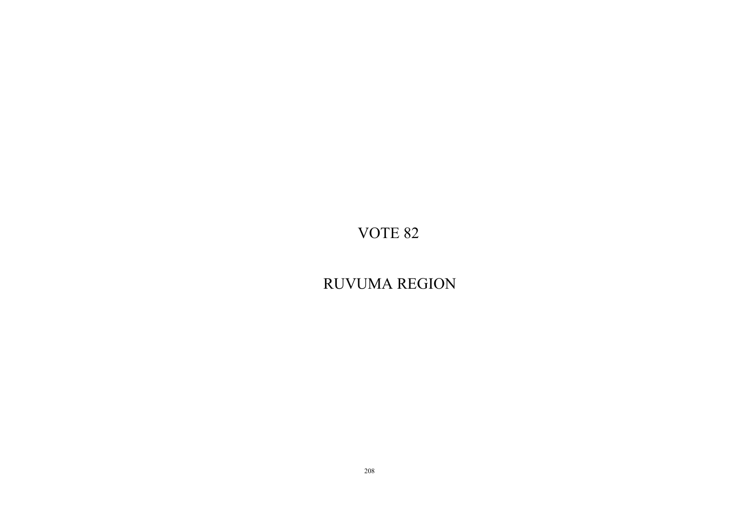# VOTE 82

# RUVUMA REGION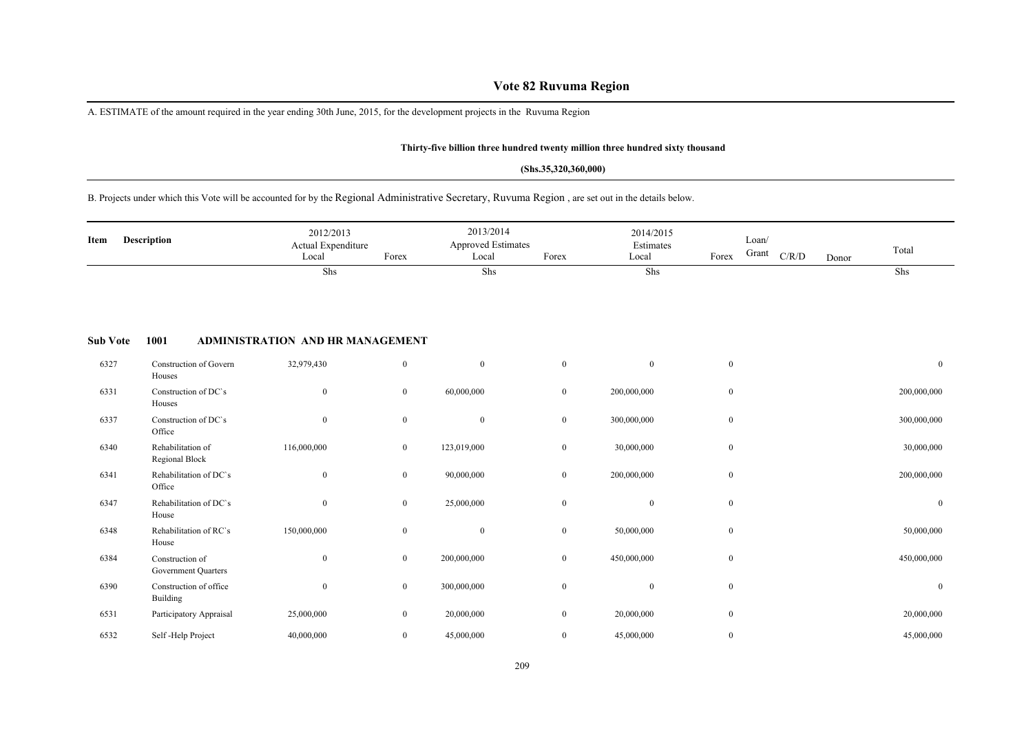# Vote 82 Ruvuma Region

A. ESTIMATE of the amount required in the year ending 30th June, 2015, for the development projects in the Ruvuma Region

**Thirty-five billion three hundred twenty million three hundred sixty thousand**

**(Shs.35,320,360,000)**

B. Projects under which this Vote will be accounted for by the Regional Administrative Secretary, Ruvuma Region , are set out in the details below.

| Item | Description | 2012/2013 Actual Expenditure Local | Forex | 2013/2014 Approved Estimates Local | Forex | 2014/2015 Estimates Local | Forex | Loan/ Grant | C/R/D | Donor | Total |
|---|---|---|---|---|---|---|---|---|---|---|---|
| | | Shs | | Shs | | Shs | | | | | Shs |
| **Sub Vote** | **1001 ADMINISTRATION AND HR MANAGEMENT** | | | | | | | | | | |
| 6327 | Construction of Govern Houses | 32,979,430 | 0 | 0 | 0 | 0 | 0 | | | | 0 |
| 6331 | Construction of DC`s Houses | 0 | 0 | 60,000,000 | 0 | 200,000,000 | 0 | | | | 200,000,000 |
| 6337 | Construction of DC`s Office | 0 | 0 | 0 | 0 | 300,000,000 | 0 | | | | 300,000,000 |
| 6340 | Rehabilitation of Regional Block | 116,000,000 | 0 | 123,019,000 | 0 | 30,000,000 | 0 | | | | 30,000,000 |
| 6341 | Rehabilitation of DC`s Office | 0 | 0 | 90,000,000 | 0 | 200,000,000 | 0 | | | | 200,000,000 |
| 6347 | Rehabilitation of DC`s House | 0 | 0 | 25,000,000 | 0 | 0 | 0 | | | | 0 |
| 6348 | Rehabilitation of RC`s House | 150,000,000 | 0 | 0 | 0 | 50,000,000 | 0 | | | | 50,000,000 |
| 6384 | Construction of Government Quarters | 0 | 0 | 200,000,000 | 0 | 450,000,000 | 0 | | | | 450,000,000 |
| 6390 | Construction of office Building | 0 | 0 | 300,000,000 | 0 | 0 | 0 | | | | 0 |
| 6531 | Participatory Appraisal | 25,000,000 | 0 | 20,000,000 | 0 | 20,000,000 | 0 | | | | 20,000,000 |
| 6532 | Self -Help Project | 40,000,000 | 0 | 45,000,000 | 0 | 45,000,000 | 0 | | | | 45,000,000 |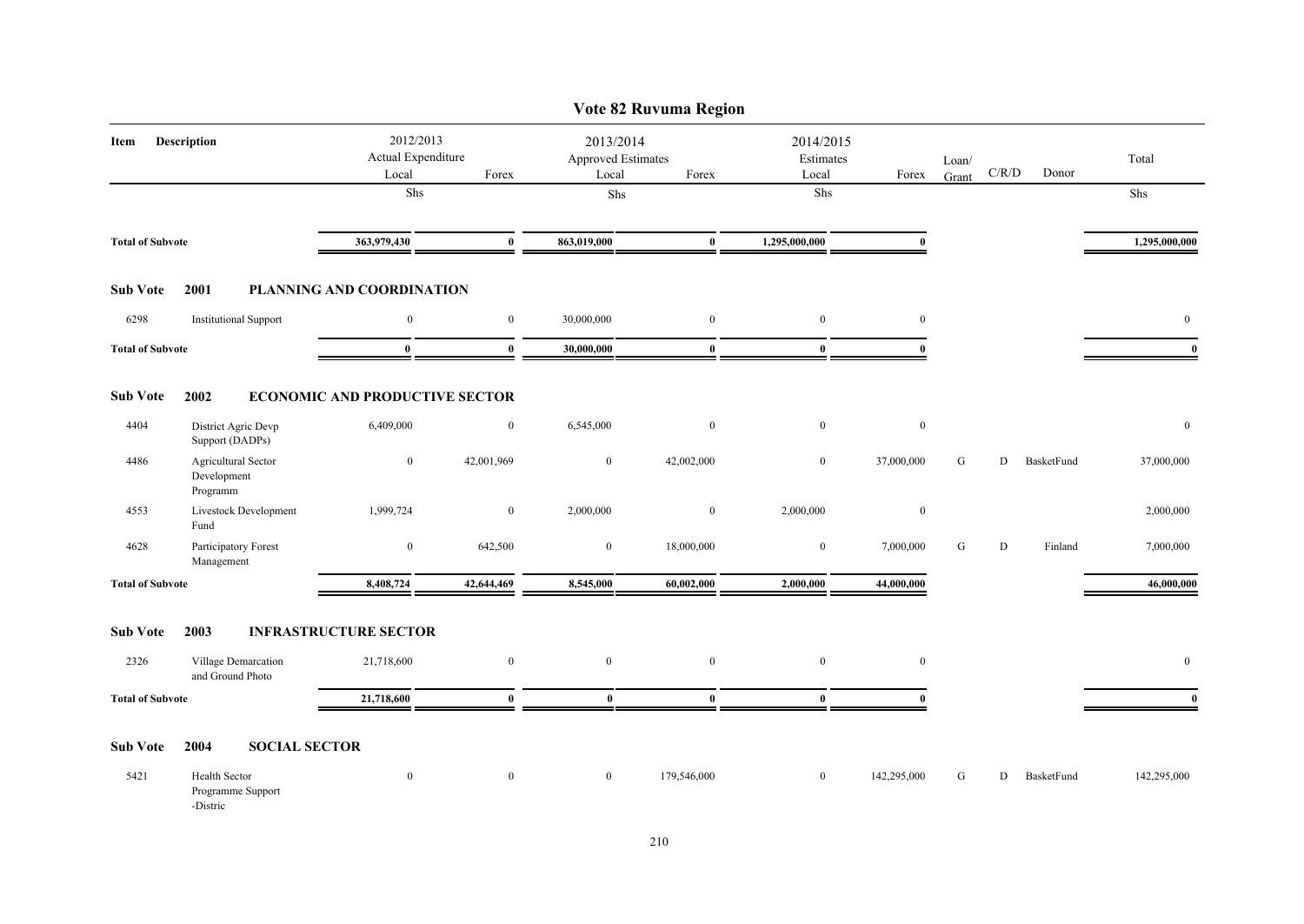# Vote 82 Ruvuma Region

| Item | Description | 2012/2013 Actual Expenditure Local | Forex | 2013/2014 Approved Estimates Local | Forex | 2014/2015 Estimates Local | Forex | Loan/ Grant | C/R/D | Donor | Total |
|---|---|---|---|---|---|---|---|---|---|---|---|
| | | Shs | | Shs | | Shs | | | | | Shs |
| **Total of Subvote** | | **363,979,430** | **0** | **863,019,000** | **0** | **1,295,000,000** | **0** | | | | **1,295,000,000** |
| **Sub Vote 2001** | **PLANNING AND COORDINATION** | | | | | | | | | | |
| 6298 | Institutional Support | 0 | 0 | 30,000,000 | 0 | 0 | 0 | | | | 0 |
| **Total of Subvote** | | **0** | **0** | **30,000,000** | **0** | **0** | **0** | | | | **0** |
| **Sub Vote 2002** | **ECONOMIC AND PRODUCTIVE SECTOR** | | | | | | | | | | |
| 4404 | District Agric Devp Support (DADPs) | 6,409,000 | 0 | 6,545,000 | 0 | 0 | 0 | | | | 0 |
| 4486 | Agricultural Sector Development Programm | 0 | 42,001,969 | 0 | 42,002,000 | 0 | 37,000,000 | G | D | BasketFund | 37,000,000 |
| 4553 | Livestock Development Fund | 1,999,724 | 0 | 2,000,000 | 0 | 2,000,000 | 0 | | | | 2,000,000 |
| 4628 | Participatory Forest Management | 0 | 642,500 | 0 | 18,000,000 | 0 | 7,000,000 | G | D | Finland | 7,000,000 |
| **Total of Subvote** | | **8,408,724** | **42,644,469** | **8,545,000** | **60,002,000** | **2,000,000** | **44,000,000** | | | | **46,000,000** |
| **Sub Vote 2003** | **INFRASTRUCTURE SECTOR** | | | | | | | | | | |
| 2326 | Village Demarcation and Ground Photo | 21,718,600 | 0 | 0 | 0 | 0 | 0 | | | | 0 |
| **Total of Subvote** | | **21,718,600** | **0** | **0** | **0** | **0** | **0** | | | | **0** |
| **Sub Vote 2004** | **SOCIAL SECTOR** | | | | | | | | | | |
| 5421 | Health Sector Programme Support -Distric | 0 | 0 | 0 | 179,546,000 | 0 | 142,295,000 | G | D | BasketFund | 142,295,000 |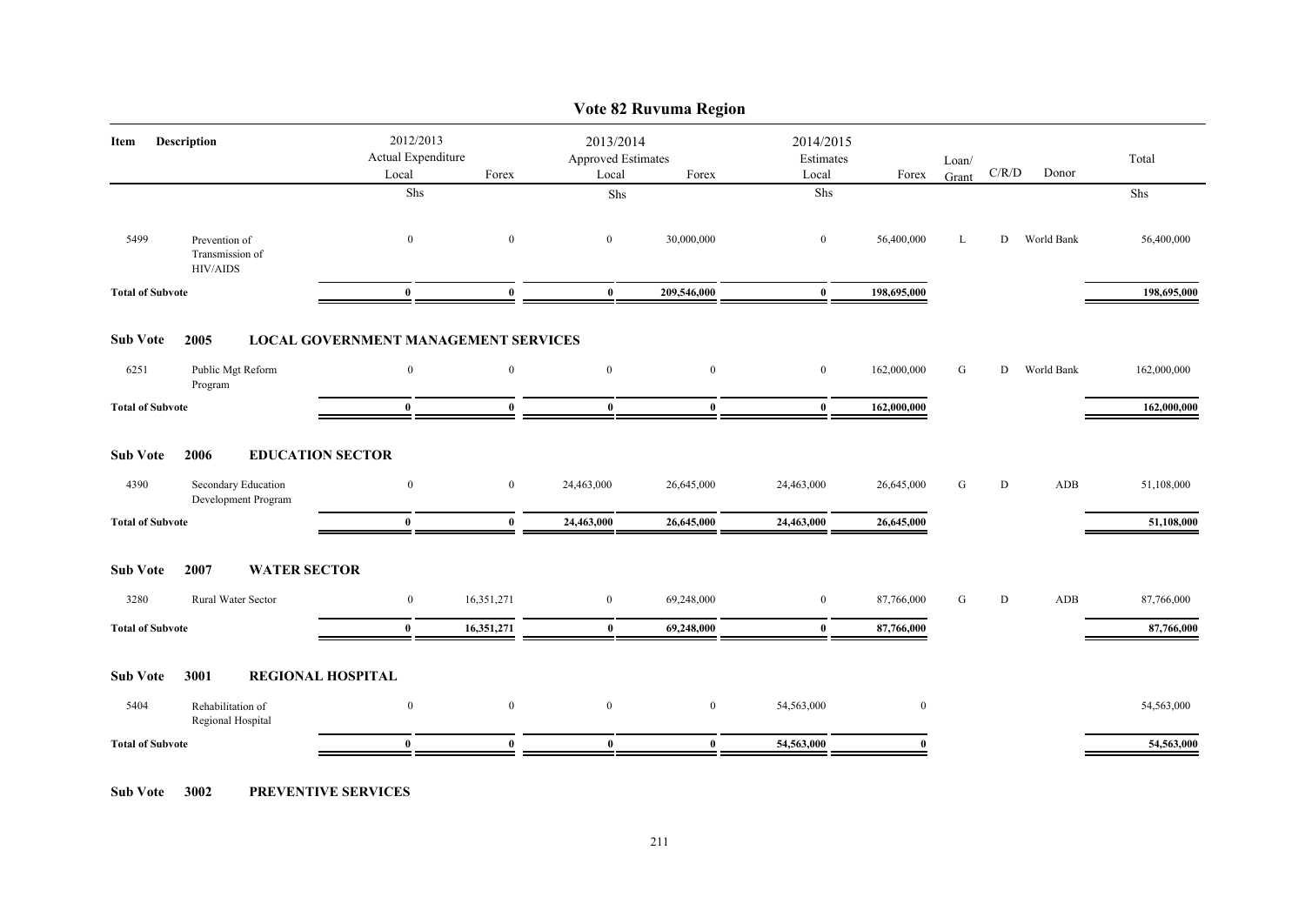# Vote 82 Ruvuma Region

| Item | Description | 2012/2013 Actual Expenditure | | 2013/2014 Approved Estimates | | 2014/2015 Estimates | | Loan/ Grant | C/R/D | Donor | Total |
|---|---|---|---|---|---|---|---|---|---|---|---|
| | | Local | Forex | Local | Forex | Local | Forex | | | | |
| | | Shs | | Shs | | Shs | | | | | Shs |
| 5499 | Prevention of Transmission of HIV/AIDS | 0 | 0 | 0 | 30,000,000 | 0 | 56,400,000 | L | D | World Bank | 56,400,000 |
| **Total of Subvote** | | **0** | **0** | **0** | **209,546,000** | **0** | **198,695,000** | | | | **198,695,000** |
| **Sub Vote** | **2005** | **LOCAL GOVERNMENT MANAGEMENT SERVICES** | | | | | | | | | |
| 6251 | Public Mgt Reform Program | 0 | 0 | 0 | 0 | 0 | 162,000,000 | G | D | World Bank | 162,000,000 |
| **Total of Subvote** | | **0** | **0** | **0** | **0** | **0** | **162,000,000** | | | | **162,000,000** |
| **Sub Vote** | **2006** | **EDUCATION SECTOR** | | | | | | | | | |
| 4390 | Secondary Education Development Program | 0 | 0 | 24,463,000 | 26,645,000 | 24,463,000 | 26,645,000 | G | D | ADB | 51,108,000 |
| **Total of Subvote** | | **0** | **0** | **24,463,000** | **26,645,000** | **24,463,000** | **26,645,000** | | | | **51,108,000** |
| **Sub Vote** | **2007** | **WATER SECTOR** | | | | | | | | | |
| 3280 | Rural Water Sector | 0 | 16,351,271 | 0 | 69,248,000 | 0 | 87,766,000 | G | D | ADB | 87,766,000 |
| **Total of Subvote** | | **0** | **16,351,271** | **0** | **69,248,000** | **0** | **87,766,000** | | | | **87,766,000** |
| **Sub Vote** | **3001** | **REGIONAL HOSPITAL** | | | | | | | | | |
| 5404 | Rehabilitation of Regional Hospital | 0 | 0 | 0 | 0 | 54,563,000 | 0 | | | | 54,563,000 |
| **Total of Subvote** | | **0** | **0** | **0** | **0** | **54,563,000** | **0** | | | | **54,563,000** |

**Sub Vote 3002 PREVENTIVE SERVICES**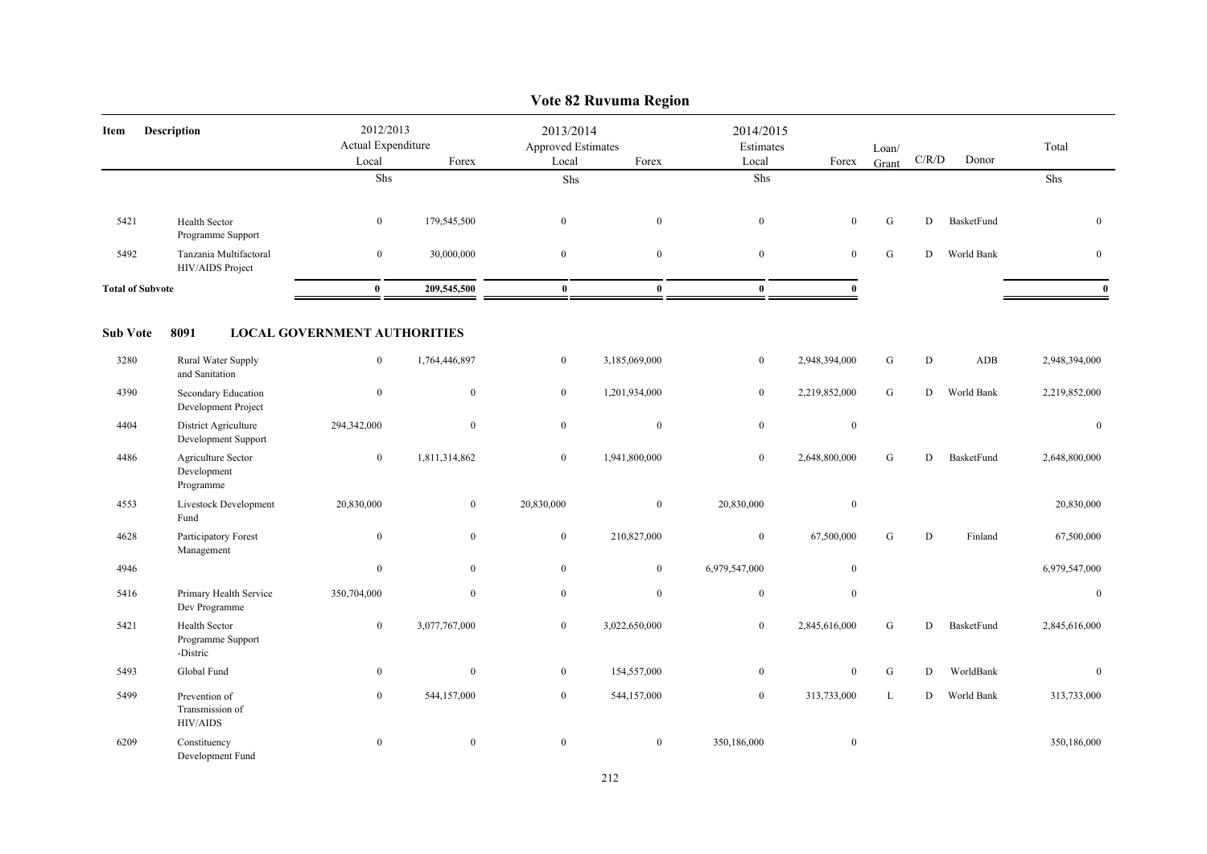# Vote 82 Ruvuma Region

| Item | Description | 2012/2013 Actual Expenditure Local | Forex | 2013/2014 Approved Estimates Local | Forex | 2014/2015 Estimates Local | Forex | Loan/ Grant | C/R/D | Donor | Total |
|---|---|---|---|---|---|---|---|---|---|---|---|
| | | Shs | | Shs | | Shs | | | | | Shs |
| 5421 | Health Sector Programme Support | 0 | 179,545,500 | 0 | 0 | 0 | 0 | G | D | BasketFund | 0 |
| 5492 | Tanzania Multifactoral HIV/AIDS Project | 0 | 30,000,000 | 0 | 0 | 0 | 0 | G | D | World Bank | 0 |
| **Total of Subvote** | | **0** | **209,545,500** | **0** | **0** | **0** | **0** | | | | **0** |

**Sub Vote 8091 LOCAL GOVERNMENT AUTHORITIES**

| Item | Description | 2012/2013 Actual Expenditure Local | Forex | 2013/2014 Approved Estimates Local | Forex | 2014/2015 Estimates Local | Forex | Loan/ Grant | C/R/D | Donor | Total |
|---|---|---|---|---|---|---|---|---|---|---|---|
| 3280 | Rural Water Supply and Sanitation | 0 | 1,764,446,897 | 0 | 3,185,069,000 | 0 | 2,948,394,000 | G | D | ADB | 2,948,394,000 |
| 4390 | Secondary Education Development Project | 0 | 0 | 0 | 1,201,934,000 | 0 | 2,219,852,000 | G | D | World Bank | 2,219,852,000 |
| 4404 | District Agriculture Development Support | 294,342,000 | 0 | 0 | 0 | 0 | 0 | | | | 0 |
| 4486 | Agriculture Sector Development Programme | 0 | 1,811,314,862 | 0 | 1,941,800,000 | 0 | 2,648,800,000 | G | D | BasketFund | 2,648,800,000 |
| 4553 | Livestock Development Fund | 20,830,000 | 0 | 20,830,000 | 0 | 20,830,000 | 0 | | | | 20,830,000 |
| 4628 | Participatory Forest Management | 0 | 0 | 0 | 210,827,000 | 0 | 67,500,000 | G | D | Finland | 67,500,000 |
| 4946 | | 0 | 0 | 0 | 0 | 6,979,547,000 | 0 | | | | 6,979,547,000 |
| 5416 | Primary Health Service Dev Programme | 350,704,000 | 0 | 0 | 0 | 0 | 0 | | | | 0 |
| 5421 | Health Sector Programme Support -Distric | 0 | 3,077,767,000 | 0 | 3,022,650,000 | 0 | 2,845,616,000 | G | D | BasketFund | 2,845,616,000 |
| 5493 | Global Fund | 0 | 0 | 0 | 154,557,000 | 0 | 0 | G | D | WorldBank | 0 |
| 5499 | Prevention of Transmission of HIV/AIDS | 0 | 544,157,000 | 0 | 544,157,000 | 0 | 313,733,000 | L | D | World Bank | 313,733,000 |
| 6209 | Constituency Development Fund | 0 | 0 | 0 | 0 | 350,186,000 | 0 | | | | 350,186,000 |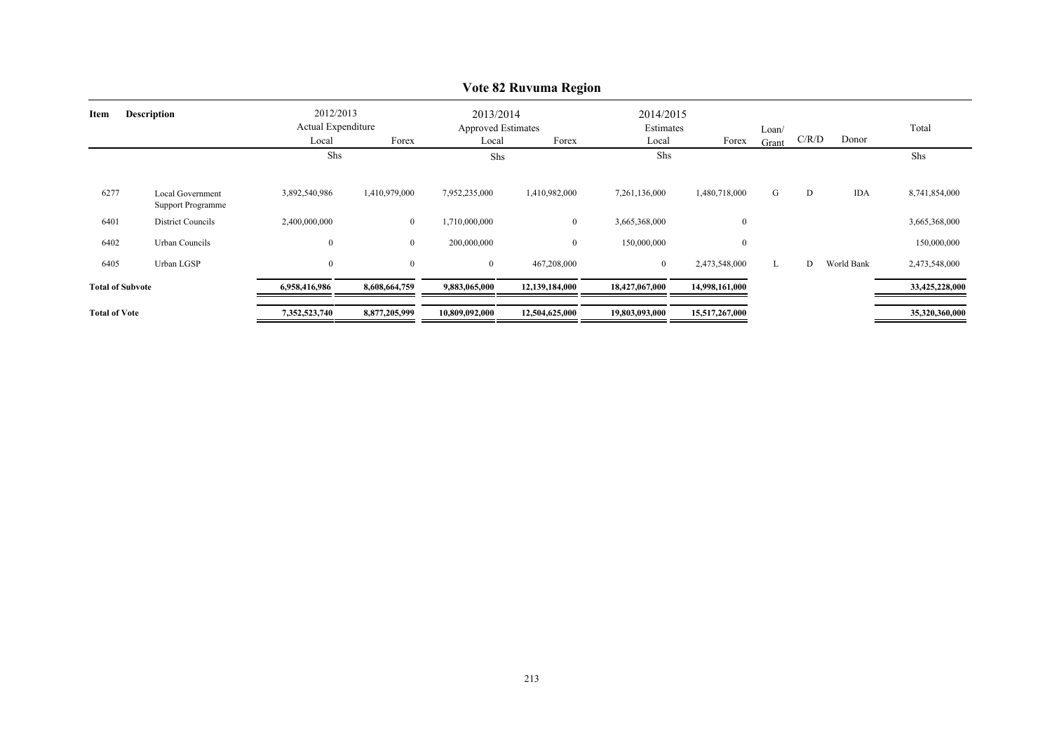## Vote 82 Ruvuma Region

| Item | Description | 2012/2013 Actual Expenditure | | 2013/2014 Approved Estimates | | 2014/2015 Estimates | | Loan/ Grant | C/R/D | Donor | Total |
|---|---|---|---|---|---|---|---|---|---|---|---|
| | | Local | Forex | Local | Forex | Local | Forex | | | | |
| | | Shs | | Shs | | Shs | | | | | Shs |
| 6277 | Local Government Support Programme | 3,892,540,986 | 1,410,979,000 | 7,952,235,000 | 1,410,982,000 | 7,261,136,000 | 1,480,718,000 | G | D | IDA | 8,741,854,000 |
| 6401 | District Councils | 2,400,000,000 | 0 | 1,710,000,000 | 0 | 3,665,368,000 | 0 | | | | 3,665,368,000 |
| 6402 | Urban Councils | 0 | 0 | 200,000,000 | 0 | 150,000,000 | 0 | | | | 150,000,000 |
| 6405 | Urban LGSP | 0 | 0 | 0 | 467,208,000 | 0 | 2,473,548,000 | L | D | World Bank | 2,473,548,000 |
| **Total of Subvote** | | **6,958,416,986** | **8,608,664,759** | **9,883,065,000** | **12,139,184,000** | **18,427,067,000** | **14,998,161,000** | | | | **33,425,228,000** |
| **Total of Vote** | | **7,352,523,740** | **8,877,205,999** | **10,809,092,000** | **12,504,625,000** | **19,803,093,000** | **15,517,267,000** | | | | **35,320,360,000** |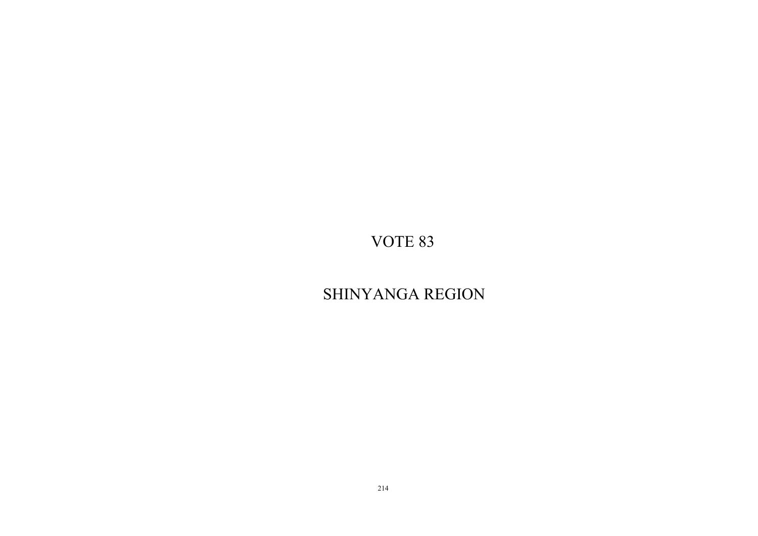# VOTE 83

# SHINYANGA REGION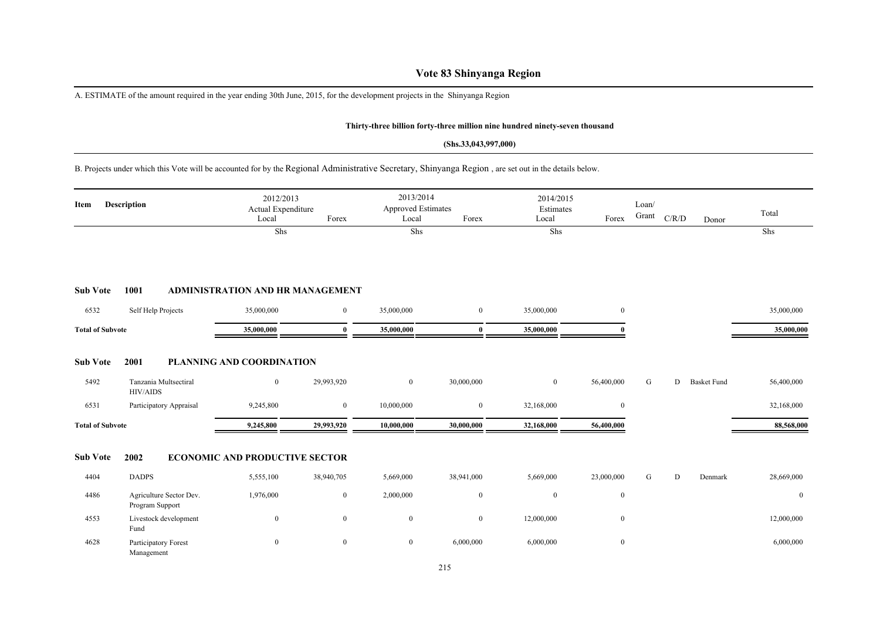# Vote 83 Shinyanga Region

A. ESTIMATE of the amount required in the year ending 30th June, 2015, for the development projects in the Shinyanga Region

**Thirty-three billion forty-three million nine hundred ninety-seven thousand**

**(Shs.33,043,997,000)**

B. Projects under which this Vote will be accounted for by the Regional Administrative Secretary, Shinyanga Region , are set out in the details below.

| Item | Description | 2012/2013 Actual Expenditure Local | Forex | 2013/2014 Approved Estimates Local | Forex | 2014/2015 Estimates Local | Forex | Loan/ Grant | C/R/D | Donor | Total |
|---|---|---|---|---|---|---|---|---|---|---|---|
| | | Shs | | Shs | | Shs | | | | | Shs |
| **Sub Vote 1001** | **ADMINISTRATION AND HR MANAGEMENT** | | | | | | | | | | |
| 6532 | Self Help Projects | 35,000,000 | 0 | 35,000,000 | 0 | 35,000,000 | 0 | | | | 35,000,000 |
| **Total of Subvote** | | **35,000,000** | **0** | **35,000,000** | **0** | **35,000,000** | **0** | | | | **35,000,000** |
| **Sub Vote 2001** | **PLANNING AND COORDINATION** | | | | | | | | | | |
| 5492 | Tanzania Multsectiral HIV/AIDS | 0 | 29,993,920 | 0 | 30,000,000 | 0 | 56,400,000 | G | D | Basket Fund | 56,400,000 |
| 6531 | Participatory Appraisal | 9,245,800 | 0 | 10,000,000 | 0 | 32,168,000 | 0 | | | | 32,168,000 |
| **Total of Subvote** | | **9,245,800** | **29,993,920** | **10,000,000** | **30,000,000** | **32,168,000** | **56,400,000** | | | | **88,568,000** |
| **Sub Vote 2002** | **ECONOMIC AND PRODUCTIVE SECTOR** | | | | | | | | | | |
| 4404 | DADPS | 5,555,100 | 38,940,705 | 5,669,000 | 38,941,000 | 5,669,000 | 23,000,000 | G | D | Denmark | 28,669,000 |
| 4486 | Agriculture Sector Dev. Program Support | 1,976,000 | 0 | 2,000,000 | 0 | 0 | 0 | | | | 0 |
| 4553 | Livestock development Fund | 0 | 0 | 0 | 0 | 12,000,000 | 0 | | | | 12,000,000 |
| 4628 | Participatory Forest Management | 0 | 0 | 0 | 6,000,000 | 6,000,000 | 0 | | | | 6,000,000 |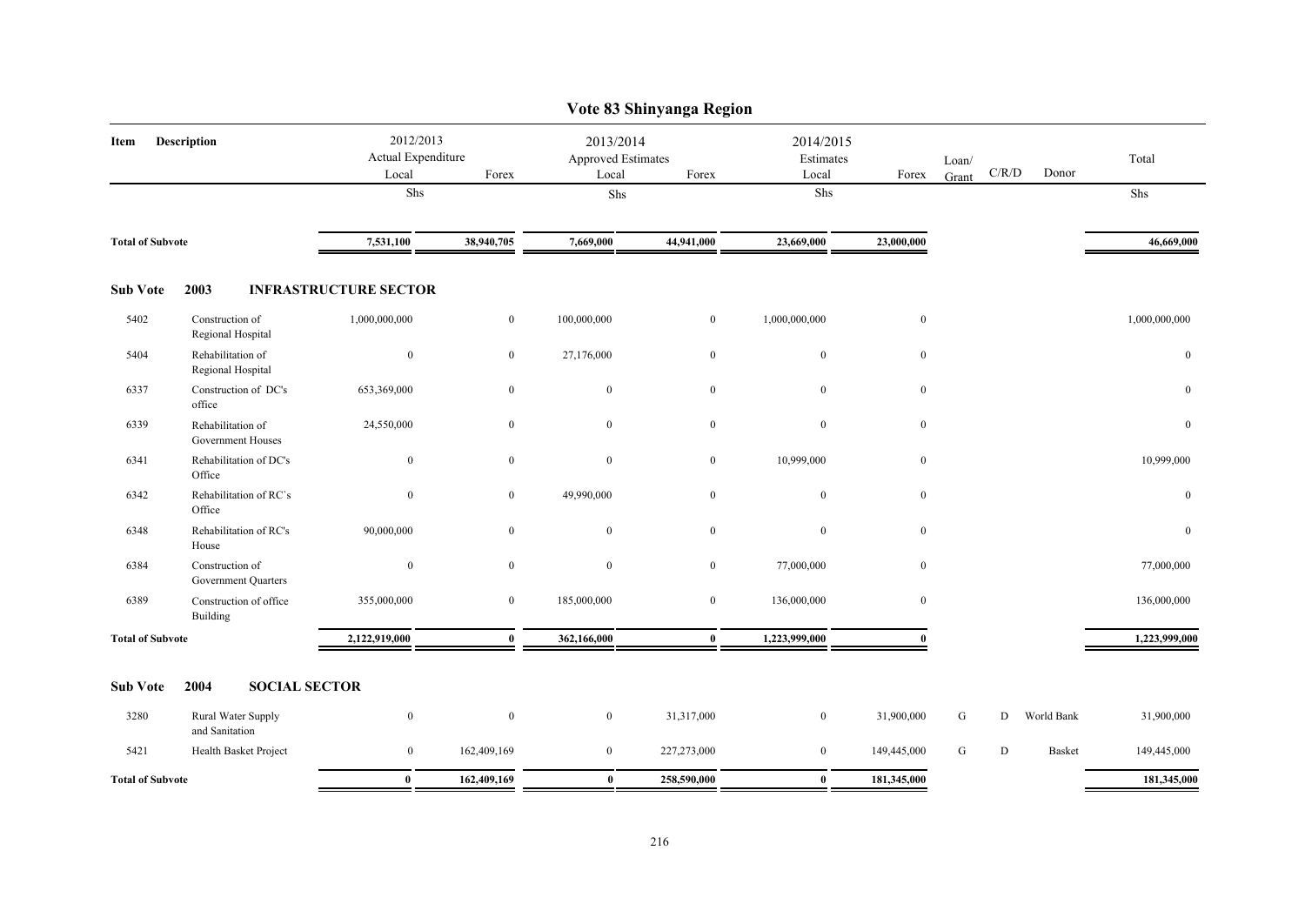# Vote 83 Shinyanga Region

| Item | Description | 2012/2013 Actual Expenditure Local | Forex | 2013/2014 Approved Estimates Local | Forex | 2014/2015 Estimates Local | Forex | Loan/ Grant | C/R/D | Donor | Total |
|---|---|---|---|---|---|---|---|---|---|---|---|
| | | Shs | | Shs | | Shs | | | | | Shs |
| **Total of Subvote** | | **7,531,100** | **38,940,705** | **7,669,000** | **44,941,000** | **23,669,000** | **23,000,000** | | | | **46,669,000** |
| **Sub Vote** | **2003 INFRASTRUCTURE SECTOR** | | | | | | | | | | |
| 5402 | Construction of Regional Hospital | 1,000,000,000 | 0 | 100,000,000 | 0 | 1,000,000,000 | 0 | | | | 1,000,000,000 |
| 5404 | Rehabilitation of Regional Hospital | 0 | 0 | 27,176,000 | 0 | 0 | 0 | | | | 0 |
| 6337 | Construction of DC's office | 653,369,000 | 0 | 0 | 0 | 0 | 0 | | | | 0 |
| 6339 | Rehabilitation of Government Houses | 24,550,000 | 0 | 0 | 0 | 0 | 0 | | | | 0 |
| 6341 | Rehabilitation of DC's Office | 0 | 0 | 0 | 0 | 10,999,000 | 0 | | | | 10,999,000 |
| 6342 | Rehabilitation of RC`s Office | 0 | 0 | 49,990,000 | 0 | 0 | 0 | | | | 0 |
| 6348 | Rehabilitation of RC's House | 90,000,000 | 0 | 0 | 0 | 0 | 0 | | | | 0 |
| 6384 | Construction of Government Quarters | 0 | 0 | 0 | 0 | 77,000,000 | 0 | | | | 77,000,000 |
| 6389 | Construction of office Building | 355,000,000 | 0 | 185,000,000 | 0 | 136,000,000 | 0 | | | | 136,000,000 |
| **Total of Subvote** | | **2,122,919,000** | **0** | **362,166,000** | **0** | **1,223,999,000** | **0** | | | | **1,223,999,000** |
| **Sub Vote** | **2004 SOCIAL SECTOR** | | | | | | | | | | |
| 3280 | Rural Water Supply and Sanitation | 0 | 0 | 0 | 31,317,000 | 0 | 31,900,000 | G | D | World Bank | 31,900,000 |
| 5421 | Health Basket Project | 0 | 162,409,169 | 0 | 227,273,000 | 0 | 149,445,000 | G | D | Basket | 149,445,000 |
| **Total of Subvote** | | **0** | **162,409,169** | **0** | **258,590,000** | **0** | **181,345,000** | | | | **181,345,000** |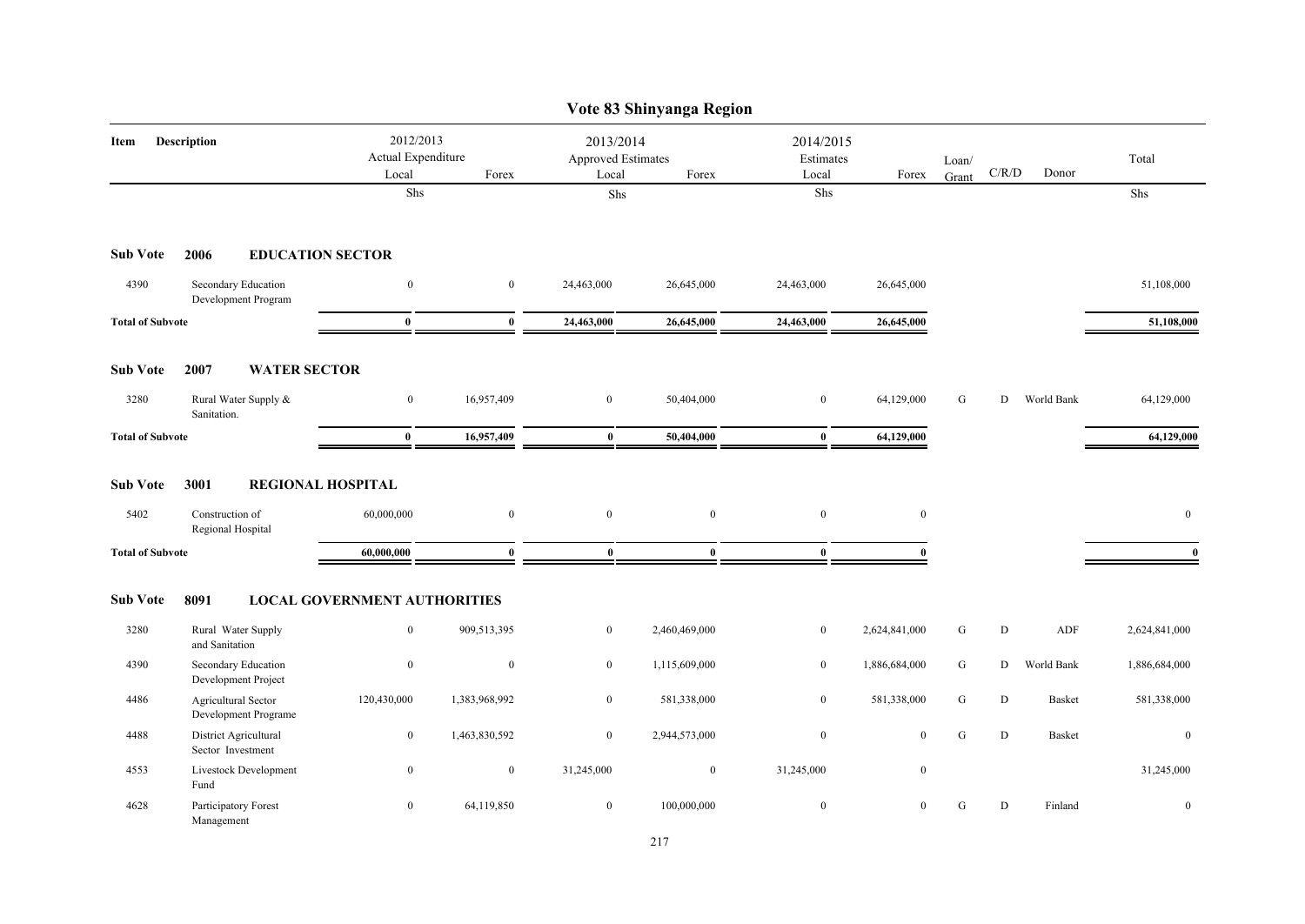# Vote 83 Shinyanga Region

| Item | Description | 2012/2013 Actual Expenditure Local | 2012/2013 Actual Expenditure Forex | 2013/2014 Approved Estimates Local | 2013/2014 Approved Estimates Forex | 2014/2015 Estimates Local | 2014/2015 Estimates Forex | Loan/ Grant | C/R/D | Donor | Total |
|---|---|---|---|---|---|---|---|---|---|---|---|
| | | Shs | | Shs | | Shs | | | | | Shs |
| **Sub Vote** | **2006 EDUCATION SECTOR** | | | | | | | | | | |
| 4390 | Secondary Education Development Program | 0 | 0 | 24,463,000 | 26,645,000 | 24,463,000 | 26,645,000 | | | | 51,108,000 |
| **Total of Subvote** | | **0** | **0** | **24,463,000** | **26,645,000** | **24,463,000** | **26,645,000** | | | | **51,108,000** |
| **Sub Vote** | **2007 WATER SECTOR** | | | | | | | | | | |
| 3280 | Rural Water Supply & Sanitation. | 0 | 16,957,409 | 0 | 50,404,000 | 0 | 64,129,000 | G | D | World Bank | 64,129,000 |
| **Total of Subvote** | | **0** | **16,957,409** | **0** | **50,404,000** | **0** | **64,129,000** | | | | **64,129,000** |
| **Sub Vote** | **3001 REGIONAL HOSPITAL** | | | | | | | | | | |
| 5402 | Construction of Regional Hospital | 60,000,000 | 0 | 0 | 0 | 0 | 0 | | | | 0 |
| **Total of Subvote** | | **60,000,000** | **0** | **0** | **0** | **0** | **0** | | | | **0** |
| **Sub Vote** | **8091 LOCAL GOVERNMENT AUTHORITIES** | | | | | | | | | | |
| 3280 | Rural Water Supply and Sanitation | 0 | 909,513,395 | 0 | 2,460,469,000 | 0 | 2,624,841,000 | G | D | ADF | 2,624,841,000 |
| 4390 | Secondary Education Development Project | 0 | 0 | 0 | 1,115,609,000 | 0 | 1,886,684,000 | G | D | World Bank | 1,886,684,000 |
| 4486 | Agricultural Sector Development Programe | 120,430,000 | 1,383,968,992 | 0 | 581,338,000 | 0 | 581,338,000 | G | D | Basket | 581,338,000 |
| 4488 | District Agricultural Sector Investment | 0 | 1,463,830,592 | 0 | 2,944,573,000 | 0 | 0 | G | D | Basket | 0 |
| 4553 | Livestock Development Fund | 0 | 0 | 31,245,000 | 0 | 31,245,000 | 0 | | | | 31,245,000 |
| 4628 | Participatory Forest Management | 0 | 64,119,850 | 0 | 100,000,000 | 0 | 0 | G | D | Finland | 0 |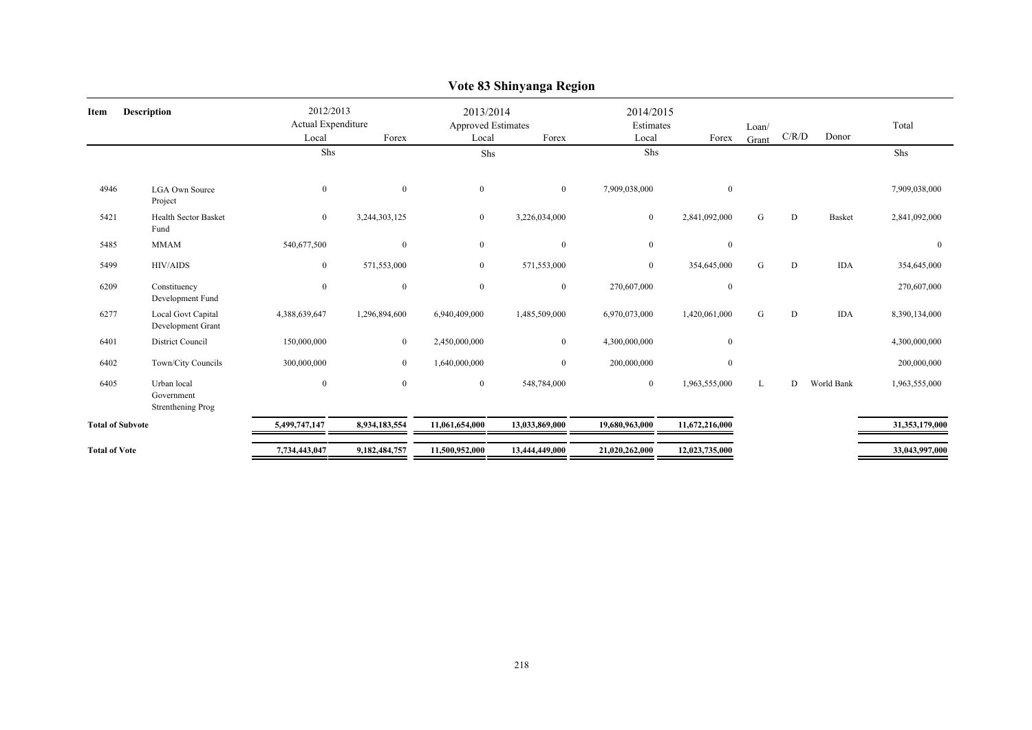# Vote 83 Shinyanga Region

| Item | Description | 2012/2013 Actual Expenditure Local | Forex | 2013/2014 Approved Estimates Local | Forex | 2014/2015 Estimates Local | Forex | Loan/ Grant | C/R/D | Donor | Total |
|---|---|---|---|---|---|---|---|---|---|---|---|
| | | Shs | | Shs | | Shs | | | | | Shs |
| 4946 | LGA Own Source Project | 0 | 0 | 0 | 0 | 7,909,038,000 | 0 | | | | 7,909,038,000 |
| 5421 | Health Sector Basket Fund | 0 | 3,244,303,125 | 0 | 3,226,034,000 | 0 | 2,841,092,000 | G | D | Basket | 2,841,092,000 |
| 5485 | MMAM | 540,677,500 | 0 | 0 | 0 | 0 | 0 | | | | 0 |
| 5499 | HIV/AIDS | 0 | 571,553,000 | 0 | 571,553,000 | 0 | 354,645,000 | G | D | IDA | 354,645,000 |
| 6209 | Constituency Development Fund | 0 | 0 | 0 | 0 | 270,607,000 | 0 | | | | 270,607,000 |
| 6277 | Local Govt Capital Development Grant | 4,388,639,647 | 1,296,894,600 | 6,940,409,000 | 1,485,509,000 | 6,970,073,000 | 1,420,061,000 | G | D | IDA | 8,390,134,000 |
| 6401 | District Council | 150,000,000 | 0 | 2,450,000,000 | 0 | 4,300,000,000 | 0 | | | | 4,300,000,000 |
| 6402 | Town/City Councils | 300,000,000 | 0 | 1,640,000,000 | 0 | 200,000,000 | 0 | | | | 200,000,000 |
| 6405 | Urban local Government Strenthening Prog | 0 | 0 | 0 | 548,784,000 | 0 | 1,963,555,000 | L | D | World Bank | 1,963,555,000 |
| **Total of Subvote** | | **5,499,747,147** | **8,934,183,554** | **11,061,654,000** | **13,033,869,000** | **19,680,963,000** | **11,672,216,000** | | | | **31,353,179,000** |
| **Total of Vote** | | **7,734,443,047** | **9,182,484,757** | **11,500,952,000** | **13,444,449,000** | **21,020,262,000** | **12,023,735,000** | | | | **33,043,997,000** |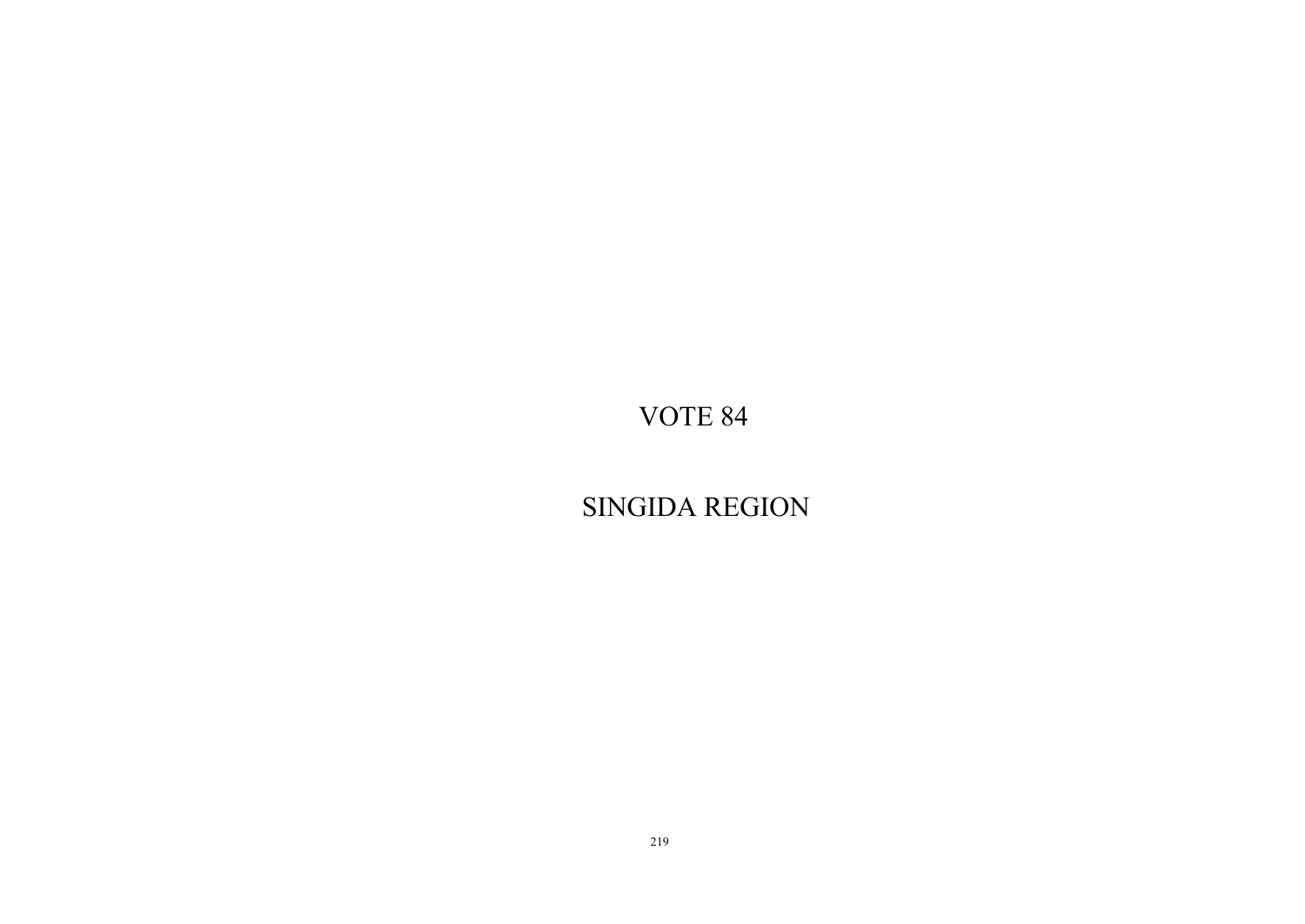# VOTE 84

# SINGIDA REGION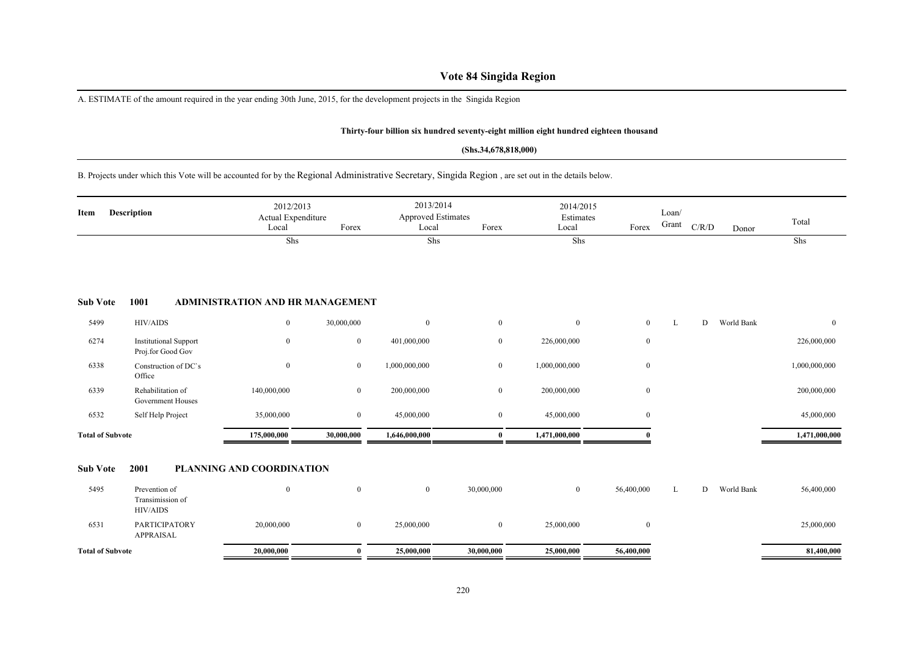# Vote 84 Singida Region

A. ESTIMATE of the amount required in the year ending 30th June, 2015, for the development projects in the Singida Region

**Thirty-four billion six hundred seventy-eight million eight hundred eighteen thousand**

**(Shs.34,678,818,000)**

B. Projects under which this Vote will be accounted for by the Regional Administrative Secretary, Singida Region , are set out in the details below.

| Item | Description | 2012/2013 Actual Expenditure Local | Forex | 2013/2014 Approved Estimates Local | Forex | 2014/2015 Estimates Local | Forex | Loan/ Grant | C/R/D | Donor | Total |
|---|---|---|---|---|---|---|---|---|---|---|---|
| | | Shs | | Shs | | Shs | | | | | Shs |
| **Sub Vote** | **1001** | **ADMINISTRATION AND HR MANAGEMENT** | | | | | | | | | |
| 5499 | HIV/AIDS | 0 | 30,000,000 | 0 | 0 | 0 | 0 | L | D | World Bank | 0 |
| 6274 | Institutional Support Proj.for Good Gov | 0 | 0 | 401,000,000 | 0 | 226,000,000 | 0 | | | | 226,000,000 |
| 6338 | Construction of DC`s Office | 0 | 0 | 1,000,000,000 | 0 | 1,000,000,000 | 0 | | | | 1,000,000,000 |
| 6339 | Rehabilitation of Government Houses | 140,000,000 | 0 | 200,000,000 | 0 | 200,000,000 | 0 | | | | 200,000,000 |
| 6532 | Self Help Project | 35,000,000 | 0 | 45,000,000 | 0 | 45,000,000 | 0 | | | | 45,000,000 |
| **Total of Subvote** | | **175,000,000** | **30,000,000** | **1,646,000,000** | **0** | **1,471,000,000** | **0** | | | | **1,471,000,000** |
| **Sub Vote** | **2001** | **PLANNING AND COORDINATION** | | | | | | | | | |
| 5495 | Prevention of Transimission of HIV/AIDS | 0 | 0 | 0 | 30,000,000 | 0 | 56,400,000 | L | D | World Bank | 56,400,000 |
| 6531 | PARTICIPATORY APPRAISAL | 20,000,000 | 0 | 25,000,000 | 0 | 25,000,000 | 0 | | | | 25,000,000 |
| **Total of Subvote** | | **20,000,000** | **0** | **25,000,000** | **30,000,000** | **25,000,000** | **56,400,000** | | | | **81,400,000** |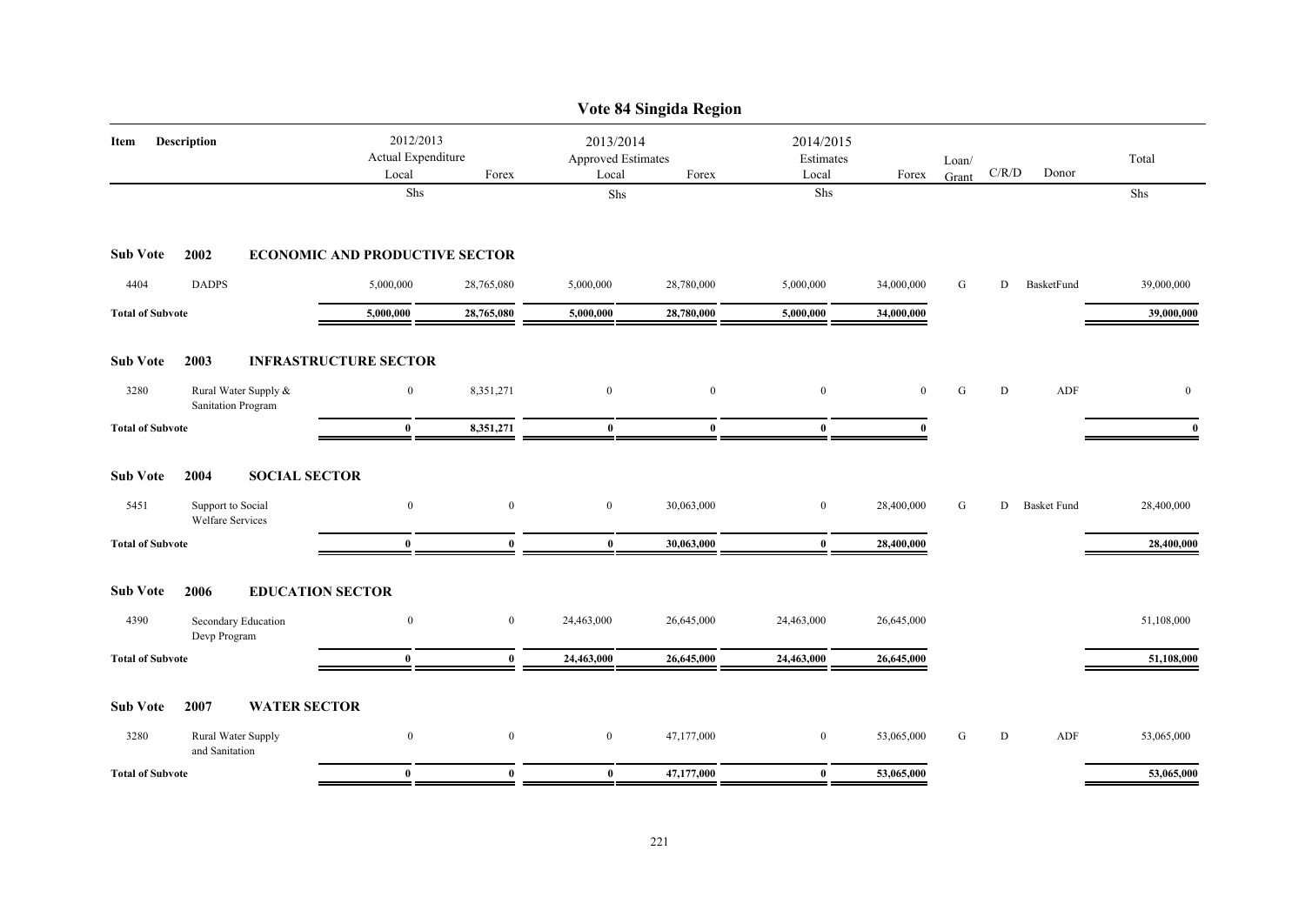# Vote 84 Singida Region

| Item | Description | 2012/2013 Actual Expenditure Local | Forex | 2013/2014 Approved Estimates Local | Forex | 2014/2015 Estimates Local | Forex | Loan/ Grant | C/R/D | Donor | Total |
|---|---|---|---|---|---|---|---|---|---|---|---|
| | | Shs | | Shs | | Shs | | | | | Shs |
| **Sub Vote** | **2002** | **ECONOMIC AND PRODUCTIVE SECTOR** | | | | | | | | | |
| 4404 | DADPS | 5,000,000 | 28,765,080 | 5,000,000 | 28,780,000 | 5,000,000 | 34,000,000 | G | D | BasketFund | 39,000,000 |
| **Total of Subvote** | | **5,000,000** | **28,765,080** | **5,000,000** | **28,780,000** | **5,000,000** | **34,000,000** | | | | **39,000,000** |
| **Sub Vote** | **2003** | **INFRASTRUCTURE SECTOR** | | | | | | | | | |
| 3280 | Rural Water Supply & Sanitation Program | 0 | 8,351,271 | 0 | 0 | 0 | 0 | G | D | ADF | 0 |
| **Total of Subvote** | | **0** | **8,351,271** | **0** | **0** | **0** | **0** | | | | **0** |
| **Sub Vote** | **2004** | **SOCIAL SECTOR** | | | | | | | | | |
| 5451 | Support to Social Welfare Services | 0 | 0 | 0 | 30,063,000 | 0 | 28,400,000 | G | D | Basket Fund | 28,400,000 |
| **Total of Subvote** | | **0** | **0** | **0** | **30,063,000** | **0** | **28,400,000** | | | | **28,400,000** |
| **Sub Vote** | **2006** | **EDUCATION SECTOR** | | | | | | | | | |
| 4390 | Secondary Education Devp Program | 0 | 0 | 24,463,000 | 26,645,000 | 24,463,000 | 26,645,000 | | | | 51,108,000 |
| **Total of Subvote** | | **0** | **0** | **24,463,000** | **26,645,000** | **24,463,000** | **26,645,000** | | | | **51,108,000** |
| **Sub Vote** | **2007** | **WATER SECTOR** | | | | | | | | | |
| 3280 | Rural Water Supply and Sanitation | 0 | 0 | 0 | 47,177,000 | 0 | 53,065,000 | G | D | ADF | 53,065,000 |
| **Total of Subvote** | | **0** | **0** | **0** | **47,177,000** | **0** | **53,065,000** | | | | **53,065,000** |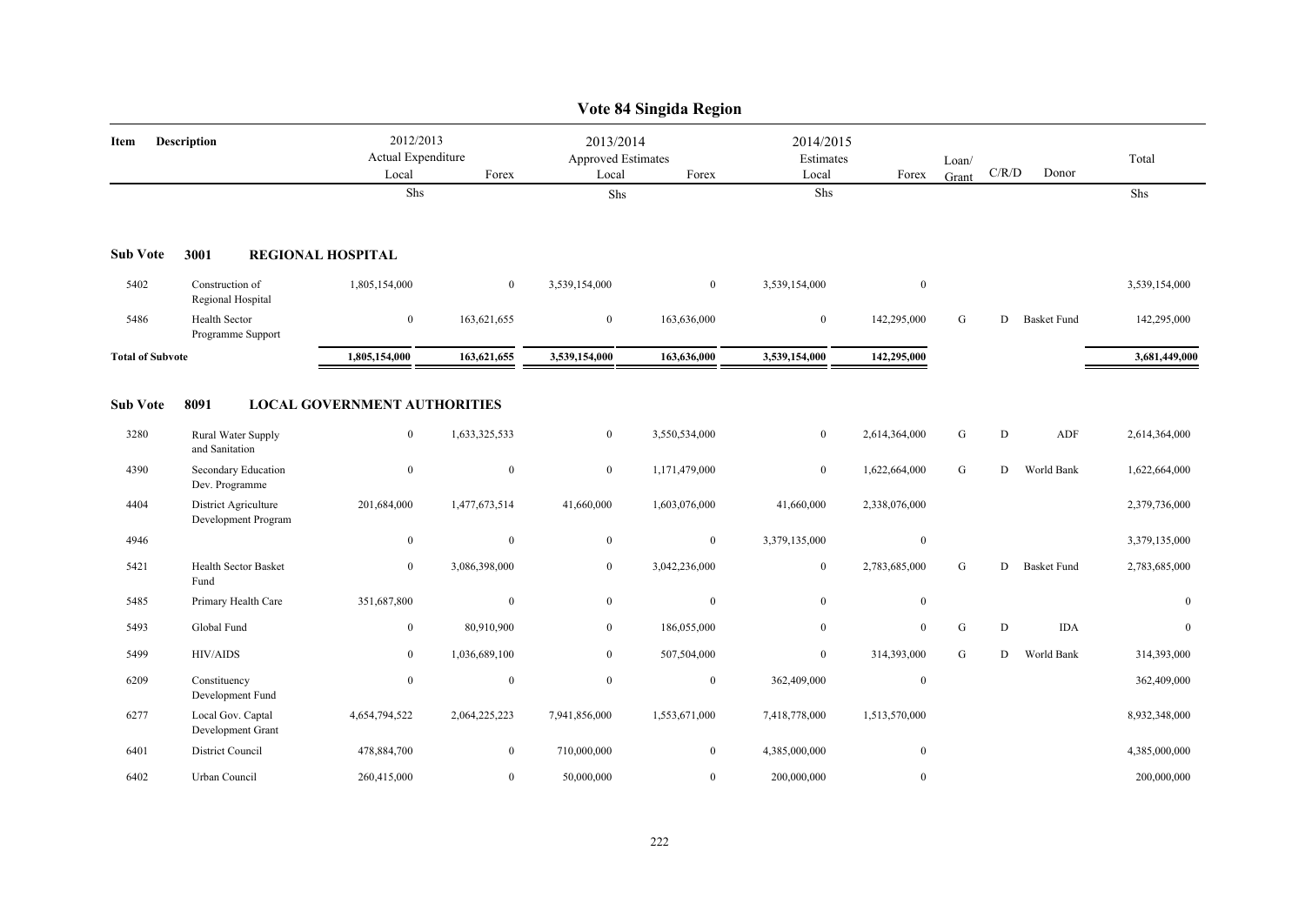# Vote 84 Singida Region

| Item | Description | 2012/2013 Actual Expenditure Local | Forex | 2013/2014 Approved Estimates Local | Forex | 2014/2015 Estimates Local | Forex | Loan/ Grant | C/R/D | Donor | Total |
|---|---|---|---|---|---|---|---|---|---|---|---|
| | | Shs | | Shs | | Shs | | | | | Shs |
| **Sub Vote** | **3001 REGIONAL HOSPITAL** | | | | | | | | | | |
| 5402 | Construction of Regional Hospital | 1,805,154,000 | 0 | 3,539,154,000 | 0 | 3,539,154,000 | 0 | | | | 3,539,154,000 |
| 5486 | Health Sector Programme Support | 0 | 163,621,655 | 0 | 163,636,000 | 0 | 142,295,000 | G | D | Basket Fund | 142,295,000 |
| **Total of Subvote** | | 1,805,154,000 | 163,621,655 | 3,539,154,000 | 163,636,000 | 3,539,154,000 | 142,295,000 | | | | 3,681,449,000 |
| **Sub Vote** | **8091 LOCAL GOVERNMENT AUTHORITIES** | | | | | | | | | | |
| 3280 | Rural Water Supply and Sanitation | 0 | 1,633,325,533 | 0 | 3,550,534,000 | 0 | 2,614,364,000 | G | D | ADF | 2,614,364,000 |
| 4390 | Secondary Education Dev. Programme | 0 | 0 | 0 | 1,171,479,000 | 0 | 1,622,664,000 | G | D | World Bank | 1,622,664,000 |
| 4404 | District Agriculture Development Program | 201,684,000 | 1,477,673,514 | 41,660,000 | 1,603,076,000 | 41,660,000 | 2,338,076,000 | | | | 2,379,736,000 |
| 4946 | | 0 | 0 | 0 | 0 | 3,379,135,000 | 0 | | | | 3,379,135,000 |
| 5421 | Health Sector Basket Fund | 0 | 3,086,398,000 | 0 | 3,042,236,000 | 0 | 2,783,685,000 | G | D | Basket Fund | 2,783,685,000 |
| 5485 | Primary Health Care | 351,687,800 | 0 | 0 | 0 | 0 | 0 | | | | 0 |
| 5493 | Global Fund | 0 | 80,910,900 | 0 | 186,055,000 | 0 | 0 | G | D | IDA | 0 |
| 5499 | HIV/AIDS | 0 | 1,036,689,100 | 0 | 507,504,000 | 0 | 314,393,000 | G | D | World Bank | 314,393,000 |
| 6209 | Constituency Development Fund | 0 | 0 | 0 | 0 | 362,409,000 | 0 | | | | 362,409,000 |
| 6277 | Local Gov. Captal Development Grant | 4,654,794,522 | 2,064,225,223 | 7,941,856,000 | 1,553,671,000 | 7,418,778,000 | 1,513,570,000 | | | | 8,932,348,000 |
| 6401 | District Council | 478,884,700 | 0 | 710,000,000 | 0 | 4,385,000,000 | 0 | | | | 4,385,000,000 |
| 6402 | Urban Council | 260,415,000 | 0 | 50,000,000 | 0 | 200,000,000 | 0 | | | | 200,000,000 |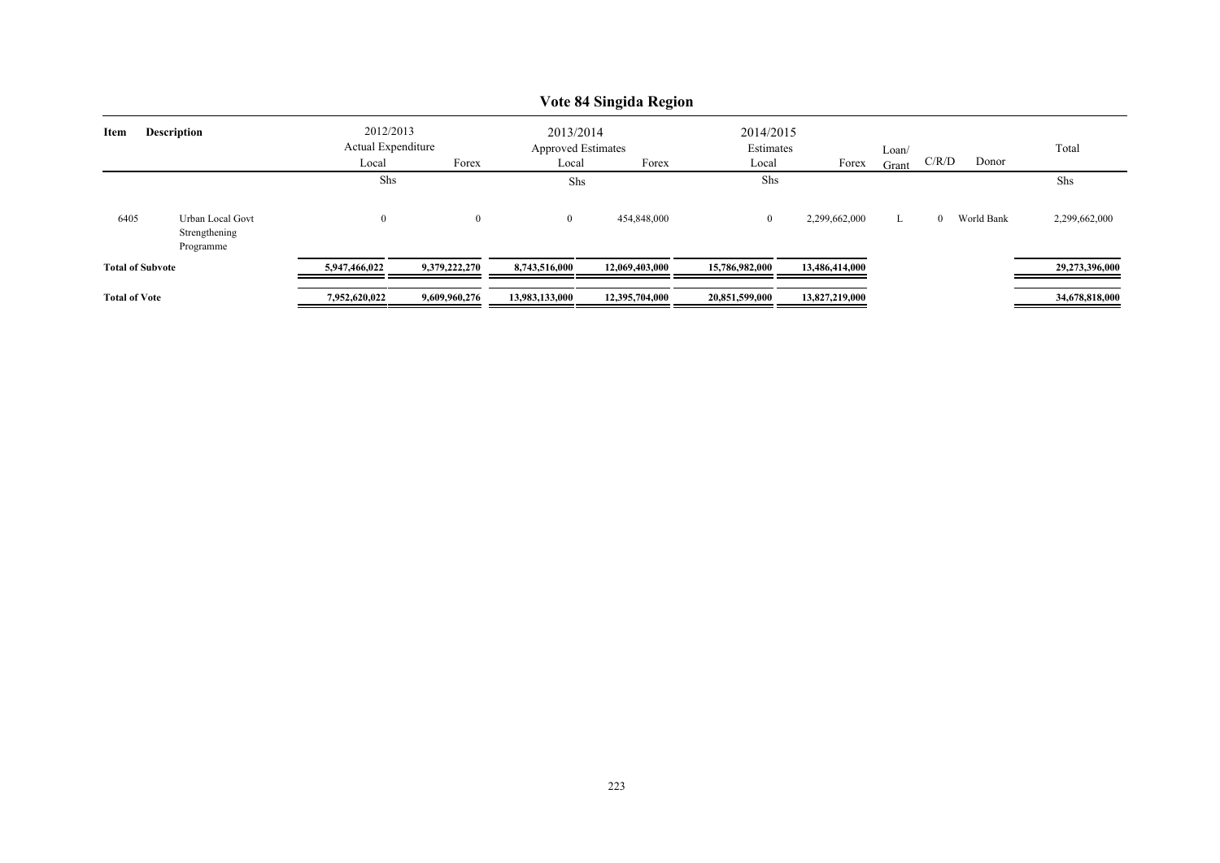# Vote 84 Singida Region

| Item | Description | 2012/2013 Actual Expenditure Local | Forex | 2013/2014 Approved Estimates Local | Forex | 2014/2015 Estimates Local | Forex | Loan/ Grant | C/R/D | Donor | Total |
|---|---|---|---|---|---|---|---|---|---|---|---|
| | | Shs | | Shs | | Shs | | | | | Shs |
| 6405 | Urban Local Govt Strengthening Programme | 0 | 0 | 0 | 454,848,000 | 0 | 2,299,662,000 | L | 0 | World Bank | 2,299,662,000 |
| **Total of Subvote** | | **5,947,466,022** | **9,379,222,270** | **8,743,516,000** | **12,069,403,000** | **15,786,982,000** | **13,486,414,000** | | | | **29,273,396,000** |
| **Total of Vote** | | **7,952,620,022** | **9,609,960,276** | **13,983,133,000** | **12,395,704,000** | **20,851,599,000** | **13,827,219,000** | | | | **34,678,818,000** |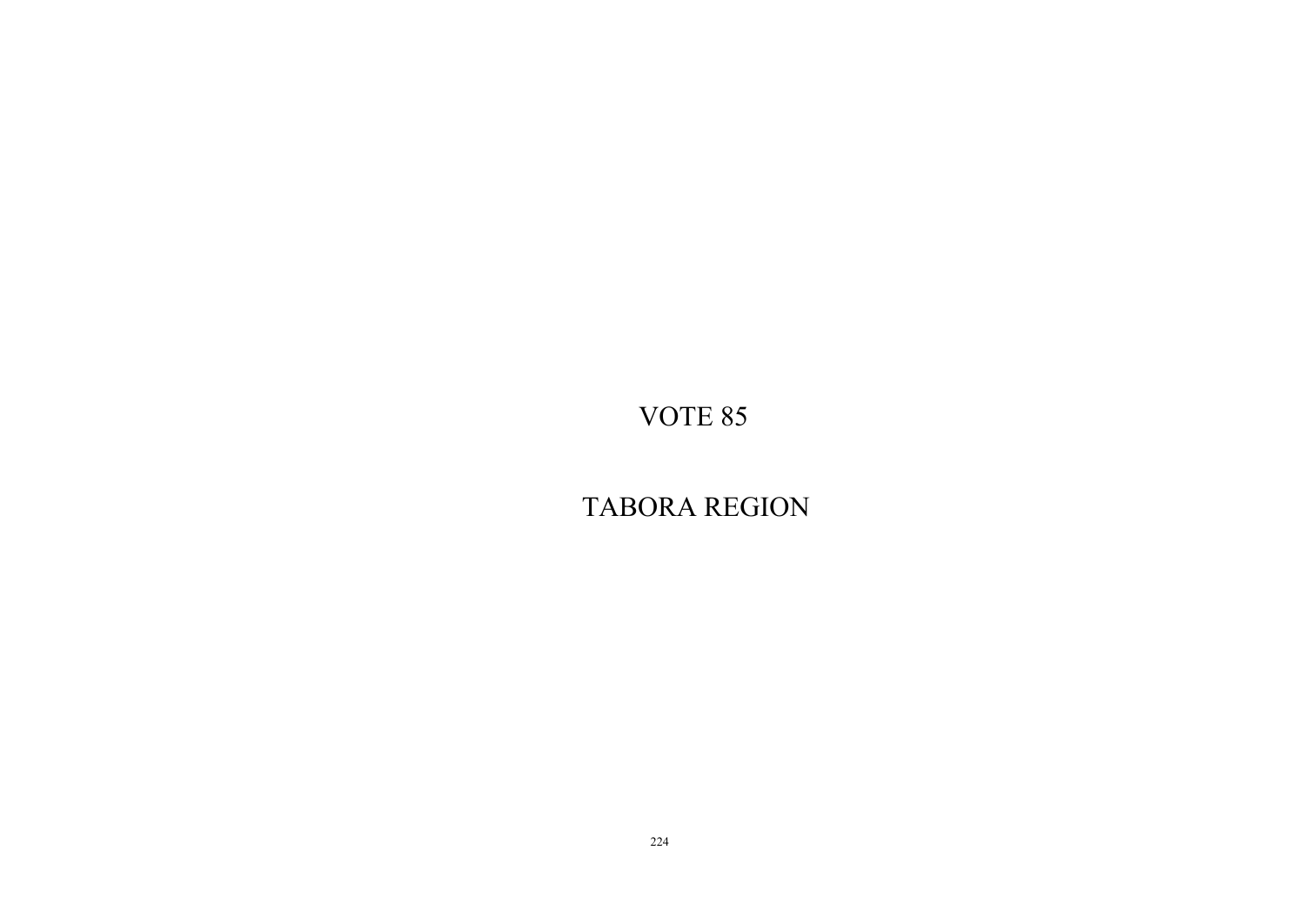# VOTE 85

# TABORA REGION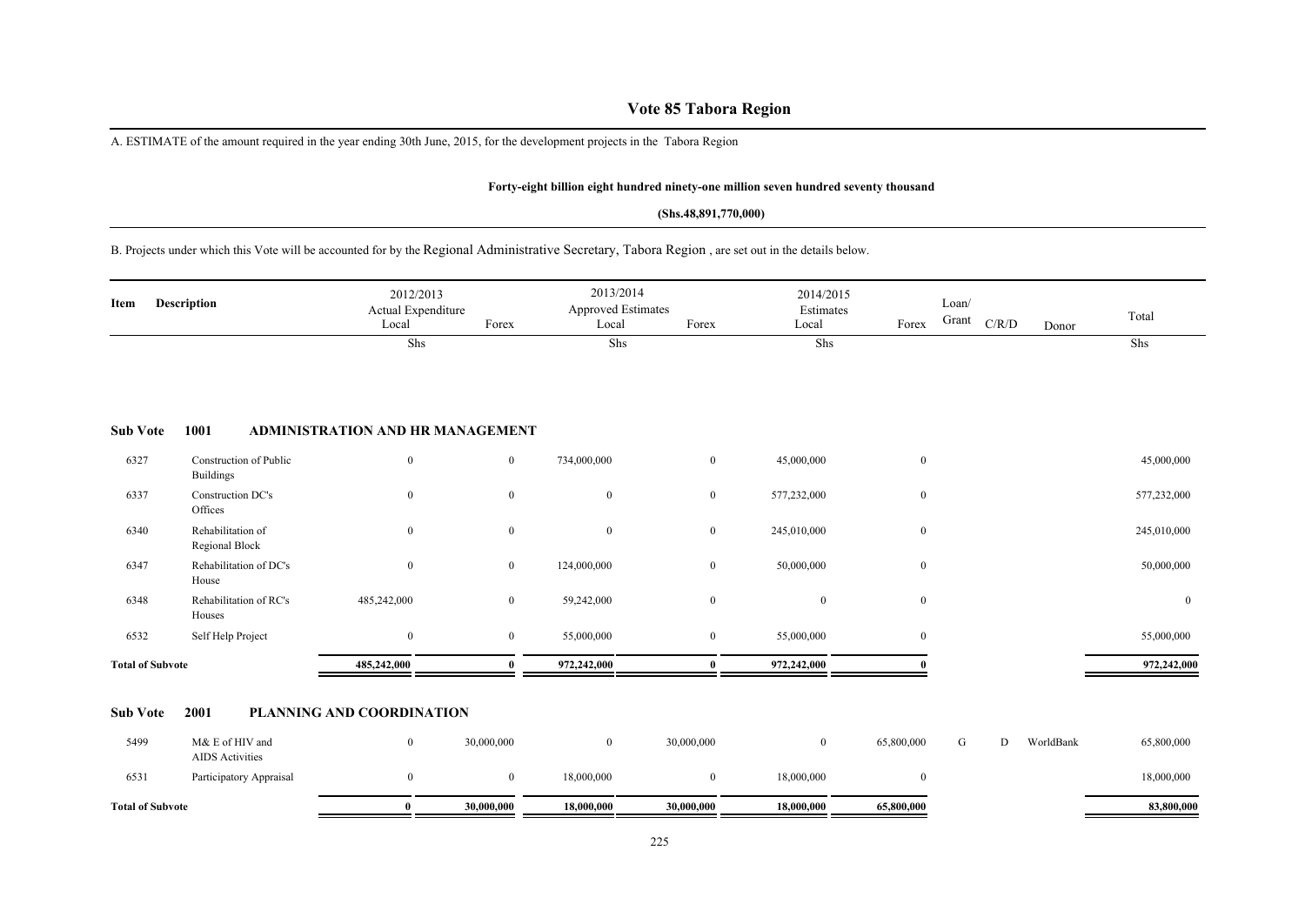# Vote 85 Tabora Region

A. ESTIMATE of the amount required in the year ending 30th June, 2015, for the development projects in the Tabora Region

**Forty-eight billion eight hundred ninety-one million seven hundred seventy thousand**

**(Shs.48,891,770,000)**

B. Projects under which this Vote will be accounted for by the Regional Administrative Secretary, Tabora Region , are set out in the details below.

| Item | Description | 2012/2013 Actual Expenditure Local | Forex | 2013/2014 Approved Estimates Local | Forex | 2014/2015 Estimates Local | Forex | Loan/ Grant | C/R/D | Donor | Total |
|---|---|---|---|---|---|---|---|---|---|---|---|
| | | Shs | | Shs | | Shs | | | | | Shs |
| **Sub Vote** | **1001 ADMINISTRATION AND HR MANAGEMENT** | | | | | | | | | | |
| 6327 | Construction of Public Buildings | 0 | 0 | 734,000,000 | 0 | 45,000,000 | 0 | | | | 45,000,000 |
| 6337 | Construction DC's Offices | 0 | 0 | 0 | 0 | 577,232,000 | 0 | | | | 577,232,000 |
| 6340 | Rehabilitation of Regional Block | 0 | 0 | 0 | 0 | 245,010,000 | 0 | | | | 245,010,000 |
| 6347 | Rehabilitation of DC's House | 0 | 0 | 124,000,000 | 0 | 50,000,000 | 0 | | | | 50,000,000 |
| 6348 | Rehabilitation of RC's Houses | 485,242,000 | 0 | 59,242,000 | 0 | 0 | 0 | | | | 0 |
| 6532 | Self Help Project | 0 | 0 | 55,000,000 | 0 | 55,000,000 | 0 | | | | 55,000,000 |
| **Total of Subvote** | | **485,242,000** | **0** | **972,242,000** | **0** | **972,242,000** | **0** | | | | **972,242,000** |
| **Sub Vote** | **2001 PLANNING AND COORDINATION** | | | | | | | | | | |
| 5499 | M& E of HIV and AIDS Activities | 0 | 30,000,000 | 0 | 30,000,000 | 0 | 65,800,000 | G | D | WorldBank | 65,800,000 |
| 6531 | Participatory Appraisal | 0 | 0 | 18,000,000 | 0 | 18,000,000 | 0 | | | | 18,000,000 |
| **Total of Subvote** | | **0** | **30,000,000** | **18,000,000** | **30,000,000** | **18,000,000** | **65,800,000** | | | | **83,800,000** |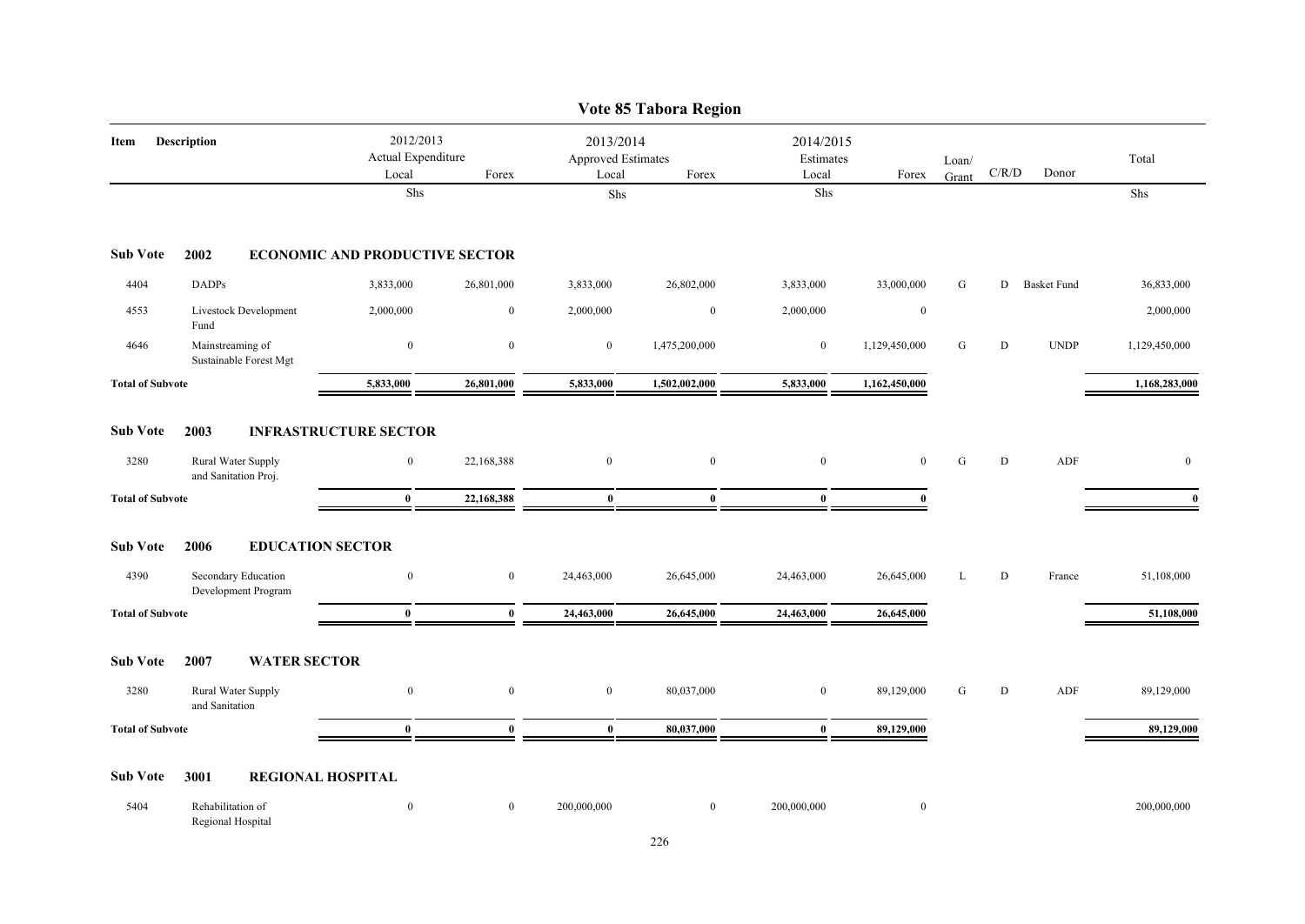# Vote 85 Tabora Region

| Item | Description | 2012/2013 Actual Expenditure Local | Forex | 2013/2014 Approved Estimates Local | Forex | 2014/2015 Estimates Local | Forex | Loan/ Grant | C/R/D | Donor | Total |
|---|---|---|---|---|---|---|---|---|---|---|---|
| | | Shs | | Shs | | Shs | | | | | Shs |
| **Sub Vote** | **2002 ECONOMIC AND PRODUCTIVE SECTOR** | | | | | | | | | | |
| 4404 | DADPs | 3,833,000 | 26,801,000 | 3,833,000 | 26,802,000 | 3,833,000 | 33,000,000 | G | D | Basket Fund | 36,833,000 |
| 4553 | Livestock Development Fund | 2,000,000 | 0 | 2,000,000 | 0 | 2,000,000 | 0 | | | | 2,000,000 |
| 4646 | Mainstreaming of Sustainable Forest Mgt | 0 | 0 | 0 | 1,475,200,000 | 0 | 1,129,450,000 | G | D | UNDP | 1,129,450,000 |
| **Total of Subvote** | | **5,833,000** | **26,801,000** | **5,833,000** | **1,502,002,000** | **5,833,000** | **1,162,450,000** | | | | **1,168,283,000** |
| **Sub Vote** | **2003 INFRASTRUCTURE SECTOR** | | | | | | | | | | |
| 3280 | Rural Water Supply and Sanitation Proj. | 0 | 22,168,388 | 0 | 0 | 0 | 0 | G | D | ADF | 0 |
| **Total of Subvote** | | **0** | **22,168,388** | **0** | **0** | **0** | **0** | | | | **0** |
| **Sub Vote** | **2006 EDUCATION SECTOR** | | | | | | | | | | |
| 4390 | Secondary Education Development Program | 0 | 0 | 24,463,000 | 26,645,000 | 24,463,000 | 26,645,000 | L | D | France | 51,108,000 |
| **Total of Subvote** | | **0** | **0** | **24,463,000** | **26,645,000** | **24,463,000** | **26,645,000** | | | | **51,108,000** |
| **Sub Vote** | **2007 WATER SECTOR** | | | | | | | | | | |
| 3280 | Rural Water Supply and Sanitation | 0 | 0 | 0 | 80,037,000 | 0 | 89,129,000 | G | D | ADF | 89,129,000 |
| **Total of Subvote** | | **0** | **0** | **0** | **80,037,000** | **0** | **89,129,000** | | | | **89,129,000** |
| **Sub Vote** | **3001 REGIONAL HOSPITAL** | | | | | | | | | | |
| 5404 | Rehabilitation of Regional Hospital | 0 | 0 | 200,000,000 | 0 | 200,000,000 | 0 | | | | 200,000,000 |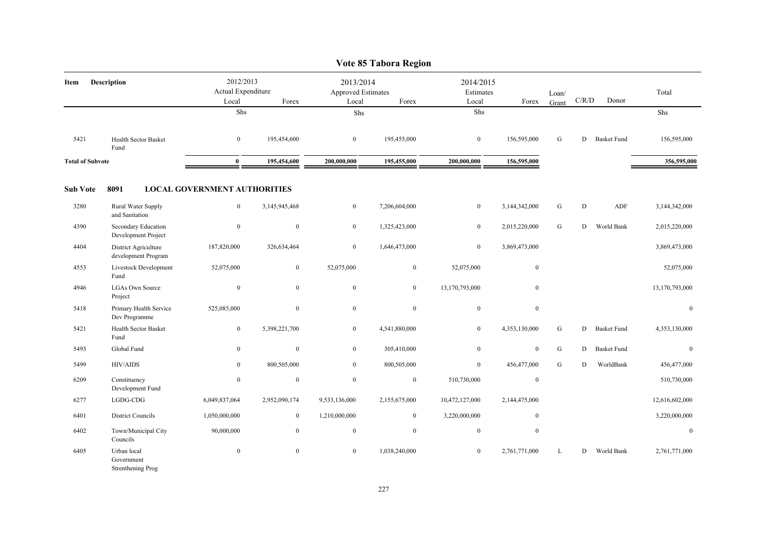# Vote 85 Tabora Region

| Item | Description | 2012/2013 Actual Expenditure Local | Forex | 2013/2014 Approved Estimates Local | Forex | 2014/2015 Estimates Local | Forex | Loan/ Grant | C/R/D | Donor | Total |
|---|---|---|---|---|---|---|---|---|---|---|---|
| | | Shs | | Shs | | Shs | | | | | Shs |
| 5421 | Health Sector Basket Fund | 0 | 195,454,600 | 0 | 195,455,000 | 0 | 156,595,000 | G | D | Basket Fund | 156,595,000 |
| **Total of Subvote** | | **0** | **195,454,600** | **200,000,000** | **195,455,000** | **200,000,000** | **156,595,000** | | | | **356,595,000** |

## Sub Vote 8091 LOCAL GOVERNMENT AUTHORITIES

| Item | Description | 2012/2013 Actual Expenditure Local | Forex | 2013/2014 Approved Estimates Local | Forex | 2014/2015 Estimates Local | Forex | Loan/ Grant | C/R/D | Donor | Total |
|---|---|---|---|---|---|---|---|---|---|---|---|
| 3280 | Rural Water Supply and Sanitation | 0 | 3,145,945,468 | 0 | 7,206,604,000 | 0 | 3,144,342,000 | G | D | ADF | 3,144,342,000 |
| 4390 | Secondary Education Development Project | 0 | 0 | 0 | 1,325,423,000 | 0 | 2,015,220,000 | G | D | World Bank | 2,015,220,000 |
| 4404 | District Agriculture development Program | 187,820,000 | 326,634,464 | 0 | 1,646,473,000 | 0 | 3,869,473,000 | | | | 3,869,473,000 |
| 4553 | Livestock Development Fund | 52,075,000 | 0 | 52,075,000 | 0 | 52,075,000 | 0 | | | | 52,075,000 |
| 4946 | LGAs Own Source Project | 0 | 0 | 0 | 0 | 13,170,793,000 | 0 | | | | 13,170,793,000 |
| 5418 | Primary Health Service Dev Programme | 525,085,000 | 0 | 0 | 0 | 0 | 0 | | | | 0 |
| 5421 | Health Sector Basket Fund | 0 | 5,398,221,700 | 0 | 4,541,880,000 | 0 | 4,353,130,000 | G | D | Basket Fund | 4,353,130,000 |
| 5493 | Global Fund | 0 | 0 | 0 | 305,410,000 | 0 | 0 | G | D | Basket Fund | 0 |
| 5499 | HIV/AIDS | 0 | 800,505,000 | 0 | 800,505,000 | 0 | 456,477,000 | G | D | WorldBank | 456,477,000 |
| 6209 | Constituency Development Fund | 0 | 0 | 0 | 0 | 510,730,000 | 0 | | | | 510,730,000 |
| 6277 | LGDG-CDG | 6,049,837,064 | 2,952,090,174 | 9,533,136,000 | 2,155,675,000 | 10,472,127,000 | 2,144,475,000 | | | | 12,616,602,000 |
| 6401 | District Councils | 1,050,000,000 | 0 | 1,210,000,000 | 0 | 3,220,000,000 | 0 | | | | 3,220,000,000 |
| 6402 | Town/Municipal City Councils | 90,000,000 | 0 | 0 | 0 | 0 | 0 | | | | 0 |
| 6405 | Urban local Government Strenthening Prog | 0 | 0 | 0 | 1,038,240,000 | 0 | 2,761,771,000 | L | D | World Bank | 2,761,771,000 |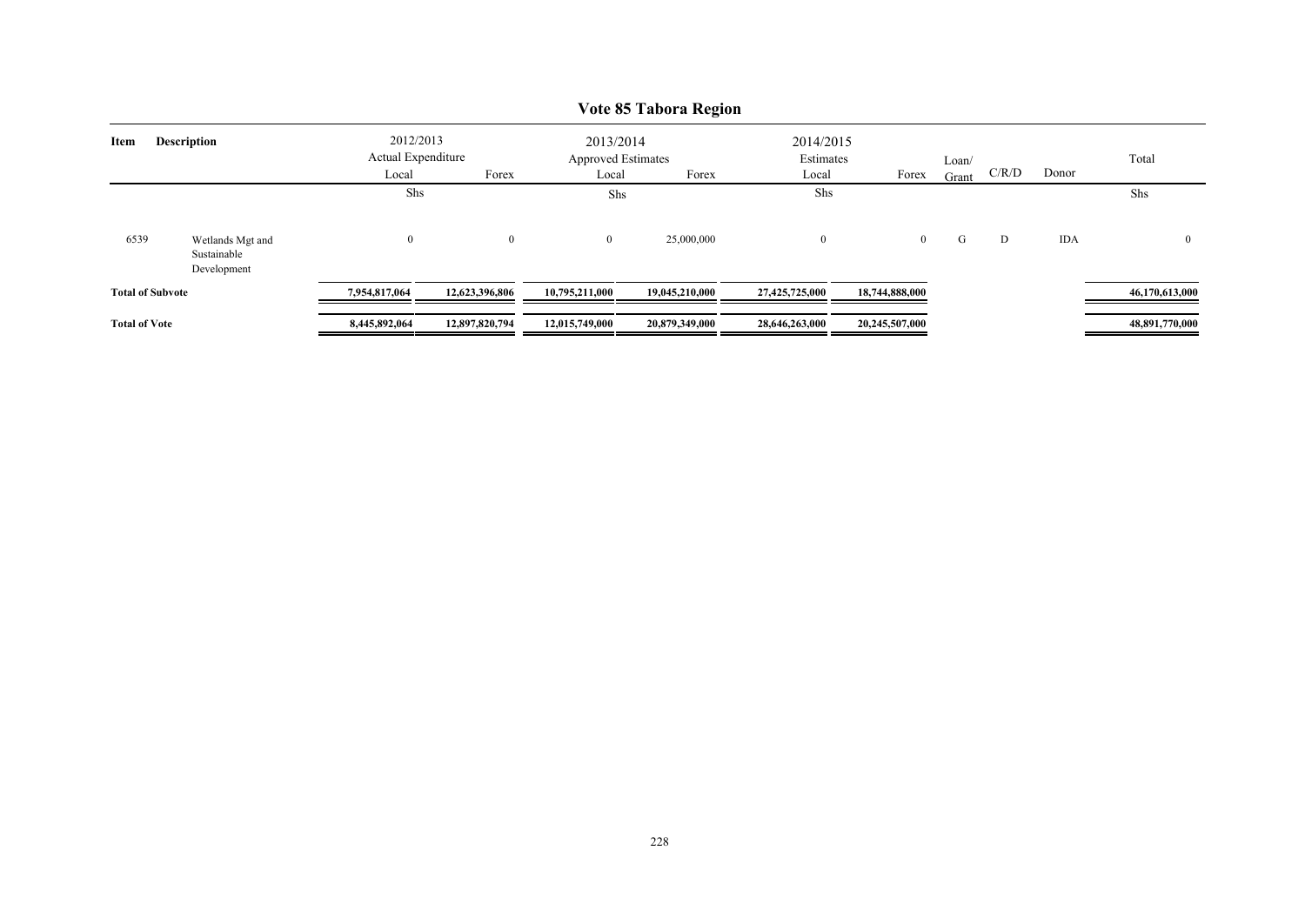# Vote 85 Tabora Region

| Item | Description | 2012/2013 Actual Expenditure Local | Forex | 2013/2014 Approved Estimates Local | Forex | 2014/2015 Estimates Local | Forex | Loan/ Grant | C/R/D | Donor | Total |
|---|---|---|---|---|---|---|---|---|---|---|---|
| | | Shs | | Shs | | Shs | | | | | Shs |
| 6539 | Wetlands Mgt and Sustainable Development | 0 | 0 | 0 | 25,000,000 | 0 | 0 | G | D | IDA | 0 |
| **Total of Subvote** | | **7,954,817,064** | **12,623,396,806** | **10,795,211,000** | **19,045,210,000** | **27,425,725,000** | **18,744,888,000** | | | | **46,170,613,000** |
| **Total of Vote** | | **8,445,892,064** | **12,897,820,794** | **12,015,749,000** | **20,879,349,000** | **28,646,263,000** | **20,245,507,000** | | | | **48,891,770,000** |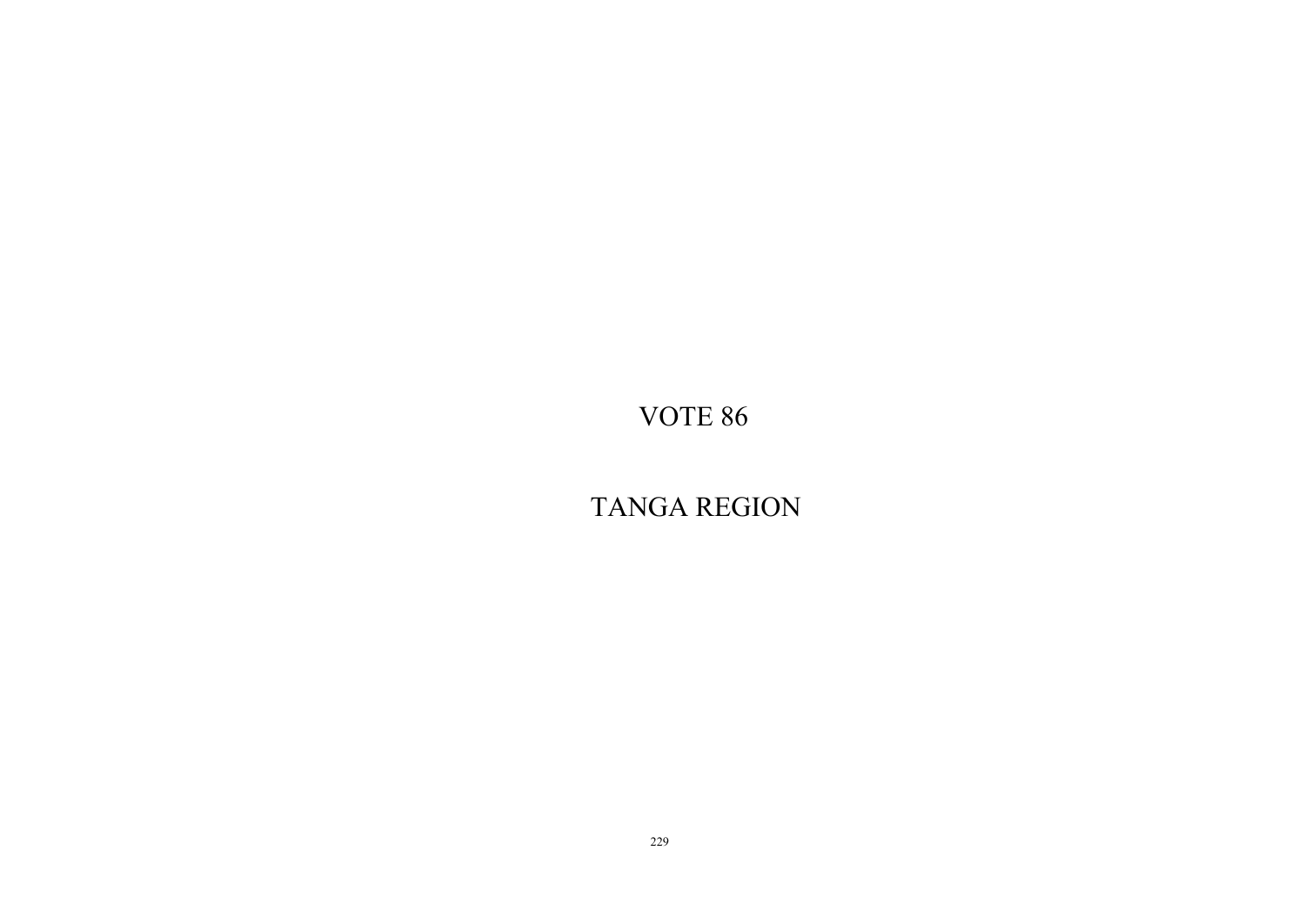# VOTE 86

# TANGA REGION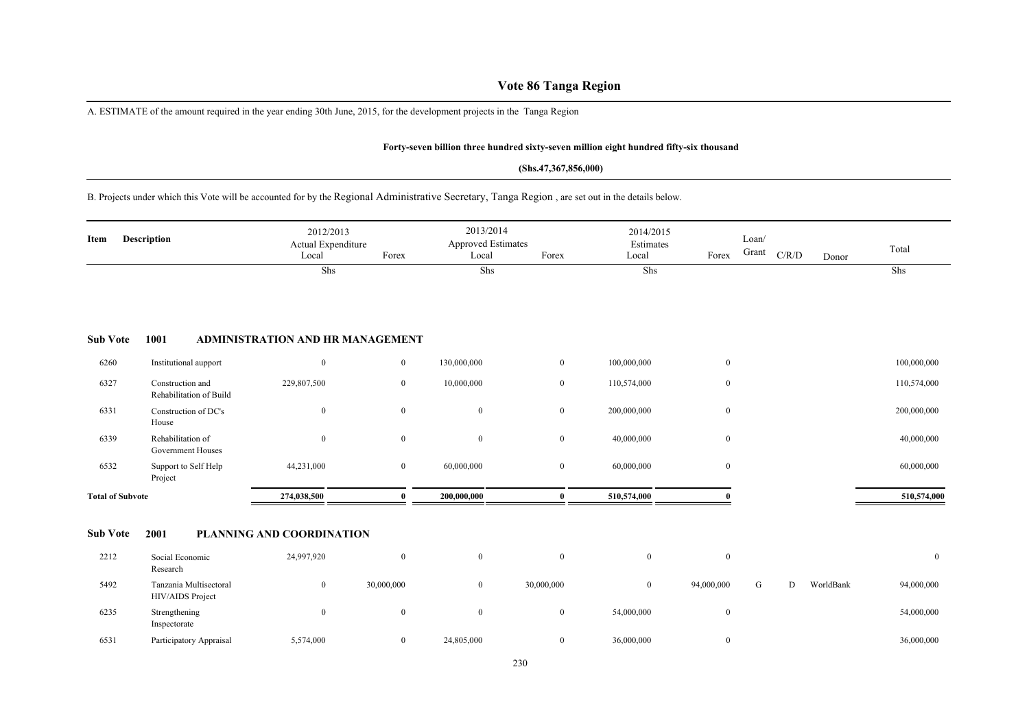# Vote 86 Tanga Region

A. ESTIMATE of the amount required in the year ending 30th June, 2015, for the development projects in the Tanga Region

**Forty-seven billion three hundred sixty-seven million eight hundred fifty-six thousand**

**(Shs.47,367,856,000)**

B. Projects under which this Vote will be accounted for by the Regional Administrative Secretary, Tanga Region , are set out in the details below.

| Item | Description | 2012/2013 Actual Expenditure Local | Forex | 2013/2014 Approved Estimates Local | Forex | 2014/2015 Estimates Local | Forex | Loan/ Grant | C/R/D | Donor | Total |
|---|---|---|---|---|---|---|---|---|---|---|---|
| | | Shs | | Shs | | Shs | | | | | Shs |
| **Sub Vote** | **1001** | **ADMINISTRATION AND HR MANAGEMENT** | | | | | | | | | |
| 6260 | Institutional support | 0 | 0 | 130,000,000 | 0 | 100,000,000 | 0 | | | | 100,000,000 |
| 6327 | Construction and Rehabilitation of Build | 229,807,500 | 0 | 10,000,000 | 0 | 110,574,000 | 0 | | | | 110,574,000 |
| 6331 | Construction of DC's House | 0 | 0 | 0 | 0 | 200,000,000 | 0 | | | | 200,000,000 |
| 6339 | Rehabilitation of Government Houses | 0 | 0 | 0 | 0 | 40,000,000 | 0 | | | | 40,000,000 |
| 6532 | Support to Self Help Project | 44,231,000 | 0 | 60,000,000 | 0 | 60,000,000 | 0 | | | | 60,000,000 |
| **Total of Subvote** | | **274,038,500** | **0** | **200,000,000** | **0** | **510,574,000** | **0** | | | | **510,574,000** |
| **Sub Vote** | **2001** | **PLANNING AND COORDINATION** | | | | | | | | | |
| 2212 | Social Economic Research | 24,997,920 | 0 | 0 | 0 | 0 | 0 | | | | 0 |
| 5492 | Tanzania Multisectoral HIV/AIDS Project | 0 | 30,000,000 | 0 | 30,000,000 | 0 | 94,000,000 | G | D | WorldBank | 94,000,000 |
| 6235 | Strengthening Inspectorate | 0 | 0 | 0 | 0 | 54,000,000 | 0 | | | | 54,000,000 |
| 6531 | Participatory Appraisal | 5,574,000 | 0 | 24,805,000 | 0 | 36,000,000 | 0 | | | | 36,000,000 |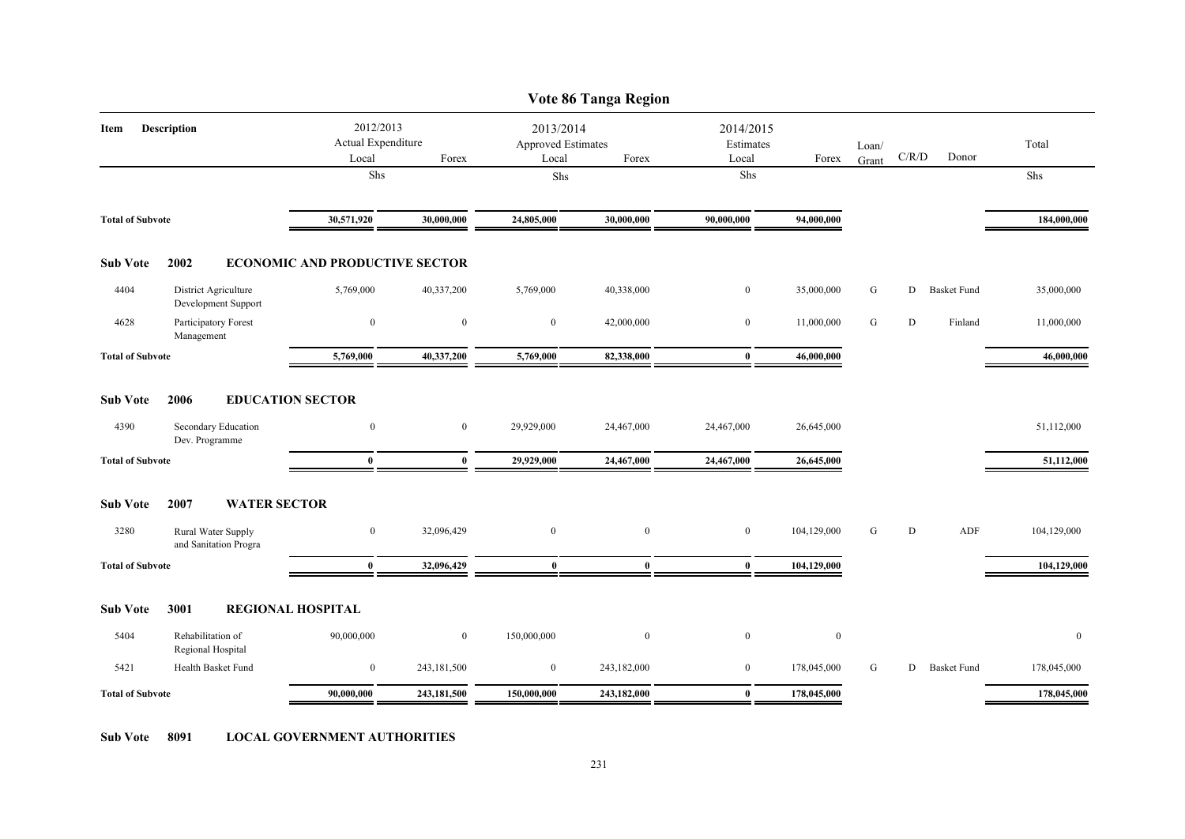# Vote 86 Tanga Region

| Item | Description | 2012/2013 Actual Expenditure Local | Forex | 2013/2014 Approved Estimates Local | Forex | 2014/2015 Estimates Local | Forex | Loan/ Grant | C/R/D | Donor | Total |
|---|---|---|---|---|---|---|---|---|---|---|---|
| | | Shs | | Shs | | Shs | | | | | Shs |
| **Total of Subvote** | | **30,571,920** | **30,000,000** | **24,805,000** | **30,000,000** | **90,000,000** | **94,000,000** | | | | **184,000,000** |
| **Sub Vote** | **2002** | **ECONOMIC AND PRODUCTIVE SECTOR** | | | | | | | | | |
| 4404 | District Agriculture Development Support | 5,769,000 | 40,337,200 | 5,769,000 | 40,338,000 | 0 | 35,000,000 | G | D | Basket Fund | 35,000,000 |
| 4628 | Participatory Forest Management | 0 | 0 | 0 | 42,000,000 | 0 | 11,000,000 | G | D | Finland | 11,000,000 |
| **Total of Subvote** | | **5,769,000** | **40,337,200** | **5,769,000** | **82,338,000** | **0** | **46,000,000** | | | | **46,000,000** |
| **Sub Vote** | **2006** | **EDUCATION SECTOR** | | | | | | | | | |
| 4390 | Secondary Education Dev. Programme | 0 | 0 | 29,929,000 | 24,467,000 | 24,467,000 | 26,645,000 | | | | 51,112,000 |
| **Total of Subvote** | | **0** | **0** | **29,929,000** | **24,467,000** | **24,467,000** | **26,645,000** | | | | **51,112,000** |
| **Sub Vote** | **2007** | **WATER SECTOR** | | | | | | | | | |
| 3280 | Rural Water Supply and Sanitation Progra | 0 | 32,096,429 | 0 | 0 | 0 | 104,129,000 | G | D | ADF | 104,129,000 |
| **Total of Subvote** | | **0** | **32,096,429** | **0** | **0** | **0** | **104,129,000** | | | | **104,129,000** |
| **Sub Vote** | **3001** | **REGIONAL HOSPITAL** | | | | | | | | | |
| 5404 | Rehabilitation of Regional Hospital | 90,000,000 | 0 | 150,000,000 | 0 | 0 | 0 | | | | 0 |
| 5421 | Health Basket Fund | 0 | 243,181,500 | 0 | 243,182,000 | 0 | 178,045,000 | G | D | Basket Fund | 178,045,000 |
| **Total of Subvote** | | **90,000,000** | **243,181,500** | **150,000,000** | **243,182,000** | **0** | **178,045,000** | | | | **178,045,000** |

**Sub Vote 8091 LOCAL GOVERNMENT AUTHORITIES**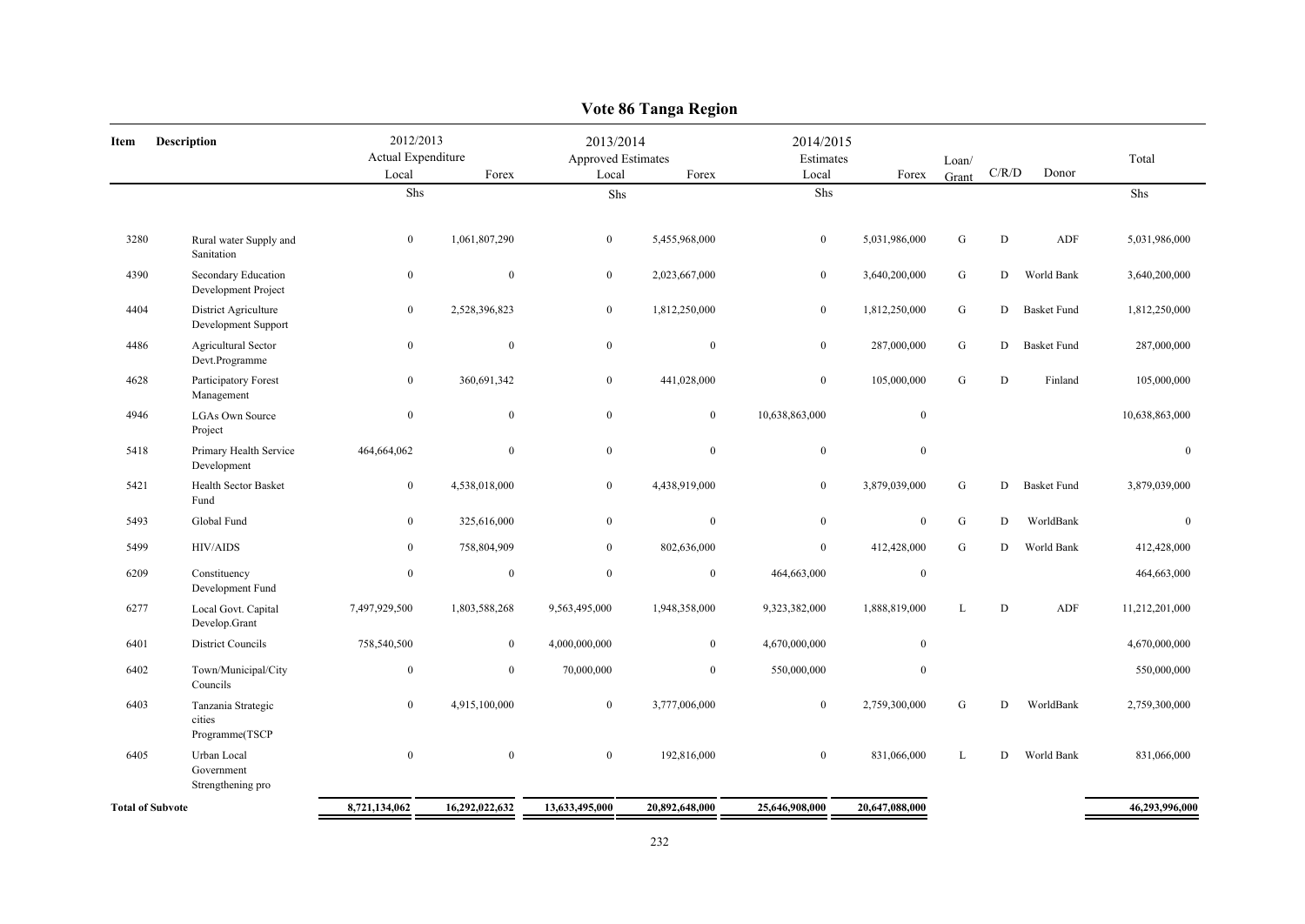# Vote 86 Tanga Region

| Item | Description | 2012/2013 Actual Expenditure Local | Forex | 2013/2014 Approved Estimates Local | Forex | 2014/2015 Estimates Local | Forex | Loan/ Grant | C/R/D | Donor | Total |
|---|---|---|---|---|---|---|---|---|---|---|---|
| | | Shs | | Shs | | Shs | | | | | Shs |
| 3280 | Rural water Supply and Sanitation | 0 | 1,061,807,290 | 0 | 5,455,968,000 | 0 | 5,031,986,000 | G | D | ADF | 5,031,986,000 |
| 4390 | Secondary Education Development Project | 0 | 0 | 0 | 2,023,667,000 | 0 | 3,640,200,000 | G | D | World Bank | 3,640,200,000 |
| 4404 | District Agriculture Development Support | 0 | 2,528,396,823 | 0 | 1,812,250,000 | 0 | 1,812,250,000 | G | D | Basket Fund | 1,812,250,000 |
| 4486 | Agricultural Sector Devt.Programme | 0 | 0 | 0 | 0 | 0 | 287,000,000 | G | D | Basket Fund | 287,000,000 |
| 4628 | Participatory Forest Management | 0 | 360,691,342 | 0 | 441,028,000 | 0 | 105,000,000 | G | D | Finland | 105,000,000 |
| 4946 | LGAs Own Source Project | 0 | 0 | 0 | 0 | 10,638,863,000 | 0 | | | | 10,638,863,000 |
| 5418 | Primary Health Service Development | 464,664,062 | 0 | 0 | 0 | 0 | 0 | | | | 0 |
| 5421 | Health Sector Basket Fund | 0 | 4,538,018,000 | 0 | 4,438,919,000 | 0 | 3,879,039,000 | G | D | Basket Fund | 3,879,039,000 |
| 5493 | Global Fund | 0 | 325,616,000 | 0 | 0 | 0 | 0 | G | D | WorldBank | 0 |
| 5499 | HIV/AIDS | 0 | 758,804,909 | 0 | 802,636,000 | 0 | 412,428,000 | G | D | World Bank | 412,428,000 |
| 6209 | Constituency Development Fund | 0 | 0 | 0 | 0 | 464,663,000 | 0 | | | | 464,663,000 |
| 6277 | Local Govt. Capital Develop.Grant | 7,497,929,500 | 1,803,588,268 | 9,563,495,000 | 1,948,358,000 | 9,323,382,000 | 1,888,819,000 | L | D | ADF | 11,212,201,000 |
| 6401 | District Councils | 758,540,500 | 0 | 4,000,000,000 | 0 | 4,670,000,000 | 0 | | | | 4,670,000,000 |
| 6402 | Town/Municipal/City Councils | 0 | 0 | 70,000,000 | 0 | 550,000,000 | 0 | | | | 550,000,000 |
| 6403 | Tanzania Strategic cities Programme(TSCP | 0 | 4,915,100,000 | 0 | 3,777,006,000 | 0 | 2,759,300,000 | G | D | WorldBank | 2,759,300,000 |
| 6405 | Urban Local Government Strengthening pro | 0 | 0 | 0 | 192,816,000 | 0 | 831,066,000 | L | D | World Bank | 831,066,000 |
| **Total of Subvote** | | **8,721,134,062** | **16,292,022,632** | **13,633,495,000** | **20,892,648,000** | **25,646,908,000** | **20,647,088,000** | | | | **46,293,996,000** |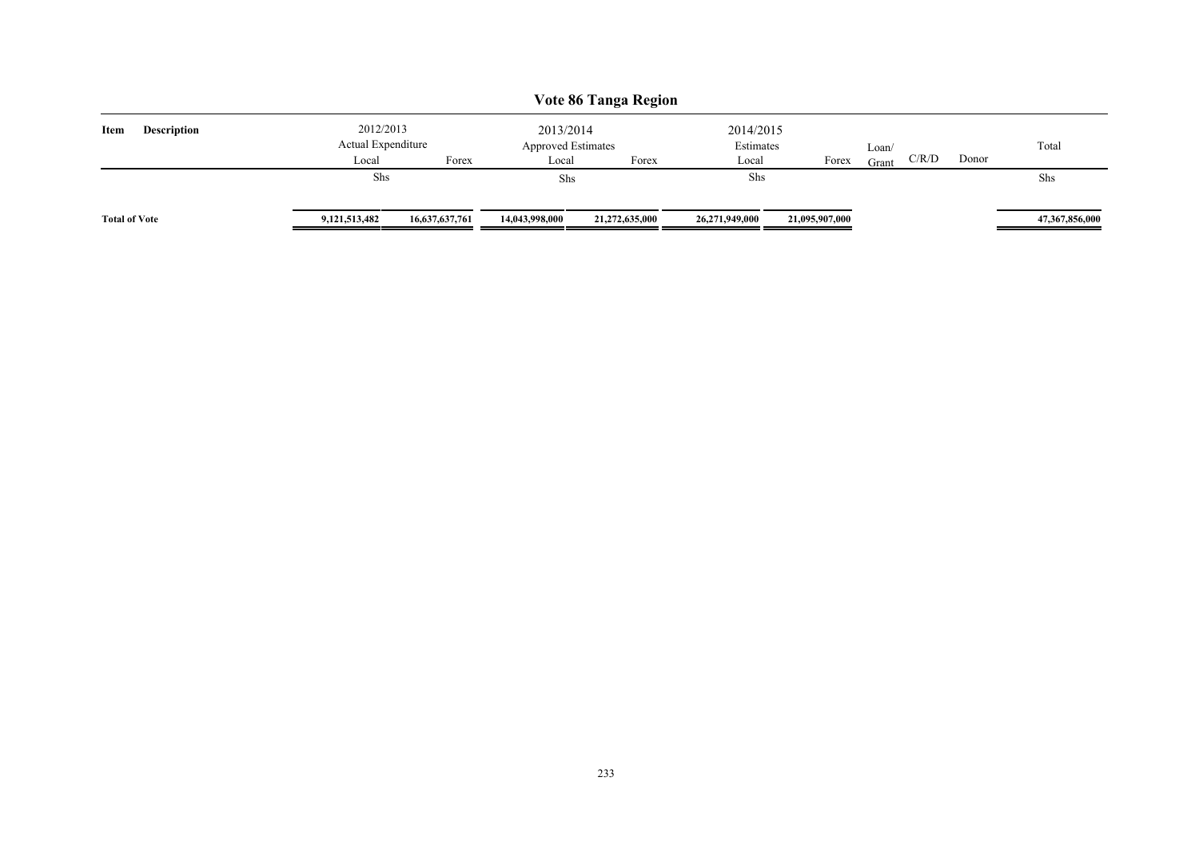# Vote 86 Tanga Region

| Item | Description | 2012/2013 Actual Expenditure | | 2013/2014 Approved Estimates | | 2014/2015 Estimates | | | | | Total |
|---|---|---|---|---|---|---|---|---|---|---|---|
| | | Local | Forex | Local | Forex | Local | Forex | Loan/ Grant | C/R/D | Donor | |
| | | Shs | | Shs | | Shs | | | | | Shs |
| **Total of Vote** | | **9,121,513,482** | **16,637,637,761** | **14,043,998,000** | **21,272,635,000** | **26,271,949,000** | **21,095,907,000** | | | | **47,367,856,000** |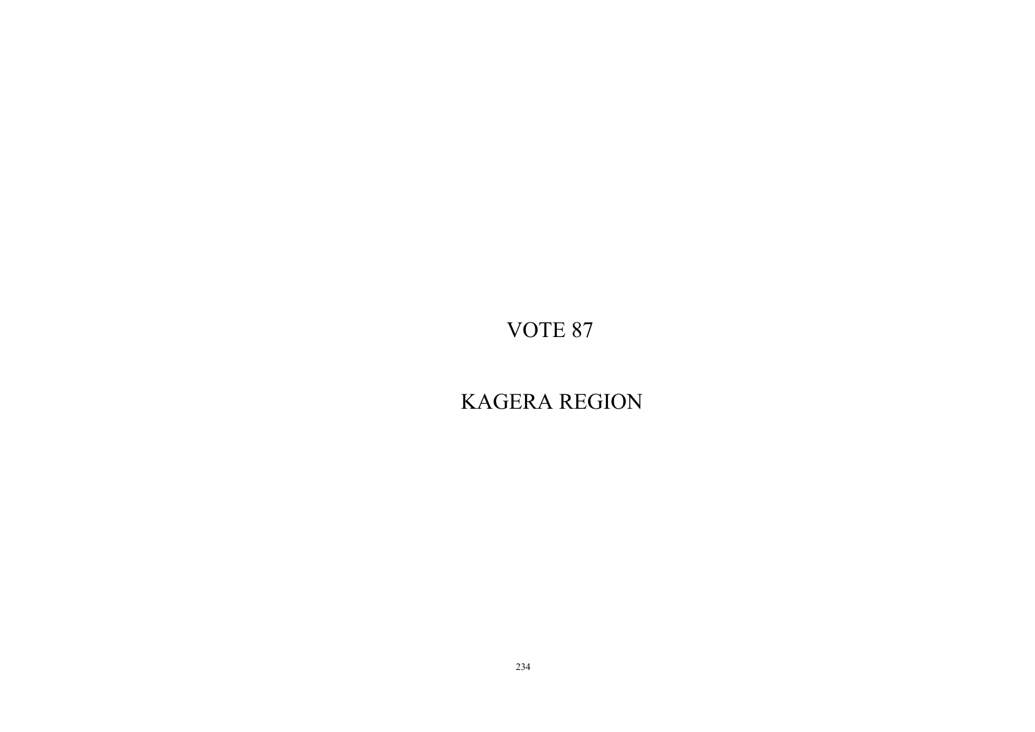# VOTE 87

# KAGERA REGION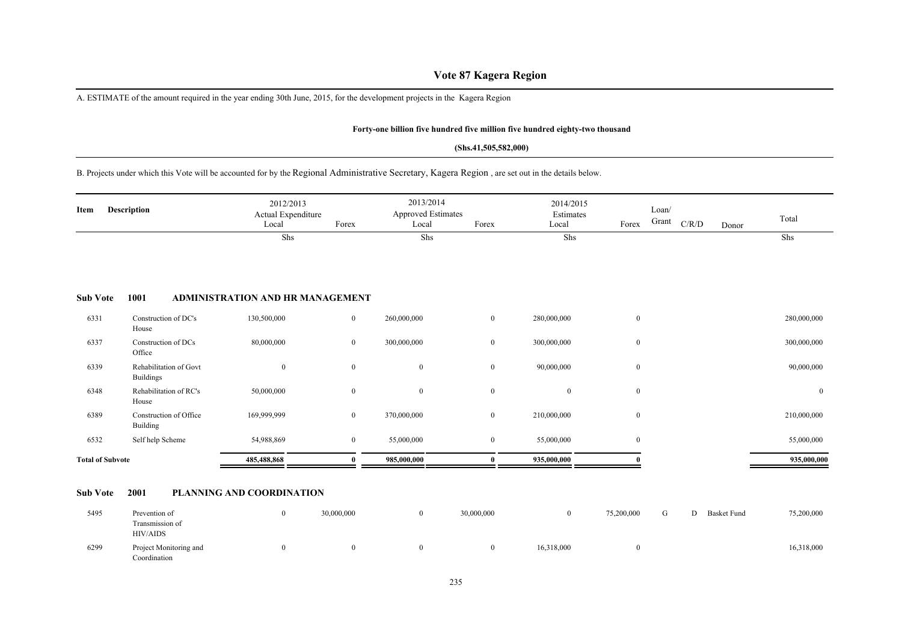# Vote 87 Kagera Region

A. ESTIMATE of the amount required in the year ending 30th June, 2015, for the development projects in the Kagera Region

**Forty-one billion five hundred five million five hundred eighty-two thousand**

**(Shs.41,505,582,000)**

B. Projects under which this Vote will be accounted for by the Regional Administrative Secretary, Kagera Region , are set out in the details below.

| Item | Description | 2012/2013 Actual Expenditure Local | Forex | 2013/2014 Approved Estimates Local | Forex | 2014/2015 Estimates Local | Forex | Loan/ Grant | C/R/D | Donor | Total |
|---|---|---|---|---|---|---|---|---|---|---|---|
| | | Shs | | Shs | | Shs | | | | | Shs |
| **Sub Vote** | **1001** | **ADMINISTRATION AND HR MANAGEMENT** | | | | | | | | | |
| 6331 | Construction of DC's House | 130,500,000 | 0 | 260,000,000 | 0 | 280,000,000 | 0 | | | | 280,000,000 |
| 6337 | Construction of DCs Office | 80,000,000 | 0 | 300,000,000 | 0 | 300,000,000 | 0 | | | | 300,000,000 |
| 6339 | Rehabilitation of Govt Buildings | 0 | 0 | 0 | 0 | 90,000,000 | 0 | | | | 90,000,000 |
| 6348 | Rehabilitation of RC's House | 50,000,000 | 0 | 0 | 0 | 0 | 0 | | | | 0 |
| 6389 | Construction of Office Building | 169,999,999 | 0 | 370,000,000 | 0 | 210,000,000 | 0 | | | | 210,000,000 |
| 6532 | Self help Scheme | 54,988,869 | 0 | 55,000,000 | 0 | 55,000,000 | 0 | | | | 55,000,000 |
| **Total of Subvote** | | **485,488,868** | **0** | **985,000,000** | **0** | **935,000,000** | **0** | | | | **935,000,000** |
| **Sub Vote** | **2001** | **PLANNING AND COORDINATION** | | | | | | | | | |
| 5495 | Prevention of Transmission of HIV/AIDS | 0 | 30,000,000 | 0 | 30,000,000 | 0 | 75,200,000 | G | D | Basket Fund | 75,200,000 |
| 6299 | Project Monitoring and Coordination | 0 | 0 | 0 | 0 | 16,318,000 | 0 | | | | 16,318,000 |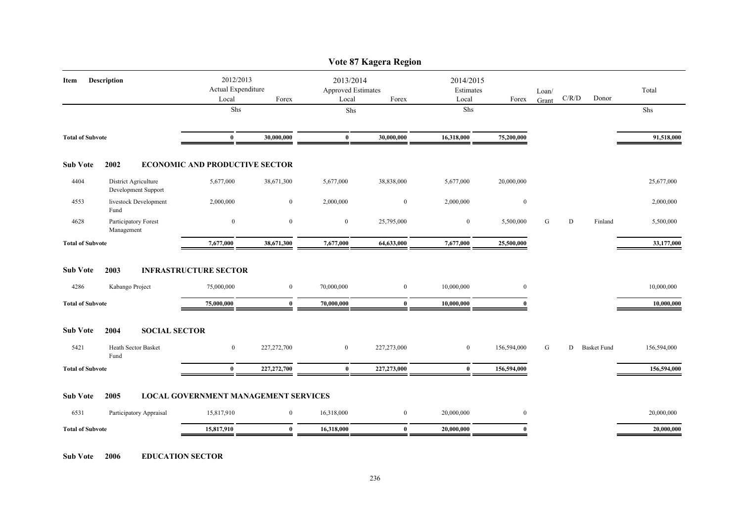# Vote 87 Kagera Region

| Item | Description | 2012/2013 Actual Expenditure Local | Forex | 2013/2014 Approved Estimates Local | Forex | 2014/2015 Estimates Local | Forex | Loan/ Grant | C/R/D | Donor | Total |
|---|---|---|---|---|---|---|---|---|---|---|---|
| | | Shs | | Shs | | Shs | | | | | Shs |
| **Total of Subvote** | | **0** | **30,000,000** | **0** | **30,000,000** | **16,318,000** | **75,200,000** | | | | **91,518,000** |
| **Sub Vote** | **2002** | **ECONOMIC AND PRODUCTIVE SECTOR** | | | | | | | | | |
| 4404 | District Agriculture Development Support | 5,677,000 | 38,671,300 | 5,677,000 | 38,838,000 | 5,677,000 | 20,000,000 | | | | 25,677,000 |
| 4553 | livestock Development Fund | 2,000,000 | 0 | 2,000,000 | 0 | 2,000,000 | 0 | | | | 2,000,000 |
| 4628 | Participatory Forest Management | 0 | 0 | 0 | 25,795,000 | 0 | 5,500,000 | G | D | Finland | 5,500,000 |
| **Total of Subvote** | | **7,677,000** | **38,671,300** | **7,677,000** | **64,633,000** | **7,677,000** | **25,500,000** | | | | **33,177,000** |
| **Sub Vote** | **2003** | **INFRASTRUCTURE SECTOR** | | | | | | | | | |
| 4286 | Kabango Project | 75,000,000 | 0 | 70,000,000 | 0 | 10,000,000 | 0 | | | | 10,000,000 |
| **Total of Subvote** | | **75,000,000** | **0** | **70,000,000** | **0** | **10,000,000** | **0** | | | | **10,000,000** |
| **Sub Vote** | **2004** | **SOCIAL SECTOR** | | | | | | | | | |
| 5421 | Heath Sector Basket Fund | 0 | 227,272,700 | 0 | 227,273,000 | 0 | 156,594,000 | G | D | Basket Fund | 156,594,000 |
| **Total of Subvote** | | **0** | **227,272,700** | **0** | **227,273,000** | **0** | **156,594,000** | | | | **156,594,000** |
| **Sub Vote** | **2005** | **LOCAL GOVERNMENT MANAGEMENT SERVICES** | | | | | | | | | |
| 6531 | Participatory Appraisal | 15,817,910 | 0 | 16,318,000 | 0 | 20,000,000 | 0 | | | | 20,000,000 |
| **Total of Subvote** | | **15,817,910** | **0** | **16,318,000** | **0** | **20,000,000** | **0** | | | | **20,000,000** |
| **Sub Vote** | **2006** | **EDUCATION SECTOR** | | | | | | | | | |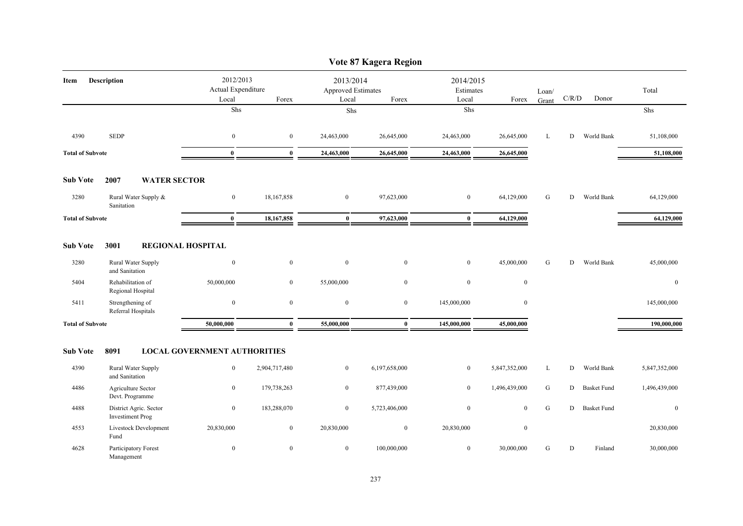# Vote 87 Kagera Region

| Item | Description | 2012/2013 Actual Expenditure Local | Forex | 2013/2014 Approved Estimates Local | Forex | 2014/2015 Estimates Local | Forex | Loan/ Grant | C/R/D | Donor | Total |
|---|---|---|---|---|---|---|---|---|---|---|---|
| | | Shs | | Shs | | Shs | | | | | Shs |
| 4390 | SEDP | 0 | 0 | 24,463,000 | 26,645,000 | 24,463,000 | 26,645,000 | L | D | World Bank | 51,108,000 |
| **Total of Subvote** | | **0** | **0** | **24,463,000** | **26,645,000** | **24,463,000** | **26,645,000** | | | | **51,108,000** |
| **Sub Vote** | **2007 WATER SECTOR** | | | | | | | | | | |
| 3280 | Rural Water Supply & Sanitation | 0 | 18,167,858 | 0 | 97,623,000 | 0 | 64,129,000 | G | D | World Bank | 64,129,000 |
| **Total of Subvote** | | **0** | **18,167,858** | **0** | **97,623,000** | **0** | **64,129,000** | | | | **64,129,000** |
| **Sub Vote** | **3001 REGIONAL HOSPITAL** | | | | | | | | | | |
| 3280 | Rural Water Supply and Sanitation | 0 | 0 | 0 | 0 | 0 | 45,000,000 | G | D | World Bank | 45,000,000 |
| 5404 | Rehabilitation of Regional Hospital | 50,000,000 | 0 | 55,000,000 | 0 | 0 | 0 | | | | 0 |
| 5411 | Strengthening of Referral Hospitals | 0 | 0 | 0 | 0 | 145,000,000 | 0 | | | | 145,000,000 |
| **Total of Subvote** | | **50,000,000** | **0** | **55,000,000** | **0** | **145,000,000** | **45,000,000** | | | | **190,000,000** |
| **Sub Vote** | **8091 LOCAL GOVERNMENT AUTHORITIES** | | | | | | | | | | |
| 4390 | Rural Water Supply and Sanitation | 0 | 2,904,717,480 | 0 | 6,197,658,000 | 0 | 5,847,352,000 | L | D | World Bank | 5,847,352,000 |
| 4486 | Agriculture Sector Devt. Programme | 0 | 179,738,263 | 0 | 877,439,000 | 0 | 1,496,439,000 | G | D | Basket Fund | 1,496,439,000 |
| 4488 | District Agric. Sector Investiment Prog | 0 | 183,288,070 | 0 | 5,723,406,000 | 0 | 0 | G | D | Basket Fund | 0 |
| 4553 | Livestock Development Fund | 20,830,000 | 0 | 20,830,000 | 0 | 20,830,000 | 0 | | | | 20,830,000 |
| 4628 | Participatory Forest Management | 0 | 0 | 0 | 100,000,000 | 0 | 30,000,000 | G | D | Finland | 30,000,000 |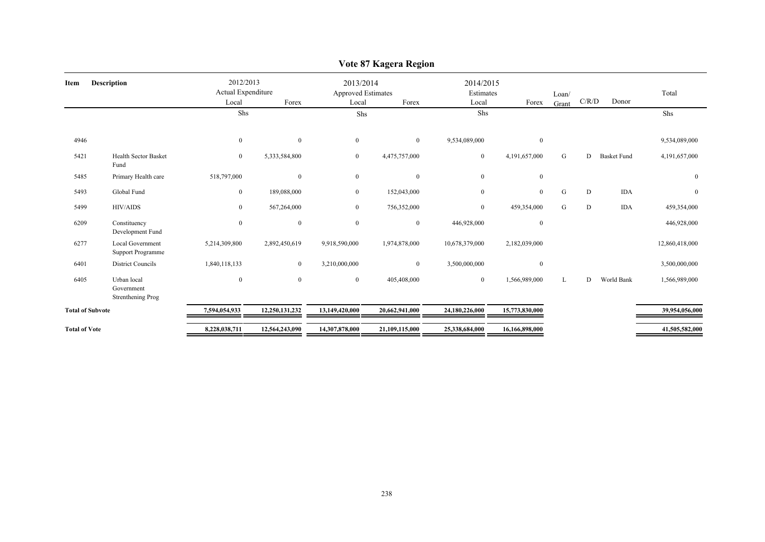# Vote 87 Kagera Region

| Item | Description | 2012/2013 Actual Expenditure Local | Forex | 2013/2014 Approved Estimates Local | Forex | 2014/2015 Estimates Local | Forex | Loan/ Grant | C/R/D | Donor | Total |
|---|---|---|---|---|---|---|---|---|---|---|---|
| | | Shs | | Shs | | Shs | | | | | Shs |
| 4946 | | 0 | 0 | 0 | 0 | 9,534,089,000 | 0 | | | | 9,534,089,000 |
| 5421 | Health Sector Basket Fund | 0 | 5,333,584,800 | 0 | 4,475,757,000 | 0 | 4,191,657,000 | G | D | Basket Fund | 4,191,657,000 |
| 5485 | Primary Health care | 518,797,000 | 0 | 0 | 0 | 0 | 0 | | | | 0 |
| 5493 | Global Fund | 0 | 189,088,000 | 0 | 152,043,000 | 0 | 0 | G | D | IDA | 0 |
| 5499 | HIV/AIDS | 0 | 567,264,000 | 0 | 756,352,000 | 0 | 459,354,000 | G | D | IDA | 459,354,000 |
| 6209 | Constituency Development Fund | 0 | 0 | 0 | 0 | 446,928,000 | 0 | | | | 446,928,000 |
| 6277 | Local Government Support Programme | 5,214,309,800 | 2,892,450,619 | 9,918,590,000 | 1,974,878,000 | 10,678,379,000 | 2,182,039,000 | | | | 12,860,418,000 |
| 6401 | District Councils | 1,840,118,133 | 0 | 3,210,000,000 | 0 | 3,500,000,000 | 0 | | | | 3,500,000,000 |
| 6405 | Urban local Government Strenthening Prog | 0 | 0 | 0 | 405,408,000 | 0 | 1,566,989,000 | L | D | World Bank | 1,566,989,000 |
| **Total of Subvote** | | **7,594,054,933** | **12,250,131,232** | **13,149,420,000** | **20,662,941,000** | **24,180,226,000** | **15,773,830,000** | | | | **39,954,056,000** |
| **Total of Vote** | | **8,228,038,711** | **12,564,243,090** | **14,307,878,000** | **21,109,115,000** | **25,338,684,000** | **16,166,898,000** | | | | **41,505,582,000** |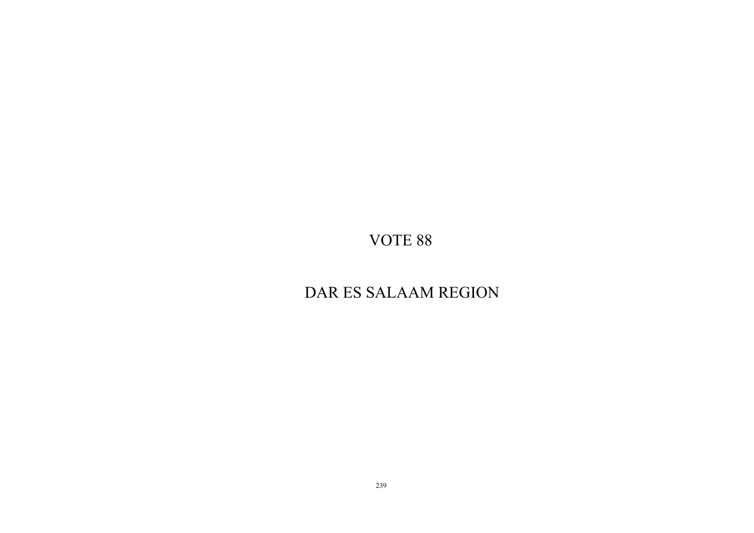# VOTE 88

# DAR ES SALAAM REGION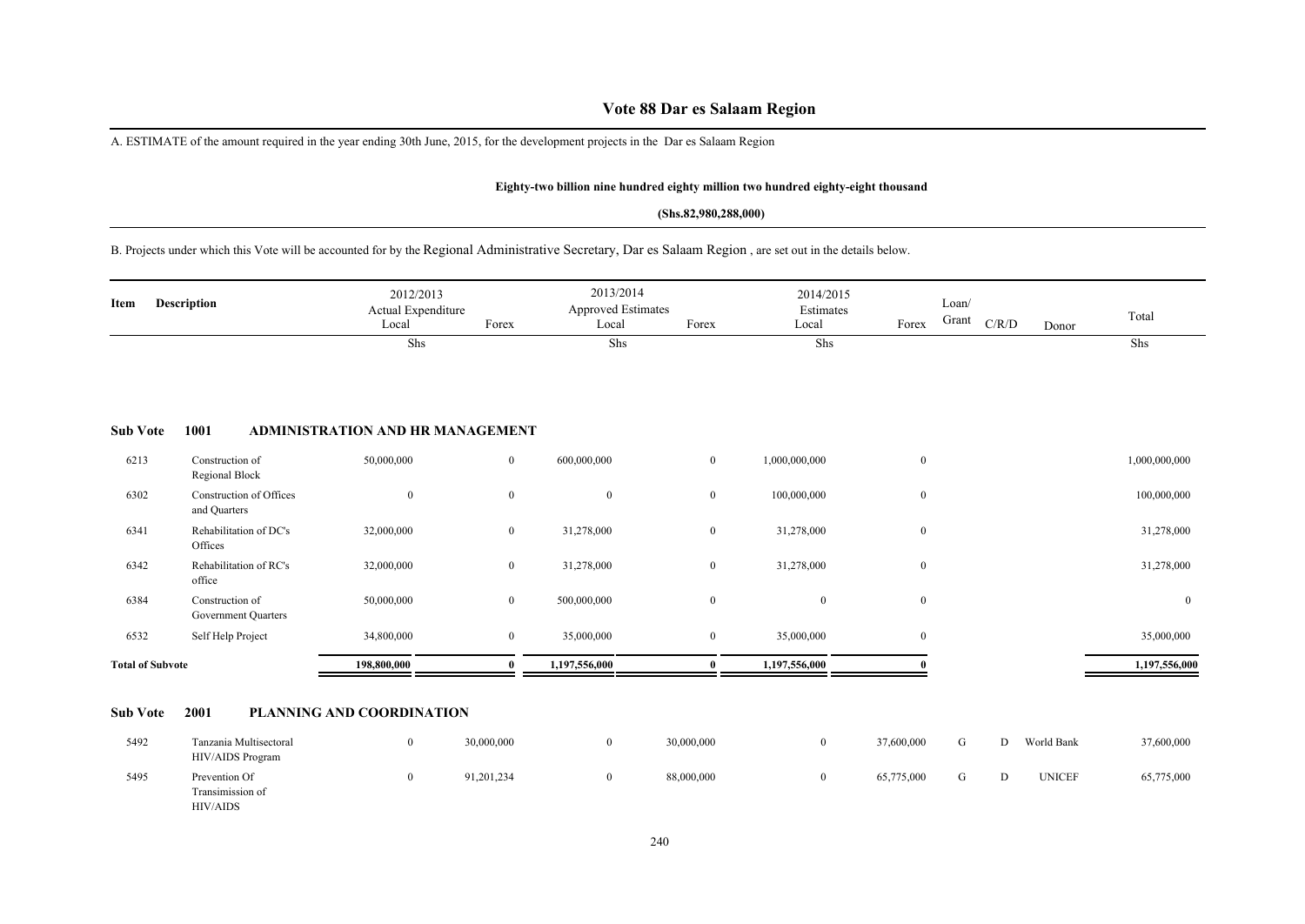# Vote 88 Dar es Salaam Region

A. ESTIMATE of the amount required in the year ending 30th June, 2015, for the development projects in the Dar es Salaam Region

**Eighty-two billion nine hundred eighty million two hundred eighty-eight thousand**

**(Shs.82,980,288,000)**

B. Projects under which this Vote will be accounted for by the Regional Administrative Secretary, Dar es Salaam Region , are set out in the details below.

| Item | Description | 2012/2013 Actual Expenditure Local | Forex | 2013/2014 Approved Estimates Local | Forex | 2014/2015 Estimates Local | Forex | Loan/ Grant | C/R/D | Donor | Total |
|---|---|---|---|---|---|---|---|---|---|---|---|
| | | Shs | | Shs | | Shs | | | | | Shs |
| **Sub Vote** | **1001** | **ADMINISTRATION AND HR MANAGEMENT** | | | | | | | | | |
| 6213 | Construction of Regional Block | 50,000,000 | 0 | 600,000,000 | 0 | 1,000,000,000 | 0 | | | | 1,000,000,000 |
| 6302 | Construction of Offices and Quarters | 0 | 0 | 0 | 0 | 100,000,000 | 0 | | | | 100,000,000 |
| 6341 | Rehabilitation of DC's Offices | 32,000,000 | 0 | 31,278,000 | 0 | 31,278,000 | 0 | | | | 31,278,000 |
| 6342 | Rehabilitation of RC's office | 32,000,000 | 0 | 31,278,000 | 0 | 31,278,000 | 0 | | | | 31,278,000 |
| 6384 | Construction of Government Quarters | 50,000,000 | 0 | 500,000,000 | 0 | 0 | 0 | | | | 0 |
| 6532 | Self Help Project | 34,800,000 | 0 | 35,000,000 | 0 | 35,000,000 | 0 | | | | 35,000,000 |
| **Total of Subvote** | | **198,800,000** | **0** | **1,197,556,000** | **0** | **1,197,556,000** | **0** | | | | **1,197,556,000** |
| **Sub Vote** | **2001** | **PLANNING AND COORDINATION** | | | | | | | | | |
| 5492 | Tanzania Multisectoral HIV/AIDS Program | 0 | 30,000,000 | 0 | 30,000,000 | 0 | 37,600,000 | G | D | World Bank | 37,600,000 |
| 5495 | Prevention Of Transimission of HIV/AIDS | 0 | 91,201,234 | 0 | 88,000,000 | 0 | 65,775,000 | G | D | UNICEF | 65,775,000 |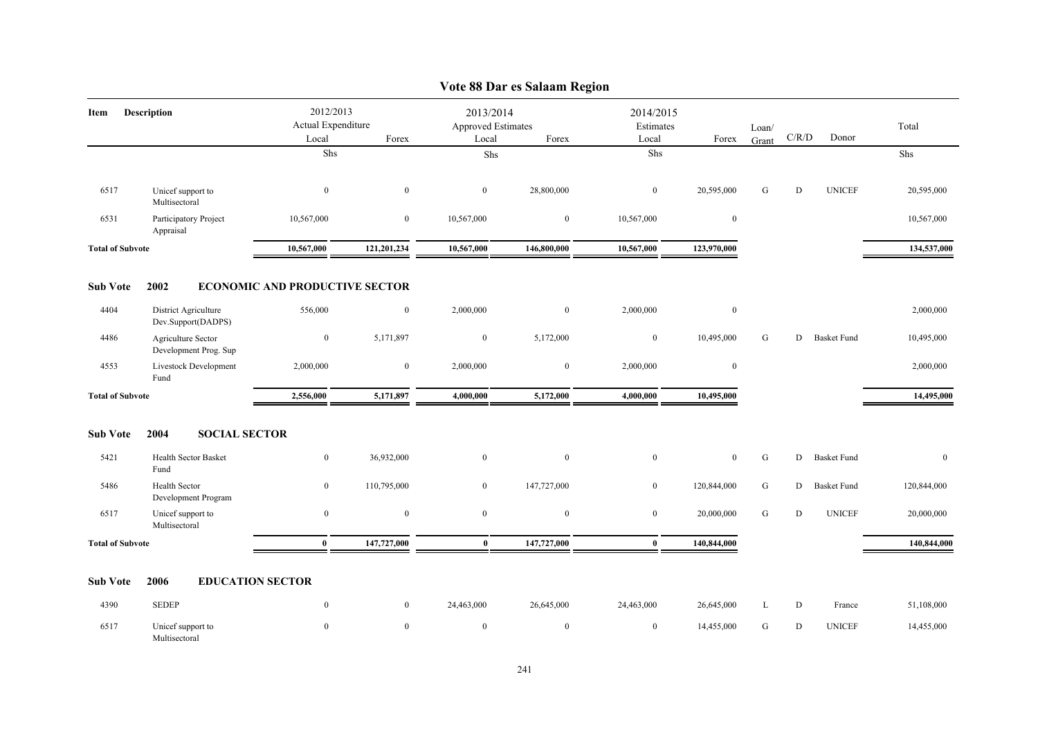# Vote 88 Dar es Salaam Region

| Item | Description | 2012/2013 Actual Expenditure Local | 2012/2013 Actual Expenditure Forex | 2013/2014 Approved Estimates Local | 2013/2014 Approved Estimates Forex | 2014/2015 Estimates Local | 2014/2015 Estimates Forex | Loan/ Grant | C/R/D | Donor | Total |
|---|---|---|---|---|---|---|---|---|---|---|---|
| | | Shs | | Shs | | Shs | | | | | Shs |
| 6517 | Unicef support to Multisectoral | 0 | 0 | 0 | 28,800,000 | 0 | 20,595,000 | G | D | UNICEF | 20,595,000 |
| 6531 | Participatory Project Appraisal | 10,567,000 | 0 | 10,567,000 | 0 | 10,567,000 | 0 | | | | 10,567,000 |
| **Total of Subvote** | | **10,567,000** | **121,201,234** | **10,567,000** | **146,800,000** | **10,567,000** | **123,970,000** | | | | **134,537,000** |
| **Sub Vote** | **2002 ECONOMIC AND PRODUCTIVE SECTOR** | | | | | | | | | | |
| 4404 | District Agriculture Dev.Support(DADPS) | 556,000 | 0 | 2,000,000 | 0 | 2,000,000 | 0 | | | | 2,000,000 |
| 4486 | Agriculture Sector Development Prog. Sup | 0 | 5,171,897 | 0 | 5,172,000 | 0 | 10,495,000 | G | D | Basket Fund | 10,495,000 |
| 4553 | Livestock Development Fund | 2,000,000 | 0 | 2,000,000 | 0 | 2,000,000 | 0 | | | | 2,000,000 |
| **Total of Subvote** | | **2,556,000** | **5,171,897** | **4,000,000** | **5,172,000** | **4,000,000** | **10,495,000** | | | | **14,495,000** |
| **Sub Vote** | **2004 SOCIAL SECTOR** | | | | | | | | | | |
| 5421 | Health Sector Basket Fund | 0 | 36,932,000 | 0 | 0 | 0 | 0 | G | D | Basket Fund | 0 |
| 5486 | Health Sector Development Program | 0 | 110,795,000 | 0 | 147,727,000 | 0 | 120,844,000 | G | D | Basket Fund | 120,844,000 |
| 6517 | Unicef support to Multisectoral | 0 | 0 | 0 | 0 | 0 | 20,000,000 | G | D | UNICEF | 20,000,000 |
| **Total of Subvote** | | **0** | **147,727,000** | **0** | **147,727,000** | **0** | **140,844,000** | | | | **140,844,000** |
| **Sub Vote** | **2006 EDUCATION SECTOR** | | | | | | | | | | |
| 4390 | SEDEP | 0 | 0 | 24,463,000 | 26,645,000 | 24,463,000 | 26,645,000 | L | D | France | 51,108,000 |
| 6517 | Unicef support to Multisectoral | 0 | 0 | 0 | 0 | 0 | 14,455,000 | G | D | UNICEF | 14,455,000 |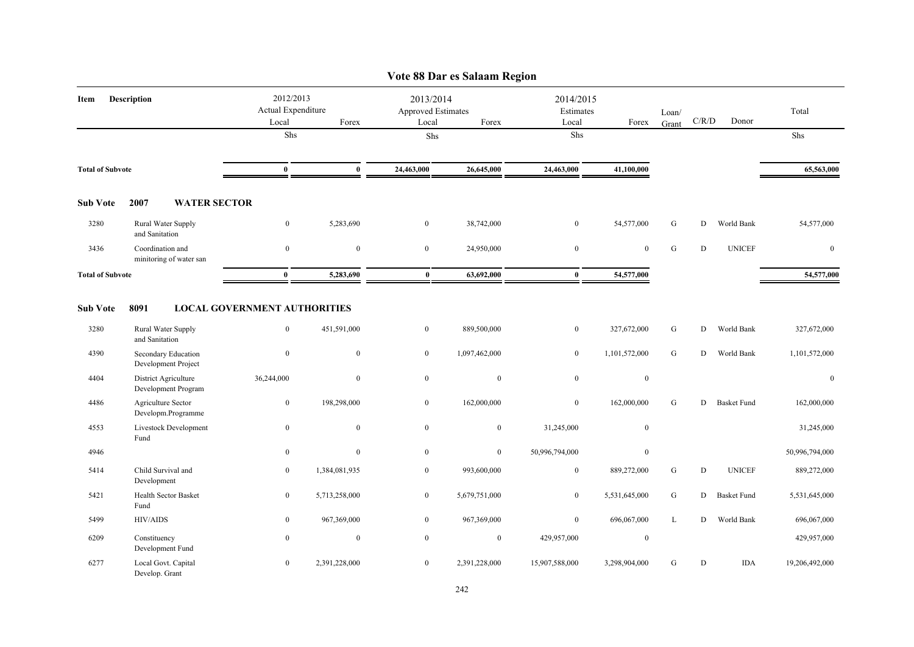# Vote 88 Dar es Salaam Region

| Item | Description | 2012/2013 Actual Expenditure Local | 2012/2013 Actual Expenditure Forex | 2013/2014 Approved Estimates Local | 2013/2014 Approved Estimates Forex | 2014/2015 Estimates Local | 2014/2015 Estimates Forex | Loan/ Grant | C/R/D | Donor | Total |
|---|---|---|---|---|---|---|---|---|---|---|---|
| | | Shs | | Shs | | Shs | | | | | Shs |
| **Total of Subvote** | | **0** | **0** | **24,463,000** | **26,645,000** | **24,463,000** | **41,100,000** | | | | **65,563,000** |
| **Sub Vote** | **2007 WATER SECTOR** | | | | | | | | | | |
| 3280 | Rural Water Supply and Sanitation | 0 | 5,283,690 | 0 | 38,742,000 | 0 | 54,577,000 | G | D | World Bank | 54,577,000 |
| 3436 | Coordination and minitoring of water san | 0 | 0 | 0 | 24,950,000 | 0 | 0 | G | D | UNICEF | 0 |
| **Total of Subvote** | | **0** | **5,283,690** | **0** | **63,692,000** | **0** | **54,577,000** | | | | **54,577,000** |
| **Sub Vote** | **8091 LOCAL GOVERNMENT AUTHORITIES** | | | | | | | | | | |
| 3280 | Rural Water Supply and Sanitation | 0 | 451,591,000 | 0 | 889,500,000 | 0 | 327,672,000 | G | D | World Bank | 327,672,000 |
| 4390 | Secondary Education Development Project | 0 | 0 | 0 | 1,097,462,000 | 0 | 1,101,572,000 | G | D | World Bank | 1,101,572,000 |
| 4404 | District Agriculture Development Program | 36,244,000 | 0 | 0 | 0 | 0 | 0 | | | | 0 |
| 4486 | Agriculture Sector Developm.Programme | 0 | 198,298,000 | 0 | 162,000,000 | 0 | 162,000,000 | G | D | Basket Fund | 162,000,000 |
| 4553 | Livestock Development Fund | 0 | 0 | 0 | 0 | 31,245,000 | 0 | | | | 31,245,000 |
| 4946 | | 0 | 0 | 0 | 0 | 50,996,794,000 | 0 | | | | 50,996,794,000 |
| 5414 | Child Survival and Development | 0 | 1,384,081,935 | 0 | 993,600,000 | 0 | 889,272,000 | G | D | UNICEF | 889,272,000 |
| 5421 | Health Sector Basket Fund | 0 | 5,713,258,000 | 0 | 5,679,751,000 | 0 | 5,531,645,000 | G | D | Basket Fund | 5,531,645,000 |
| 5499 | HIV/AIDS | 0 | 967,369,000 | 0 | 967,369,000 | 0 | 696,067,000 | L | D | World Bank | 696,067,000 |
| 6209 | Constituency Development Fund | 0 | 0 | 0 | 0 | 429,957,000 | 0 | | | | 429,957,000 |
| 6277 | Local Govt. Capital Develop. Grant | 0 | 2,391,228,000 | 0 | 2,391,228,000 | 15,907,588,000 | 3,298,904,000 | G | D | IDA | 19,206,492,000 |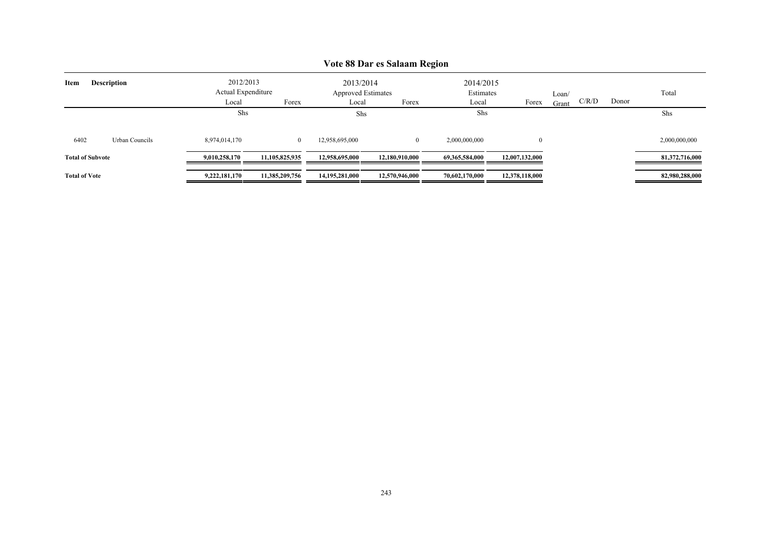## Vote 88 Dar es Salaam Region

| Item | Description | 2012/2013 Actual Expenditure Local | Forex | 2013/2014 Approved Estimates Local | Forex | 2014/2015 Estimates Local | Forex | Loan/ Grant | C/R/D | Donor | Total |
|---|---|---|---|---|---|---|---|---|---|---|---|
| | | Shs | | Shs | | Shs | | | | | Shs |
| 6402 | Urban Councils | 8,974,014,170 | 0 | 12,958,695,000 | 0 | 2,000,000,000 | 0 | | | | 2,000,000,000 |
| **Total of Subvote** | | **9,010,258,170** | **11,105,825,935** | **12,958,695,000** | **12,180,910,000** | **69,365,584,000** | **12,007,132,000** | | | | **81,372,716,000** |
| **Total of Vote** | | **9,222,181,170** | **11,385,209,756** | **14,195,281,000** | **12,570,946,000** | **70,602,170,000** | **12,378,118,000** | | | | **82,980,288,000** |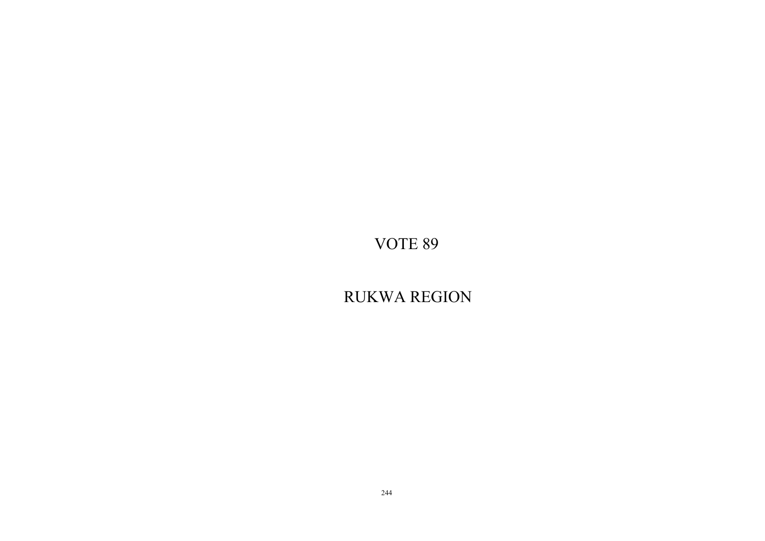# VOTE 89

# RUKWA REGION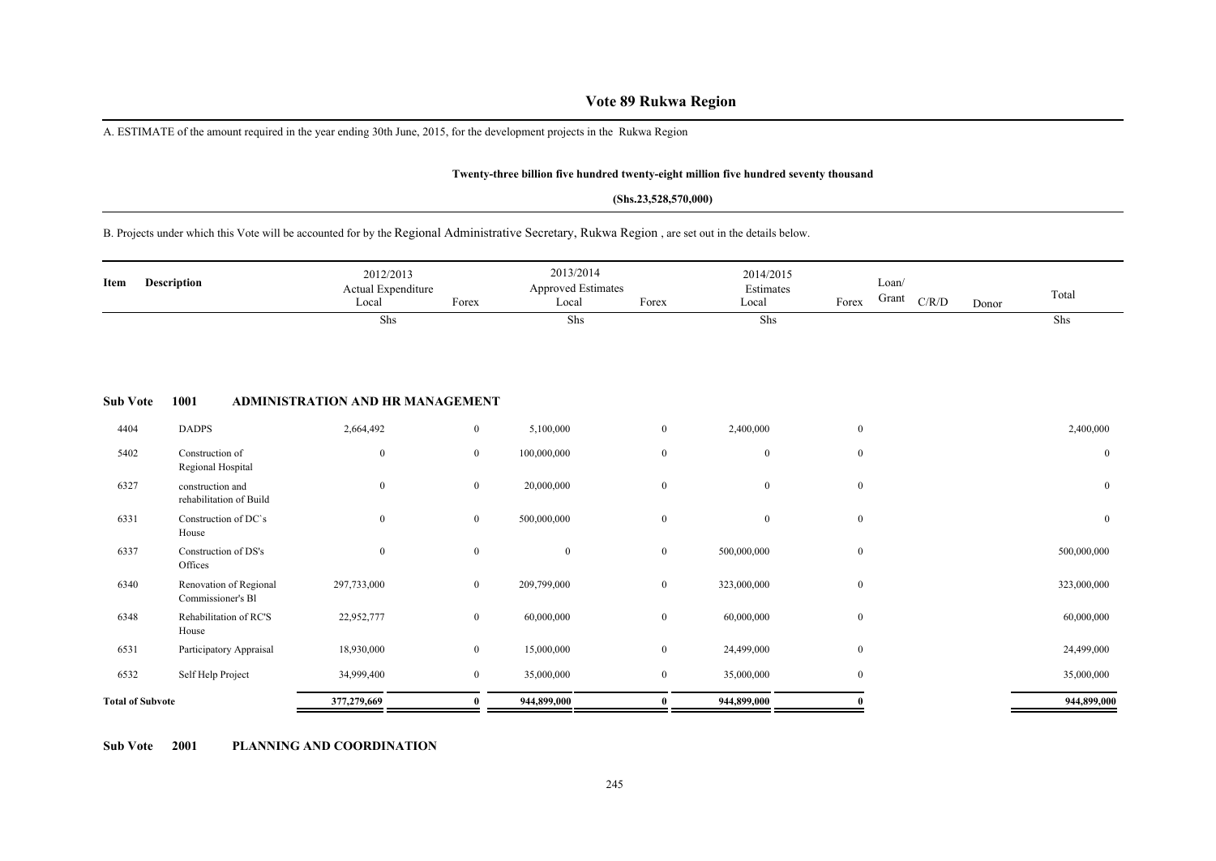# Vote 89 Rukwa Region

A. ESTIMATE of the amount required in the year ending 30th June, 2015, for the development projects in the Rukwa Region

**Twenty-three billion five hundred twenty-eight million five hundred seventy thousand**

**(Shs.23,528,570,000)**

B. Projects under which this Vote will be accounted for by the Regional Administrative Secretary, Rukwa Region , are set out in the details below.

| Item | Description | 2012/2013 Actual Expenditure Local | Forex | 2013/2014 Approved Estimates Local | Forex | 2014/2015 Estimates Local | Forex | Loan/ Grant | C/R/D | Donor | Total |
|---|---|---|---|---|---|---|---|---|---|---|---|
| | | Shs | | Shs | | Shs | | | | | Shs |
| **Sub Vote** | **1001** | **ADMINISTRATION AND HR MANAGEMENT** | | | | | | | | | |
| 4404 | DADPS | 2,664,492 | 0 | 5,100,000 | 0 | 2,400,000 | 0 | | | | 2,400,000 |
| 5402 | Construction of Regional Hospital | 0 | 0 | 100,000,000 | 0 | 0 | 0 | | | | 0 |
| 6327 | construction and rehabilitation of Build | 0 | 0 | 20,000,000 | 0 | 0 | 0 | | | | 0 |
| 6331 | Construction of DC`s House | 0 | 0 | 500,000,000 | 0 | 0 | 0 | | | | 0 |
| 6337 | Construction of DS's Offices | 0 | 0 | 0 | 0 | 500,000,000 | 0 | | | | 500,000,000 |
| 6340 | Renovation of Regional Commissioner's Bl | 297,733,000 | 0 | 209,799,000 | 0 | 323,000,000 | 0 | | | | 323,000,000 |
| 6348 | Rehabilitation of RC'S House | 22,952,777 | 0 | 60,000,000 | 0 | 60,000,000 | 0 | | | | 60,000,000 |
| 6531 | Participatory Appraisal | 18,930,000 | 0 | 15,000,000 | 0 | 24,499,000 | 0 | | | | 24,499,000 |
| 6532 | Self Help Project | 34,999,400 | 0 | 35,000,000 | 0 | 35,000,000 | 0 | | | | 35,000,000 |
| **Total of Subvote** | | **377,279,669** | **0** | **944,899,000** | **0** | **944,899,000** | **0** | | | | **944,899,000** |

**Sub Vote 2001 PLANNING AND COORDINATION**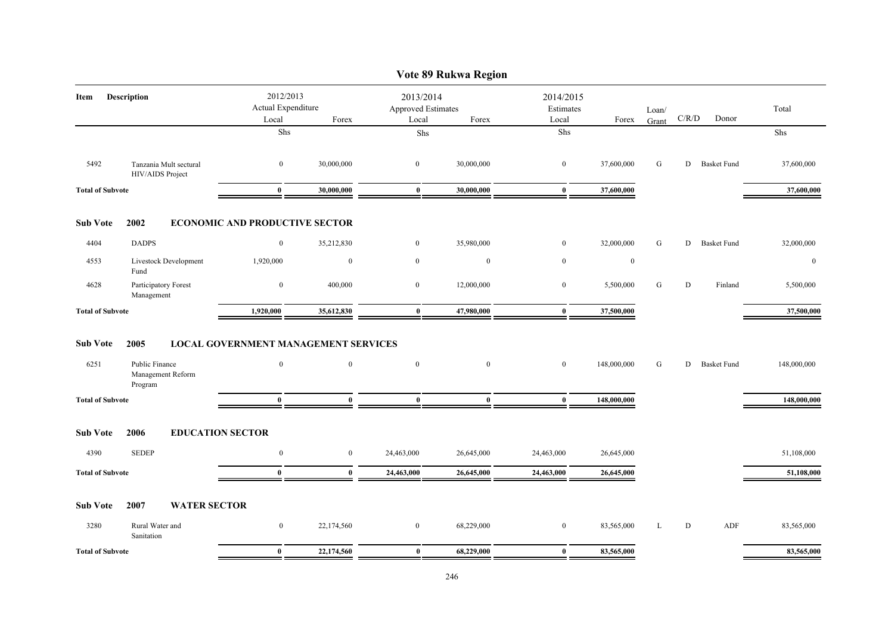# Vote 89 Rukwa Region

| Item | Description | 2012/2013 Actual Expenditure Local | 2012/2013 Actual Expenditure Forex | 2013/2014 Approved Estimates Local | 2013/2014 Approved Estimates Forex | 2014/2015 Estimates Local | 2014/2015 Estimates Forex | Loan/ Grant | C/R/D | Donor | Total |
|---|---|---|---|---|---|---|---|---|---|---|---|
| | | Shs | | Shs | | Shs | | | | | Shs |
| 5492 | Tanzania Mult sectural HIV/AIDS Project | 0 | 30,000,000 | 0 | 30,000,000 | 0 | 37,600,000 | G | D | Basket Fund | 37,600,000 |
| **Total of Subvote** | | **0** | **30,000,000** | **0** | **30,000,000** | **0** | **37,600,000** | | | | **37,600,000** |
| **Sub Vote** | **2002** | **ECONOMIC AND PRODUCTIVE SECTOR** | | | | | | | | | |
| 4404 | DADPS | 0 | 35,212,830 | 0 | 35,980,000 | 0 | 32,000,000 | G | D | Basket Fund | 32,000,000 |
| 4553 | Livestock Development Fund | 1,920,000 | 0 | 0 | 0 | 0 | 0 | | | | 0 |
| 4628 | Participatory Forest Management | 0 | 400,000 | 0 | 12,000,000 | 0 | 5,500,000 | G | D | Finland | 5,500,000 |
| **Total of Subvote** | | **1,920,000** | **35,612,830** | **0** | **47,980,000** | **0** | **37,500,000** | | | | **37,500,000** |
| **Sub Vote** | **2005** | **LOCAL GOVERNMENT MANAGEMENT SERVICES** | | | | | | | | | |
| 6251 | Public Finance Management Reform Program | 0 | 0 | 0 | 0 | 0 | 148,000,000 | G | D | Basket Fund | 148,000,000 |
| **Total of Subvote** | | **0** | **0** | **0** | **0** | **0** | **148,000,000** | | | | **148,000,000** |
| **Sub Vote** | **2006** | **EDUCATION SECTOR** | | | | | | | | | |
| 4390 | SEDEP | 0 | 0 | 24,463,000 | 26,645,000 | 24,463,000 | 26,645,000 | | | | 51,108,000 |
| **Total of Subvote** | | **0** | **0** | **24,463,000** | **26,645,000** | **24,463,000** | **26,645,000** | | | | **51,108,000** |
| **Sub Vote** | **2007** | **WATER SECTOR** | | | | | | | | | |
| 3280 | Rural Water and Sanitation | 0 | 22,174,560 | 0 | 68,229,000 | 0 | 83,565,000 | L | D | ADF | 83,565,000 |
| **Total of Subvote** | | **0** | **22,174,560** | **0** | **68,229,000** | **0** | **83,565,000** | | | | **83,565,000** |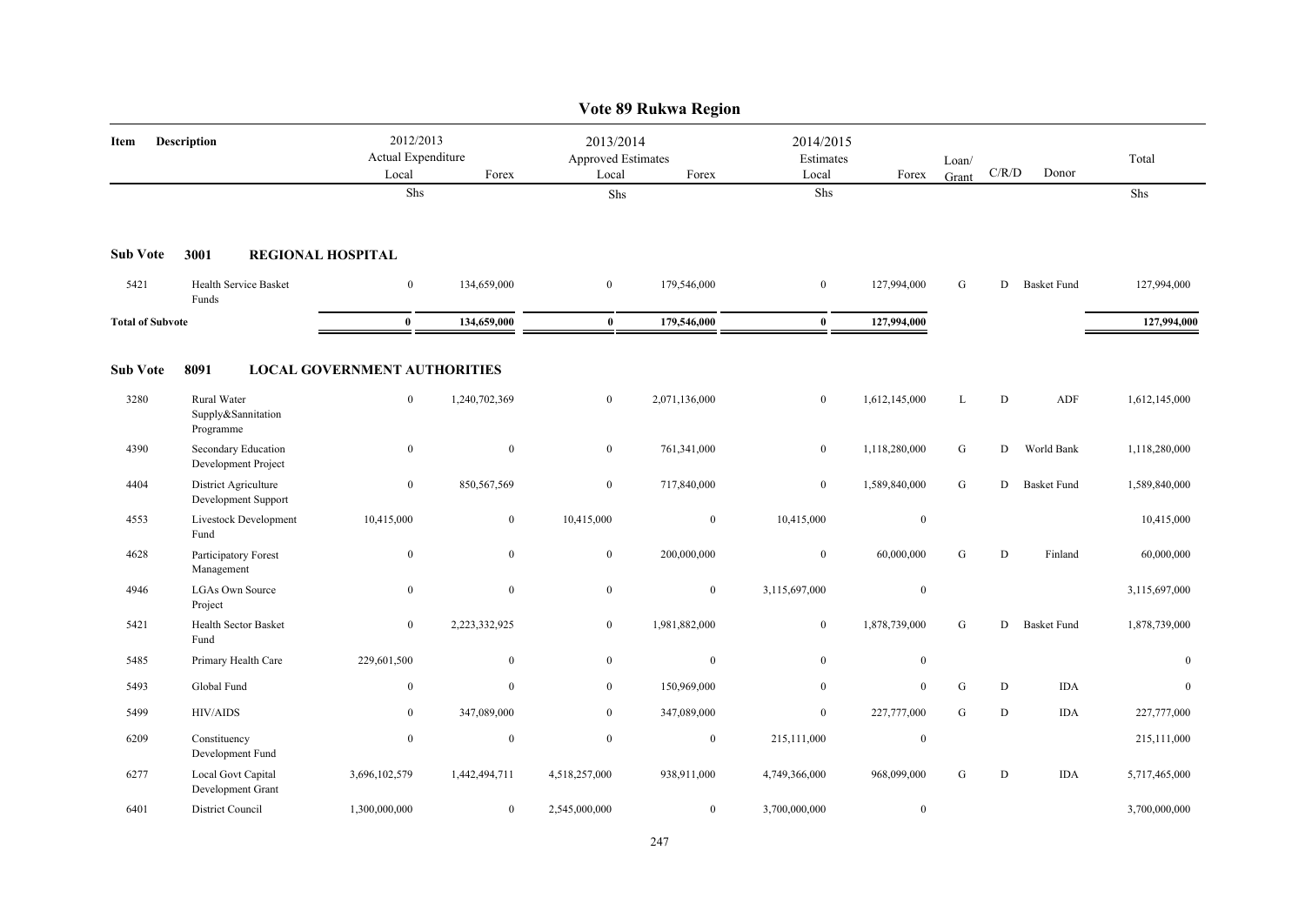# Vote 89 Rukwa Region

| Item | Description | 2012/2013 Actual Expenditure Local | Forex | 2013/2014 Approved Estimates Local | Forex | 2014/2015 Estimates Local | Forex | Loan/ Grant | C/R/D | Donor | Total |
|---|---|---|---|---|---|---|---|---|---|---|---|
| | | Shs | | Shs | | Shs | | | | | Shs |
| **Sub Vote** | **3001 REGIONAL HOSPITAL** | | | | | | | | | | |
| 5421 | Health Service Basket Funds | 0 | 134,659,000 | 0 | 179,546,000 | 0 | 127,994,000 | G | D | Basket Fund | 127,994,000 |
| **Total of Subvote** | | **0** | **134,659,000** | **0** | **179,546,000** | **0** | **127,994,000** | | | | **127,994,000** |
| **Sub Vote** | **8091 LOCAL GOVERNMENT AUTHORITIES** | | | | | | | | | | |
| 3280 | Rural Water Supply&Sannitation Programme | 0 | 1,240,702,369 | 0 | 2,071,136,000 | 0 | 1,612,145,000 | L | D | ADF | 1,612,145,000 |
| 4390 | Secondary Education Development Project | 0 | 0 | 0 | 761,341,000 | 0 | 1,118,280,000 | G | D | World Bank | 1,118,280,000 |
| 4404 | District Agriculture Development Support | 0 | 850,567,569 | 0 | 717,840,000 | 0 | 1,589,840,000 | G | D | Basket Fund | 1,589,840,000 |
| 4553 | Livestock Development Fund | 10,415,000 | 0 | 10,415,000 | 0 | 10,415,000 | 0 | | | | 10,415,000 |
| 4628 | Participatory Forest Management | 0 | 0 | 0 | 200,000,000 | 0 | 60,000,000 | G | D | Finland | 60,000,000 |
| 4946 | LGAs Own Source Project | 0 | 0 | 0 | 0 | 3,115,697,000 | 0 | | | | 3,115,697,000 |
| 5421 | Health Sector Basket Fund | 0 | 2,223,332,925 | 0 | 1,981,882,000 | 0 | 1,878,739,000 | G | D | Basket Fund | 1,878,739,000 |
| 5485 | Primary Health Care | 229,601,500 | 0 | 0 | 0 | 0 | 0 | | | | 0 |
| 5493 | Global Fund | 0 | 0 | 0 | 150,969,000 | 0 | 0 | G | D | IDA | 0 |
| 5499 | HIV/AIDS | 0 | 347,089,000 | 0 | 347,089,000 | 0 | 227,777,000 | G | D | IDA | 227,777,000 |
| 6209 | Constituency Development Fund | 0 | 0 | 0 | 0 | 215,111,000 | 0 | | | | 215,111,000 |
| 6277 | Local Govt Capital Development Grant | 3,696,102,579 | 1,442,494,711 | 4,518,257,000 | 938,911,000 | 4,749,366,000 | 968,099,000 | G | D | IDA | 5,717,465,000 |
| 6401 | District Council | 1,300,000,000 | 0 | 2,545,000,000 | 0 | 3,700,000,000 | 0 | | | | 3,700,000,000 |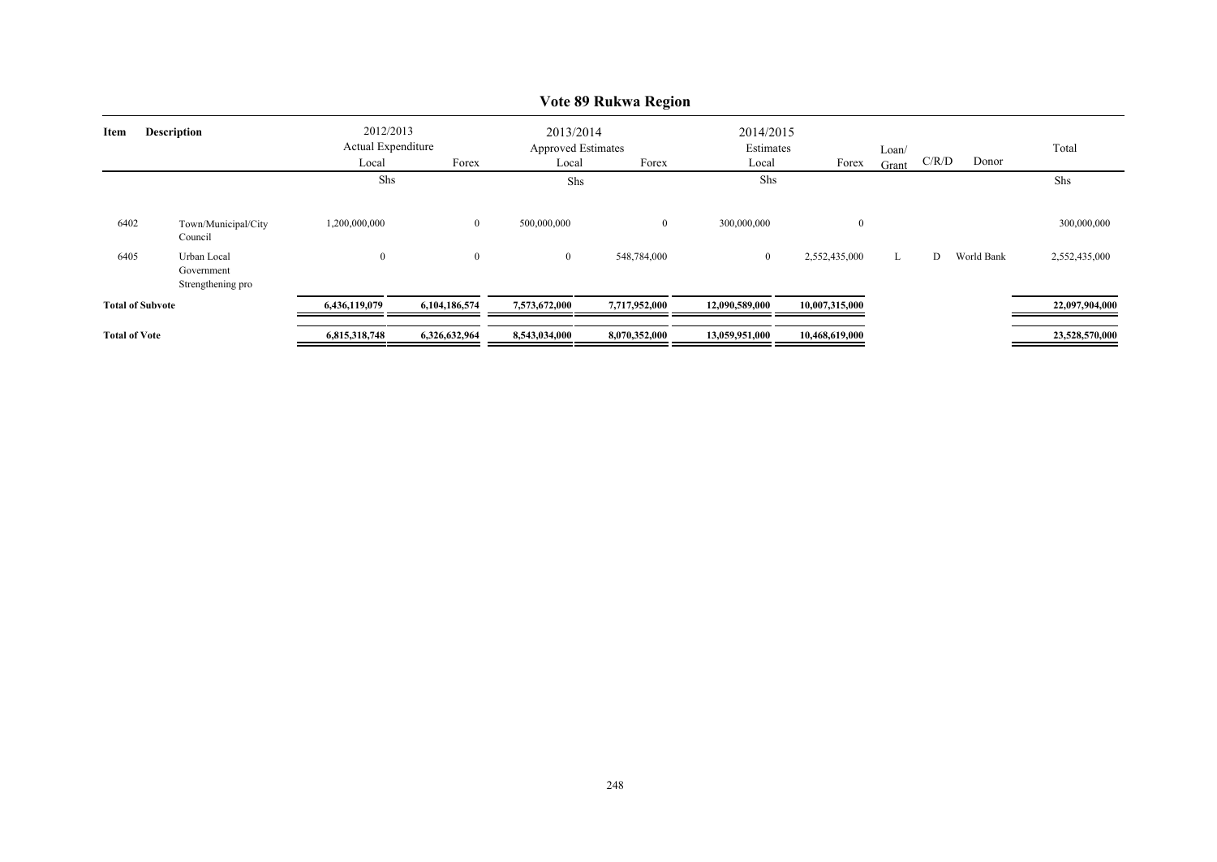# Vote 89 Rukwa Region

| Item | Description | 2012/2013 Actual Expenditure Local | Forex | 2013/2014 Approved Estimates Local | Forex | 2014/2015 Estimates Local | Forex | Loan/ Grant | C/R/D | Donor | Total |
|---|---|---|---|---|---|---|---|---|---|---|---|
| | | Shs | | Shs | | Shs | | | | | Shs |
| 6402 | Town/Municipal/City Council | 1,200,000,000 | 0 | 500,000,000 | 0 | 300,000,000 | 0 | | | | 300,000,000 |
| 6405 | Urban Local Government Strengthening pro | 0 | 0 | 0 | 548,784,000 | 0 | 2,552,435,000 | L | D | World Bank | 2,552,435,000 |
| **Total of Subvote** | | **6,436,119,079** | **6,104,186,574** | **7,573,672,000** | **7,717,952,000** | **12,090,589,000** | **10,007,315,000** | | | | **22,097,904,000** |
| **Total of Vote** | | **6,815,318,748** | **6,326,632,964** | **8,543,034,000** | **8,070,352,000** | **13,059,951,000** | **10,468,619,000** | | | | **23,528,570,000** |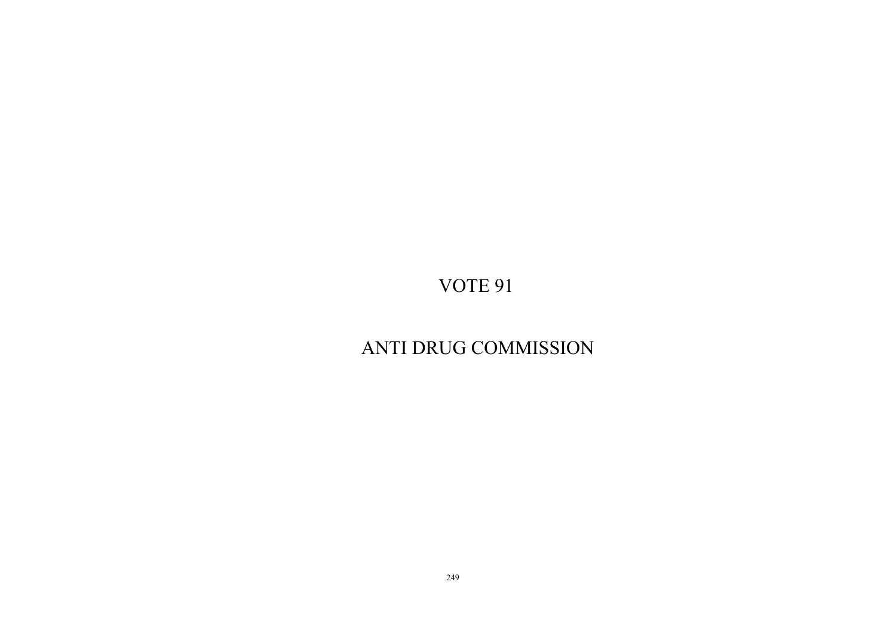# VOTE 91

# ANTI DRUG COMMISSION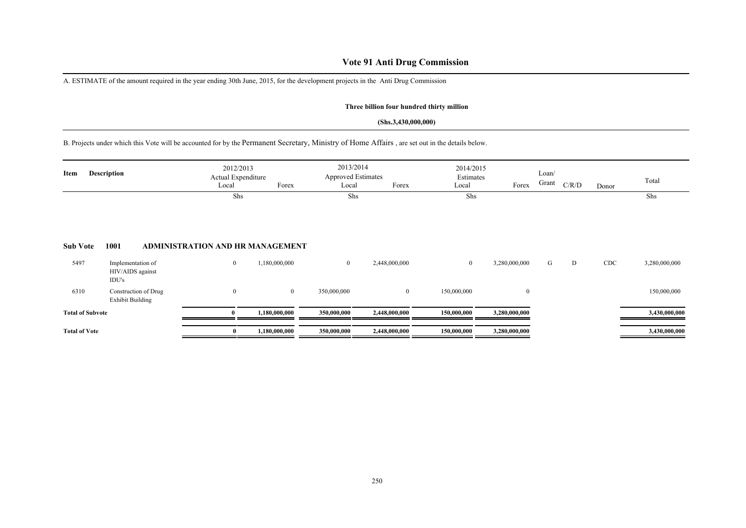# Vote 91 Anti Drug Commission

A. ESTIMATE of the amount required in the year ending 30th June, 2015, for the development projects in the Anti Drug Commission

**Three billion four hundred thirty million**

**(Shs.3,430,000,000)**

B. Projects under which this Vote will be accounted for by the Permanent Secretary, Ministry of Home Affairs , are set out in the details below.

| Item | Description | 2012/2013 Actual Expenditure Local | Forex | 2013/2014 Approved Estimates Local | Forex | 2014/2015 Estimates Local | Forex | Loan/ Grant | C/R/D | Donor | Total |
|---|---|---|---|---|---|---|---|---|---|---|---|
| | | Shs | | Shs | | Shs | | | | | Shs |
| **Sub Vote** | **1001 ADMINISTRATION AND HR MANAGEMENT** | | | | | | | | | | |
| 5497 | Implementation of HIV/AIDS against IDU's | 0 | 1,180,000,000 | 0 | 2,448,000,000 | 0 | 3,280,000,000 | G | D | CDC | 3,280,000,000 |
| 6310 | Construction of Drug Exhibit Building | 0 | 0 | 350,000,000 | 0 | 150,000,000 | 0 | | | | 150,000,000 |
| **Total of Subvote** | | **0** | **1,180,000,000** | **350,000,000** | **2,448,000,000** | **150,000,000** | **3,280,000,000** | | | | **3,430,000,000** |
| **Total of Vote** | | **0** | **1,180,000,000** | **350,000,000** | **2,448,000,000** | **150,000,000** | **3,280,000,000** | | | | **3,430,000,000** |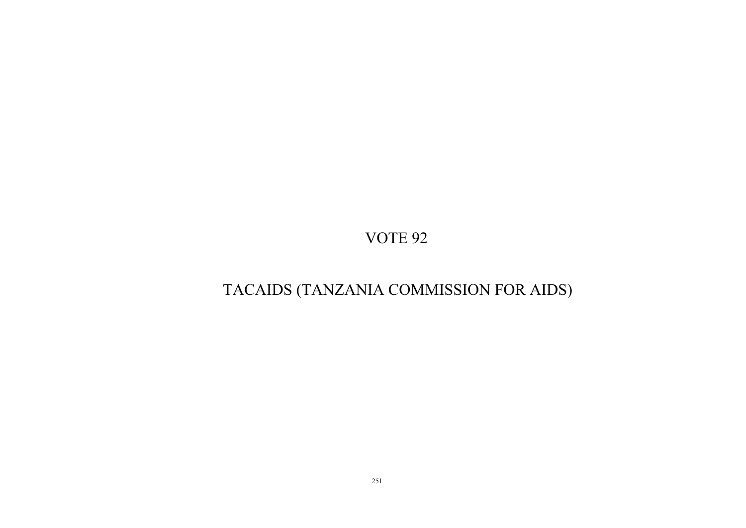# VOTE 92

# TACAIDS (TANZANIA COMMISSION FOR AIDS)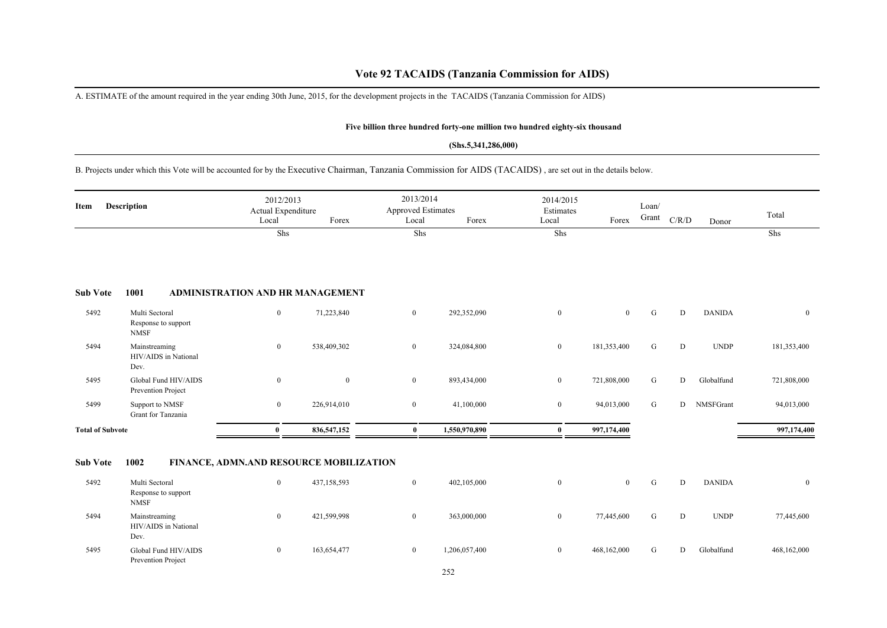# Vote 92 TACAIDS (Tanzania Commission for AIDS)

A. ESTIMATE of the amount required in the year ending 30th June, 2015, for the development projects in the TACAIDS (Tanzania Commission for AIDS)

**Five billion three hundred forty-one million two hundred eighty-six thousand**

**(Shs.5,341,286,000)**

B. Projects under which this Vote will be accounted for by the Executive Chairman, Tanzania Commission for AIDS (TACAIDS) , are set out in the details below.

| Item | Description | 2012/2013 Actual Expenditure Local | Forex | 2013/2014 Approved Estimates Local | Forex | 2014/2015 Estimates Local | Forex | Loan/ Grant | C/R/D | Donor | Total |
|---|---|---|---|---|---|---|---|---|---|---|---|
| | | Shs | | Shs | | Shs | | | | | Shs |
| **Sub Vote** | **1001** | **ADMINISTRATION AND HR MANAGEMENT** | | | | | | | | | |
| 5492 | Multi Sectoral Response to support NMSF | 0 | 71,223,840 | 0 | 292,352,090 | 0 | 0 | G | D | DANIDA | 0 |
| 5494 | Mainstreaming HIV/AIDS in National Dev. | 0 | 538,409,302 | 0 | 324,084,800 | 0 | 181,353,400 | G | D | UNDP | 181,353,400 |
| 5495 | Global Fund HIV/AIDS Prevention Project | 0 | 0 | 0 | 893,434,000 | 0 | 721,808,000 | G | D | Globalfund | 721,808,000 |
| 5499 | Support to NMSF Grant for Tanzania | 0 | 226,914,010 | 0 | 41,100,000 | 0 | 94,013,000 | G | D | NMSFGrant | 94,013,000 |
| **Total of Subvote** | | **0** | **836,547,152** | **0** | **1,550,970,890** | **0** | **997,174,400** | | | | **997,174,400** |
| **Sub Vote** | **1002** | **FINANCE, ADMN.AND RESOURCE MOBILIZATION** | | | | | | | | | |
| 5492 | Multi Sectoral Response to support NMSF | 0 | 437,158,593 | 0 | 402,105,000 | 0 | 0 | G | D | DANIDA | 0 |
| 5494 | Mainstreaming HIV/AIDS in National Dev. | 0 | 421,599,998 | 0 | 363,000,000 | 0 | 77,445,600 | G | D | UNDP | 77,445,600 |
| 5495 | Global Fund HIV/AIDS Prevention Project | 0 | 163,654,477 | 0 | 1,206,057,400 | 0 | 468,162,000 | G | D | Globalfund | 468,162,000 |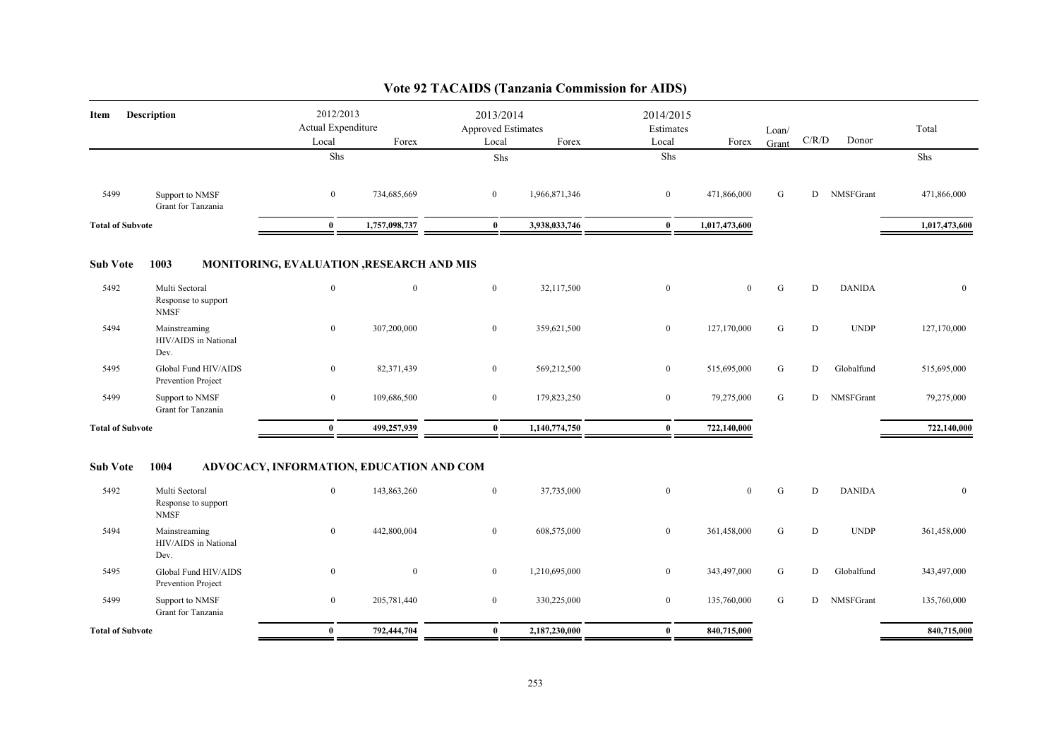# Vote 92 TACAIDS (Tanzania Commission for AIDS)

| Item | Description | 2012/2013 Actual Expenditure Local | Forex | 2013/2014 Approved Estimates Local | Forex | 2014/2015 Estimates Local | Forex | Loan/ Grant | C/R/D | Donor | Total |
|---|---|---|---|---|---|---|---|---|---|---|---|
| | | Shs | | Shs | | Shs | | | | | Shs |
| 5499 | Support to NMSF Grant for Tanzania | 0 | 734,685,669 | 0 | 1,966,871,346 | 0 | 471,866,000 | G | D | NMSFGrant | 471,866,000 |
| **Total of Subvote** | | **0** | **1,757,098,737** | **0** | **3,938,033,746** | **0** | **1,017,473,600** | | | | **1,017,473,600** |
| **Sub Vote** | **1003** | **MONITORING, EVALUATION ,RESEARCH AND MIS** | | | | | | | | | |
| 5492 | Multi Sectoral Response to support NMSF | 0 | 0 | 0 | 32,117,500 | 0 | 0 | G | D | DANIDA | 0 |
| 5494 | Mainstreaming HIV/AIDS in National Dev. | 0 | 307,200,000 | 0 | 359,621,500 | 0 | 127,170,000 | G | D | UNDP | 127,170,000 |
| 5495 | Global Fund HIV/AIDS Prevention Project | 0 | 82,371,439 | 0 | 569,212,500 | 0 | 515,695,000 | G | D | Globalfund | 515,695,000 |
| 5499 | Support to NMSF Grant for Tanzania | 0 | 109,686,500 | 0 | 179,823,250 | 0 | 79,275,000 | G | D | NMSFGrant | 79,275,000 |
| **Total of Subvote** | | **0** | **499,257,939** | **0** | **1,140,774,750** | **0** | **722,140,000** | | | | **722,140,000** |
| **Sub Vote** | **1004** | **ADVOCACY, INFORMATION, EDUCATION AND COM** | | | | | | | | | |
| 5492 | Multi Sectoral Response to support NMSF | 0 | 143,863,260 | 0 | 37,735,000 | 0 | 0 | G | D | DANIDA | 0 |
| 5494 | Mainstreaming HIV/AIDS in National Dev. | 0 | 442,800,004 | 0 | 608,575,000 | 0 | 361,458,000 | G | D | UNDP | 361,458,000 |
| 5495 | Global Fund HIV/AIDS Prevention Project | 0 | 0 | 0 | 1,210,695,000 | 0 | 343,497,000 | G | D | Globalfund | 343,497,000 |
| 5499 | Support to NMSF Grant for Tanzania | 0 | 205,781,440 | 0 | 330,225,000 | 0 | 135,760,000 | G | D | NMSFGrant | 135,760,000 |
| **Total of Subvote** | | **0** | **792,444,704** | **0** | **2,187,230,000** | **0** | **840,715,000** | | | | **840,715,000** |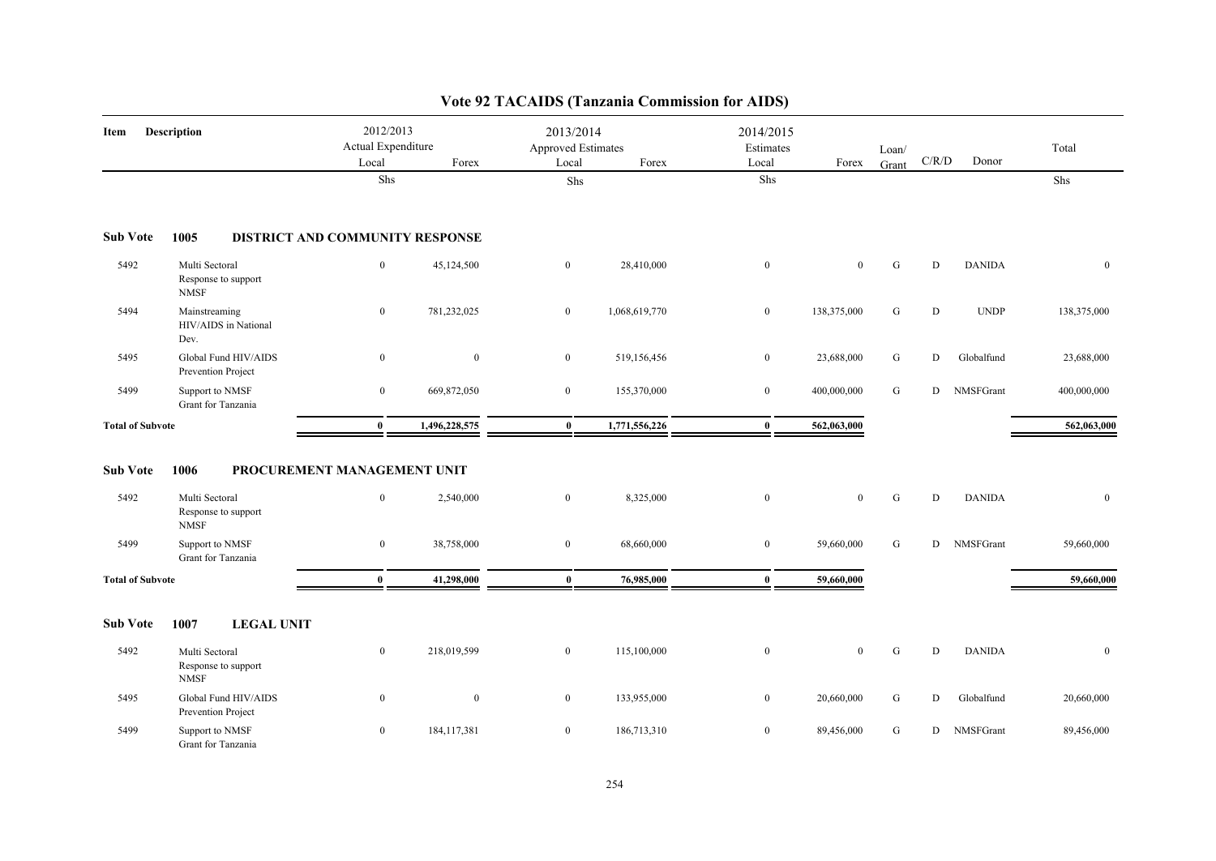# Vote 92 TACAIDS (Tanzania Commission for AIDS)

| Item | Description | 2012/2013 Actual Expenditure Local | Forex | 2013/2014 Approved Estimates Local | Forex | 2014/2015 Estimates Local | Forex | Loan/ Grant | C/R/D | Donor | Total |
|---|---|---|---|---|---|---|---|---|---|---|---|
| | | Shs | | Shs | | Shs | | | | | Shs |
| **Sub Vote** | **1005 DISTRICT AND COMMUNITY RESPONSE** | | | | | | | | | | |
| 5492 | Multi Sectoral Response to support NMSF | 0 | 45,124,500 | 0 | 28,410,000 | 0 | 0 | G | D | DANIDA | 0 |
| 5494 | Mainstreaming HIV/AIDS in National Dev. | 0 | 781,232,025 | 0 | 1,068,619,770 | 0 | 138,375,000 | G | D | UNDP | 138,375,000 |
| 5495 | Global Fund HIV/AIDS Prevention Project | 0 | 0 | 0 | 519,156,456 | 0 | 23,688,000 | G | D | Globalfund | 23,688,000 |
| 5499 | Support to NMSF Grant for Tanzania | 0 | 669,872,050 | 0 | 155,370,000 | 0 | 400,000,000 | G | D | NMSFGrant | 400,000,000 |
| **Total of Subvote** | | **0** | **1,496,228,575** | **0** | **1,771,556,226** | **0** | **562,063,000** | | | | **562,063,000** |
| **Sub Vote** | **1006 PROCUREMENT MANAGEMENT UNIT** | | | | | | | | | | |
| 5492 | Multi Sectoral Response to support NMSF | 0 | 2,540,000 | 0 | 8,325,000 | 0 | 0 | G | D | DANIDA | 0 |
| 5499 | Support to NMSF Grant for Tanzania | 0 | 38,758,000 | 0 | 68,660,000 | 0 | 59,660,000 | G | D | NMSFGrant | 59,660,000 |
| **Total of Subvote** | | **0** | **41,298,000** | **0** | **76,985,000** | **0** | **59,660,000** | | | | **59,660,000** |
| **Sub Vote** | **1007 LEGAL UNIT** | | | | | | | | | | |
| 5492 | Multi Sectoral Response to support NMSF | 0 | 218,019,599 | 0 | 115,100,000 | 0 | 0 | G | D | DANIDA | 0 |
| 5495 | Global Fund HIV/AIDS Prevention Project | 0 | 0 | 0 | 133,955,000 | 0 | 20,660,000 | G | D | Globalfund | 20,660,000 |
| 5499 | Support to NMSF Grant for Tanzania | 0 | 184,117,381 | 0 | 186,713,310 | 0 | 89,456,000 | G | D | NMSFGrant | 89,456,000 |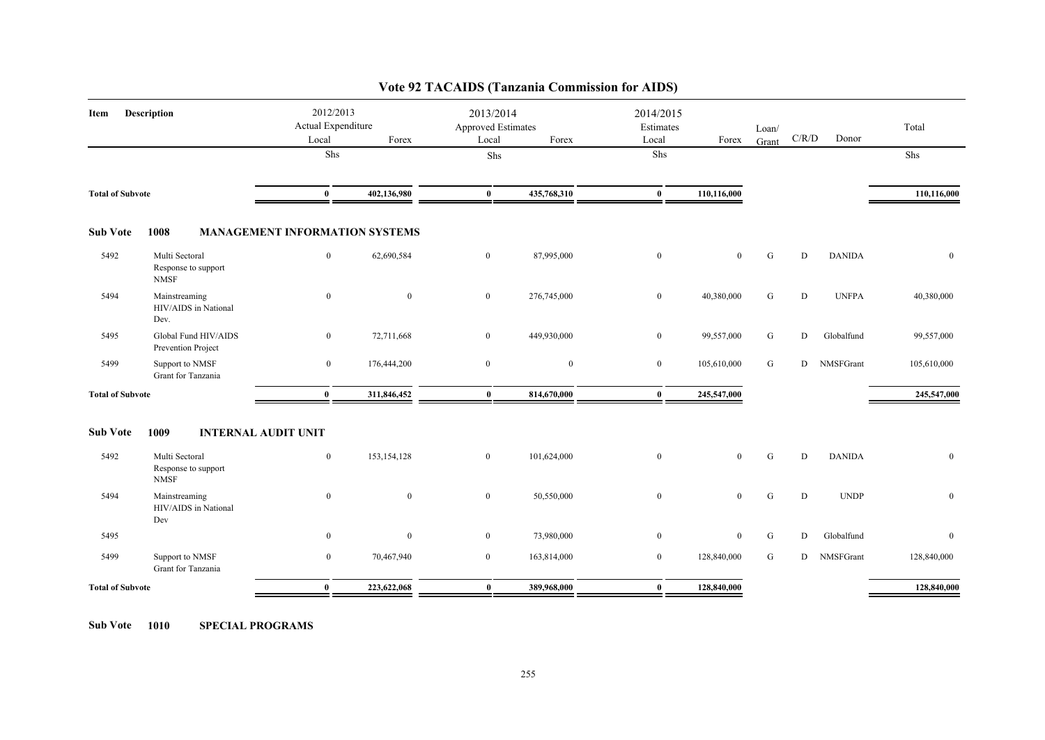# Vote 92 TACAIDS (Tanzania Commission for AIDS)

| Item | Description | 2012/2013 Actual Expenditure Local | | 2013/2014 Approved Estimates Local | | 2014/2015 Estimates Local | | Loan/ Grant | C/R/D | Donor | Total |
|---|---|---|---|---|---|---|---|---|---|---|---|
| | | Local | Forex | Local | Forex | Local | Forex | | | | |
| | | Shs | | Shs | | Shs | | | | | Shs |
| **Total of Subvote** | | **0** | **402,136,980** | **0** | **435,768,310** | **0** | **110,116,000** | | | | **110,116,000** |
| **Sub Vote** | **1008** | **MANAGEMENT INFORMATION SYSTEMS** | | | | | | | | | |
| 5492 | Multi Sectoral Response to support NMSF | 0 | 62,690,584 | 0 | 87,995,000 | 0 | 0 | G | D | DANIDA | 0 |
| 5494 | Mainstreaming HIV/AIDS in National Dev. | 0 | 0 | 0 | 276,745,000 | 0 | 40,380,000 | G | D | UNFPA | 40,380,000 |
| 5495 | Global Fund HIV/AIDS Prevention Project | 0 | 72,711,668 | 0 | 449,930,000 | 0 | 99,557,000 | G | D | Globalfund | 99,557,000 |
| 5499 | Support to NMSF Grant for Tanzania | 0 | 176,444,200 | 0 | 0 | 0 | 105,610,000 | G | D | NMSFGrant | 105,610,000 |
| **Total of Subvote** | | **0** | **311,846,452** | **0** | **814,670,000** | **0** | **245,547,000** | | | | **245,547,000** |
| **Sub Vote** | **1009** | **INTERNAL AUDIT UNIT** | | | | | | | | | |
| 5492 | Multi Sectoral Response to support NMSF | 0 | 153,154,128 | 0 | 101,624,000 | 0 | 0 | G | D | DANIDA | 0 |
| 5494 | Mainstreaming HIV/AIDS in National Dev | 0 | 0 | 0 | 50,550,000 | 0 | 0 | G | D | UNDP | 0 |
| 5495 | | 0 | 0 | 0 | 73,980,000 | 0 | 0 | G | D | Globalfund | 0 |
| 5499 | Support to NMSF Grant for Tanzania | 0 | 70,467,940 | 0 | 163,814,000 | 0 | 128,840,000 | G | D | NMSFGrant | 128,840,000 |
| **Total of Subvote** | | **0** | **223,622,068** | **0** | **389,968,000** | **0** | **128,840,000** | | | | **128,840,000** |

**Sub Vote 1010 SPECIAL PROGRAMS**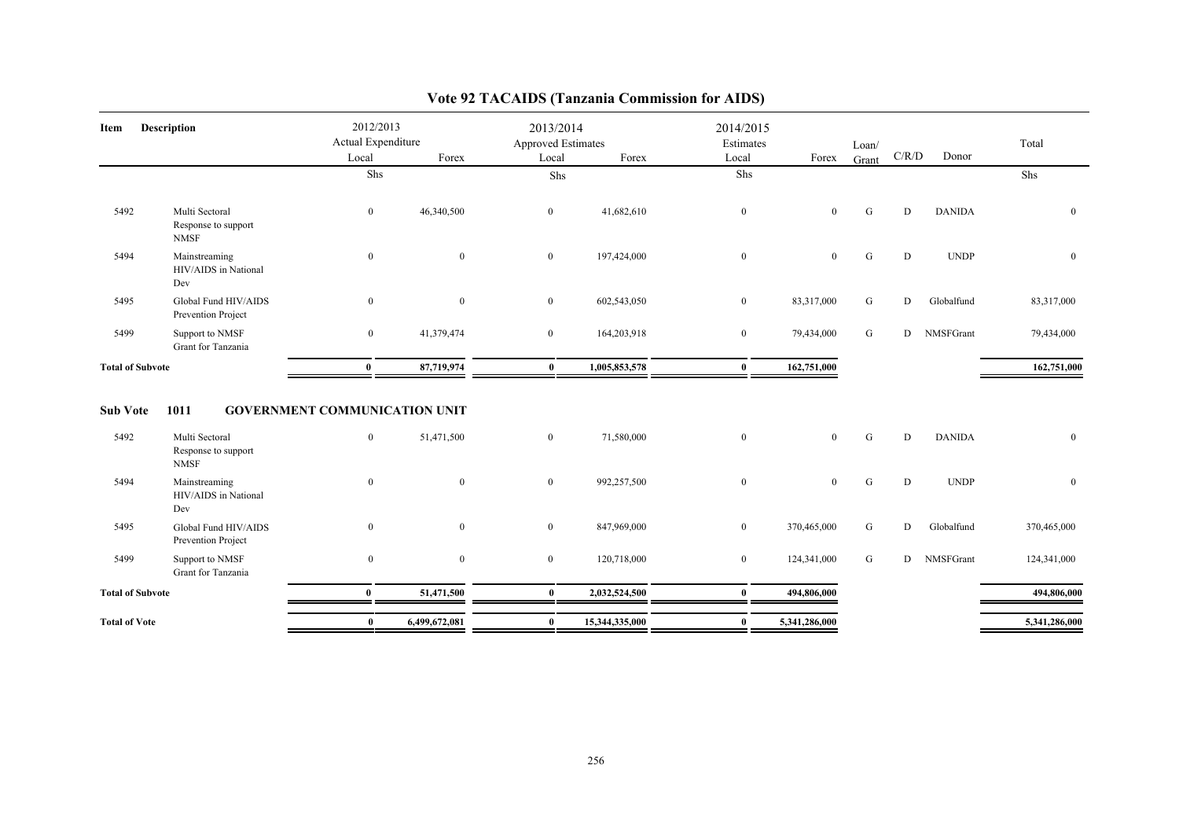# Vote 92 TACAIDS (Tanzania Commission for AIDS)

| Item | Description | 2012/2013 Actual Expenditure Local | Forex | 2013/2014 Approved Estimates Local | Forex | 2014/2015 Estimates Local | Forex | Loan/ Grant | C/R/D | Donor | Total |
|---|---|---|---|---|---|---|---|---|---|---|---|
| | | Shs | | Shs | | Shs | | | | | Shs |
| 5492 | Multi Sectoral Response to support NMSF | 0 | 46,340,500 | 0 | 41,682,610 | 0 | 0 | G | D | DANIDA | 0 |
| 5494 | Mainstreaming HIV/AIDS in National Dev | 0 | 0 | 0 | 197,424,000 | 0 | 0 | G | D | UNDP | 0 |
| 5495 | Global Fund HIV/AIDS Prevention Project | 0 | 0 | 0 | 602,543,050 | 0 | 83,317,000 | G | D | Globalfund | 83,317,000 |
| 5499 | Support to NMSF Grant for Tanzania | 0 | 41,379,474 | 0 | 164,203,918 | 0 | 79,434,000 | G | D | NMSFGrant | 79,434,000 |
| **Total of Subvote** | | **0** | **87,719,974** | **0** | **1,005,853,578** | **0** | **162,751,000** | | | | **162,751,000** |

**Sub Vote 1011 GOVERNMENT COMMUNICATION UNIT**

| Item | Description | 2012/2013 Actual Expenditure Local | Forex | 2013/2014 Approved Estimates Local | Forex | 2014/2015 Estimates Local | Forex | Loan/ Grant | C/R/D | Donor | Total |
|---|---|---|---|---|---|---|---|---|---|---|---|
| 5492 | Multi Sectoral Response to support NMSF | 0 | 51,471,500 | 0 | 71,580,000 | 0 | 0 | G | D | DANIDA | 0 |
| 5494 | Mainstreaming HIV/AIDS in National Dev | 0 | 0 | 0 | 992,257,500 | 0 | 0 | G | D | UNDP | 0 |
| 5495 | Global Fund HIV/AIDS Prevention Project | 0 | 0 | 0 | 847,969,000 | 0 | 370,465,000 | G | D | Globalfund | 370,465,000 |
| 5499 | Support to NMSF Grant for Tanzania | 0 | 0 | 0 | 120,718,000 | 0 | 124,341,000 | G | D | NMSFGrant | 124,341,000 |
| **Total of Subvote** | | **0** | **51,471,500** | **0** | **2,032,524,500** | **0** | **494,806,000** | | | | **494,806,000** |
| **Total of Vote** | | **0** | **6,499,672,081** | **0** | **15,344,335,000** | **0** | **5,341,286,000** | | | | **5,341,286,000** |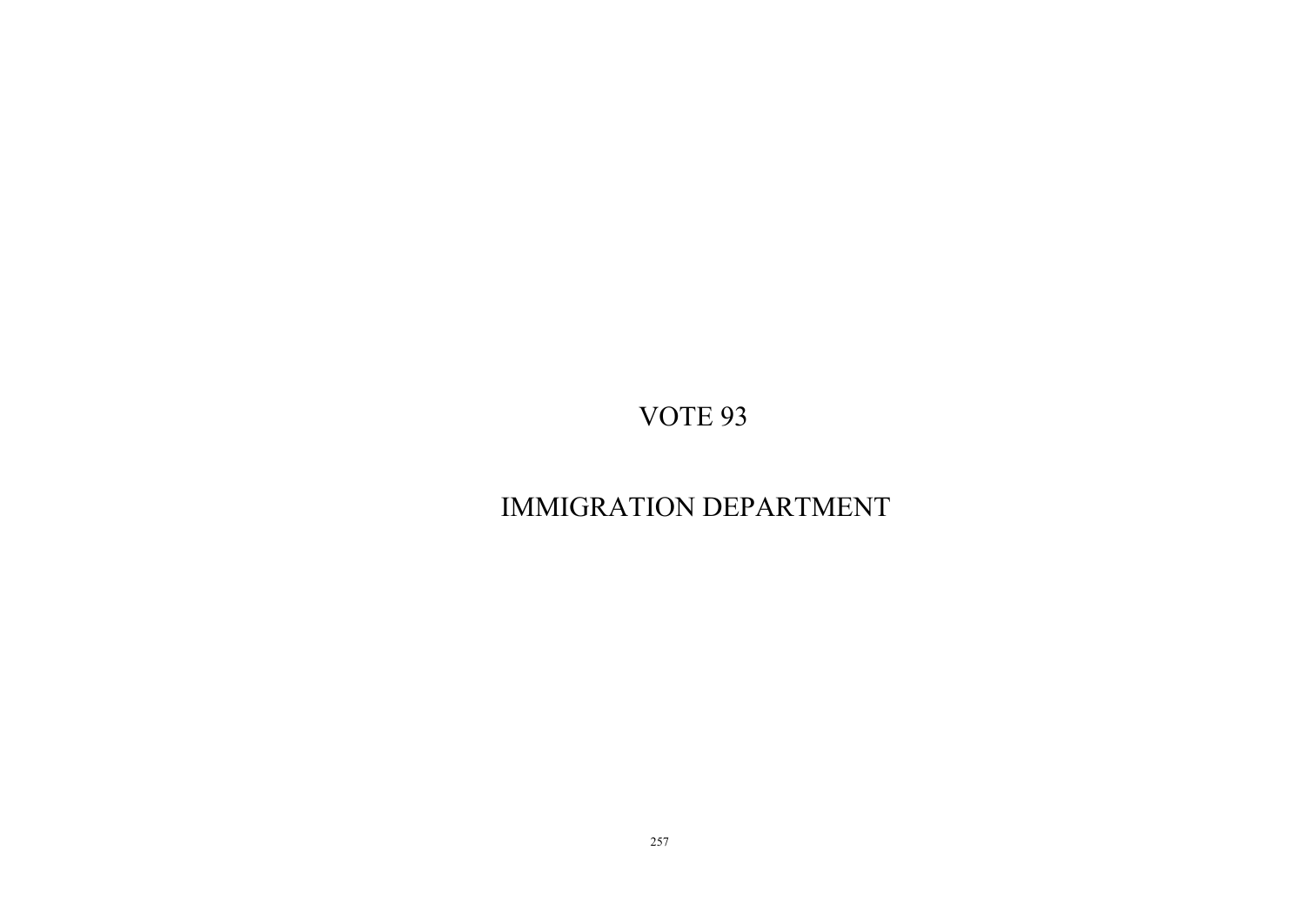# VOTE 93

# IMMIGRATION DEPARTMENT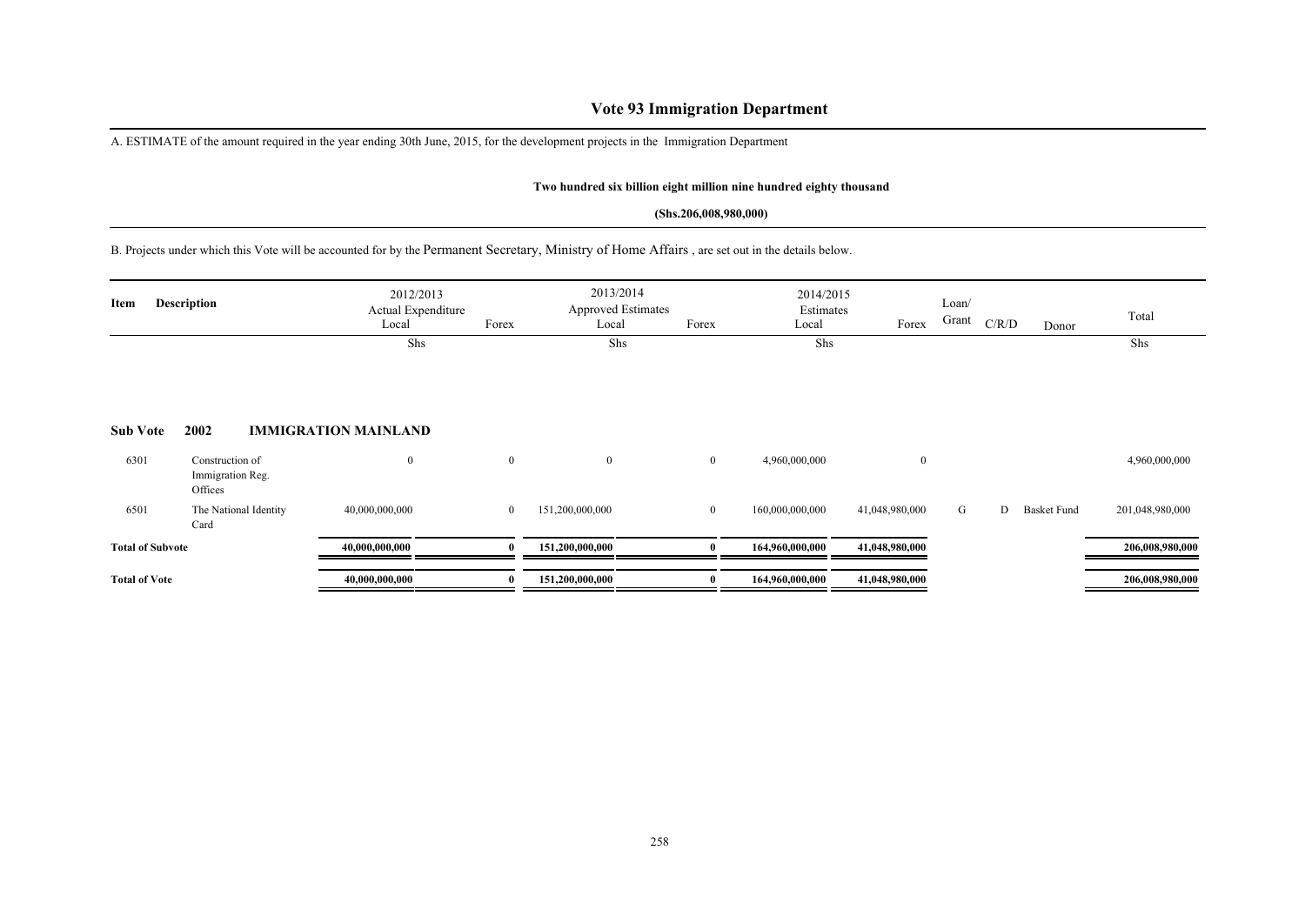# Vote 93 Immigration Department

A. ESTIMATE of the amount required in the year ending 30th June, 2015, for the development projects in the Immigration Department

**Two hundred six billion eight million nine hundred eighty thousand**

**(Shs.206,008,980,000)**

B. Projects under which this Vote will be accounted for by the Permanent Secretary, Ministry of Home Affairs , are set out in the details below.

| Item | Description | 2012/2013 Actual Expenditure Local | Forex | 2013/2014 Approved Estimates Local | Forex | 2014/2015 Estimates Local | Forex | Loan/ Grant | C/R/D | Donor | Total |
|---|---|---|---|---|---|---|---|---|---|---|---|
| | | Shs | | Shs | | Shs | | | | | Shs |
| **Sub Vote** | **2002** | **IMMIGRATION MAINLAND** | | | | | | | | | |
| 6301 | Construction of Immigration Reg. Offices | 0 | 0 | 0 | 0 | 4,960,000,000 | 0 | | | | 4,960,000,000 |
| 6501 | The National Identity Card | 40,000,000,000 | 0 | 151,200,000,000 | 0 | 160,000,000,000 | 41,048,980,000 | G | D | Basket Fund | 201,048,980,000 |
| **Total of Subvote** | | **40,000,000,000** | **0** | **151,200,000,000** | **0** | **164,960,000,000** | **41,048,980,000** | | | | **206,008,980,000** |
| **Total of Vote** | | **40,000,000,000** | **0** | **151,200,000,000** | **0** | **164,960,000,000** | **41,048,980,000** | | | | **206,008,980,000** |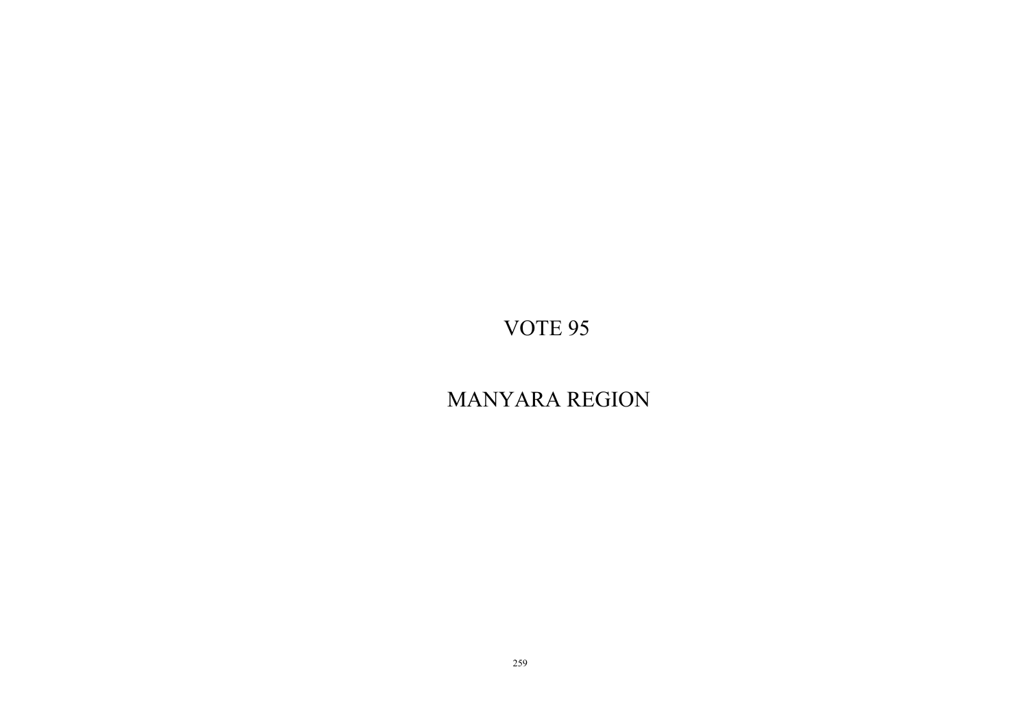# VOTE 95

# MANYARA REGION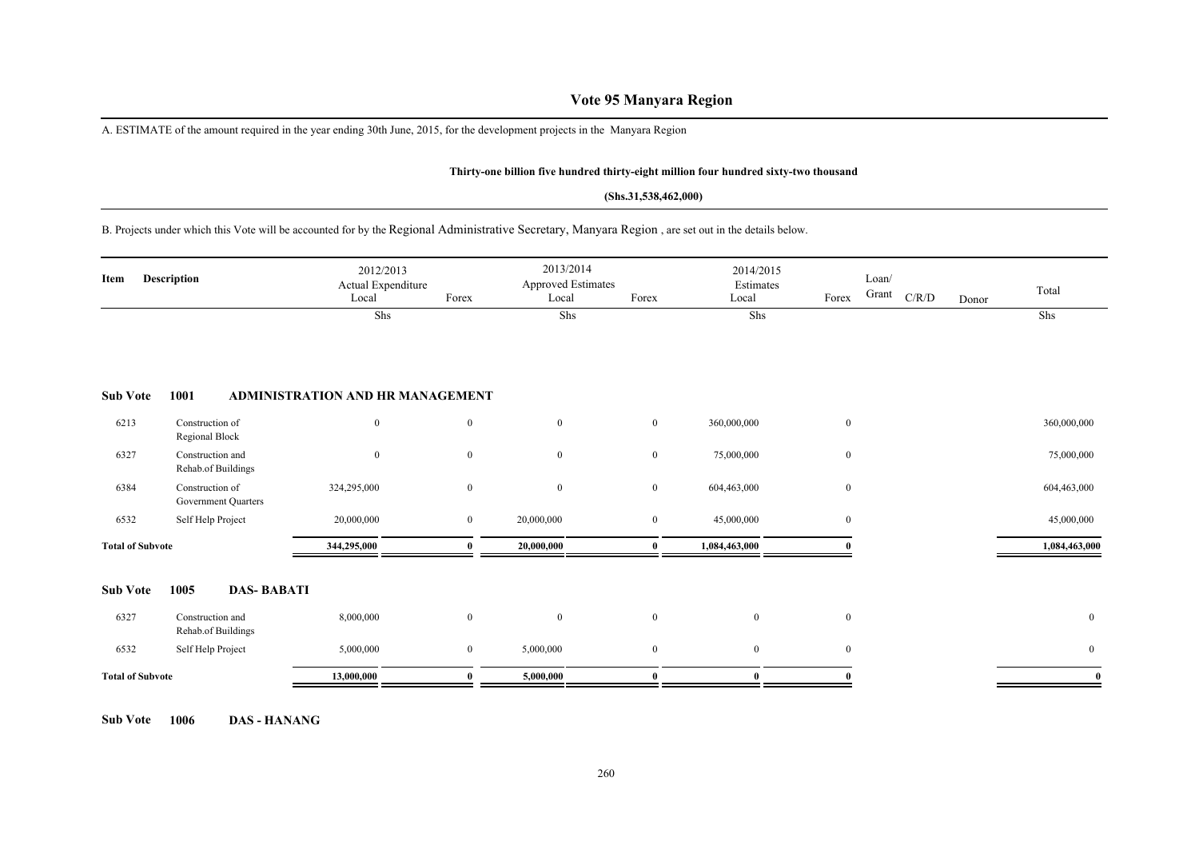# Vote 95 Manyara Region

A. ESTIMATE of the amount required in the year ending 30th June, 2015, for the development projects in the Manyara Region

**Thirty-one billion five hundred thirty-eight million four hundred sixty-two thousand**

**(Shs.31,538,462,000)**

B. Projects under which this Vote will be accounted for by the Regional Administrative Secretary, Manyara Region , are set out in the details below.

| Item | Description | 2012/2013 Actual Expenditure Local | Forex | 2013/2014 Approved Estimates Local | Forex | 2014/2015 Estimates Local | Forex | Loan/ Grant | C/R/D | Donor | Total |
|---|---|---|---|---|---|---|---|---|---|---|---|
| | | Shs | | Shs | | Shs | | | | | Shs |
| **Sub Vote** | **1001** | **ADMINISTRATION AND HR MANAGEMENT** | | | | | | | | | |
| 6213 | Construction of Regional Block | 0 | 0 | 0 | 0 | 360,000,000 | 0 | | | | 360,000,000 |
| 6327 | Construction and Rehab.of Buildings | 0 | 0 | 0 | 0 | 75,000,000 | 0 | | | | 75,000,000 |
| 6384 | Construction of Government Quarters | 324,295,000 | 0 | 0 | 0 | 604,463,000 | 0 | | | | 604,463,000 |
| 6532 | Self Help Project | 20,000,000 | 0 | 20,000,000 | 0 | 45,000,000 | 0 | | | | 45,000,000 |
| **Total of Subvote** | | **344,295,000** | **0** | **20,000,000** | **0** | **1,084,463,000** | **0** | | | | **1,084,463,000** |
| **Sub Vote** | **1005** | **DAS- BABATI** | | | | | | | | | |
| 6327 | Construction and Rehab.of Buildings | 8,000,000 | 0 | 0 | 0 | 0 | 0 | | | | 0 |
| 6532 | Self Help Project | 5,000,000 | 0 | 5,000,000 | 0 | 0 | 0 | | | | 0 |
| **Total of Subvote** | | **13,000,000** | **0** | **5,000,000** | **0** | **0** | **0** | | | | **0** |

**Sub Vote 1006 DAS - HANANG**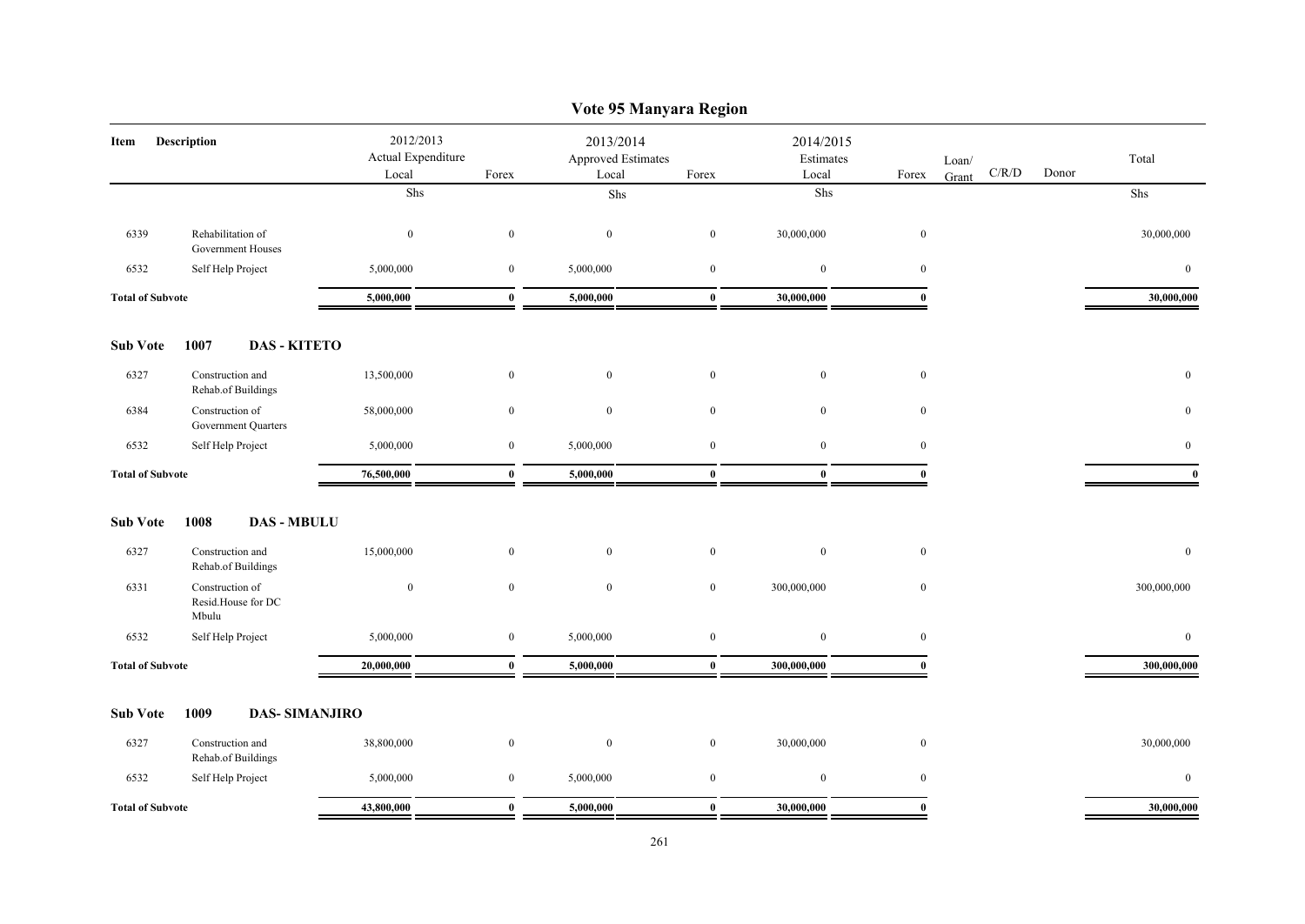# Vote 95 Manyara Region

| Item | Description | 2012/2013 Actual Expenditure Local | Forex | 2013/2014 Approved Estimates Local | Forex | 2014/2015 Estimates Local | Forex | Loan/ Grant | C/R/D | Donor | Total |
|---|---|---|---|---|---|---|---|---|---|---|---|
| | | Shs | | Shs | | Shs | | | | | Shs |
| 6339 | Rehabilitation of Government Houses | 0 | 0 | 0 | 0 | 30,000,000 | 0 | | | | 30,000,000 |
| 6532 | Self Help Project | 5,000,000 | 0 | 5,000,000 | 0 | 0 | 0 | | | | 0 |
| **Total of Subvote** | | **5,000,000** | **0** | **5,000,000** | **0** | **30,000,000** | **0** | | | | **30,000,000** |

**Sub Vote 1007 DAS - KITETO**

| Item | Description | 2012/2013 Actual Expenditure Local | Forex | 2013/2014 Approved Estimates Local | Forex | 2014/2015 Estimates Local | Forex | Loan/ Grant | C/R/D | Donor | Total |
|---|---|---|---|---|---|---|---|---|---|---|---|
| 6327 | Construction and Rehab.of Buildings | 13,500,000 | 0 | 0 | 0 | 0 | 0 | | | | 0 |
| 6384 | Construction of Government Quarters | 58,000,000 | 0 | 0 | 0 | 0 | 0 | | | | 0 |
| 6532 | Self Help Project | 5,000,000 | 0 | 5,000,000 | 0 | 0 | 0 | | | | 0 |
| **Total of Subvote** | | **76,500,000** | **0** | **5,000,000** | **0** | **0** | **0** | | | | **0** |

**Sub Vote 1008 DAS - MBULU**

| Item | Description | 2012/2013 Actual Expenditure Local | Forex | 2013/2014 Approved Estimates Local | Forex | 2014/2015 Estimates Local | Forex | Loan/ Grant | C/R/D | Donor | Total |
|---|---|---|---|---|---|---|---|---|---|---|---|
| 6327 | Construction and Rehab.of Buildings | 15,000,000 | 0 | 0 | 0 | 0 | 0 | | | | 0 |
| 6331 | Construction of Resid.House for DC Mbulu | 0 | 0 | 0 | 0 | 300,000,000 | 0 | | | | 300,000,000 |
| 6532 | Self Help Project | 5,000,000 | 0 | 5,000,000 | 0 | 0 | 0 | | | | 0 |
| **Total of Subvote** | | **20,000,000** | **0** | **5,000,000** | **0** | **300,000,000** | **0** | | | | **300,000,000** |

**Sub Vote 1009 DAS- SIMANJIRO**

| Item | Description | 2012/2013 Actual Expenditure Local | Forex | 2013/2014 Approved Estimates Local | Forex | 2014/2015 Estimates Local | Forex | Loan/ Grant | C/R/D | Donor | Total |
|---|---|---|---|---|---|---|---|---|---|---|---|
| 6327 | Construction and Rehab.of Buildings | 38,800,000 | 0 | 0 | 0 | 30,000,000 | 0 | | | | 30,000,000 |
| 6532 | Self Help Project | 5,000,000 | 0 | 5,000,000 | 0 | 0 | 0 | | | | 0 |
| **Total of Subvote** | | **43,800,000** | **0** | **5,000,000** | **0** | **30,000,000** | **0** | | | | **30,000,000** |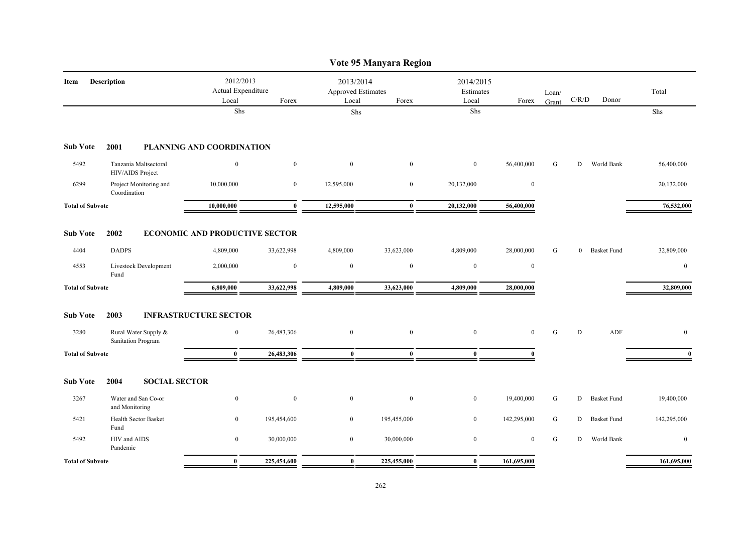# Vote 95 Manyara Region

| Item | Description | 2012/2013 Actual Expenditure Local | Forex | 2013/2014 Approved Estimates Local | Forex | 2014/2015 Estimates Local | Forex | Loan/ Grant | C/R/D | Donor | Total |
|---|---|---|---|---|---|---|---|---|---|---|---|
| | | Shs | | Shs | | Shs | | | | | Shs |
| **Sub Vote** | **2001** | **PLANNING AND COORDINATION** | | | | | | | | | |
| 5492 | Tanzania Maltsectoral HIV/AIDS Project | 0 | 0 | 0 | 0 | 0 | 56,400,000 | G | D | World Bank | 56,400,000 |
| 6299 | Project Monitoring and Coordination | 10,000,000 | 0 | 12,595,000 | 0 | 20,132,000 | 0 | | | | 20,132,000 |
| **Total of Subvote** | | **10,000,000** | **0** | **12,595,000** | **0** | **20,132,000** | **56,400,000** | | | | **76,532,000** |
| **Sub Vote** | **2002** | **ECONOMIC AND PRODUCTIVE SECTOR** | | | | | | | | | |
| 4404 | DADPS | 4,809,000 | 33,622,998 | 4,809,000 | 33,623,000 | 4,809,000 | 28,000,000 | G | 0 | Basket Fund | 32,809,000 |
| 4553 | Livestock Development Fund | 2,000,000 | 0 | 0 | 0 | 0 | 0 | | | | 0 |
| **Total of Subvote** | | **6,809,000** | **33,622,998** | **4,809,000** | **33,623,000** | **4,809,000** | **28,000,000** | | | | **32,809,000** |
| **Sub Vote** | **2003** | **INFRASTRUCTURE SECTOR** | | | | | | | | | |
| 3280 | Rural Water Supply & Sanitation Program | 0 | 26,483,306 | 0 | 0 | 0 | 0 | G | D | ADF | 0 |
| **Total of Subvote** | | **0** | **26,483,306** | **0** | **0** | **0** | **0** | | | | **0** |
| **Sub Vote** | **2004** | **SOCIAL SECTOR** | | | | | | | | | |
| 3267 | Water and San Co-or and Monitoring | 0 | 0 | 0 | 0 | 0 | 19,400,000 | G | D | Basket Fund | 19,400,000 |
| 5421 | Health Sector Basket Fund | 0 | 195,454,600 | 0 | 195,455,000 | 0 | 142,295,000 | G | D | Basket Fund | 142,295,000 |
| 5492 | HIV and AIDS Pandemic | 0 | 30,000,000 | 0 | 30,000,000 | 0 | 0 | G | D | World Bank | 0 |
| **Total of Subvote** | | **0** | **225,454,600** | **0** | **225,455,000** | **0** | **161,695,000** | | | | **161,695,000** |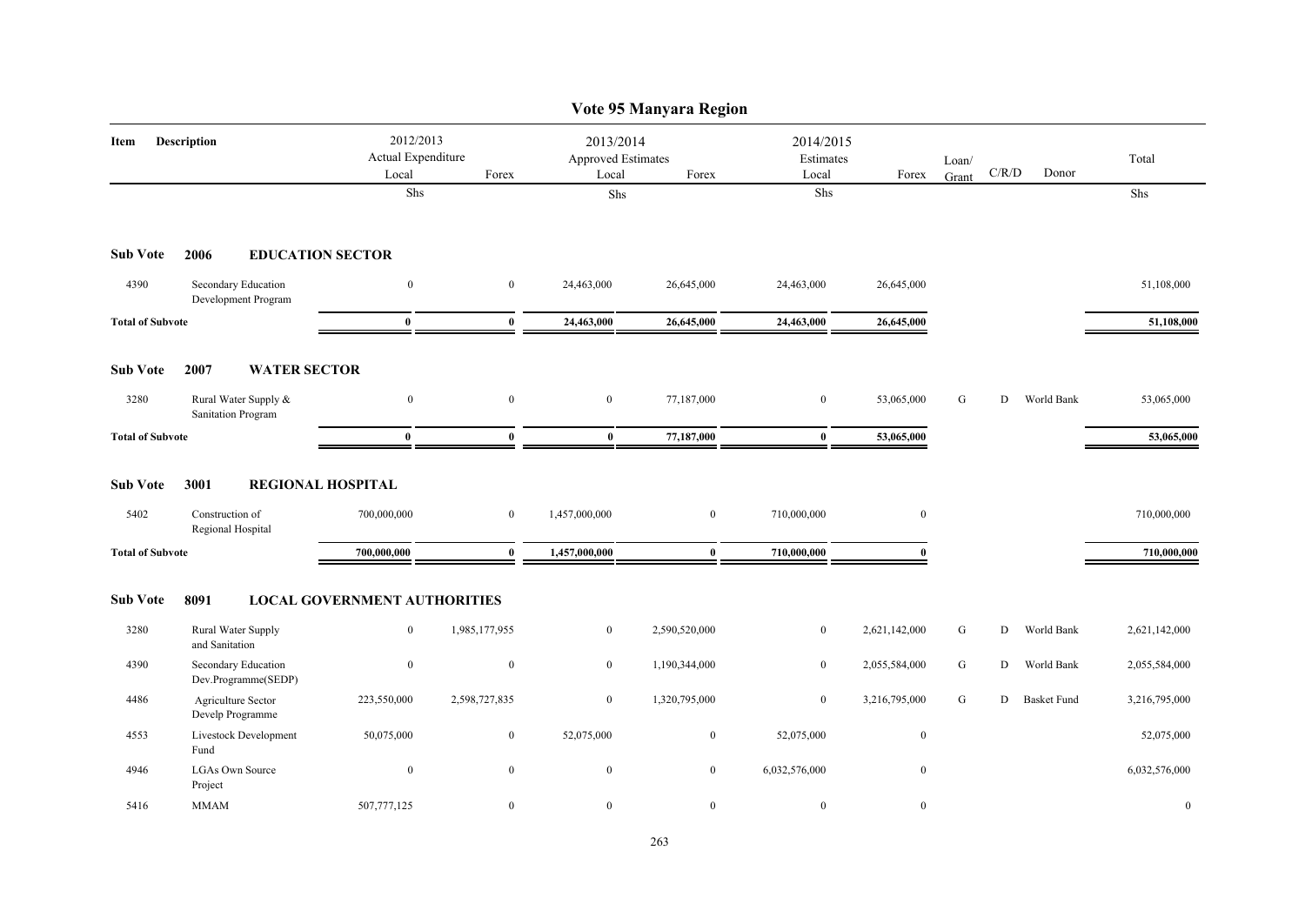# Vote 95 Manyara Region

| Item | Description | 2012/2013 Actual Expenditure Local | Forex | 2013/2014 Approved Estimates Local | Forex | 2014/2015 Estimates Local | Forex | Loan/ Grant | C/R/D | Donor | Total |
|---|---|---|---|---|---|---|---|---|---|---|---|
| | | Shs | | Shs | | Shs | | | | | Shs |
| **Sub Vote** | **2006 EDUCATION SECTOR** | | | | | | | | | | |
| 4390 | Secondary Education Development Program | 0 | 0 | 24,463,000 | 26,645,000 | 24,463,000 | 26,645,000 | | | | 51,108,000 |
| **Total of Subvote** | | **0** | **0** | **24,463,000** | **26,645,000** | **24,463,000** | **26,645,000** | | | | **51,108,000** |
| **Sub Vote** | **2007 WATER SECTOR** | | | | | | | | | | |
| 3280 | Rural Water Supply & Sanitation Program | 0 | 0 | 0 | 77,187,000 | 0 | 53,065,000 | G | D | World Bank | 53,065,000 |
| **Total of Subvote** | | **0** | **0** | **0** | **77,187,000** | **0** | **53,065,000** | | | | **53,065,000** |
| **Sub Vote** | **3001 REGIONAL HOSPITAL** | | | | | | | | | | |
| 5402 | Construction of Regional Hospital | 700,000,000 | 0 | 1,457,000,000 | 0 | 710,000,000 | 0 | | | | 710,000,000 |
| **Total of Subvote** | | **700,000,000** | **0** | **1,457,000,000** | **0** | **710,000,000** | **0** | | | | **710,000,000** |
| **Sub Vote** | **8091 LOCAL GOVERNMENT AUTHORITIES** | | | | | | | | | | |
| 3280 | Rural Water Supply and Sanitation | 0 | 1,985,177,955 | 0 | 2,590,520,000 | 0 | 2,621,142,000 | G | D | World Bank | 2,621,142,000 |
| 4390 | Secondary Education Dev.Programme(SEDP) | 0 | 0 | 0 | 1,190,344,000 | 0 | 2,055,584,000 | G | D | World Bank | 2,055,584,000 |
| 4486 | Agriculture Sector Develp Programme | 223,550,000 | 2,598,727,835 | 0 | 1,320,795,000 | 0 | 3,216,795,000 | G | D | Basket Fund | 3,216,795,000 |
| 4553 | Livestock Development Fund | 50,075,000 | 0 | 52,075,000 | 0 | 52,075,000 | 0 | | | | 52,075,000 |
| 4946 | LGAs Own Source Project | 0 | 0 | 0 | 0 | 6,032,576,000 | 0 | | | | 6,032,576,000 |
| 5416 | MMAM | 507,777,125 | 0 | 0 | 0 | 0 | 0 | | | | 0 |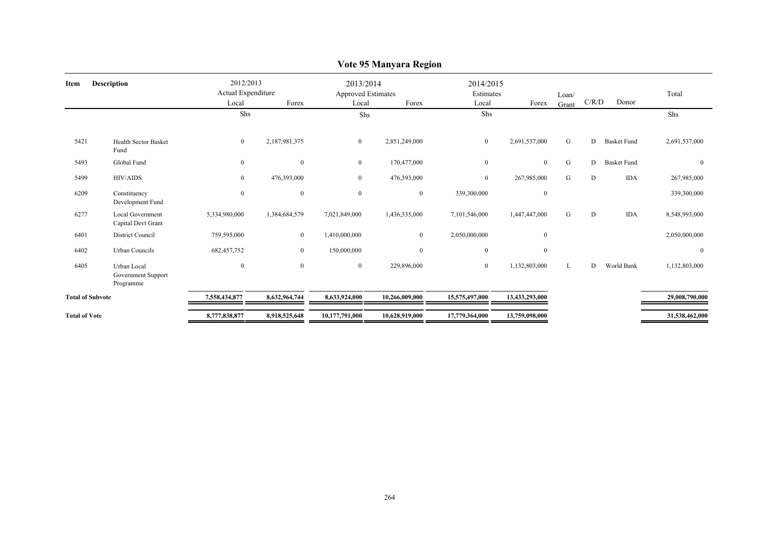# Vote 95 Manyara Region

| Item | Description | 2012/2013 Actual Expenditure | | 2013/2014 Approved Estimates | | 2014/2015 Estimates | | Loan/ Grant | C/R/D | Donor | Total |
|---|---|---|---|---|---|---|---|---|---|---|---|
| | | Local | Forex | Local | Forex | Local | Forex | | | | |
| | | Shs | | Shs | | Shs | | | | | Shs |
| 5421 | Health Sector Basket Fund | 0 | 2,187,981,375 | 0 | 2,851,249,000 | 0 | 2,691,537,000 | G | D | Basket Fund | 2,691,537,000 |
| 5493 | Global Fund | 0 | 0 | 0 | 170,477,000 | 0 | 0 | G | D | Basket Fund | 0 |
| 5499 | HIV/AIDS | 0 | 476,393,000 | 0 | 476,393,000 | 0 | 267,985,000 | G | D | IDA | 267,985,000 |
| 6209 | Constituency Development Fund | 0 | 0 | 0 | 0 | 339,300,000 | 0 | | | | 339,300,000 |
| 6277 | Local Government Capital Devt Grant | 5,334,980,000 | 1,384,684,579 | 7,021,849,000 | 1,436,335,000 | 7,101,546,000 | 1,447,447,000 | G | D | IDA | 8,548,993,000 |
| 6401 | District Council | 759,595,000 | 0 | 1,410,000,000 | 0 | 2,050,000,000 | 0 | | | | 2,050,000,000 |
| 6402 | Urban Councils | 682,457,752 | 0 | 150,000,000 | 0 | 0 | 0 | | | | 0 |
| 6405 | Urban Local Government Support Programme | 0 | 0 | 0 | 229,896,000 | 0 | 1,132,803,000 | L | D | World Bank | 1,132,803,000 |
| **Total of Subvote** | | **7,558,434,877** | **8,632,964,744** | **8,633,924,000** | **10,266,009,000** | **15,575,497,000** | **13,433,293,000** | | | | **29,008,790,000** |
| **Total of Vote** | | **8,777,838,877** | **8,918,525,648** | **10,177,791,000** | **10,628,919,000** | **17,779,364,000** | **13,759,098,000** | | | | **31,538,462,000** |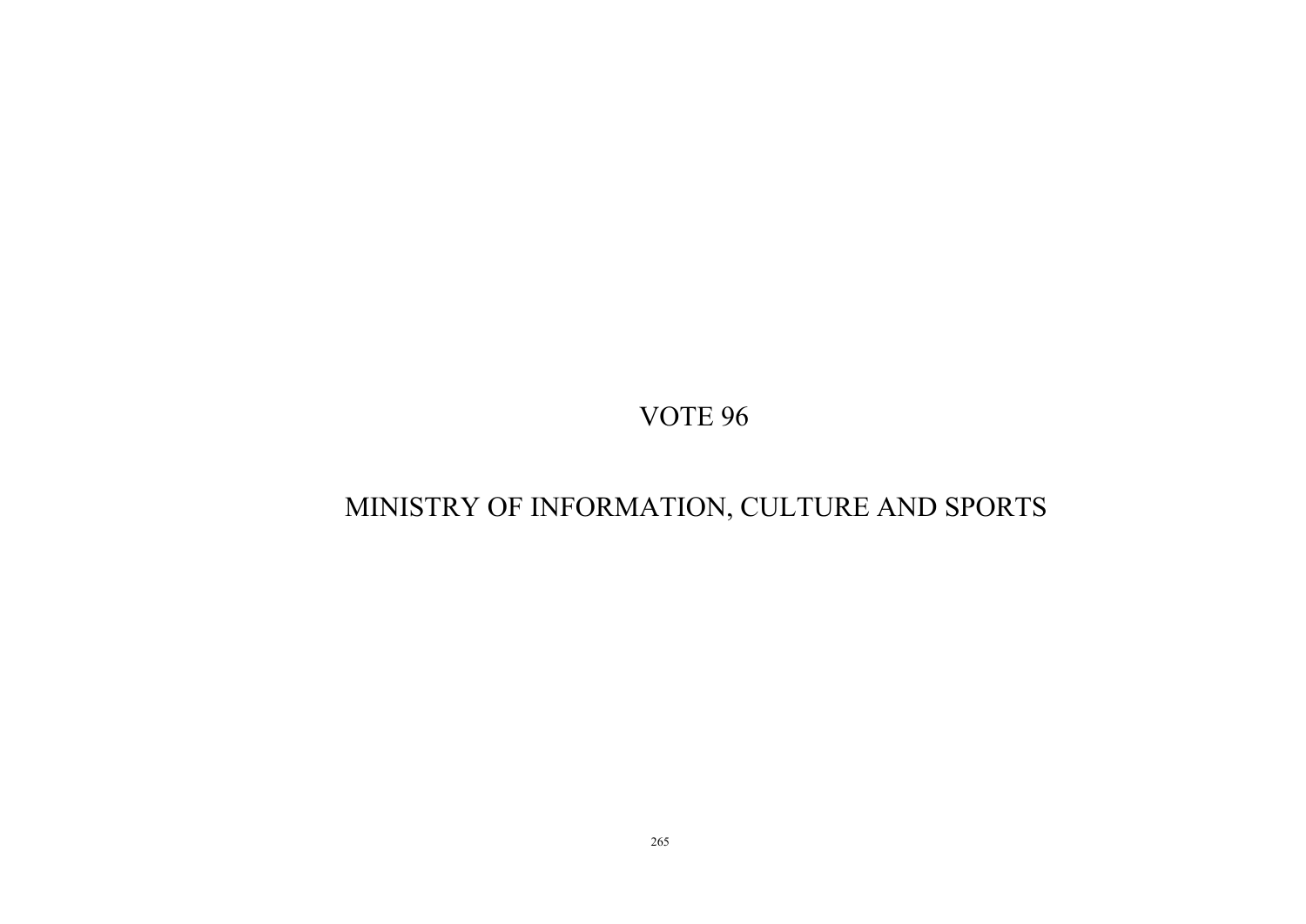# VOTE 96

# MINISTRY OF INFORMATION, CULTURE AND SPORTS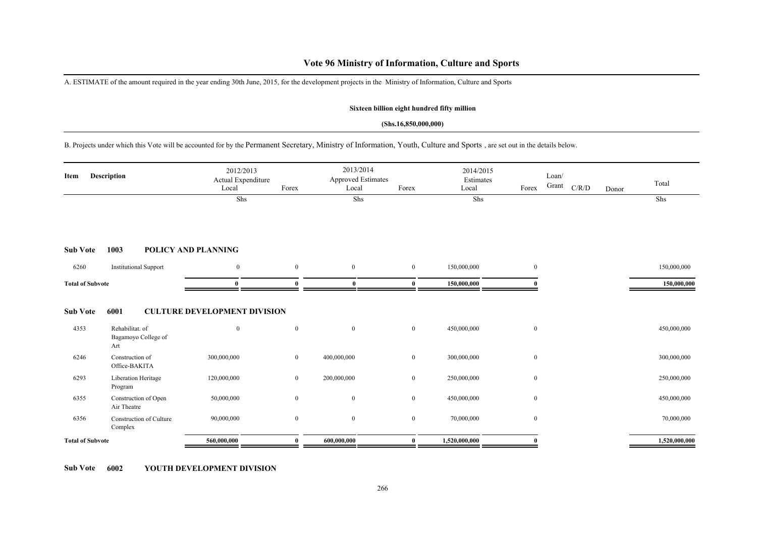# Vote 96 Ministry of Information, Culture and Sports

A. ESTIMATE of the amount required in the year ending 30th June, 2015, for the development projects in the Ministry of Information, Culture and Sports

**Sixteen billion eight hundred fifty million**

**(Shs.16,850,000,000)**

B. Projects under which this Vote will be accounted for by the Permanent Secretary, Ministry of Information, Youth, Culture and Sports , are set out in the details below.

| Item | Description | 2012/2013 Actual Expenditure Local | Forex | 2013/2014 Approved Estimates Local | Forex | 2014/2015 Estimates Local | Forex | Loan/ Grant | C/R/D | Donor | Total |
|---|---|---|---|---|---|---|---|---|---|---|---|
| | | Shs | | Shs | | Shs | | | | | Shs |
| **Sub Vote** | **1003 POLICY AND PLANNING** | | | | | | | | | | |
| 6260 | Institutional Support | 0 | 0 | 0 | 0 | 150,000,000 | 0 | | | | 150,000,000 |
| **Total of Subvote** | | **0** | **0** | **0** | **0** | **150,000,000** | **0** | | | | **150,000,000** |
| **Sub Vote** | **6001 CULTURE DEVELOPMENT DIVISION** | | | | | | | | | | |
| 4353 | Rehabilitat. of Bagamoyo College of Art | 0 | 0 | 0 | 0 | 450,000,000 | 0 | | | | 450,000,000 |
| 6246 | Construction of Office-BAKITA | 300,000,000 | 0 | 400,000,000 | 0 | 300,000,000 | 0 | | | | 300,000,000 |
| 6293 | Liberation Heritage Program | 120,000,000 | 0 | 200,000,000 | 0 | 250,000,000 | 0 | | | | 250,000,000 |
| 6355 | Construction of Open Air Theatre | 50,000,000 | 0 | 0 | 0 | 450,000,000 | 0 | | | | 450,000,000 |
| 6356 | Construction of Culture Complex | 90,000,000 | 0 | 0 | 0 | 70,000,000 | 0 | | | | 70,000,000 |
| **Total of Subvote** | | **560,000,000** | **0** | **600,000,000** | **0** | **1,520,000,000** | **0** | | | | **1,520,000,000** |

**Sub Vote 6002 YOUTH DEVELOPMENT DIVISION**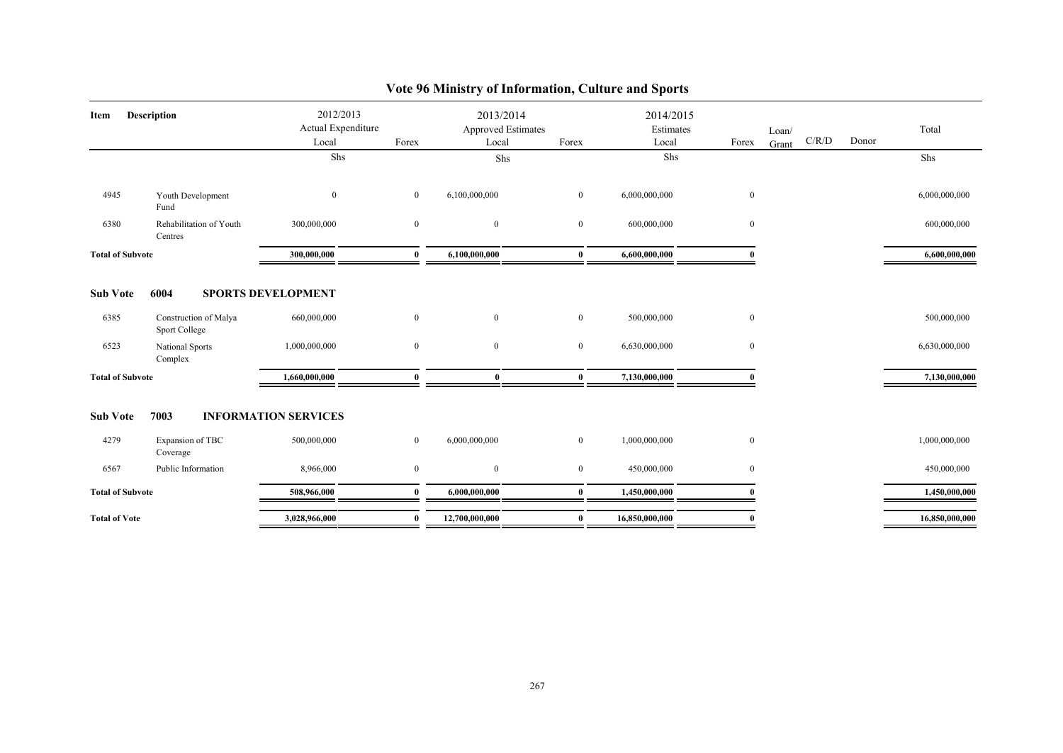# Vote 96 Ministry of Information, Culture and Sports

| Item | Description | 2012/2013 Actual Expenditure Local | Forex | 2013/2014 Approved Estimates Local | Forex | 2014/2015 Estimates Local | Forex | Loan/ Grant | C/R/D | Donor | Total |
|---|---|---|---|---|---|---|---|---|---|---|---|
| | | Shs | | Shs | | Shs | | | | | Shs |
| 4945 | Youth Development Fund | 0 | 0 | 6,100,000,000 | 0 | 6,000,000,000 | 0 | | | | 6,000,000,000 |
| 6380 | Rehabilitation of Youth Centres | 300,000,000 | 0 | 0 | 0 | 600,000,000 | 0 | | | | 600,000,000 |
| **Total of Subvote** | | **300,000,000** | **0** | **6,100,000,000** | **0** | **6,600,000,000** | **0** | | | | **6,600,000,000** |
| **Sub Vote** | **6004 SPORTS DEVELOPMENT** | | | | | | | | | | |
| 6385 | Construction of Malya Sport College | 660,000,000 | 0 | 0 | 0 | 500,000,000 | 0 | | | | 500,000,000 |
| 6523 | National Sports Complex | 1,000,000,000 | 0 | 0 | 0 | 6,630,000,000 | 0 | | | | 6,630,000,000 |
| **Total of Subvote** | | **1,660,000,000** | **0** | **0** | **0** | **7,130,000,000** | **0** | | | | **7,130,000,000** |
| **Sub Vote** | **7003 INFORMATION SERVICES** | | | | | | | | | | |
| 4279 | Expansion of TBC Coverage | 500,000,000 | 0 | 6,000,000,000 | 0 | 1,000,000,000 | 0 | | | | 1,000,000,000 |
| 6567 | Public Information | 8,966,000 | 0 | 0 | 0 | 450,000,000 | 0 | | | | 450,000,000 |
| **Total of Subvote** | | **508,966,000** | **0** | **6,000,000,000** | **0** | **1,450,000,000** | **0** | | | | **1,450,000,000** |
| **Total of Vote** | | **3,028,966,000** | **0** | **12,700,000,000** | **0** | **16,850,000,000** | **0** | | | | **16,850,000,000** |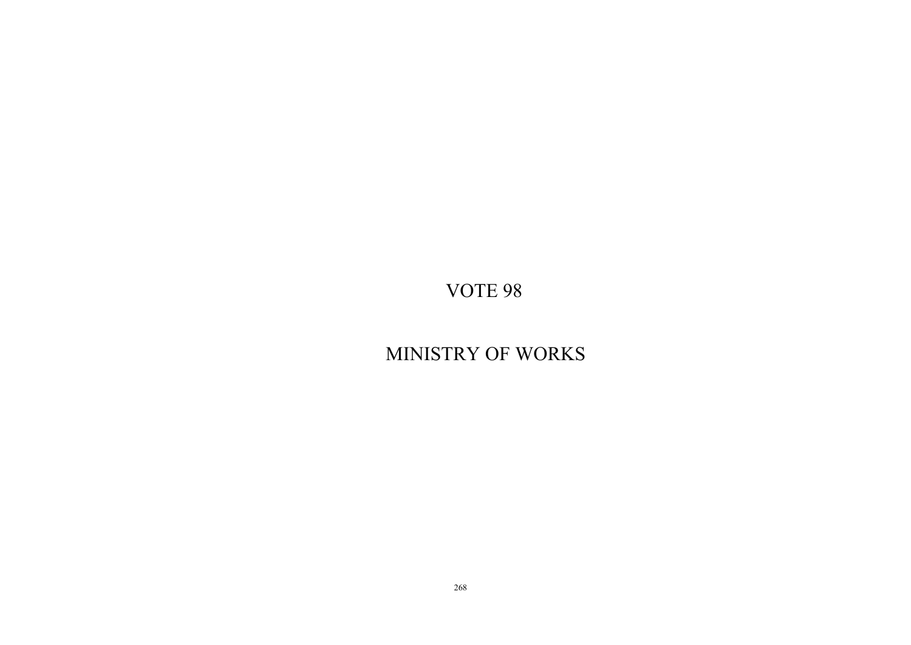# VOTE 98

# MINISTRY OF WORKS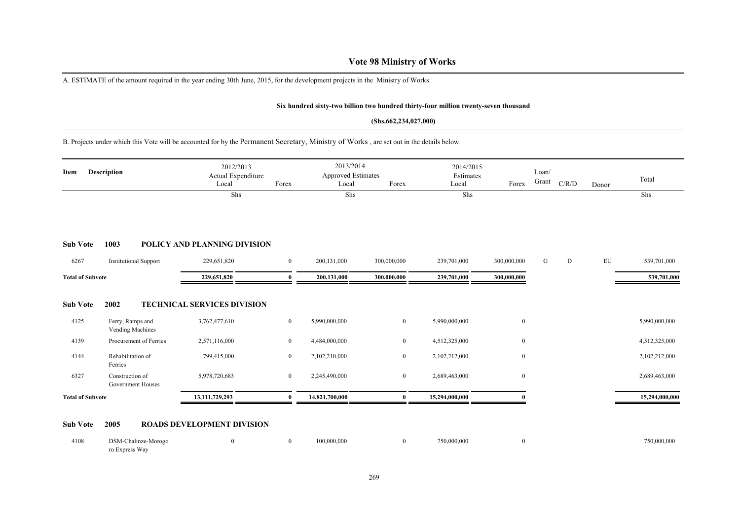# Vote 98 Ministry of Works

A. ESTIMATE of the amount required in the year ending 30th June, 2015, for the development projects in the Ministry of Works

**Six hundred sixty-two billion two hundred thirty-four million twenty-seven thousand**

**(Shs.662,234,027,000)**

B. Projects under which this Vote will be accounted for by the Permanent Secretary, Ministry of Works , are set out in the details below.

| Item | Description | 2012/2013 Actual Expenditure Local | Forex | 2013/2014 Approved Estimates Local | Forex | 2014/2015 Estimates Local | Forex | Loan/ Grant | C/R/D | Donor | Total |
|---|---|---|---|---|---|---|---|---|---|---|---|
| | | Shs | | Shs | | Shs | | | | | Shs |
| **Sub Vote 1003** | **POLICY AND PLANNING DIVISION** | | | | | | | | | | |
| 6267 | Institutional Support | 229,651,820 | 0 | 200,131,000 | 300,000,000 | 239,701,000 | 300,000,000 | G | D | EU | 539,701,000 |
| **Total of Subvote** | | **229,651,820** | **0** | **200,131,000** | **300,000,000** | **239,701,000** | **300,000,000** | | | | **539,701,000** |
| **Sub Vote 2002** | **TECHNICAL SERVICES DIVISION** | | | | | | | | | | |
| 4125 | Ferry, Ramps and Vending Machines | 3,762,477,610 | 0 | 5,990,000,000 | 0 | 5,990,000,000 | 0 | | | | 5,990,000,000 |
| 4139 | Procurement of Ferries | 2,571,116,000 | 0 | 4,484,000,000 | 0 | 4,512,325,000 | 0 | | | | 4,512,325,000 |
| 4144 | Rehabilitation of Ferries | 799,415,000 | 0 | 2,102,210,000 | 0 | 2,102,212,000 | 0 | | | | 2,102,212,000 |
| 6327 | Construction of Government Houses | 5,978,720,683 | 0 | 2,245,490,000 | 0 | 2,689,463,000 | 0 | | | | 2,689,463,000 |
| **Total of Subvote** | | **13,111,729,293** | **0** | **14,821,700,000** | **0** | **15,294,000,000** | **0** | | | | **15,294,000,000** |
| **Sub Vote 2005** | **ROADS DEVELOPMENT DIVISION** | | | | | | | | | | |
| 4108 | DSM-Chalinze-Morogoro Express Way | 0 | 0 | 100,000,000 | 0 | 750,000,000 | 0 | | | | 750,000,000 |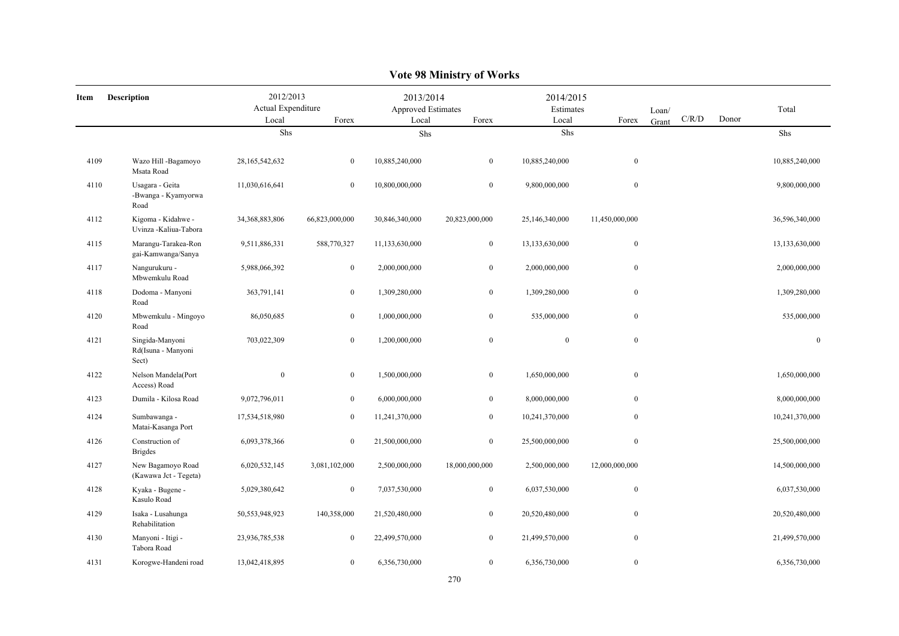# Vote 98 Ministry of Works

| Item | Description | 2012/2013 Actual Expenditure Local | Forex | 2013/2014 Approved Estimates Local | Forex | 2014/2015 Estimates Local | Forex | Loan/ Grant | C/R/D | Donor | Total |
|---|---|---|---|---|---|---|---|---|---|---|---|
| | | Shs | | Shs | | Shs | | | | | Shs |
| 4109 | Wazo Hill -Bagamoyo Msata Road | 28,165,542,632 | 0 | 10,885,240,000 | 0 | 10,885,240,000 | 0 | | | | 10,885,240,000 |
| 4110 | Usagara - Geita -Bwanga - Kyamyorwa Road | 11,030,616,641 | 0 | 10,800,000,000 | 0 | 9,800,000,000 | 0 | | | | 9,800,000,000 |
| 4112 | Kigoma - Kidahwe - Uvinza -Kaliua-Tabora | 34,368,883,806 | 66,823,000,000 | 30,846,340,000 | 20,823,000,000 | 25,146,340,000 | 11,450,000,000 | | | | 36,596,340,000 |
| 4115 | Marangu-Tarakea-Ron gai-Kamwanga/Sanya | 9,511,886,331 | 588,770,327 | 11,133,630,000 | 0 | 13,133,630,000 | 0 | | | | 13,133,630,000 |
| 4117 | Nangurukuru - Mbwemkulu Road | 5,988,066,392 | 0 | 2,000,000,000 | 0 | 2,000,000,000 | 0 | | | | 2,000,000,000 |
| 4118 | Dodoma - Manyoni Road | 363,791,141 | 0 | 1,309,280,000 | 0 | 1,309,280,000 | 0 | | | | 1,309,280,000 |
| 4120 | Mbwemkulu - Mingoyo Road | 86,050,685 | 0 | 1,000,000,000 | 0 | 535,000,000 | 0 | | | | 535,000,000 |
| 4121 | Singida-Manyoni Rd(Isuna - Manyoni Sect) | 703,022,309 | 0 | 1,200,000,000 | 0 | 0 | 0 | | | | 0 |
| 4122 | Nelson Mandela(Port Access) Road | 0 | 0 | 1,500,000,000 | 0 | 1,650,000,000 | 0 | | | | 1,650,000,000 |
| 4123 | Dumila - Kilosa Road | 9,072,796,011 | 0 | 6,000,000,000 | 0 | 8,000,000,000 | 0 | | | | 8,000,000,000 |
| 4124 | Sumbawanga - Matai-Kasanga Port | 17,534,518,980 | 0 | 11,241,370,000 | 0 | 10,241,370,000 | 0 | | | | 10,241,370,000 |
| 4126 | Construction of Brigdes | 6,093,378,366 | 0 | 21,500,000,000 | 0 | 25,500,000,000 | 0 | | | | 25,500,000,000 |
| 4127 | New Bagamoyo Road (Kawawa Jct - Tegeta) | 6,020,532,145 | 3,081,102,000 | 2,500,000,000 | 18,000,000,000 | 2,500,000,000 | 12,000,000,000 | | | | 14,500,000,000 |
| 4128 | Kyaka - Bugene - Kasulo Road | 5,029,380,642 | 0 | 7,037,530,000 | 0 | 6,037,530,000 | 0 | | | | 6,037,530,000 |
| 4129 | Isaka - Lusahunga Rehabilitation | 50,553,948,923 | 140,358,000 | 21,520,480,000 | 0 | 20,520,480,000 | 0 | | | | 20,520,480,000 |
| 4130 | Manyoni - Itigi - Tabora Road | 23,936,785,538 | 0 | 22,499,570,000 | 0 | 21,499,570,000 | 0 | | | | 21,499,570,000 |
| 4131 | Korogwe-Handeni road | 13,042,418,895 | 0 | 6,356,730,000 | 0 | 6,356,730,000 | 0 | | | | 6,356,730,000 |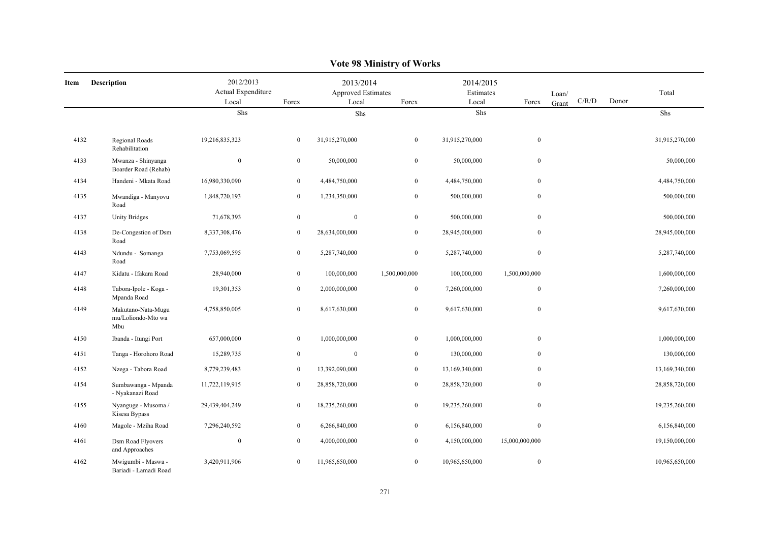## Vote 98 Ministry of Works

| Item | Description | 2012/2013 Actual Expenditure Local | Forex | 2013/2014 Approved Estimates Local | Forex | 2014/2015 Estimates Local | Forex | Loan/ Grant | C/R/D | Donor | Total |
|---|---|---|---|---|---|---|---|---|---|---|---|
| | | Shs | | Shs | | Shs | | | | | Shs |
| 4132 | Regional Roads Rehabilitation | 19,216,835,323 | 0 | 31,915,270,000 | 0 | 31,915,270,000 | 0 | | | | 31,915,270,000 |
| 4133 | Mwanza - Shinyanga Boarder Road (Rehab) | 0 | 0 | 50,000,000 | 0 | 50,000,000 | 0 | | | | 50,000,000 |
| 4134 | Handeni - Mkata Road | 16,980,330,090 | 0 | 4,484,750,000 | 0 | 4,484,750,000 | 0 | | | | 4,484,750,000 |
| 4135 | Mwandiga - Manyovu Road | 1,848,720,193 | 0 | 1,234,350,000 | 0 | 500,000,000 | 0 | | | | 500,000,000 |
| 4137 | Unity Bridges | 71,678,393 | 0 | 0 | 0 | 500,000,000 | 0 | | | | 500,000,000 |
| 4138 | De-Congestion of Dsm Road | 8,337,308,476 | 0 | 28,634,000,000 | 0 | 28,945,000,000 | 0 | | | | 28,945,000,000 |
| 4143 | Ndundu - Somanga Road | 7,753,069,595 | 0 | 5,287,740,000 | 0 | 5,287,740,000 | 0 | | | | 5,287,740,000 |
| 4147 | Kidatu - Ifakara Road | 28,940,000 | 0 | 100,000,000 | 1,500,000,000 | 100,000,000 | 1,500,000,000 | | | | 1,600,000,000 |
| 4148 | Tabora-Ipole - Koga - Mpanda Road | 19,301,353 | 0 | 2,000,000,000 | 0 | 7,260,000,000 | 0 | | | | 7,260,000,000 |
| 4149 | Makutano-Nata-Mugu mu/Loliondo-Mto wa Mbu | 4,758,850,005 | 0 | 8,617,630,000 | 0 | 9,617,630,000 | 0 | | | | 9,617,630,000 |
| 4150 | Ibanda - Itungi Port | 657,000,000 | 0 | 1,000,000,000 | 0 | 1,000,000,000 | 0 | | | | 1,000,000,000 |
| 4151 | Tanga - Horohoro Road | 15,289,735 | 0 | 0 | 0 | 130,000,000 | 0 | | | | 130,000,000 |
| 4152 | Nzega - Tabora Road | 8,779,239,483 | 0 | 13,392,090,000 | 0 | 13,169,340,000 | 0 | | | | 13,169,340,000 |
| 4154 | Sumbawanga - Mpanda - Nyakanazi Road | 11,722,119,915 | 0 | 28,858,720,000 | 0 | 28,858,720,000 | 0 | | | | 28,858,720,000 |
| 4155 | Nyanguge - Musoma / Kisesa Bypass | 29,439,404,249 | 0 | 18,235,260,000 | 0 | 19,235,260,000 | 0 | | | | 19,235,260,000 |
| 4160 | Magole - Mziha Road | 7,296,240,592 | 0 | 6,266,840,000 | 0 | 6,156,840,000 | 0 | | | | 6,156,840,000 |
| 4161 | Dsm Road Flyovers and Approaches | 0 | 0 | 4,000,000,000 | 0 | 4,150,000,000 | 15,000,000,000 | | | | 19,150,000,000 |
| 4162 | Mwigumbi - Maswa - Bariadi - Lamadi Road | 3,420,911,906 | 0 | 11,965,650,000 | 0 | 10,965,650,000 | 0 | | | | 10,965,650,000 |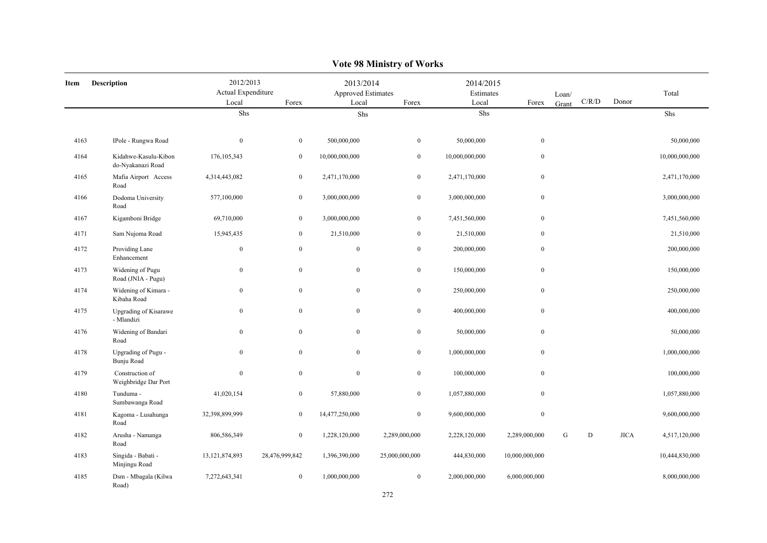# Vote 98 Ministry of Works

| Item | Description | 2012/2013 Actual Expenditure Local | Forex | 2013/2014 Approved Estimates Local | Forex | 2014/2015 Estimates Local | Forex | Loan/ Grant | C/R/D | Donor | Total |
|---|---|---|---|---|---|---|---|---|---|---|---|
| | | Shs | | Shs | | Shs | | | | | Shs |
| 4163 | IPole - Rungwa Road | 0 | 0 | 500,000,000 | 0 | 50,000,000 | 0 | | | | 50,000,000 |
| 4164 | Kidahwe-Kasulu-Kibondo-Nyakanazi Road | 176,105,343 | 0 | 10,000,000,000 | 0 | 10,000,000,000 | 0 | | | | 10,000,000,000 |
| 4165 | Mafia Airport Access Road | 4,314,443,082 | 0 | 2,471,170,000 | 0 | 2,471,170,000 | 0 | | | | 2,471,170,000 |
| 4166 | Dodoma University Road | 577,100,000 | 0 | 3,000,000,000 | 0 | 3,000,000,000 | 0 | | | | 3,000,000,000 |
| 4167 | Kigamboni Bridge | 69,710,000 | 0 | 3,000,000,000 | 0 | 7,451,560,000 | 0 | | | | 7,451,560,000 |
| 4171 | Sam Nujoma Road | 15,945,435 | 0 | 21,510,000 | 0 | 21,510,000 | 0 | | | | 21,510,000 |
| 4172 | Providing Lane Enhancement | 0 | 0 | 0 | 0 | 200,000,000 | 0 | | | | 200,000,000 |
| 4173 | Widening of Pugu Road (JNIA - Pugu) | 0 | 0 | 0 | 0 | 150,000,000 | 0 | | | | 150,000,000 |
| 4174 | Widening of Kimara - Kibaha Road | 0 | 0 | 0 | 0 | 250,000,000 | 0 | | | | 250,000,000 |
| 4175 | Upgrading of Kisarawe - Mlandizi | 0 | 0 | 0 | 0 | 400,000,000 | 0 | | | | 400,000,000 |
| 4176 | Widening of Bandari Road | 0 | 0 | 0 | 0 | 50,000,000 | 0 | | | | 50,000,000 |
| 4178 | Upgrading of Pugu - Bunju Road | 0 | 0 | 0 | 0 | 1,000,000,000 | 0 | | | | 1,000,000,000 |
| 4179 | Construction of Weighbridge Dar Port | 0 | 0 | 0 | 0 | 100,000,000 | 0 | | | | 100,000,000 |
| 4180 | Tunduma - Sumbawanga Road | 41,020,154 | 0 | 57,880,000 | 0 | 1,057,880,000 | 0 | | | | 1,057,880,000 |
| 4181 | Kagoma - Lusahunga Road | 32,398,899,999 | 0 | 14,477,250,000 | 0 | 9,600,000,000 | 0 | | | | 9,600,000,000 |
| 4182 | Arusha - Namanga Road | 806,586,349 | 0 | 1,228,120,000 | 2,289,000,000 | 2,228,120,000 | 2,289,000,000 | G | D | JICA | 4,517,120,000 |
| 4183 | Singida - Babati - Minjingu Road | 13,121,874,893 | 28,476,999,842 | 1,396,390,000 | 25,000,000,000 | 444,830,000 | 10,000,000,000 | | | | 10,444,830,000 |
| 4185 | Dsm - Mbagala (Kilwa Road) | 7,272,643,341 | 0 | 1,000,000,000 | 0 | 2,000,000,000 | 6,000,000,000 | | | | 8,000,000,000 |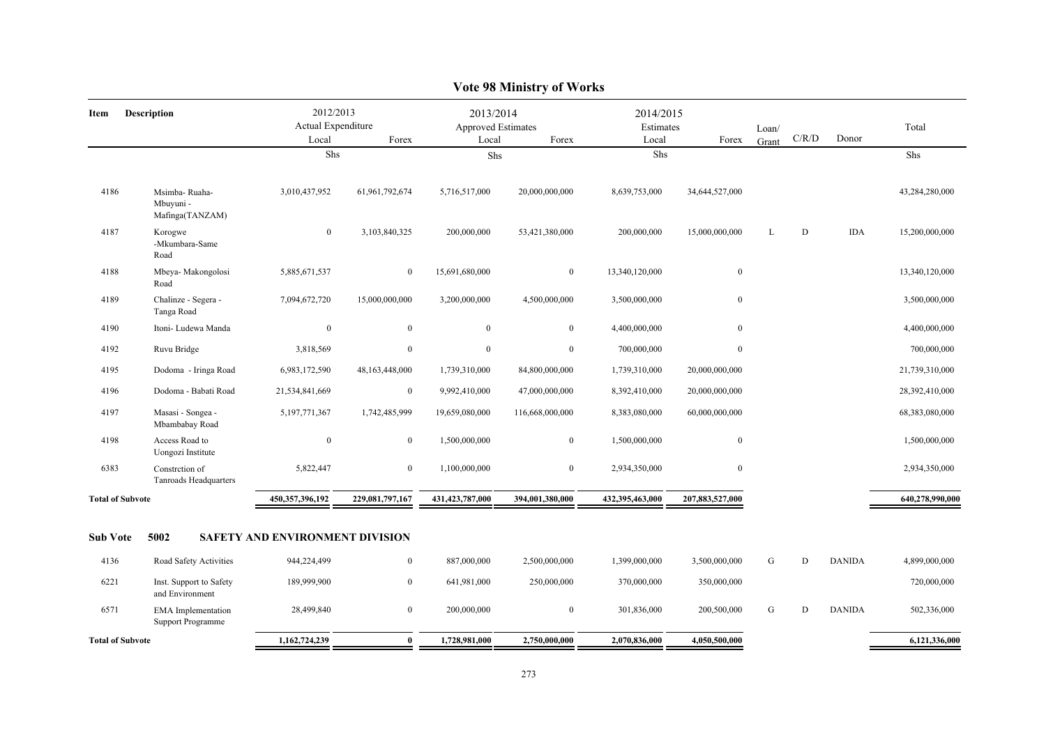# Vote 98 Ministry of Works

| Item | Description | 2012/2013 Actual Expenditure | | 2013/2014 Approved Estimates | | 2014/2015 Estimates | | Loan/ Grant | C/R/D | Donor | Total |
|---|---|---|---|---|---|---|---|---|---|---|---|
| | | Local | Forex | Local | Forex | Local | Forex | | | | |
| | | Shs | | Shs | | Shs | | | | | Shs |
| 4186 | Msimba- Ruaha- Mbuyuni - Mafinga(TANZAM) | 3,010,437,952 | 61,961,792,674 | 5,716,517,000 | 20,000,000,000 | 8,639,753,000 | 34,644,527,000 | | | | 43,284,280,000 |
| 4187 | Korogwe -Mkumbara-Same Road | 0 | 3,103,840,325 | 200,000,000 | 53,421,380,000 | 200,000,000 | 15,000,000,000 | L | D | IDA | 15,200,000,000 |
| 4188 | Mbeya- Makongolosi Road | 5,885,671,537 | 0 | 15,691,680,000 | 0 | 13,340,120,000 | 0 | | | | 13,340,120,000 |
| 4189 | Chalinze - Segera - Tanga Road | 7,094,672,720 | 15,000,000,000 | 3,200,000,000 | 4,500,000,000 | 3,500,000,000 | 0 | | | | 3,500,000,000 |
| 4190 | Itoni- Ludewa Manda | 0 | 0 | 0 | 0 | 4,400,000,000 | 0 | | | | 4,400,000,000 |
| 4192 | Ruvu Bridge | 3,818,569 | 0 | 0 | 0 | 700,000,000 | 0 | | | | 700,000,000 |
| 4195 | Dodoma - Iringa Road | 6,983,172,590 | 48,163,448,000 | 1,739,310,000 | 84,800,000,000 | 1,739,310,000 | 20,000,000,000 | | | | 21,739,310,000 |
| 4196 | Dodoma - Babati Road | 21,534,841,669 | 0 | 9,992,410,000 | 47,000,000,000 | 8,392,410,000 | 20,000,000,000 | | | | 28,392,410,000 |
| 4197 | Masasi - Songea - Mbambabay Road | 5,197,771,367 | 1,742,485,999 | 19,659,080,000 | 116,668,000,000 | 8,383,080,000 | 60,000,000,000 | | | | 68,383,080,000 |
| 4198 | Access Road to Uongozi Institute | 0 | 0 | 1,500,000,000 | 0 | 1,500,000,000 | 0 | | | | 1,500,000,000 |
| 6383 | Constrction of Tanroads Headquarters | 5,822,447 | 0 | 1,100,000,000 | 0 | 2,934,350,000 | 0 | | | | 2,934,350,000 |
| **Total of Subvote** | | **450,357,396,192** | **229,081,797,167** | **431,423,787,000** | **394,001,380,000** | **432,395,463,000** | **207,883,527,000** | | | | **640,278,990,000** |

**Sub Vote 5002 SAFETY AND ENVIRONMENT DIVISION**

| Item | Description | 2012/2013 Local | 2012/2013 Forex | 2013/2014 Local | 2013/2014 Forex | 2014/2015 Local | 2014/2015 Forex | Loan/ Grant | C/R/D | Donor | Total |
|---|---|---|---|---|---|---|---|---|---|---|---|
| 4136 | Road Safety Activities | 944,224,499 | 0 | 887,000,000 | 2,500,000,000 | 1,399,000,000 | 3,500,000,000 | G | D | DANIDA | 4,899,000,000 |
| 6221 | Inst. Support to Safety and Environment | 189,999,900 | 0 | 641,981,000 | 250,000,000 | 370,000,000 | 350,000,000 | | | | 720,000,000 |
| 6571 | EMA Implementation Support Programme | 28,499,840 | 0 | 200,000,000 | 0 | 301,836,000 | 200,500,000 | G | D | DANIDA | 502,336,000 |
| **Total of Subvote** | | **1,162,724,239** | **0** | **1,728,981,000** | **2,750,000,000** | **2,070,836,000** | **4,050,500,000** | | | | **6,121,336,000** |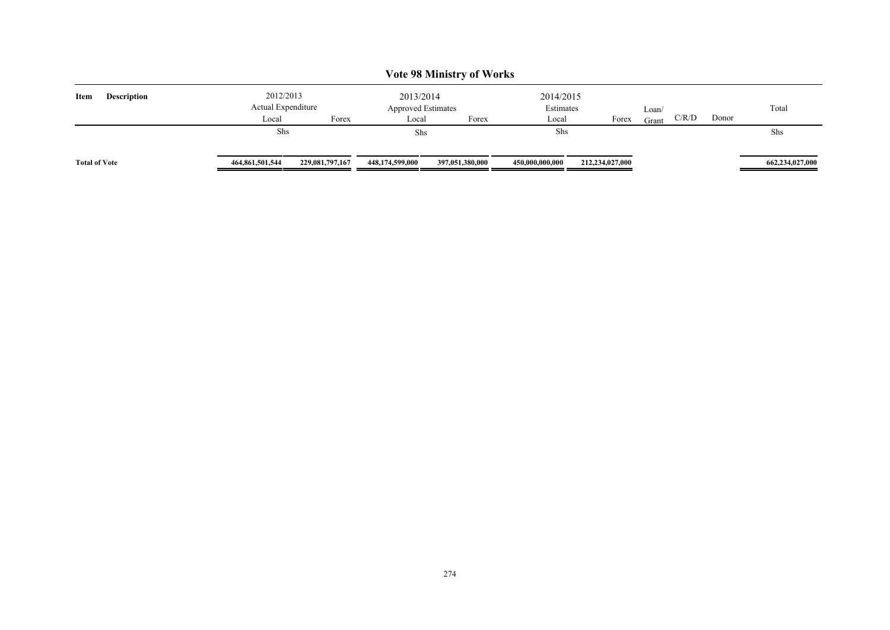# Vote 98 Ministry of Works

| Item | Description | 2012/2013 Actual Expenditure | | 2013/2014 Approved Estimates | | 2014/2015 Estimates | | Loan/ Grant | C/R/D | Donor | Total |
|---|---|---|---|---|---|---|---|---|---|---|---|
| | | Local | Forex | Local | Forex | Local | Forex | | | | |
| | | Shs | | Shs | | Shs | | | | | Shs |
| **Total of Vote** | | **464,861,501,544** | **229,081,797,167** | **448,174,599,000** | **397,051,380,000** | **450,000,000,000** | **212,234,027,000** | | | | **662,234,027,000** |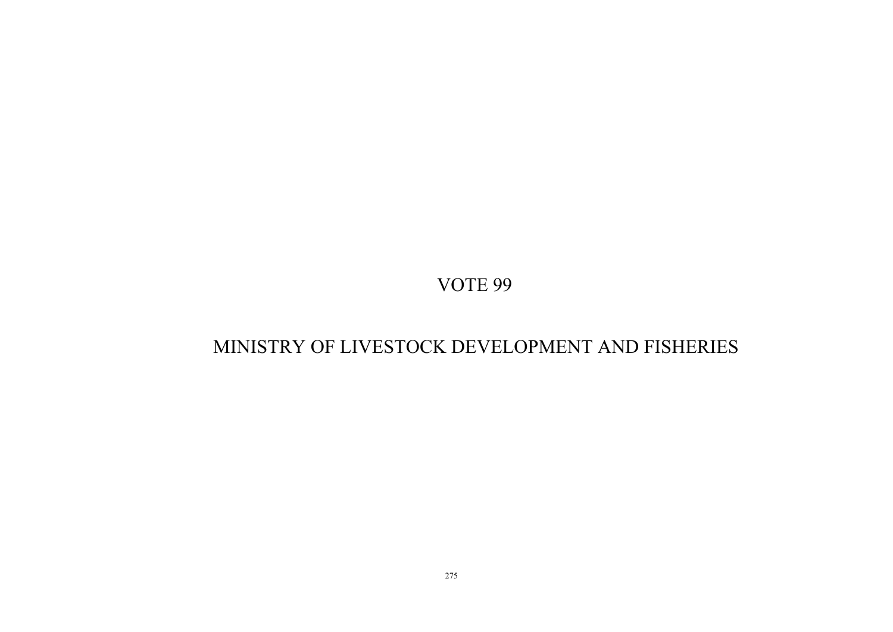# VOTE 99

# MINISTRY OF LIVESTOCK DEVELOPMENT AND FISHERIES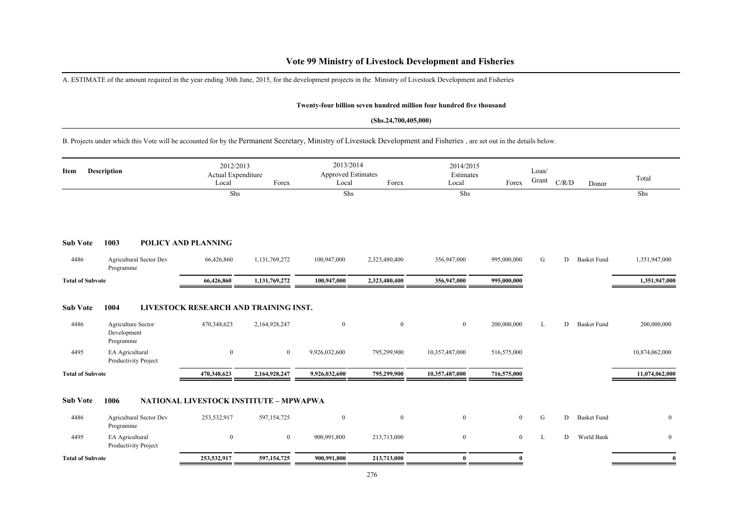# Vote 99 Ministry of Livestock Development and Fisheries

A. ESTIMATE of the amount required in the year ending 30th June, 2015, for the development projects in the Ministry of Livestock Development and Fisheries

**Twenty-four billion seven hundred million four hundred five thousand**

**(Shs.24,700,405,000)**

B. Projects under which this Vote will be accounted for by the Permanent Secretary, Ministry of Livestock Development and Fisheries , are set out in the details below.

| Item | Description | 2012/2013 Actual Expenditure Local | 2012/2013 Actual Expenditure Forex | 2013/2014 Approved Estimates Local | 2013/2014 Approved Estimates Forex | 2014/2015 Estimates Local | 2014/2015 Estimates Forex | Loan/ Grant | C/R/D | Donor | Total |
|---|---|---|---|---|---|---|---|---|---|---|---|
| | | Shs | | Shs | | Shs | | | | | Shs |
| **Sub Vote** | **1003** | **POLICY AND PLANNING** | | | | | | | | | |
| 4486 | Agricultural Sector Dev Programme | 66,426,860 | 1,131,769,272 | 100,947,000 | 2,323,480,400 | 356,947,000 | 995,000,000 | G | D | Basket Fund | 1,351,947,000 |
| **Total of Subvote** | | **66,426,860** | **1,131,769,272** | **100,947,000** | **2,323,480,400** | **356,947,000** | **995,000,000** | | | | **1,351,947,000** |
| **Sub Vote** | **1004** | **LIVESTOCK RESEARCH AND TRAINING INST.** | | | | | | | | | |
| 4486 | Agriculture Sector Development Programme | 470,348,623 | 2,164,928,247 | 0 | 0 | 0 | 200,000,000 | L | D | Basket Fund | 200,000,000 |
| 4495 | EA Agricultural Productivity Project | 0 | 0 | 9,926,032,600 | 795,299,900 | 10,357,487,000 | 516,575,000 | | | | 10,874,062,000 |
| **Total of Subvote** | | **470,348,623** | **2,164,928,247** | **9,926,032,600** | **795,299,900** | **10,357,487,000** | **716,575,000** | | | | **11,074,062,000** |
| **Sub Vote** | **1006** | **NATIONAL LIVESTOCK INSTITUTE – MPWAPWA** | | | | | | | | | |
| 4486 | Agricultural Sector Dev Programme | 253,532,917 | 597,154,725 | 0 | 0 | 0 | 0 | G | D | Basket Fund | 0 |
| 4495 | EA Agricultural Productivity Project | 0 | 0 | 900,991,800 | 213,713,000 | 0 | 0 | L | D | World Bank | 0 |
| **Total of Subvote** | | **253,532,917** | **597,154,725** | **900,991,800** | **213,713,000** | **0** | **0** | | | | **0** |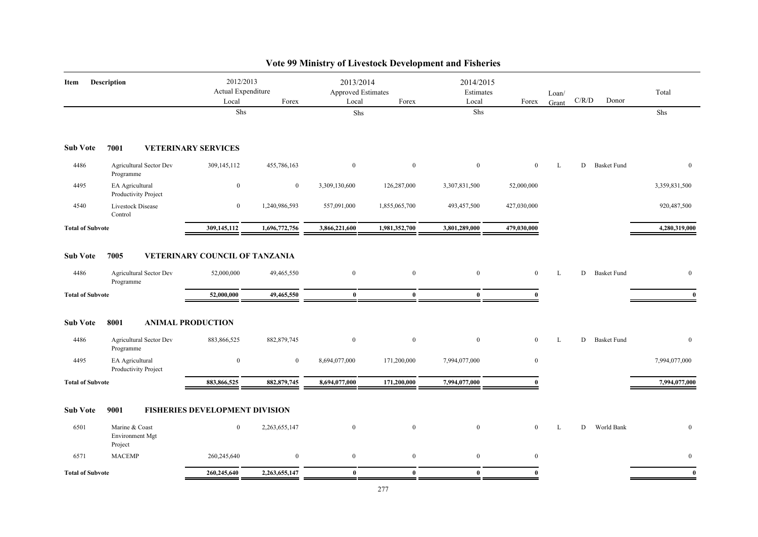# Vote 99 Ministry of Livestock Development and Fisheries

| Item | Description | 2012/2013 Actual Expenditure Local | | 2013/2014 Approved Estimates Local | | 2014/2015 Estimates Local | | Loan/ Grant | C/R/D | Donor | Total |
|---|---|---|---|---|---|---|---|---|---|---|---|
| | | Shs | Forex | Shs | Forex | Shs | Forex | | | | Shs |
| **Sub Vote** | **7001 VETERINARY SERVICES** | | | | | | | | | | |
| 4486 | Agricultural Sector Dev Programme | 309,145,112 | 455,786,163 | 0 | 0 | 0 | 0 | L | D | Basket Fund | 0 |
| 4495 | EA Agricultural Productivity Project | 0 | 0 | 3,309,130,600 | 126,287,000 | 3,307,831,500 | 52,000,000 | | | | 3,359,831,500 |
| 4540 | Livestock Disease Control | 0 | 1,240,986,593 | 557,091,000 | 1,855,065,700 | 493,457,500 | 427,030,000 | | | | 920,487,500 |
| **Total of Subvote** | | **309,145,112** | **1,696,772,756** | **3,866,221,600** | **1,981,352,700** | **3,801,289,000** | **479,030,000** | | | | **4,280,319,000** |
| **Sub Vote** | **7005 VETERINARY COUNCIL OF TANZANIA** | | | | | | | | | | |
| 4486 | Agricultural Sector Dev Programme | 52,000,000 | 49,465,550 | 0 | 0 | 0 | 0 | L | D | Basket Fund | 0 |
| **Total of Subvote** | | **52,000,000** | **49,465,550** | **0** | **0** | **0** | **0** | | | | **0** |
| **Sub Vote** | **8001 ANIMAL PRODUCTION** | | | | | | | | | | |
| 4486 | Agricultural Sector Dev Programme | 883,866,525 | 882,879,745 | 0 | 0 | 0 | 0 | L | D | Basket Fund | 0 |
| 4495 | EA Agricultural Productivity Project | 0 | 0 | 8,694,077,000 | 171,200,000 | 7,994,077,000 | 0 | | | | 7,994,077,000 |
| **Total of Subvote** | | **883,866,525** | **882,879,745** | **8,694,077,000** | **171,200,000** | **7,994,077,000** | **0** | | | | **7,994,077,000** |
| **Sub Vote** | **9001 FISHERIES DEVELOPMENT DIVISION** | | | | | | | | | | |
| 6501 | Marine & Coast Environment Mgt Project | 0 | 2,263,655,147 | 0 | 0 | 0 | 0 | L | D | World Bank | 0 |
| 6571 | MACEMP | 260,245,640 | 0 | 0 | 0 | 0 | 0 | | | | 0 |
| **Total of Subvote** | | **260,245,640** | **2,263,655,147** | **0** | **0** | **0** | **0** | | | | **0** |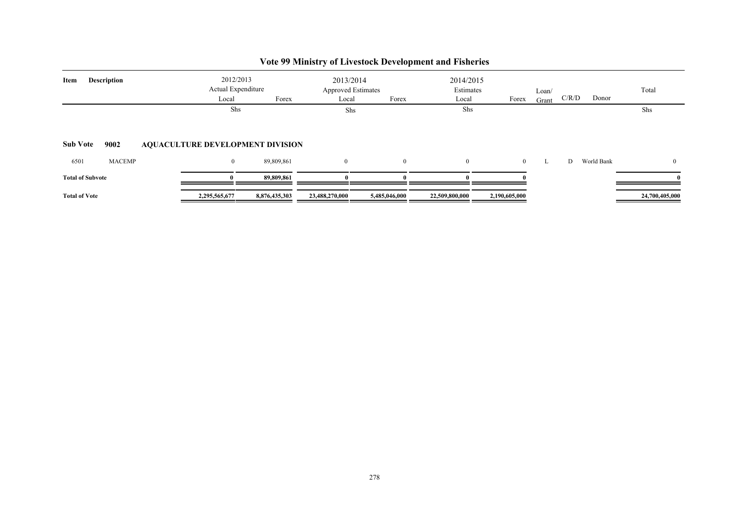# Vote 99 Ministry of Livestock Development and Fisheries

| Item | Description | 2012/2013 Actual Expenditure Local | Forex | 2013/2014 Approved Estimates Local | Forex | 2014/2015 Estimates Local | Forex | Loan/ Grant | C/R/D | Donor | Total |
|---|---|---|---|---|---|---|---|---|---|---|---|
| | | Shs | | Shs | | Shs | | | | | Shs |
| **Sub Vote** | **9002** | **AQUACULTURE DEVELOPMENT DIVISION** | | | | | | | | | |
| 6501 | MACEMP | 0 | 89,809,861 | 0 | 0 | 0 | 0 | L | D | World Bank | 0 |
| **Total of Subvote** | | **0** | **89,809,861** | **0** | **0** | **0** | **0** | | | | **0** |
| **Total of Vote** | | **2,295,565,677** | **8,876,435,303** | **23,488,270,000** | **5,485,046,000** | **22,509,800,000** | **2,190,605,000** | | | | **24,700,405,000** |